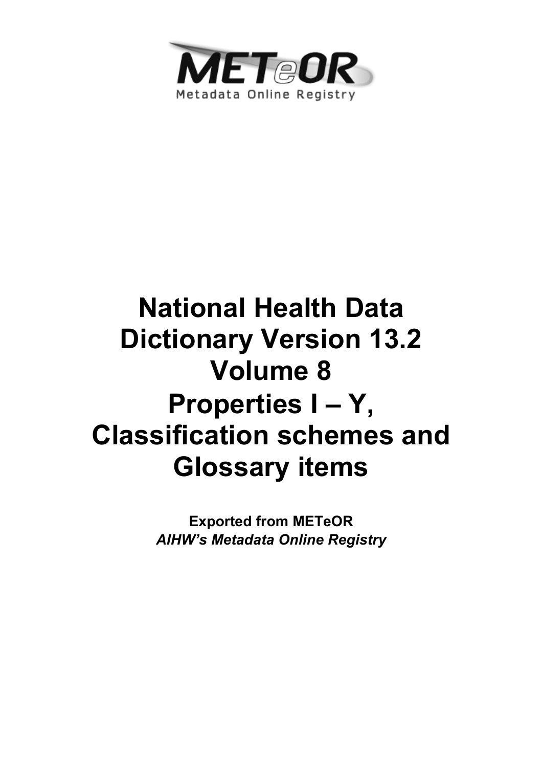METeOR

Metadata Online Registry

# National Health Data Dictionary Version 13.2 Volume 8 Properties I – Y, Classification schemes and Glossary items

**Exported from METeOR**

***AIHW's Metadata Online Registry***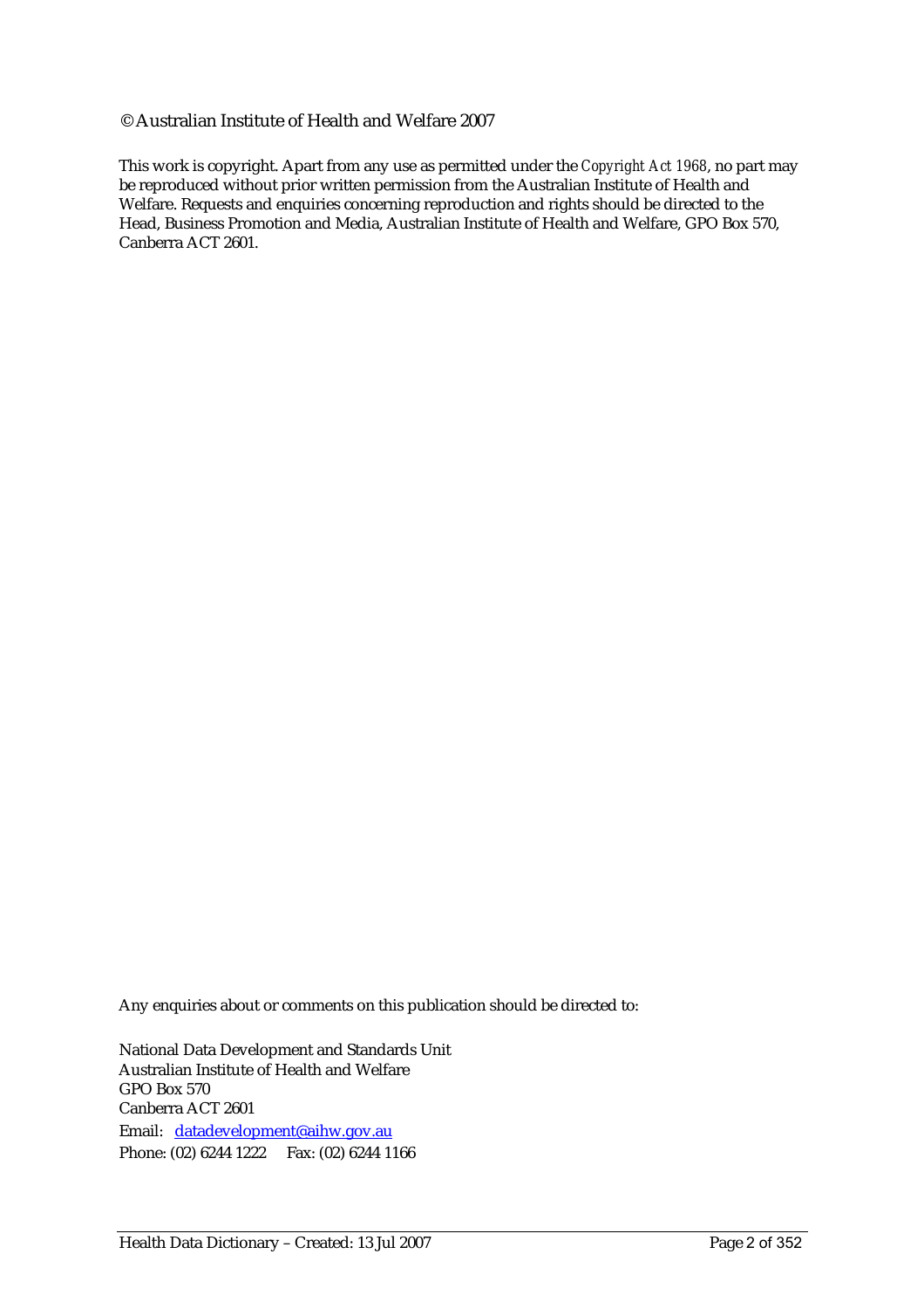© Australian Institute of Health and Welfare 2007

This work is copyright. Apart from any use as permitted under the *Copyright Act 1968*, no part may be reproduced without prior written permission from the Australian Institute of Health and Welfare. Requests and enquiries concerning reproduction and rights should be directed to the Head, Business Promotion and Media, Australian Institute of Health and Welfare, GPO Box 570, Canberra ACT 2601.

Any enquiries about or comments on this publication should be directed to:

National Data Development and Standards Unit
Australian Institute of Health and Welfare
GPO Box 570
Canberra ACT 2601
Email: datadevelopment@aihw.gov.au
Phone: (02) 6244 1222 Fax: (02) 6244 1166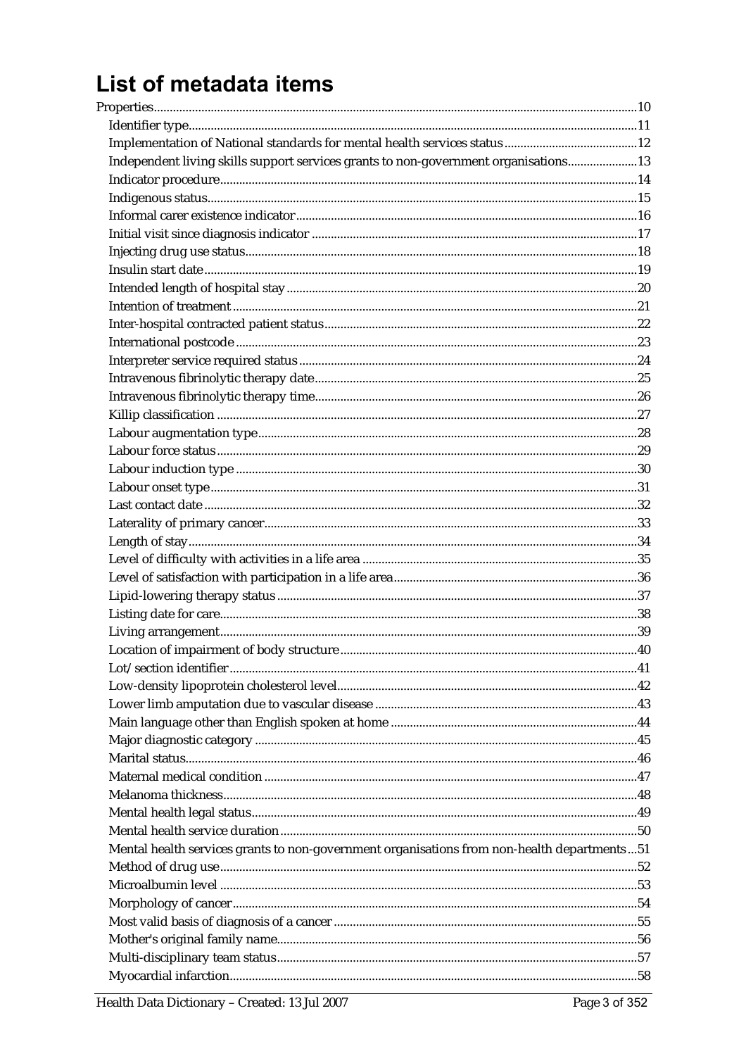# List of metadata items

Properties......10
- Identifier type......11
- Implementation of National standards for mental health services status......12
- Independent living skills support services grants to non-government organisations......13
- Indicator procedure......14
- Indigenous status......15
- Informal carer existence indicator......16
- Initial visit since diagnosis indicator......17
- Injecting drug use status......18
- Insulin start date......19
- Intended length of hospital stay......20
- Intention of treatment......21
- Inter-hospital contracted patient status......22
- International postcode......23
- Interpreter service required status......24
- Intravenous fibrinolytic therapy date......25
- Intravenous fibrinolytic therapy time......26
- Killip classification......27
- Labour augmentation type......28
- Labour force status......29
- Labour induction type......30
- Labour onset type......31
- Last contact date......32
- Laterality of primary cancer......33
- Length of stay......34
- Level of difficulty with activities in a life area......35
- Level of satisfaction with participation in a life area......36
- Lipid-lowering therapy status......37
- Listing date for care......38
- Living arrangement......39
- Location of impairment of body structure......40
- Lot/section identifier......41
- Low-density lipoprotein cholesterol level......42
- Lower limb amputation due to vascular disease......43
- Main language other than English spoken at home......44
- Major diagnostic category......45
- Marital status......46
- Maternal medical condition......47
- Melanoma thickness......48
- Mental health legal status......49
- Mental health service duration......50
- Mental health services grants to non-government organisations from non-health departments......51
- Method of drug use......52
- Microalbumin level......53
- Morphology of cancer......54
- Most valid basis of diagnosis of a cancer......55
- Mother's original family name......56
- Multi-disciplinary team status......57
- Myocardial infarction......58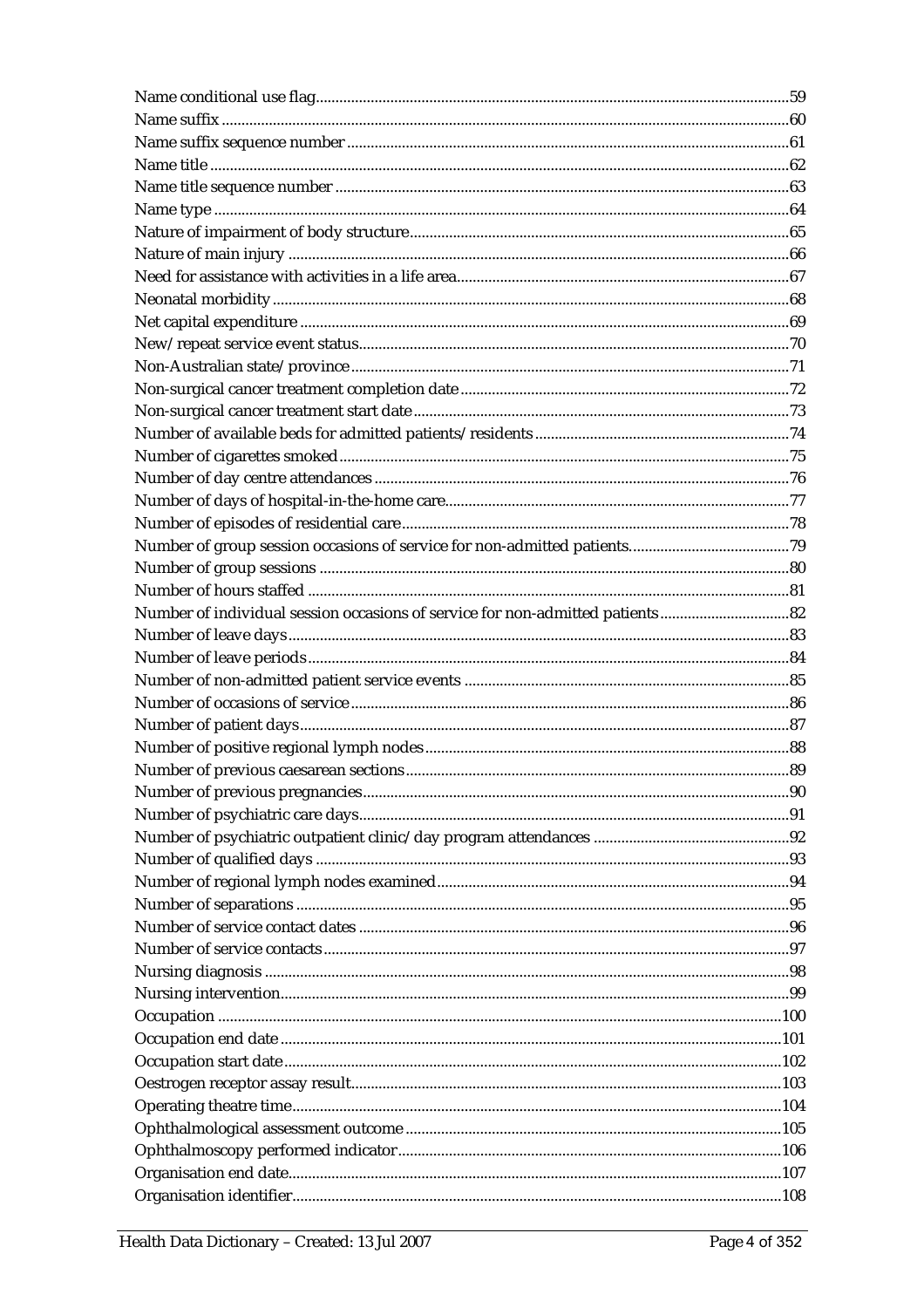Name conditional use flag.....59
Name suffix.....60
Name suffix sequence number.....61
Name title.....62
Name title sequence number.....63
Name type.....64
Nature of impairment of body structure.....65
Nature of main injury.....66
Need for assistance with activities in a life area.....67
Neonatal morbidity.....68
Net capital expenditure.....69
New/repeat service event status.....70
Non-Australian state/province.....71
Non-surgical cancer treatment completion date.....72
Non-surgical cancer treatment start date.....73
Number of available beds for admitted patients/residents.....74
Number of cigarettes smoked.....75
Number of day centre attendances.....76
Number of days of hospital-in-the-home care.....77
Number of episodes of residential care.....78
Number of group session occasions of service for non-admitted patients.....79
Number of group sessions.....80
Number of hours staffed.....81
Number of individual session occasions of service for non-admitted patients.....82
Number of leave days.....83
Number of leave periods.....84
Number of non-admitted patient service events.....85
Number of occasions of service.....86
Number of patient days.....87
Number of positive regional lymph nodes.....88
Number of previous caesarean sections.....89
Number of previous pregnancies.....90
Number of psychiatric care days.....91
Number of psychiatric outpatient clinic/day program attendances.....92
Number of qualified days.....93
Number of regional lymph nodes examined.....94
Number of separations.....95
Number of service contact dates.....96
Number of service contacts.....97
Nursing diagnosis.....98
Nursing intervention.....99
Occupation.....100
Occupation end date.....101
Occupation start date.....102
Oestrogen receptor assay result.....103
Operating theatre time.....104
Ophthalmological assessment outcome.....105
Ophthalmoscopy performed indicator.....106
Organisation end date.....107
Organisation identifier.....108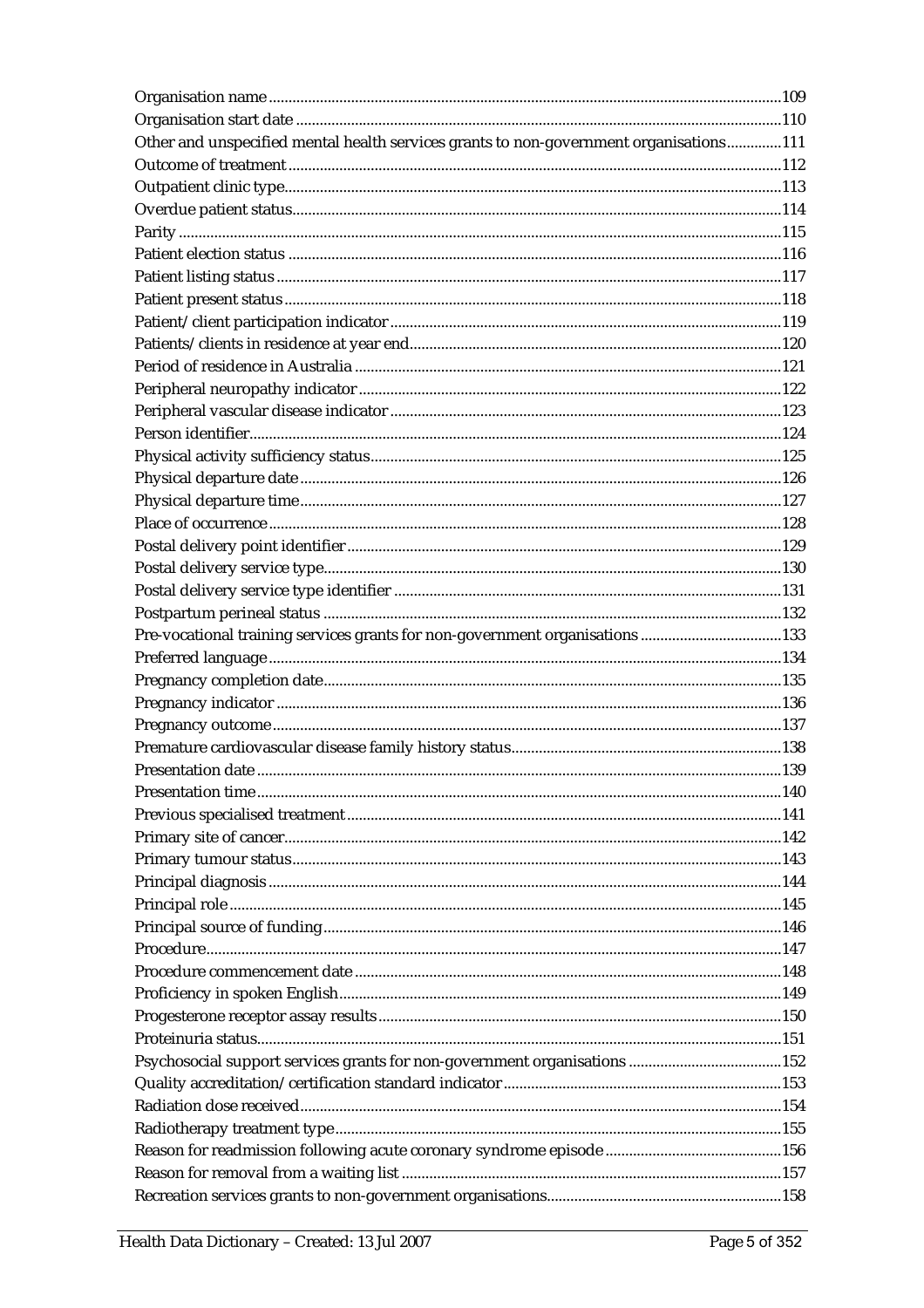Organisation name ....................................................................................................................109
Organisation start date ..............................................................................................................110
Other and unspecified mental health services grants to non-government organisations..............111
Outcome of treatment ...............................................................................................................112
Outpatient clinic type.................................................................................................................113
Overdue patient status...............................................................................................................114
Parity ..........................................................................................................................................115
Patient election status ................................................................................................................116
Patient listing status ...................................................................................................................117
Patient present status .................................................................................................................118
Patient/client participation indicator ........................................................................................119
Patients/clients in residence at year end...................................................................................120
Period of residence in Australia ...............................................................................................121
Peripheral neuropathy indicator ...............................................................................................122
Peripheral vascular disease indicator ........................................................................................123
Person identifier..........................................................................................................................124
Physical activity sufficiency status.............................................................................................125
Physical departure date ..............................................................................................................126
Physical departure time..............................................................................................................127
Place of occurrence .....................................................................................................................128
Postal delivery point identifier ..................................................................................................129
Postal delivery service type........................................................................................................130
Postal delivery service type identifier .......................................................................................131
Postpartum perineal status ........................................................................................................132
Pre-vocational training services grants for non-government organisations ...............................133
Preferred language .....................................................................................................................134
Pregnancy completion date........................................................................................................135
Pregnancy indicator ...................................................................................................................136
Pregnancy outcome....................................................................................................................137
Premature cardiovascular disease family history status..........................................................138
Presentation date ........................................................................................................................139
Presentation time........................................................................................................................140
Previous specialised treatment ..................................................................................................141
Primary site of cancer.................................................................................................................142
Primary tumour status...............................................................................................................143
Principal diagnosis .....................................................................................................................144
Principal role ..............................................................................................................................145
Principal source of funding........................................................................................................146
Procedure....................................................................................................................................147
Procedure commencement date ................................................................................................148
Proficiency in spoken English....................................................................................................149
Progesterone receptor assay results ..........................................................................................150
Proteinuria status........................................................................................................................151
Psychosocial support services grants for non-government organisations .................................152
Quality accreditation/certification standard indicator ............................................................153
Radiation dose received..............................................................................................................154
Radiotherapy treatment type......................................................................................................155
Reason for readmission following acute coronary syndrome episode ......................................156
Reason for removal from a waiting list .....................................................................................157
Recreation services grants to non-government organisations....................................................158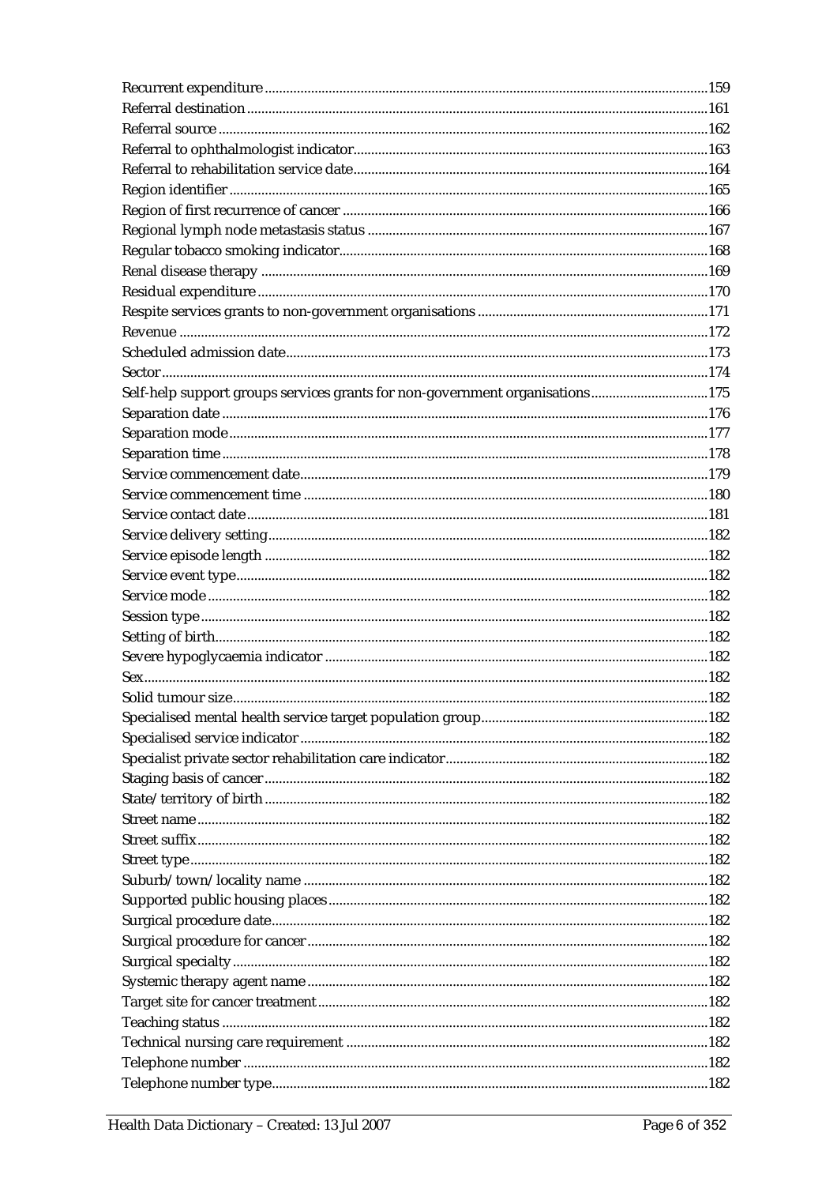Recurrent expenditure ....................................................................................................159
Referral destination ..........................................................................................................161
Referral source ..................................................................................................................162
Referral to ophthalmologist indicator............................................................................163
Referral to rehabilitation service date............................................................................164
Region identifier ...............................................................................................................165
Region of first recurrence of cancer ...............................................................................166
Regional lymph node metastasis status ........................................................................167
Regular tobacco smoking indicator................................................................................168
Renal disease therapy ......................................................................................................169
Residual expenditure .......................................................................................................170
Respite services grants to non-government organisations ..........................................171
Revenue .............................................................................................................................172
Scheduled admission date...............................................................................................173
Sector..................................................................................................................................174
Self-help support groups services grants for non-government organisations...........175
Separation date .................................................................................................................176
Separation mode...............................................................................................................177
Separation time .................................................................................................................178
Service commencement date...........................................................................................179
Service commencement time ..........................................................................................180
Service contact date..........................................................................................................181
Service delivery setting....................................................................................................182
Service episode length .....................................................................................................182
Service event type.............................................................................................................182
Service mode .....................................................................................................................182
Session type.......................................................................................................................182
Setting of birth...................................................................................................................182
Severe hypoglycaemia indicator .....................................................................................182
Sex......................................................................................................................................182
Solid tumour size..............................................................................................................182
Specialised mental health service target population group.........................................182
Specialised service indicator ...........................................................................................182
Specialist private sector rehabilitation care indicator...................................................182
Staging basis of cancer.....................................................................................................182
State/territory of birth .....................................................................................................182
Street name........................................................................................................................182
Street suffix........................................................................................................................182
Street type..........................................................................................................................182
Suburb/town/locality name ..........................................................................................182
Supported public housing places...................................................................................182
Surgical procedure date...................................................................................................182
Surgical procedure for cancer.........................................................................................182
Surgical specialty..............................................................................................................182
Systemic therapy agent name.........................................................................................182
Target site for cancer treatment......................................................................................182
Teaching status .................................................................................................................182
Technical nursing care requirement ..............................................................................182
Telephone number ...........................................................................................................182
Telephone number type...................................................................................................182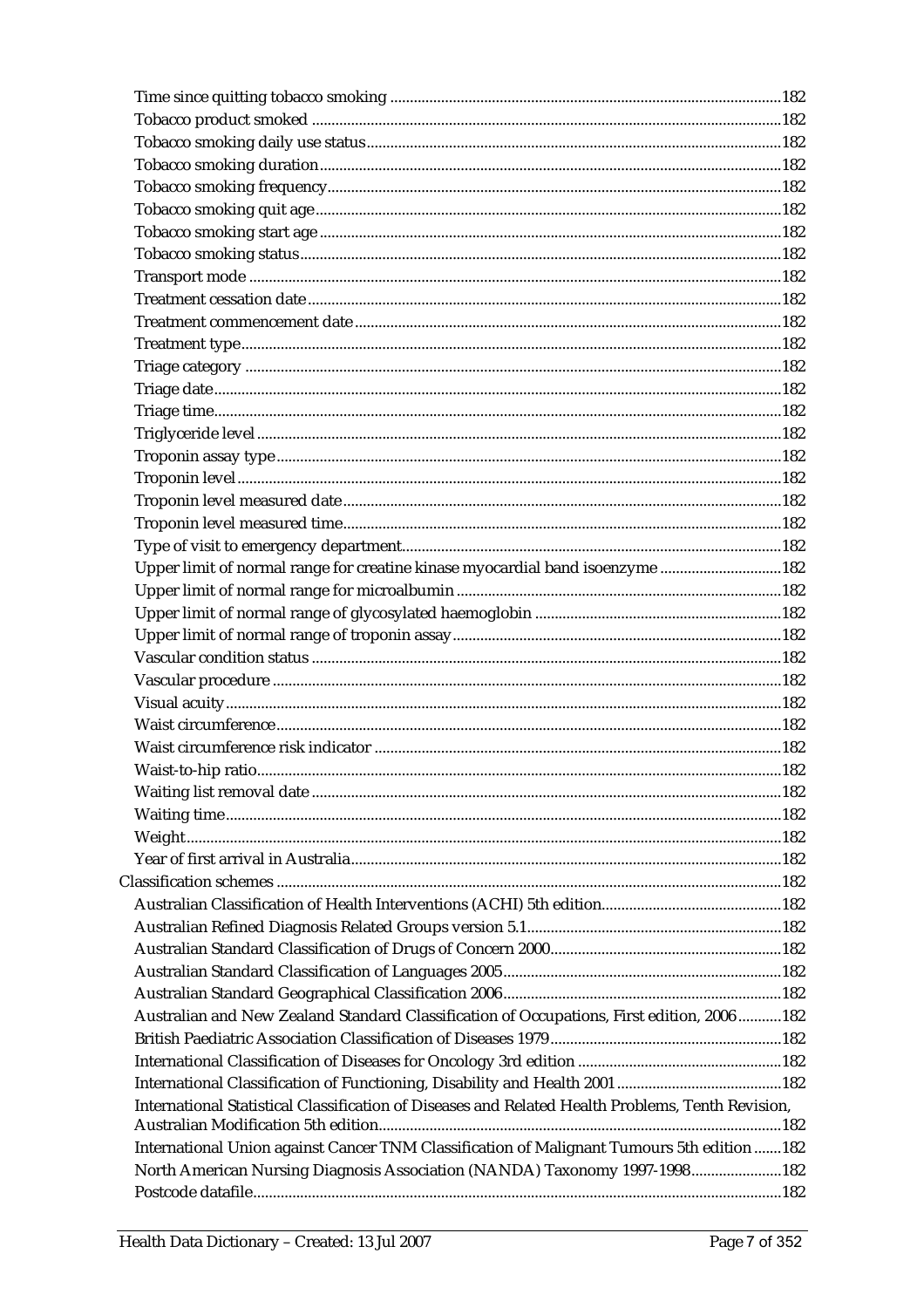- Time since quitting tobacco smoking ....182
- Tobacco product smoked ....182
- Tobacco smoking daily use status....182
- Tobacco smoking duration....182
- Tobacco smoking frequency....182
- Tobacco smoking quit age....182
- Tobacco smoking start age....182
- Tobacco smoking status....182
- Transport mode ....182
- Treatment cessation date....182
- Treatment commencement date....182
- Treatment type....182
- Triage category ....182
- Triage date....182
- Triage time....182
- Triglyceride level....182
- Troponin assay type....182
- Troponin level....182
- Troponin level measured date....182
- Troponin level measured time....182
- Type of visit to emergency department....182
- Upper limit of normal range for creatine kinase myocardial band isoenzyme ....182
- Upper limit of normal range for microalbumin ....182
- Upper limit of normal range of glycosylated haemoglobin ....182
- Upper limit of normal range of troponin assay....182
- Vascular condition status ....182
- Vascular procedure ....182
- Visual acuity....182
- Waist circumference....182
- Waist circumference risk indicator ....182
- Waist-to-hip ratio....182
- Waiting list removal date ....182
- Waiting time....182
- Weight....182
- Year of first arrival in Australia....182

Classification schemes ....182

- Australian Classification of Health Interventions (ACHI) 5th edition....182
- Australian Refined Diagnosis Related Groups version 5.1....182
- Australian Standard Classification of Drugs of Concern 2000....182
- Australian Standard Classification of Languages 2005....182
- Australian Standard Geographical Classification 2006....182
- Australian and New Zealand Standard Classification of Occupations, First edition, 2006....182
- British Paediatric Association Classification of Diseases 1979....182
- International Classification of Diseases for Oncology 3rd edition ....182
- International Classification of Functioning, Disability and Health 2001....182
- International Statistical Classification of Diseases and Related Health Problems, Tenth Revision, Australian Modification 5th edition....182
- International Union against Cancer TNM Classification of Malignant Tumours 5th edition ....182
- North American Nursing Diagnosis Association (NANDA) Taxonomy 1997-1998....182
- Postcode datafile....182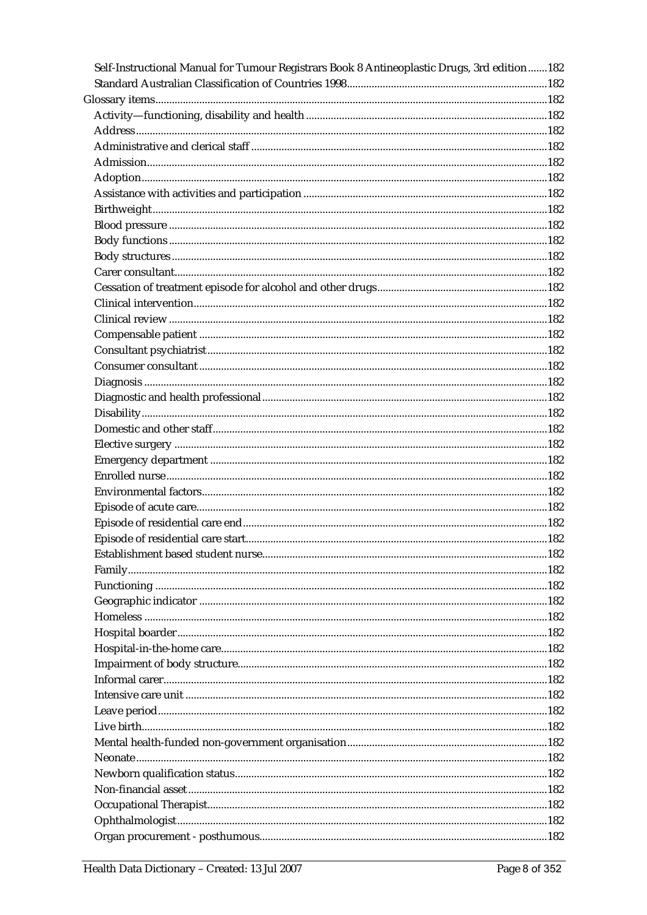Self-Instructional Manual for Tumour Registrars Book 8 Antineoplastic Drugs, 3rd edition .......182
Standard Australian Classification of Countries 1998........................................................................182

Glossary items.............................................................................................................................................182

Activity—functioning, disability and health .......................................................................................182
Address ....................................................................................................................................................182
Administrative and clerical staff ..........................................................................................................182
Admission................................................................................................................................................182
Adoption..................................................................................................................................................182
Assistance with activities and participation .......................................................................................182
Birthweight..............................................................................................................................................182
Blood pressure ........................................................................................................................................182
Body functions ........................................................................................................................................182
Body structures .......................................................................................................................................182
Carer consultant......................................................................................................................................182
Cessation of treatment episode for alcohol and other drugs.............................................................182
Clinical intervention...............................................................................................................................182
Clinical review ........................................................................................................................................182
Compensable patient .............................................................................................................................182
Consultant psychiatrist..........................................................................................................................182
Consumer consultant.............................................................................................................................182
Diagnosis .................................................................................................................................................182
Diagnostic and health professional......................................................................................................182
Disability..................................................................................................................................................182
Domestic and other staff........................................................................................................................182
Elective surgery ......................................................................................................................................182
Emergency department .........................................................................................................................182
Enrolled nurse.........................................................................................................................................182
Environmental factors............................................................................................................................182
Episode of acute care..............................................................................................................................182
Episode of residential care end.............................................................................................................182
Episode of residential care start............................................................................................................182
Establishment based student nurse......................................................................................................182
Family.......................................................................................................................................................182
Functioning .............................................................................................................................................182
Geographic indicator .............................................................................................................................182
Homeless .................................................................................................................................................182
Hospital boarder.....................................................................................................................................182
Hospital-in-the-home care.....................................................................................................................182
Impairment of body structure...............................................................................................................182
Informal carer..........................................................................................................................................182
Intensive care unit ..................................................................................................................................182
Leave period............................................................................................................................................182
Live birth..................................................................................................................................................182
Mental health-funded non-government organisation........................................................................182
Neonate....................................................................................................................................................182
Newborn qualification status................................................................................................................182
Non-financial asset.................................................................................................................................182
Occupational Therapist..........................................................................................................................182
Ophthalmologist.....................................................................................................................................182
Organ procurement - posthumous.......................................................................................................182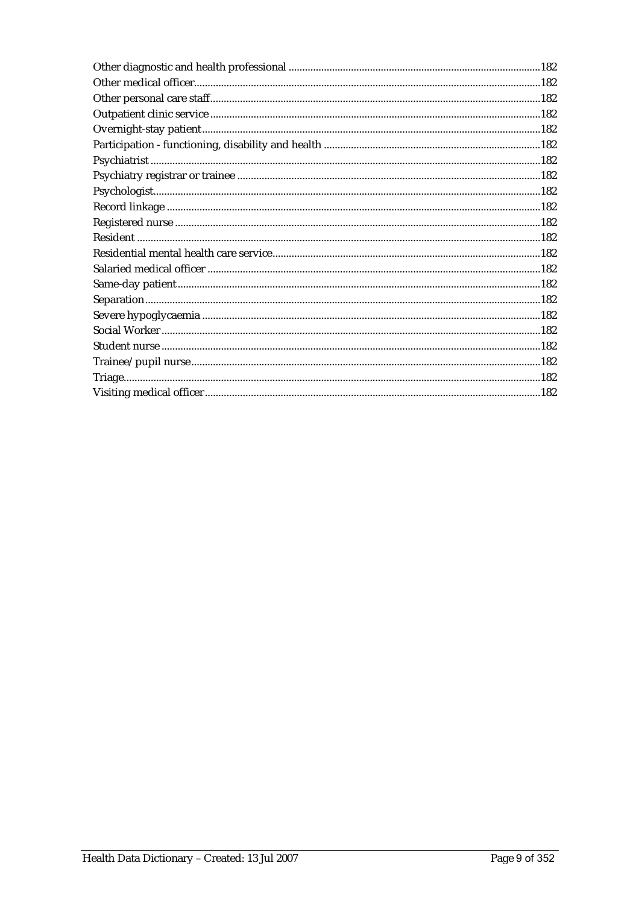Other diagnostic and health professional ....................................................................................182
Other medical officer.....................................................................................................................182
Other personal care staff...............................................................................................................182
Outpatient clinic service ...............................................................................................................182
Overnight-stay patient...................................................................................................................182
Participation - functioning, disability and health .......................................................................182
Psychiatrist .....................................................................................................................................182
Psychiatry registrar or trainee ......................................................................................................182
Psychologist....................................................................................................................................182
Record linkage ...............................................................................................................................182
Registered nurse ............................................................................................................................182
Resident ..........................................................................................................................................182
Residential mental health care service.........................................................................................182
Salaried medical officer ................................................................................................................182
Same-day patient............................................................................................................................182
Separation.......................................................................................................................................182
Severe hypoglycaemia ..................................................................................................................182
Social Worker .................................................................................................................................182
Student nurse .................................................................................................................................182
Trainee/pupil nurse.......................................................................................................................182
Triage...............................................................................................................................................182
Visiting medical officer.................................................................................................................182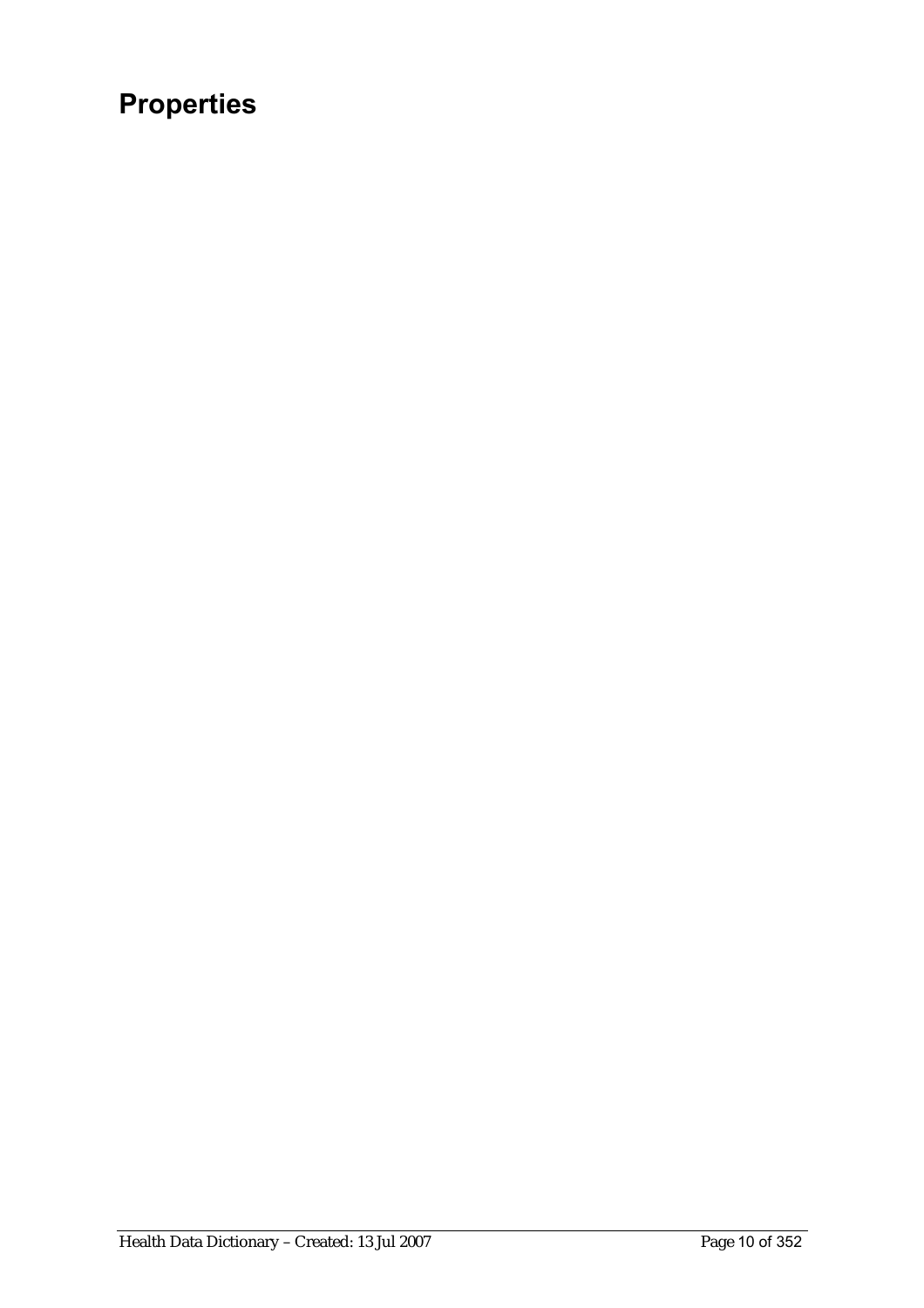# Properties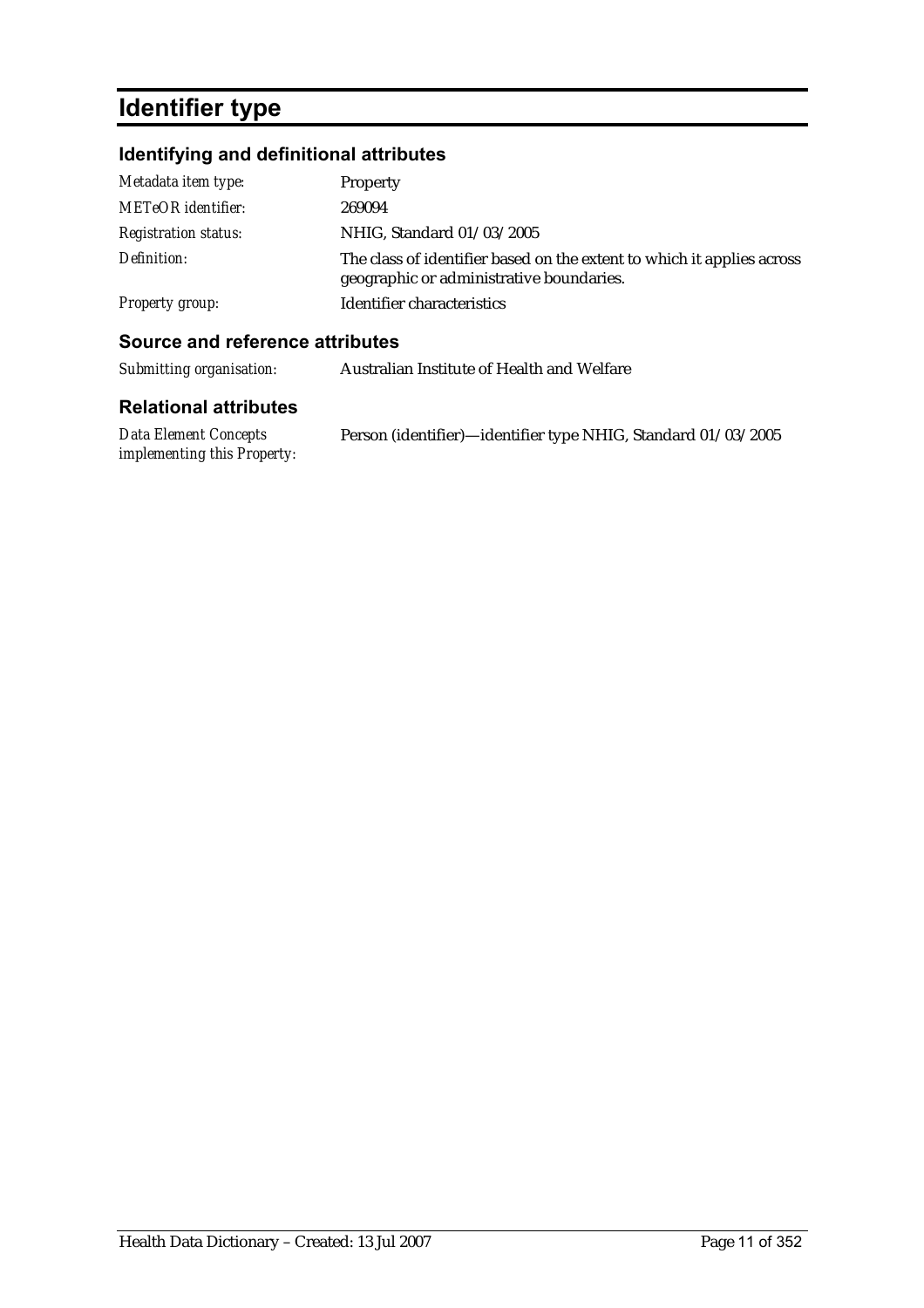# Identifier type

## Identifying and definitional attributes

| | |
|---|---|
| *Metadata item type:* | Property |
| *METeOR identifier:* | 269094 |
| *Registration status:* | NHIG, Standard 01/03/2005 |
| *Definition:* | The class of identifier based on the extent to which it applies across geographic or administrative boundaries. |
| *Property group:* | Identifier characteristics |

## Source and reference attributes

| | |
|---|---|
| *Submitting organisation:* | Australian Institute of Health and Welfare |

## Relational attributes

| | |
|---|---|
| *Data Element Concepts implementing this Property:* | Person (identifier)—identifier type NHIG, Standard 01/03/2005 |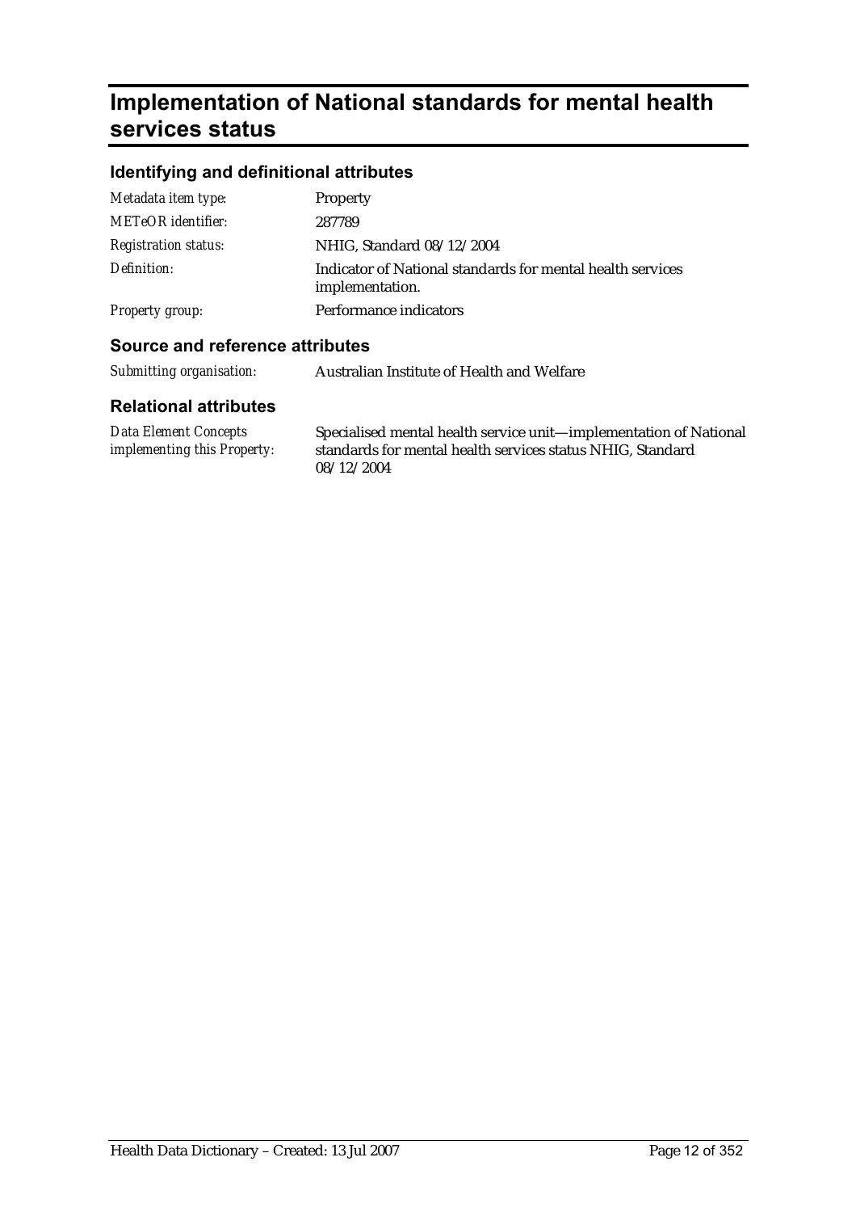# Implementation of National standards for mental health services status

## Identifying and definitional attributes

| | |
|---|---|
| *Metadata item type:* | Property |
| *METeOR identifier:* | 287789 |
| *Registration status:* | NHIG, Standard 08/12/2004 |
| *Definition:* | Indicator of National standards for mental health services implementation. |
| *Property group:* | Performance indicators |

## Source and reference attributes

| | |
|---|---|
| *Submitting organisation:* | Australian Institute of Health and Welfare |

## Relational attributes

| | |
|---|---|
| *Data Element Concepts implementing this Property:* | Specialised mental health service unit—implementation of National standards for mental health services status NHIG, Standard 08/12/2004 |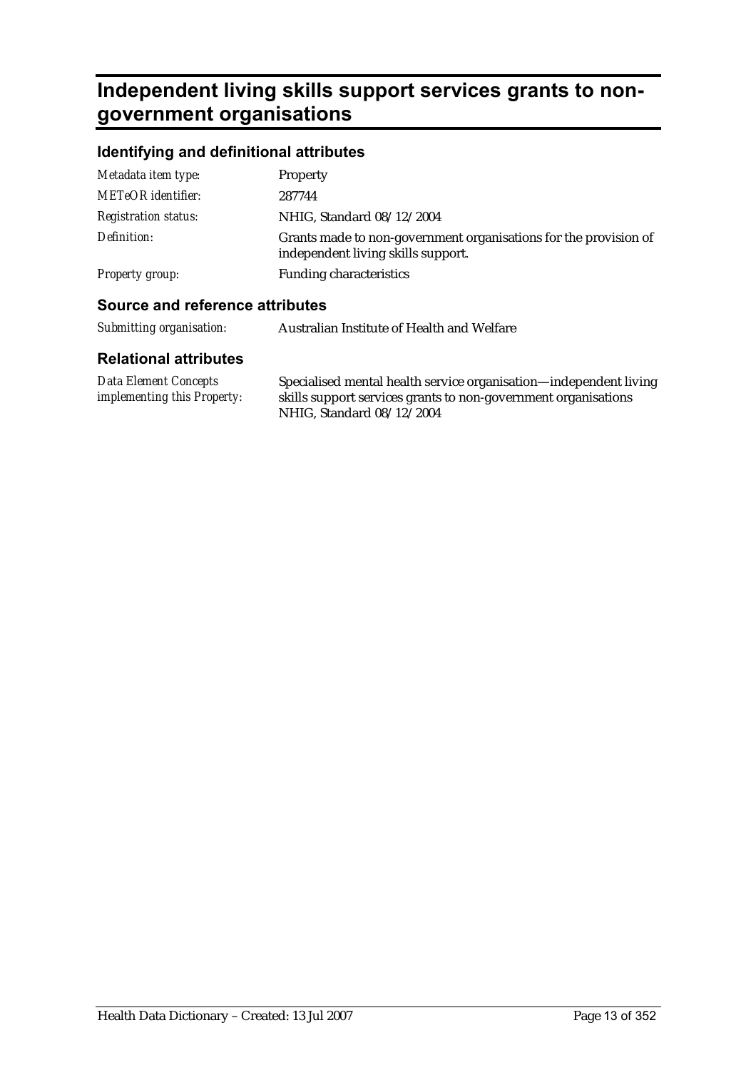# Independent living skills support services grants to non-government organisations

## Identifying and definitional attributes

| | |
|---|---|
| *Metadata item type:* | Property |
| *METeOR identifier:* | 287744 |
| *Registration status:* | NHIG, Standard 08/12/2004 |
| *Definition:* | Grants made to non-government organisations for the provision of independent living skills support. |
| *Property group:* | Funding characteristics |

## Source and reference attributes

| | |
|---|---|
| *Submitting organisation:* | Australian Institute of Health and Welfare |

## Relational attributes

| | |
|---|---|
| *Data Element Concepts implementing this Property:* | Specialised mental health service organisation—independent living skills support services grants to non-government organisations NHIG, Standard 08/12/2004 |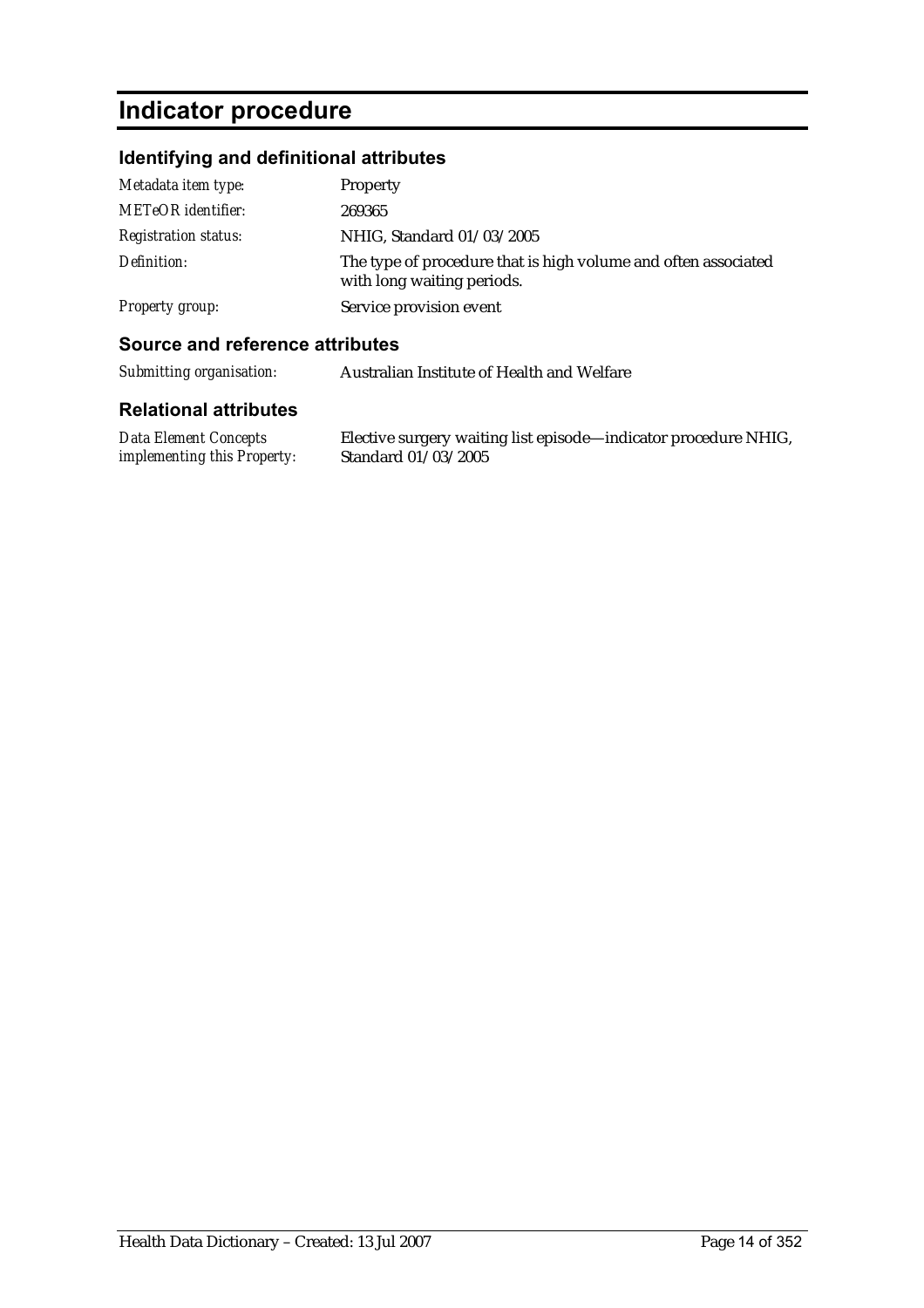# Indicator procedure

## Identifying and definitional attributes

| | |
|---|---|
| *Metadata item type:* | Property |
| *METeOR identifier:* | 269365 |
| *Registration status:* | NHIG, Standard 01/03/2005 |
| *Definition:* | The type of procedure that is high volume and often associated with long waiting periods. |
| *Property group:* | Service provision event |

## Source and reference attributes

| | |
|---|---|
| *Submitting organisation:* | Australian Institute of Health and Welfare |

## Relational attributes

| | |
|---|---|
| *Data Element Concepts implementing this Property:* | Elective surgery waiting list episode—indicator procedure NHIG, Standard 01/03/2005 |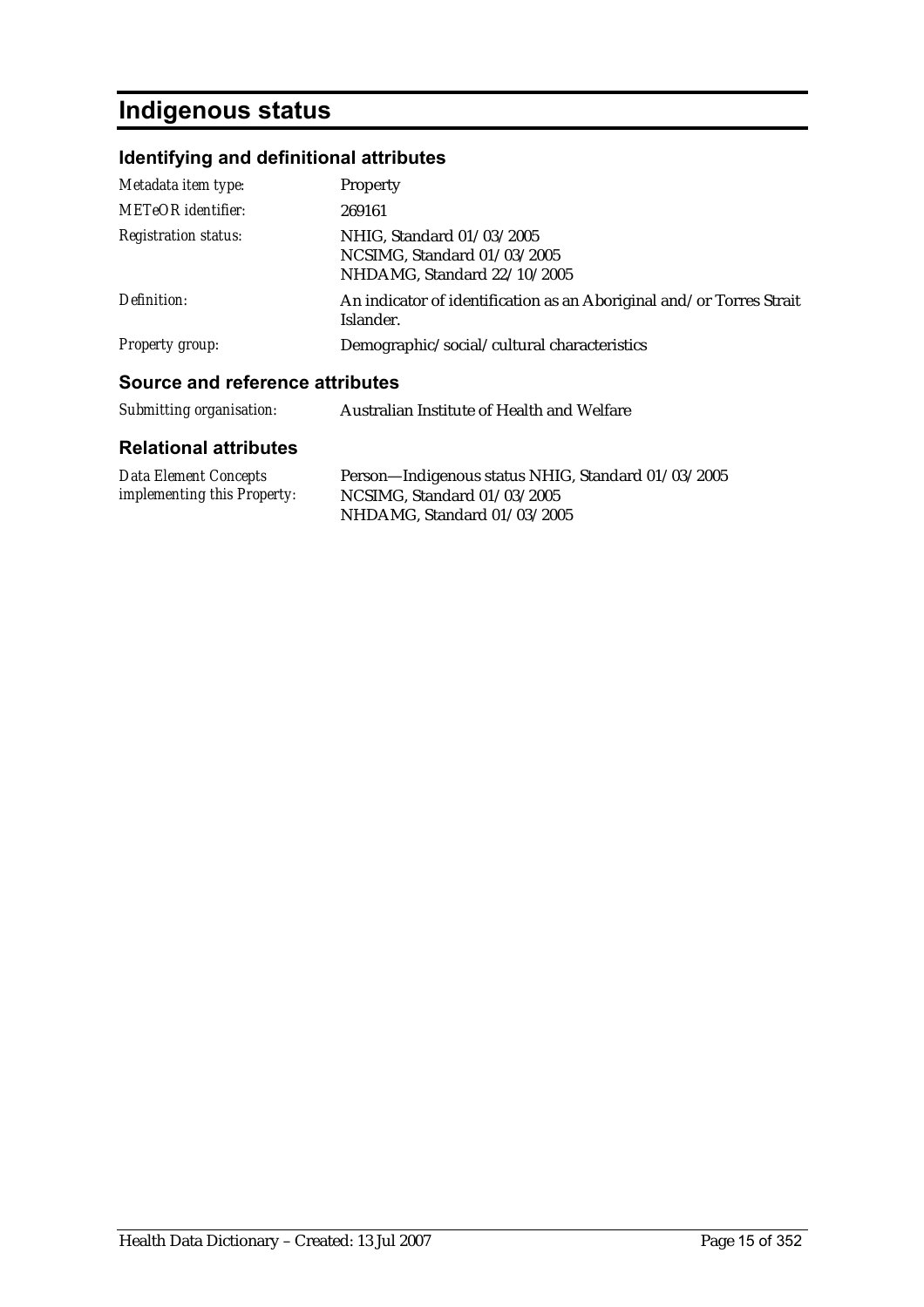# Indigenous status

## Identifying and definitional attributes

| | |
|---|---|
| *Metadata item type:* | Property |
| *METeOR identifier:* | 269161 |
| *Registration status:* | NHIG, Standard 01/03/2005<br>NCSIMG, Standard 01/03/2005<br>NHDAMG, Standard 22/10/2005 |
| *Definition:* | An indicator of identification as an Aboriginal and/or Torres Strait Islander. |
| *Property group:* | Demographic/social/cultural characteristics |

## Source and reference attributes

| | |
|---|---|
| *Submitting organisation:* | Australian Institute of Health and Welfare |

## Relational attributes

| | |
|---|---|
| *Data Element Concepts implementing this Property:* | Person—Indigenous status NHIG, Standard 01/03/2005<br>NCSIMG, Standard 01/03/2005<br>NHDAMG, Standard 01/03/2005 |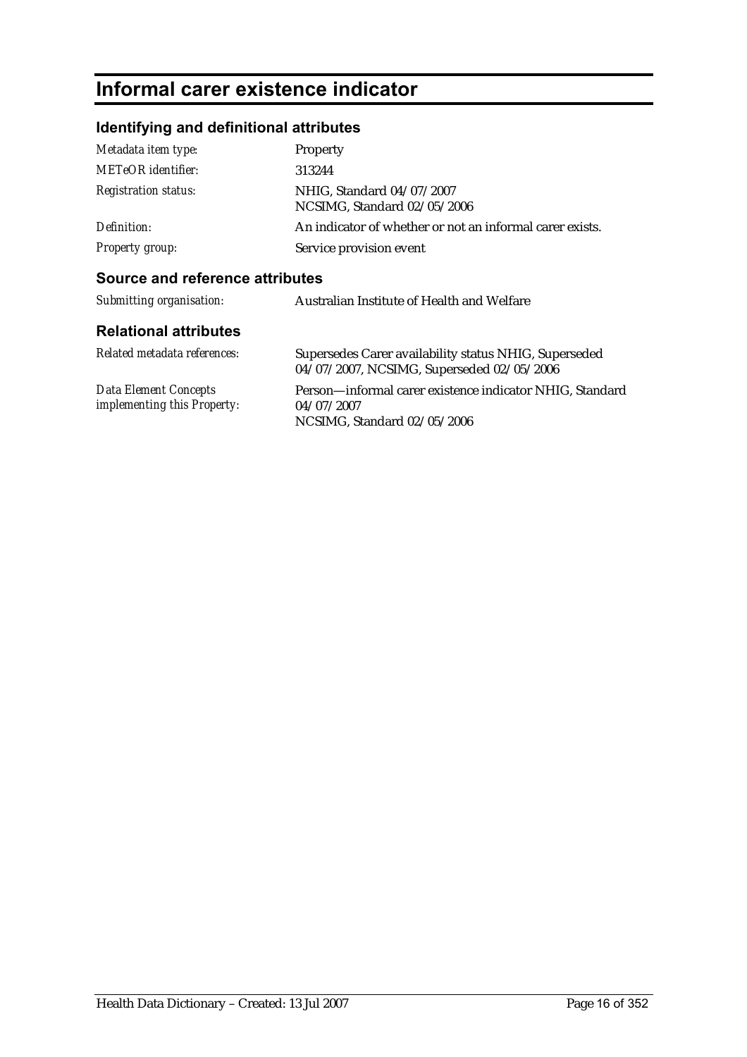# Informal carer existence indicator

## Identifying and definitional attributes

| | |
|---|---|
| *Metadata item type:* | Property |
| *METeOR identifier:* | 313244 |
| *Registration status:* | NHIG, Standard 04/07/2007<br>NCSIMG, Standard 02/05/2006 |
| *Definition:* | An indicator of whether or not an informal carer exists. |
| *Property group:* | Service provision event |

## Source and reference attributes

| | |
|---|---|
| *Submitting organisation:* | Australian Institute of Health and Welfare |

## Relational attributes

| | |
|---|---|
| *Related metadata references:* | Supersedes Carer availability status NHIG, Superseded 04/07/2007, NCSIMG, Superseded 02/05/2006 |
| *Data Element Concepts implementing this Property:* | Person—informal carer existence indicator NHIG, Standard 04/07/2007<br>NCSIMG, Standard 02/05/2006 |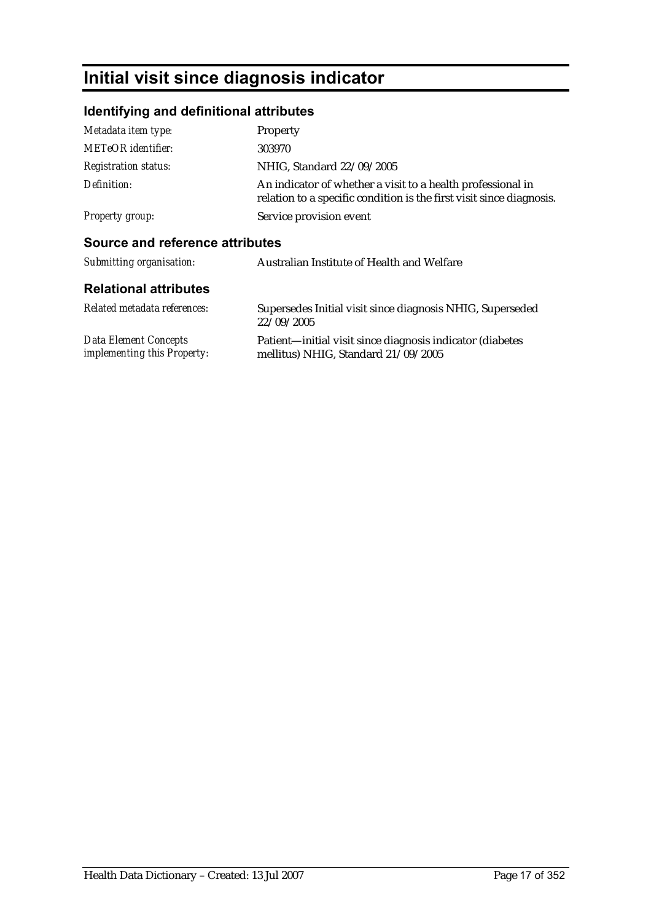# Initial visit since diagnosis indicator

## Identifying and definitional attributes

| | |
|---|---|
| *Metadata item type:* | Property |
| *METeOR identifier:* | 303970 |
| *Registration status:* | NHIG, Standard 22/09/2005 |
| *Definition:* | An indicator of whether a visit to a health professional in relation to a specific condition is the first visit since diagnosis. |
| *Property group:* | Service provision event |

## Source and reference attributes

| | |
|---|---|
| *Submitting organisation:* | Australian Institute of Health and Welfare |

## Relational attributes

| | |
|---|---|
| *Related metadata references:* | Supersedes Initial visit since diagnosis NHIG, Superseded 22/09/2005 |
| *Data Element Concepts implementing this Property:* | Patient—initial visit since diagnosis indicator (diabetes mellitus) NHIG, Standard 21/09/2005 |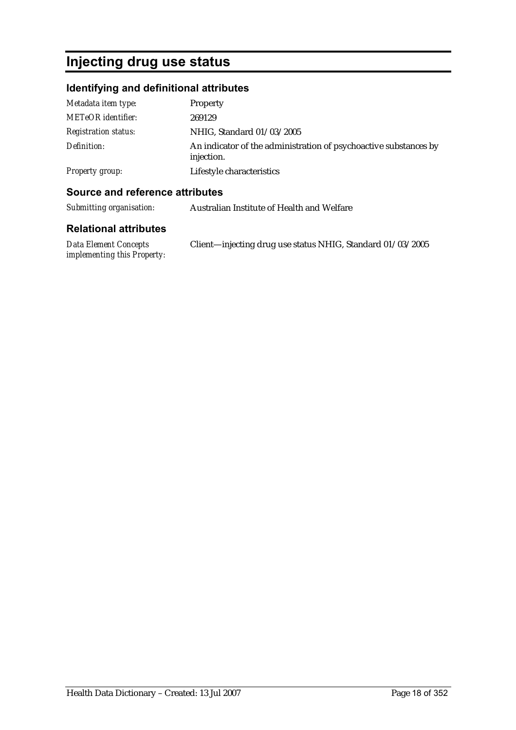# Injecting drug use status

## Identifying and definitional attributes

| | |
|---|---|
| *Metadata item type:* | Property |
| *METeOR identifier:* | 269129 |
| *Registration status:* | NHIG, Standard 01/03/2005 |
| *Definition:* | An indicator of the administration of psychoactive substances by injection. |
| *Property group:* | Lifestyle characteristics |

## Source and reference attributes

| | |
|---|---|
| *Submitting organisation:* | Australian Institute of Health and Welfare |

## Relational attributes

| | |
|---|---|
| *Data Element Concepts implementing this Property:* | Client—injecting drug use status NHIG, Standard 01/03/2005 |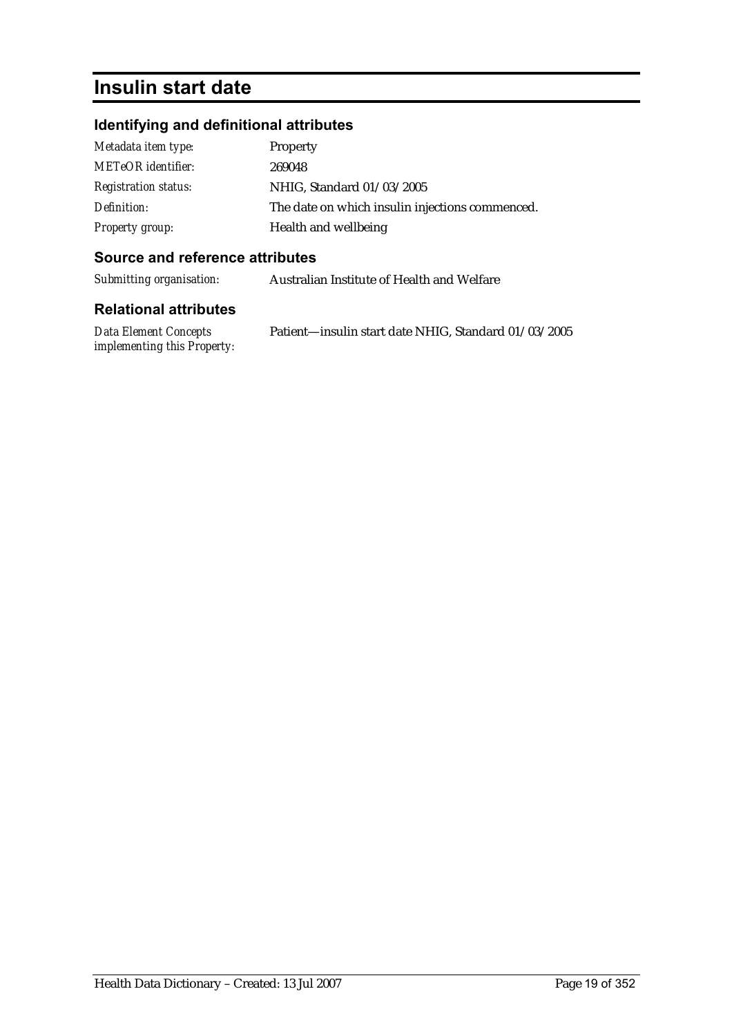# Insulin start date

## Identifying and definitional attributes

| | |
|---|---|
| *Metadata item type:* | Property |
| *METeOR identifier:* | 269048 |
| *Registration status:* | NHIG, Standard 01/03/2005 |
| *Definition:* | The date on which insulin injections commenced. |
| *Property group:* | Health and wellbeing |

## Source and reference attributes

| | |
|---|---|
| *Submitting organisation:* | Australian Institute of Health and Welfare |

## Relational attributes

| | |
|---|---|
| *Data Element Concepts implementing this Property:* | Patient—insulin start date NHIG, Standard 01/03/2005 |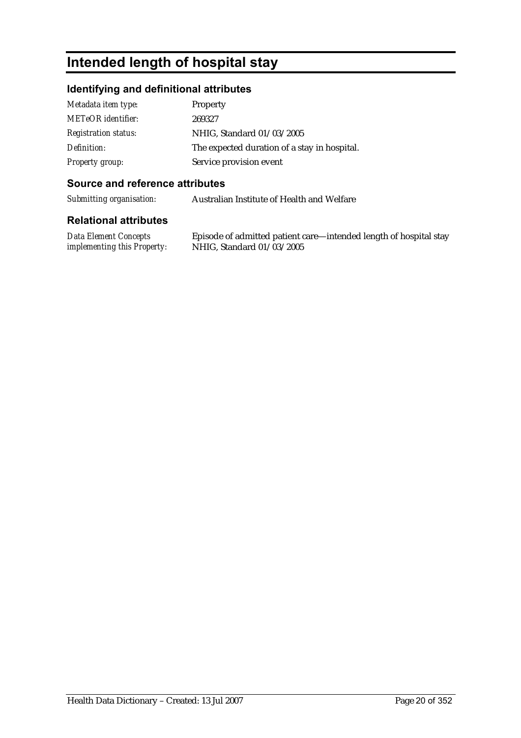# Intended length of hospital stay

## Identifying and definitional attributes

| | |
|---|---|
| *Metadata item type:* | Property |
| *METeOR identifier:* | 269327 |
| *Registration status:* | NHIG, Standard 01/03/2005 |
| *Definition:* | The expected duration of a stay in hospital. |
| *Property group:* | Service provision event |

## Source and reference attributes

| | |
|---|---|
| *Submitting organisation:* | Australian Institute of Health and Welfare |

## Relational attributes

| | |
|---|---|
| *Data Element Concepts implementing this Property:* | Episode of admitted patient care—intended length of hospital stay NHIG, Standard 01/03/2005 |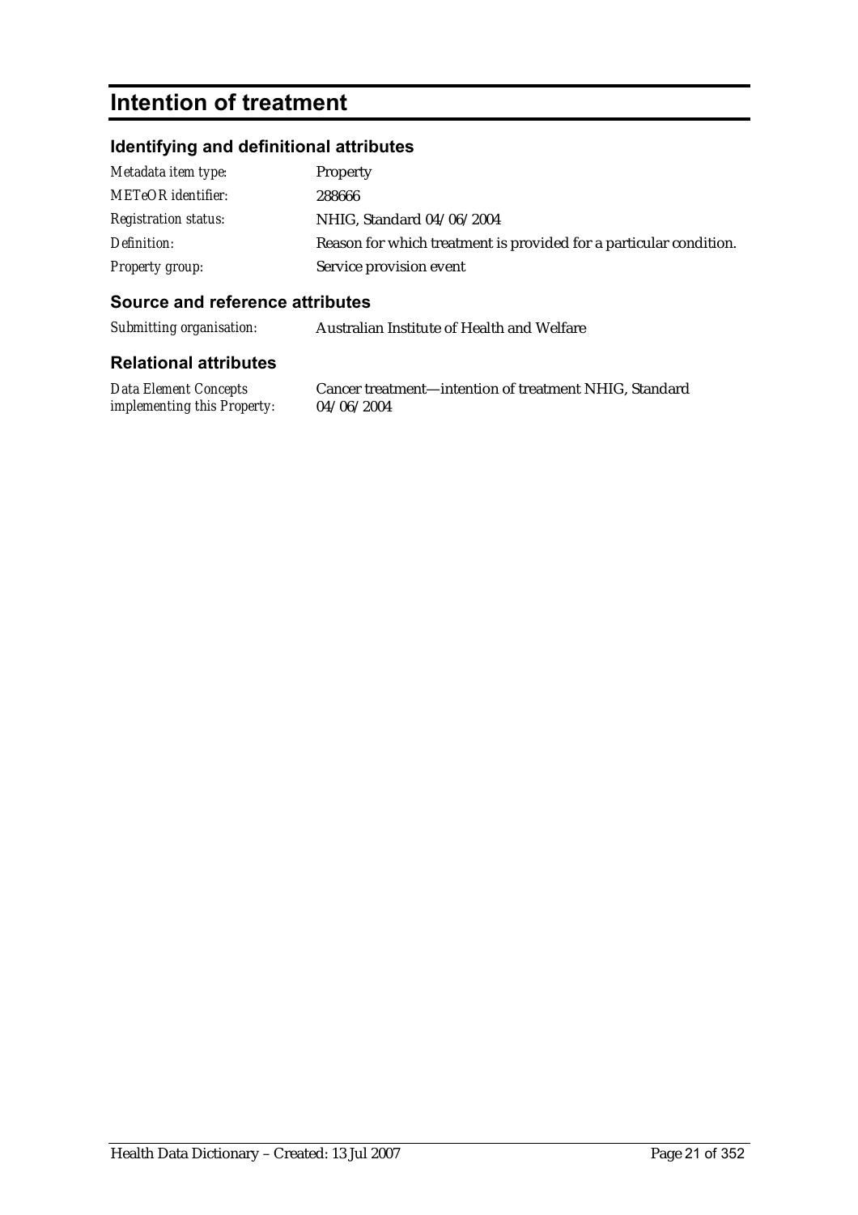# Intention of treatment

## Identifying and definitional attributes

| | |
|---|---|
| *Metadata item type:* | Property |
| *METeOR identifier:* | 288666 |
| *Registration status:* | NHIG, Standard 04/06/2004 |
| *Definition:* | Reason for which treatment is provided for a particular condition. |
| *Property group:* | Service provision event |

## Source and reference attributes

| | |
|---|---|
| *Submitting organisation:* | Australian Institute of Health and Welfare |

## Relational attributes

| | |
|---|---|
| *Data Element Concepts implementing this Property:* | Cancer treatment—intention of treatment NHIG, Standard 04/06/2004 |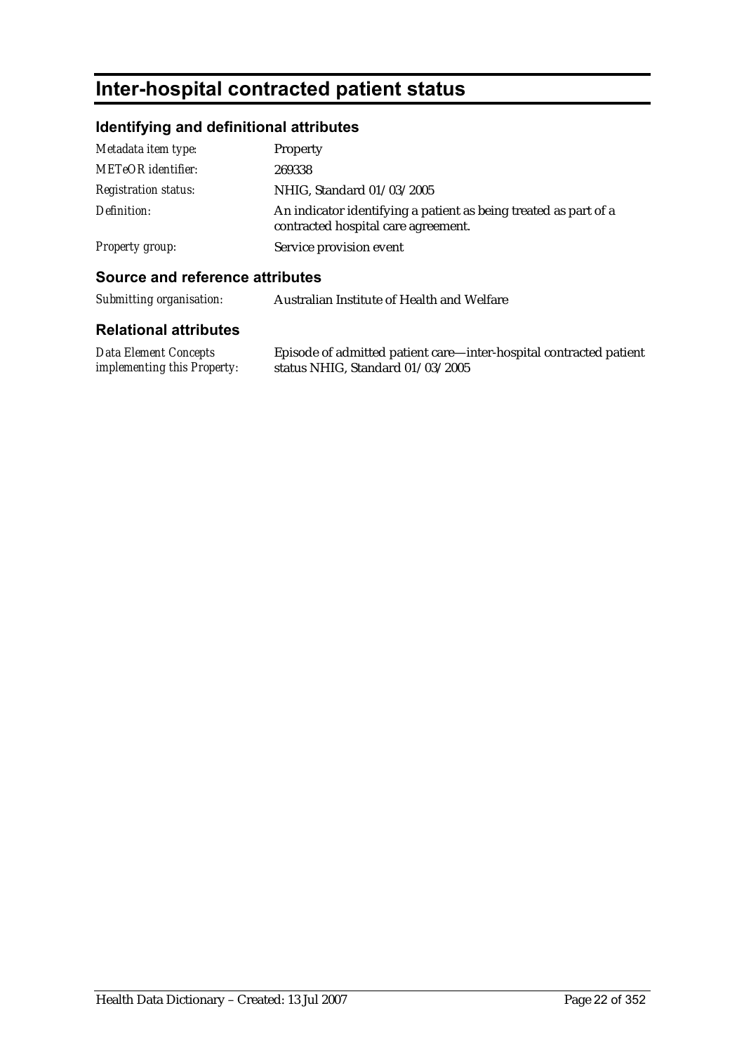# Inter-hospital contracted patient status

## Identifying and definitional attributes

| | |
|---|---|
| *Metadata item type:* | Property |
| *METeOR identifier:* | 269338 |
| *Registration status:* | NHIG, Standard 01/03/2005 |
| *Definition:* | An indicator identifying a patient as being treated as part of a contracted hospital care agreement. |
| *Property group:* | Service provision event |

## Source and reference attributes

| | |
|---|---|
| *Submitting organisation:* | Australian Institute of Health and Welfare |

## Relational attributes

| | |
|---|---|
| *Data Element Concepts implementing this Property:* | Episode of admitted patient care—inter-hospital contracted patient status NHIG, Standard 01/03/2005 |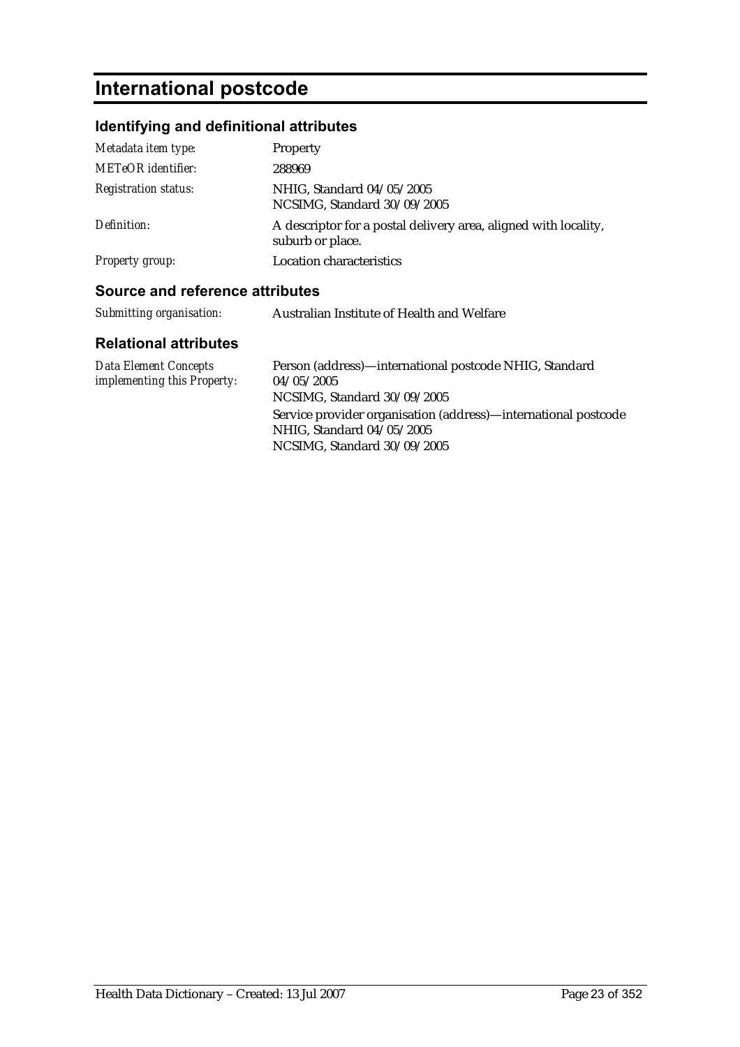# International postcode

## Identifying and definitional attributes

| | |
|---|---|
| *Metadata item type:* | Property |
| *METeOR identifier:* | 288969 |
| *Registration status:* | NHIG, Standard 04/05/2005<br>NCSIMG, Standard 30/09/2005 |
| *Definition:* | A descriptor for a postal delivery area, aligned with locality, suburb or place. |
| *Property group:* | Location characteristics |

## Source and reference attributes

| | |
|---|---|
| *Submitting organisation:* | Australian Institute of Health and Welfare |

## Relational attributes

| | |
|---|---|
| *Data Element Concepts implementing this Property:* | Person (address)—international postcode NHIG, Standard 04/05/2005<br>NCSIMG, Standard 30/09/2005<br>Service provider organisation (address)—international postcode NHIG, Standard 04/05/2005<br>NCSIMG, Standard 30/09/2005 |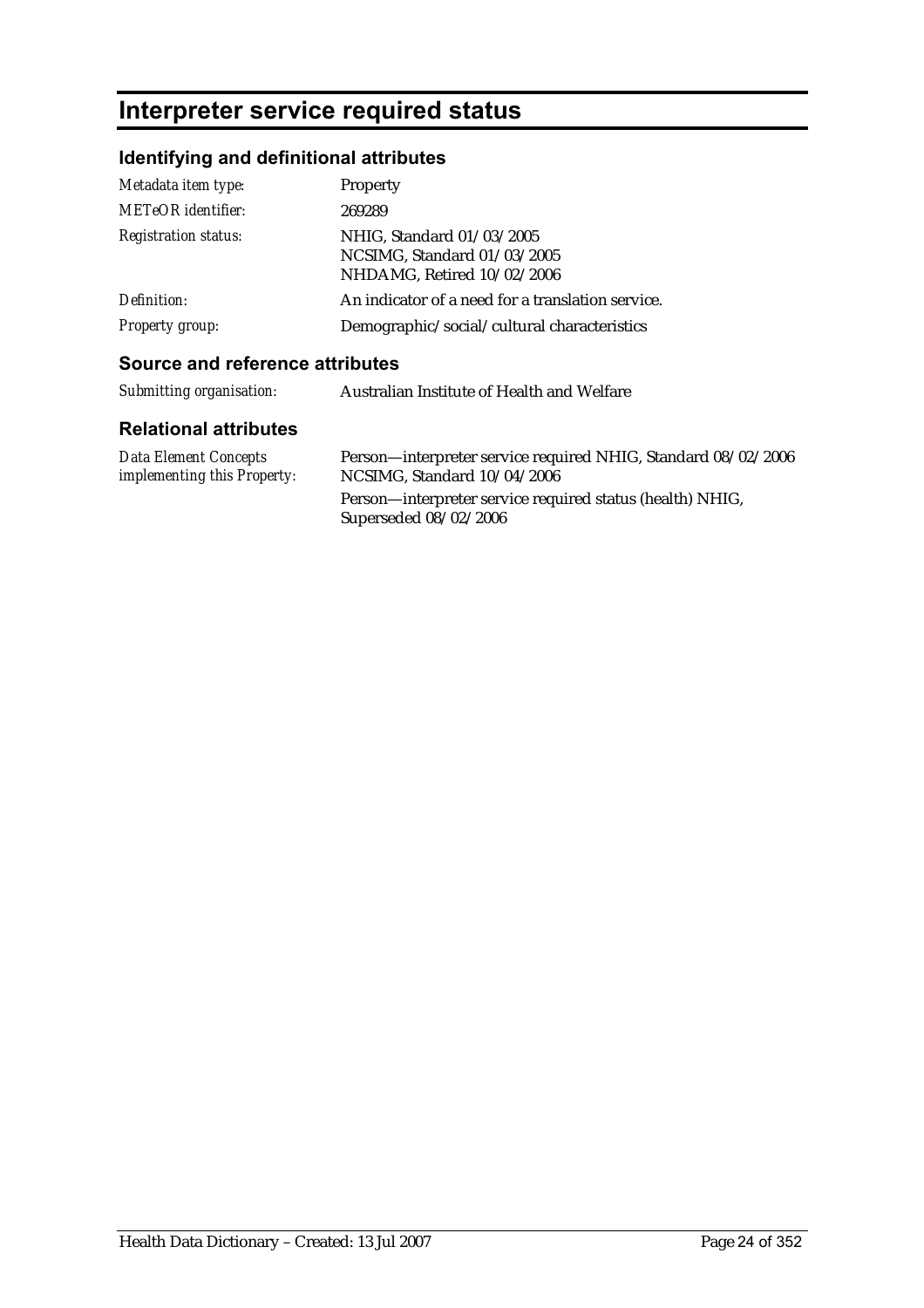# Interpreter service required status

## Identifying and definitional attributes

| | |
|---|---|
| *Metadata item type:* | Property |
| *METeOR identifier:* | 269289 |
| *Registration status:* | NHIG, Standard 01/03/2005<br>NCSIMG, Standard 01/03/2005<br>NHDAMG, Retired 10/02/2006 |
| *Definition:* | An indicator of a need for a translation service. |
| *Property group:* | Demographic/social/cultural characteristics |

## Source and reference attributes

| | |
|---|---|
| *Submitting organisation:* | Australian Institute of Health and Welfare |

## Relational attributes

| | |
|---|---|
| *Data Element Concepts implementing this Property:* | Person—interpreter service required NHIG, Standard 08/02/2006 NCSIMG, Standard 10/04/2006<br>Person—interpreter service required status (health) NHIG, Superseded 08/02/2006 |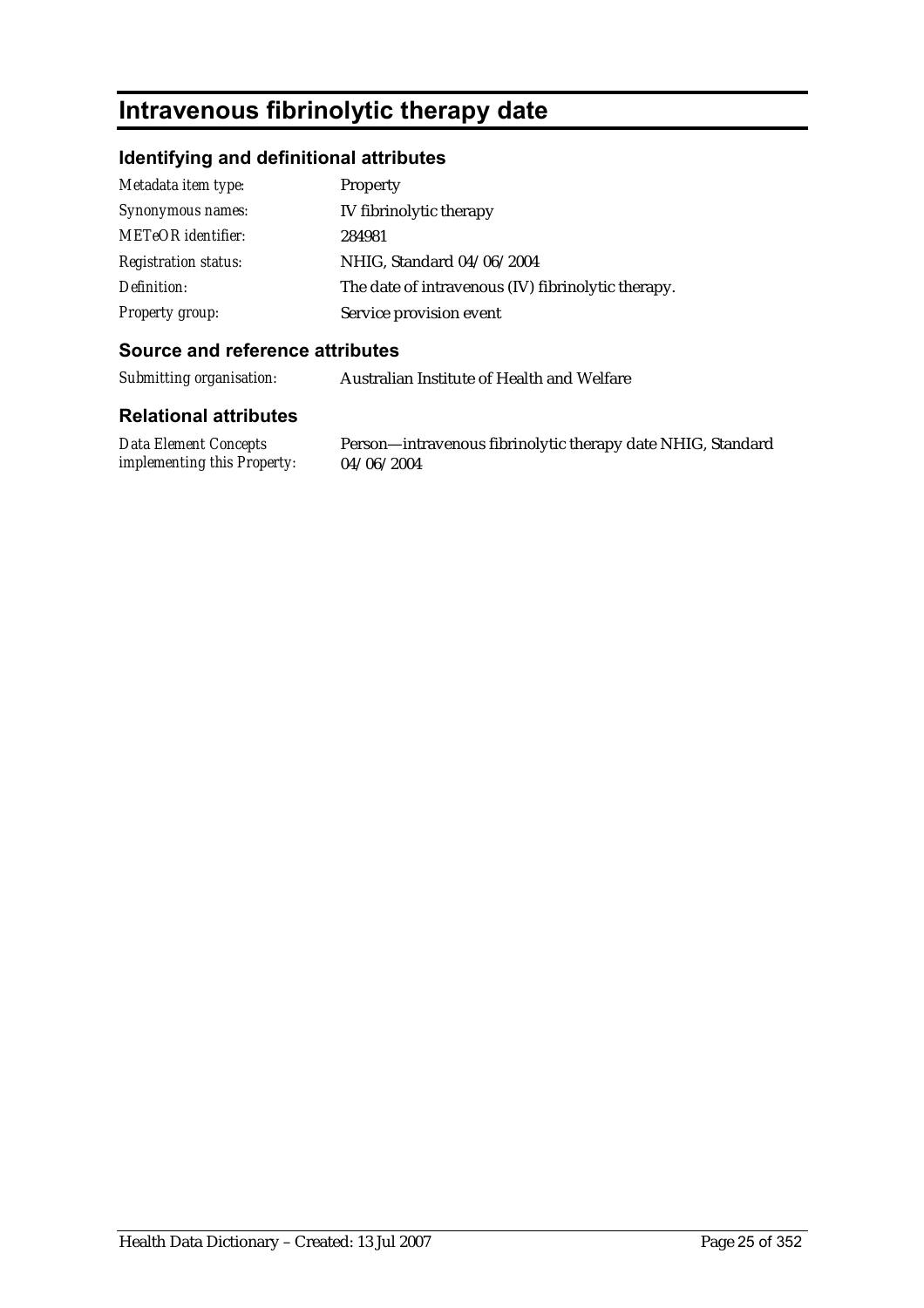# Intravenous fibrinolytic therapy date

## Identifying and definitional attributes

| | |
|---|---|
| *Metadata item type:* | Property |
| *Synonymous names:* | IV fibrinolytic therapy |
| *METeOR identifier:* | 284981 |
| *Registration status:* | NHIG, Standard 04/06/2004 |
| *Definition:* | The date of intravenous (IV) fibrinolytic therapy. |
| *Property group:* | Service provision event |

## Source and reference attributes

| | |
|---|---|
| *Submitting organisation:* | Australian Institute of Health and Welfare |

## Relational attributes

| | |
|---|---|
| *Data Element Concepts implementing this Property:* | Person—intravenous fibrinolytic therapy date NHIG, Standard 04/06/2004 |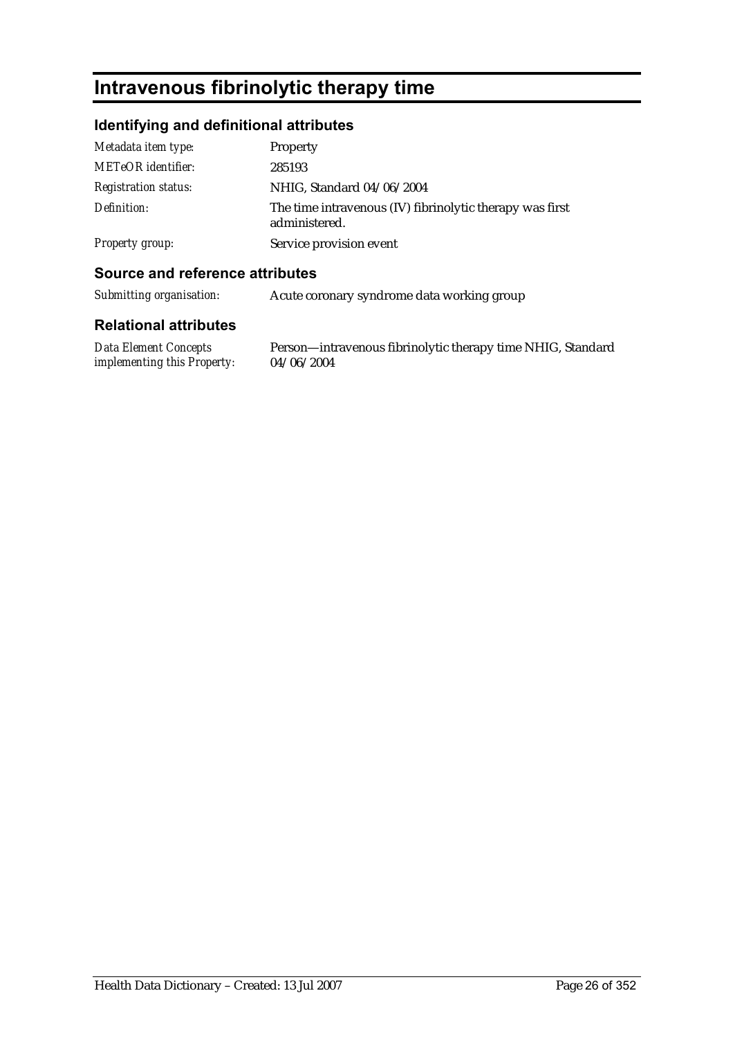# Intravenous fibrinolytic therapy time

## Identifying and definitional attributes

| | |
|---|---|
| *Metadata item type:* | Property |
| *METeOR identifier:* | 285193 |
| *Registration status:* | NHIG, Standard 04/06/2004 |
| *Definition:* | The time intravenous (IV) fibrinolytic therapy was first administered. |
| *Property group:* | Service provision event |

## Source and reference attributes

| | |
|---|---|
| *Submitting organisation:* | Acute coronary syndrome data working group |

## Relational attributes

| | |
|---|---|
| *Data Element Concepts implementing this Property:* | Person—intravenous fibrinolytic therapy time NHIG, Standard 04/06/2004 |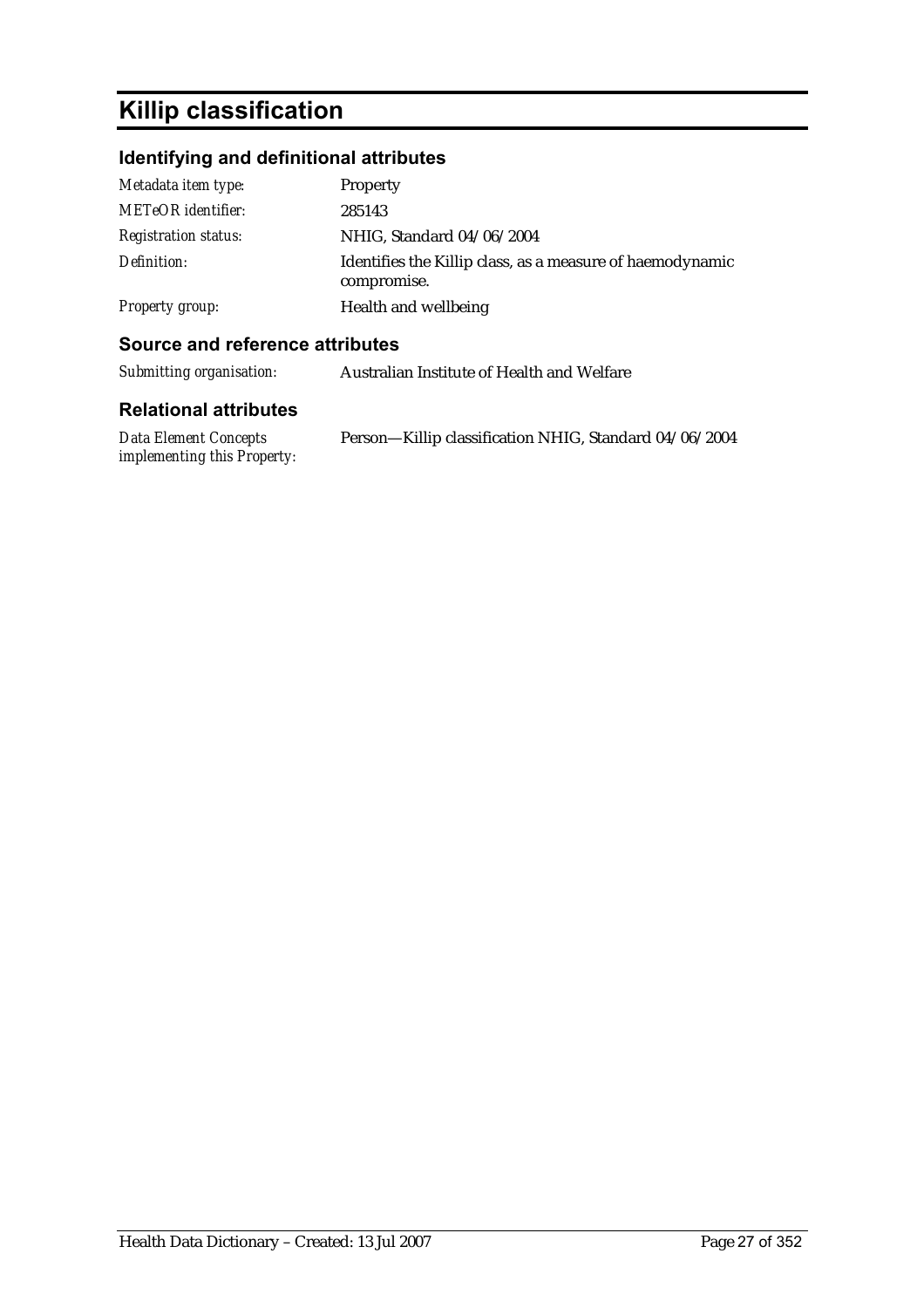# Killip classification

## Identifying and definitional attributes

| | |
|---|---|
| *Metadata item type:* | Property |
| *METeOR identifier:* | 285143 |
| *Registration status:* | NHIG, Standard 04/06/2004 |
| *Definition:* | Identifies the Killip class, as a measure of haemodynamic compromise. |
| *Property group:* | Health and wellbeing |

## Source and reference attributes

| | |
|---|---|
| *Submitting organisation:* | Australian Institute of Health and Welfare |

## Relational attributes

| | |
|---|---|
| *Data Element Concepts implementing this Property:* | Person—Killip classification NHIG, Standard 04/06/2004 |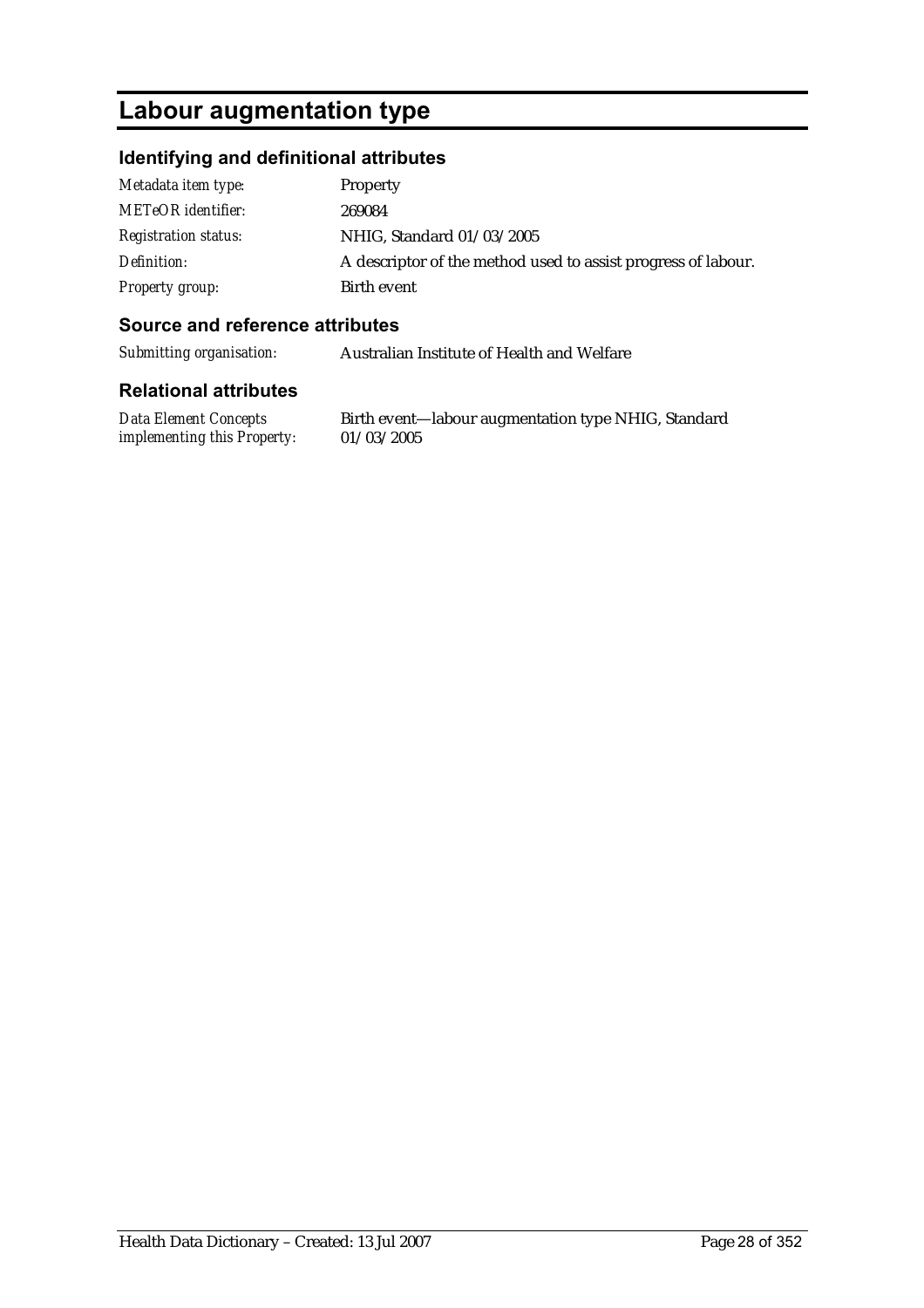# Labour augmentation type

## Identifying and definitional attributes

| | |
|---|---|
| *Metadata item type:* | Property |
| *METeOR identifier:* | 269084 |
| *Registration status:* | NHIG, Standard 01/03/2005 |
| *Definition:* | A descriptor of the method used to assist progress of labour. |
| *Property group:* | Birth event |

## Source and reference attributes

| | |
|---|---|
| *Submitting organisation:* | Australian Institute of Health and Welfare |

## Relational attributes

| | |
|---|---|
| *Data Element Concepts implementing this Property:* | Birth event—labour augmentation type NHIG, Standard 01/03/2005 |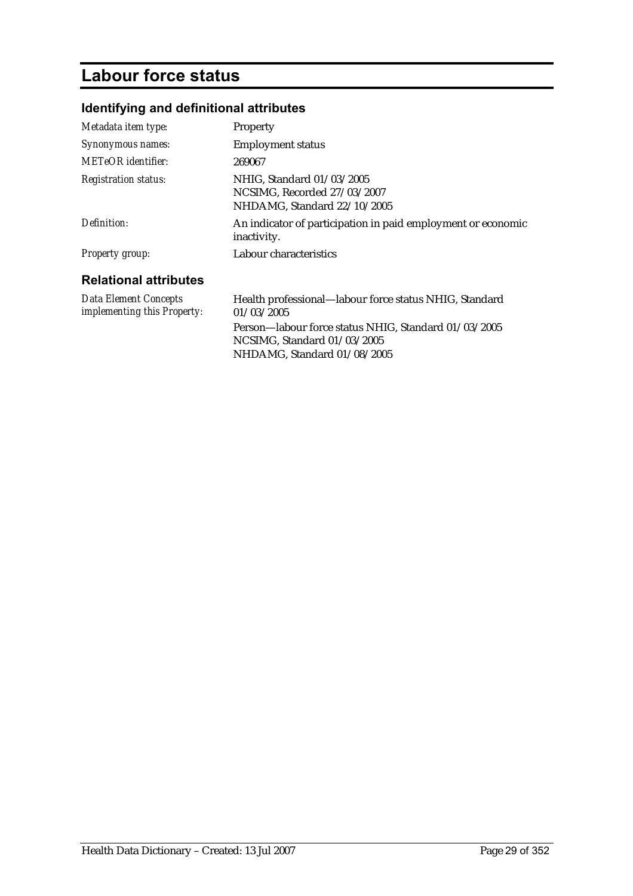# Labour force status

## Identifying and definitional attributes

| | |
|---|---|
| *Metadata item type:* | Property |
| *Synonymous names:* | Employment status |
| *METeOR identifier:* | 269067 |
| *Registration status:* | NHIG, Standard 01/03/2005<br>NCSIMG, Recorded 27/03/2007<br>NHDAMG, Standard 22/10/2005 |
| *Definition:* | An indicator of participation in paid employment or economic inactivity. |
| *Property group:* | Labour characteristics |

## Relational attributes

| | |
|---|---|
| *Data Element Concepts implementing this Property:* | Health professional—labour force status NHIG, Standard 01/03/2005<br>Person—labour force status NHIG, Standard 01/03/2005<br>NCSIMG, Standard 01/03/2005<br>NHDAMG, Standard 01/08/2005 |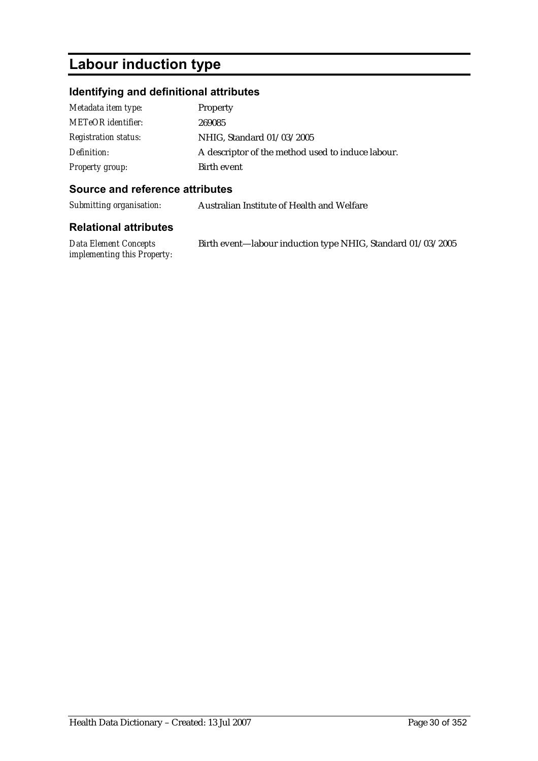# Labour induction type

## Identifying and definitional attributes

| | |
|---|---|
| *Metadata item type:* | Property |
| *METeOR identifier:* | 269085 |
| *Registration status:* | NHIG, Standard 01/03/2005 |
| *Definition:* | A descriptor of the method used to induce labour. |
| *Property group:* | Birth event |

## Source and reference attributes

| | |
|---|---|
| *Submitting organisation:* | Australian Institute of Health and Welfare |

## Relational attributes

| | |
|---|---|
| *Data Element Concepts implementing this Property:* | Birth event—labour induction type NHIG, Standard 01/03/2005 |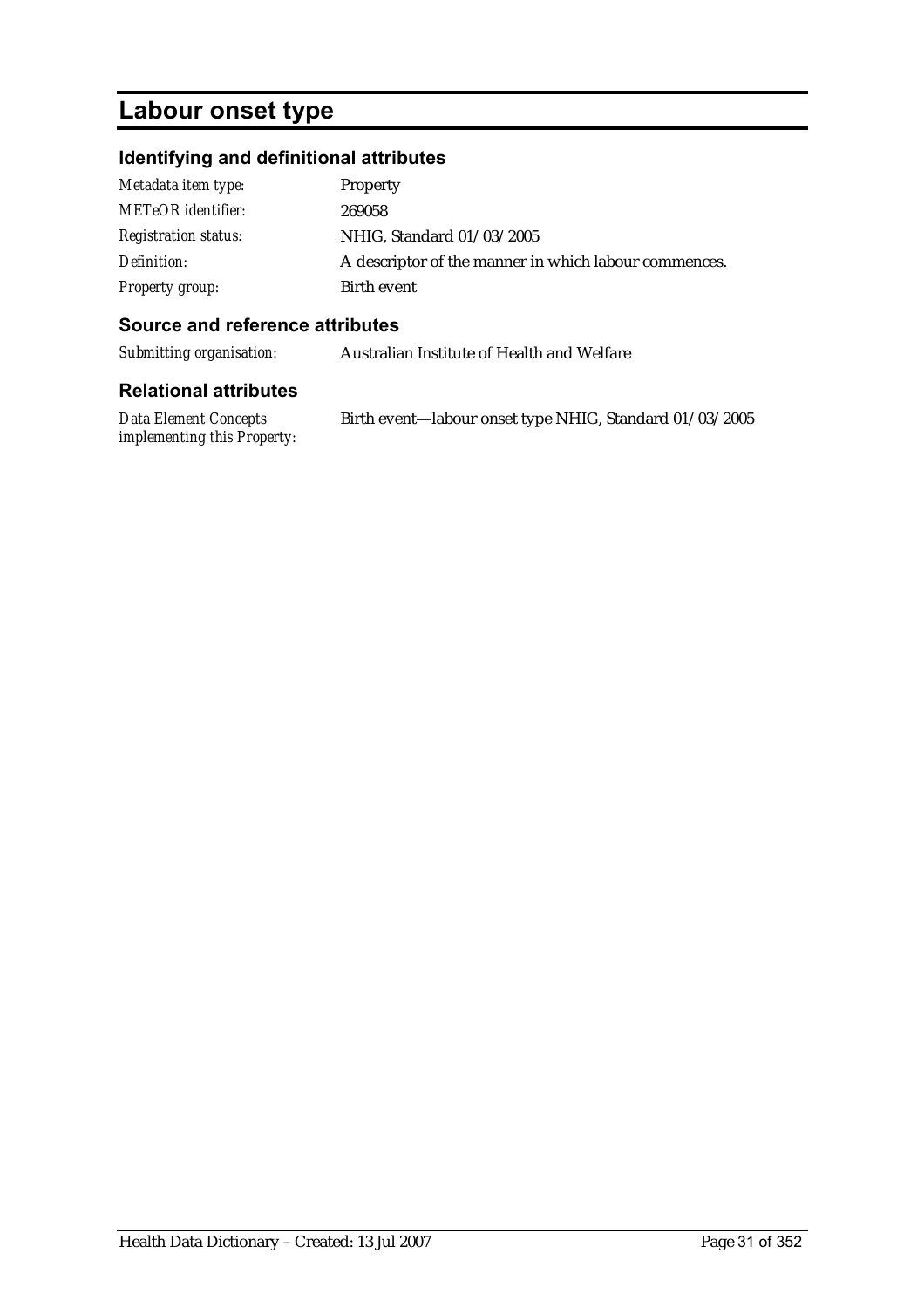# Labour onset type

## Identifying and definitional attributes

| | |
|---|---|
| *Metadata item type:* | Property |
| *METeOR identifier:* | 269058 |
| *Registration status:* | NHIG, Standard 01/03/2005 |
| *Definition:* | A descriptor of the manner in which labour commences. |
| *Property group:* | Birth event |

## Source and reference attributes

| | |
|---|---|
| *Submitting organisation:* | Australian Institute of Health and Welfare |

## Relational attributes

| | |
|---|---|
| *Data Element Concepts implementing this Property:* | Birth event—labour onset type NHIG, Standard 01/03/2005 |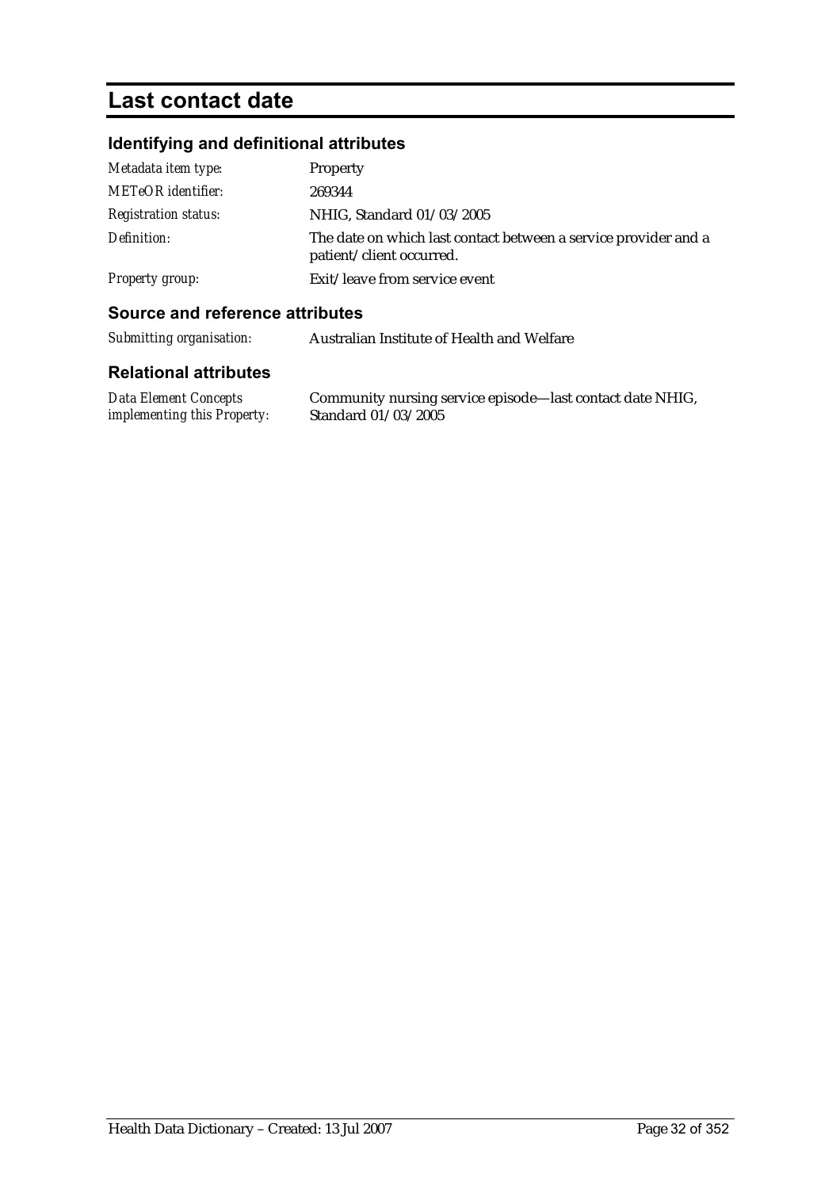# Last contact date

## Identifying and definitional attributes

| | |
|---|---|
| *Metadata item type:* | Property |
| *METeOR identifier:* | 269344 |
| *Registration status:* | NHIG, Standard 01/03/2005 |
| *Definition:* | The date on which last contact between a service provider and a patient/client occurred. |
| *Property group:* | Exit/leave from service event |

## Source and reference attributes

| | |
|---|---|
| *Submitting organisation:* | Australian Institute of Health and Welfare |

## Relational attributes

| | |
|---|---|
| *Data Element Concepts implementing this Property:* | Community nursing service episode—last contact date NHIG, Standard 01/03/2005 |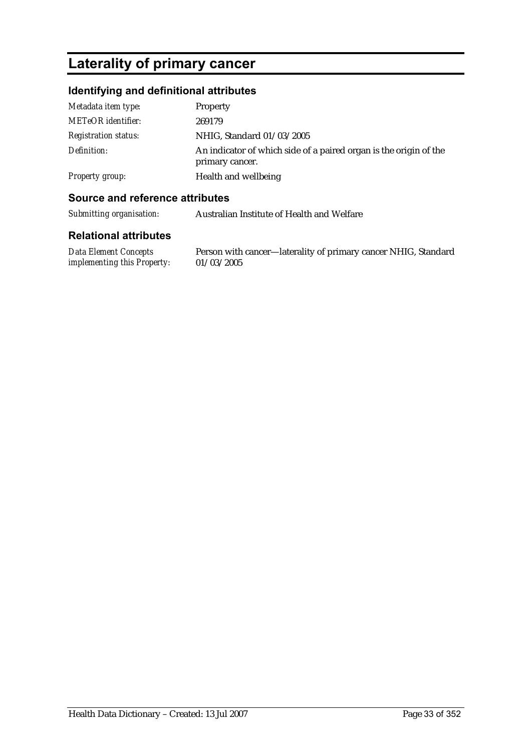# Laterality of primary cancer

## Identifying and definitional attributes

| | |
|---|---|
| *Metadata item type:* | Property |
| *METeOR identifier:* | 269179 |
| *Registration status:* | NHIG, Standard 01/03/2005 |
| *Definition:* | An indicator of which side of a paired organ is the origin of the primary cancer. |
| *Property group:* | Health and wellbeing |

## Source and reference attributes

| | |
|---|---|
| *Submitting organisation:* | Australian Institute of Health and Welfare |

## Relational attributes

| | |
|---|---|
| *Data Element Concepts implementing this Property:* | Person with cancer—laterality of primary cancer NHIG, Standard 01/03/2005 |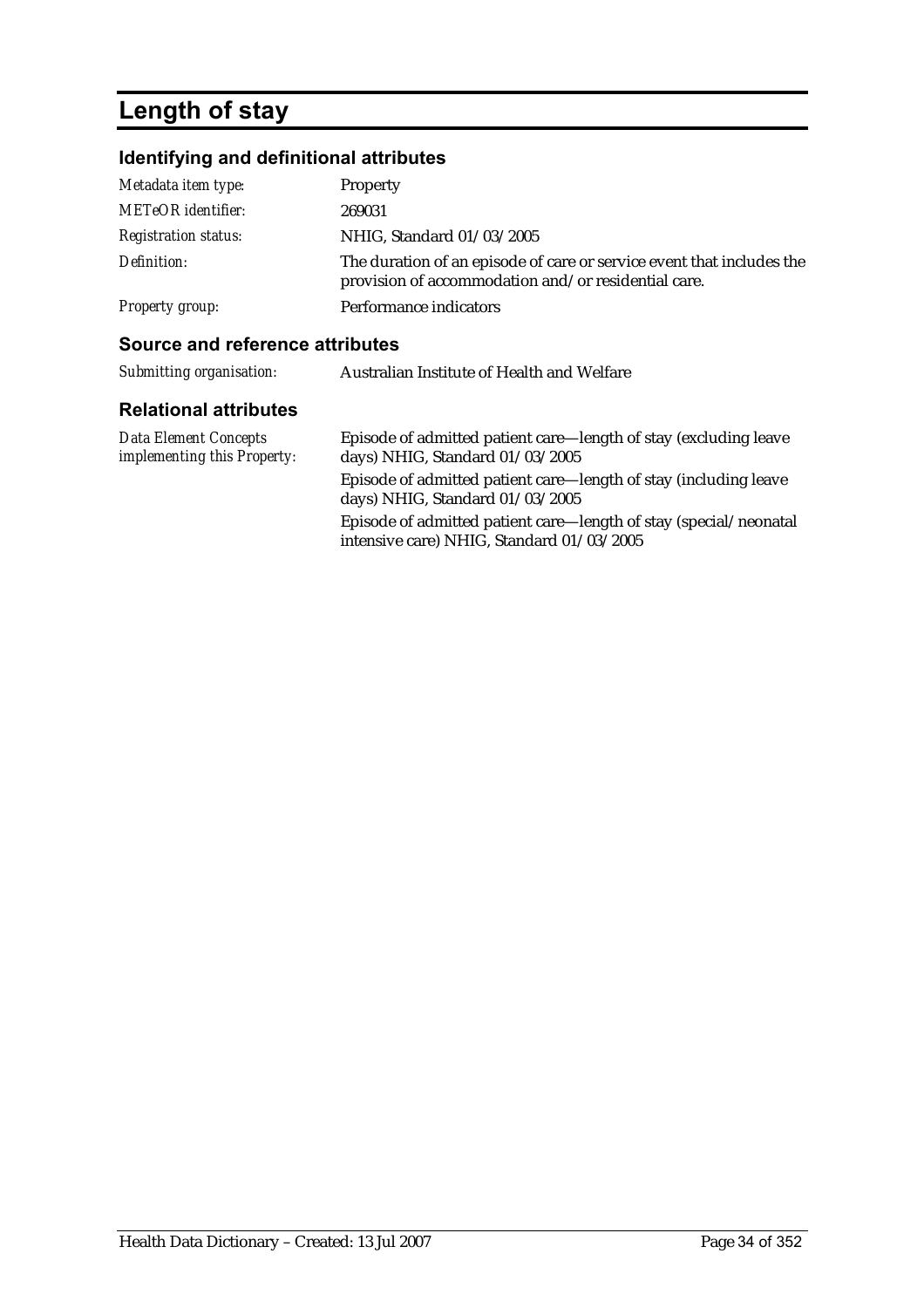# Length of stay

## Identifying and definitional attributes

| | |
|---|---|
| *Metadata item type:* | Property |
| *METeOR identifier:* | 269031 |
| *Registration status:* | NHIG, Standard 01/03/2005 |
| *Definition:* | The duration of an episode of care or service event that includes the provision of accommodation and/or residential care. |
| *Property group:* | Performance indicators |

## Source and reference attributes

| | |
|---|---|
| *Submitting organisation:* | Australian Institute of Health and Welfare |

## Relational attributes

| | |
|---|---|
| *Data Element Concepts implementing this Property:* | Episode of admitted patient care—length of stay (excluding leave days) NHIG, Standard 01/03/2005<br>Episode of admitted patient care—length of stay (including leave days) NHIG, Standard 01/03/2005<br>Episode of admitted patient care—length of stay (special/neonatal intensive care) NHIG, Standard 01/03/2005 |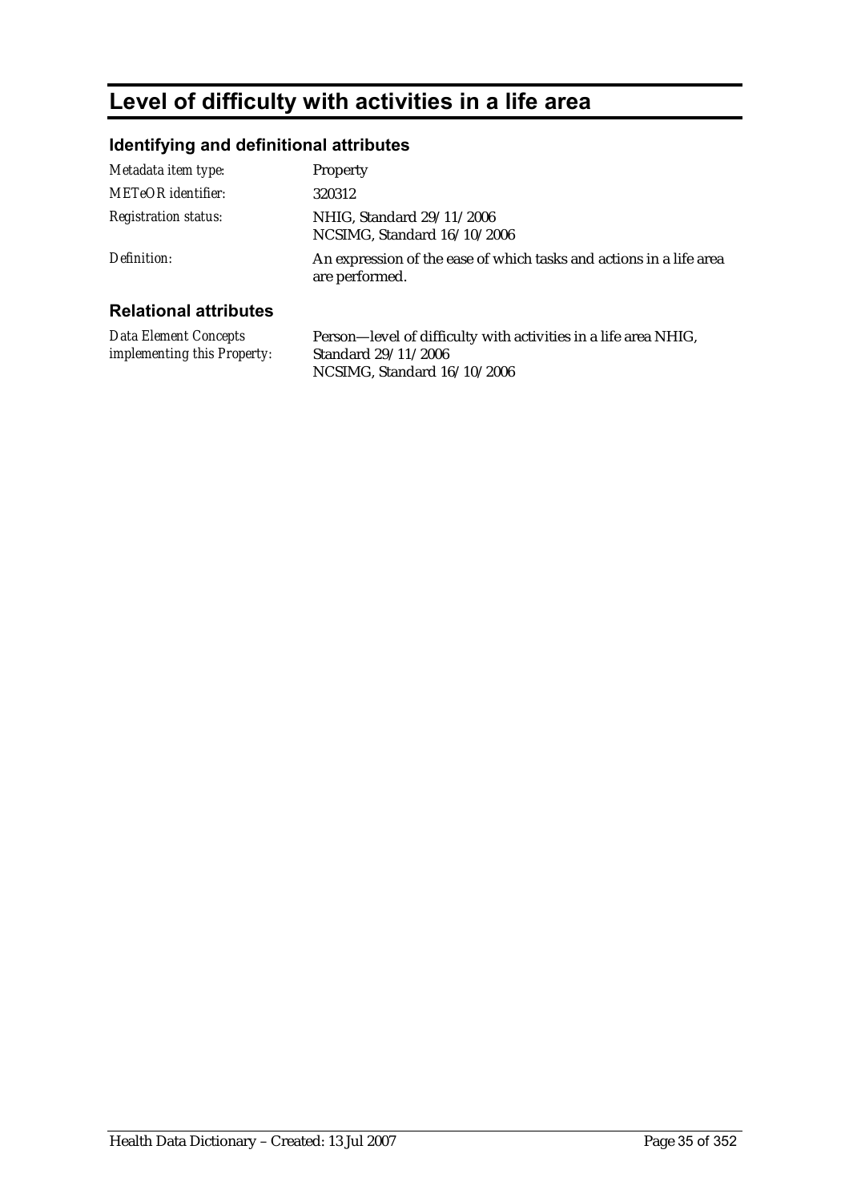# Level of difficulty with activities in a life area

## Identifying and definitional attributes

| | |
|---|---|
| *Metadata item type:* | Property |
| *METeOR identifier:* | 320312 |
| *Registration status:* | NHIG, Standard 29/11/2006<br>NCSIMG, Standard 16/10/2006 |
| *Definition:* | An expression of the ease of which tasks and actions in a life area are performed. |

## Relational attributes

| | |
|---|---|
| *Data Element Concepts implementing this Property:* | Person—level of difficulty with activities in a life area NHIG, Standard 29/11/2006<br>NCSIMG, Standard 16/10/2006 |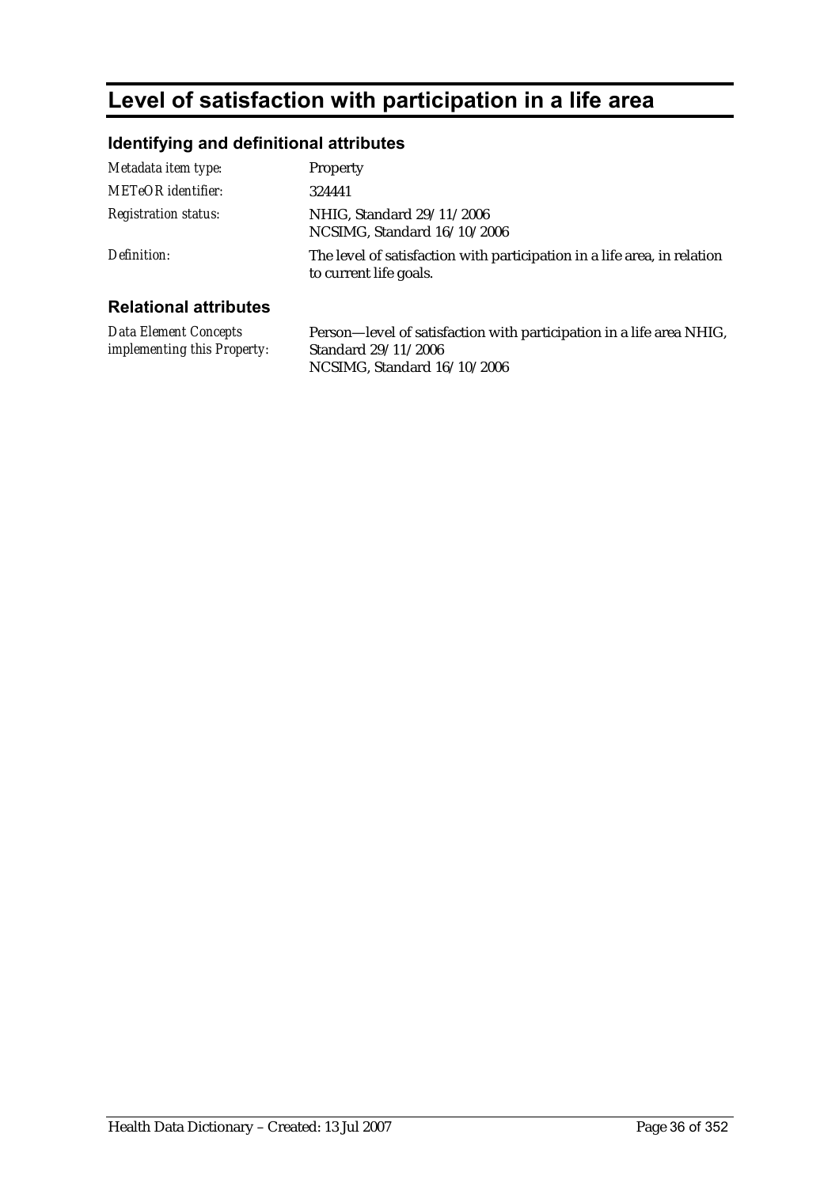# Level of satisfaction with participation in a life area

## Identifying and definitional attributes

| | |
|---|---|
| *Metadata item type:* | Property |
| *METeOR identifier:* | 324441 |
| *Registration status:* | NHIG, Standard 29/11/2006<br>NCSIMG, Standard 16/10/2006 |
| *Definition:* | The level of satisfaction with participation in a life area, in relation to current life goals. |

## Relational attributes

| | |
|---|---|
| *Data Element Concepts implementing this Property:* | Person—level of satisfaction with participation in a life area NHIG, Standard 29/11/2006<br>NCSIMG, Standard 16/10/2006 |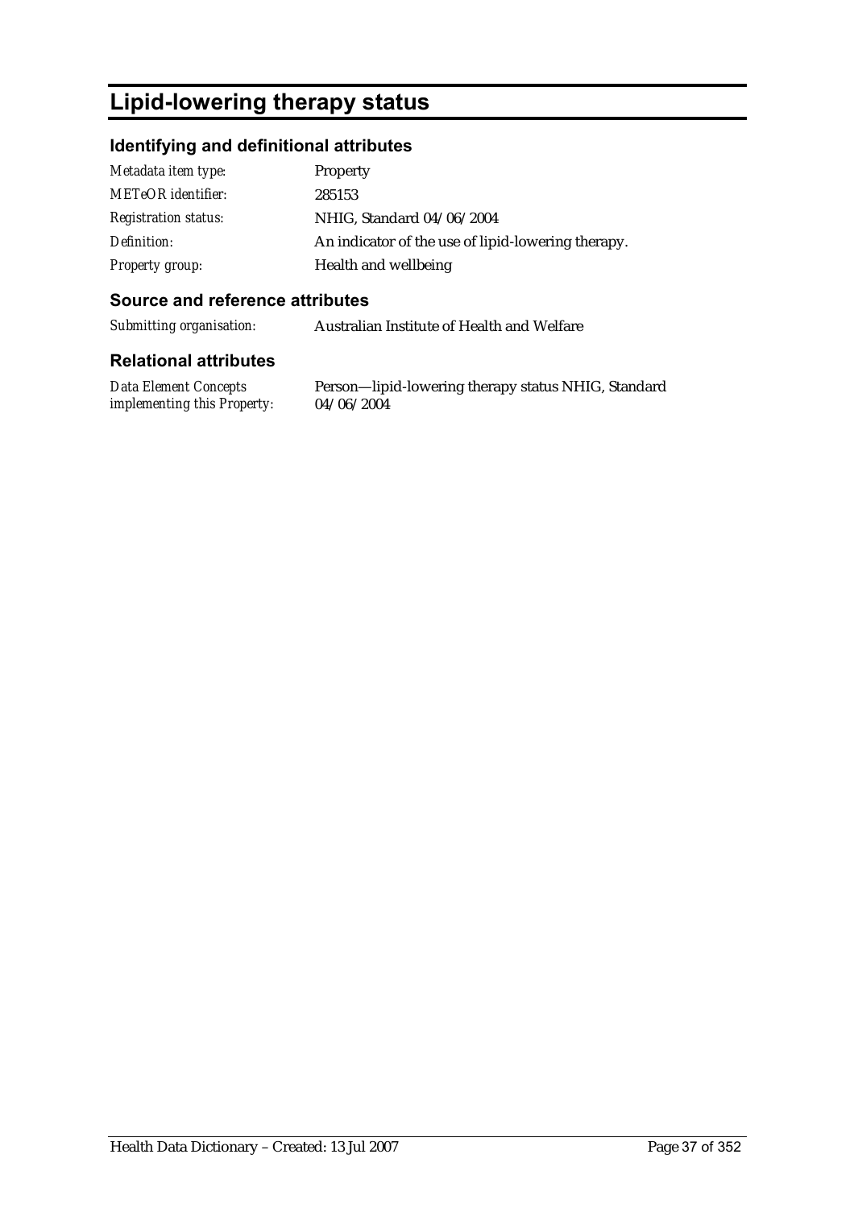# Lipid-lowering therapy status

## Identifying and definitional attributes

| | |
|---|---|
| *Metadata item type:* | Property |
| *METeOR identifier:* | 285153 |
| *Registration status:* | NHIG, Standard 04/06/2004 |
| *Definition:* | An indicator of the use of lipid-lowering therapy. |
| *Property group:* | Health and wellbeing |

## Source and reference attributes

| | |
|---|---|
| *Submitting organisation:* | Australian Institute of Health and Welfare |

## Relational attributes

| | |
|---|---|
| *Data Element Concepts implementing this Property:* | Person—lipid-lowering therapy status NHIG, Standard 04/06/2004 |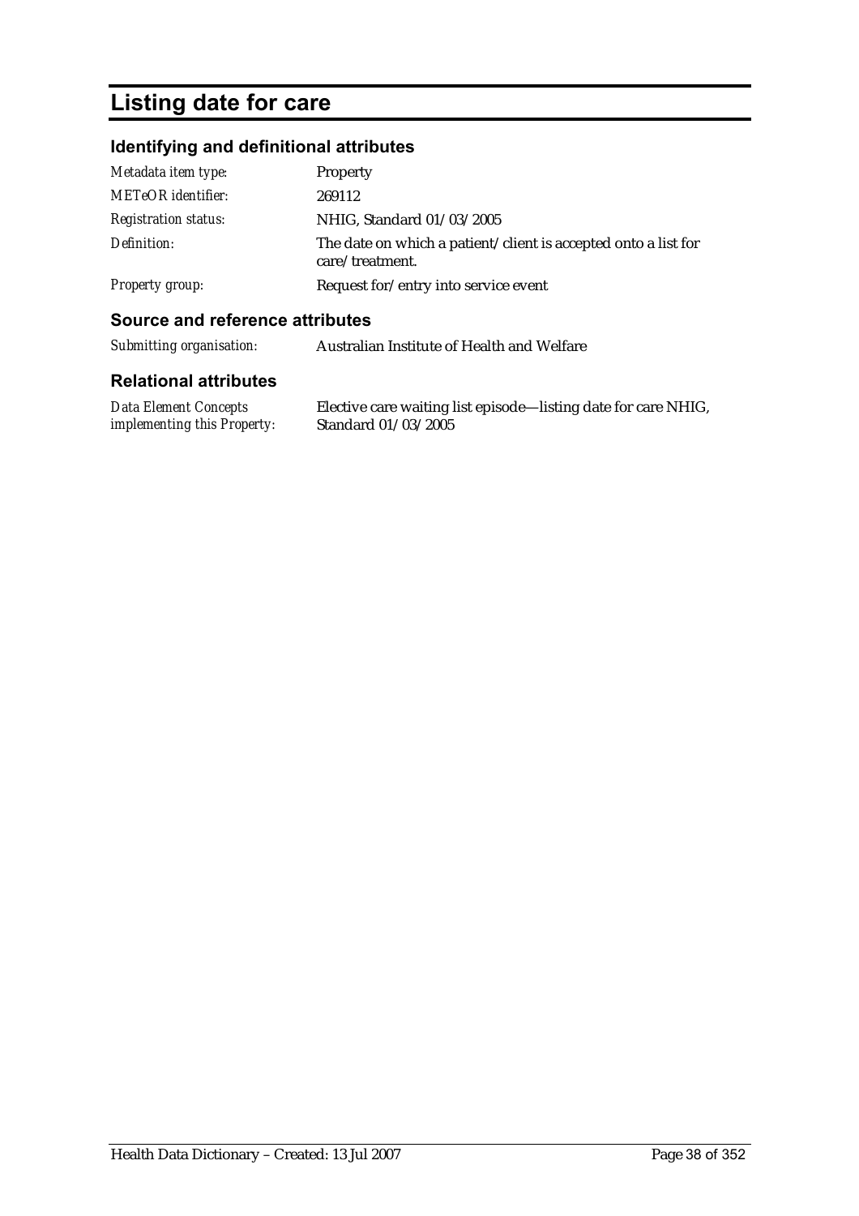# Listing date for care

## Identifying and definitional attributes

| | |
|---|---|
| *Metadata item type:* | Property |
| *METeOR identifier:* | 269112 |
| *Registration status:* | NHIG, Standard 01/03/2005 |
| *Definition:* | The date on which a patient/client is accepted onto a list for care/treatment. |
| *Property group:* | Request for/entry into service event |

## Source and reference attributes

| | |
|---|---|
| *Submitting organisation:* | Australian Institute of Health and Welfare |

## Relational attributes

| | |
|---|---|
| *Data Element Concepts implementing this Property:* | Elective care waiting list episode—listing date for care NHIG, Standard 01/03/2005 |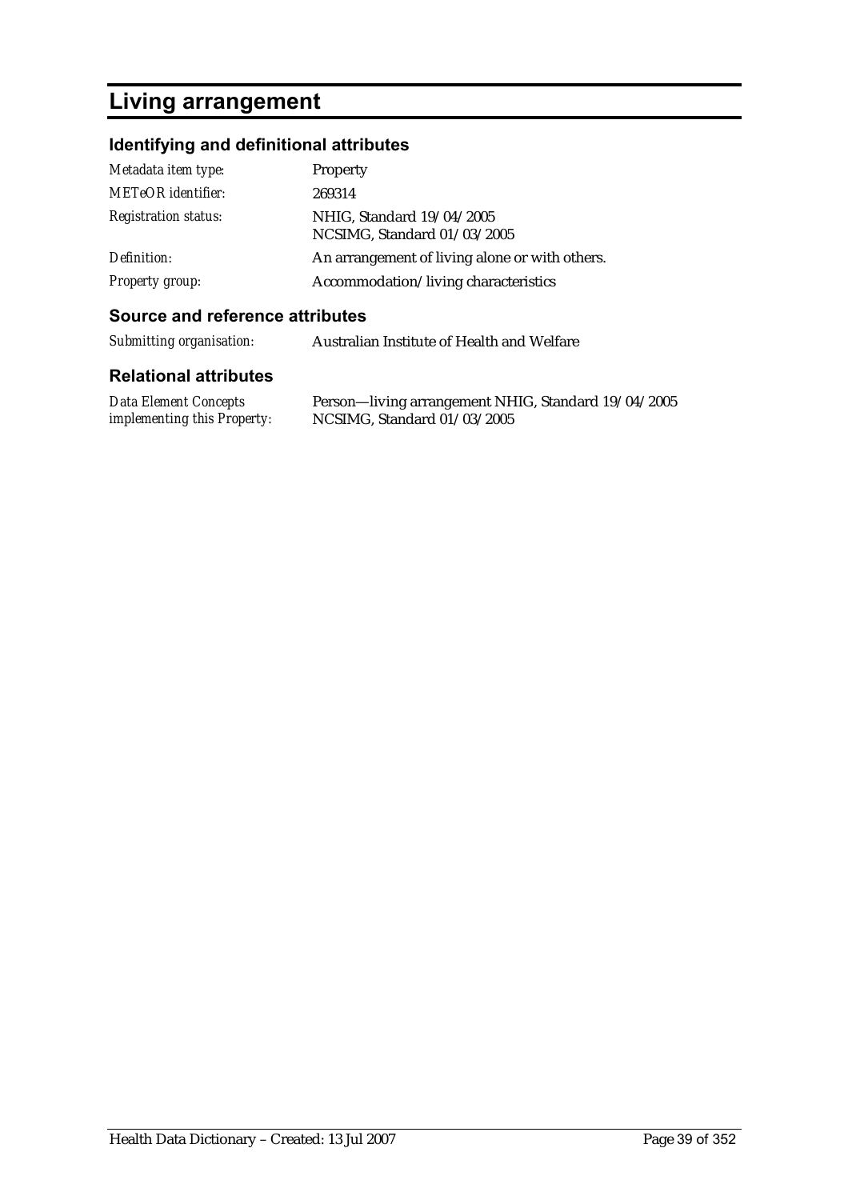# Living arrangement

## Identifying and definitional attributes

| | |
|---|---|
| *Metadata item type:* | Property |
| *METeOR identifier:* | 269314 |
| *Registration status:* | NHIG, Standard 19/04/2005<br>NCSIMG, Standard 01/03/2005 |
| *Definition:* | An arrangement of living alone or with others. |
| *Property group:* | Accommodation/living characteristics |

## Source and reference attributes

| | |
|---|---|
| *Submitting organisation:* | Australian Institute of Health and Welfare |

## Relational attributes

| | |
|---|---|
| *Data Element Concepts implementing this Property:* | Person—living arrangement NHIG, Standard 19/04/2005<br>NCSIMG, Standard 01/03/2005 |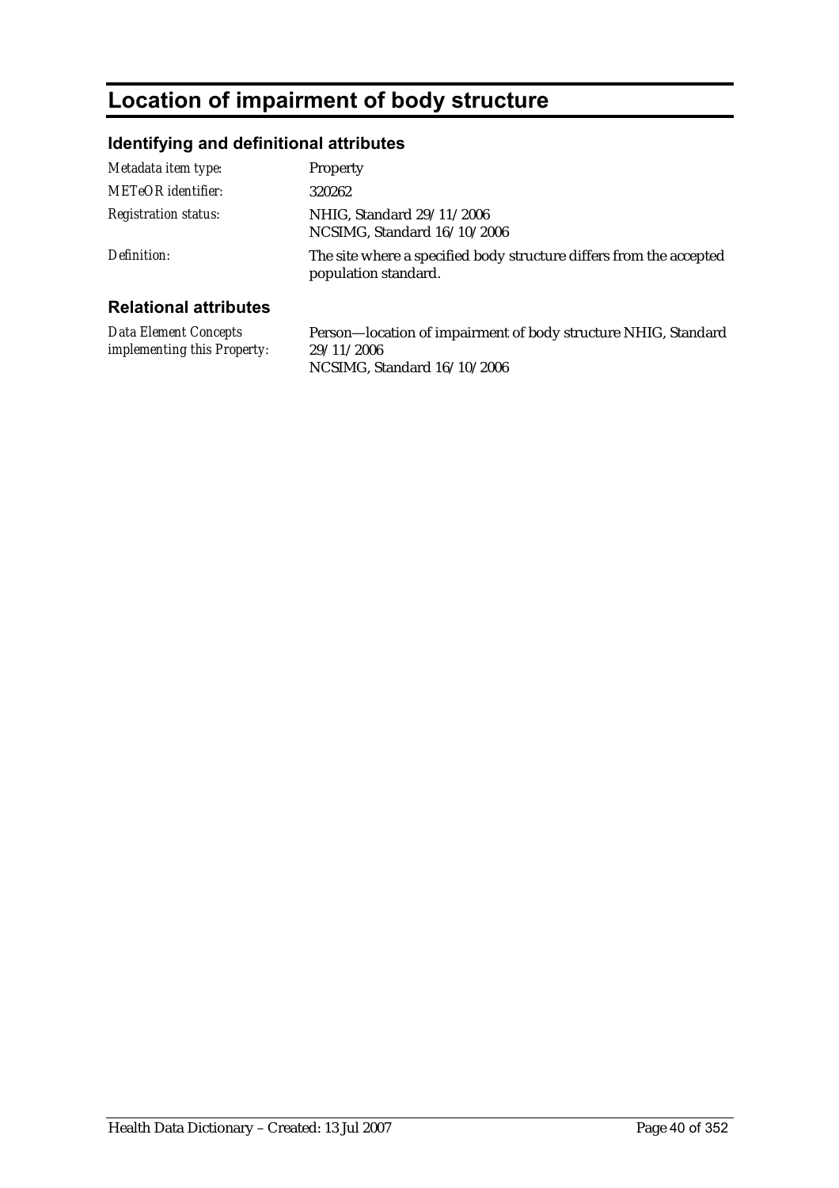# Location of impairment of body structure

## Identifying and definitional attributes

| | |
|---|---|
| *Metadata item type:* | Property |
| *METeOR identifier:* | 320262 |
| *Registration status:* | NHIG, Standard 29/11/2006<br>NCSIMG, Standard 16/10/2006 |
| *Definition:* | The site where a specified body structure differs from the accepted population standard. |

## Relational attributes

| | |
|---|---|
| *Data Element Concepts implementing this Property:* | Person—location of impairment of body structure NHIG, Standard 29/11/2006<br>NCSIMG, Standard 16/10/2006 |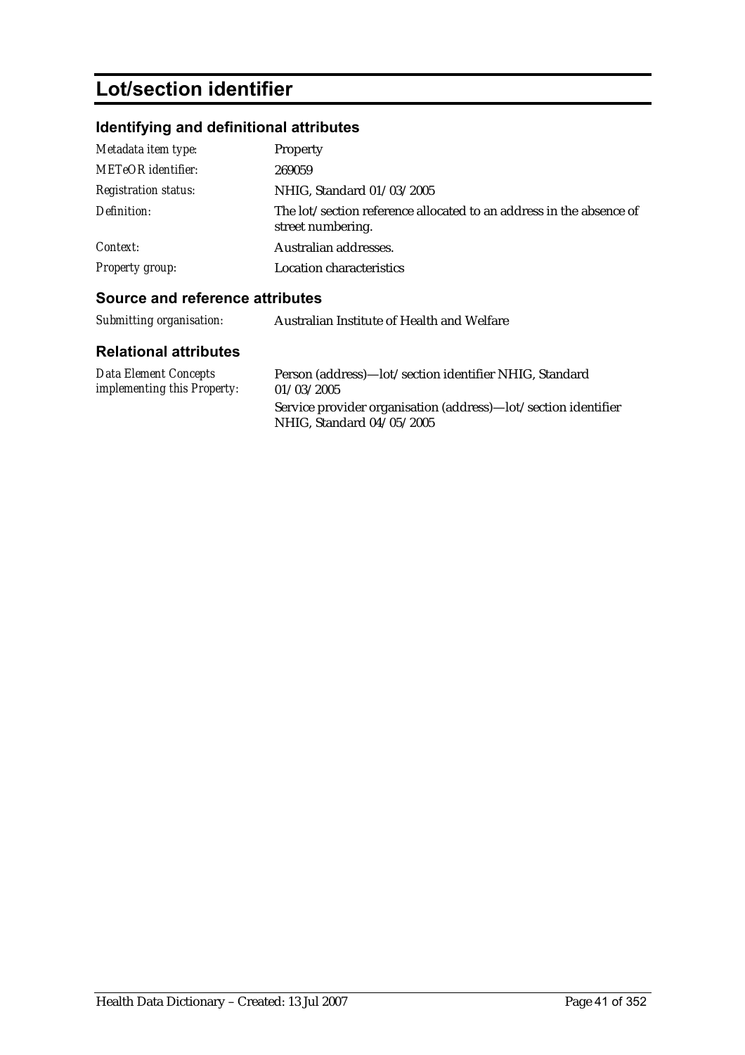# Lot/section identifier

## Identifying and definitional attributes

| | |
|---|---|
| *Metadata item type:* | Property |
| *METeOR identifier:* | 269059 |
| *Registration status:* | NHIG, Standard 01/03/2005 |
| *Definition:* | The lot/section reference allocated to an address in the absence of street numbering. |
| *Context:* | Australian addresses. |
| *Property group:* | Location characteristics |

## Source and reference attributes

| | |
|---|---|
| *Submitting organisation:* | Australian Institute of Health and Welfare |

## Relational attributes

| | |
|---|---|
| *Data Element Concepts implementing this Property:* | Person (address)—lot/section identifier NHIG, Standard 01/03/2005<br>Service provider organisation (address)—lot/section identifier NHIG, Standard 04/05/2005 |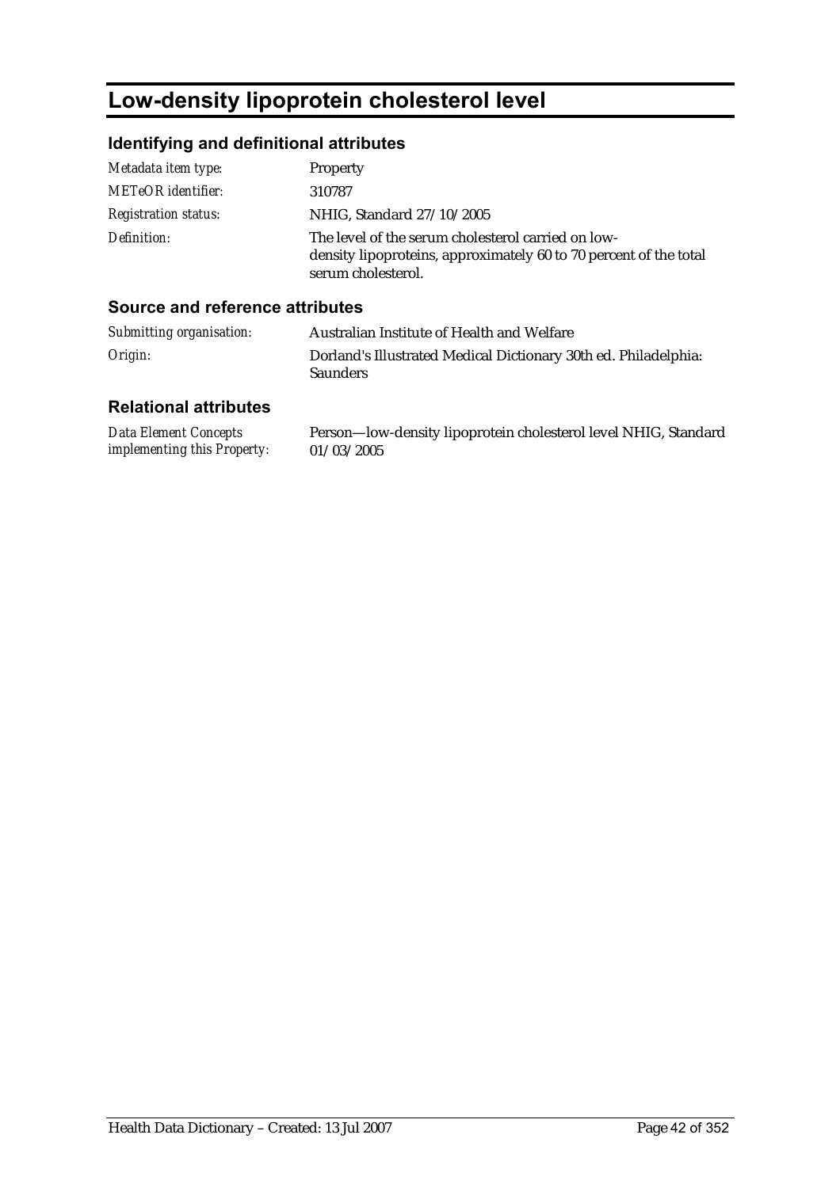# Low-density lipoprotein cholesterol level

## Identifying and definitional attributes

| | |
|---|---|
| *Metadata item type:* | Property |
| *METeOR identifier:* | 310787 |
| *Registration status:* | NHIG, Standard 27/10/2005 |
| *Definition:* | The level of the serum cholesterol carried on low-density lipoproteins, approximately 60 to 70 percent of the total serum cholesterol. |

## Source and reference attributes

| | |
|---|---|
| *Submitting organisation:* | Australian Institute of Health and Welfare |
| *Origin:* | Dorland's Illustrated Medical Dictionary 30th ed. Philadelphia: Saunders |

## Relational attributes

| | |
|---|---|
| *Data Element Concepts implementing this Property:* | Person—low-density lipoprotein cholesterol level NHIG, Standard 01/03/2005 |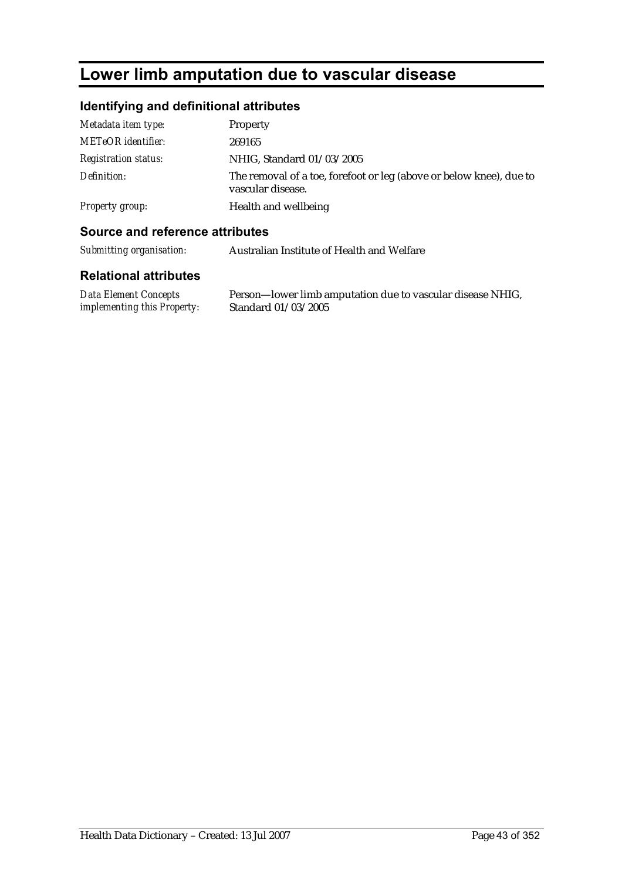# Lower limb amputation due to vascular disease

## Identifying and definitional attributes

| | |
|---|---|
| *Metadata item type:* | Property |
| *METeOR identifier:* | 269165 |
| *Registration status:* | NHIG, Standard 01/03/2005 |
| *Definition:* | The removal of a toe, forefoot or leg (above or below knee), due to vascular disease. |
| *Property group:* | Health and wellbeing |

## Source and reference attributes

| | |
|---|---|
| *Submitting organisation:* | Australian Institute of Health and Welfare |

## Relational attributes

| | |
|---|---|
| *Data Element Concepts implementing this Property:* | Person—lower limb amputation due to vascular disease NHIG, Standard 01/03/2005 |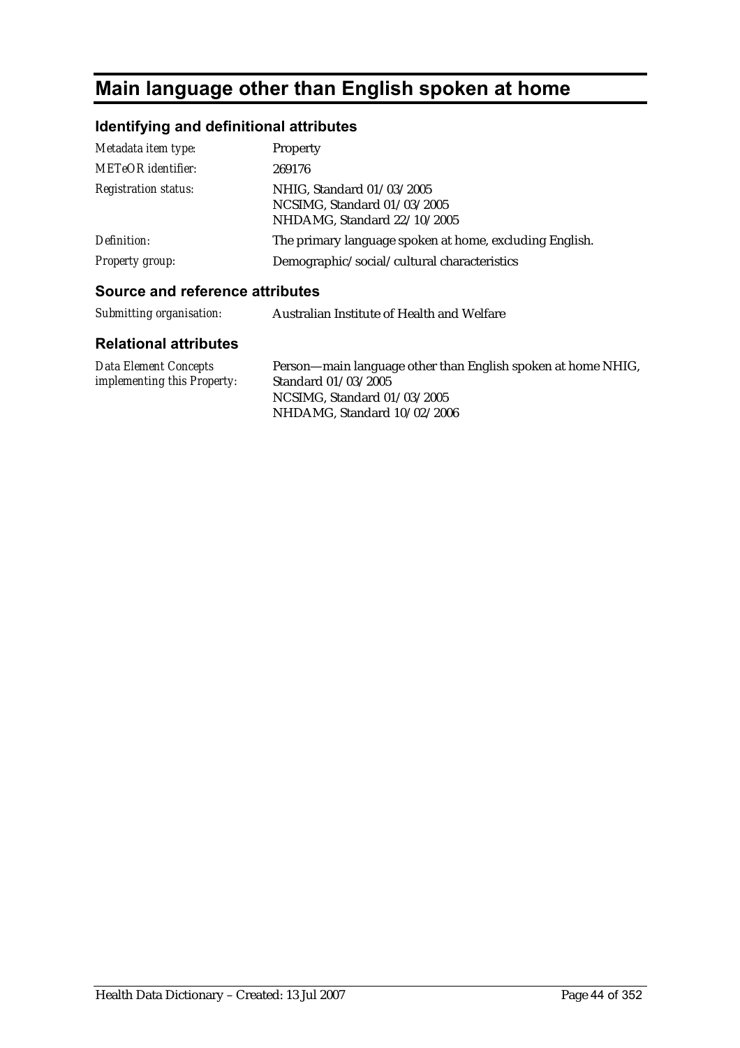# Main language other than English spoken at home

## Identifying and definitional attributes

| | |
|---|---|
| *Metadata item type:* | Property |
| *METeOR identifier:* | 269176 |
| *Registration status:* | NHIG, Standard 01/03/2005<br>NCSIMG, Standard 01/03/2005<br>NHDAMG, Standard 22/10/2005 |
| *Definition:* | The primary language spoken at home, excluding English. |
| *Property group:* | Demographic/social/cultural characteristics |

## Source and reference attributes

| | |
|---|---|
| *Submitting organisation:* | Australian Institute of Health and Welfare |

## Relational attributes

| | |
|---|---|
| *Data Element Concepts implementing this Property:* | Person—main language other than English spoken at home NHIG, Standard 01/03/2005<br>NCSIMG, Standard 01/03/2005<br>NHDAMG, Standard 10/02/2006 |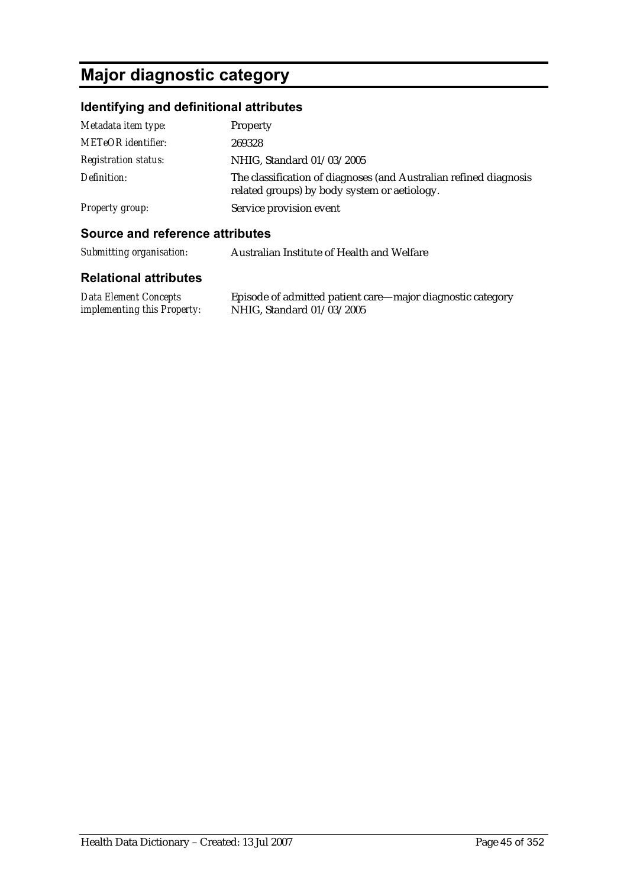# Major diagnostic category

## Identifying and definitional attributes

| | |
|---|---|
| *Metadata item type:* | Property |
| *METeOR identifier:* | 269328 |
| *Registration status:* | NHIG, Standard 01/03/2005 |
| *Definition:* | The classification of diagnoses (and Australian refined diagnosis related groups) by body system or aetiology. |
| *Property group:* | Service provision event |

## Source and reference attributes

| | |
|---|---|
| *Submitting organisation:* | Australian Institute of Health and Welfare |

## Relational attributes

| | |
|---|---|
| *Data Element Concepts implementing this Property:* | Episode of admitted patient care—major diagnostic category NHIG, Standard 01/03/2005 |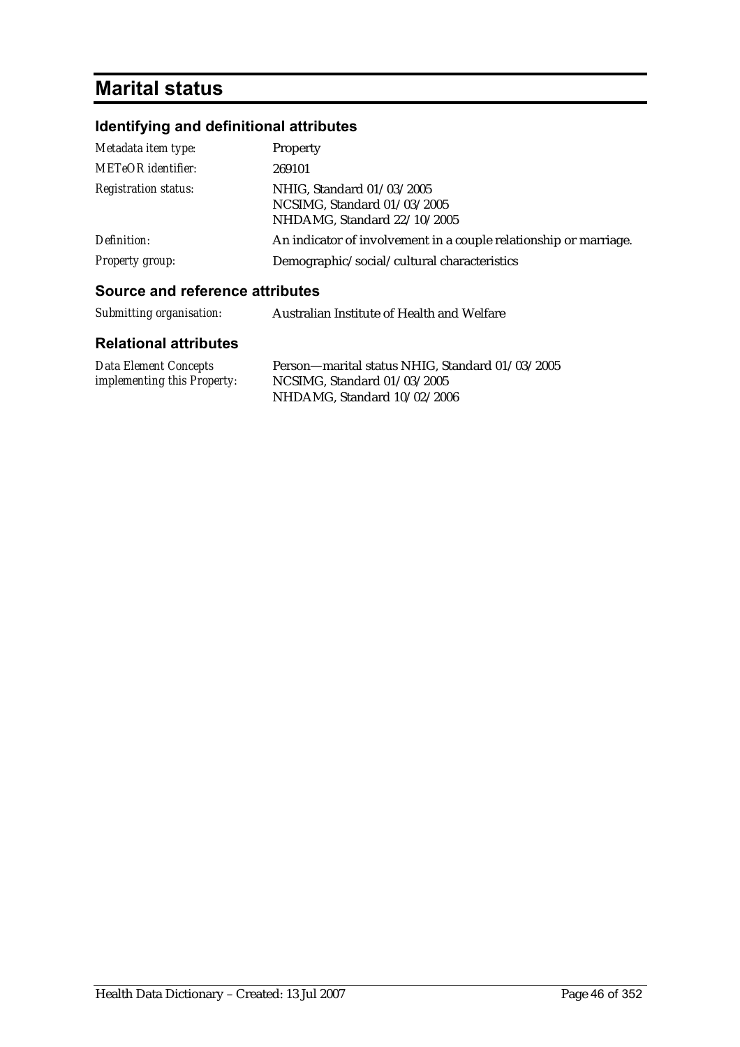# Marital status

## Identifying and definitional attributes

| | |
|---|---|
| *Metadata item type:* | Property |
| *METeOR identifier:* | 269101 |
| *Registration status:* | NHIG, Standard 01/03/2005<br>NCSIMG, Standard 01/03/2005<br>NHDAMG, Standard 22/10/2005 |
| *Definition:* | An indicator of involvement in a couple relationship or marriage. |
| *Property group:* | Demographic/social/cultural characteristics |

## Source and reference attributes

| | |
|---|---|
| *Submitting organisation:* | Australian Institute of Health and Welfare |

## Relational attributes

| | |
|---|---|
| *Data Element Concepts implementing this Property:* | Person—marital status NHIG, Standard 01/03/2005<br>NCSIMG, Standard 01/03/2005<br>NHDAMG, Standard 10/02/2006 |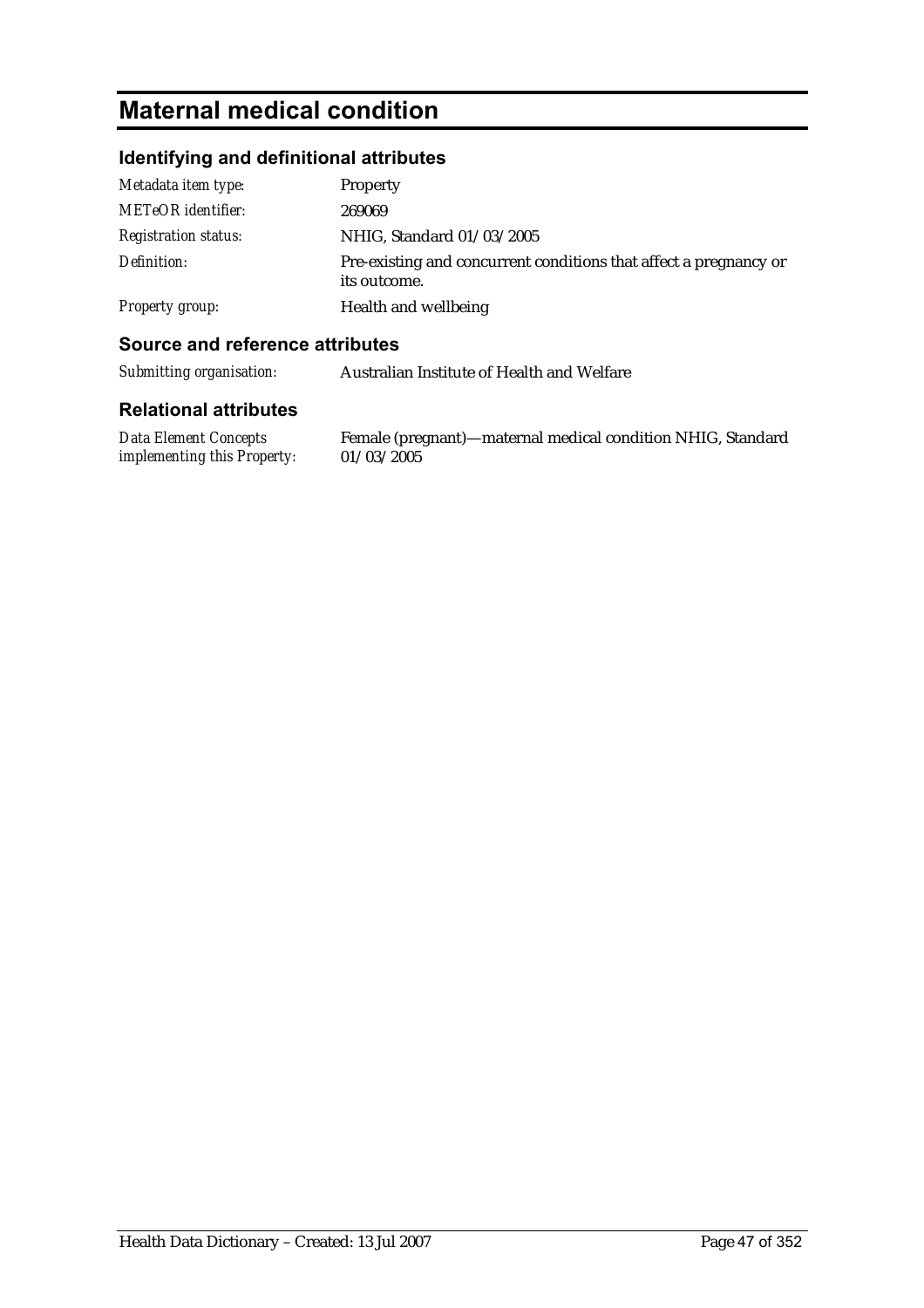# Maternal medical condition

## Identifying and definitional attributes

| | |
|---|---|
| *Metadata item type:* | Property |
| *METeOR identifier:* | 269069 |
| *Registration status:* | NHIG, Standard 01/03/2005 |
| *Definition:* | Pre-existing and concurrent conditions that affect a pregnancy or its outcome. |
| *Property group:* | Health and wellbeing |

## Source and reference attributes

| | |
|---|---|
| *Submitting organisation:* | Australian Institute of Health and Welfare |

## Relational attributes

| | |
|---|---|
| *Data Element Concepts implementing this Property:* | Female (pregnant)—maternal medical condition NHIG, Standard 01/03/2005 |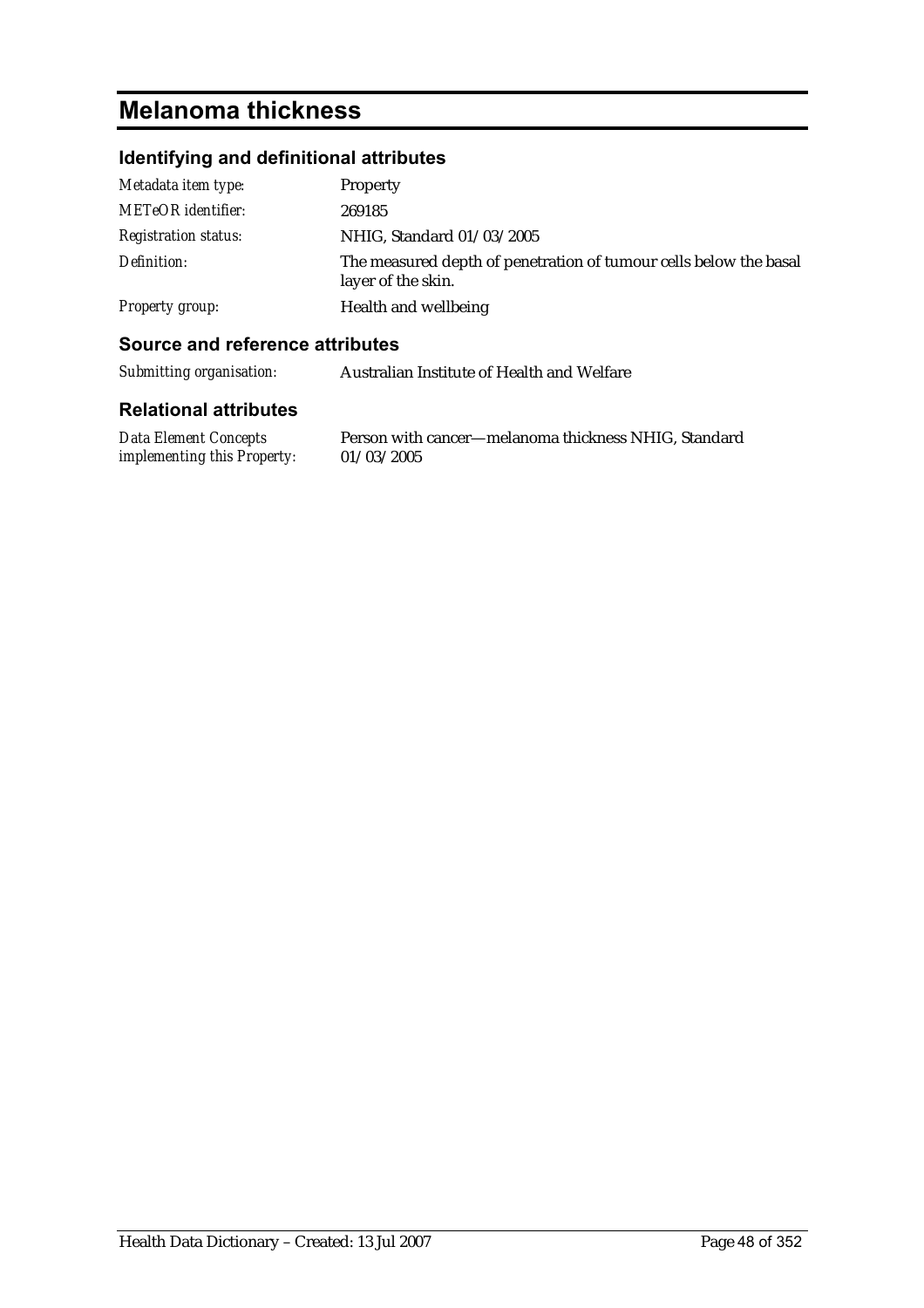# Melanoma thickness

## Identifying and definitional attributes

| | |
|---|---|
| *Metadata item type:* | Property |
| *METeOR identifier:* | 269185 |
| *Registration status:* | NHIG, Standard 01/03/2005 |
| *Definition:* | The measured depth of penetration of tumour cells below the basal layer of the skin. |
| *Property group:* | Health and wellbeing |

## Source and reference attributes

| | |
|---|---|
| *Submitting organisation:* | Australian Institute of Health and Welfare |

## Relational attributes

| | |
|---|---|
| *Data Element Concepts implementing this Property:* | Person with cancer—melanoma thickness NHIG, Standard 01/03/2005 |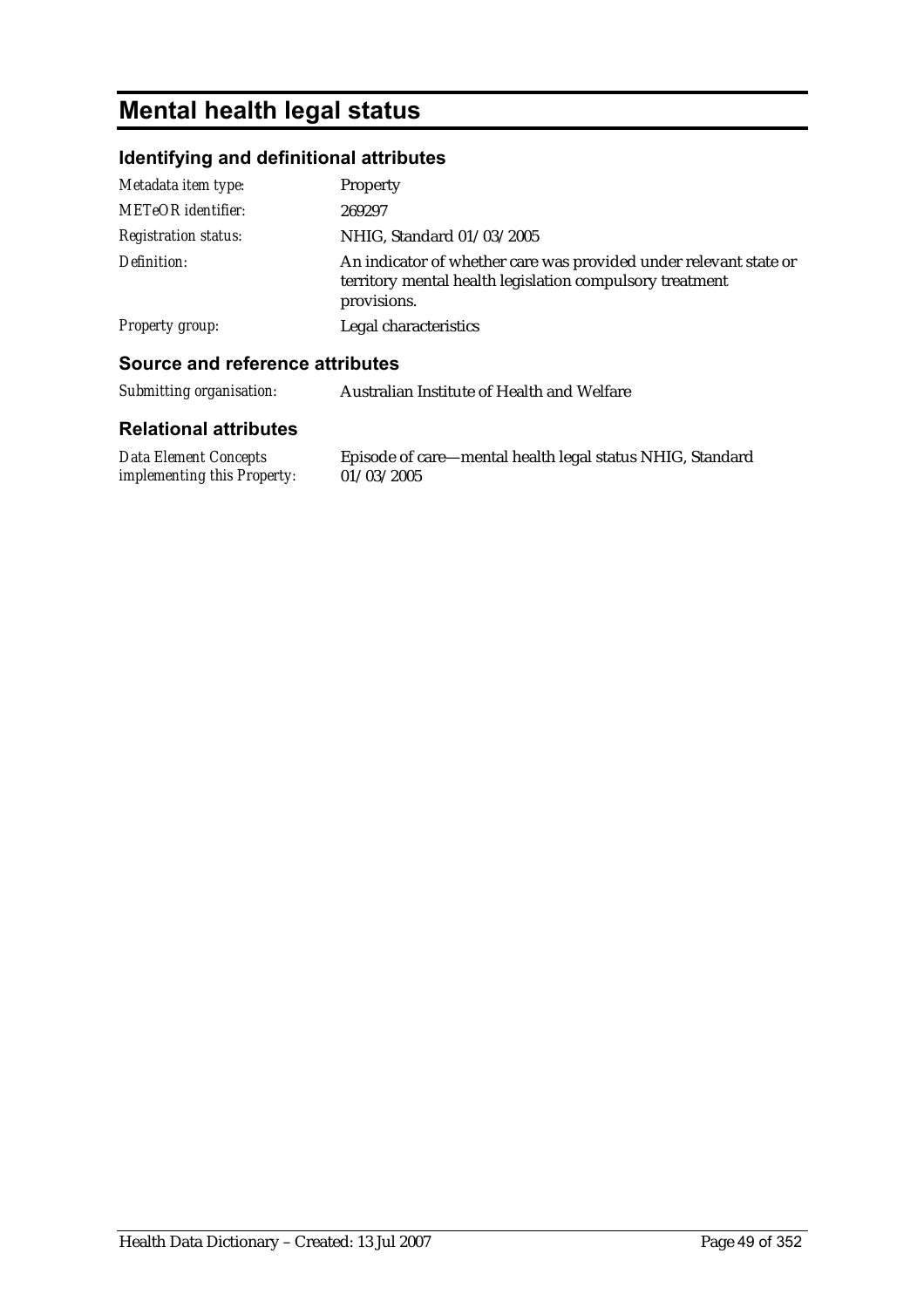# Mental health legal status

## Identifying and definitional attributes

| | |
|---|---|
| *Metadata item type:* | Property |
| *METeOR identifier:* | 269297 |
| *Registration status:* | NHIG, Standard 01/03/2005 |
| *Definition:* | An indicator of whether care was provided under relevant state or territory mental health legislation compulsory treatment provisions. |
| *Property group:* | Legal characteristics |

## Source and reference attributes

| | |
|---|---|
| *Submitting organisation:* | Australian Institute of Health and Welfare |

## Relational attributes

| | |
|---|---|
| *Data Element Concepts implementing this Property:* | Episode of care—mental health legal status NHIG, Standard 01/03/2005 |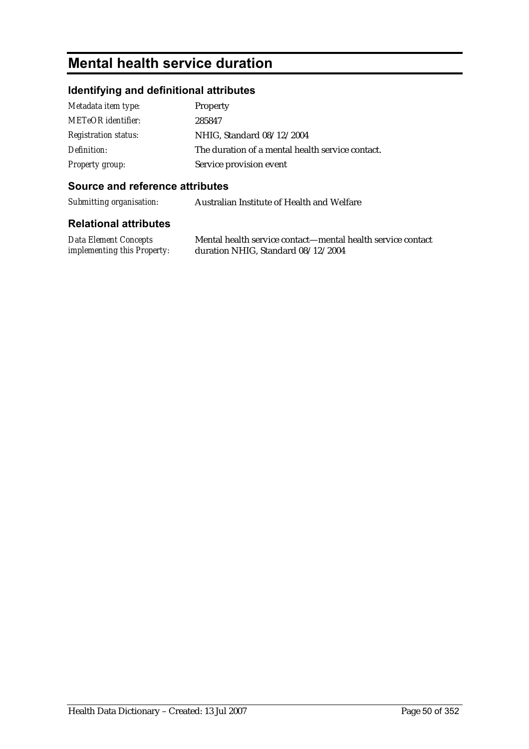# Mental health service duration

## Identifying and definitional attributes

| | |
|---|---|
| *Metadata item type:* | Property |
| *METeOR identifier:* | 285847 |
| *Registration status:* | NHIG, Standard 08/12/2004 |
| *Definition:* | The duration of a mental health service contact. |
| *Property group:* | Service provision event |

## Source and reference attributes

| | |
|---|---|
| *Submitting organisation:* | Australian Institute of Health and Welfare |

## Relational attributes

| | |
|---|---|
| *Data Element Concepts implementing this Property:* | Mental health service contact—mental health service contact duration NHIG, Standard 08/12/2004 |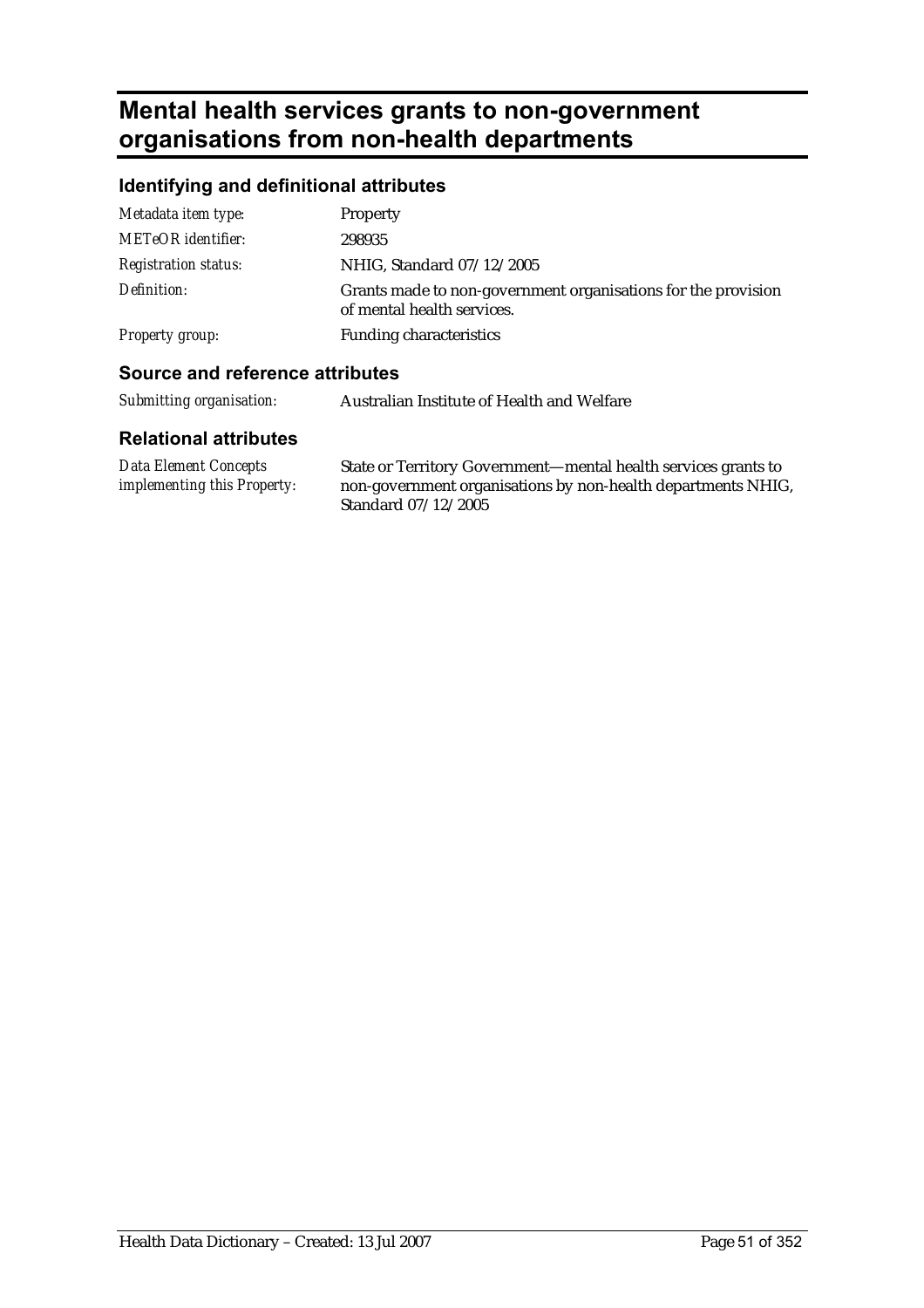# Mental health services grants to non-government organisations from non-health departments

## Identifying and definitional attributes

| | |
|---|---|
| *Metadata item type:* | Property |
| *METeOR identifier:* | 298935 |
| *Registration status:* | NHIG, Standard 07/12/2005 |
| *Definition:* | Grants made to non-government organisations for the provision of mental health services. |
| *Property group:* | Funding characteristics |

## Source and reference attributes

| | |
|---|---|
| *Submitting organisation:* | Australian Institute of Health and Welfare |

## Relational attributes

| | |
|---|---|
| *Data Element Concepts implementing this Property:* | State or Territory Government—mental health services grants to non-government organisations by non-health departments NHIG, Standard 07/12/2005 |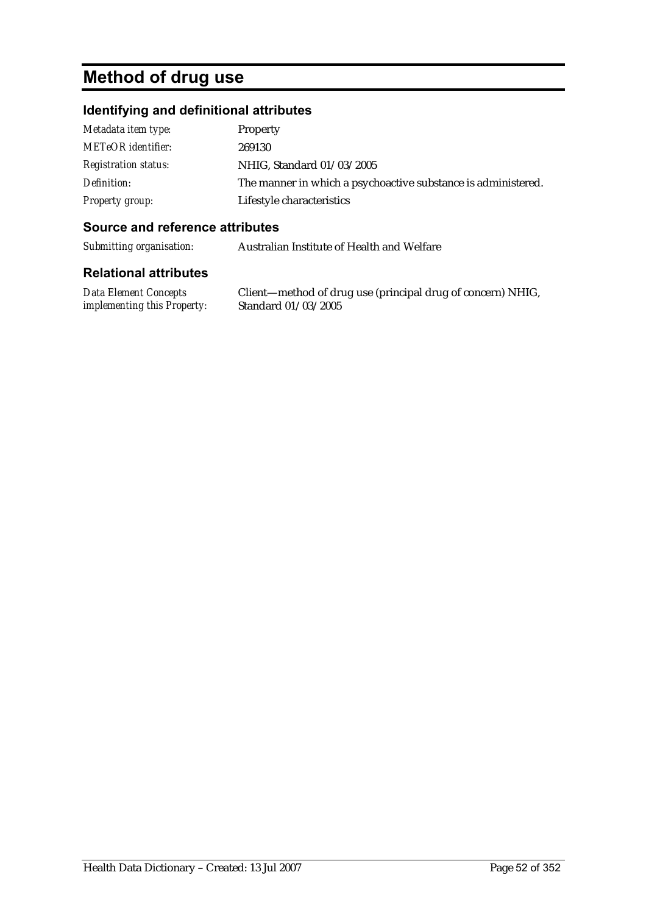# Method of drug use

## Identifying and definitional attributes

| | |
|---|---|
| *Metadata item type:* | Property |
| *METeOR identifier:* | 269130 |
| *Registration status:* | NHIG, Standard 01/03/2005 |
| *Definition:* | The manner in which a psychoactive substance is administered. |
| *Property group:* | Lifestyle characteristics |

## Source and reference attributes

| | |
|---|---|
| *Submitting organisation:* | Australian Institute of Health and Welfare |

## Relational attributes

| | |
|---|---|
| *Data Element Concepts implementing this Property:* | Client—method of drug use (principal drug of concern) NHIG, Standard 01/03/2005 |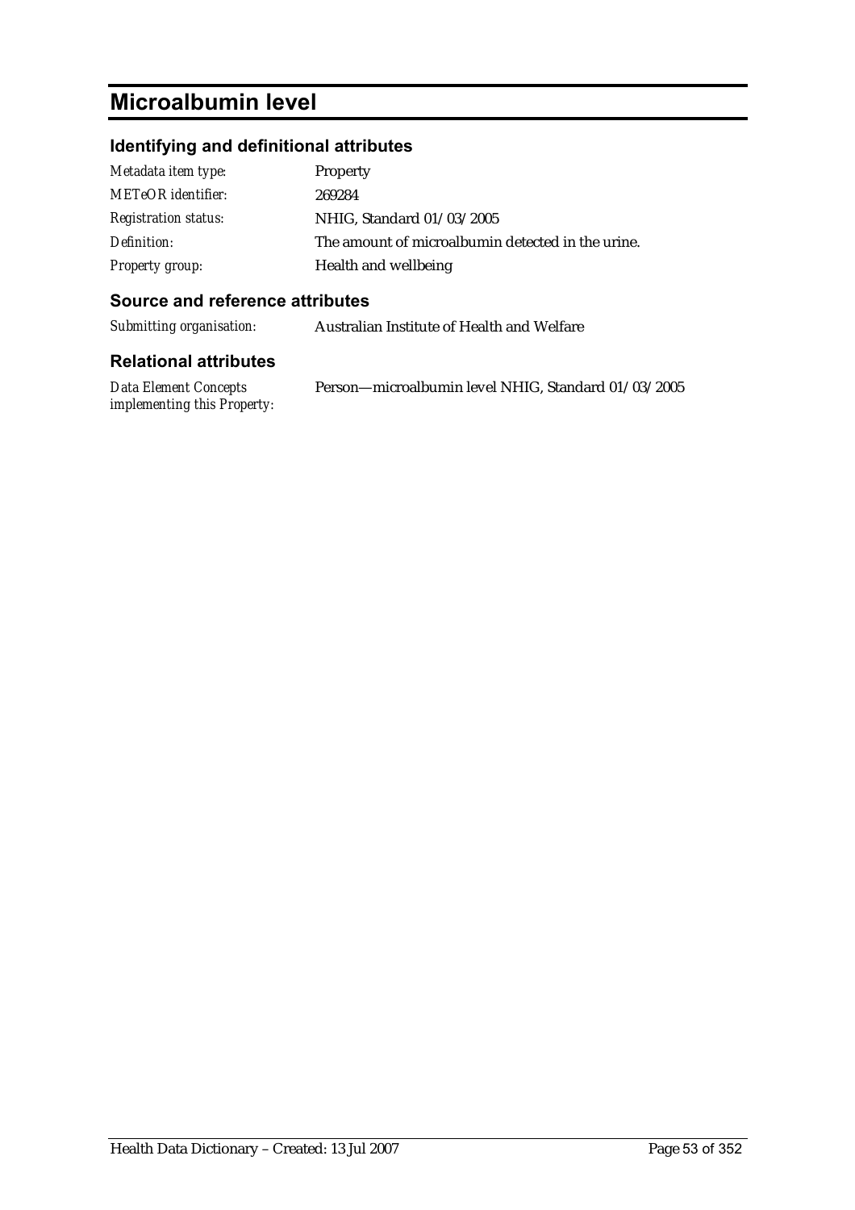# Microalbumin level

## Identifying and definitional attributes

| | |
|---|---|
| *Metadata item type:* | Property |
| *METeOR identifier:* | 269284 |
| *Registration status:* | NHIG, Standard 01/03/2005 |
| *Definition:* | The amount of microalbumin detected in the urine. |
| *Property group:* | Health and wellbeing |

## Source and reference attributes

| | |
|---|---|
| *Submitting organisation:* | Australian Institute of Health and Welfare |

## Relational attributes

| | |
|---|---|
| *Data Element Concepts implementing this Property:* | Person—microalbumin level NHIG, Standard 01/03/2005 |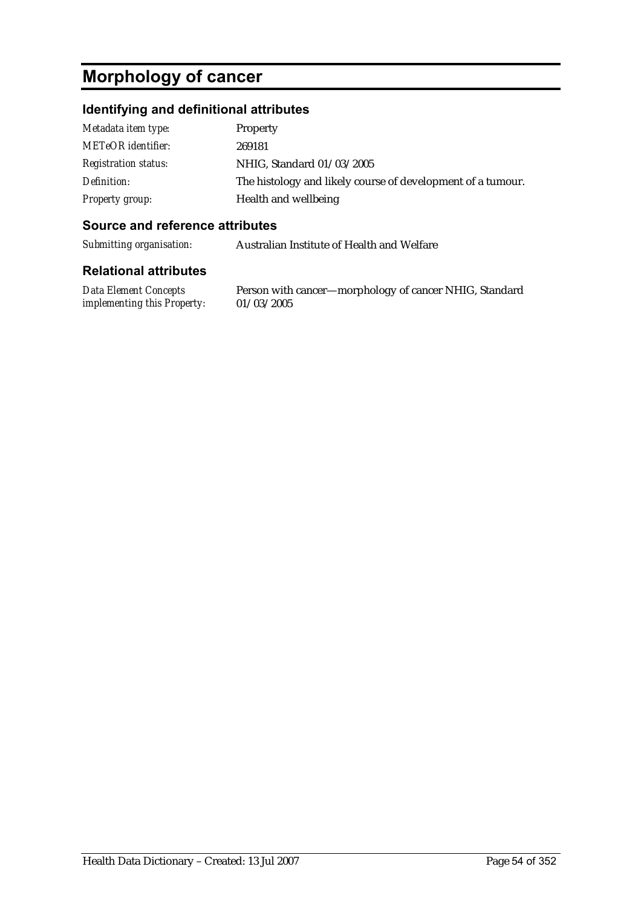# Morphology of cancer

## Identifying and definitional attributes

| | |
|---|---|
| *Metadata item type:* | Property |
| *METeOR identifier:* | 269181 |
| *Registration status:* | NHIG, Standard 01/03/2005 |
| *Definition:* | The histology and likely course of development of a tumour. |
| *Property group:* | Health and wellbeing |

## Source and reference attributes

| | |
|---|---|
| *Submitting organisation:* | Australian Institute of Health and Welfare |

## Relational attributes

| | |
|---|---|
| *Data Element Concepts implementing this Property:* | Person with cancer—morphology of cancer NHIG, Standard 01/03/2005 |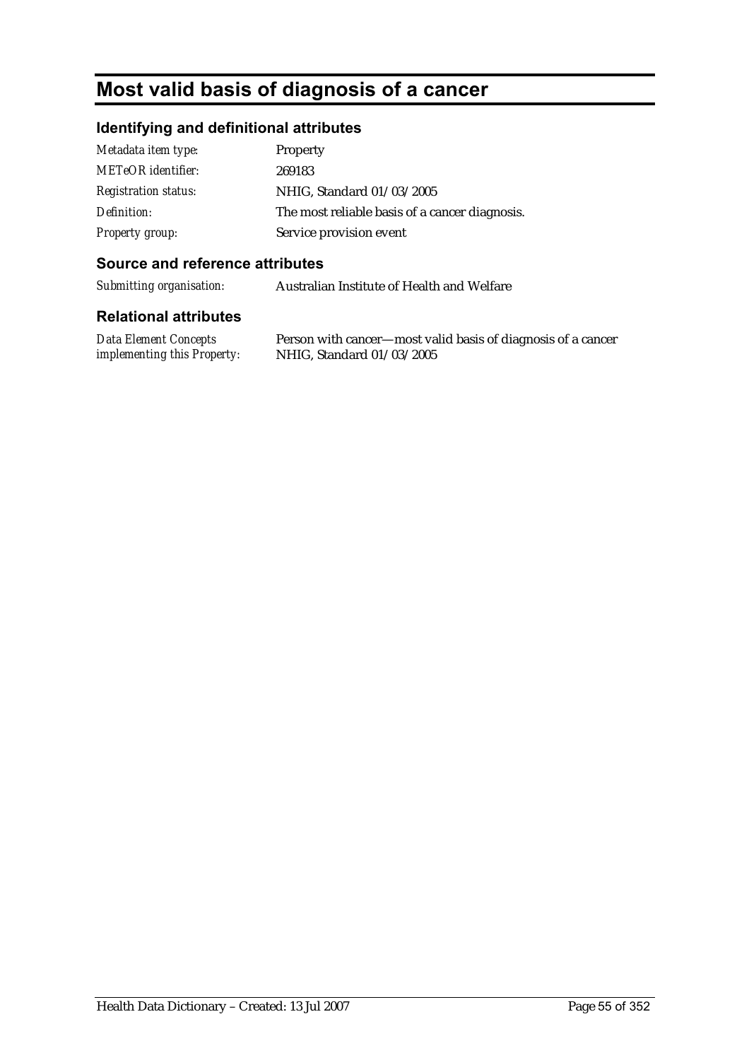# Most valid basis of diagnosis of a cancer

## Identifying and definitional attributes

| | |
|---|---|
| *Metadata item type:* | Property |
| *METeOR identifier:* | 269183 |
| *Registration status:* | NHIG, Standard 01/03/2005 |
| *Definition:* | The most reliable basis of a cancer diagnosis. |
| *Property group:* | Service provision event |

## Source and reference attributes

| | |
|---|---|
| *Submitting organisation:* | Australian Institute of Health and Welfare |

## Relational attributes

| | |
|---|---|
| *Data Element Concepts implementing this Property:* | Person with cancer—most valid basis of diagnosis of a cancer NHIG, Standard 01/03/2005 |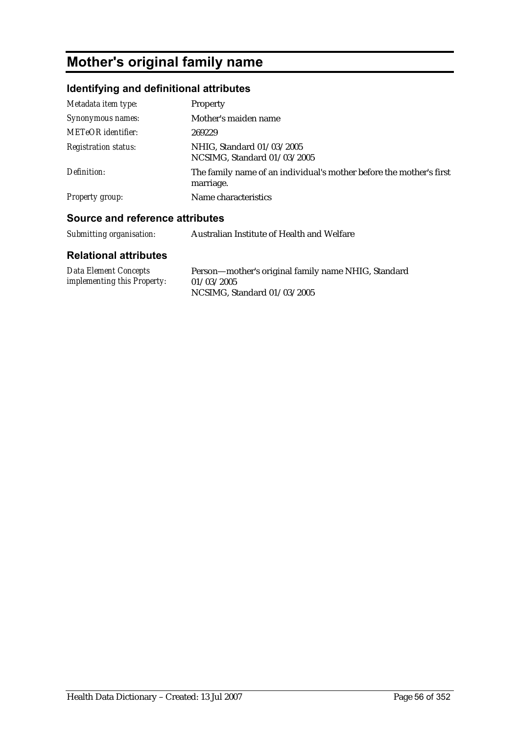# Mother's original family name

## Identifying and definitional attributes

| | |
|---|---|
| *Metadata item type:* | Property |
| *Synonymous names:* | Mother's maiden name |
| *METeOR identifier:* | 269229 |
| *Registration status:* | NHIG, Standard 01/03/2005<br>NCSIMG, Standard 01/03/2005 |
| *Definition:* | The family name of an individual's mother before the mother's first marriage. |
| *Property group:* | Name characteristics |

## Source and reference attributes

| | |
|---|---|
| *Submitting organisation:* | Australian Institute of Health and Welfare |

## Relational attributes

| | |
|---|---|
| *Data Element Concepts implementing this Property:* | Person—mother's original family name NHIG, Standard 01/03/2005<br>NCSIMG, Standard 01/03/2005 |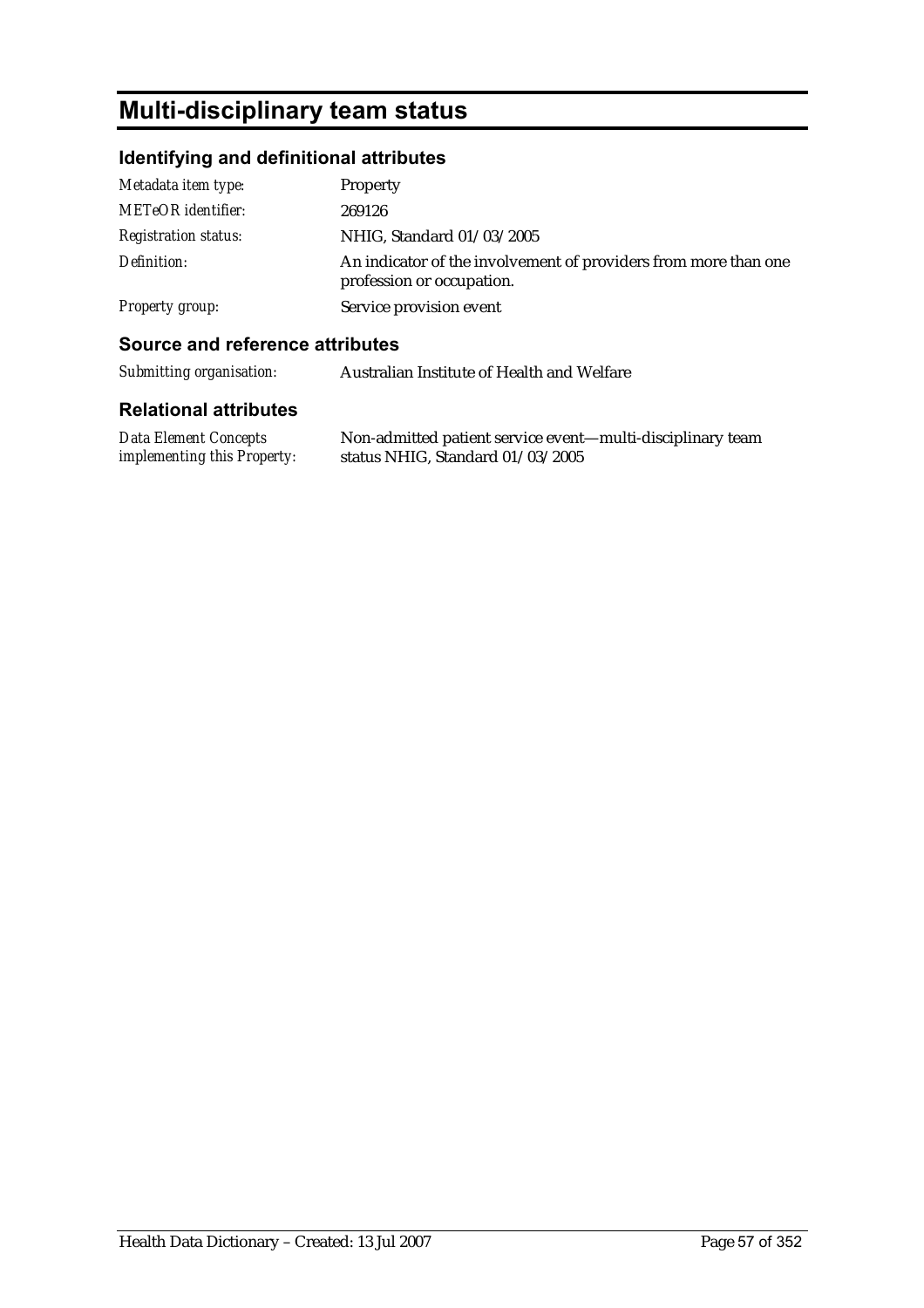# Multi-disciplinary team status

## Identifying and definitional attributes

| | |
|---|---|
| *Metadata item type:* | Property |
| *METeOR identifier:* | 269126 |
| *Registration status:* | NHIG, Standard 01/03/2005 |
| *Definition:* | An indicator of the involvement of providers from more than one profession or occupation. |
| *Property group:* | Service provision event |

## Source and reference attributes

| | |
|---|---|
| *Submitting organisation:* | Australian Institute of Health and Welfare |

## Relational attributes

| | |
|---|---|
| *Data Element Concepts implementing this Property:* | Non-admitted patient service event—multi-disciplinary team status NHIG, Standard 01/03/2005 |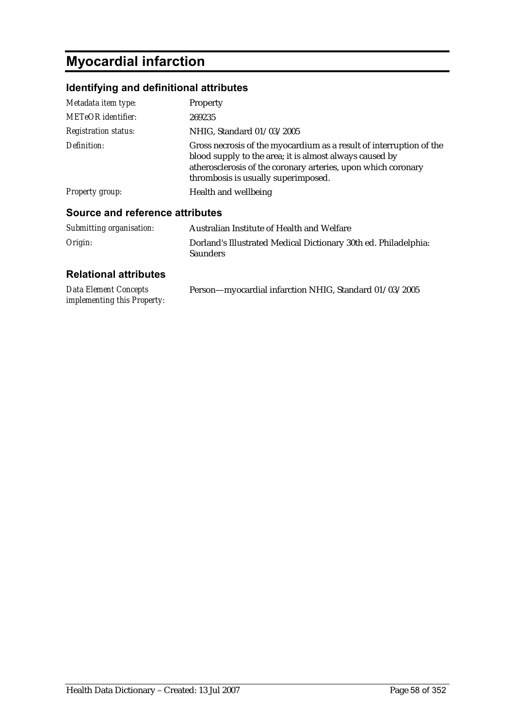# Myocardial infarction

## Identifying and definitional attributes

| | |
|---|---|
| *Metadata item type:* | Property |
| *METeOR identifier:* | 269235 |
| *Registration status:* | NHIG, Standard 01/03/2005 |
| *Definition:* | Gross necrosis of the myocardium as a result of interruption of the blood supply to the area; it is almost always caused by atherosclerosis of the coronary arteries, upon which coronary thrombosis is usually superimposed. |
| *Property group:* | Health and wellbeing |

## Source and reference attributes

| | |
|---|---|
| *Submitting organisation:* | Australian Institute of Health and Welfare |
| *Origin:* | Dorland's Illustrated Medical Dictionary 30th ed. Philadelphia: Saunders |

## Relational attributes

| | |
|---|---|
| *Data Element Concepts implementing this Property:* | Person—myocardial infarction NHIG, Standard 01/03/2005 |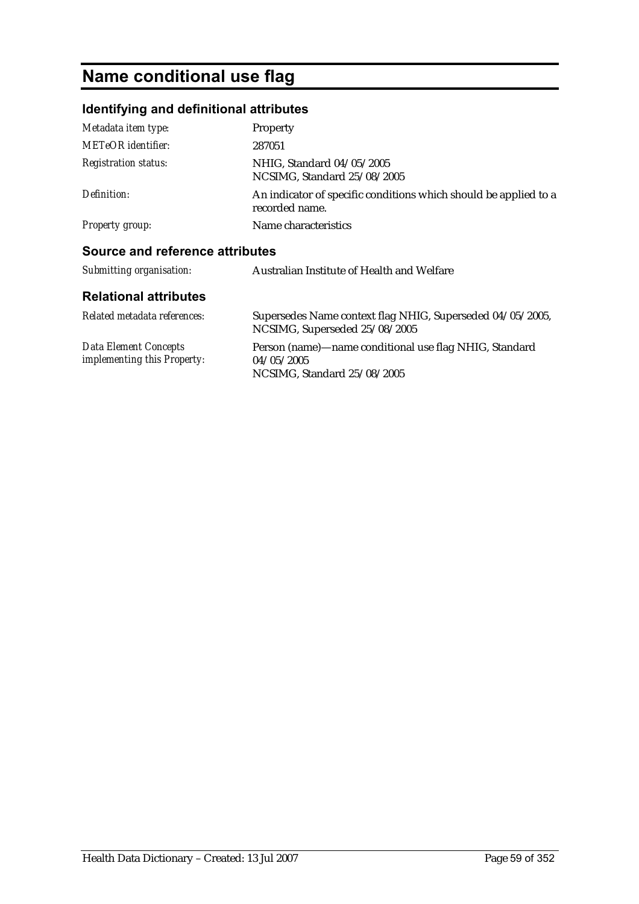# Name conditional use flag

## Identifying and definitional attributes

| | |
|---|---|
| *Metadata item type:* | Property |
| *METeOR identifier:* | 287051 |
| *Registration status:* | NHIG, Standard 04/05/2005<br>NCSIMG, Standard 25/08/2005 |
| *Definition:* | An indicator of specific conditions which should be applied to a recorded name. |
| *Property group:* | Name characteristics |

## Source and reference attributes

| | |
|---|---|
| *Submitting organisation:* | Australian Institute of Health and Welfare |

## Relational attributes

| | |
|---|---|
| *Related metadata references:* | Supersedes Name context flag NHIG, Superseded 04/05/2005, NCSIMG, Superseded 25/08/2005 |
| *Data Element Concepts implementing this Property:* | Person (name)—name conditional use flag NHIG, Standard 04/05/2005<br>NCSIMG, Standard 25/08/2005 |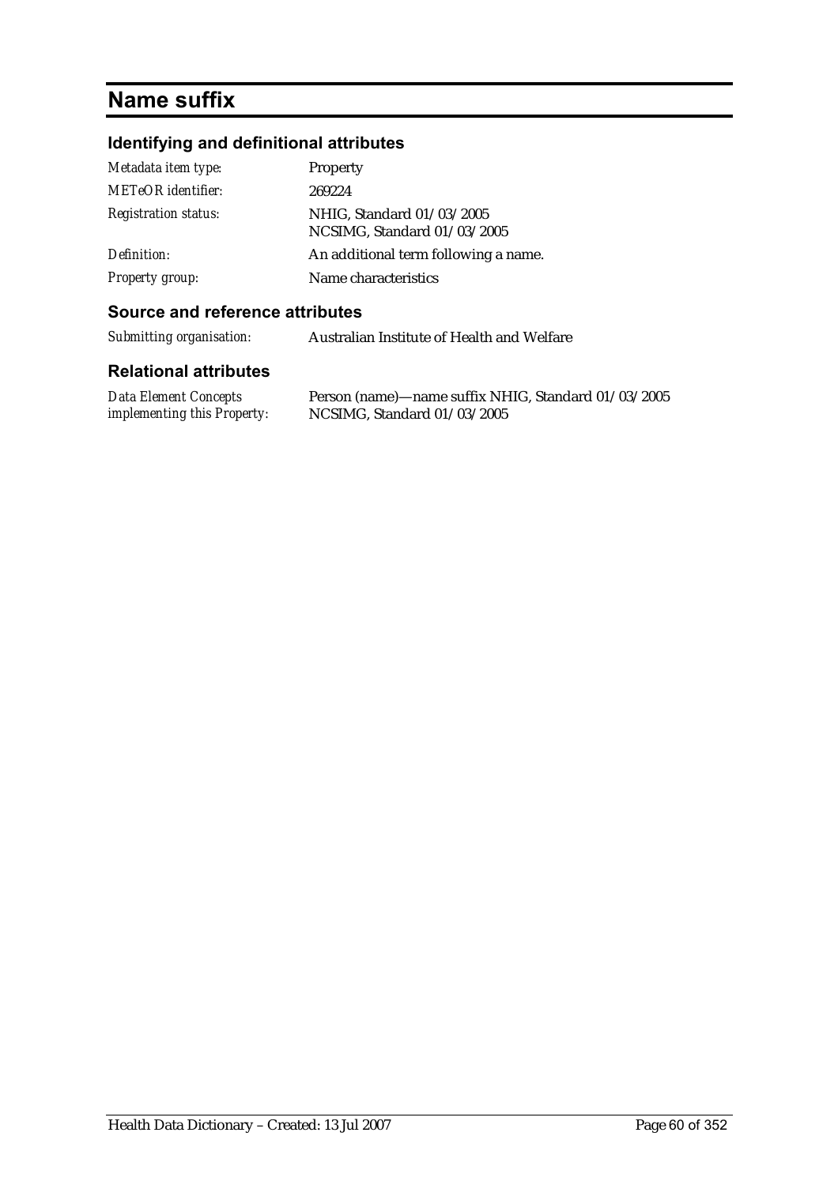# Name suffix

## Identifying and definitional attributes

| | |
|---|---|
| *Metadata item type:* | Property |
| *METeOR identifier:* | 269224 |
| *Registration status:* | NHIG, Standard 01/03/2005<br>NCSIMG, Standard 01/03/2005 |
| *Definition:* | An additional term following a name. |
| *Property group:* | Name characteristics |

## Source and reference attributes

| | |
|---|---|
| *Submitting organisation:* | Australian Institute of Health and Welfare |

## Relational attributes

| | |
|---|---|
| *Data Element Concepts implementing this Property:* | Person (name)—name suffix NHIG, Standard 01/03/2005<br>NCSIMG, Standard 01/03/2005 |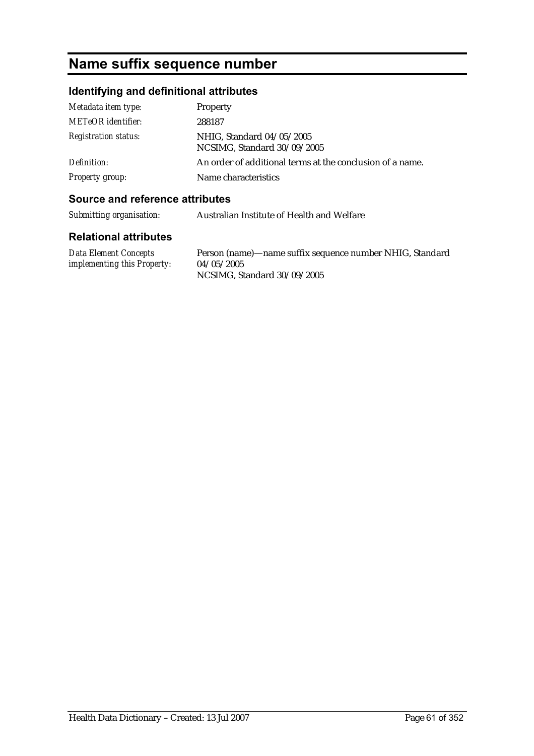# Name suffix sequence number

## Identifying and definitional attributes

| | |
|---|---|
| *Metadata item type:* | Property |
| *METeOR identifier:* | 288187 |
| *Registration status:* | NHIG, Standard 04/05/2005<br>NCSIMG, Standard 30/09/2005 |
| *Definition:* | An order of additional terms at the conclusion of a name. |
| *Property group:* | Name characteristics |

## Source and reference attributes

| | |
|---|---|
| *Submitting organisation:* | Australian Institute of Health and Welfare |

## Relational attributes

| | |
|---|---|
| *Data Element Concepts implementing this Property:* | Person (name)—name suffix sequence number NHIG, Standard 04/05/2005<br>NCSIMG, Standard 30/09/2005 |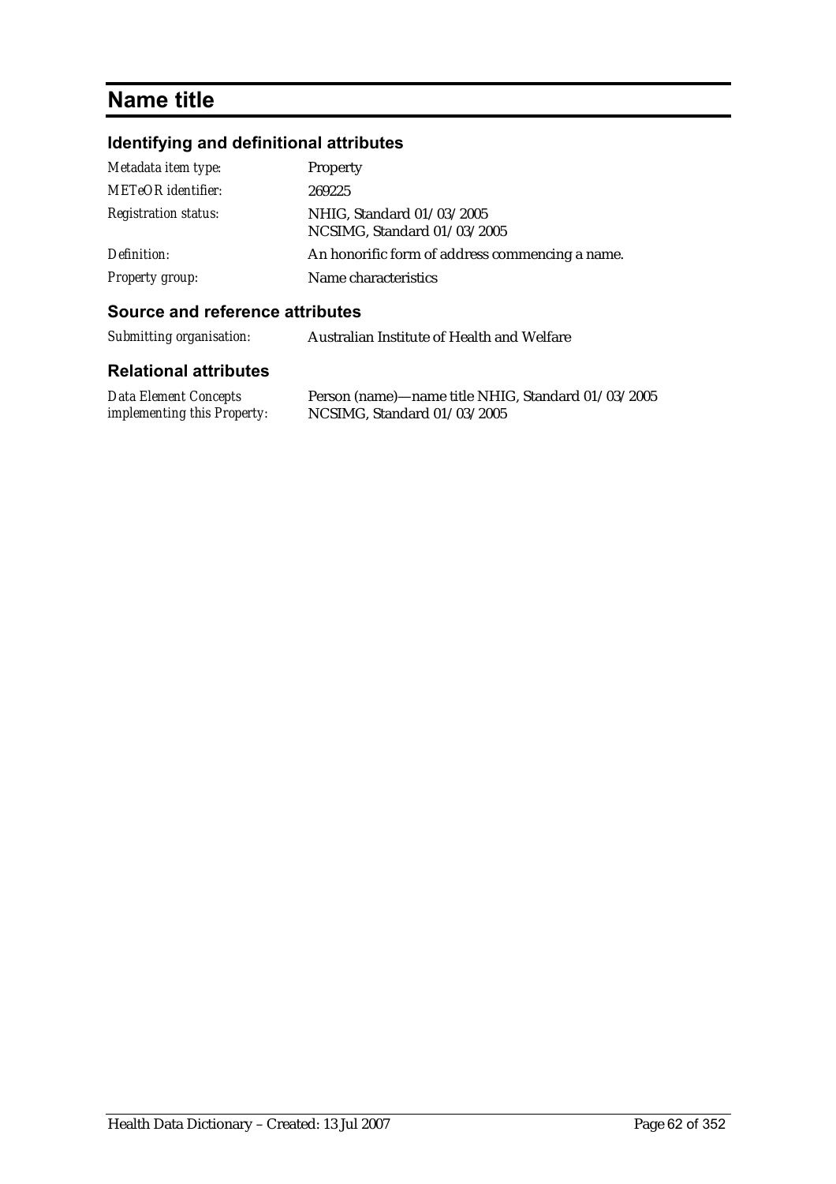# Name title

## Identifying and definitional attributes

| | |
|---|---|
| *Metadata item type:* | Property |
| *METeOR identifier:* | 269225 |
| *Registration status:* | NHIG, Standard 01/03/2005<br>NCSIMG, Standard 01/03/2005 |
| *Definition:* | An honorific form of address commencing a name. |
| *Property group:* | Name characteristics |

## Source and reference attributes

| | |
|---|---|
| *Submitting organisation:* | Australian Institute of Health and Welfare |

## Relational attributes

| | |
|---|---|
| *Data Element Concepts implementing this Property:* | Person (name)—name title NHIG, Standard 01/03/2005<br>NCSIMG, Standard 01/03/2005 |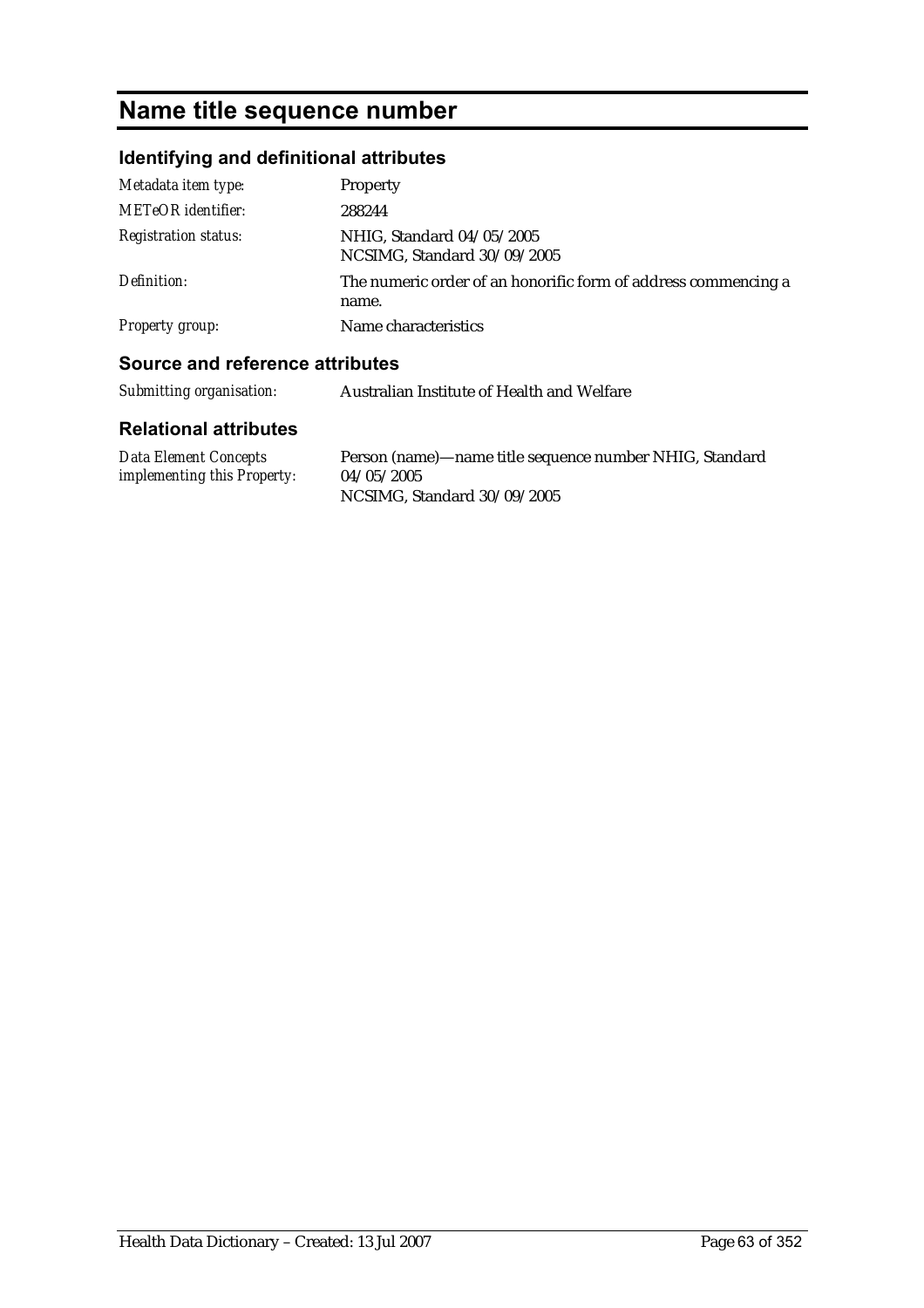# Name title sequence number

## Identifying and definitional attributes

| | |
|---|---|
| *Metadata item type:* | Property |
| *METeOR identifier:* | 288244 |
| *Registration status:* | NHIG, Standard 04/05/2005<br>NCSIMG, Standard 30/09/2005 |
| *Definition:* | The numeric order of an honorific form of address commencing a name. |
| *Property group:* | Name characteristics |

## Source and reference attributes

| | |
|---|---|
| *Submitting organisation:* | Australian Institute of Health and Welfare |

## Relational attributes

| | |
|---|---|
| *Data Element Concepts implementing this Property:* | Person (name)—name title sequence number NHIG, Standard 04/05/2005<br>NCSIMG, Standard 30/09/2005 |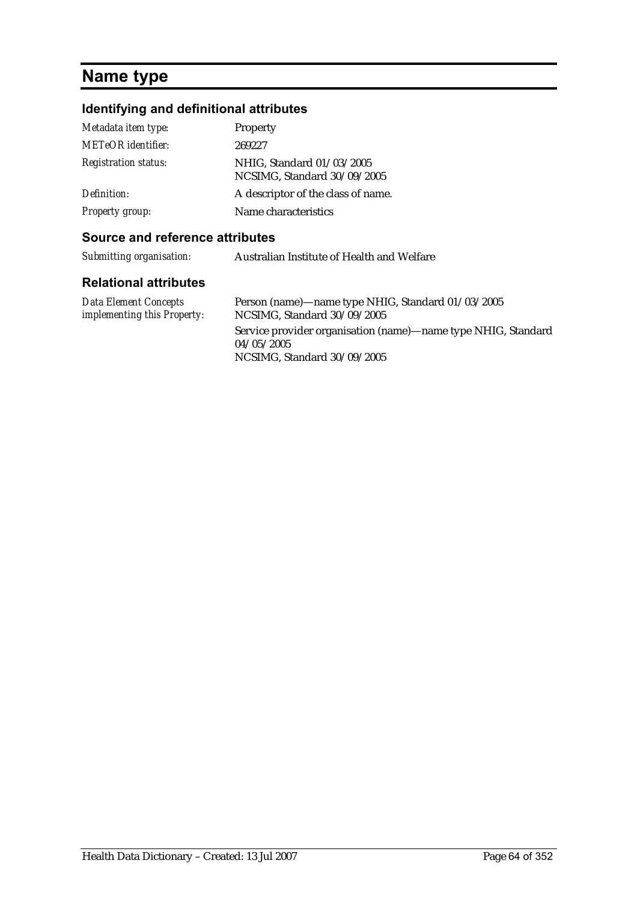# Name type

## Identifying and definitional attributes

| | |
|---|---|
| *Metadata item type:* | Property |
| *METeOR identifier:* | 269227 |
| *Registration status:* | NHIG, Standard 01/03/2005<br>NCSIMG, Standard 30/09/2005 |
| *Definition:* | A descriptor of the class of name. |
| *Property group:* | Name characteristics |

## Source and reference attributes

| | |
|---|---|
| *Submitting organisation:* | Australian Institute of Health and Welfare |

## Relational attributes

| | |
|---|---|
| *Data Element Concepts implementing this Property:* | Person (name)—name type NHIG, Standard 01/03/2005<br>NCSIMG, Standard 30/09/2005<br>Service provider organisation (name)—name type NHIG, Standard 04/05/2005<br>NCSIMG, Standard 30/09/2005 |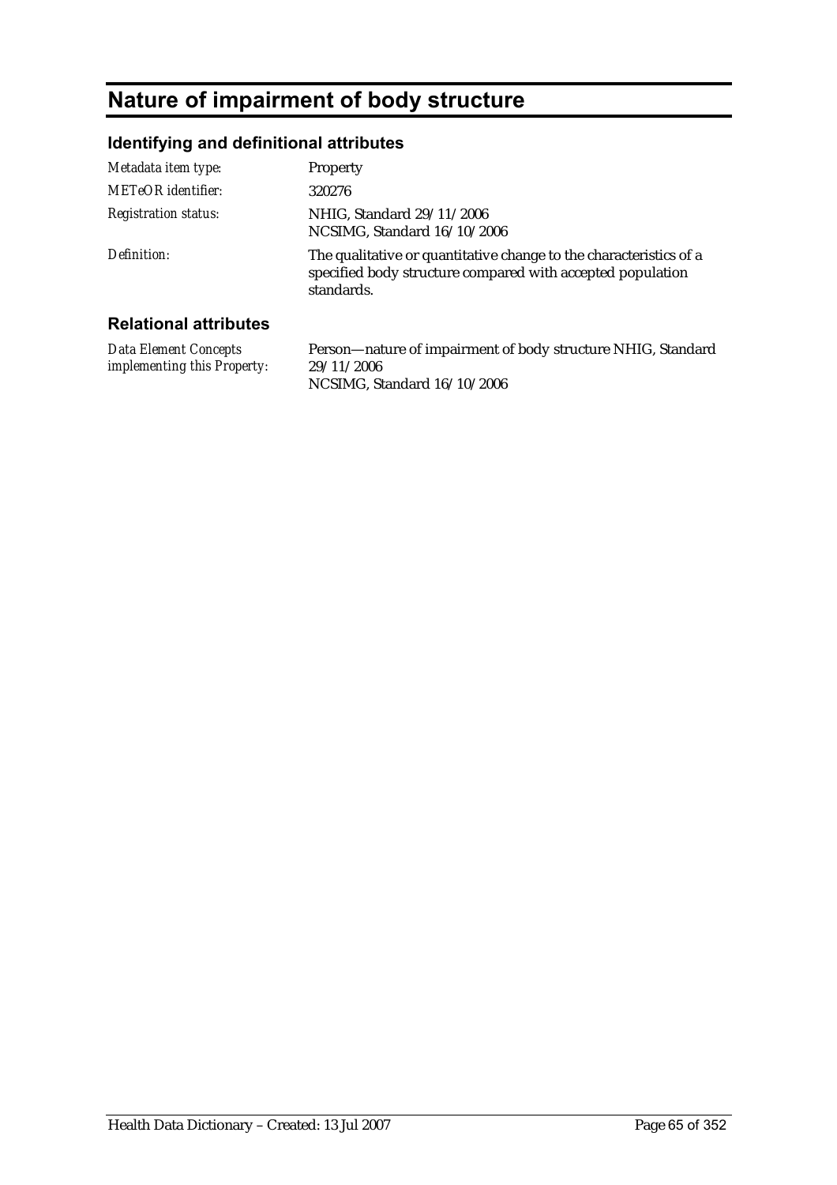# Nature of impairment of body structure

## Identifying and definitional attributes

| | |
|---|---|
| *Metadata item type:* | Property |
| *METeOR identifier:* | 320276 |
| *Registration status:* | NHIG, Standard 29/11/2006<br>NCSIMG, Standard 16/10/2006 |
| *Definition:* | The qualitative or quantitative change to the characteristics of a specified body structure compared with accepted population standards. |

## Relational attributes

| | |
|---|---|
| *Data Element Concepts implementing this Property:* | Person—nature of impairment of body structure NHIG, Standard 29/11/2006<br>NCSIMG, Standard 16/10/2006 |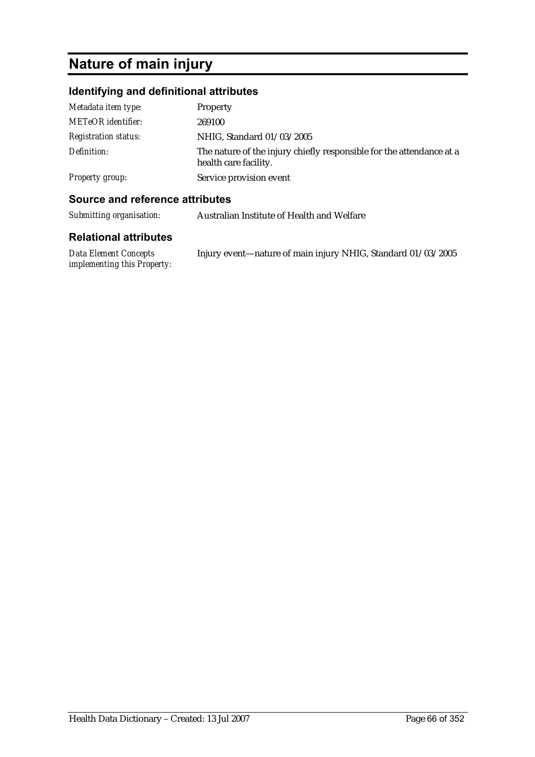# Nature of main injury

## Identifying and definitional attributes

| | |
|---|---|
| *Metadata item type:* | Property |
| *METeOR identifier:* | 269100 |
| *Registration status:* | NHIG, Standard 01/03/2005 |
| *Definition:* | The nature of the injury chiefly responsible for the attendance at a health care facility. |
| *Property group:* | Service provision event |

## Source and reference attributes

| | |
|---|---|
| *Submitting organisation:* | Australian Institute of Health and Welfare |

## Relational attributes

| | |
|---|---|
| *Data Element Concepts implementing this Property:* | Injury event—nature of main injury NHIG, Standard 01/03/2005 |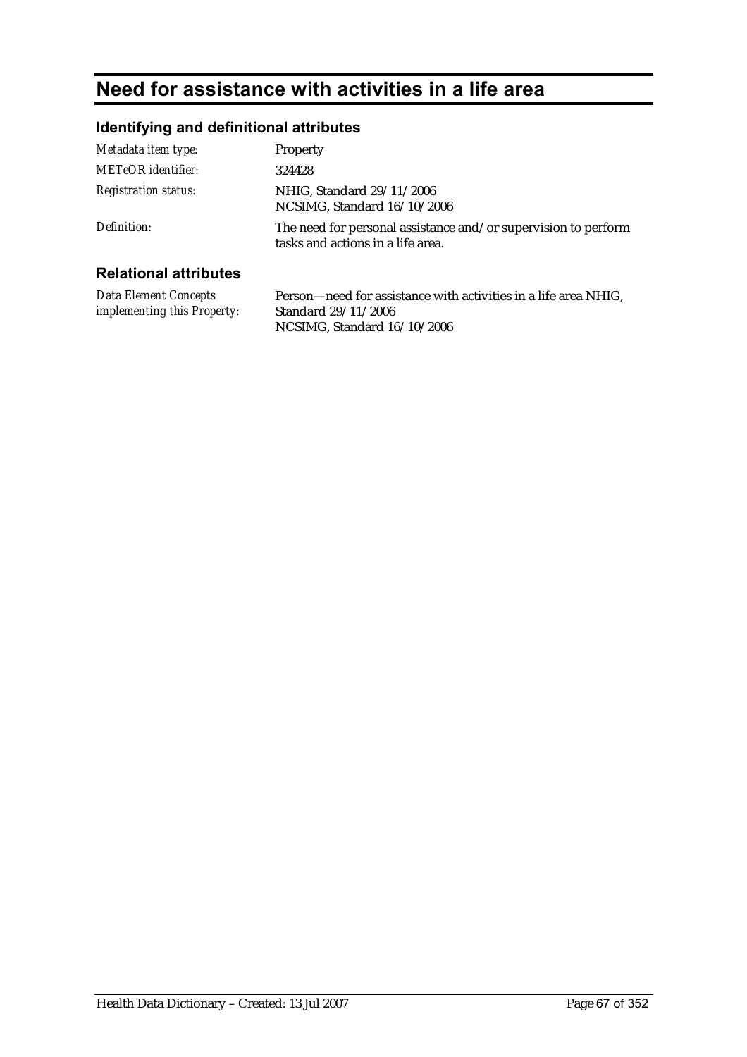# Need for assistance with activities in a life area

## Identifying and definitional attributes

| | |
|---|---|
| *Metadata item type:* | Property |
| *METeOR identifier:* | 324428 |
| *Registration status:* | NHIG, Standard 29/11/2006<br>NCSIMG, Standard 16/10/2006 |
| *Definition:* | The need for personal assistance and/or supervision to perform tasks and actions in a life area. |

## Relational attributes

| | |
|---|---|
| *Data Element Concepts implementing this Property:* | Person—need for assistance with activities in a life area NHIG, Standard 29/11/2006<br>NCSIMG, Standard 16/10/2006 |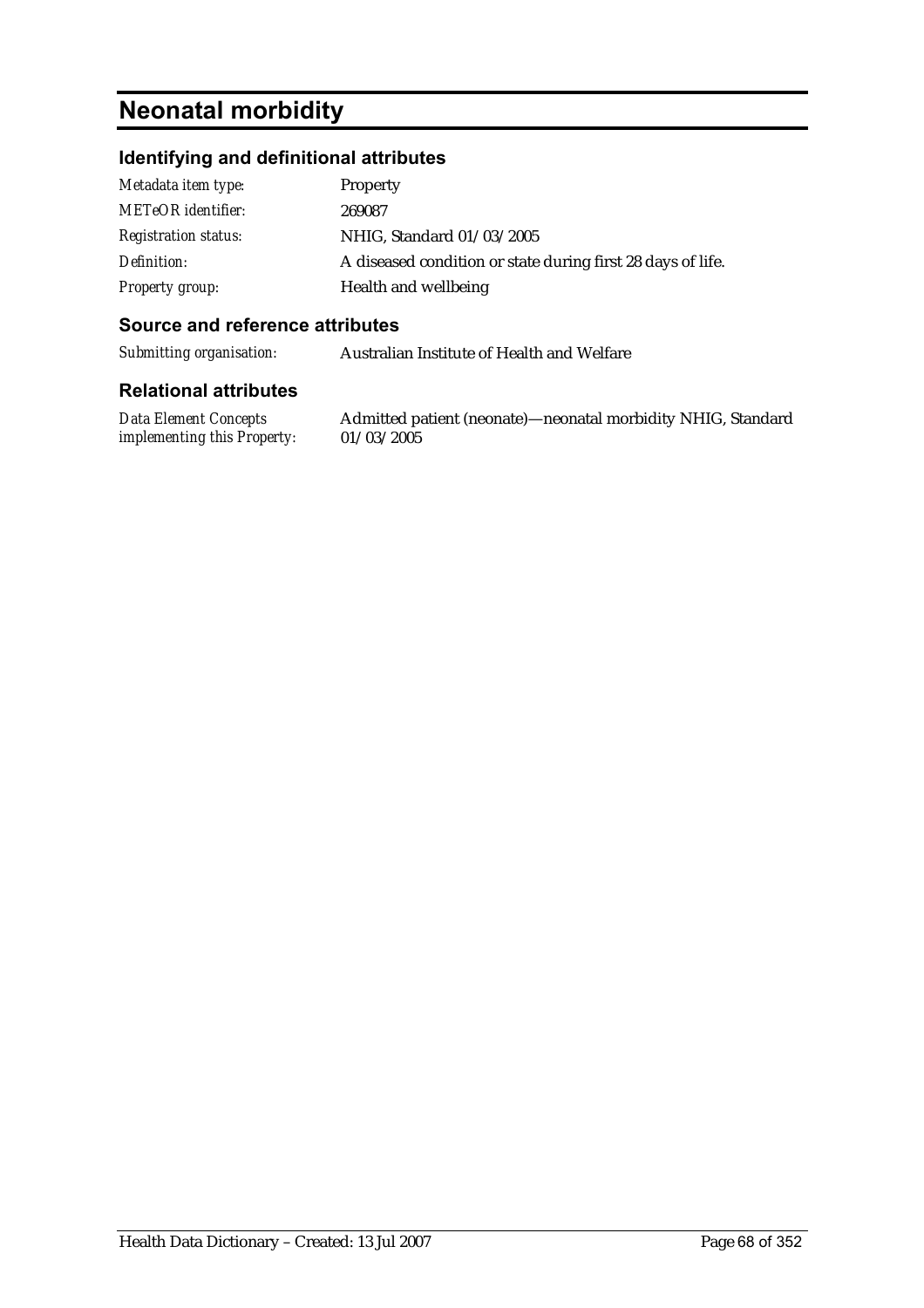# Neonatal morbidity

## Identifying and definitional attributes

| | |
|---|---|
| *Metadata item type:* | Property |
| *METeOR identifier:* | 269087 |
| *Registration status:* | NHIG, Standard 01/03/2005 |
| *Definition:* | A diseased condition or state during first 28 days of life. |
| *Property group:* | Health and wellbeing |

## Source and reference attributes

| | |
|---|---|
| *Submitting organisation:* | Australian Institute of Health and Welfare |

## Relational attributes

| | |
|---|---|
| *Data Element Concepts implementing this Property:* | Admitted patient (neonate)—neonatal morbidity NHIG, Standard 01/03/2005 |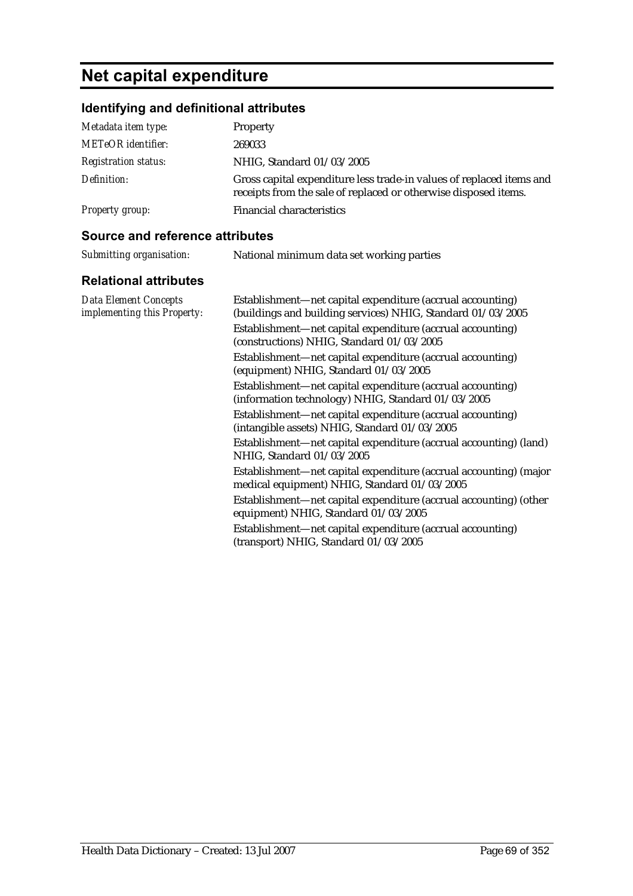# Net capital expenditure

## Identifying and definitional attributes

| | |
|---|---|
| *Metadata item type:* | Property |
| *METeOR identifier:* | 269033 |
| *Registration status:* | NHIG, Standard 01/03/2005 |
| *Definition:* | Gross capital expenditure less trade-in values of replaced items and receipts from the sale of replaced or otherwise disposed items. |
| *Property group:* | Financial characteristics |

## Source and reference attributes

| | |
|---|---|
| *Submitting organisation:* | National minimum data set working parties |

## Relational attributes

| | |
|---|---|
| *Data Element Concepts implementing this Property:* | Establishment—net capital expenditure (accrual accounting) (buildings and building services) NHIG, Standard 01/03/2005 |
| | Establishment—net capital expenditure (accrual accounting) (constructions) NHIG, Standard 01/03/2005 |
| | Establishment—net capital expenditure (accrual accounting) (equipment) NHIG, Standard 01/03/2005 |
| | Establishment—net capital expenditure (accrual accounting) (information technology) NHIG, Standard 01/03/2005 |
| | Establishment—net capital expenditure (accrual accounting) (intangible assets) NHIG, Standard 01/03/2005 |
| | Establishment—net capital expenditure (accrual accounting) (land) NHIG, Standard 01/03/2005 |
| | Establishment—net capital expenditure (accrual accounting) (major medical equipment) NHIG, Standard 01/03/2005 |
| | Establishment—net capital expenditure (accrual accounting) (other equipment) NHIG, Standard 01/03/2005 |
| | Establishment—net capital expenditure (accrual accounting) (transport) NHIG, Standard 01/03/2005 |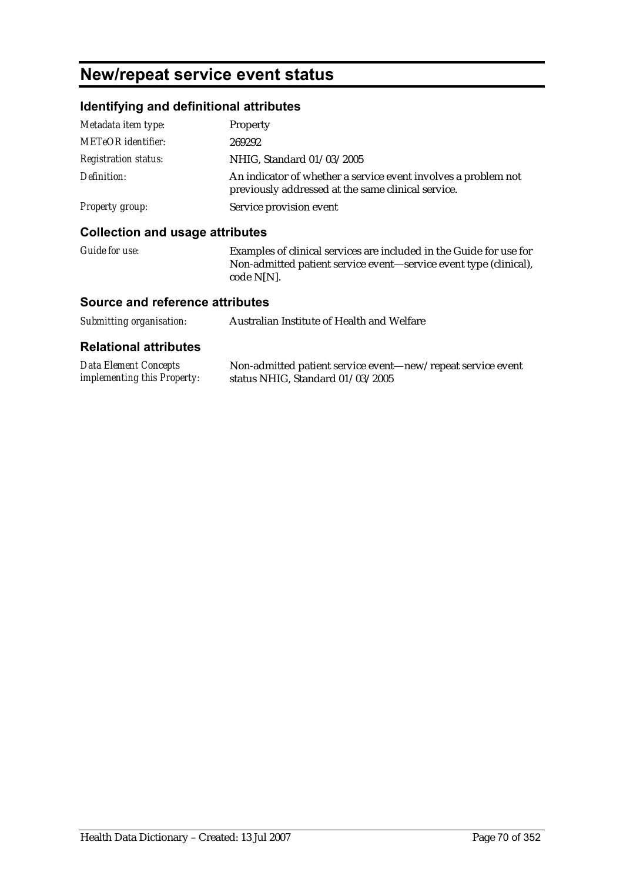# New/repeat service event status

## Identifying and definitional attributes

| | |
|---|---|
| *Metadata item type:* | Property |
| *METeOR identifier:* | 269292 |
| *Registration status:* | NHIG, Standard 01/03/2005 |
| *Definition:* | An indicator of whether a service event involves a problem not previously addressed at the same clinical service. |
| *Property group:* | Service provision event |

## Collection and usage attributes

| | |
|---|---|
| *Guide for use:* | Examples of clinical services are included in the Guide for use for Non-admitted patient service event—service event type (clinical), code N[N]. |

## Source and reference attributes

| | |
|---|---|
| *Submitting organisation:* | Australian Institute of Health and Welfare |

## Relational attributes

| | |
|---|---|
| *Data Element Concepts implementing this Property:* | Non-admitted patient service event—new/repeat service event status NHIG, Standard 01/03/2005 |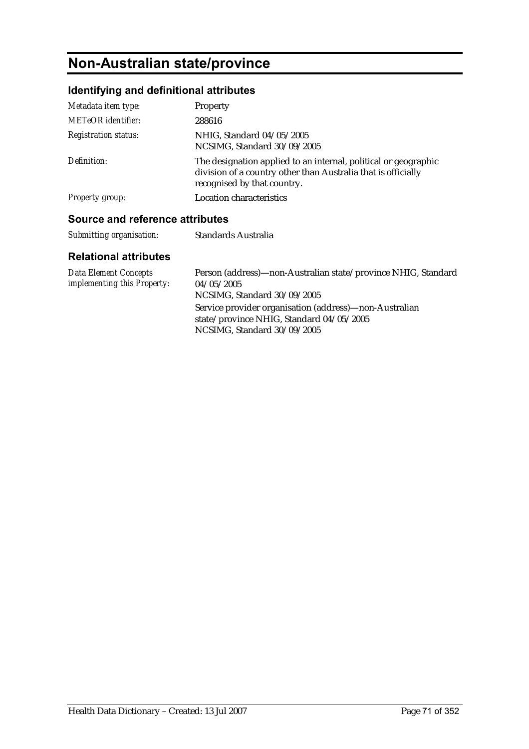# Non-Australian state/province

## Identifying and definitional attributes

| | |
|---|---|
| *Metadata item type:* | Property |
| *METeOR identifier:* | 288616 |
| *Registration status:* | NHIG, Standard 04/05/2005<br>NCSIMG, Standard 30/09/2005 |
| *Definition:* | The designation applied to an internal, political or geographic division of a country other than Australia that is officially recognised by that country. |
| *Property group:* | Location characteristics |

## Source and reference attributes

| | |
|---|---|
| *Submitting organisation:* | Standards Australia |

## Relational attributes

| | |
|---|---|
| *Data Element Concepts implementing this Property:* | Person (address)—non-Australian state/province NHIG, Standard 04/05/2005<br>NCSIMG, Standard 30/09/2005<br>Service provider organisation (address)—non-Australian state/province NHIG, Standard 04/05/2005<br>NCSIMG, Standard 30/09/2005 |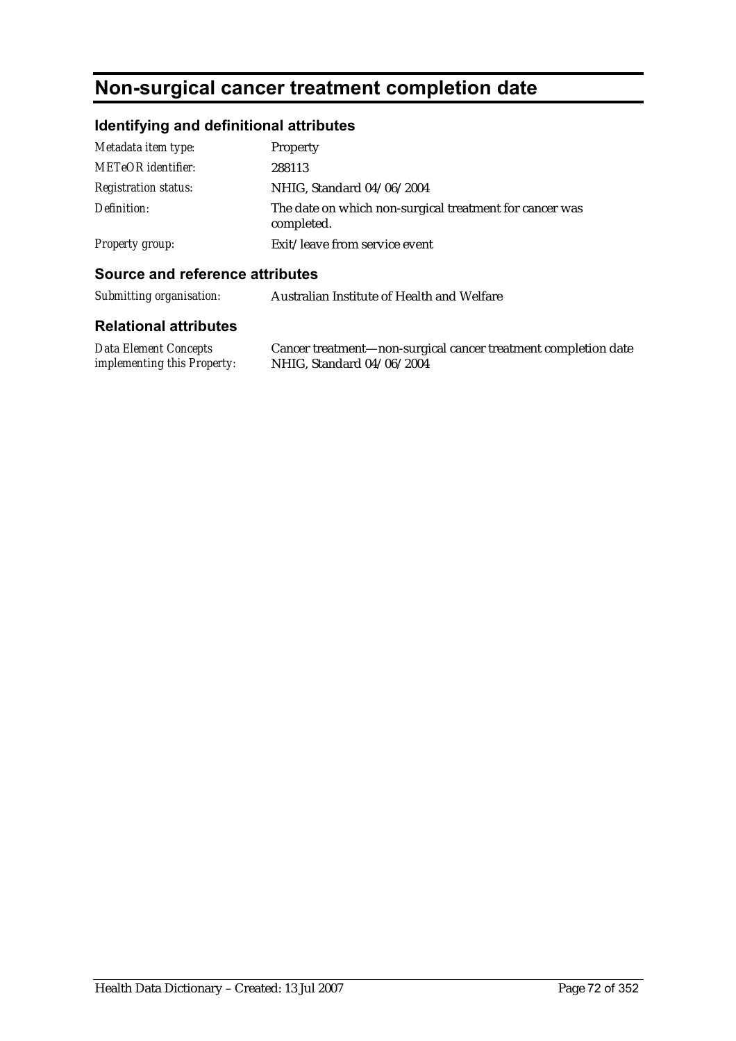# Non-surgical cancer treatment completion date

## Identifying and definitional attributes

| | |
|---|---|
| *Metadata item type:* | Property |
| *METeOR identifier:* | 288113 |
| *Registration status:* | NHIG, Standard 04/06/2004 |
| *Definition:* | The date on which non-surgical treatment for cancer was completed. |
| *Property group:* | Exit/leave from service event |

## Source and reference attributes

| | |
|---|---|
| *Submitting organisation:* | Australian Institute of Health and Welfare |

## Relational attributes

| | |
|---|---|
| *Data Element Concepts implementing this Property:* | Cancer treatment—non-surgical cancer treatment completion date NHIG, Standard 04/06/2004 |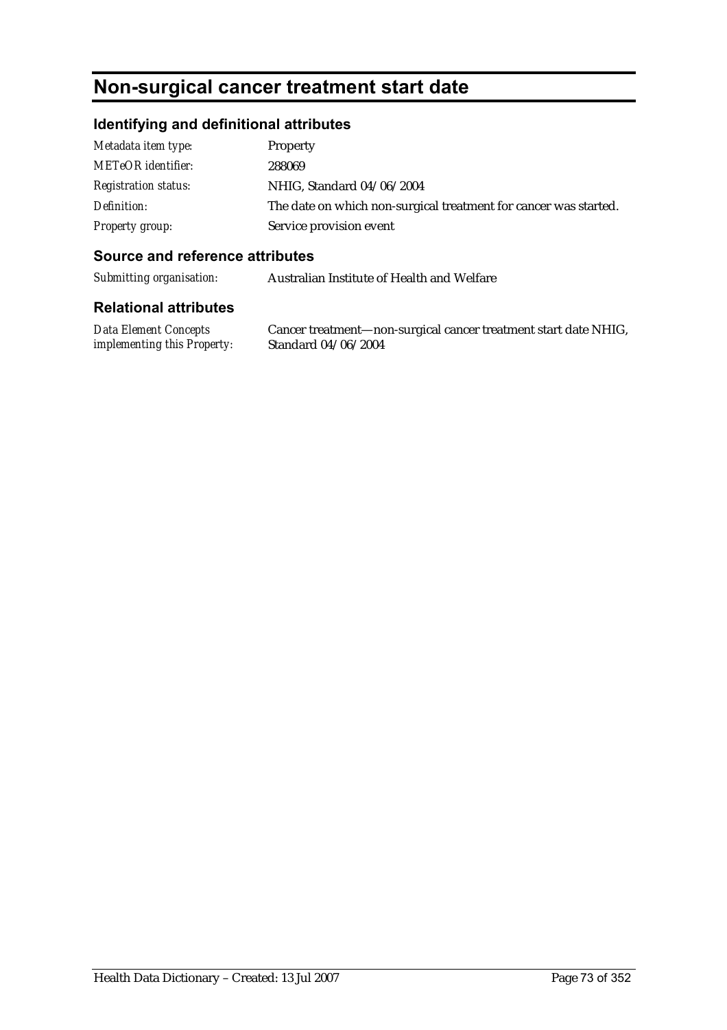# Non-surgical cancer treatment start date

## Identifying and definitional attributes

| | |
|---|---|
| *Metadata item type:* | Property |
| *METeOR identifier:* | 288069 |
| *Registration status:* | NHIG, Standard 04/06/2004 |
| *Definition:* | The date on which non-surgical treatment for cancer was started. |
| *Property group:* | Service provision event |

## Source and reference attributes

| | |
|---|---|
| *Submitting organisation:* | Australian Institute of Health and Welfare |

## Relational attributes

| | |
|---|---|
| *Data Element Concepts implementing this Property:* | Cancer treatment—non-surgical cancer treatment start date NHIG, Standard 04/06/2004 |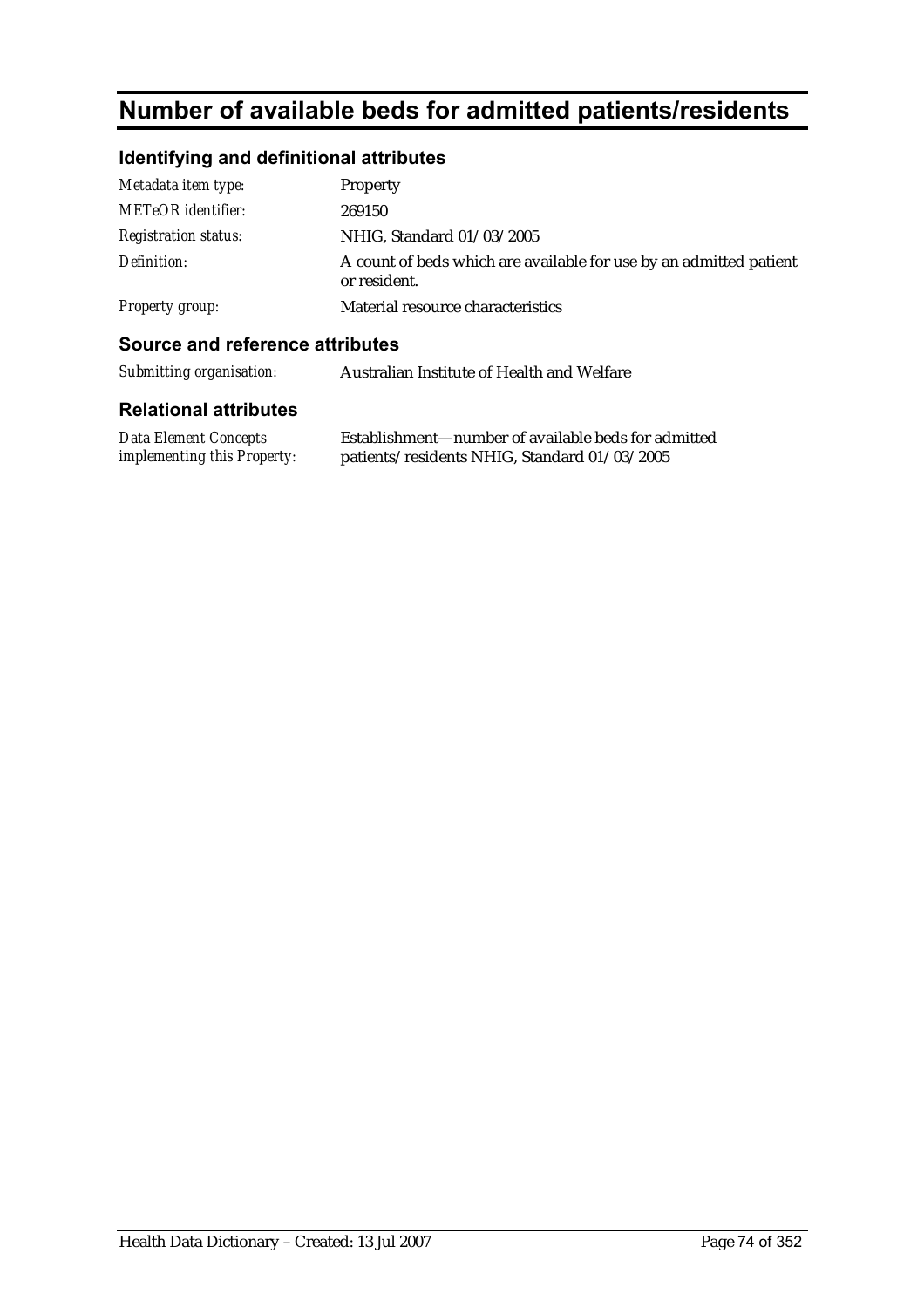# Number of available beds for admitted patients/residents

## Identifying and definitional attributes

| | |
|---|---|
| *Metadata item type:* | Property |
| *METeOR identifier:* | 269150 |
| *Registration status:* | NHIG, Standard 01/03/2005 |
| *Definition:* | A count of beds which are available for use by an admitted patient or resident. |
| *Property group:* | Material resource characteristics |

## Source and reference attributes

| | |
|---|---|
| *Submitting organisation:* | Australian Institute of Health and Welfare |

## Relational attributes

| | |
|---|---|
| *Data Element Concepts implementing this Property:* | Establishment—number of available beds for admitted patients/residents NHIG, Standard 01/03/2005 |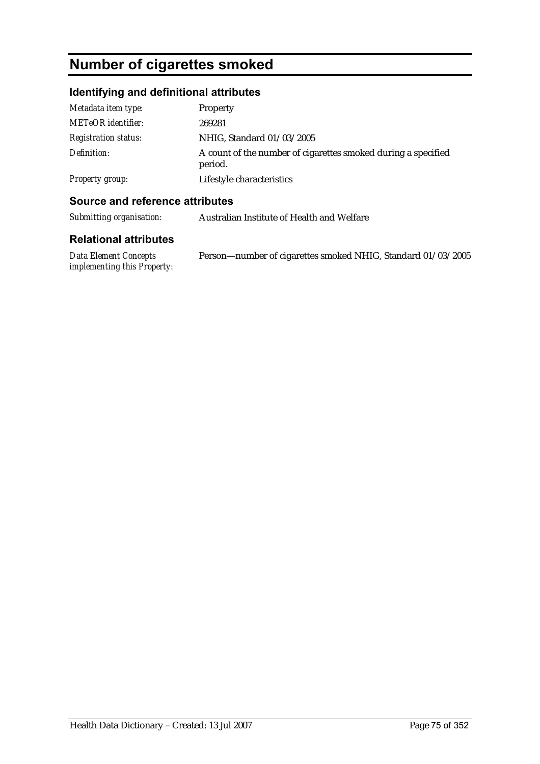# Number of cigarettes smoked

## Identifying and definitional attributes

| | |
|---|---|
| *Metadata item type:* | Property |
| *METeOR identifier:* | 269281 |
| *Registration status:* | NHIG, Standard 01/03/2005 |
| *Definition:* | A count of the number of cigarettes smoked during a specified period. |
| *Property group:* | Lifestyle characteristics |

## Source and reference attributes

| | |
|---|---|
| *Submitting organisation:* | Australian Institute of Health and Welfare |

## Relational attributes

| | |
|---|---|
| *Data Element Concepts implementing this Property:* | Person—number of cigarettes smoked NHIG, Standard 01/03/2005 |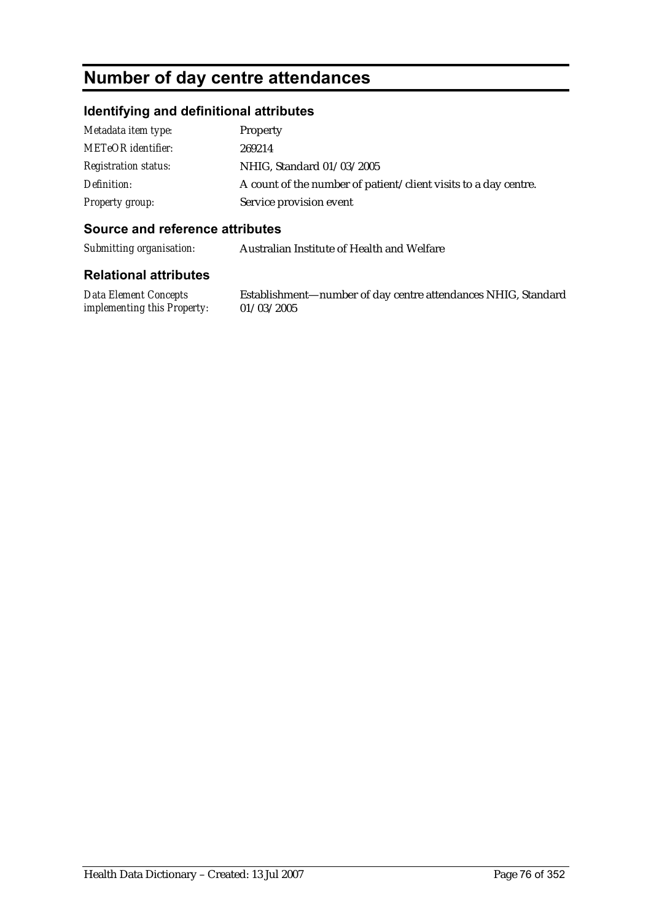# Number of day centre attendances

## Identifying and definitional attributes

| | |
|---|---|
| *Metadata item type:* | Property |
| *METeOR identifier:* | 269214 |
| *Registration status:* | NHIG, Standard 01/03/2005 |
| *Definition:* | A count of the number of patient/client visits to a day centre. |
| *Property group:* | Service provision event |

## Source and reference attributes

| | |
|---|---|
| *Submitting organisation:* | Australian Institute of Health and Welfare |

## Relational attributes

| | |
|---|---|
| *Data Element Concepts implementing this Property:* | Establishment—number of day centre attendances NHIG, Standard 01/03/2005 |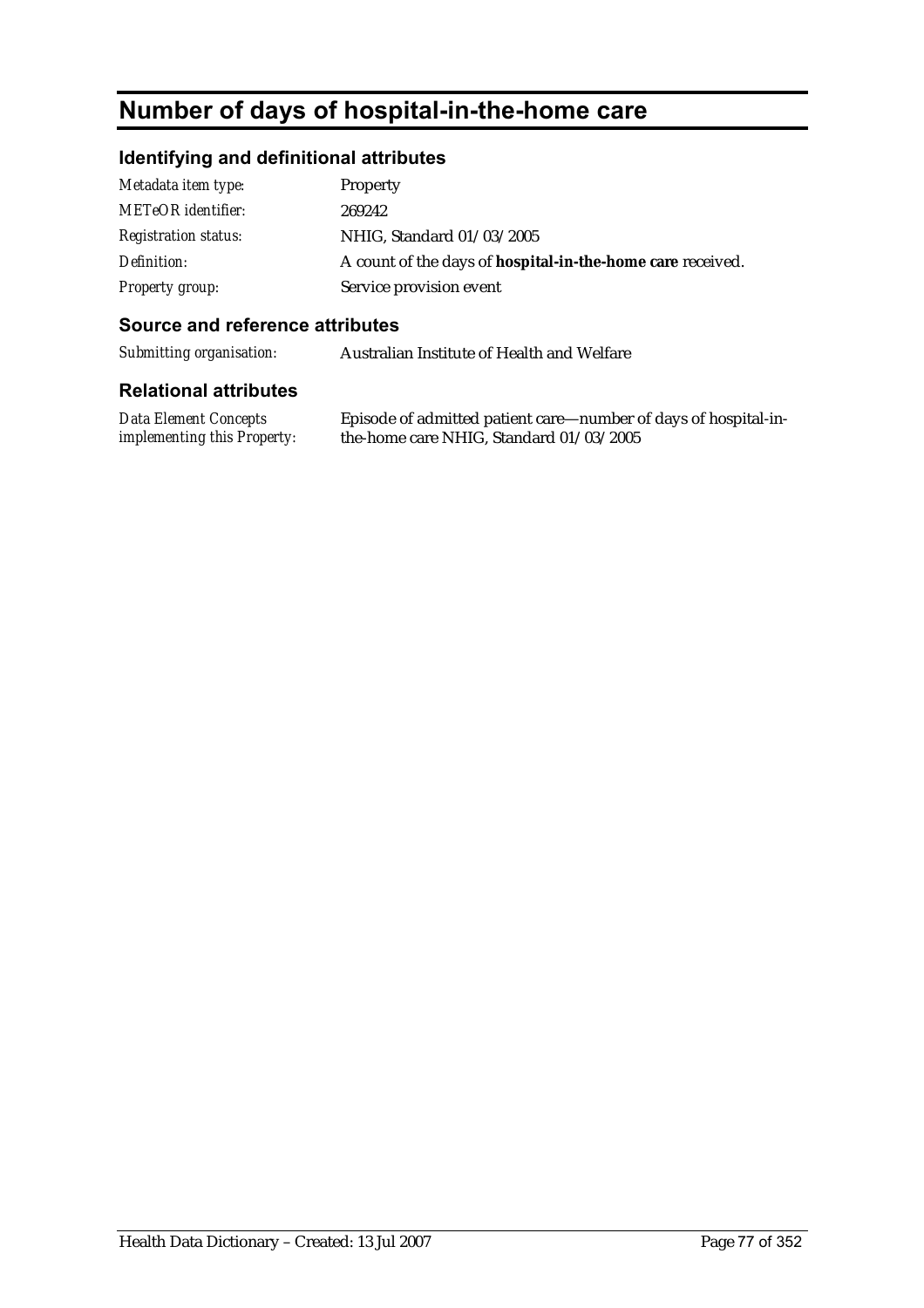# Number of days of hospital-in-the-home care

## Identifying and definitional attributes

| | |
|---|---|
| *Metadata item type:* | Property |
| *METeOR identifier:* | 269242 |
| *Registration status:* | NHIG, Standard 01/03/2005 |
| *Definition:* | A count of the days of **hospital-in-the-home care** received. |
| *Property group:* | Service provision event |

## Source and reference attributes

| | |
|---|---|
| *Submitting organisation:* | Australian Institute of Health and Welfare |

## Relational attributes

| | |
|---|---|
| *Data Element Concepts implementing this Property:* | Episode of admitted patient care—number of days of hospital-in-the-home care NHIG, Standard 01/03/2005 |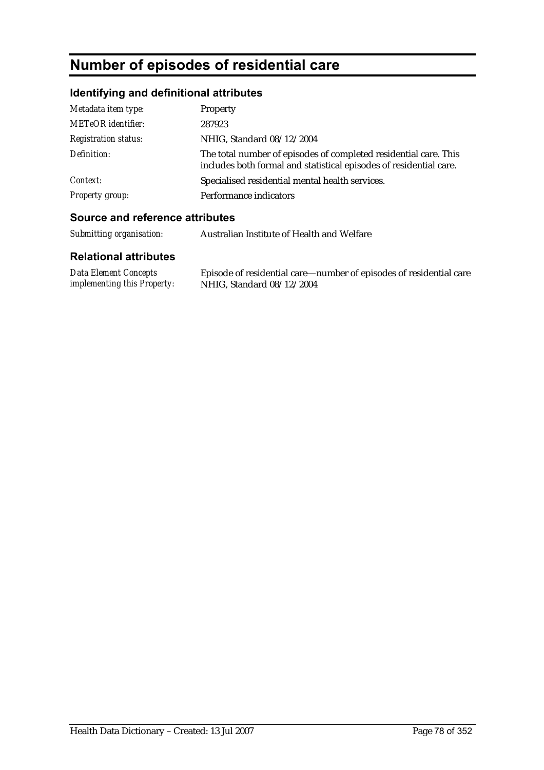# Number of episodes of residential care

## Identifying and definitional attributes

| | |
|---|---|
| *Metadata item type:* | Property |
| *METeOR identifier:* | 287923 |
| *Registration status:* | NHIG, Standard 08/12/2004 |
| *Definition:* | The total number of episodes of completed residential care. This includes both formal and statistical episodes of residential care. |
| *Context:* | Specialised residential mental health services. |
| *Property group:* | Performance indicators |

## Source and reference attributes

| | |
|---|---|
| *Submitting organisation:* | Australian Institute of Health and Welfare |

## Relational attributes

| | |
|---|---|
| *Data Element Concepts implementing this Property:* | Episode of residential care—number of episodes of residential care NHIG, Standard 08/12/2004 |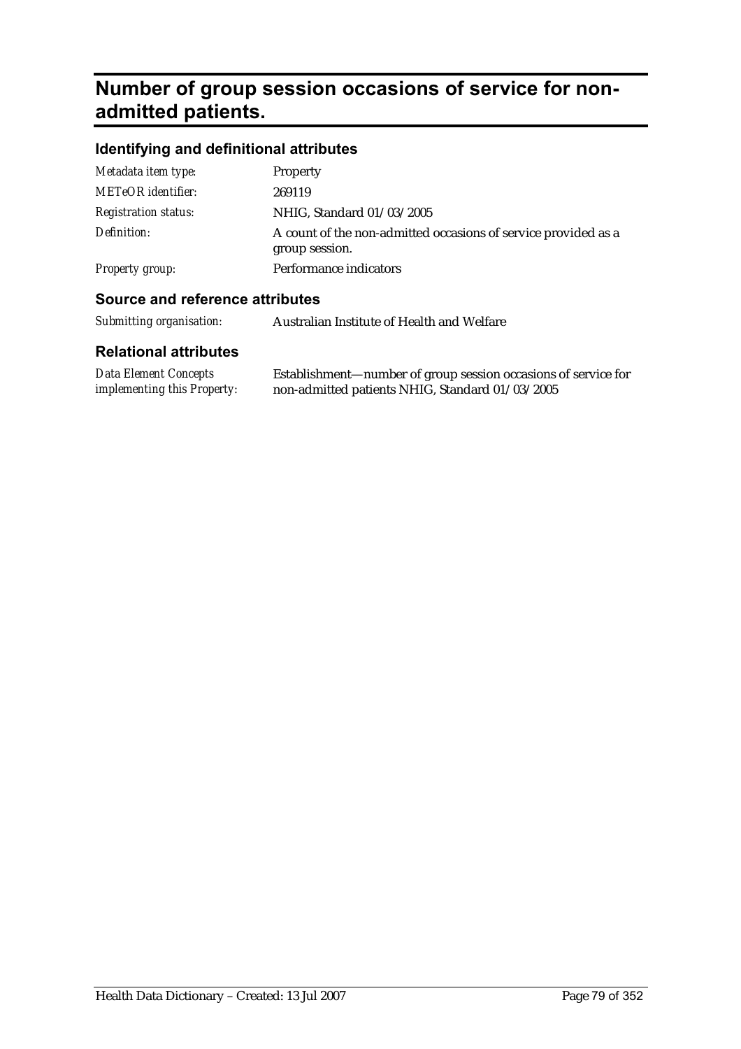# Number of group session occasions of service for non-admitted patients.

## Identifying and definitional attributes

| | |
|---|---|
| *Metadata item type:* | Property |
| *METeOR identifier:* | 269119 |
| *Registration status:* | NHIG, Standard 01/03/2005 |
| *Definition:* | A count of the non-admitted occasions of service provided as a group session. |
| *Property group:* | Performance indicators |

## Source and reference attributes

| | |
|---|---|
| *Submitting organisation:* | Australian Institute of Health and Welfare |

## Relational attributes

| | |
|---|---|
| *Data Element Concepts implementing this Property:* | Establishment—number of group session occasions of service for non-admitted patients NHIG, Standard 01/03/2005 |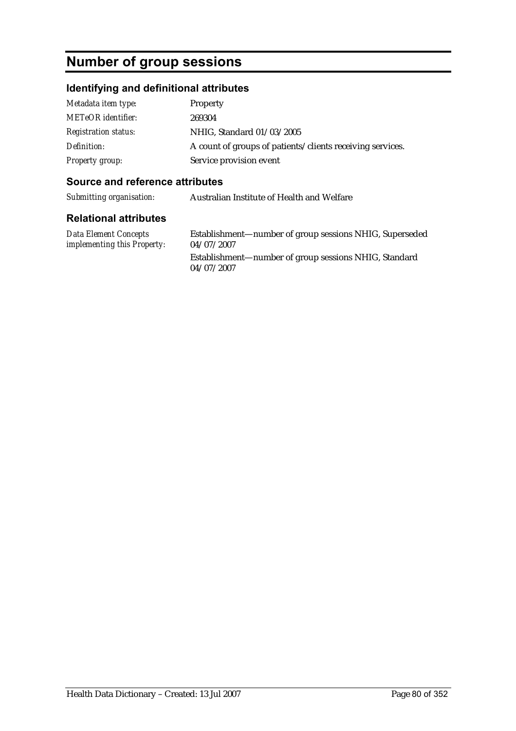# Number of group sessions

## Identifying and definitional attributes

| | |
|---|---|
| *Metadata item type:* | Property |
| *METeOR identifier:* | 269304 |
| *Registration status:* | NHIG, Standard 01/03/2005 |
| *Definition:* | A count of groups of patients/clients receiving services. |
| *Property group:* | Service provision event |

## Source and reference attributes

| | |
|---|---|
| *Submitting organisation:* | Australian Institute of Health and Welfare |

## Relational attributes

| | |
|---|---|
| *Data Element Concepts implementing this Property:* | Establishment—number of group sessions NHIG, Superseded 04/07/2007<br>Establishment—number of group sessions NHIG, Standard 04/07/2007 |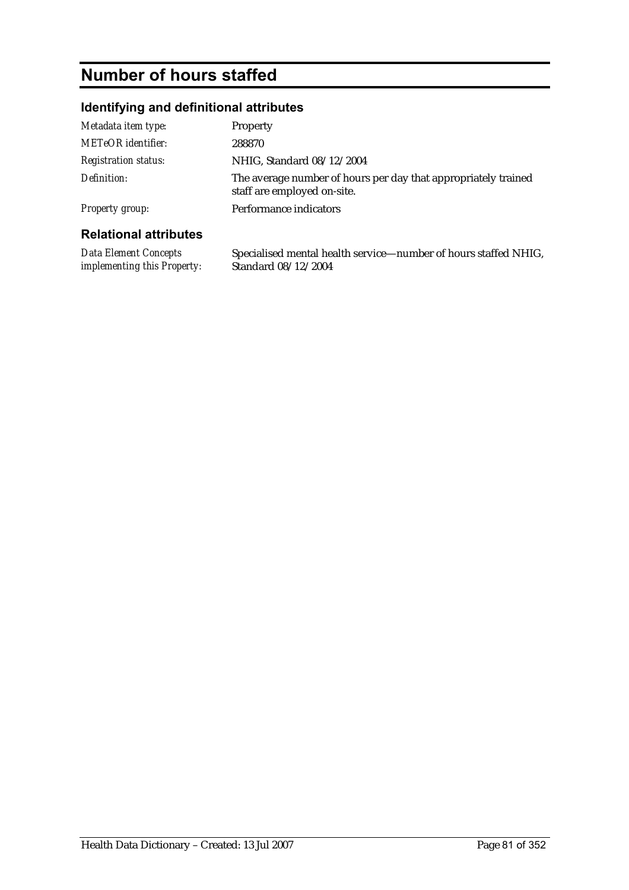# Number of hours staffed

## Identifying and definitional attributes

| | |
|---|---|
| *Metadata item type:* | Property |
| *METeOR identifier:* | 288870 |
| *Registration status:* | NHIG, Standard 08/12/2004 |
| *Definition:* | The average number of hours per day that appropriately trained staff are employed on-site. |
| *Property group:* | Performance indicators |

## Relational attributes

| | |
|---|---|
| *Data Element Concepts implementing this Property:* | Specialised mental health service—number of hours staffed NHIG, Standard 08/12/2004 |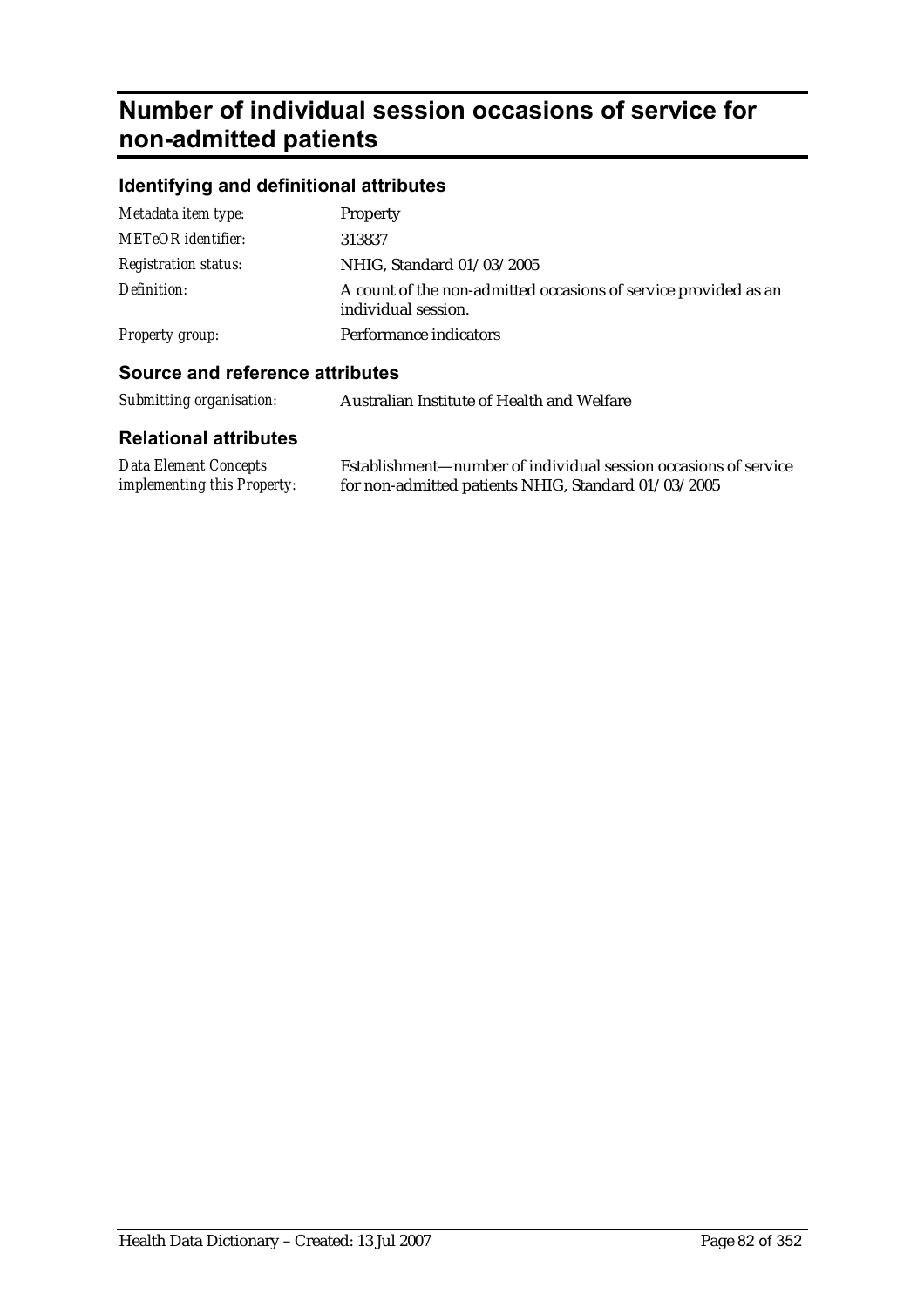# Number of individual session occasions of service for non-admitted patients

## Identifying and definitional attributes

| | |
|---|---|
| *Metadata item type:* | Property |
| *METeOR identifier:* | 313837 |
| *Registration status:* | NHIG, Standard 01/03/2005 |
| *Definition:* | A count of the non-admitted occasions of service provided as an individual session. |
| *Property group:* | Performance indicators |

## Source and reference attributes

| | |
|---|---|
| *Submitting organisation:* | Australian Institute of Health and Welfare |

## Relational attributes

| | |
|---|---|
| *Data Element Concepts implementing this Property:* | Establishment—number of individual session occasions of service for non-admitted patients NHIG, Standard 01/03/2005 |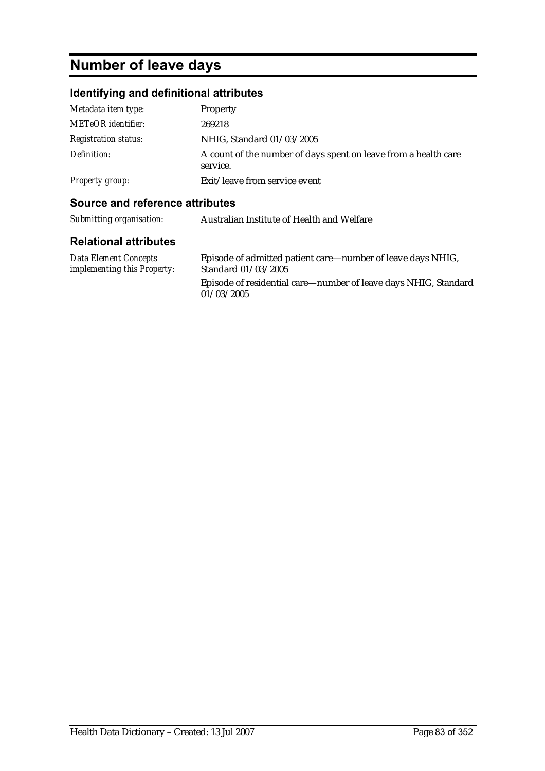# Number of leave days

## Identifying and definitional attributes

| | |
|---|---|
| *Metadata item type:* | Property |
| *METeOR identifier:* | 269218 |
| *Registration status:* | NHIG, Standard 01/03/2005 |
| *Definition:* | A count of the number of days spent on leave from a health care service. |
| *Property group:* | Exit/leave from service event |

## Source and reference attributes

| | |
|---|---|
| *Submitting organisation:* | Australian Institute of Health and Welfare |

## Relational attributes

| | |
|---|---|
| *Data Element Concepts implementing this Property:* | Episode of admitted patient care—number of leave days NHIG, Standard 01/03/2005<br>Episode of residential care—number of leave days NHIG, Standard 01/03/2005 |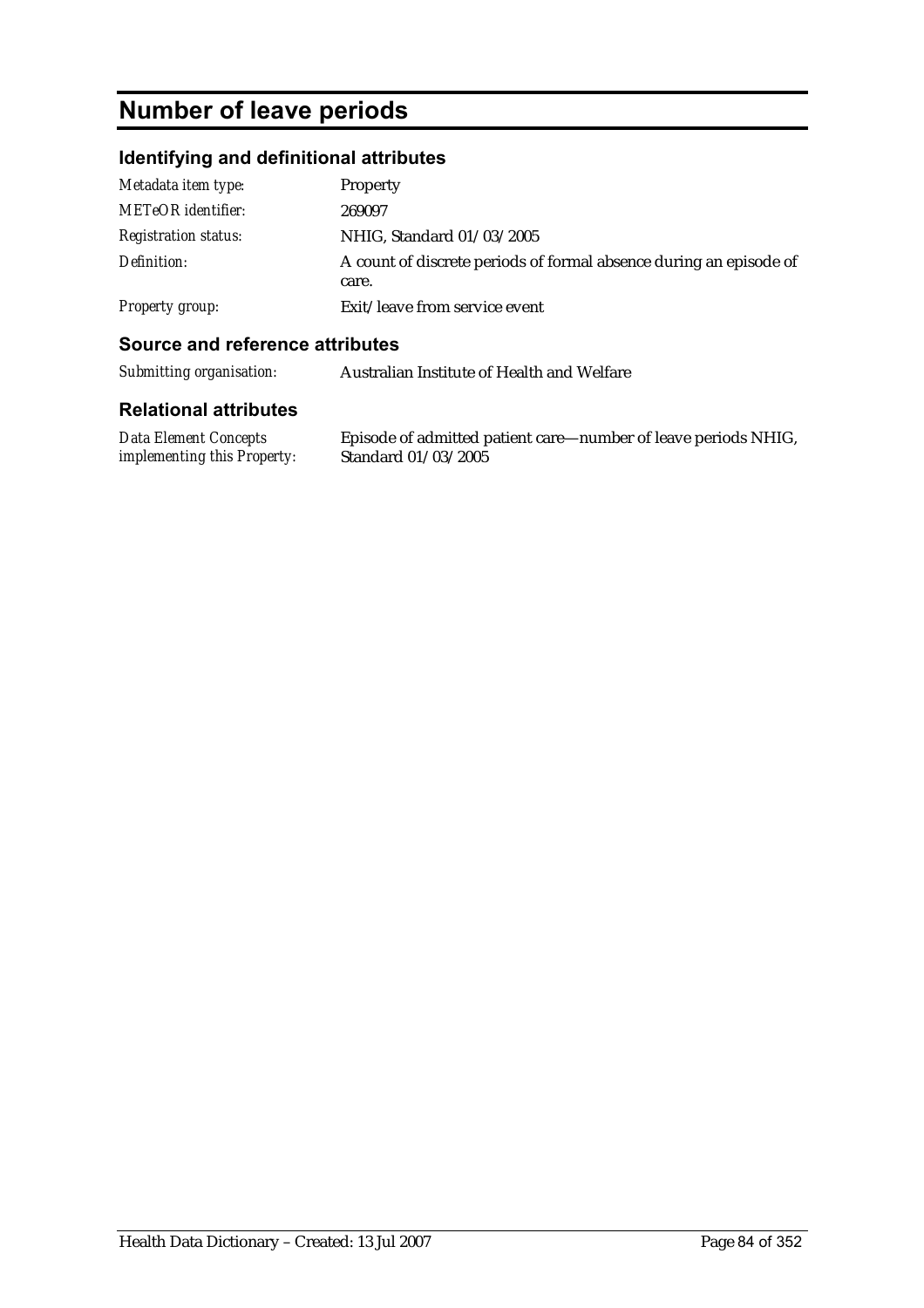# Number of leave periods

## Identifying and definitional attributes

| | |
|---|---|
| *Metadata item type:* | Property |
| *METeOR identifier:* | 269097 |
| *Registration status:* | NHIG, Standard 01/03/2005 |
| *Definition:* | A count of discrete periods of formal absence during an episode of care. |
| *Property group:* | Exit/leave from service event |

## Source and reference attributes

| | |
|---|---|
| *Submitting organisation:* | Australian Institute of Health and Welfare |

## Relational attributes

| | |
|---|---|
| *Data Element Concepts implementing this Property:* | Episode of admitted patient care—number of leave periods NHIG, Standard 01/03/2005 |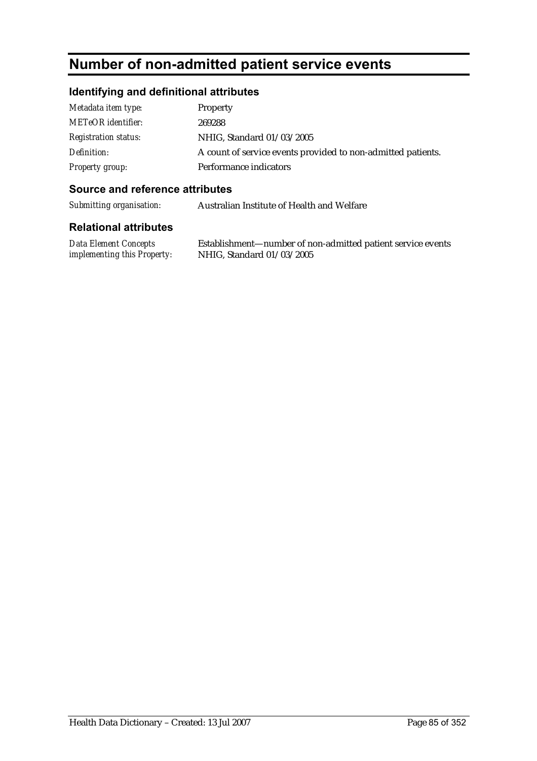# Number of non-admitted patient service events

## Identifying and definitional attributes

| | |
|---|---|
| *Metadata item type:* | Property |
| *METeOR identifier:* | 269288 |
| *Registration status:* | NHIG, Standard 01/03/2005 |
| *Definition:* | A count of service events provided to non-admitted patients. |
| *Property group:* | Performance indicators |

## Source and reference attributes

| | |
|---|---|
| *Submitting organisation:* | Australian Institute of Health and Welfare |

## Relational attributes

| | |
|---|---|
| *Data Element Concepts implementing this Property:* | Establishment—number of non-admitted patient service events NHIG, Standard 01/03/2005 |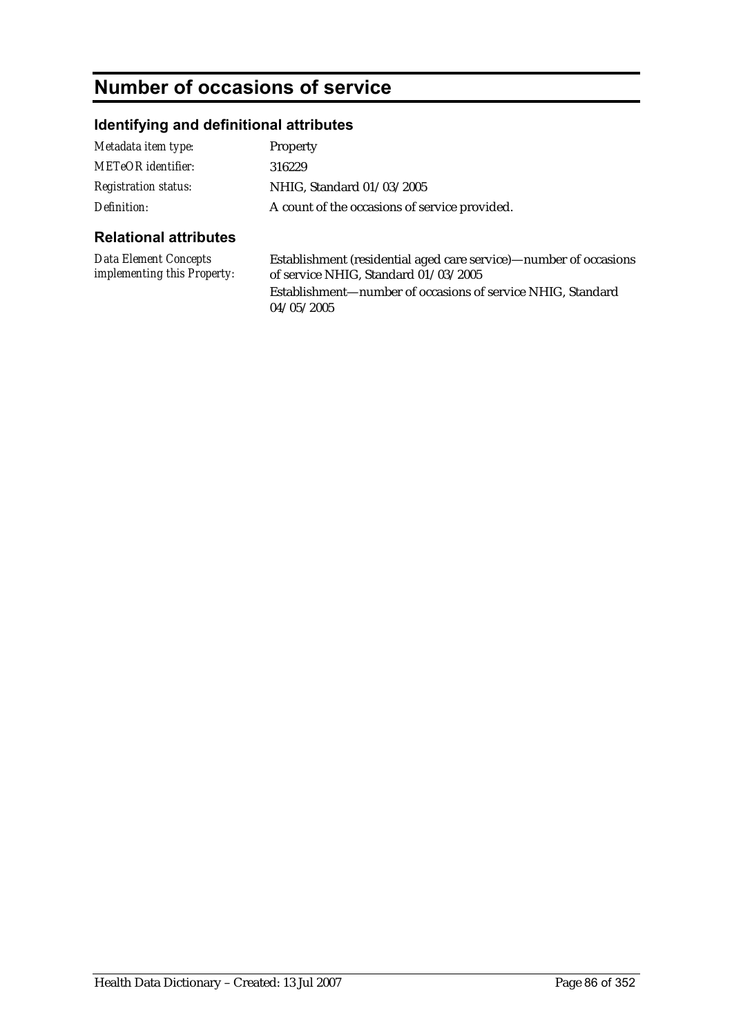# Number of occasions of service

## Identifying and definitional attributes

| | |
|---|---|
| *Metadata item type:* | Property |
| *METeOR identifier:* | 316229 |
| *Registration status:* | NHIG, Standard 01/03/2005 |
| *Definition:* | A count of the occasions of service provided. |

## Relational attributes

| | |
|---|---|
| *Data Element Concepts implementing this Property:* | Establishment (residential aged care service)—number of occasions of service NHIG, Standard 01/03/2005<br>Establishment—number of occasions of service NHIG, Standard 04/05/2005 |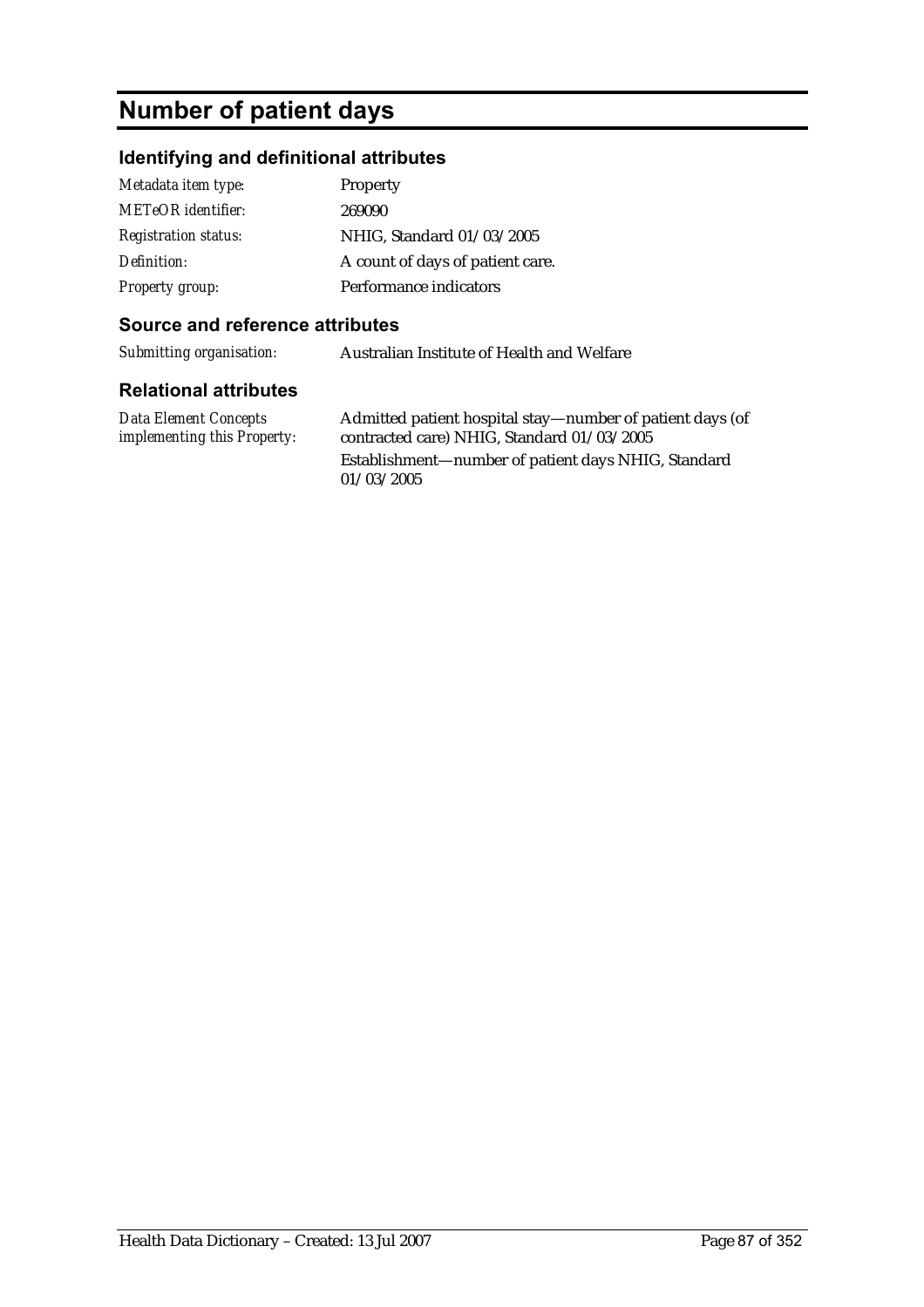# Number of patient days

## Identifying and definitional attributes

| | |
|---|---|
| *Metadata item type:* | Property |
| *METeOR identifier:* | 269090 |
| *Registration status:* | NHIG, Standard 01/03/2005 |
| *Definition:* | A count of days of patient care. |
| *Property group:* | Performance indicators |

## Source and reference attributes

| | |
|---|---|
| *Submitting organisation:* | Australian Institute of Health and Welfare |

## Relational attributes

| | |
|---|---|
| *Data Element Concepts implementing this Property:* | Admitted patient hospital stay—number of patient days (of contracted care) NHIG, Standard 01/03/2005<br>Establishment—number of patient days NHIG, Standard 01/03/2005 |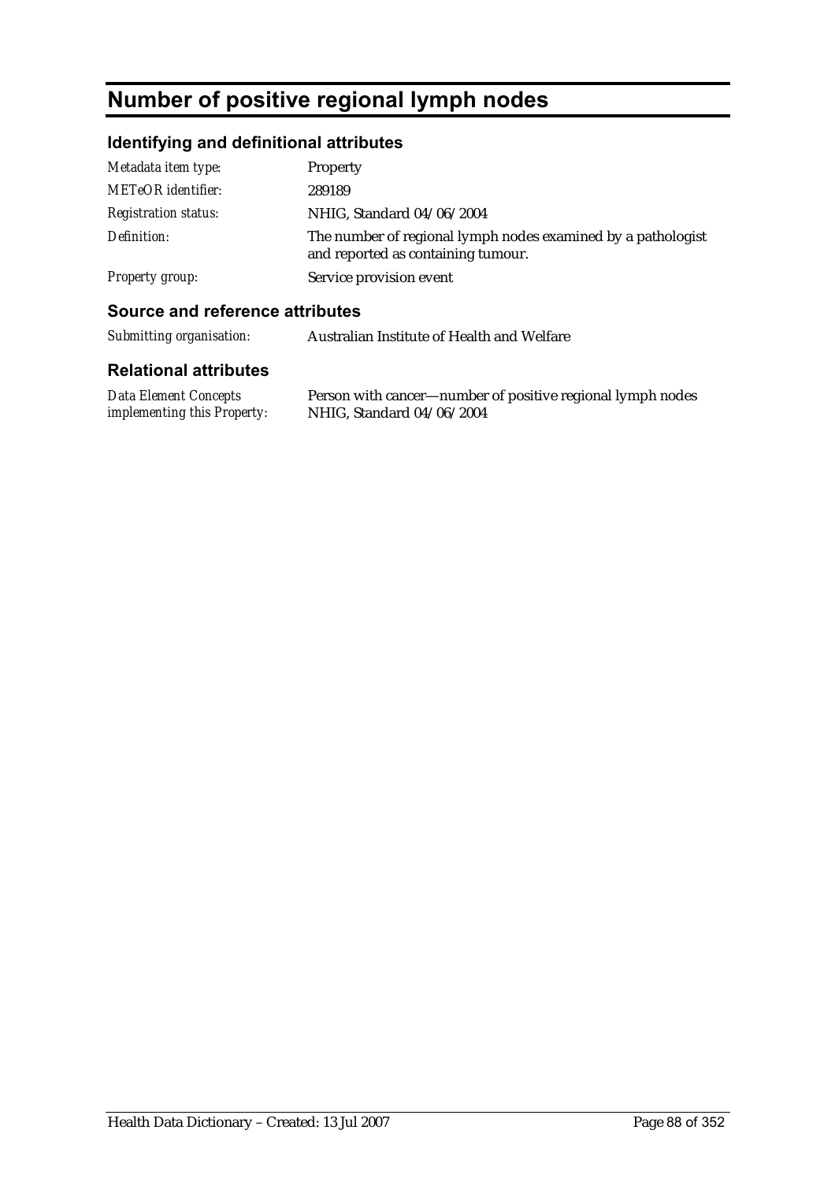# Number of positive regional lymph nodes

## Identifying and definitional attributes

| | |
|---|---|
| *Metadata item type:* | Property |
| *METeOR identifier:* | 289189 |
| *Registration status:* | NHIG, Standard 04/06/2004 |
| *Definition:* | The number of regional lymph nodes examined by a pathologist and reported as containing tumour. |
| *Property group:* | Service provision event |

## Source and reference attributes

| | |
|---|---|
| *Submitting organisation:* | Australian Institute of Health and Welfare |

## Relational attributes

| | |
|---|---|
| *Data Element Concepts implementing this Property:* | Person with cancer—number of positive regional lymph nodes NHIG, Standard 04/06/2004 |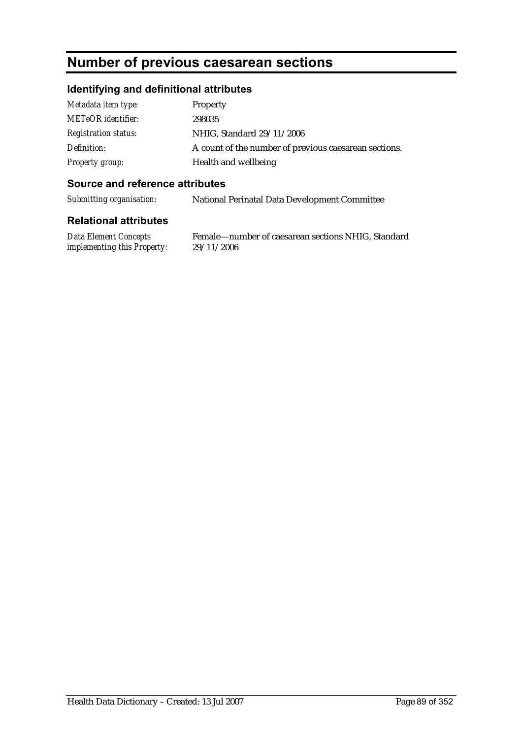# Number of previous caesarean sections

## Identifying and definitional attributes

| | |
|---|---|
| *Metadata item type:* | Property |
| *METeOR identifier:* | 298035 |
| *Registration status:* | NHIG, Standard 29/11/2006 |
| *Definition:* | A count of the number of previous caesarean sections. |
| *Property group:* | Health and wellbeing |

## Source and reference attributes

| | |
|---|---|
| *Submitting organisation:* | National Perinatal Data Development Committee |

## Relational attributes

| | |
|---|---|
| *Data Element Concepts implementing this Property:* | Female—number of caesarean sections NHIG, Standard 29/11/2006 |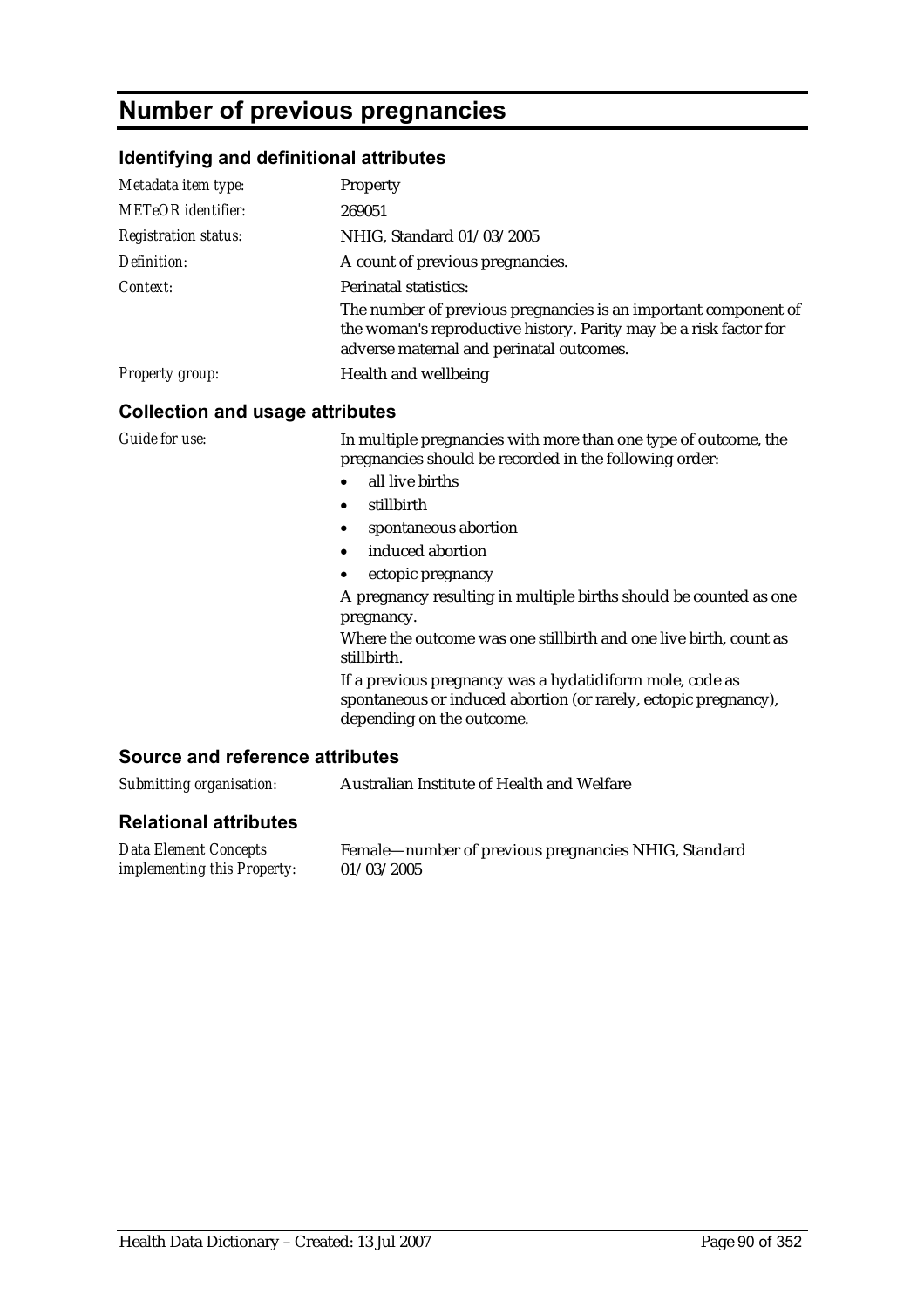# Number of previous pregnancies

## Identifying and definitional attributes

| | |
|---|---|
| *Metadata item type:* | Property |
| *METeOR identifier:* | 269051 |
| *Registration status:* | NHIG, Standard 01/03/2005 |
| *Definition:* | A count of previous pregnancies. |
| *Context:* | Perinatal statistics:<br>The number of previous pregnancies is an important component of the woman's reproductive history. Parity may be a risk factor for adverse maternal and perinatal outcomes. |
| *Property group:* | Health and wellbeing |

## Collection and usage attributes

*Guide for use:*

In multiple pregnancies with more than one type of outcome, the pregnancies should be recorded in the following order:

- all live births
- stillbirth
- spontaneous abortion
- induced abortion
- ectopic pregnancy

A pregnancy resulting in multiple births should be counted as one pregnancy.

Where the outcome was one stillbirth and one live birth, count as stillbirth.

If a previous pregnancy was a hydatidiform mole, code as spontaneous or induced abortion (or rarely, ectopic pregnancy), depending on the outcome.

## Source and reference attributes

| | |
|---|---|
| *Submitting organisation:* | Australian Institute of Health and Welfare |

## Relational attributes

| | |
|---|---|
| *Data Element Concepts implementing this Property:* | Female—number of previous pregnancies NHIG, Standard 01/03/2005 |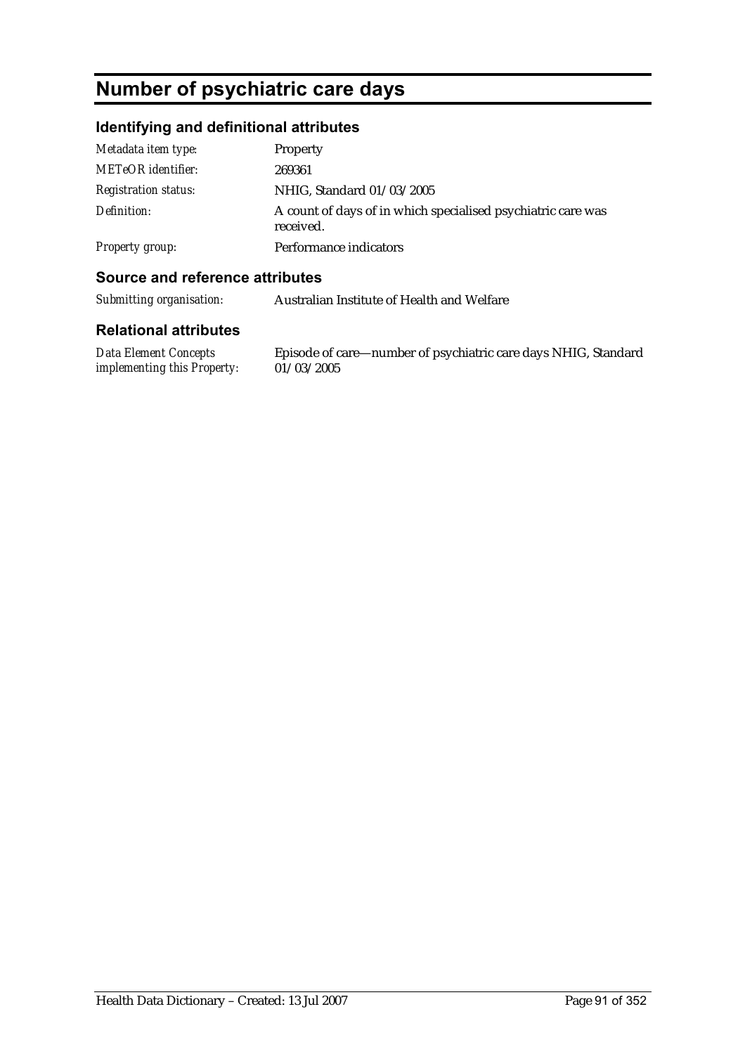# Number of psychiatric care days

## Identifying and definitional attributes

| | |
|---|---|
| *Metadata item type:* | Property |
| *METeOR identifier:* | 269361 |
| *Registration status:* | NHIG, Standard 01/03/2005 |
| *Definition:* | A count of days of in which specialised psychiatric care was received. |
| *Property group:* | Performance indicators |

## Source and reference attributes

| | |
|---|---|
| *Submitting organisation:* | Australian Institute of Health and Welfare |

## Relational attributes

| | |
|---|---|
| *Data Element Concepts implementing this Property:* | Episode of care—number of psychiatric care days NHIG, Standard 01/03/2005 |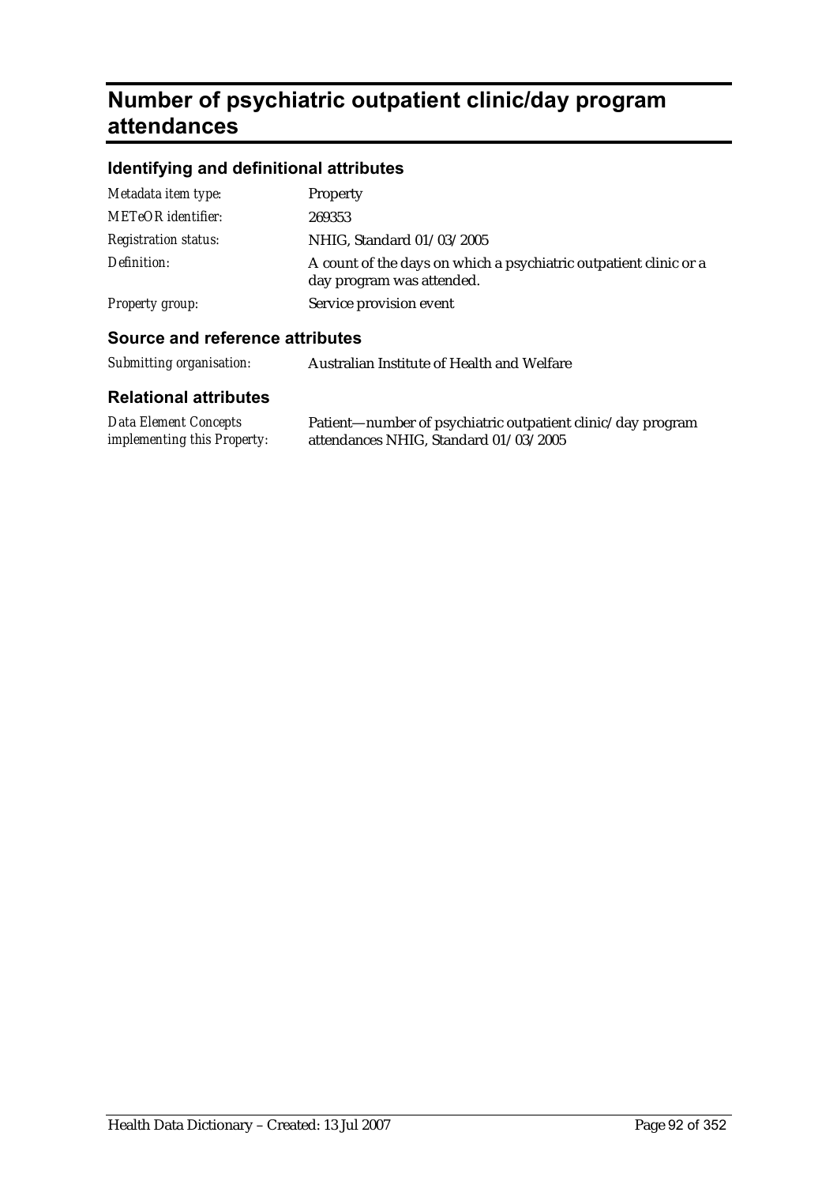# Number of psychiatric outpatient clinic/day program attendances

## Identifying and definitional attributes

| | |
|---|---|
| *Metadata item type:* | Property |
| *METeOR identifier:* | 269353 |
| *Registration status:* | NHIG, Standard 01/03/2005 |
| *Definition:* | A count of the days on which a psychiatric outpatient clinic or a day program was attended. |
| *Property group:* | Service provision event |

## Source and reference attributes

| | |
|---|---|
| *Submitting organisation:* | Australian Institute of Health and Welfare |

## Relational attributes

| | |
|---|---|
| *Data Element Concepts implementing this Property:* | Patient—number of psychiatric outpatient clinic/day program attendances NHIG, Standard 01/03/2005 |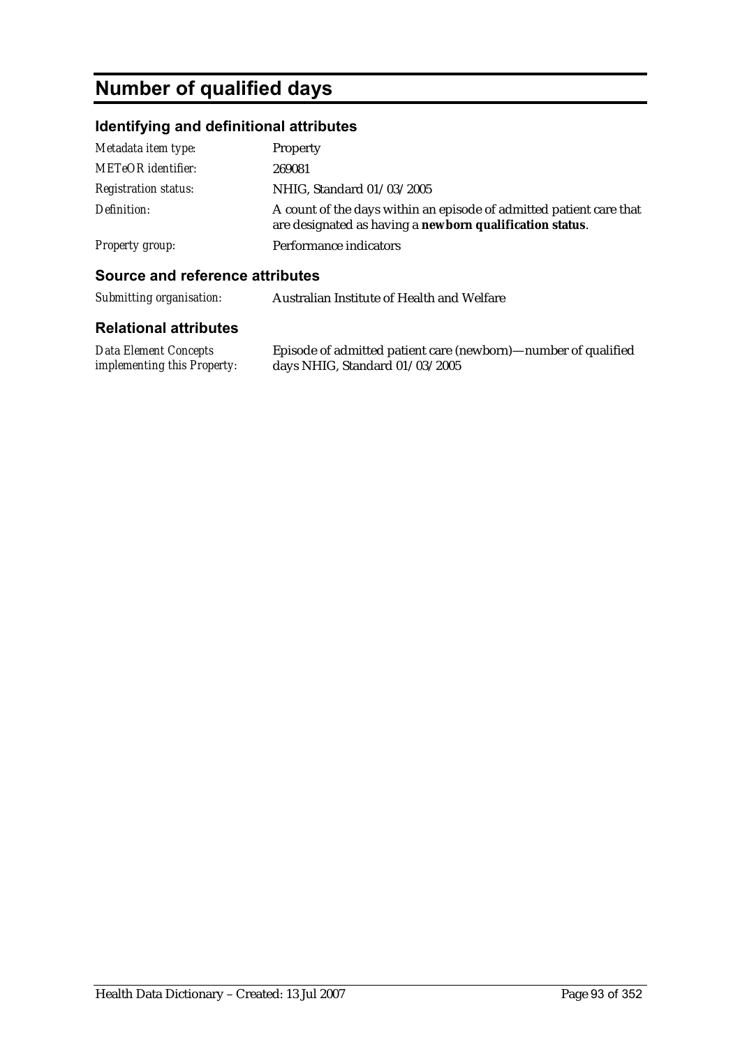# Number of qualified days

## Identifying and definitional attributes

| | |
|---|---|
| *Metadata item type:* | Property |
| *METeOR identifier:* | 269081 |
| *Registration status:* | NHIG, Standard 01/03/2005 |
| *Definition:* | A count of the days within an episode of admitted patient care that are designated as having a **newborn qualification status**. |
| *Property group:* | Performance indicators |

## Source and reference attributes

| | |
|---|---|
| *Submitting organisation:* | Australian Institute of Health and Welfare |

## Relational attributes

| | |
|---|---|
| *Data Element Concepts implementing this Property:* | Episode of admitted patient care (newborn)—number of qualified days NHIG, Standard 01/03/2005 |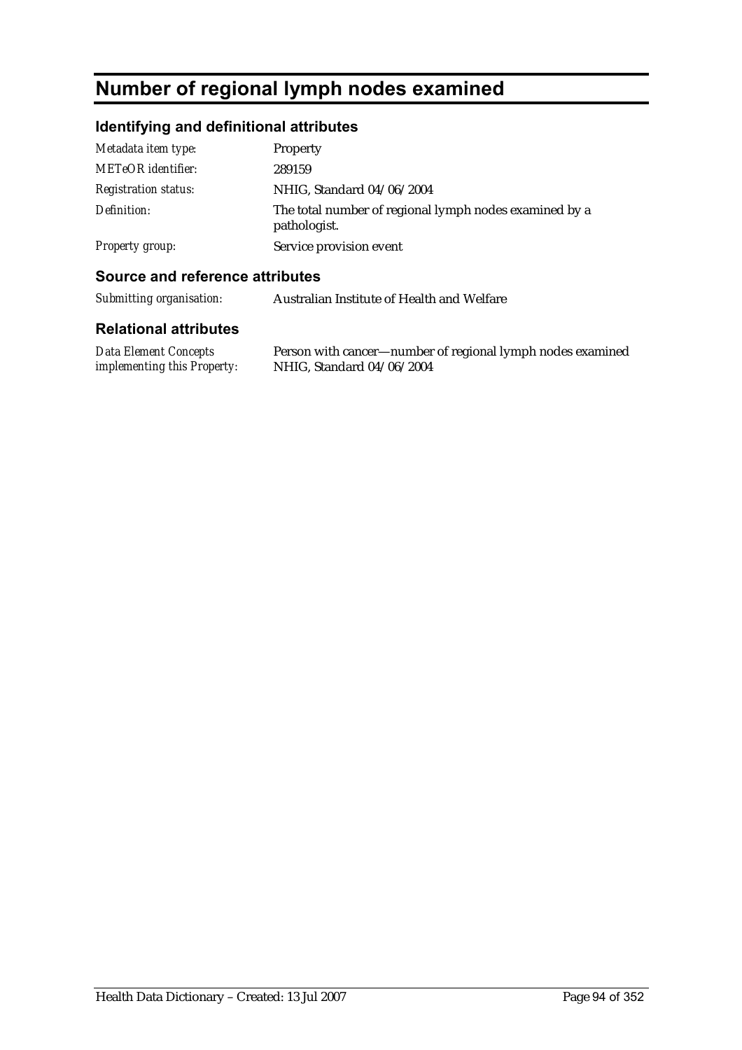# Number of regional lymph nodes examined

## Identifying and definitional attributes

| | |
|---|---|
| *Metadata item type:* | Property |
| *METeOR identifier:* | 289159 |
| *Registration status:* | NHIG, Standard 04/06/2004 |
| *Definition:* | The total number of regional lymph nodes examined by a pathologist. |
| *Property group:* | Service provision event |

## Source and reference attributes

| | |
|---|---|
| *Submitting organisation:* | Australian Institute of Health and Welfare |

## Relational attributes

| | |
|---|---|
| *Data Element Concepts implementing this Property:* | Person with cancer—number of regional lymph nodes examined NHIG, Standard 04/06/2004 |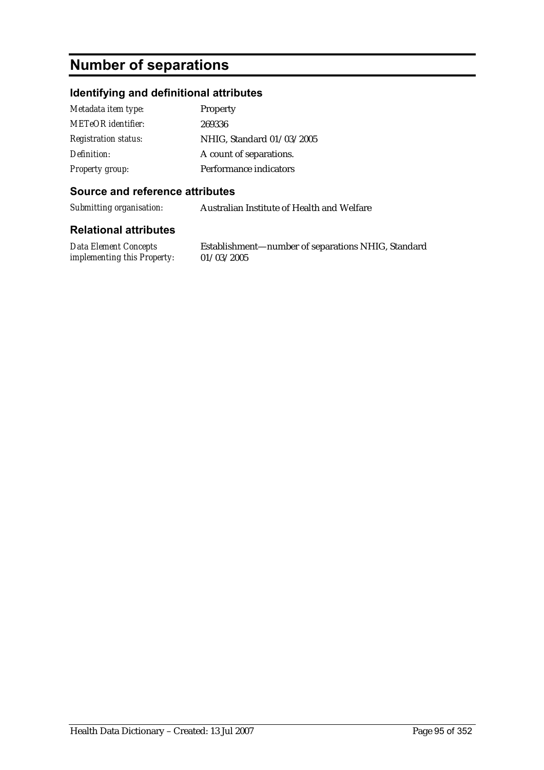# Number of separations

## Identifying and definitional attributes

| | |
|---|---|
| *Metadata item type:* | Property |
| *METeOR identifier:* | 269336 |
| *Registration status:* | NHIG, Standard 01/03/2005 |
| *Definition:* | A count of separations. |
| *Property group:* | Performance indicators |

## Source and reference attributes

| | |
|---|---|
| *Submitting organisation:* | Australian Institute of Health and Welfare |

## Relational attributes

| | |
|---|---|
| *Data Element Concepts implementing this Property:* | Establishment—number of separations NHIG, Standard 01/03/2005 |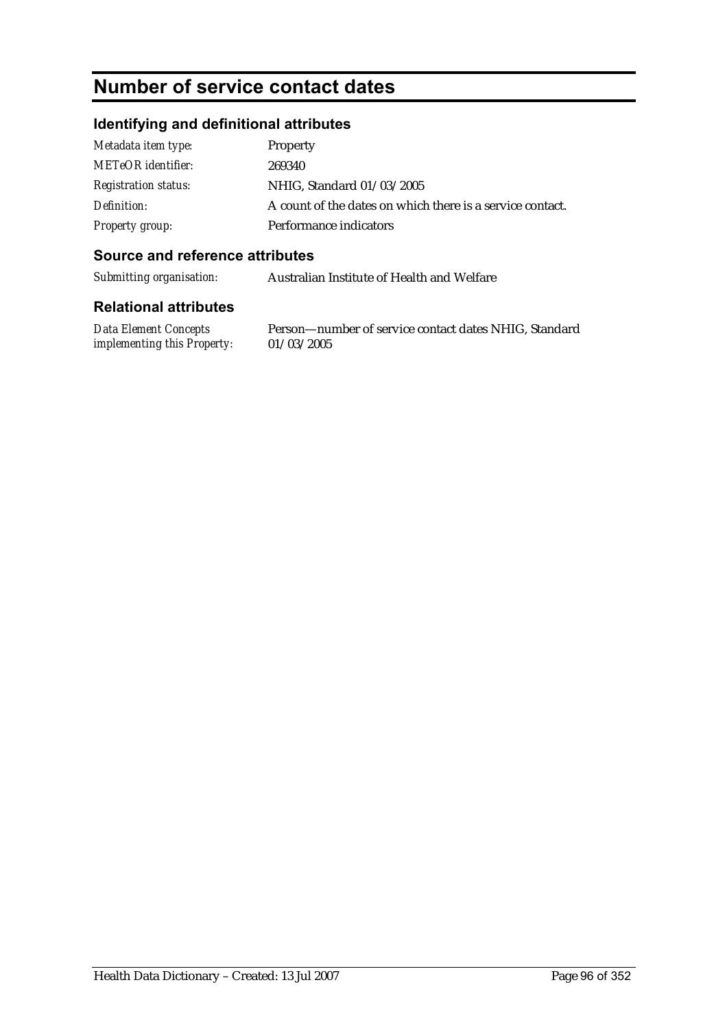# Number of service contact dates

## Identifying and definitional attributes

| | |
|---|---|
| *Metadata item type:* | Property |
| *METeOR identifier:* | 269340 |
| *Registration status:* | NHIG, Standard 01/03/2005 |
| *Definition:* | A count of the dates on which there is a service contact. |
| *Property group:* | Performance indicators |

## Source and reference attributes

| | |
|---|---|
| *Submitting organisation:* | Australian Institute of Health and Welfare |

## Relational attributes

| | |
|---|---|
| *Data Element Concepts implementing this Property:* | Person—number of service contact dates NHIG, Standard 01/03/2005 |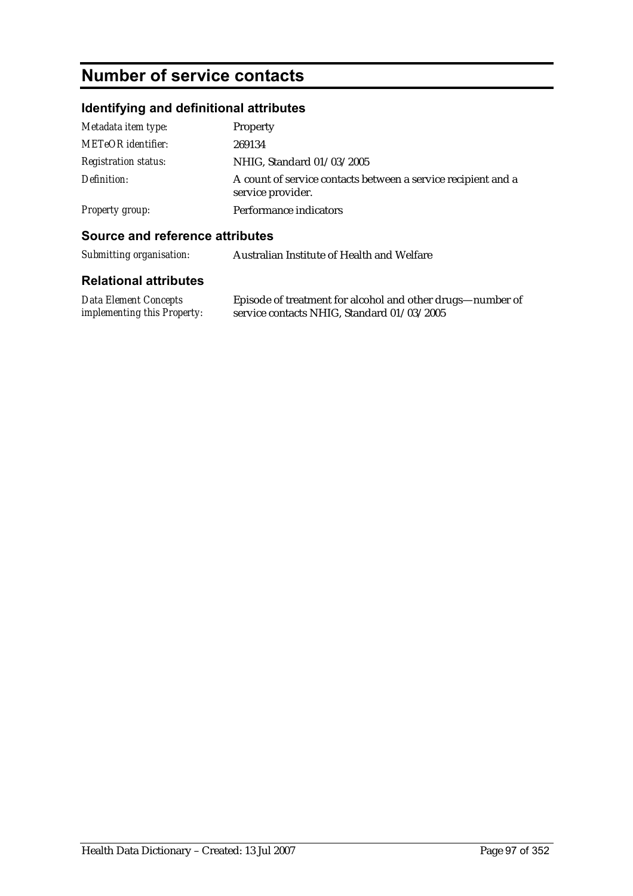# Number of service contacts

## Identifying and definitional attributes

| | |
|---|---|
| *Metadata item type:* | Property |
| *METeOR identifier:* | 269134 |
| *Registration status:* | NHIG, Standard 01/03/2005 |
| *Definition:* | A count of service contacts between a service recipient and a service provider. |
| *Property group:* | Performance indicators |

## Source and reference attributes

| | |
|---|---|
| *Submitting organisation:* | Australian Institute of Health and Welfare |

## Relational attributes

| | |
|---|---|
| *Data Element Concepts implementing this Property:* | Episode of treatment for alcohol and other drugs—number of service contacts NHIG, Standard 01/03/2005 |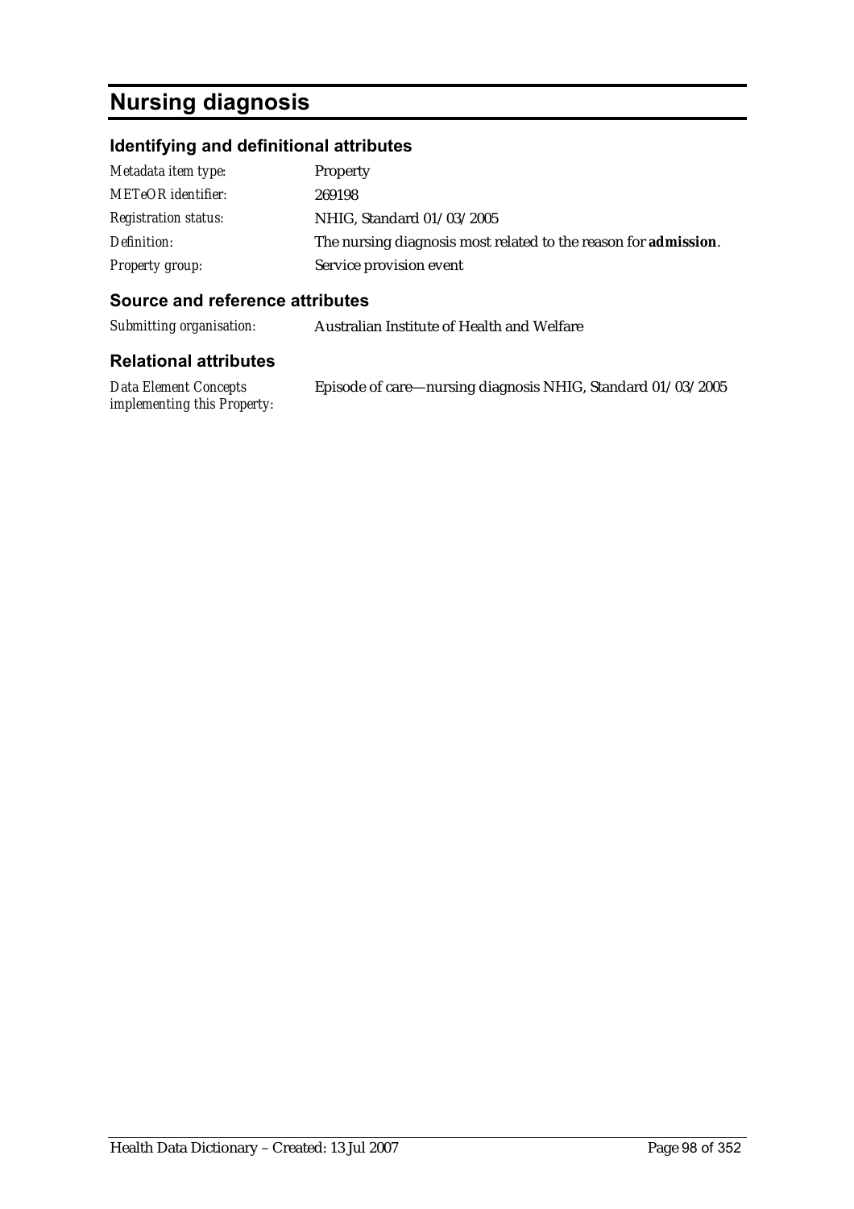# Nursing diagnosis

## Identifying and definitional attributes

| | |
|---|---|
| *Metadata item type:* | Property |
| *METeOR identifier:* | 269198 |
| *Registration status:* | NHIG, Standard 01/03/2005 |
| *Definition:* | The nursing diagnosis most related to the reason for **admission**. |
| *Property group:* | Service provision event |

## Source and reference attributes

| | |
|---|---|
| *Submitting organisation:* | Australian Institute of Health and Welfare |

## Relational attributes

| | |
|---|---|
| *Data Element Concepts implementing this Property:* | Episode of care—nursing diagnosis NHIG, Standard 01/03/2005 |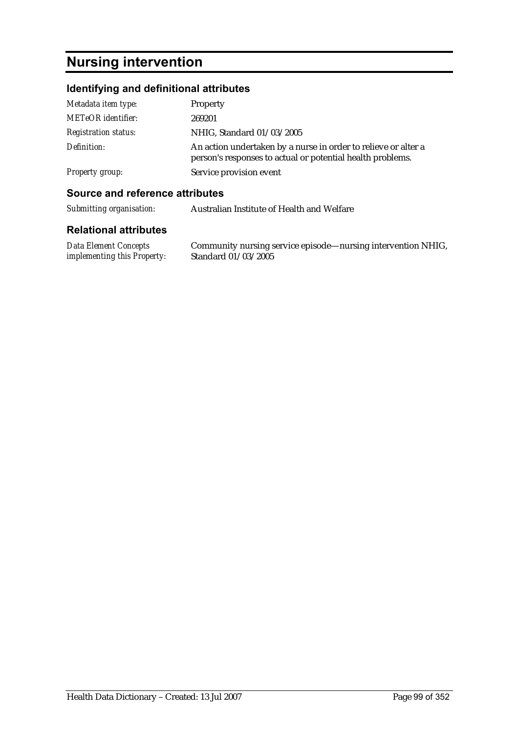# Nursing intervention

## Identifying and definitional attributes

| | |
|---|---|
| *Metadata item type:* | Property |
| *METeOR identifier:* | 269201 |
| *Registration status:* | NHIG, Standard 01/03/2005 |
| *Definition:* | An action undertaken by a nurse in order to relieve or alter a person's responses to actual or potential health problems. |
| *Property group:* | Service provision event |

## Source and reference attributes

| | |
|---|---|
| *Submitting organisation:* | Australian Institute of Health and Welfare |

## Relational attributes

| | |
|---|---|
| *Data Element Concepts implementing this Property:* | Community nursing service episode—nursing intervention NHIG, Standard 01/03/2005 |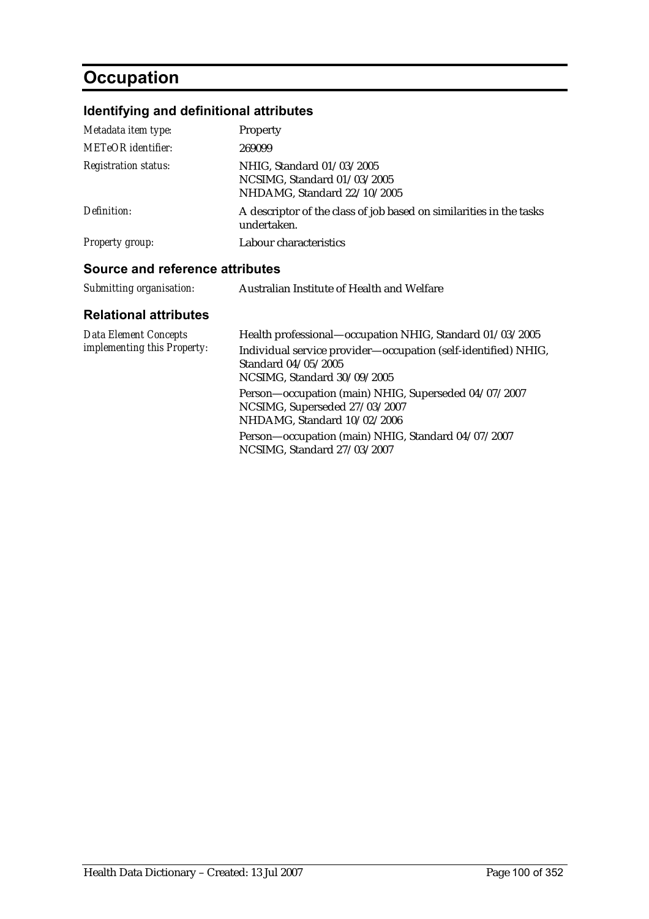# Occupation

## Identifying and definitional attributes

| | |
|---|---|
| *Metadata item type:* | Property |
| *METeOR identifier:* | 269099 |
| *Registration status:* | NHIG, Standard 01/03/2005<br>NCSIMG, Standard 01/03/2005<br>NHDAMG, Standard 22/10/2005 |
| *Definition:* | A descriptor of the class of job based on similarities in the tasks undertaken. |
| *Property group:* | Labour characteristics |

## Source and reference attributes

| | |
|---|---|
| *Submitting organisation:* | Australian Institute of Health and Welfare |

## Relational attributes

| | |
|---|---|
| *Data Element Concepts implementing this Property:* | Health professional—occupation NHIG, Standard 01/03/2005<br>Individual service provider—occupation (self-identified) NHIG, Standard 04/05/2005<br>NCSIMG, Standard 30/09/2005<br>Person—occupation (main) NHIG, Superseded 04/07/2007<br>NCSIMG, Superseded 27/03/2007<br>NHDAMG, Standard 10/02/2006<br>Person—occupation (main) NHIG, Standard 04/07/2007<br>NCSIMG, Standard 27/03/2007 |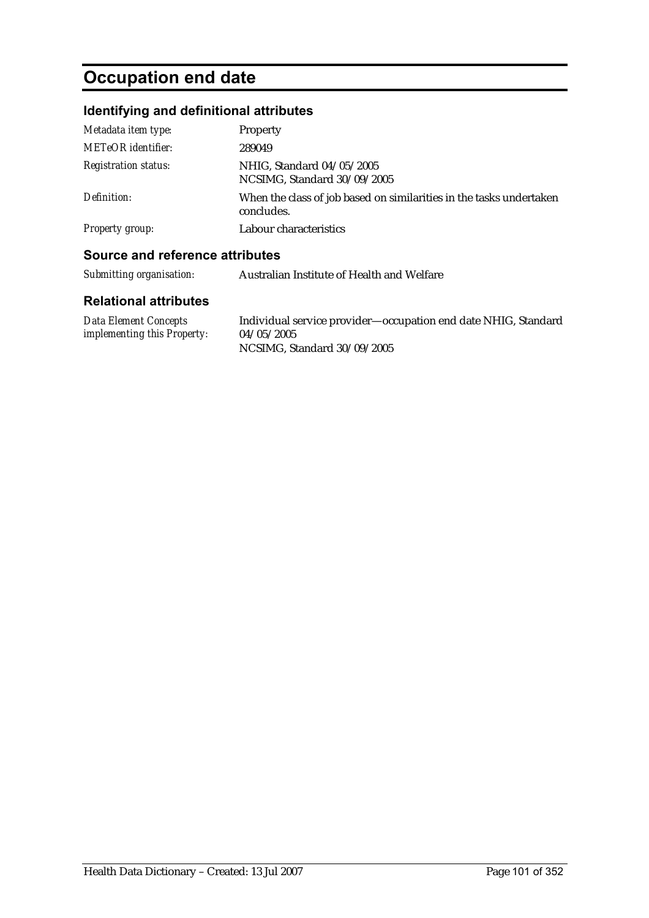# Occupation end date

## Identifying and definitional attributes

| | |
|---|---|
| *Metadata item type:* | Property |
| *METeOR identifier:* | 289049 |
| *Registration status:* | NHIG, Standard 04/05/2005<br>NCSIMG, Standard 30/09/2005 |
| *Definition:* | When the class of job based on similarities in the tasks undertaken concludes. |
| *Property group:* | Labour characteristics |

## Source and reference attributes

| | |
|---|---|
| *Submitting organisation:* | Australian Institute of Health and Welfare |

## Relational attributes

| | |
|---|---|
| *Data Element Concepts implementing this Property:* | Individual service provider—occupation end date NHIG, Standard 04/05/2005<br>NCSIMG, Standard 30/09/2005 |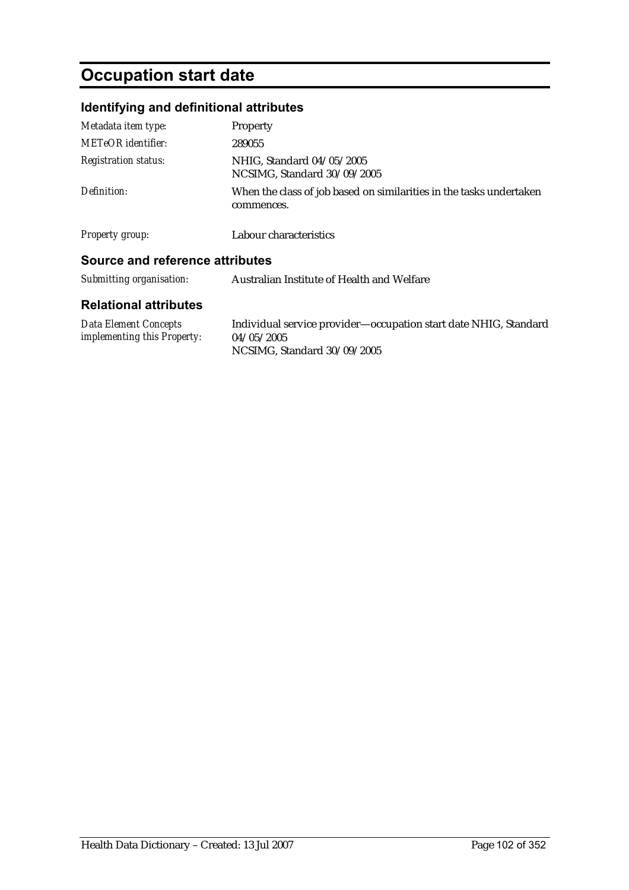# Occupation start date

## Identifying and definitional attributes

| | |
|---|---|
| *Metadata item type:* | Property |
| *METeOR identifier:* | 289055 |
| *Registration status:* | NHIG, Standard 04/05/2005<br>NCSIMG, Standard 30/09/2005 |
| *Definition:* | When the class of job based on similarities in the tasks undertaken commences. |
| *Property group:* | Labour characteristics |

## Source and reference attributes

| | |
|---|---|
| *Submitting organisation:* | Australian Institute of Health and Welfare |

## Relational attributes

| | |
|---|---|
| *Data Element Concepts implementing this Property:* | Individual service provider—occupation start date NHIG, Standard 04/05/2005<br>NCSIMG, Standard 30/09/2005 |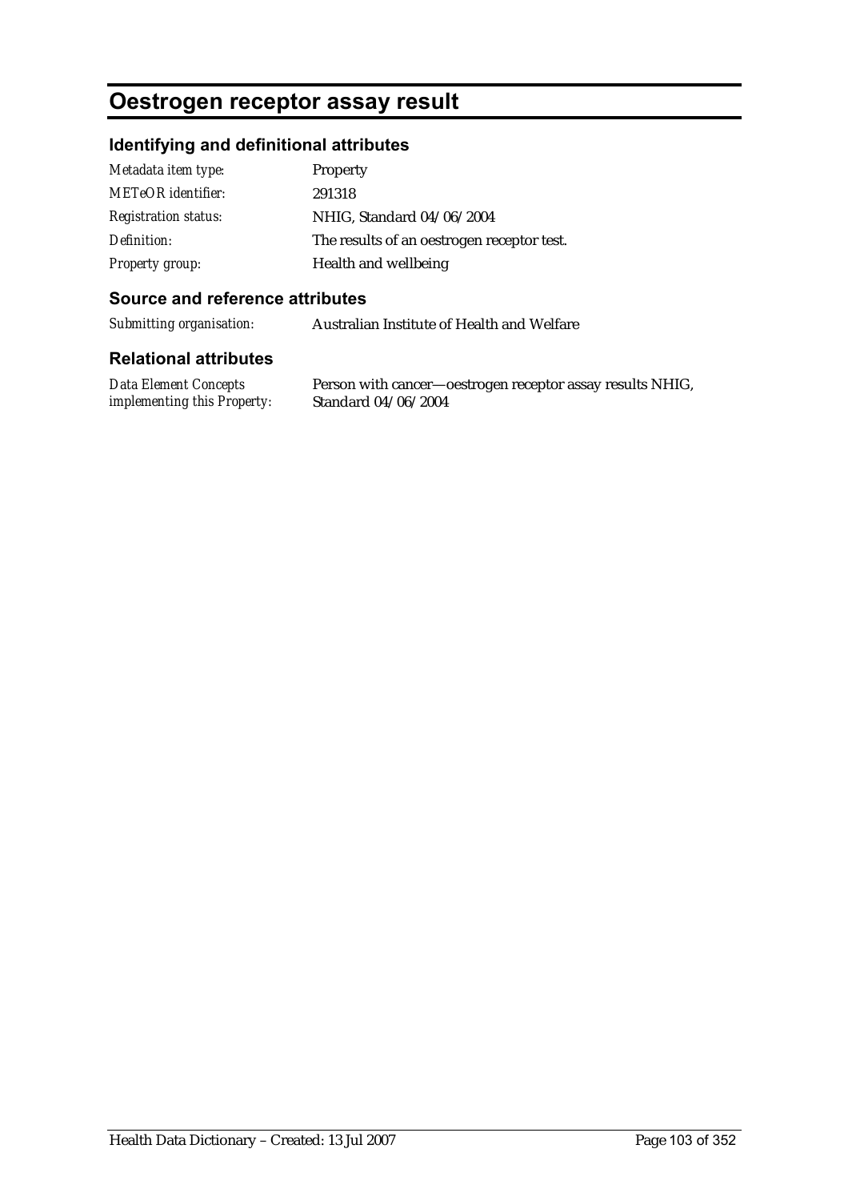# Oestrogen receptor assay result

## Identifying and definitional attributes

| | |
|---|---|
| *Metadata item type:* | Property |
| *METeOR identifier:* | 291318 |
| *Registration status:* | NHIG, Standard 04/06/2004 |
| *Definition:* | The results of an oestrogen receptor test. |
| *Property group:* | Health and wellbeing |

## Source and reference attributes

| | |
|---|---|
| *Submitting organisation:* | Australian Institute of Health and Welfare |

## Relational attributes

| | |
|---|---|
| *Data Element Concepts implementing this Property:* | Person with cancer—oestrogen receptor assay results NHIG, Standard 04/06/2004 |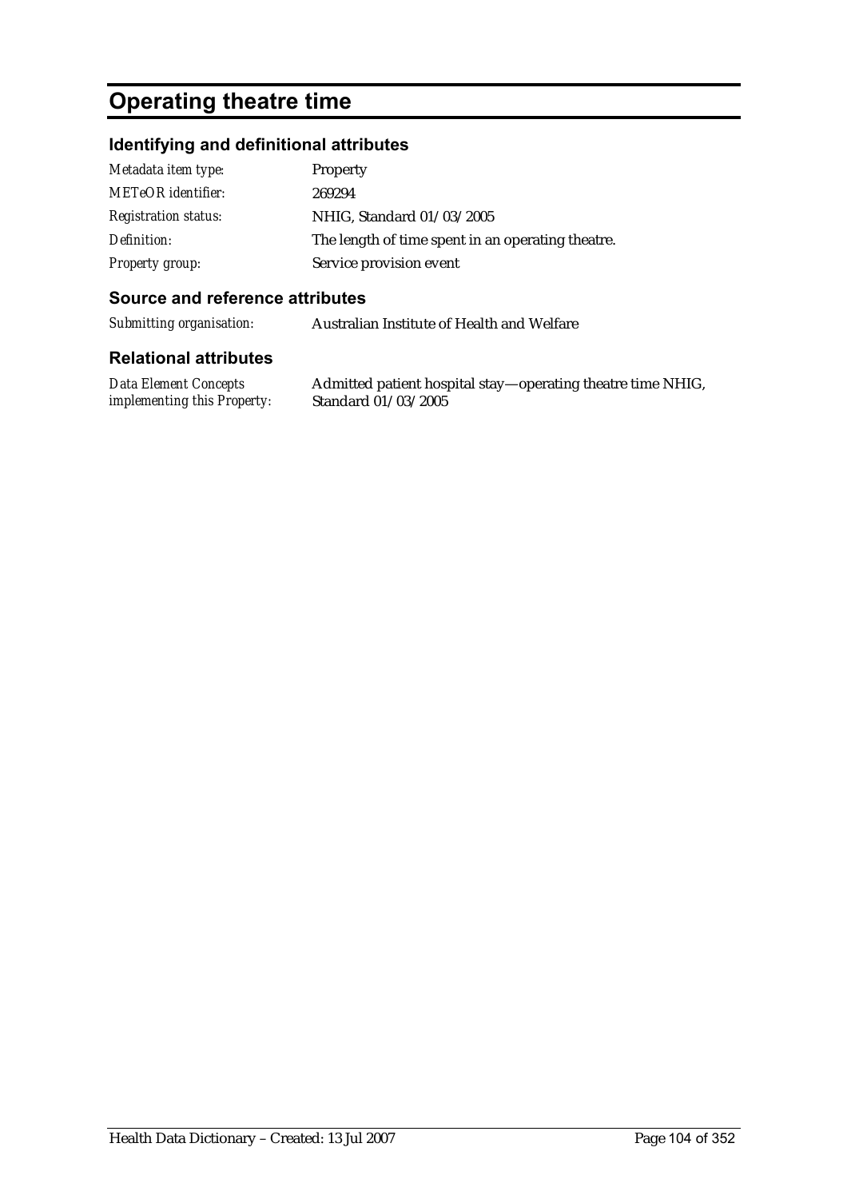# Operating theatre time

## Identifying and definitional attributes

| | |
|---|---|
| *Metadata item type:* | Property |
| *METeOR identifier:* | 269294 |
| *Registration status:* | NHIG, Standard 01/03/2005 |
| *Definition:* | The length of time spent in an operating theatre. |
| *Property group:* | Service provision event |

## Source and reference attributes

| | |
|---|---|
| *Submitting organisation:* | Australian Institute of Health and Welfare |

## Relational attributes

| | |
|---|---|
| *Data Element Concepts implementing this Property:* | Admitted patient hospital stay—operating theatre time NHIG, Standard 01/03/2005 |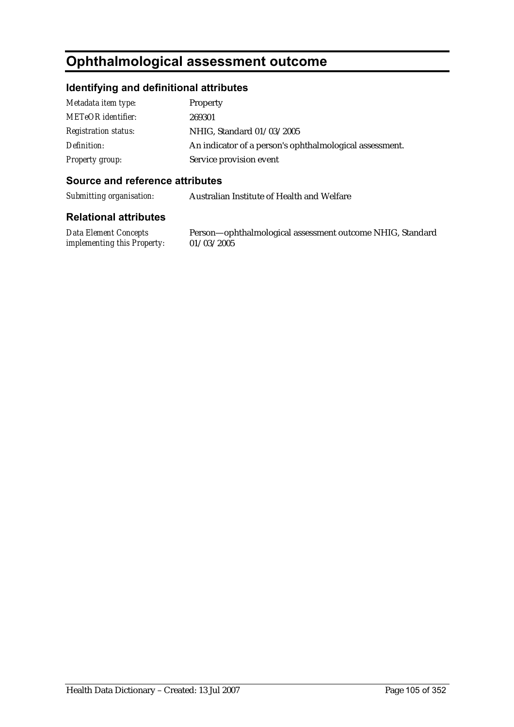# Ophthalmological assessment outcome

## Identifying and definitional attributes

| | |
|---|---|
| *Metadata item type:* | Property |
| *METeOR identifier:* | 269301 |
| *Registration status:* | NHIG, Standard 01/03/2005 |
| *Definition:* | An indicator of a person's ophthalmological assessment. |
| *Property group:* | Service provision event |

## Source and reference attributes

| | |
|---|---|
| *Submitting organisation:* | Australian Institute of Health and Welfare |

## Relational attributes

| | |
|---|---|
| *Data Element Concepts implementing this Property:* | Person—ophthalmological assessment outcome NHIG, Standard 01/03/2005 |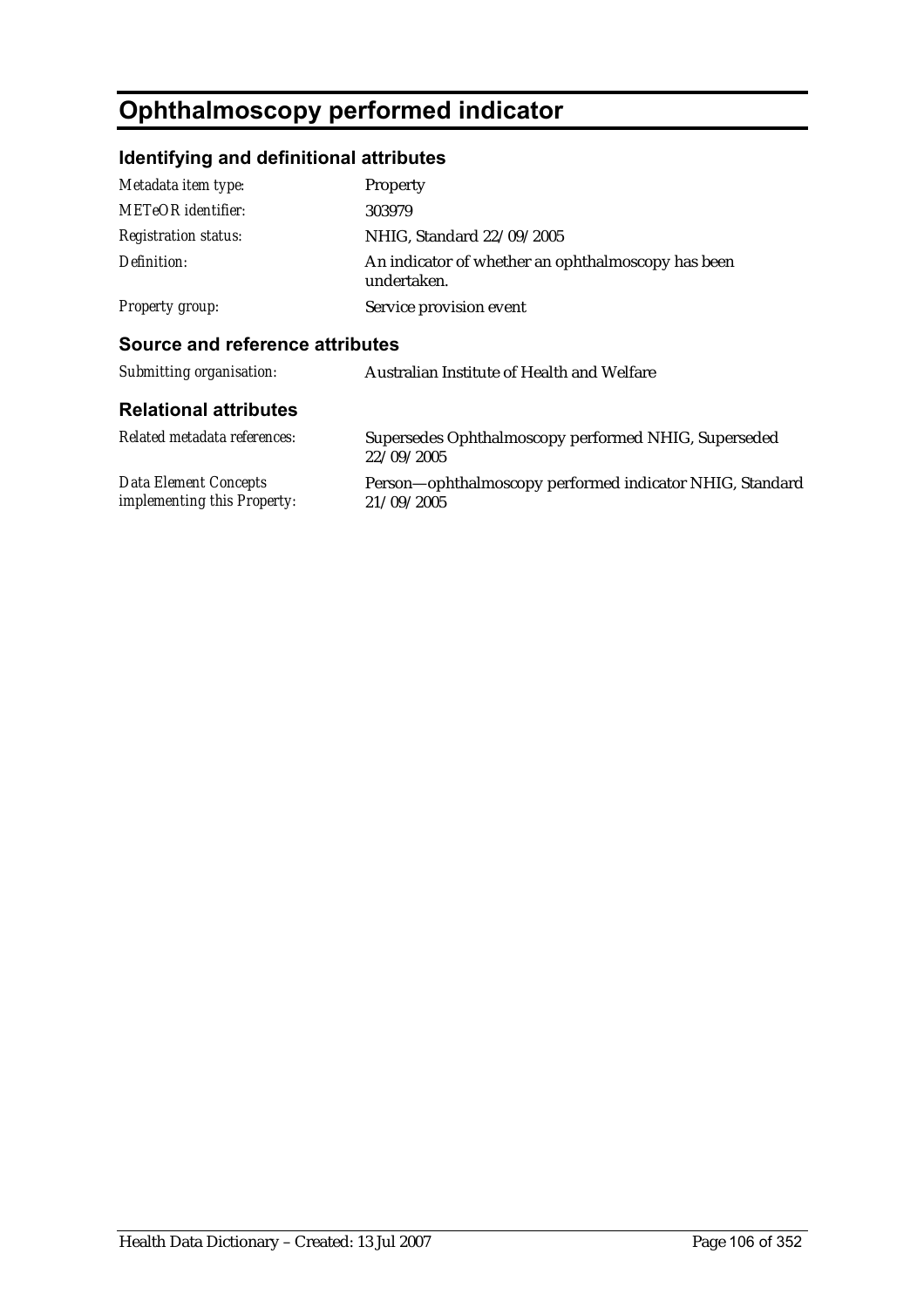# Ophthalmoscopy performed indicator

## Identifying and definitional attributes

| | |
|---|---|
| *Metadata item type:* | Property |
| *METeOR identifier:* | 303979 |
| *Registration status:* | NHIG, Standard 22/09/2005 |
| *Definition:* | An indicator of whether an ophthalmoscopy has been undertaken. |
| *Property group:* | Service provision event |

## Source and reference attributes

| | |
|---|---|
| *Submitting organisation:* | Australian Institute of Health and Welfare |

## Relational attributes

| | |
|---|---|
| *Related metadata references:* | Supersedes Ophthalmoscopy performed NHIG, Superseded 22/09/2005 |
| *Data Element Concepts implementing this Property:* | Person—ophthalmoscopy performed indicator NHIG, Standard 21/09/2005 |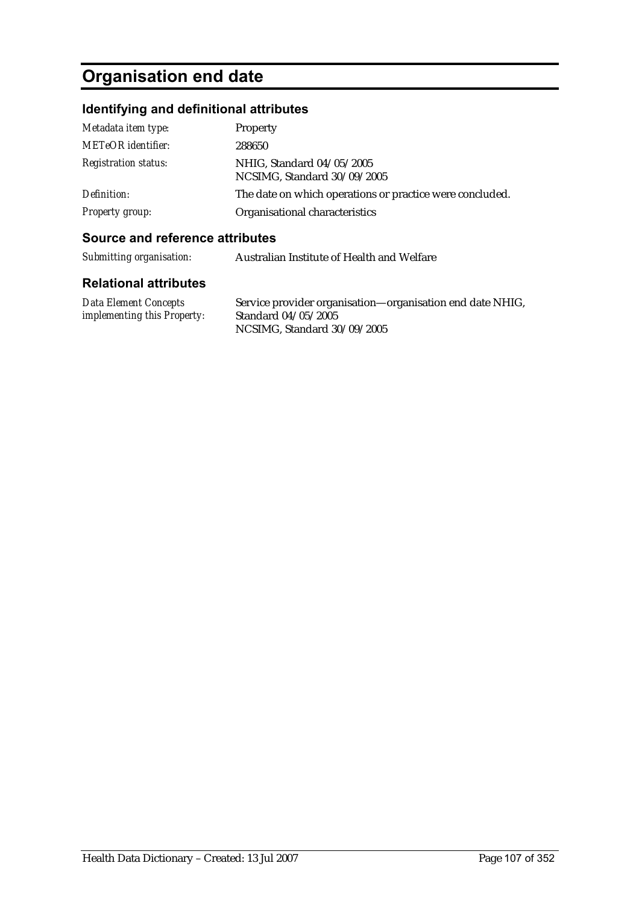# Organisation end date

## Identifying and definitional attributes

| | |
|---|---|
| *Metadata item type:* | Property |
| *METeOR identifier:* | 288650 |
| *Registration status:* | NHIG, Standard 04/05/2005<br>NCSIMG, Standard 30/09/2005 |
| *Definition:* | The date on which operations or practice were concluded. |
| *Property group:* | Organisational characteristics |

## Source and reference attributes

| | |
|---|---|
| *Submitting organisation:* | Australian Institute of Health and Welfare |

## Relational attributes

| | |
|---|---|
| *Data Element Concepts implementing this Property:* | Service provider organisation—organisation end date NHIG, Standard 04/05/2005<br>NCSIMG, Standard 30/09/2005 |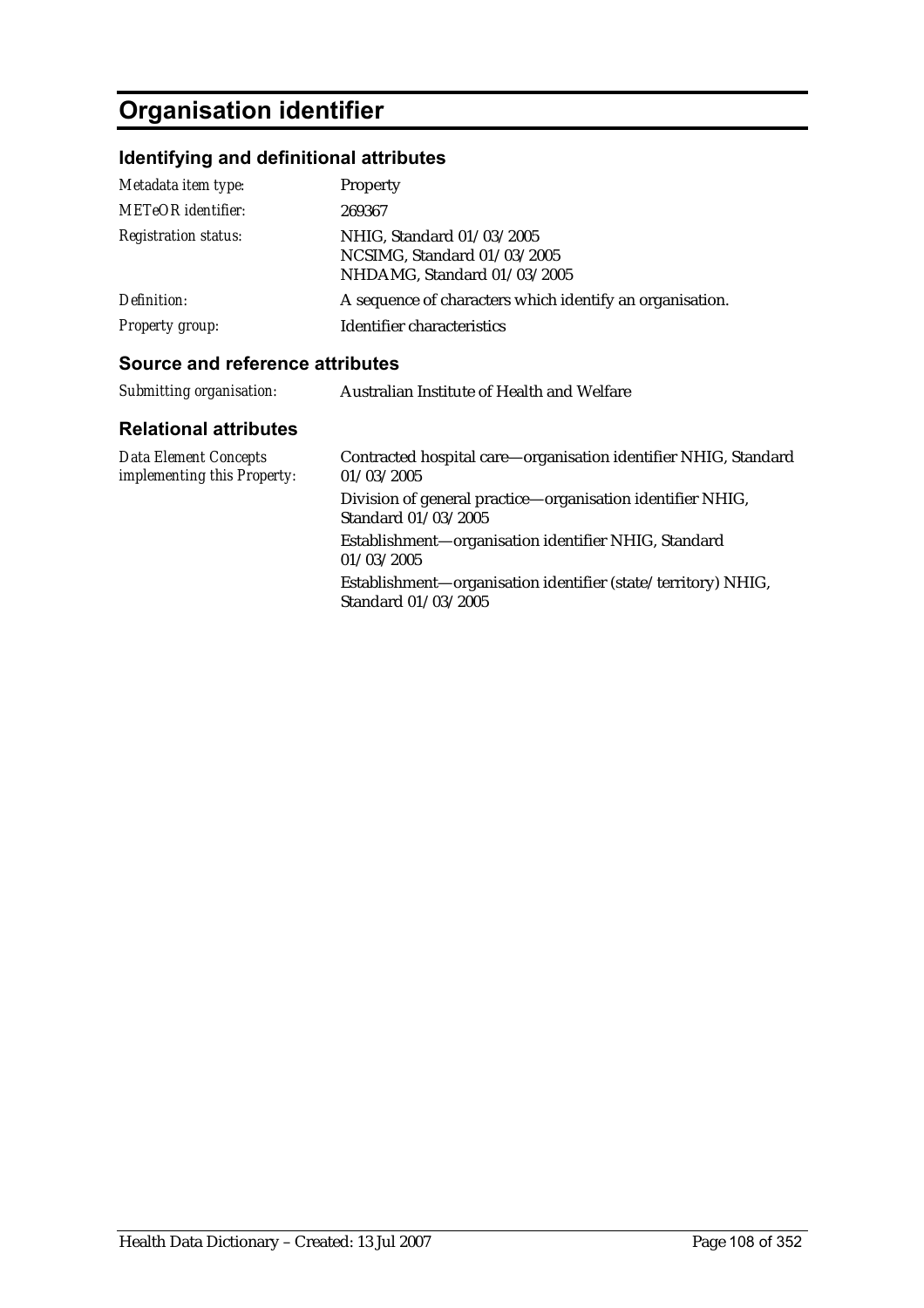# Organisation identifier

## Identifying and definitional attributes

| | |
|---|---|
| *Metadata item type:* | Property |
| *METeOR identifier:* | 269367 |
| *Registration status:* | NHIG, Standard 01/03/2005<br>NCSIMG, Standard 01/03/2005<br>NHDAMG, Standard 01/03/2005 |
| *Definition:* | A sequence of characters which identify an organisation. |
| *Property group:* | Identifier characteristics |

## Source and reference attributes

| | |
|---|---|
| *Submitting organisation:* | Australian Institute of Health and Welfare |

## Relational attributes

| | |
|---|---|
| *Data Element Concepts implementing this Property:* | Contracted hospital care—organisation identifier NHIG, Standard 01/03/2005<br>Division of general practice—organisation identifier NHIG, Standard 01/03/2005<br>Establishment—organisation identifier NHIG, Standard 01/03/2005<br>Establishment—organisation identifier (state/territory) NHIG, Standard 01/03/2005 |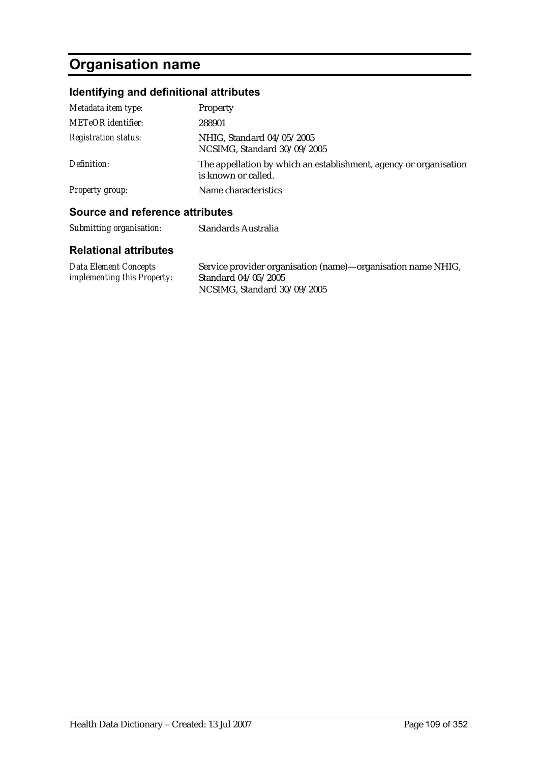# Organisation name

## Identifying and definitional attributes

| | |
|---|---|
| *Metadata item type:* | Property |
| *METeOR identifier:* | 288901 |
| *Registration status:* | NHIG, Standard 04/05/2005<br>NCSIMG, Standard 30/09/2005 |
| *Definition:* | The appellation by which an establishment, agency or organisation is known or called. |
| *Property group:* | Name characteristics |

## Source and reference attributes

| | |
|---|---|
| *Submitting organisation:* | Standards Australia |

## Relational attributes

| | |
|---|---|
| *Data Element Concepts implementing this Property:* | Service provider organisation (name)—organisation name NHIG, Standard 04/05/2005<br>NCSIMG, Standard 30/09/2005 |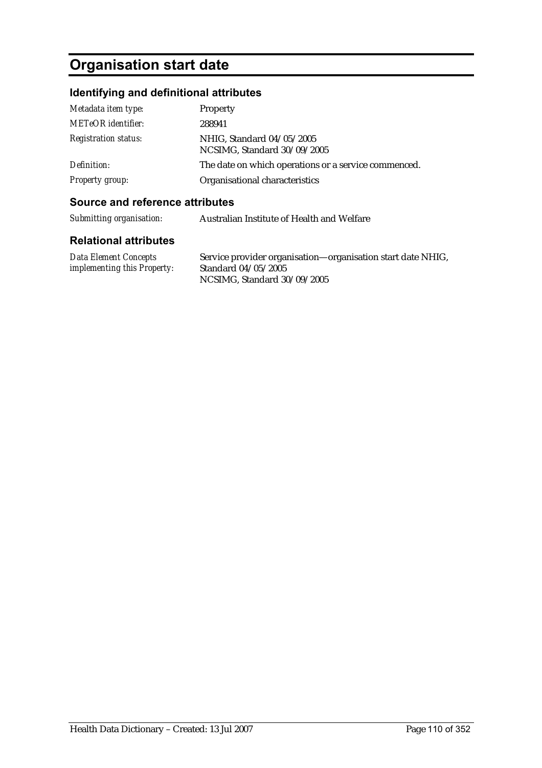# Organisation start date

## Identifying and definitional attributes

| | |
|---|---|
| *Metadata item type:* | Property |
| *METeOR identifier:* | 288941 |
| *Registration status:* | NHIG, Standard 04/05/2005<br>NCSIMG, Standard 30/09/2005 |
| *Definition:* | The date on which operations or a service commenced. |
| *Property group:* | Organisational characteristics |

## Source and reference attributes

| | |
|---|---|
| *Submitting organisation:* | Australian Institute of Health and Welfare |

## Relational attributes

| | |
|---|---|
| *Data Element Concepts implementing this Property:* | Service provider organisation—organisation start date NHIG, Standard 04/05/2005<br>NCSIMG, Standard 30/09/2005 |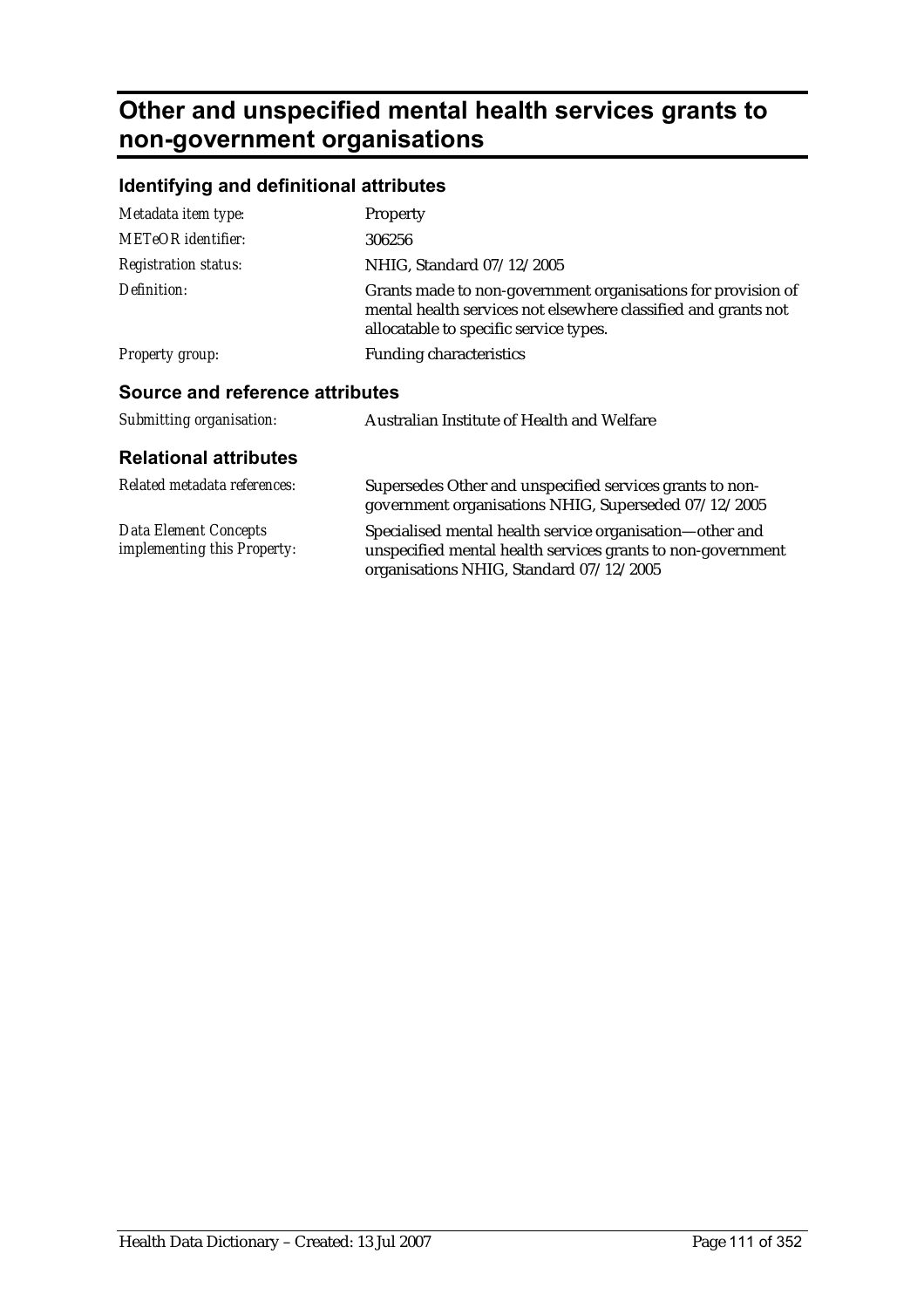# Other and unspecified mental health services grants to non-government organisations

## Identifying and definitional attributes

| | |
|---|---|
| *Metadata item type:* | Property |
| *METeOR identifier:* | 306256 |
| *Registration status:* | NHIG, Standard 07/12/2005 |
| *Definition:* | Grants made to non-government organisations for provision of mental health services not elsewhere classified and grants not allocatable to specific service types. |
| *Property group:* | Funding characteristics |

## Source and reference attributes

| | |
|---|---|
| *Submitting organisation:* | Australian Institute of Health and Welfare |

## Relational attributes

| | |
|---|---|
| *Related metadata references:* | Supersedes Other and unspecified services grants to non-government organisations NHIG, Superseded 07/12/2005 |
| *Data Element Concepts implementing this Property:* | Specialised mental health service organisation—other and unspecified mental health services grants to non-government organisations NHIG, Standard 07/12/2005 |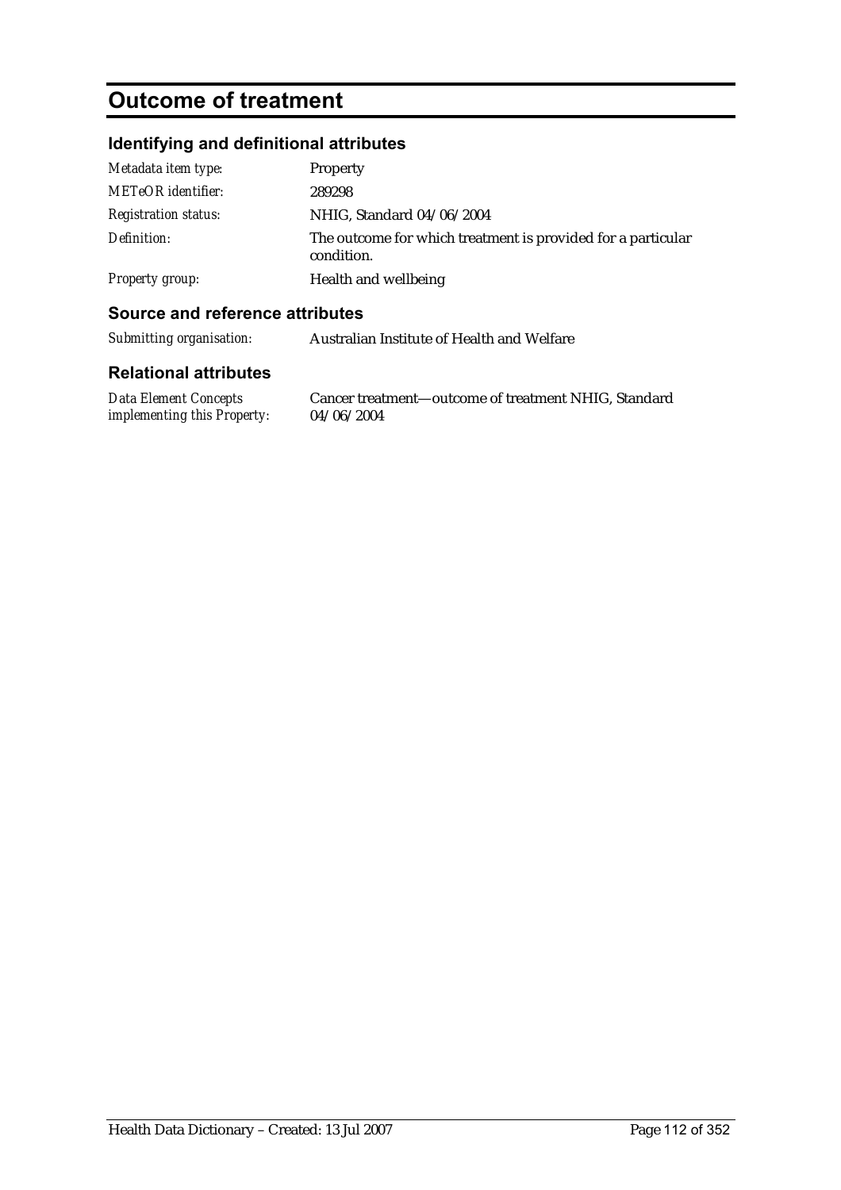# Outcome of treatment

## Identifying and definitional attributes

| | |
|---|---|
| *Metadata item type:* | Property |
| *METeOR identifier:* | 289298 |
| *Registration status:* | NHIG, Standard 04/06/2004 |
| *Definition:* | The outcome for which treatment is provided for a particular condition. |
| *Property group:* | Health and wellbeing |

## Source and reference attributes

| | |
|---|---|
| *Submitting organisation:* | Australian Institute of Health and Welfare |

## Relational attributes

| | |
|---|---|
| *Data Element Concepts implementing this Property:* | Cancer treatment—outcome of treatment NHIG, Standard 04/06/2004 |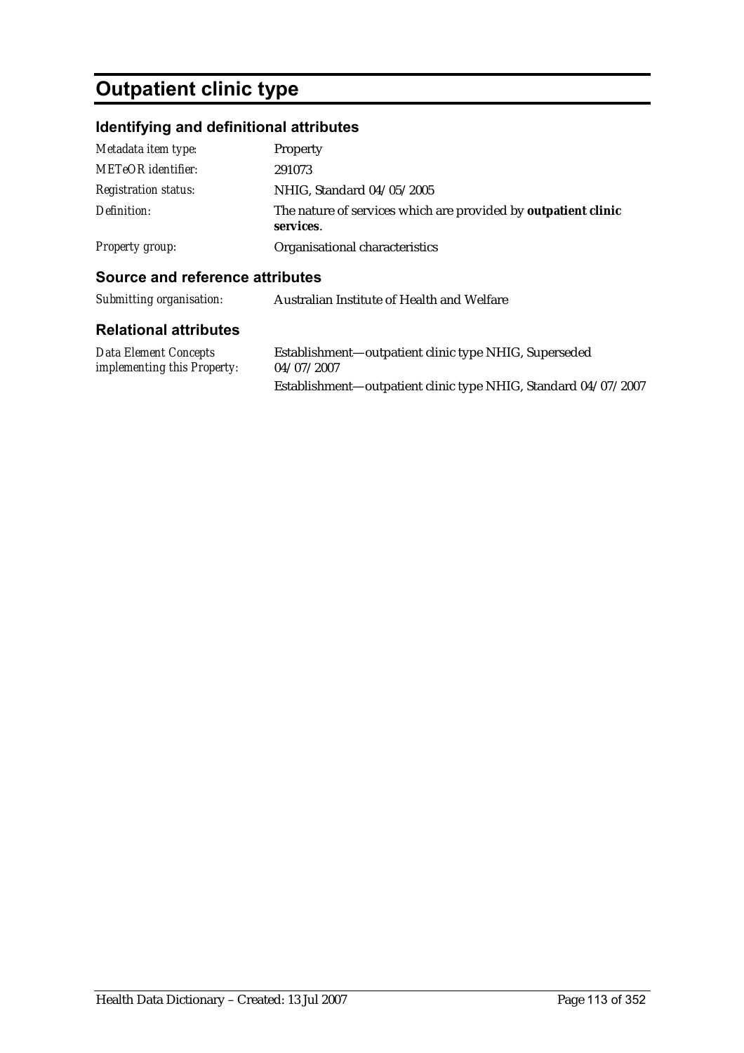# Outpatient clinic type

## Identifying and definitional attributes

| | |
|---|---|
| *Metadata item type:* | Property |
| *METeOR identifier:* | 291073 |
| *Registration status:* | NHIG, Standard 04/05/2005 |
| *Definition:* | The nature of services which are provided by **outpatient clinic services**. |
| *Property group:* | Organisational characteristics |

## Source and reference attributes

| | |
|---|---|
| *Submitting organisation:* | Australian Institute of Health and Welfare |

## Relational attributes

| | |
|---|---|
| *Data Element Concepts implementing this Property:* | Establishment—outpatient clinic type NHIG, Superseded 04/07/2007 |
| | Establishment—outpatient clinic type NHIG, Standard 04/07/2007 |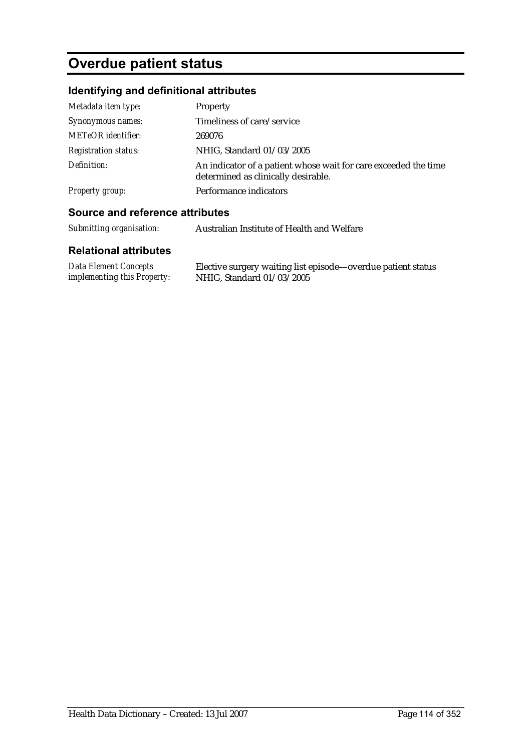# Overdue patient status

## Identifying and definitional attributes

| | |
|---|---|
| *Metadata item type:* | Property |
| *Synonymous names:* | Timeliness of care/service |
| *METeOR identifier:* | 269076 |
| *Registration status:* | NHIG, Standard 01/03/2005 |
| *Definition:* | An indicator of a patient whose wait for care exceeded the time determined as clinically desirable. |
| *Property group:* | Performance indicators |

## Source and reference attributes

| | |
|---|---|
| *Submitting organisation:* | Australian Institute of Health and Welfare |

## Relational attributes

| | |
|---|---|
| *Data Element Concepts implementing this Property:* | Elective surgery waiting list episode—overdue patient status NHIG, Standard 01/03/2005 |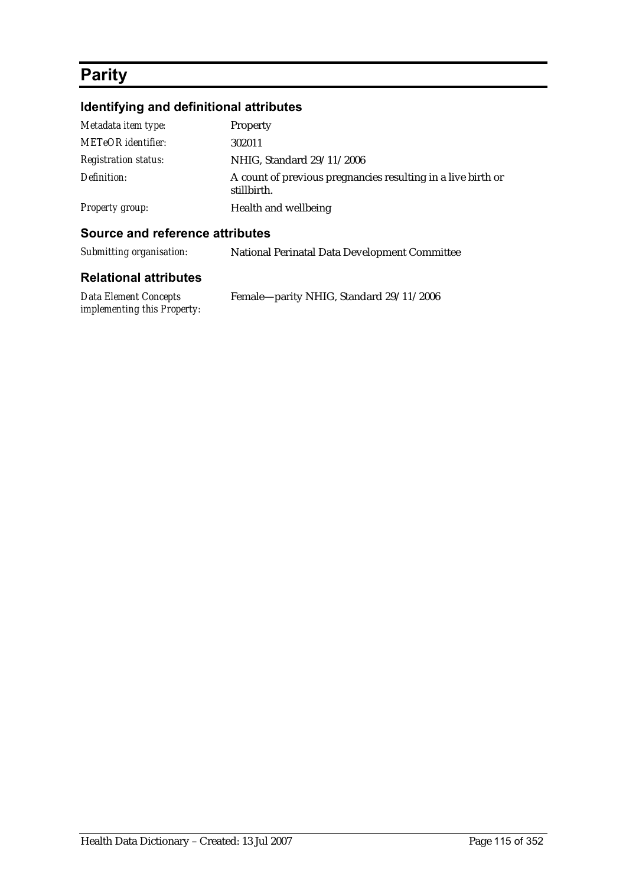# Parity

## Identifying and definitional attributes

| | |
|---|---|
| *Metadata item type:* | Property |
| *METeOR identifier:* | 302011 |
| *Registration status:* | NHIG, Standard 29/11/2006 |
| *Definition:* | A count of previous pregnancies resulting in a live birth or stillbirth. |
| *Property group:* | Health and wellbeing |

## Source and reference attributes

| | |
|---|---|
| *Submitting organisation:* | National Perinatal Data Development Committee |

## Relational attributes

| | |
|---|---|
| *Data Element Concepts implementing this Property:* | Female—parity NHIG, Standard 29/11/2006 |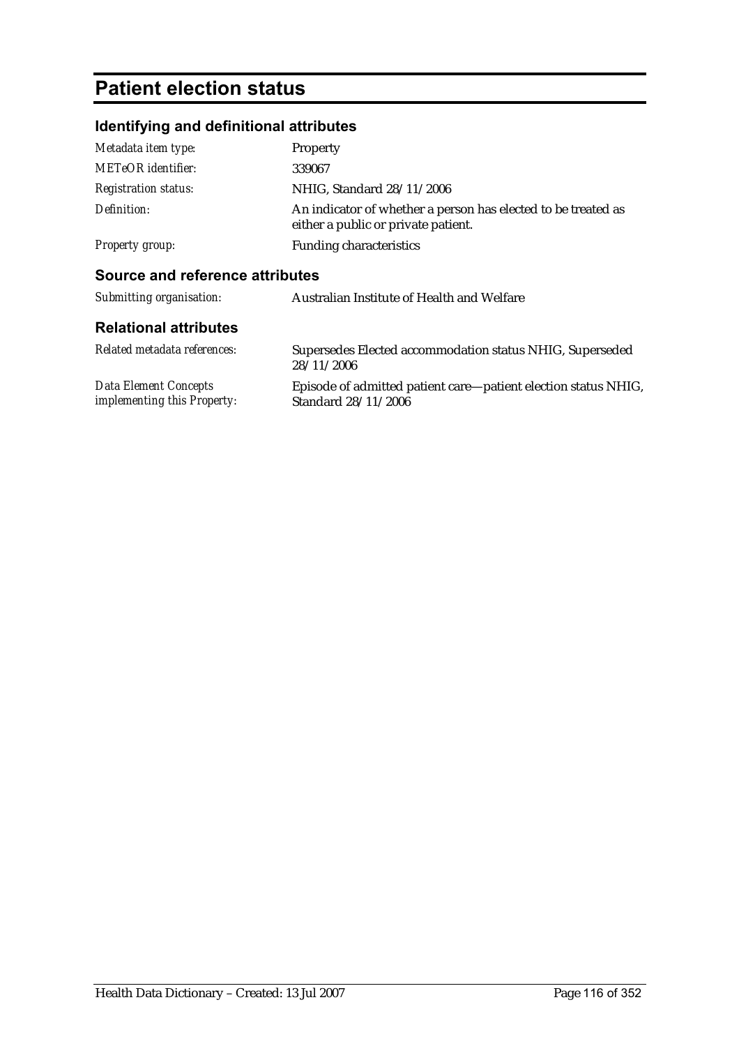# Patient election status

## Identifying and definitional attributes

| | |
|---|---|
| *Metadata item type:* | Property |
| *METeOR identifier:* | 339067 |
| *Registration status:* | NHIG, Standard 28/11/2006 |
| *Definition:* | An indicator of whether a person has elected to be treated as either a public or private patient. |
| *Property group:* | Funding characteristics |

## Source and reference attributes

| | |
|---|---|
| *Submitting organisation:* | Australian Institute of Health and Welfare |

## Relational attributes

| | |
|---|---|
| *Related metadata references:* | Supersedes Elected accommodation status NHIG, Superseded 28/11/2006 |
| *Data Element Concepts implementing this Property:* | Episode of admitted patient care—patient election status NHIG, Standard 28/11/2006 |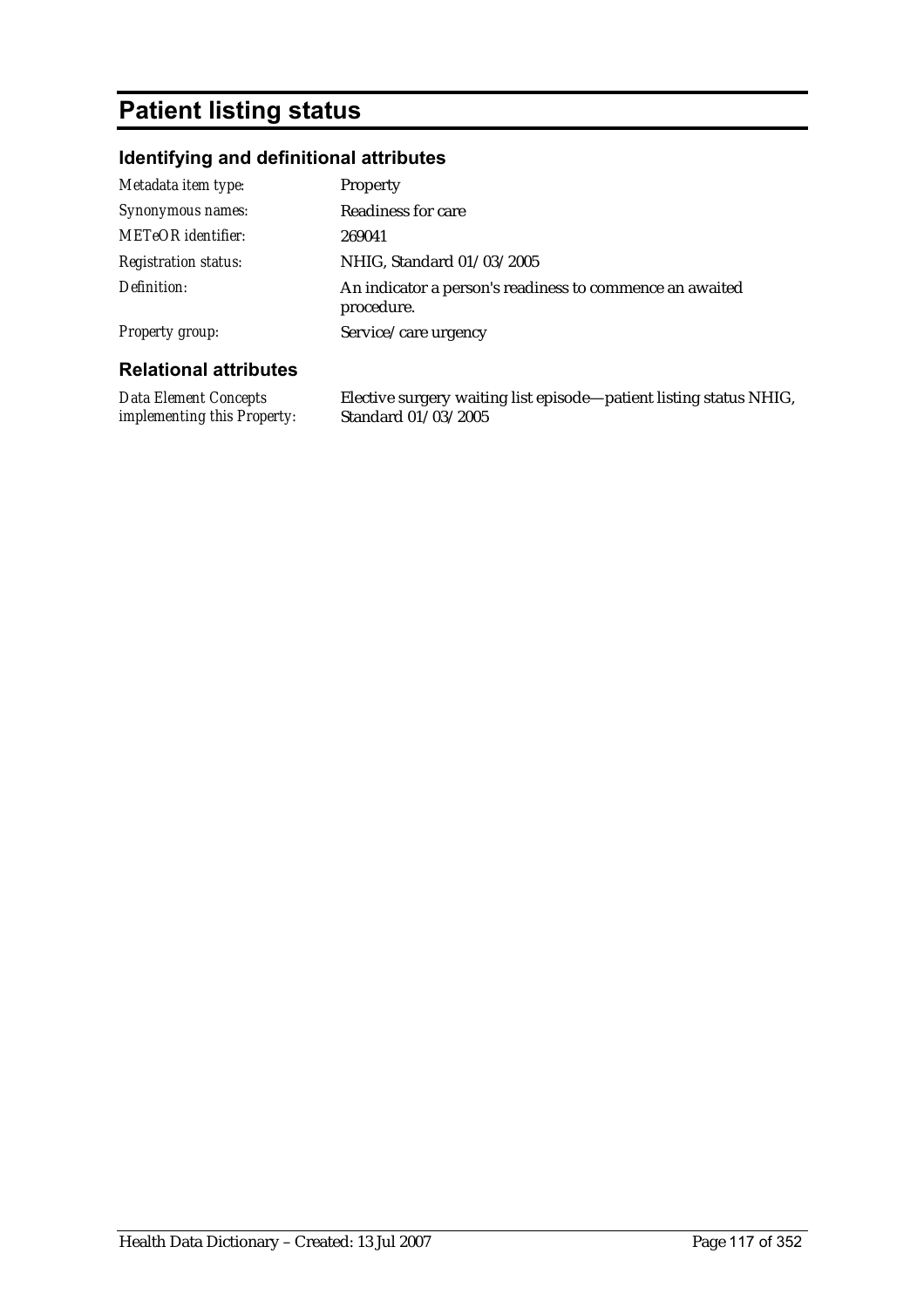# Patient listing status

## Identifying and definitional attributes

| | |
|---|---|
| *Metadata item type:* | Property |
| *Synonymous names:* | Readiness for care |
| *METeOR identifier:* | 269041 |
| *Registration status:* | NHIG, Standard 01/03/2005 |
| *Definition:* | An indicator a person's readiness to commence an awaited procedure. |
| *Property group:* | Service/care urgency |

## Relational attributes

| | |
|---|---|
| *Data Element Concepts implementing this Property:* | Elective surgery waiting list episode—patient listing status NHIG, Standard 01/03/2005 |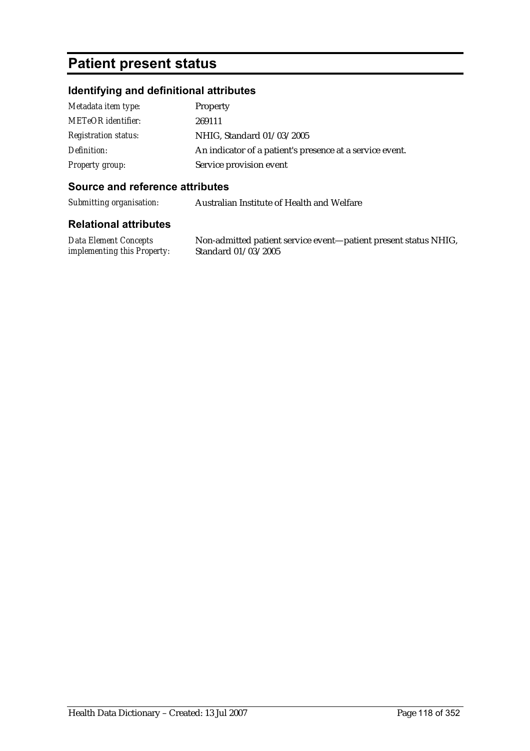# Patient present status

## Identifying and definitional attributes

| | |
|---|---|
| *Metadata item type:* | Property |
| *METeOR identifier:* | 269111 |
| *Registration status:* | NHIG, Standard 01/03/2005 |
| *Definition:* | An indicator of a patient's presence at a service event. |
| *Property group:* | Service provision event |

## Source and reference attributes

| | |
|---|---|
| *Submitting organisation:* | Australian Institute of Health and Welfare |

## Relational attributes

| | |
|---|---|
| *Data Element Concepts implementing this Property:* | Non-admitted patient service event—patient present status NHIG, Standard 01/03/2005 |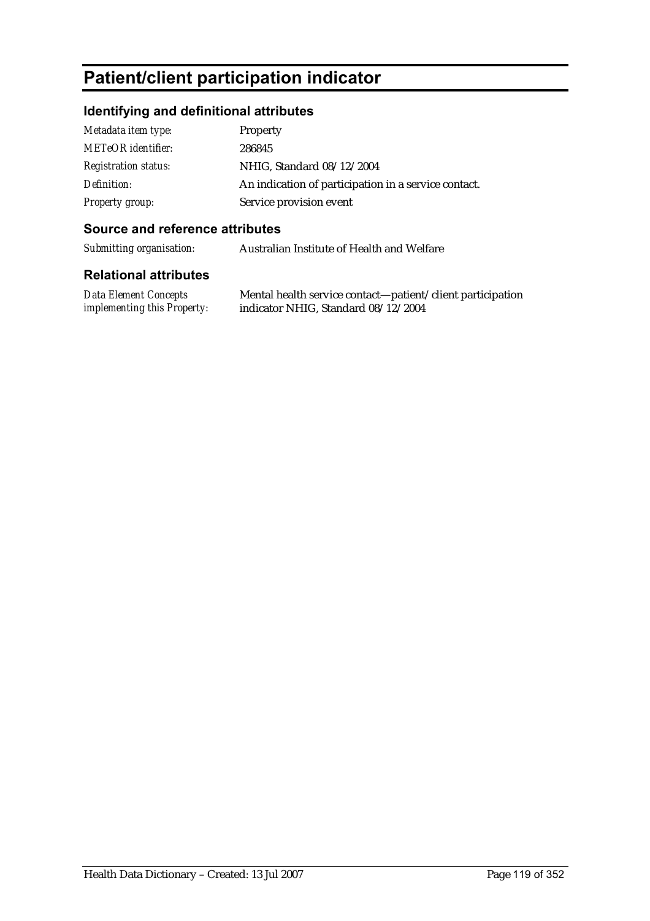# Patient/client participation indicator

## Identifying and definitional attributes

| | |
|---|---|
| *Metadata item type:* | Property |
| *METeOR identifier:* | 286845 |
| *Registration status:* | NHIG, Standard 08/12/2004 |
| *Definition:* | An indication of participation in a service contact. |
| *Property group:* | Service provision event |

## Source and reference attributes

| | |
|---|---|
| *Submitting organisation:* | Australian Institute of Health and Welfare |

## Relational attributes

| | |
|---|---|
| *Data Element Concepts implementing this Property:* | Mental health service contact—patient/client participation indicator NHIG, Standard 08/12/2004 |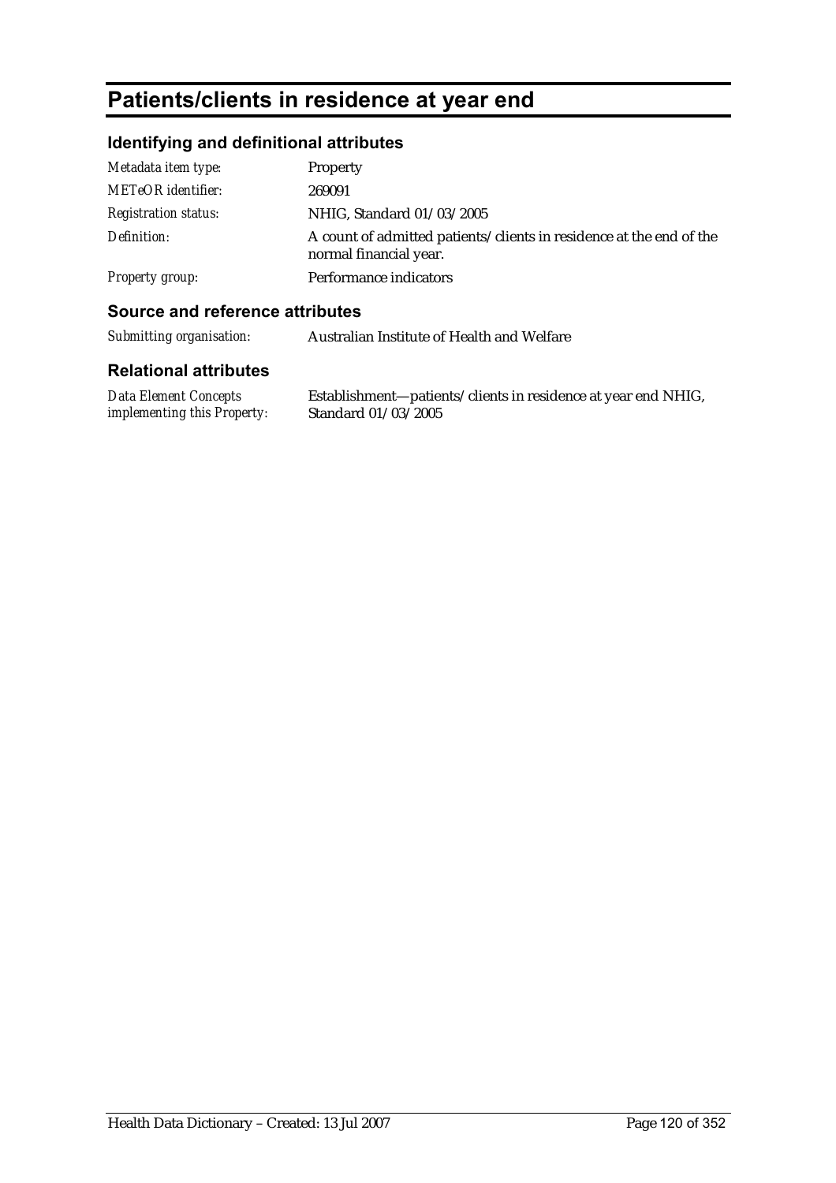# Patients/clients in residence at year end

## Identifying and definitional attributes

| | |
|---|---|
| *Metadata item type:* | Property |
| *METeOR identifier:* | 269091 |
| *Registration status:* | NHIG, Standard 01/03/2005 |
| *Definition:* | A count of admitted patients/clients in residence at the end of the normal financial year. |
| *Property group:* | Performance indicators |

## Source and reference attributes

| | |
|---|---|
| *Submitting organisation:* | Australian Institute of Health and Welfare |

## Relational attributes

| | |
|---|---|
| *Data Element Concepts implementing this Property:* | Establishment—patients/clients in residence at year end NHIG, Standard 01/03/2005 |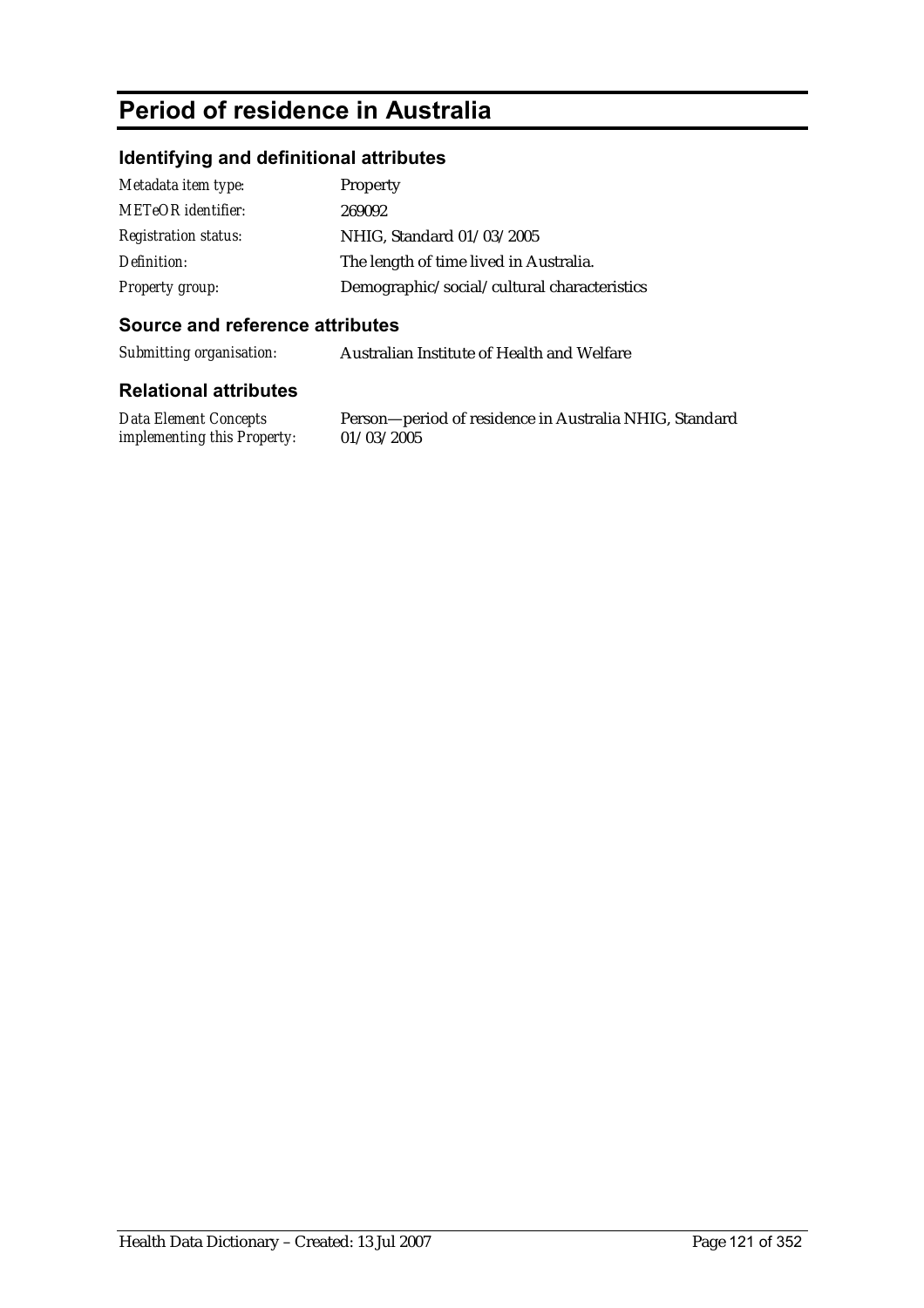# Period of residence in Australia

## Identifying and definitional attributes

| | |
|---|---|
| *Metadata item type:* | Property |
| *METeOR identifier:* | 269092 |
| *Registration status:* | NHIG, Standard 01/03/2005 |
| *Definition:* | The length of time lived in Australia. |
| *Property group:* | Demographic/social/cultural characteristics |

## Source and reference attributes

| | |
|---|---|
| *Submitting organisation:* | Australian Institute of Health and Welfare |

## Relational attributes

| | |
|---|---|
| *Data Element Concepts implementing this Property:* | Person—period of residence in Australia NHIG, Standard 01/03/2005 |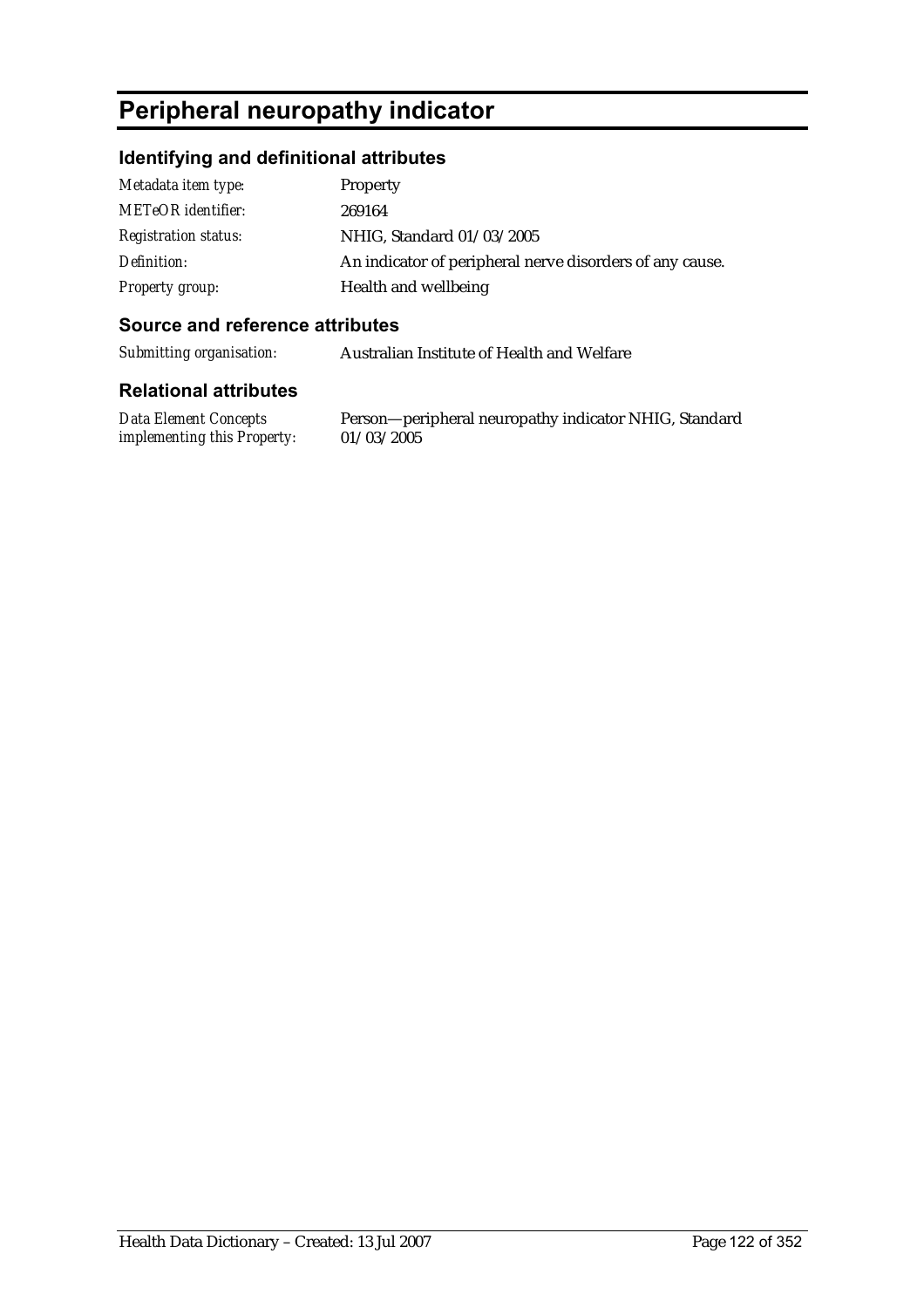# Peripheral neuropathy indicator

## Identifying and definitional attributes

| | |
|---|---|
| *Metadata item type:* | Property |
| *METeOR identifier:* | 269164 |
| *Registration status:* | NHIG, Standard 01/03/2005 |
| *Definition:* | An indicator of peripheral nerve disorders of any cause. |
| *Property group:* | Health and wellbeing |

## Source and reference attributes

| | |
|---|---|
| *Submitting organisation:* | Australian Institute of Health and Welfare |

## Relational attributes

| | |
|---|---|
| *Data Element Concepts implementing this Property:* | Person—peripheral neuropathy indicator NHIG, Standard 01/03/2005 |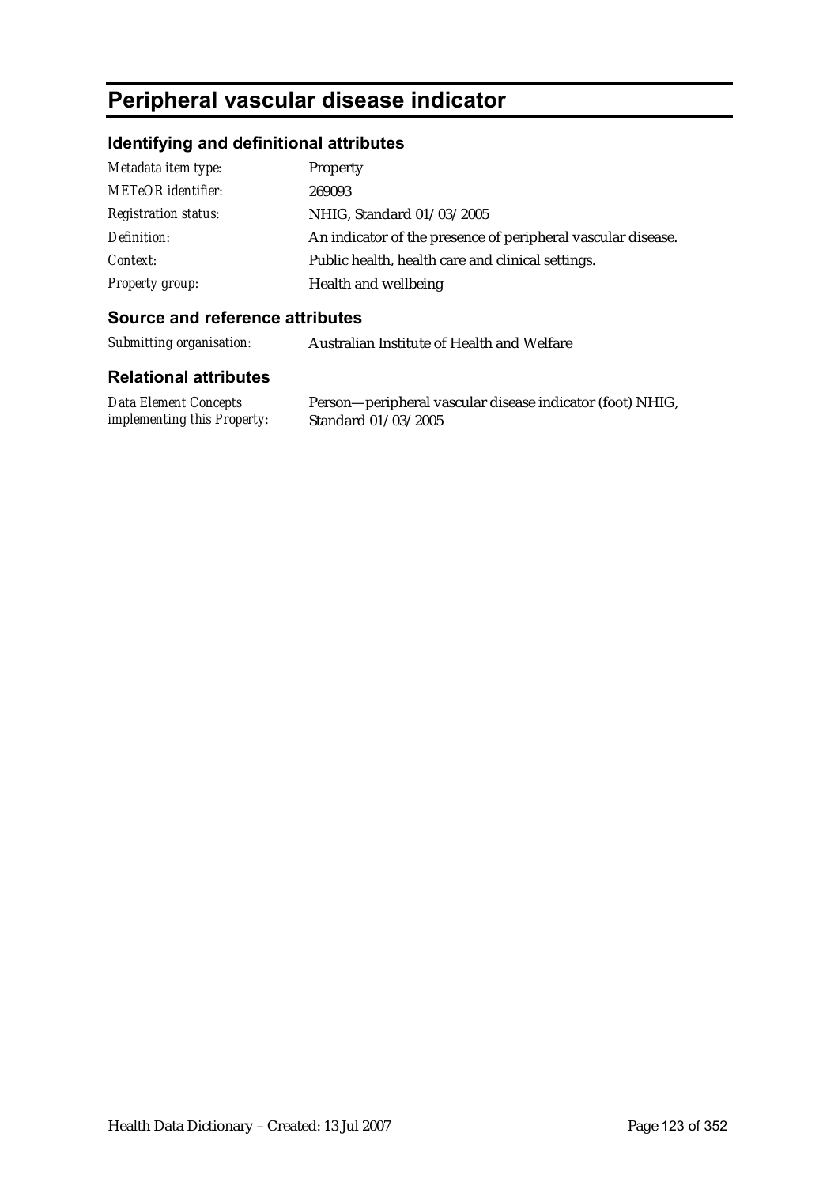# Peripheral vascular disease indicator

## Identifying and definitional attributes

| | |
|---|---|
| *Metadata item type:* | Property |
| *METeOR identifier:* | 269093 |
| *Registration status:* | NHIG, Standard 01/03/2005 |
| *Definition:* | An indicator of the presence of peripheral vascular disease. |
| *Context:* | Public health, health care and clinical settings. |
| *Property group:* | Health and wellbeing |

## Source and reference attributes

| | |
|---|---|
| *Submitting organisation:* | Australian Institute of Health and Welfare |

## Relational attributes

| | |
|---|---|
| *Data Element Concepts implementing this Property:* | Person—peripheral vascular disease indicator (foot) NHIG, Standard 01/03/2005 |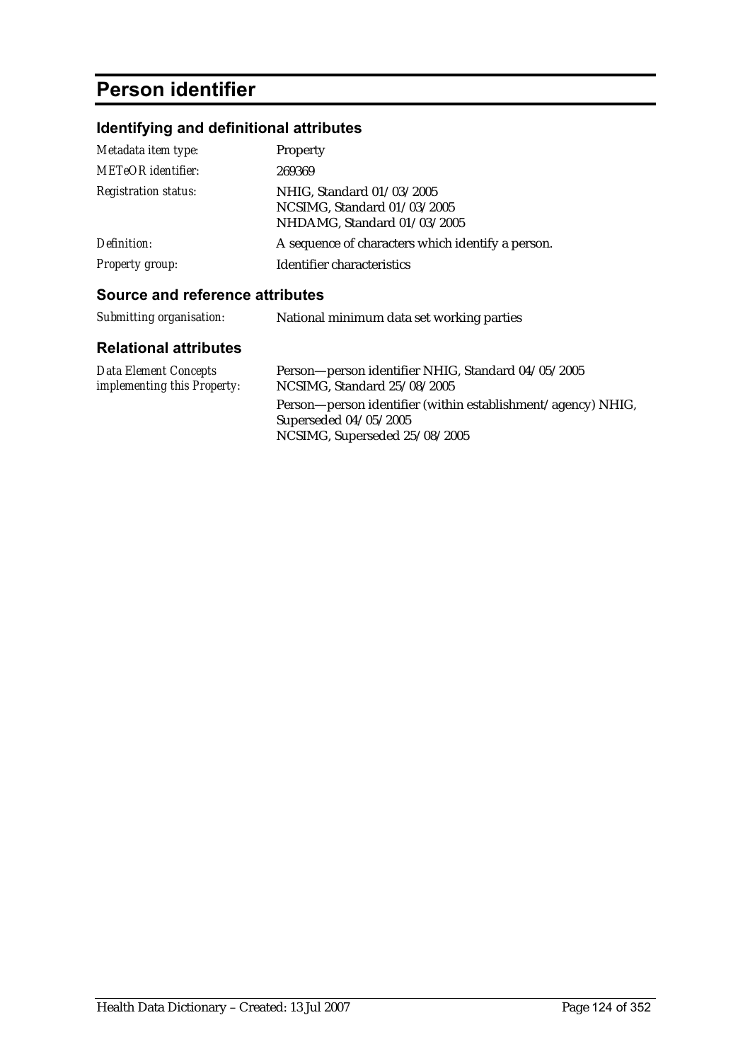# Person identifier

## Identifying and definitional attributes

| | |
|---|---|
| *Metadata item type:* | Property |
| *METeOR identifier:* | 269369 |
| *Registration status:* | NHIG, Standard 01/03/2005<br>NCSIMG, Standard 01/03/2005<br>NHDAMG, Standard 01/03/2005 |
| *Definition:* | A sequence of characters which identify a person. |
| *Property group:* | Identifier characteristics |

## Source and reference attributes

| | |
|---|---|
| *Submitting organisation:* | National minimum data set working parties |

## Relational attributes

| | |
|---|---|
| *Data Element Concepts implementing this Property:* | Person—person identifier NHIG, Standard 04/05/2005<br>NCSIMG, Standard 25/08/2005<br>Person—person identifier (within establishment/agency) NHIG, Superseded 04/05/2005<br>NCSIMG, Superseded 25/08/2005 |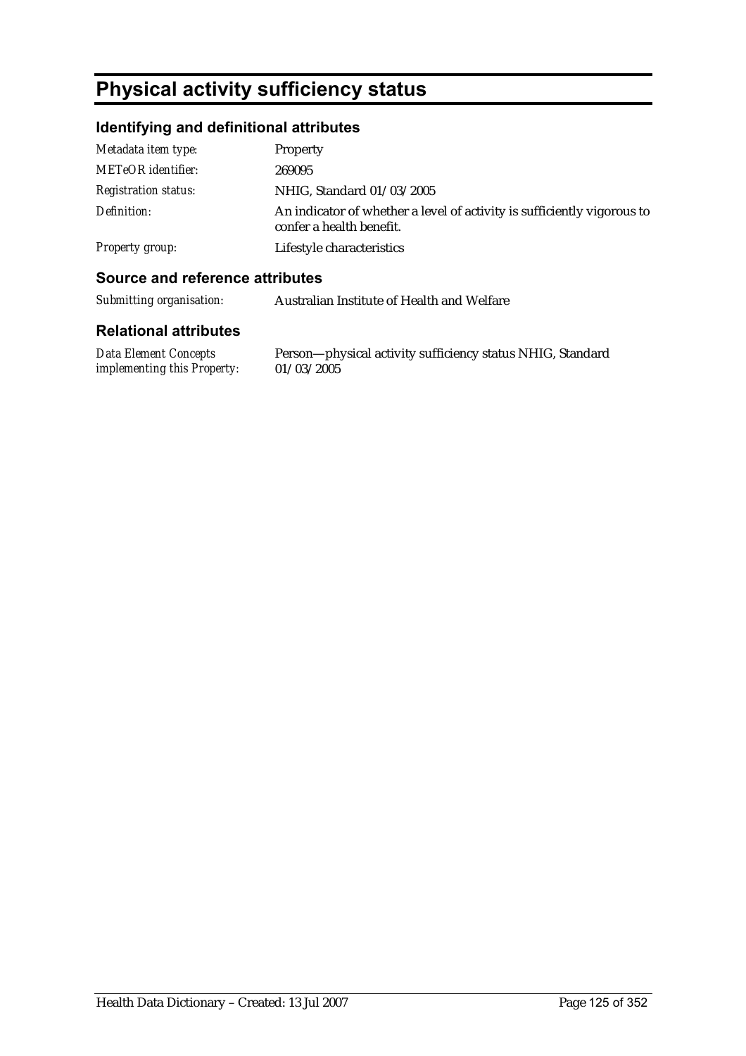# Physical activity sufficiency status

## Identifying and definitional attributes

| | |
|---|---|
| *Metadata item type:* | Property |
| *METeOR identifier:* | 269095 |
| *Registration status:* | NHIG, Standard 01/03/2005 |
| *Definition:* | An indicator of whether a level of activity is sufficiently vigorous to confer a health benefit. |
| *Property group:* | Lifestyle characteristics |

## Source and reference attributes

| | |
|---|---|
| *Submitting organisation:* | Australian Institute of Health and Welfare |

## Relational attributes

| | |
|---|---|
| *Data Element Concepts implementing this Property:* | Person—physical activity sufficiency status NHIG, Standard 01/03/2005 |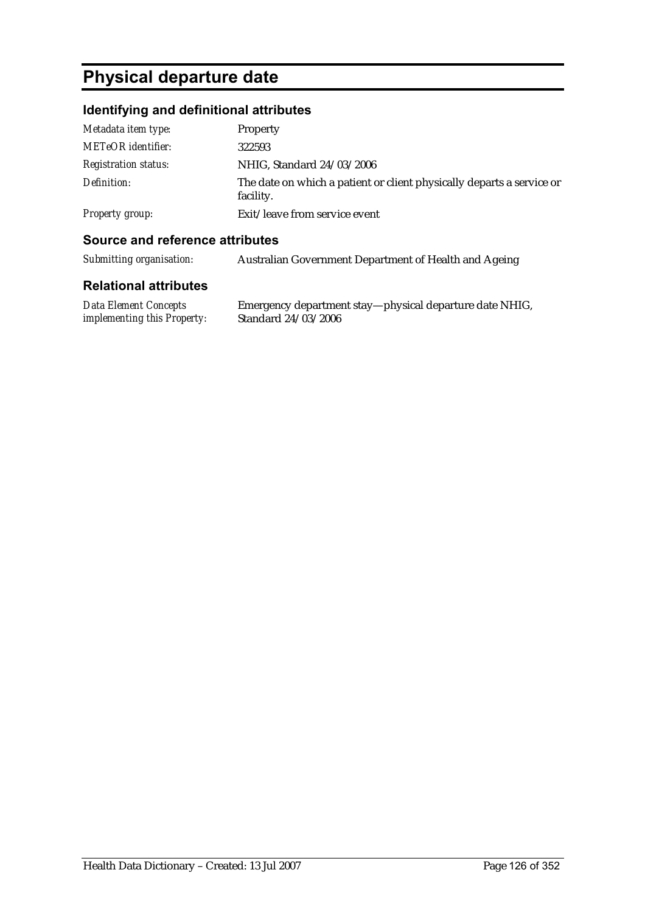# Physical departure date

## Identifying and definitional attributes

| | |
|---|---|
| *Metadata item type:* | Property |
| *METeOR identifier:* | 322593 |
| *Registration status:* | NHIG, Standard 24/03/2006 |
| *Definition:* | The date on which a patient or client physically departs a service or facility. |
| *Property group:* | Exit/leave from service event |

## Source and reference attributes

| | |
|---|---|
| *Submitting organisation:* | Australian Government Department of Health and Ageing |

## Relational attributes

| | |
|---|---|
| *Data Element Concepts implementing this Property:* | Emergency department stay—physical departure date NHIG, Standard 24/03/2006 |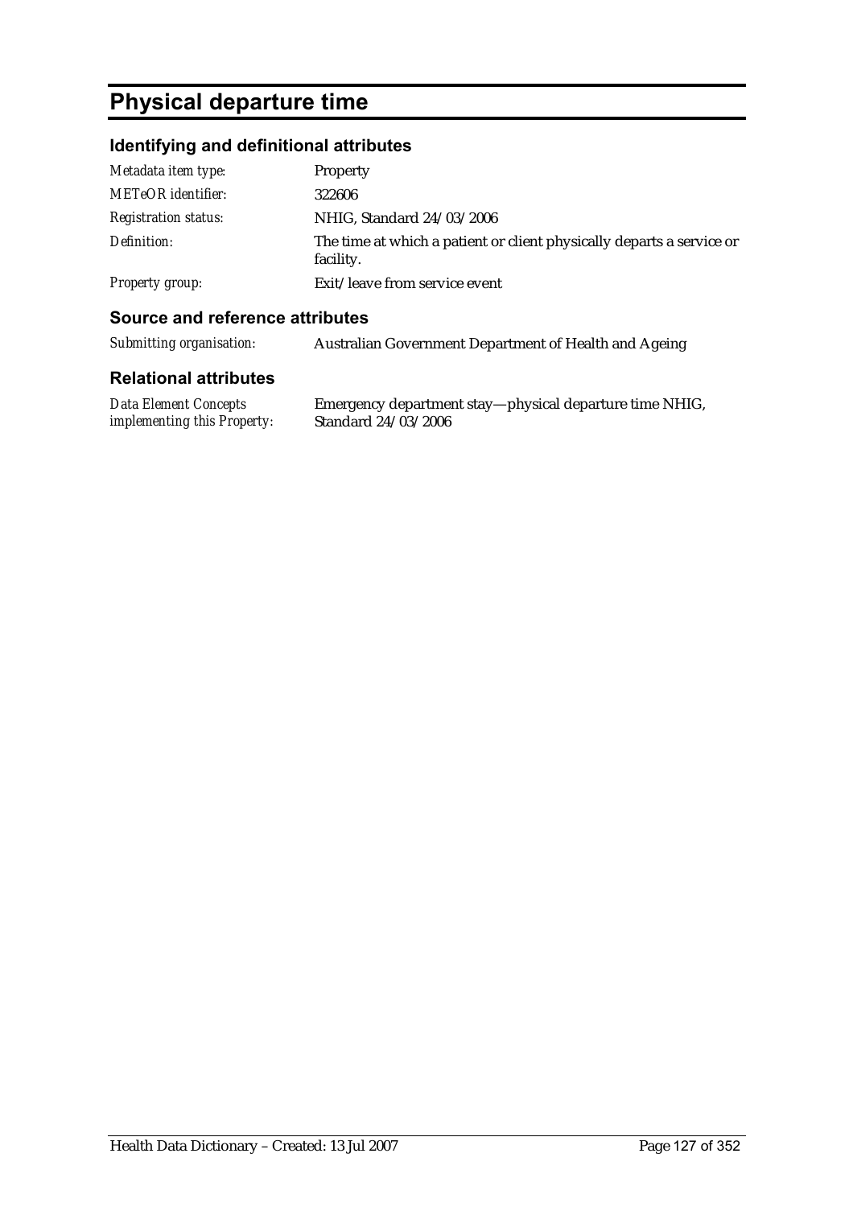# Physical departure time

## Identifying and definitional attributes

| | |
|---|---|
| *Metadata item type:* | Property |
| *METeOR identifier:* | 322606 |
| *Registration status:* | NHIG, Standard 24/03/2006 |
| *Definition:* | The time at which a patient or client physically departs a service or facility. |
| *Property group:* | Exit/leave from service event |

## Source and reference attributes

| | |
|---|---|
| *Submitting organisation:* | Australian Government Department of Health and Ageing |

## Relational attributes

| | |
|---|---|
| *Data Element Concepts implementing this Property:* | Emergency department stay—physical departure time NHIG, Standard 24/03/2006 |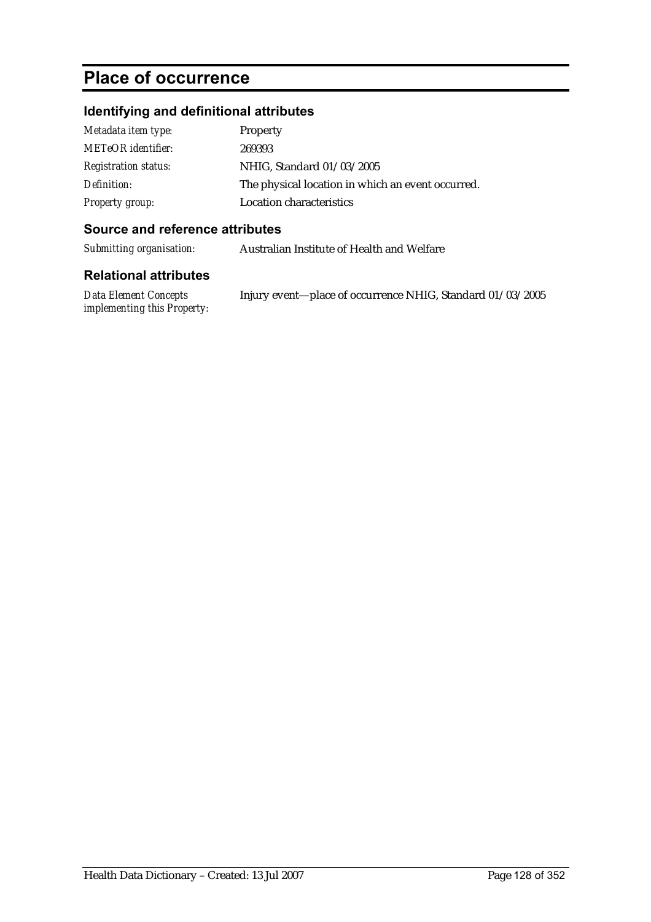# Place of occurrence

## Identifying and definitional attributes

| | |
|---|---|
| *Metadata item type:* | Property |
| *METeOR identifier:* | 269393 |
| *Registration status:* | NHIG, Standard 01/03/2005 |
| *Definition:* | The physical location in which an event occurred. |
| *Property group:* | Location characteristics |

## Source and reference attributes

| | |
|---|---|
| *Submitting organisation:* | Australian Institute of Health and Welfare |

## Relational attributes

| | |
|---|---|
| *Data Element Concepts implementing this Property:* | Injury event—place of occurrence NHIG, Standard 01/03/2005 |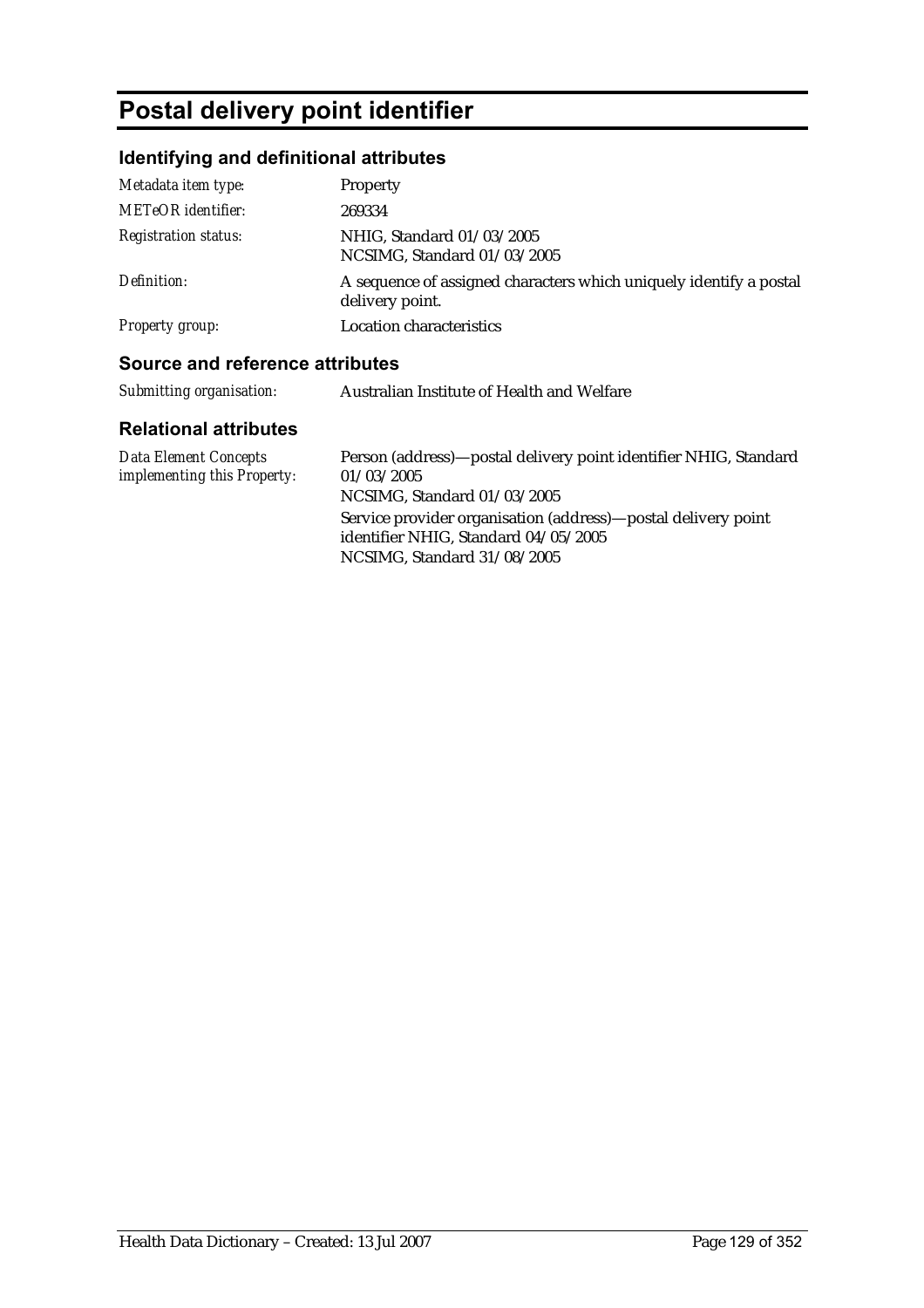# Postal delivery point identifier

## Identifying and definitional attributes

| | |
|---|---|
| *Metadata item type:* | Property |
| *METeOR identifier:* | 269334 |
| *Registration status:* | NHIG, Standard 01/03/2005<br>NCSIMG, Standard 01/03/2005 |
| *Definition:* | A sequence of assigned characters which uniquely identify a postal delivery point. |
| *Property group:* | Location characteristics |

## Source and reference attributes

| | |
|---|---|
| *Submitting organisation:* | Australian Institute of Health and Welfare |

## Relational attributes

| | |
|---|---|
| *Data Element Concepts implementing this Property:* | Person (address)—postal delivery point identifier NHIG, Standard 01/03/2005<br>NCSIMG, Standard 01/03/2005<br>Service provider organisation (address)—postal delivery point identifier NHIG, Standard 04/05/2005<br>NCSIMG, Standard 31/08/2005 |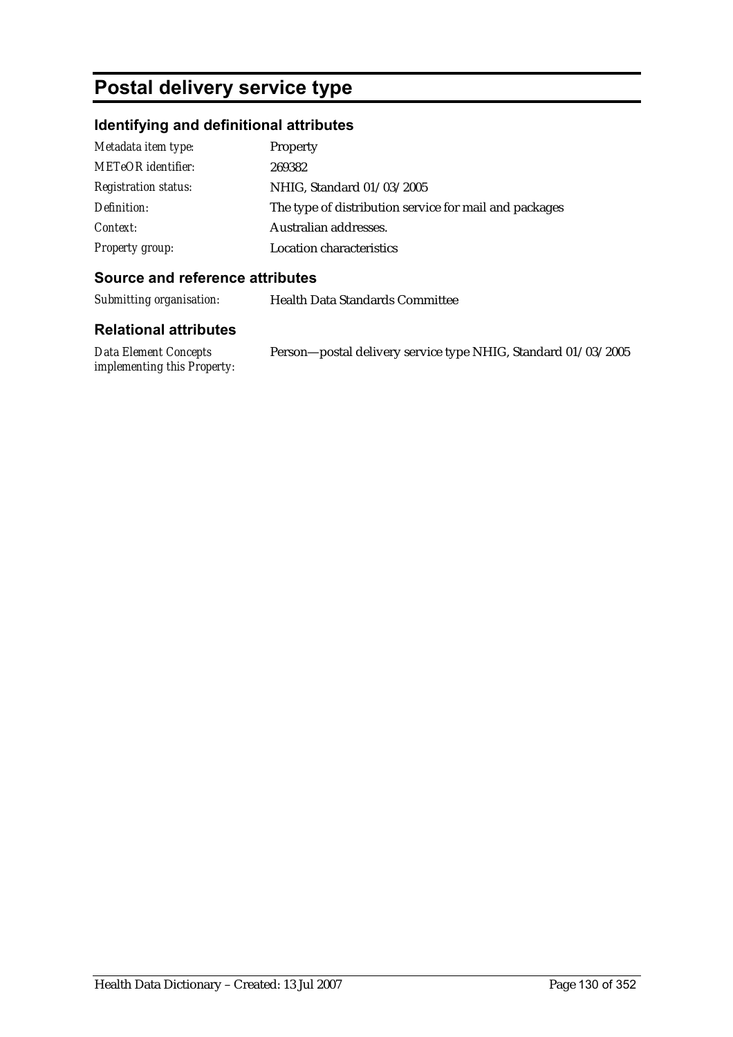# Postal delivery service type

## Identifying and definitional attributes

| | |
|---|---|
| *Metadata item type:* | Property |
| *METeOR identifier:* | 269382 |
| *Registration status:* | NHIG, Standard 01/03/2005 |
| *Definition:* | The type of distribution service for mail and packages |
| *Context:* | Australian addresses. |
| *Property group:* | Location characteristics |

## Source and reference attributes

| | |
|---|---|
| *Submitting organisation:* | Health Data Standards Committee |

## Relational attributes

| | |
|---|---|
| *Data Element Concepts implementing this Property:* | Person—postal delivery service type NHIG, Standard 01/03/2005 |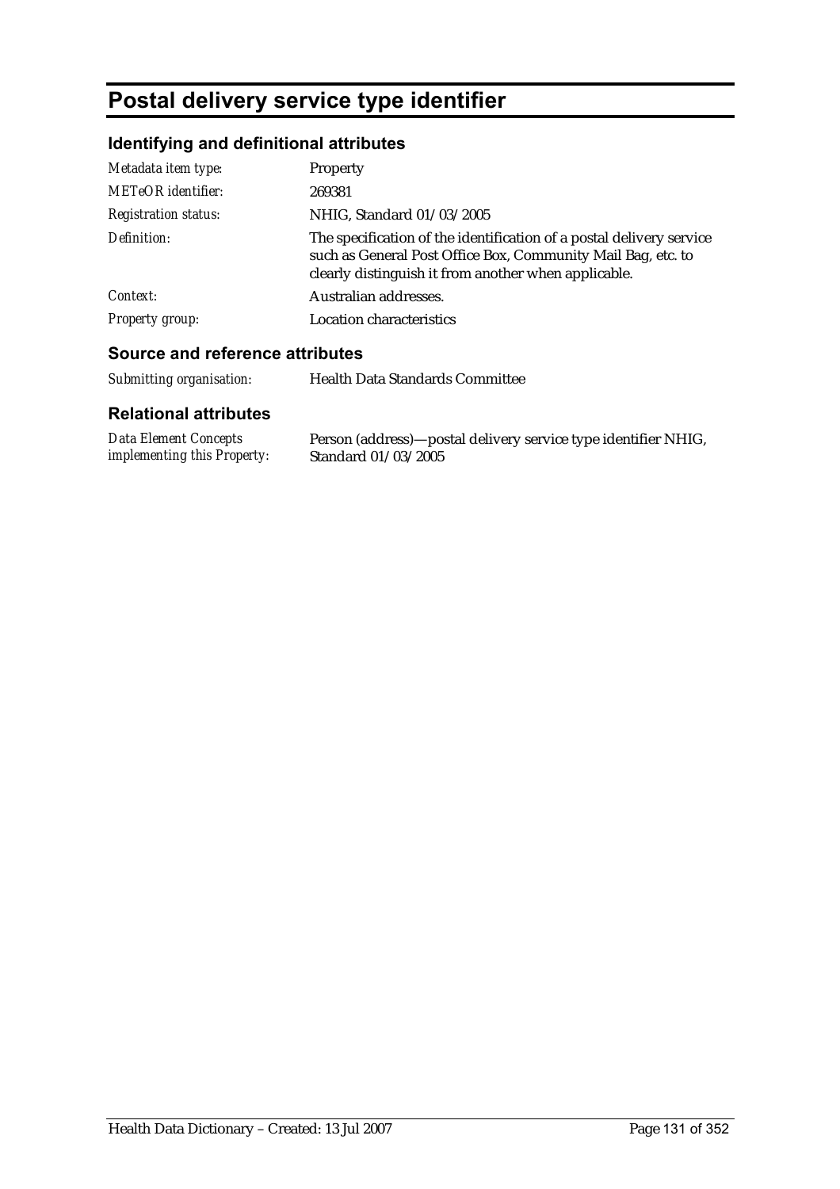# Postal delivery service type identifier

## Identifying and definitional attributes

| | |
|---|---|
| *Metadata item type:* | Property |
| *METeOR identifier:* | 269381 |
| *Registration status:* | NHIG, Standard 01/03/2005 |
| *Definition:* | The specification of the identification of a postal delivery service such as General Post Office Box, Community Mail Bag, etc. to clearly distinguish it from another when applicable. |
| *Context:* | Australian addresses. |
| *Property group:* | Location characteristics |

## Source and reference attributes

| | |
|---|---|
| *Submitting organisation:* | Health Data Standards Committee |

## Relational attributes

| | |
|---|---|
| *Data Element Concepts implementing this Property:* | Person (address)—postal delivery service type identifier NHIG, Standard 01/03/2005 |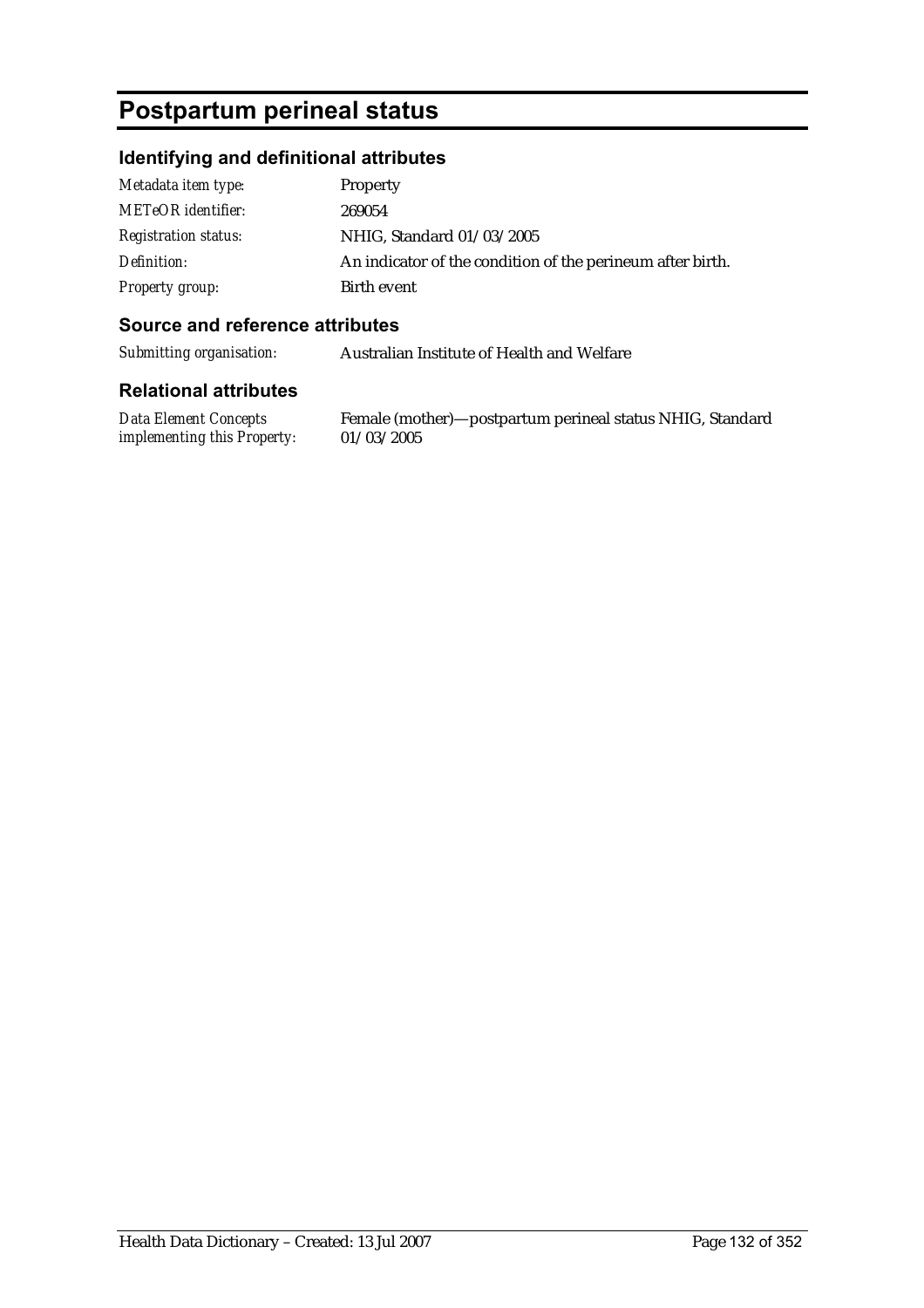# Postpartum perineal status

## Identifying and definitional attributes

| | |
|---|---|
| *Metadata item type:* | Property |
| *METeOR identifier:* | 269054 |
| *Registration status:* | NHIG, Standard 01/03/2005 |
| *Definition:* | An indicator of the condition of the perineum after birth. |
| *Property group:* | Birth event |

## Source and reference attributes

| | |
|---|---|
| *Submitting organisation:* | Australian Institute of Health and Welfare |

## Relational attributes

| | |
|---|---|
| *Data Element Concepts implementing this Property:* | Female (mother)—postpartum perineal status NHIG, Standard 01/03/2005 |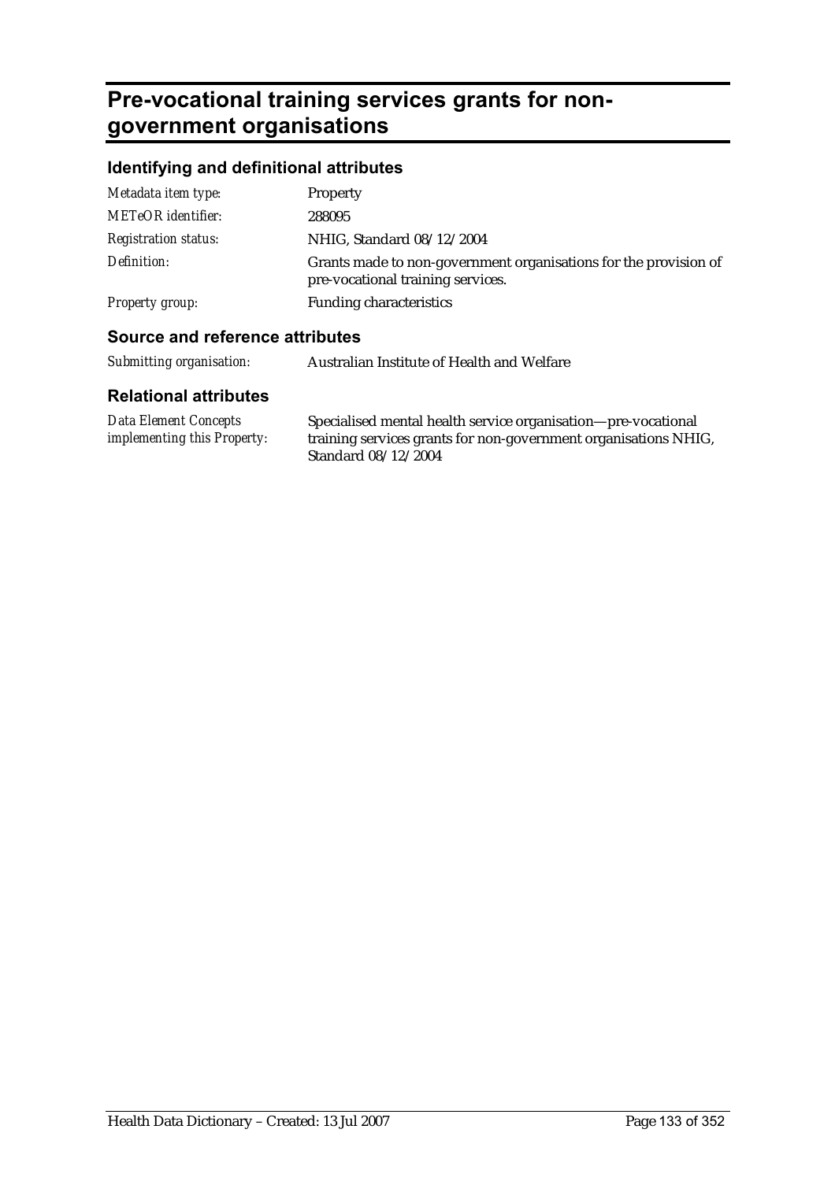# Pre-vocational training services grants for non-government organisations

## Identifying and definitional attributes

| | |
|---|---|
| *Metadata item type:* | Property |
| *METeOR identifier:* | 288095 |
| *Registration status:* | NHIG, Standard 08/12/2004 |
| *Definition:* | Grants made to non-government organisations for the provision of pre-vocational training services. |
| *Property group:* | Funding characteristics |

## Source and reference attributes

| | |
|---|---|
| *Submitting organisation:* | Australian Institute of Health and Welfare |

## Relational attributes

| | |
|---|---|
| *Data Element Concepts implementing this Property:* | Specialised mental health service organisation—pre-vocational training services grants for non-government organisations NHIG, Standard 08/12/2004 |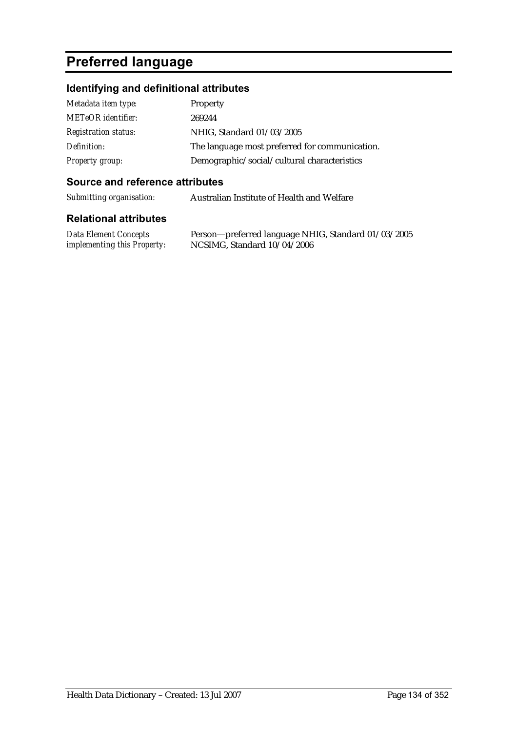# Preferred language

## Identifying and definitional attributes

| | |
|---|---|
| *Metadata item type:* | Property |
| *METeOR identifier:* | 269244 |
| *Registration status:* | NHIG, Standard 01/03/2005 |
| *Definition:* | The language most preferred for communication. |
| *Property group:* | Demographic/social/cultural characteristics |

## Source and reference attributes

| | |
|---|---|
| *Submitting organisation:* | Australian Institute of Health and Welfare |

## Relational attributes

| | |
|---|---|
| *Data Element Concepts implementing this Property:* | Person—preferred language NHIG, Standard 01/03/2005 NCSIMG, Standard 10/04/2006 |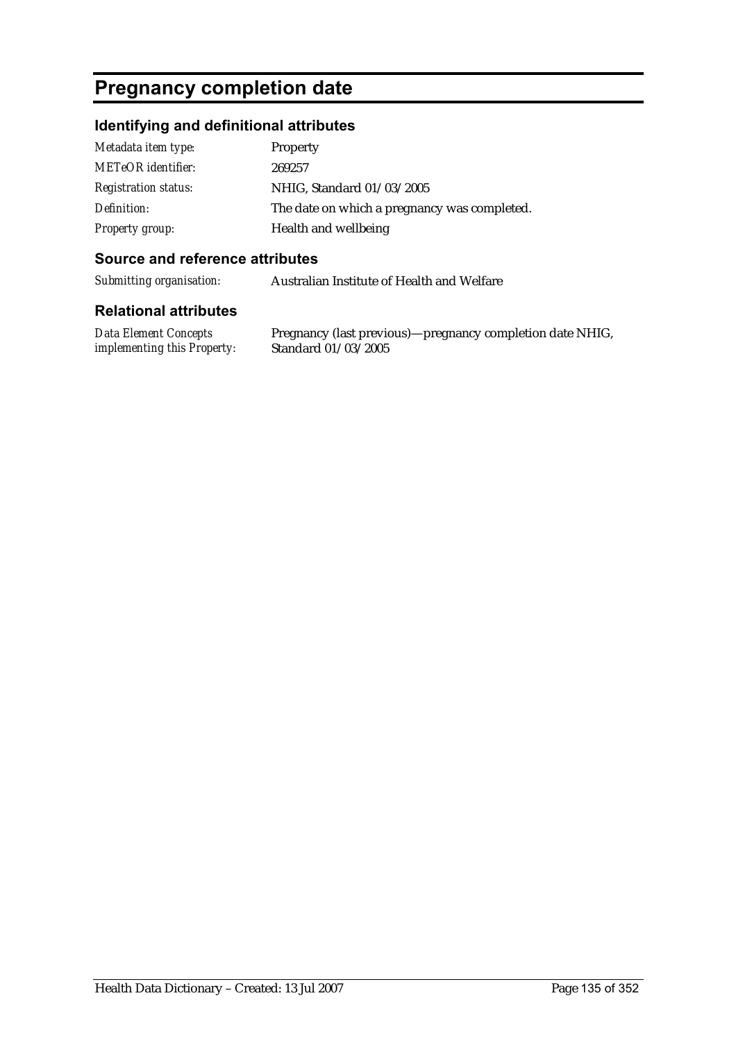# Pregnancy completion date

## Identifying and definitional attributes

| | |
|---|---|
| *Metadata item type:* | Property |
| *METeOR identifier:* | 269257 |
| *Registration status:* | NHIG, Standard 01/03/2005 |
| *Definition:* | The date on which a pregnancy was completed. |
| *Property group:* | Health and wellbeing |

## Source and reference attributes

| | |
|---|---|
| *Submitting organisation:* | Australian Institute of Health and Welfare |

## Relational attributes

| | |
|---|---|
| *Data Element Concepts implementing this Property:* | Pregnancy (last previous)—pregnancy completion date NHIG, Standard 01/03/2005 |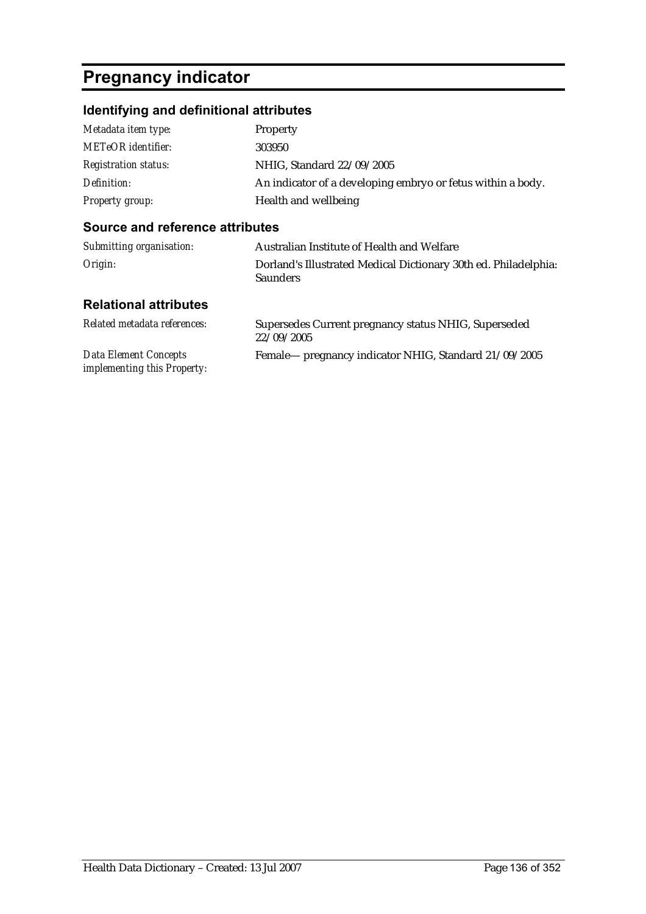# Pregnancy indicator

## Identifying and definitional attributes

| | |
|---|---|
| *Metadata item type:* | Property |
| *METeOR identifier:* | 303950 |
| *Registration status:* | NHIG, Standard 22/09/2005 |
| *Definition:* | An indicator of a developing embryo or fetus within a body. |
| *Property group:* | Health and wellbeing |

## Source and reference attributes

| | |
|---|---|
| *Submitting organisation:* | Australian Institute of Health and Welfare |
| *Origin:* | Dorland's Illustrated Medical Dictionary 30th ed. Philadelphia: Saunders |

## Relational attributes

| | |
|---|---|
| *Related metadata references:* | Supersedes Current pregnancy status NHIG, Superseded 22/09/2005 |
| *Data Element Concepts implementing this Property:* | Female— pregnancy indicator NHIG, Standard 21/09/2005 |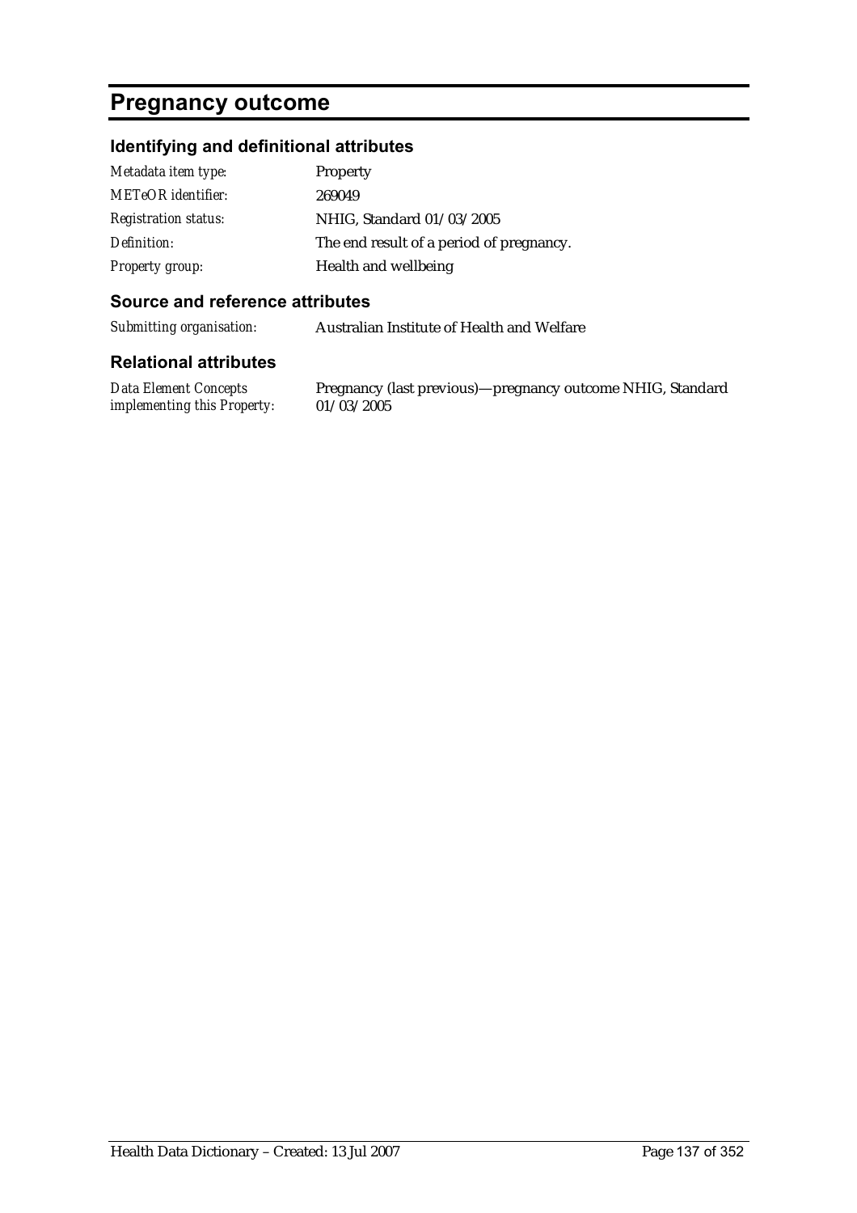# Pregnancy outcome

## Identifying and definitional attributes

| | |
|---|---|
| *Metadata item type:* | Property |
| *METeOR identifier:* | 269049 |
| *Registration status:* | NHIG, Standard 01/03/2005 |
| *Definition:* | The end result of a period of pregnancy. |
| *Property group:* | Health and wellbeing |

## Source and reference attributes

| | |
|---|---|
| *Submitting organisation:* | Australian Institute of Health and Welfare |

## Relational attributes

| | |
|---|---|
| *Data Element Concepts implementing this Property:* | Pregnancy (last previous)—pregnancy outcome NHIG, Standard 01/03/2005 |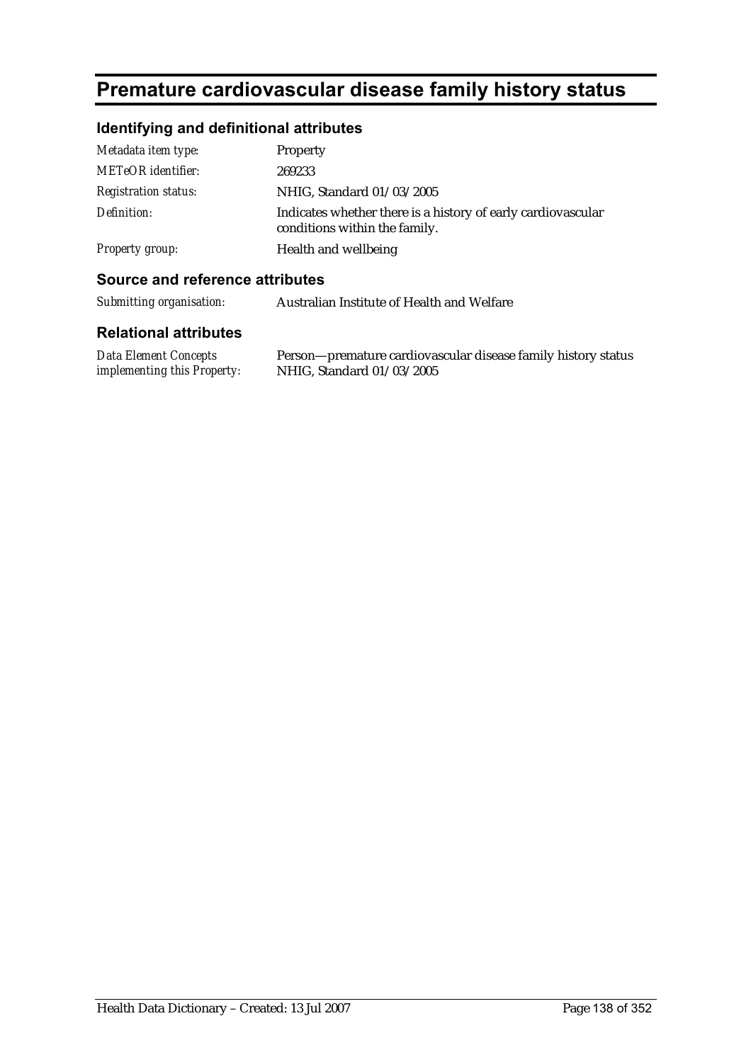# Premature cardiovascular disease family history status

## Identifying and definitional attributes

| | |
|---|---|
| *Metadata item type:* | Property |
| *METeOR identifier:* | 269233 |
| *Registration status:* | NHIG, Standard 01/03/2005 |
| *Definition:* | Indicates whether there is a history of early cardiovascular conditions within the family. |
| *Property group:* | Health and wellbeing |

## Source and reference attributes

| | |
|---|---|
| *Submitting organisation:* | Australian Institute of Health and Welfare |

## Relational attributes

| | |
|---|---|
| *Data Element Concepts implementing this Property:* | Person—premature cardiovascular disease family history status NHIG, Standard 01/03/2005 |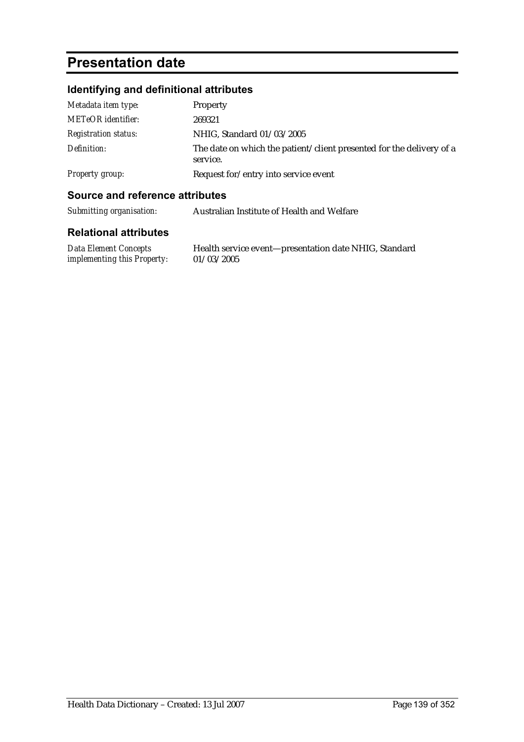# Presentation date

## Identifying and definitional attributes

| | |
|---|---|
| *Metadata item type:* | Property |
| *METeOR identifier:* | 269321 |
| *Registration status:* | NHIG, Standard 01/03/2005 |
| *Definition:* | The date on which the patient/client presented for the delivery of a service. |
| *Property group:* | Request for/entry into service event |

## Source and reference attributes

| | |
|---|---|
| *Submitting organisation:* | Australian Institute of Health and Welfare |

## Relational attributes

| | |
|---|---|
| *Data Element Concepts implementing this Property:* | Health service event—presentation date NHIG, Standard 01/03/2005 |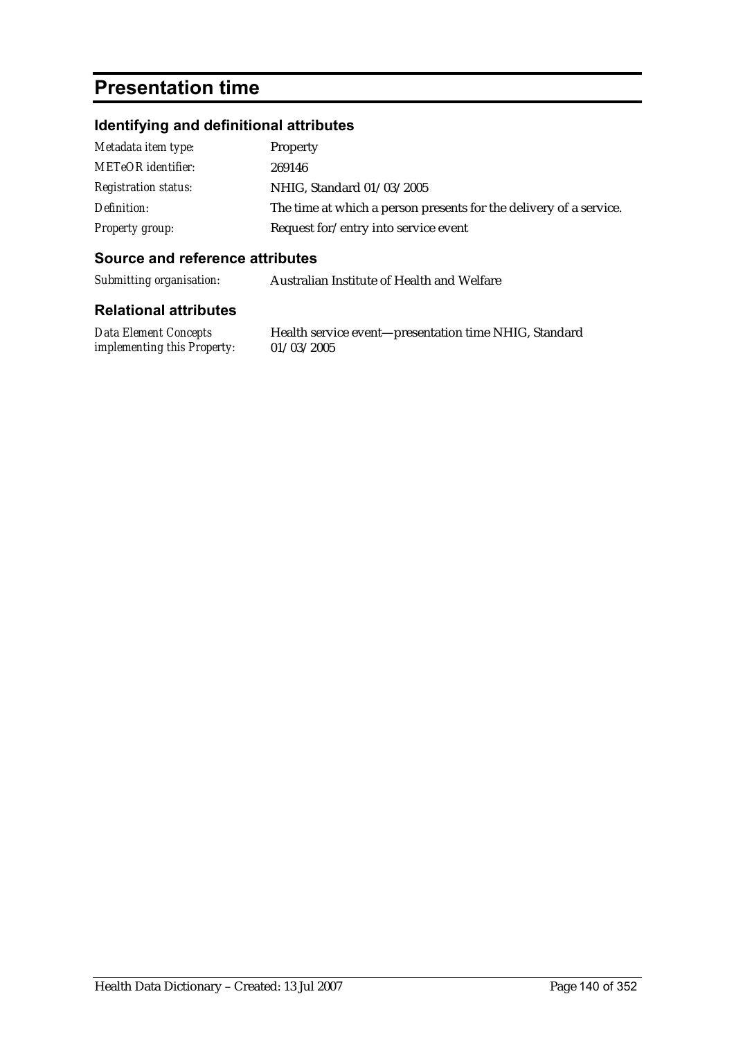# Presentation time

## Identifying and definitional attributes

| | |
|---|---|
| *Metadata item type:* | Property |
| *METeOR identifier:* | 269146 |
| *Registration status:* | NHIG, Standard 01/03/2005 |
| *Definition:* | The time at which a person presents for the delivery of a service. |
| *Property group:* | Request for/entry into service event |

## Source and reference attributes

| | |
|---|---|
| *Submitting organisation:* | Australian Institute of Health and Welfare |

## Relational attributes

| | |
|---|---|
| *Data Element Concepts implementing this Property:* | Health service event—presentation time NHIG, Standard 01/03/2005 |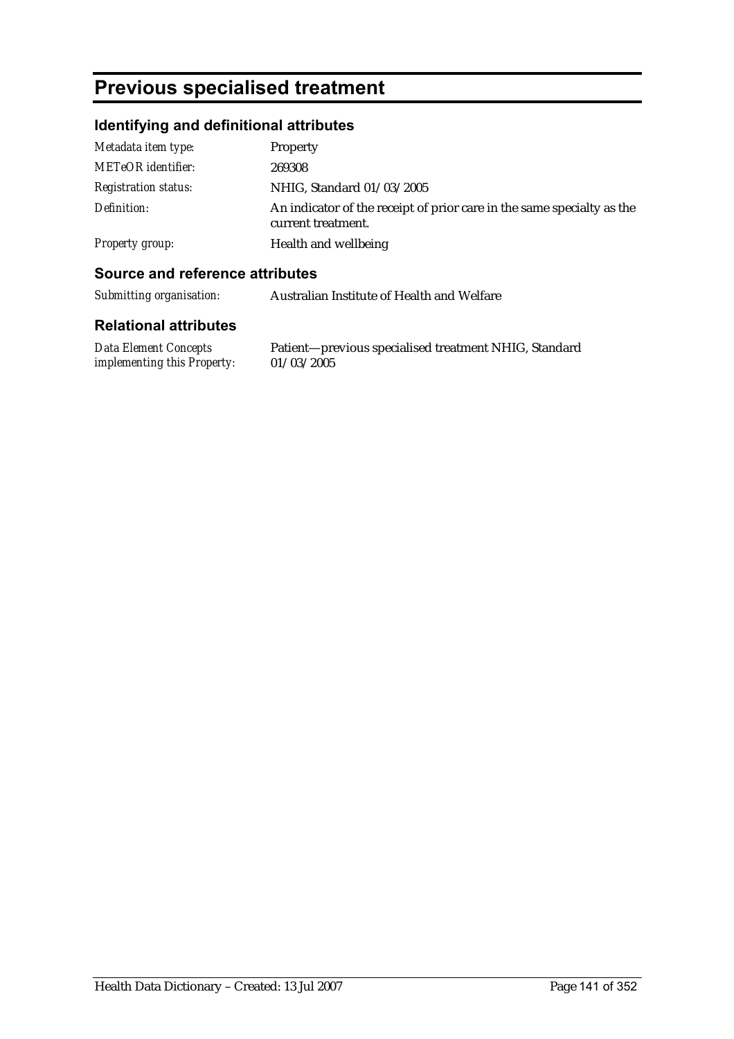# Previous specialised treatment

## Identifying and definitional attributes

| | |
|---|---|
| *Metadata item type:* | Property |
| *METeOR identifier:* | 269308 |
| *Registration status:* | NHIG, Standard 01/03/2005 |
| *Definition:* | An indicator of the receipt of prior care in the same specialty as the current treatment. |
| *Property group:* | Health and wellbeing |

## Source and reference attributes

| | |
|---|---|
| *Submitting organisation:* | Australian Institute of Health and Welfare |

## Relational attributes

| | |
|---|---|
| *Data Element Concepts implementing this Property:* | Patient—previous specialised treatment NHIG, Standard 01/03/2005 |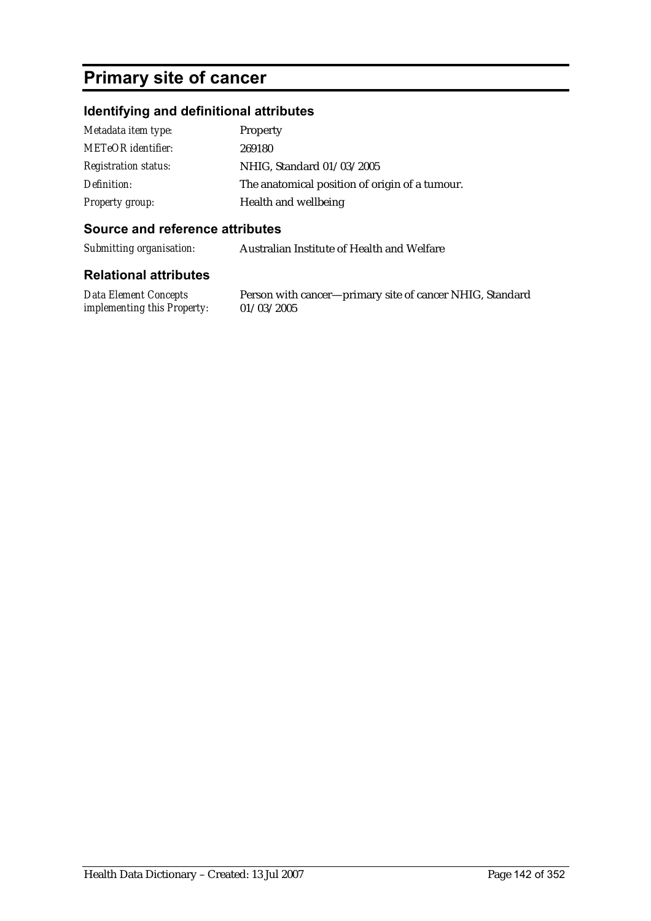# Primary site of cancer

## Identifying and definitional attributes

| | |
|---|---|
| *Metadata item type:* | Property |
| *METeOR identifier:* | 269180 |
| *Registration status:* | NHIG, Standard 01/03/2005 |
| *Definition:* | The anatomical position of origin of a tumour. |
| *Property group:* | Health and wellbeing |

## Source and reference attributes

| | |
|---|---|
| *Submitting organisation:* | Australian Institute of Health and Welfare |

## Relational attributes

| | |
|---|---|
| *Data Element Concepts implementing this Property:* | Person with cancer—primary site of cancer NHIG, Standard 01/03/2005 |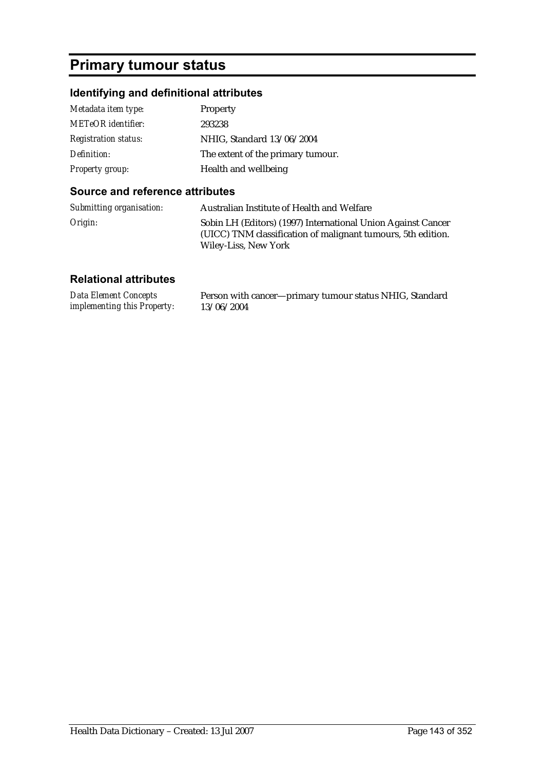# Primary tumour status

## Identifying and definitional attributes

| | |
|---|---|
| *Metadata item type:* | Property |
| *METeOR identifier:* | 293238 |
| *Registration status:* | NHIG, Standard 13/06/2004 |
| *Definition:* | The extent of the primary tumour. |
| *Property group:* | Health and wellbeing |

## Source and reference attributes

| | |
|---|---|
| *Submitting organisation:* | Australian Institute of Health and Welfare |
| *Origin:* | Sobin LH (Editors) (1997) International Union Against Cancer (UICC) TNM classification of malignant tumours, 5th edition. Wiley-Liss, New York |

## Relational attributes

| | |
|---|---|
| *Data Element Concepts implementing this Property:* | Person with cancer—primary tumour status NHIG, Standard 13/06/2004 |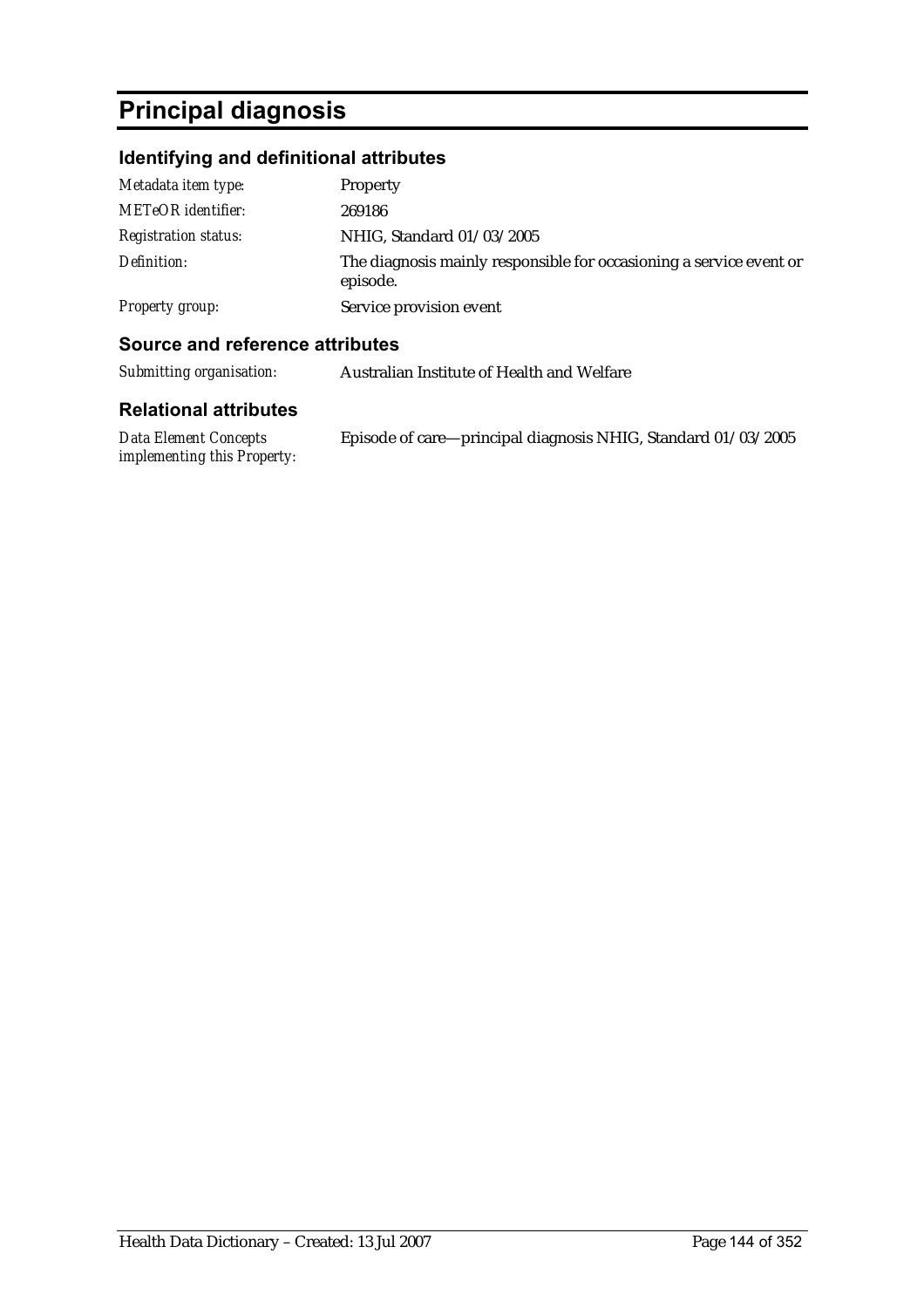# Principal diagnosis

## Identifying and definitional attributes

| | |
|---|---|
| *Metadata item type:* | Property |
| *METeOR identifier:* | 269186 |
| *Registration status:* | NHIG, Standard 01/03/2005 |
| *Definition:* | The diagnosis mainly responsible for occasioning a service event or episode. |
| *Property group:* | Service provision event |

## Source and reference attributes

| | |
|---|---|
| *Submitting organisation:* | Australian Institute of Health and Welfare |

## Relational attributes

| | |
|---|---|
| *Data Element Concepts implementing this Property:* | Episode of care—principal diagnosis NHIG, Standard 01/03/2005 |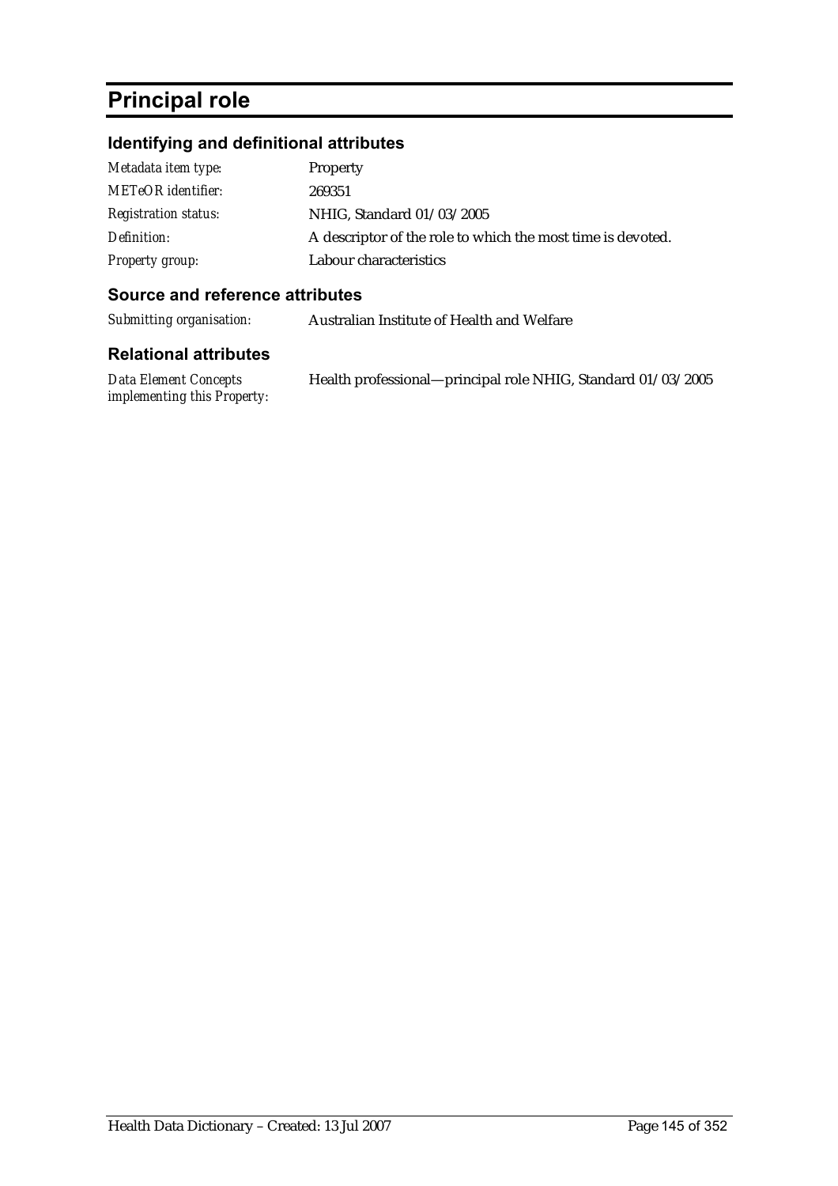# Principal role

## Identifying and definitional attributes

| | |
|---|---|
| *Metadata item type:* | Property |
| *METeOR identifier:* | 269351 |
| *Registration status:* | NHIG, Standard 01/03/2005 |
| *Definition:* | A descriptor of the role to which the most time is devoted. |
| *Property group:* | Labour characteristics |

## Source and reference attributes

| | |
|---|---|
| *Submitting organisation:* | Australian Institute of Health and Welfare |

## Relational attributes

| | |
|---|---|
| *Data Element Concepts implementing this Property:* | Health professional—principal role NHIG, Standard 01/03/2005 |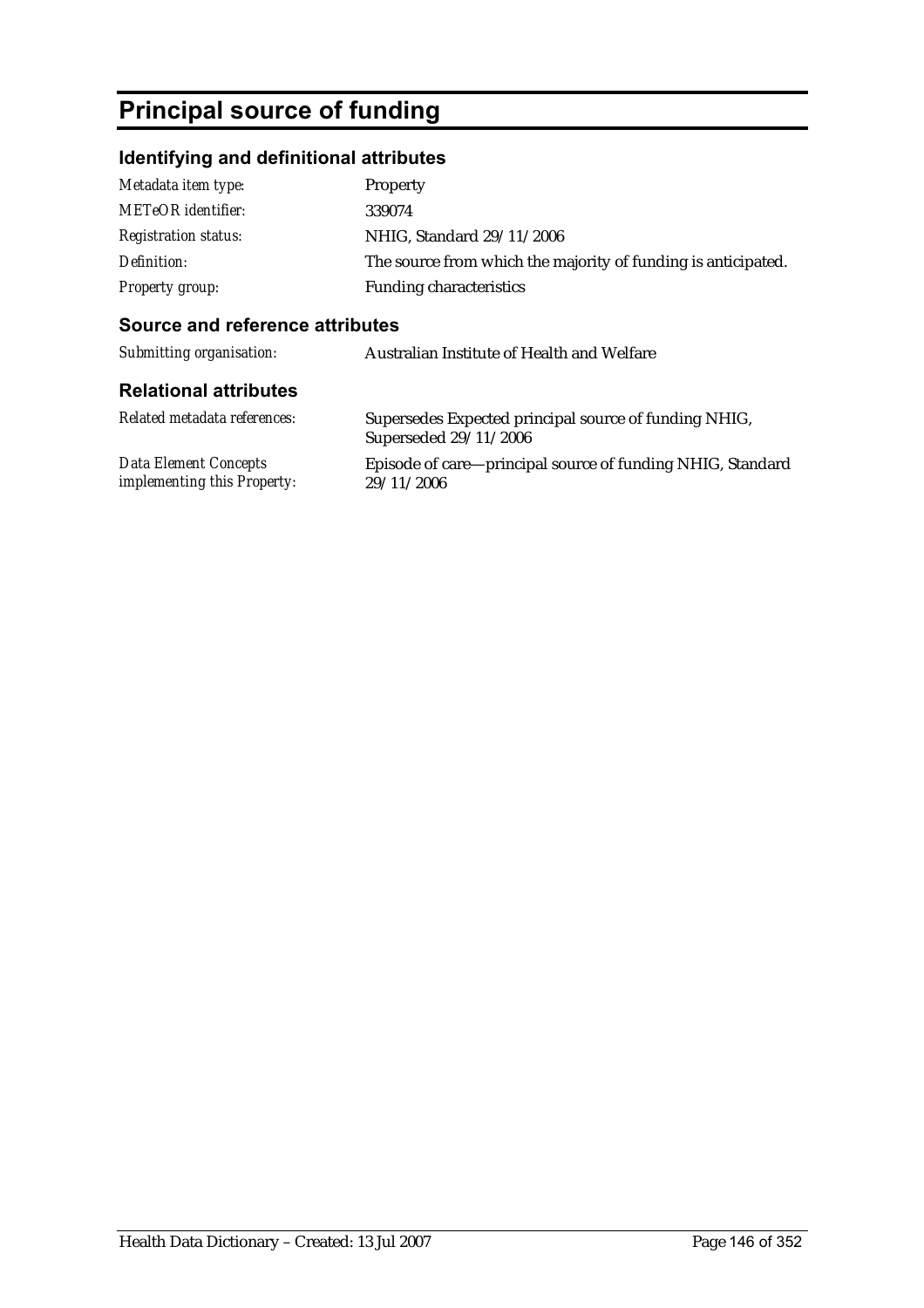# Principal source of funding

## Identifying and definitional attributes

| | |
|---|---|
| *Metadata item type:* | Property |
| *METeOR identifier:* | 339074 |
| *Registration status:* | NHIG, Standard 29/11/2006 |
| *Definition:* | The source from which the majority of funding is anticipated. |
| *Property group:* | Funding characteristics |

## Source and reference attributes

| | |
|---|---|
| *Submitting organisation:* | Australian Institute of Health and Welfare |

## Relational attributes

| | |
|---|---|
| *Related metadata references:* | Supersedes Expected principal source of funding NHIG, Superseded 29/11/2006 |
| *Data Element Concepts implementing this Property:* | Episode of care—principal source of funding NHIG, Standard 29/11/2006 |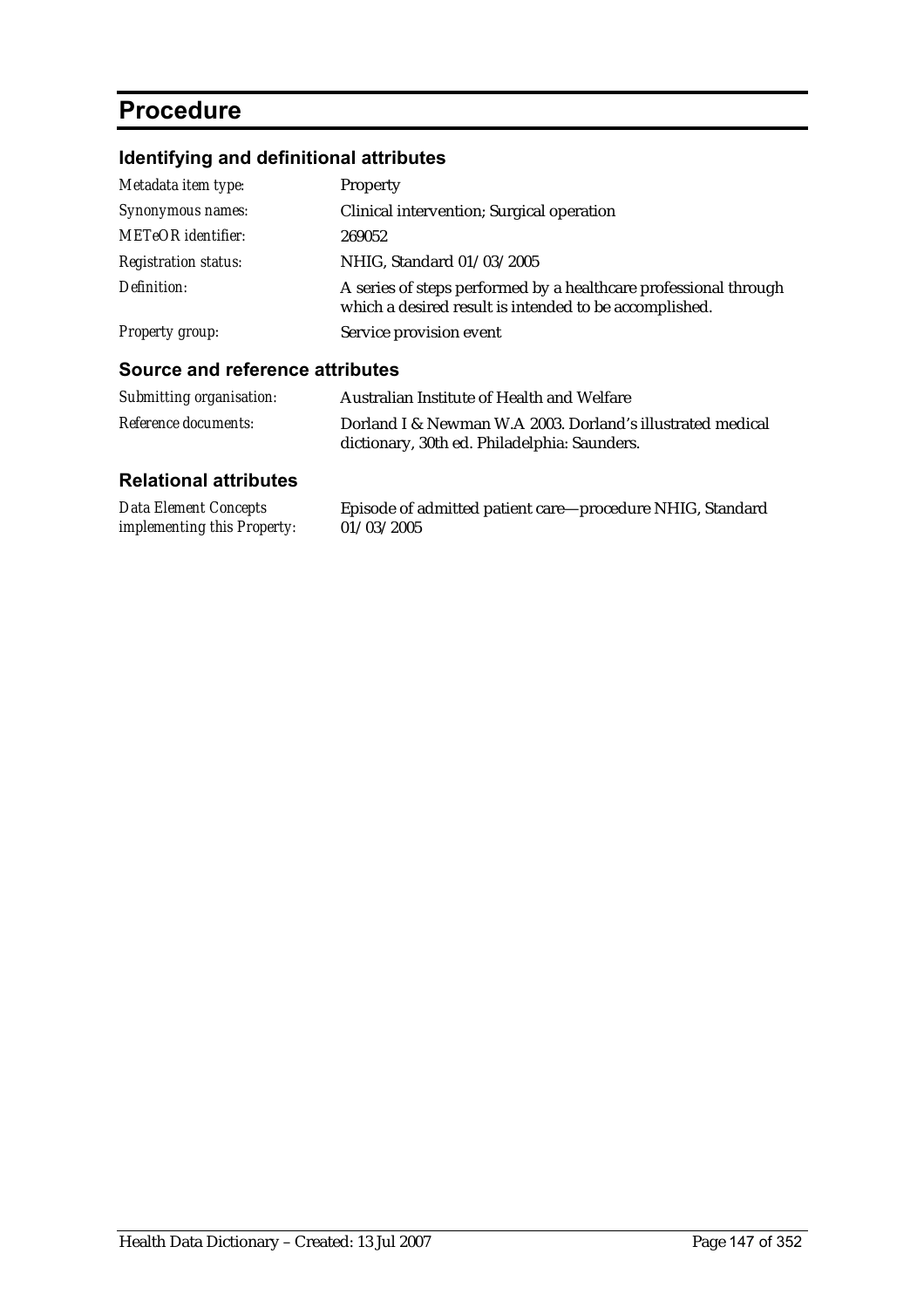# Procedure

## Identifying and definitional attributes

| | |
|---|---|
| *Metadata item type:* | Property |
| *Synonymous names:* | Clinical intervention; Surgical operation |
| *METeOR identifier:* | 269052 |
| *Registration status:* | NHIG, Standard 01/03/2005 |
| *Definition:* | A series of steps performed by a healthcare professional through which a desired result is intended to be accomplished. |
| *Property group:* | Service provision event |

## Source and reference attributes

| | |
|---|---|
| *Submitting organisation:* | Australian Institute of Health and Welfare |
| *Reference documents:* | Dorland I & Newman W.A 2003. Dorland's illustrated medical dictionary, 30th ed. Philadelphia: Saunders. |

## Relational attributes

| | |
|---|---|
| *Data Element Concepts implementing this Property:* | Episode of admitted patient care—procedure NHIG, Standard 01/03/2005 |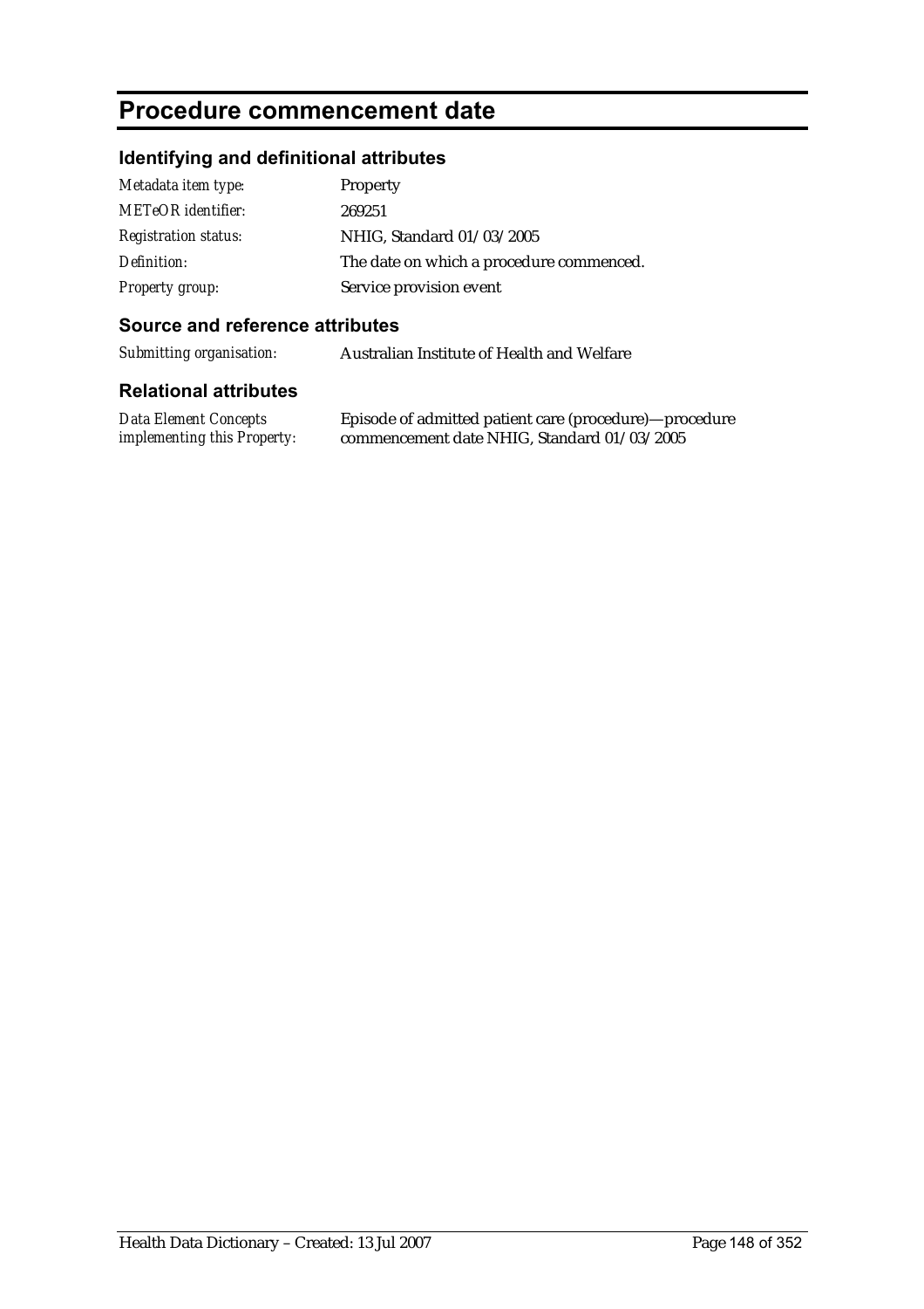# Procedure commencement date

## Identifying and definitional attributes

| | |
|---|---|
| *Metadata item type:* | Property |
| *METeOR identifier:* | 269251 |
| *Registration status:* | NHIG, Standard 01/03/2005 |
| *Definition:* | The date on which a procedure commenced. |
| *Property group:* | Service provision event |

## Source and reference attributes

| | |
|---|---|
| *Submitting organisation:* | Australian Institute of Health and Welfare |

## Relational attributes

| | |
|---|---|
| *Data Element Concepts implementing this Property:* | Episode of admitted patient care (procedure)—procedure commencement date NHIG, Standard 01/03/2005 |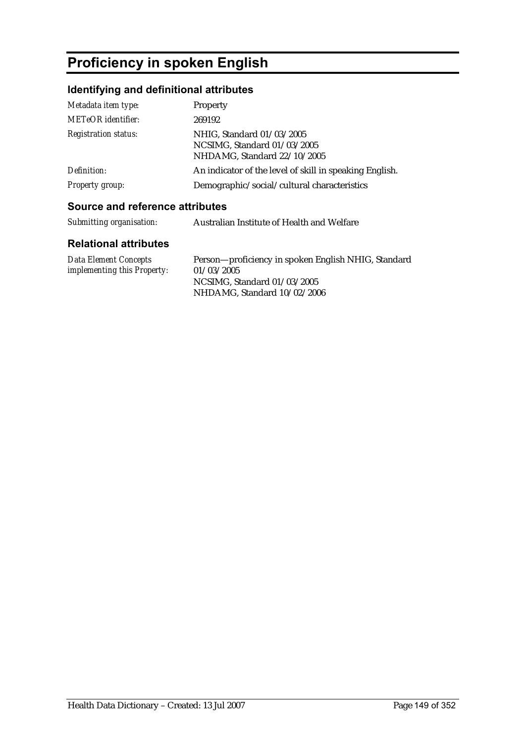# Proficiency in spoken English

## Identifying and definitional attributes

| | |
|---|---|
| *Metadata item type:* | Property |
| *METeOR identifier:* | 269192 |
| *Registration status:* | NHIG, Standard 01/03/2005<br>NCSIMG, Standard 01/03/2005<br>NHDAMG, Standard 22/10/2005 |
| *Definition:* | An indicator of the level of skill in speaking English. |
| *Property group:* | Demographic/social/cultural characteristics |

## Source and reference attributes

| | |
|---|---|
| *Submitting organisation:* | Australian Institute of Health and Welfare |

## Relational attributes

| | |
|---|---|
| *Data Element Concepts implementing this Property:* | Person—proficiency in spoken English NHIG, Standard 01/03/2005<br>NCSIMG, Standard 01/03/2005<br>NHDAMG, Standard 10/02/2006 |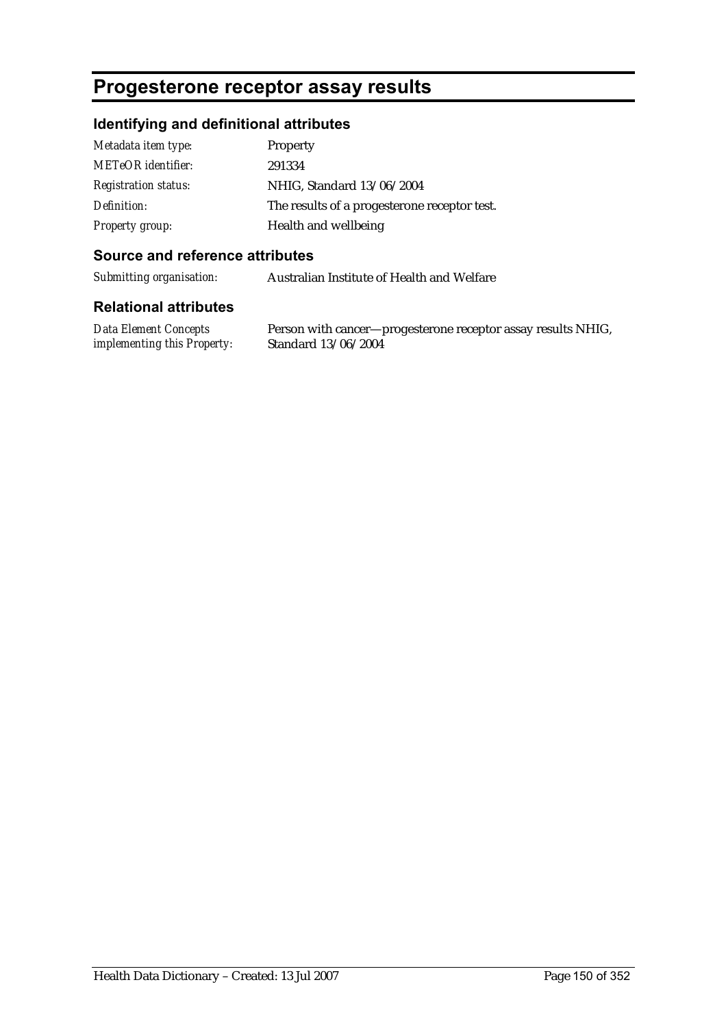# Progesterone receptor assay results

## Identifying and definitional attributes

| | |
|---|---|
| *Metadata item type:* | Property |
| *METeOR identifier:* | 291334 |
| *Registration status:* | NHIG, Standard 13/06/2004 |
| *Definition:* | The results of a progesterone receptor test. |
| *Property group:* | Health and wellbeing |

## Source and reference attributes

| | |
|---|---|
| *Submitting organisation:* | Australian Institute of Health and Welfare |

## Relational attributes

| | |
|---|---|
| *Data Element Concepts implementing this Property:* | Person with cancer—progesterone receptor assay results NHIG, Standard 13/06/2004 |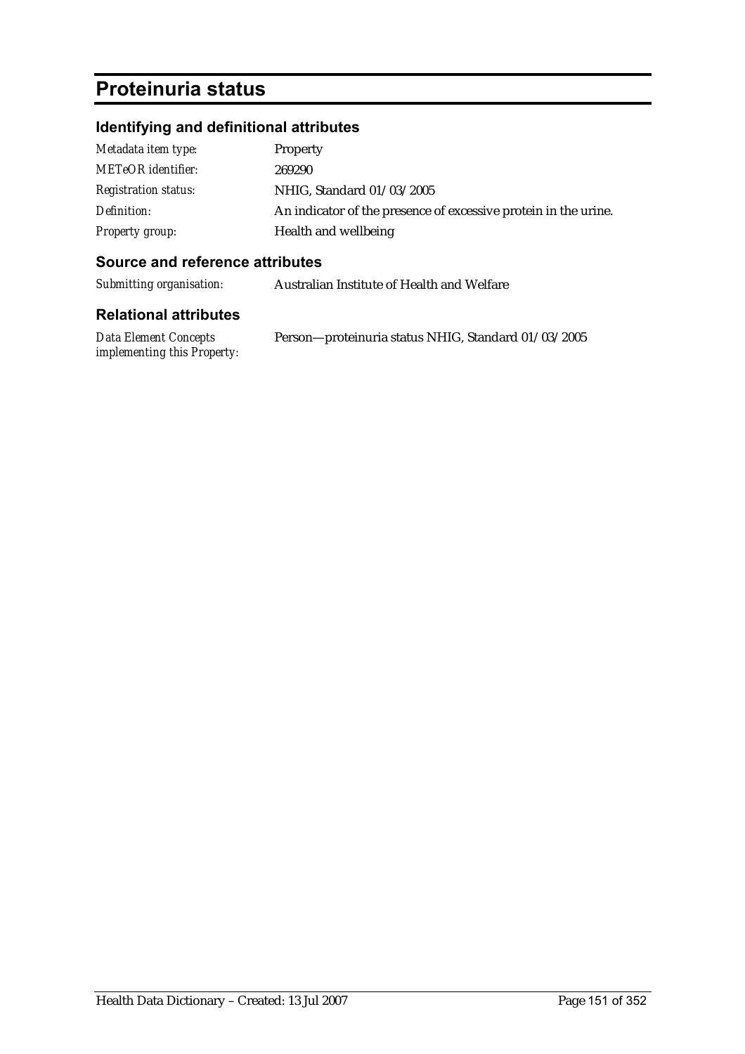# Proteinuria status

## Identifying and definitional attributes

| | |
|---|---|
| *Metadata item type:* | Property |
| *METeOR identifier:* | 269290 |
| *Registration status:* | NHIG, Standard 01/03/2005 |
| *Definition:* | An indicator of the presence of excessive protein in the urine. |
| *Property group:* | Health and wellbeing |

## Source and reference attributes

| | |
|---|---|
| *Submitting organisation:* | Australian Institute of Health and Welfare |

## Relational attributes

| | |
|---|---|
| *Data Element Concepts implementing this Property:* | Person—proteinuria status NHIG, Standard 01/03/2005 |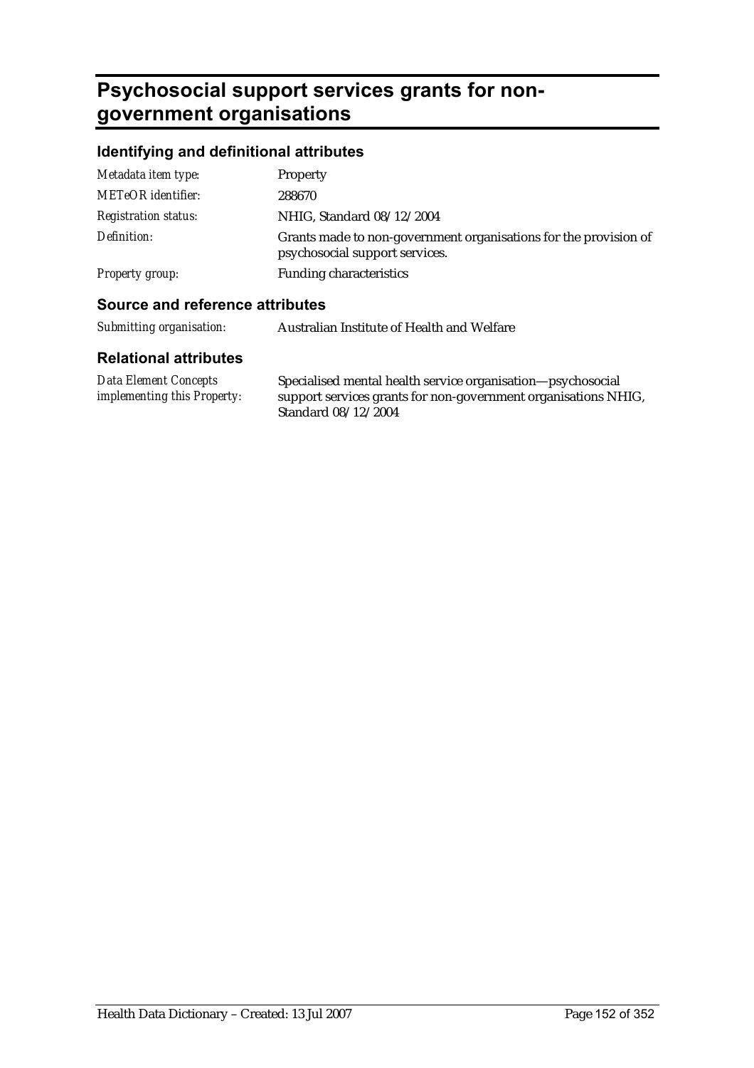# Psychosocial support services grants for non-government organisations

## Identifying and definitional attributes

| | |
|---|---|
| *Metadata item type:* | Property |
| *METeOR identifier:* | 288670 |
| *Registration status:* | NHIG, Standard 08/12/2004 |
| *Definition:* | Grants made to non-government organisations for the provision of psychosocial support services. |
| *Property group:* | Funding characteristics |

## Source and reference attributes

| | |
|---|---|
| *Submitting organisation:* | Australian Institute of Health and Welfare |

## Relational attributes

| | |
|---|---|
| *Data Element Concepts implementing this Property:* | Specialised mental health service organisation—psychosocial support services grants for non-government organisations NHIG, Standard 08/12/2004 |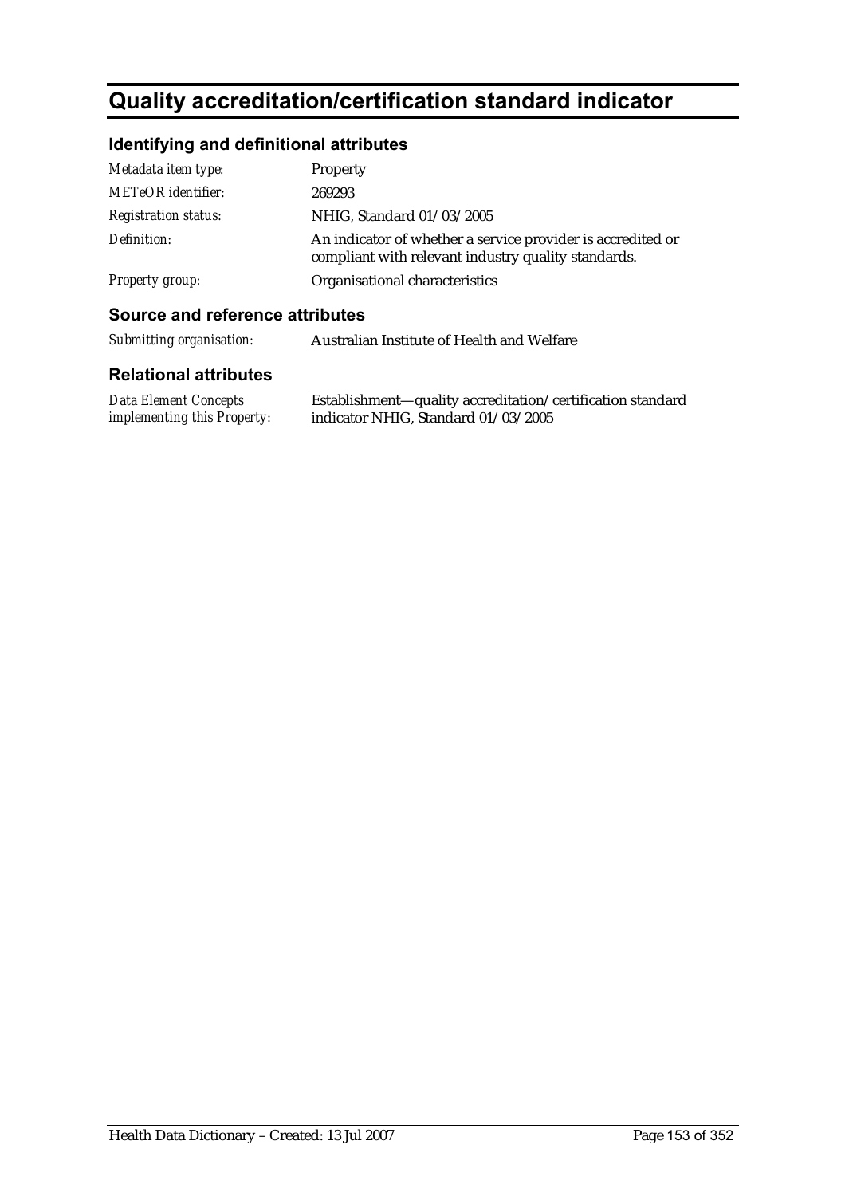# Quality accreditation/certification standard indicator

## Identifying and definitional attributes

| | |
|---|---|
| *Metadata item type:* | Property |
| *METeOR identifier:* | 269293 |
| *Registration status:* | NHIG, Standard 01/03/2005 |
| *Definition:* | An indicator of whether a service provider is accredited or compliant with relevant industry quality standards. |
| *Property group:* | Organisational characteristics |

## Source and reference attributes

| | |
|---|---|
| *Submitting organisation:* | Australian Institute of Health and Welfare |

## Relational attributes

| | |
|---|---|
| *Data Element Concepts implementing this Property:* | Establishment—quality accreditation/certification standard indicator NHIG, Standard 01/03/2005 |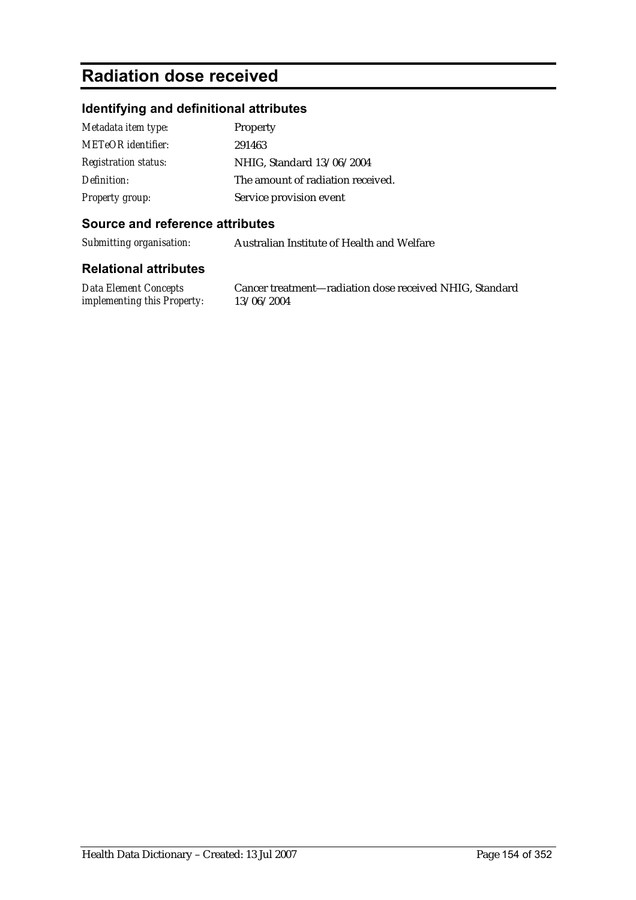# Radiation dose received

## Identifying and definitional attributes

| | |
|---|---|
| *Metadata item type:* | Property |
| *METeOR identifier:* | 291463 |
| *Registration status:* | NHIG, Standard 13/06/2004 |
| *Definition:* | The amount of radiation received. |
| *Property group:* | Service provision event |

## Source and reference attributes

| | |
|---|---|
| *Submitting organisation:* | Australian Institute of Health and Welfare |

## Relational attributes

| | |
|---|---|
| *Data Element Concepts implementing this Property:* | Cancer treatment—radiation dose received NHIG, Standard 13/06/2004 |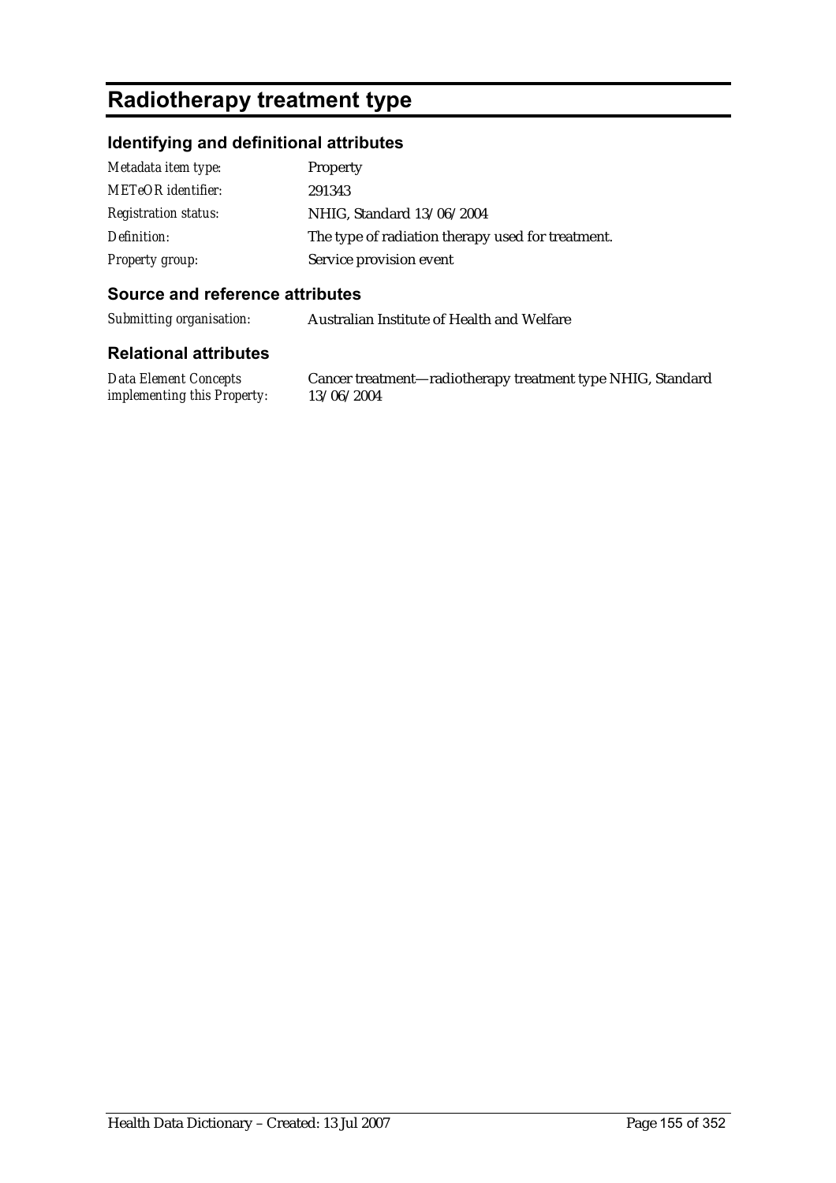# Radiotherapy treatment type

## Identifying and definitional attributes

| | |
|---|---|
| *Metadata item type:* | Property |
| *METeOR identifier:* | 291343 |
| *Registration status:* | NHIG, Standard 13/06/2004 |
| *Definition:* | The type of radiation therapy used for treatment. |
| *Property group:* | Service provision event |

## Source and reference attributes

| | |
|---|---|
| *Submitting organisation:* | Australian Institute of Health and Welfare |

## Relational attributes

| | |
|---|---|
| *Data Element Concepts implementing this Property:* | Cancer treatment—radiotherapy treatment type NHIG, Standard 13/06/2004 |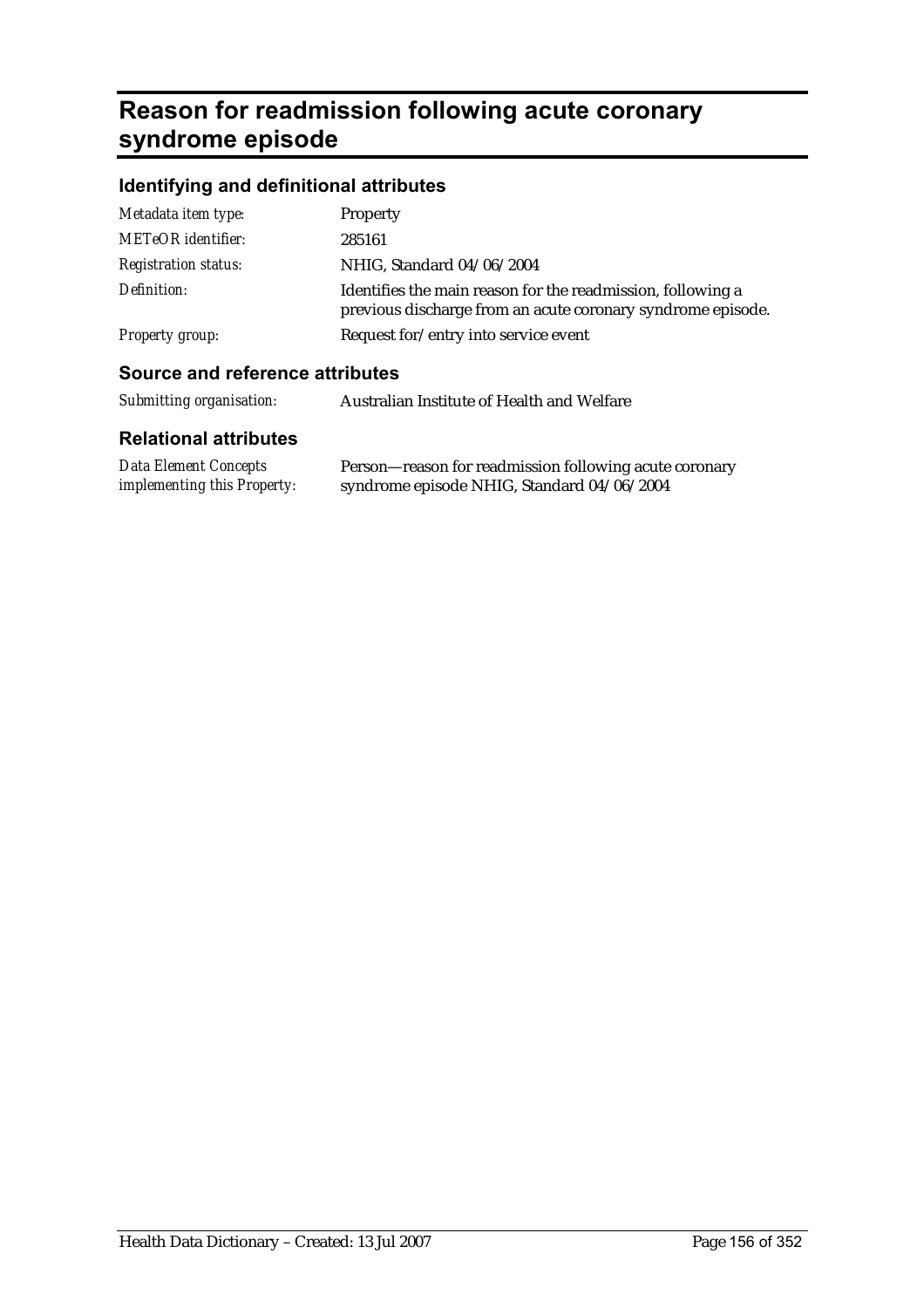# Reason for readmission following acute coronary syndrome episode

## Identifying and definitional attributes

| | |
|---|---|
| *Metadata item type:* | Property |
| *METeOR identifier:* | 285161 |
| *Registration status:* | NHIG, Standard 04/06/2004 |
| *Definition:* | Identifies the main reason for the readmission, following a previous discharge from an acute coronary syndrome episode. |
| *Property group:* | Request for/entry into service event |

## Source and reference attributes

| | |
|---|---|
| *Submitting organisation:* | Australian Institute of Health and Welfare |

## Relational attributes

| | |
|---|---|
| *Data Element Concepts implementing this Property:* | Person—reason for readmission following acute coronary syndrome episode NHIG, Standard 04/06/2004 |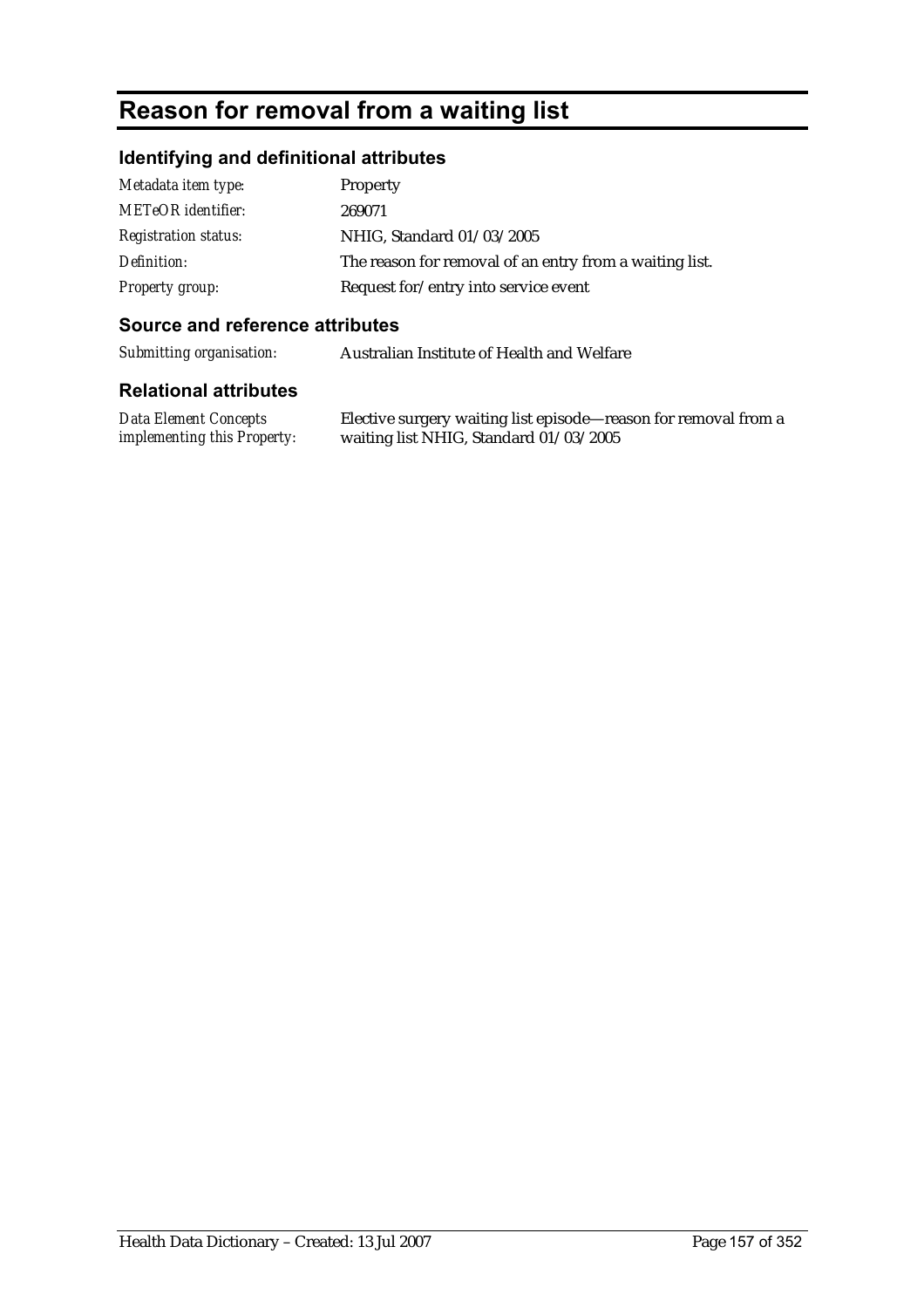# Reason for removal from a waiting list

## Identifying and definitional attributes

| | |
|---|---|
| *Metadata item type:* | Property |
| *METeOR identifier:* | 269071 |
| *Registration status:* | NHIG, Standard 01/03/2005 |
| *Definition:* | The reason for removal of an entry from a waiting list. |
| *Property group:* | Request for/entry into service event |

## Source and reference attributes

| | |
|---|---|
| *Submitting organisation:* | Australian Institute of Health and Welfare |

## Relational attributes

| | |
|---|---|
| *Data Element Concepts implementing this Property:* | Elective surgery waiting list episode—reason for removal from a waiting list NHIG, Standard 01/03/2005 |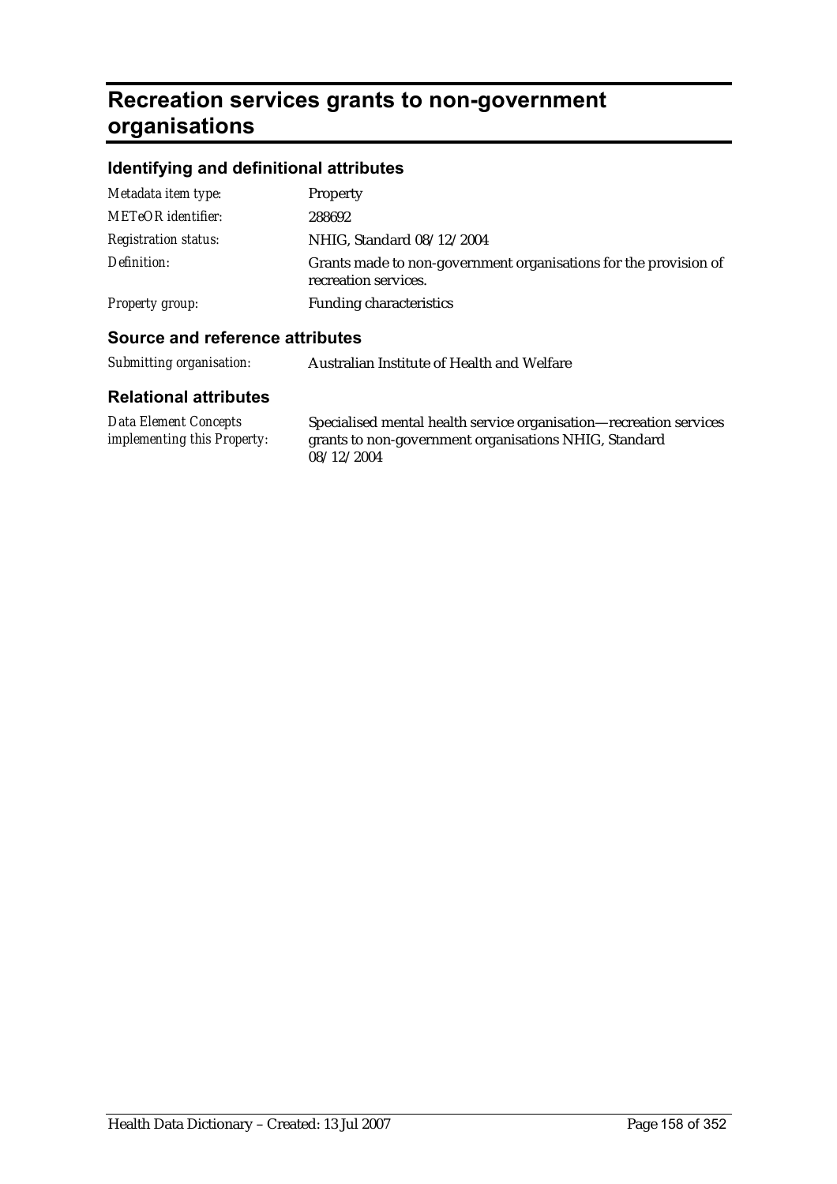# Recreation services grants to non-government organisations

## Identifying and definitional attributes

| | |
|---|---|
| *Metadata item type:* | Property |
| *METeOR identifier:* | 288692 |
| *Registration status:* | NHIG, Standard 08/12/2004 |
| *Definition:* | Grants made to non-government organisations for the provision of recreation services. |
| *Property group:* | Funding characteristics |

## Source and reference attributes

| | |
|---|---|
| *Submitting organisation:* | Australian Institute of Health and Welfare |

## Relational attributes

| | |
|---|---|
| *Data Element Concepts implementing this Property:* | Specialised mental health service organisation—recreation services grants to non-government organisations NHIG, Standard 08/12/2004 |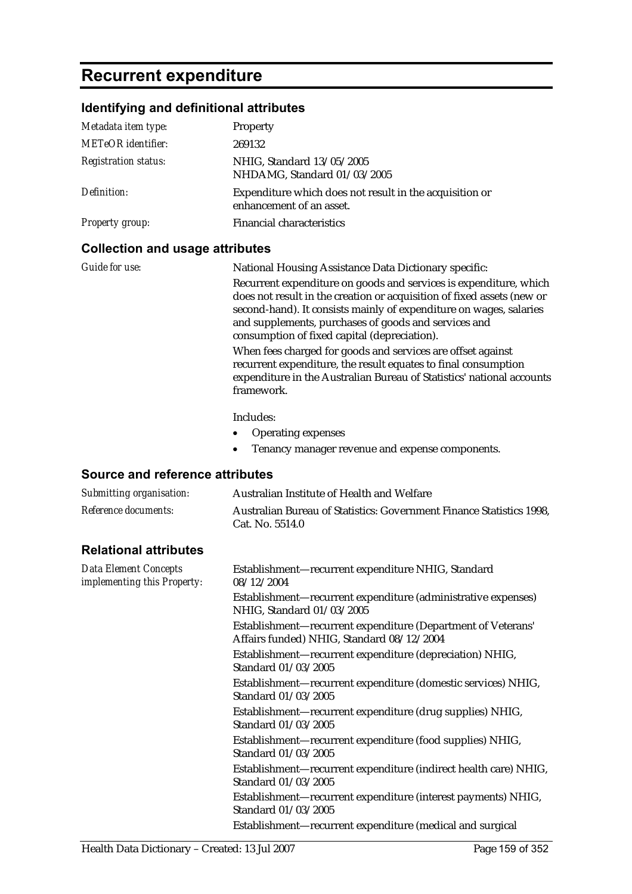# Recurrent expenditure

## Identifying and definitional attributes

| | |
|---|---|
| *Metadata item type:* | Property |
| *METeOR identifier:* | 269132 |
| *Registration status:* | NHIG, Standard 13/05/2005<br>NHDAMG, Standard 01/03/2005 |
| *Definition:* | Expenditure which does not result in the acquisition or enhancement of an asset. |
| *Property group:* | Financial characteristics |

## Collection and usage attributes

*Guide for use:*

National Housing Assistance Data Dictionary specific:

Recurrent expenditure on goods and services is expenditure, which does not result in the creation or acquisition of fixed assets (new or second-hand). It consists mainly of expenditure on wages, salaries and supplements, purchases of goods and services and consumption of fixed capital (depreciation).

When fees charged for goods and services are offset against recurrent expenditure, the result equates to final consumption expenditure in the Australian Bureau of Statistics' national accounts framework.

Includes:

- Operating expenses
- Tenancy manager revenue and expense components.

## Source and reference attributes

| | |
|---|---|
| *Submitting organisation:* | Australian Institute of Health and Welfare |
| *Reference documents:* | Australian Bureau of Statistics: Government Finance Statistics 1998, Cat. No. 5514.0 |

## Relational attributes

*Data Element Concepts implementing this Property:*

Establishment—recurrent expenditure NHIG, Standard 08/12/2004

Establishment—recurrent expenditure (administrative expenses) NHIG, Standard 01/03/2005

Establishment—recurrent expenditure (Department of Veterans' Affairs funded) NHIG, Standard 08/12/2004

Establishment—recurrent expenditure (depreciation) NHIG, Standard 01/03/2005

Establishment—recurrent expenditure (domestic services) NHIG, Standard 01/03/2005

Establishment—recurrent expenditure (drug supplies) NHIG, Standard 01/03/2005

Establishment—recurrent expenditure (food supplies) NHIG, Standard 01/03/2005

Establishment—recurrent expenditure (indirect health care) NHIG, Standard 01/03/2005

Establishment—recurrent expenditure (interest payments) NHIG, Standard 01/03/2005

Establishment—recurrent expenditure (medical and surgical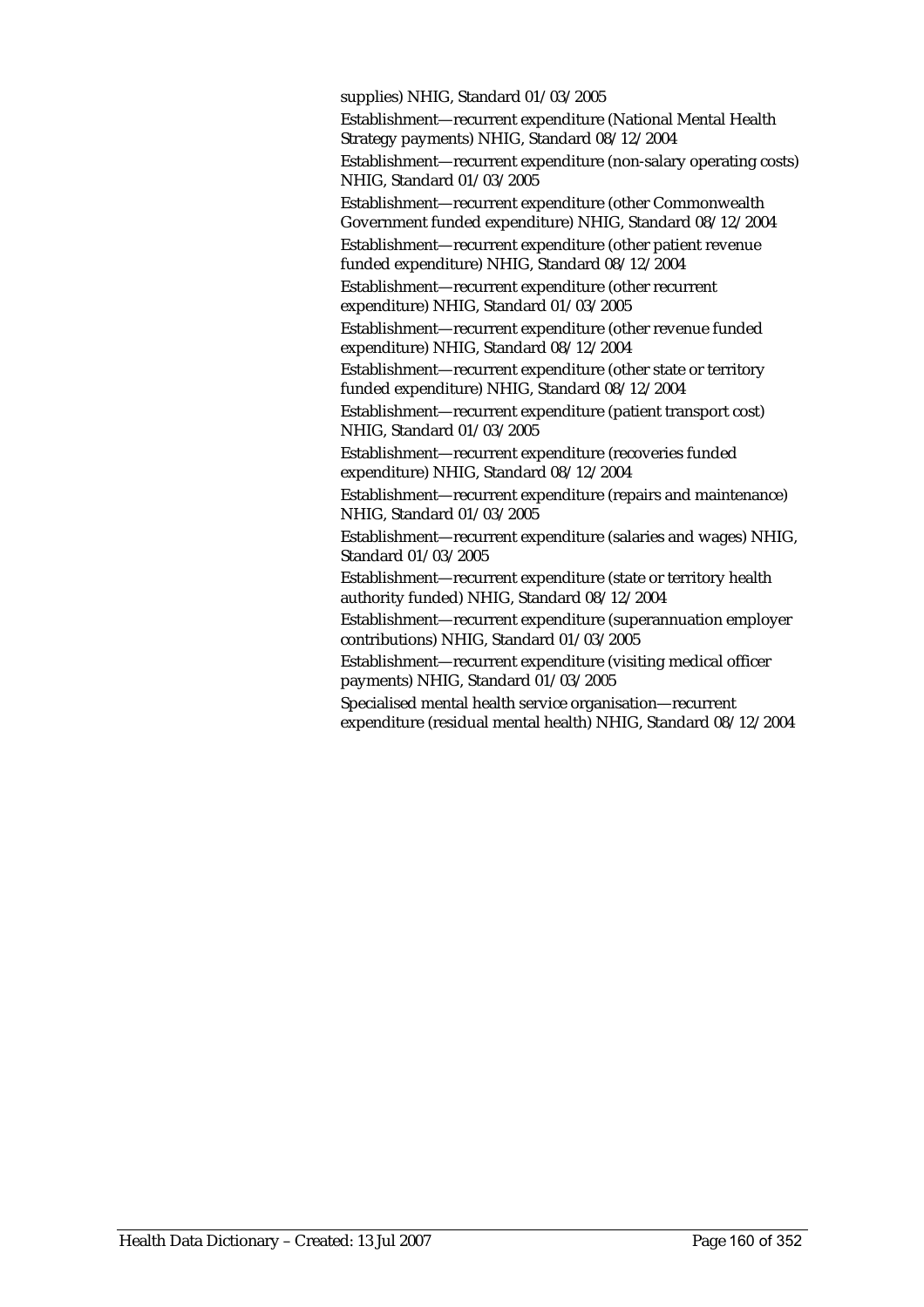supplies) NHIG, Standard 01/03/2005

Establishment—recurrent expenditure (National Mental Health Strategy payments) NHIG, Standard 08/12/2004

Establishment—recurrent expenditure (non-salary operating costs) NHIG, Standard 01/03/2005

Establishment—recurrent expenditure (other Commonwealth Government funded expenditure) NHIG, Standard 08/12/2004

Establishment—recurrent expenditure (other patient revenue funded expenditure) NHIG, Standard 08/12/2004

Establishment—recurrent expenditure (other recurrent expenditure) NHIG, Standard 01/03/2005

Establishment—recurrent expenditure (other revenue funded expenditure) NHIG, Standard 08/12/2004

Establishment—recurrent expenditure (other state or territory funded expenditure) NHIG, Standard 08/12/2004

Establishment—recurrent expenditure (patient transport cost) NHIG, Standard 01/03/2005

Establishment—recurrent expenditure (recoveries funded expenditure) NHIG, Standard 08/12/2004

Establishment—recurrent expenditure (repairs and maintenance) NHIG, Standard 01/03/2005

Establishment—recurrent expenditure (salaries and wages) NHIG, Standard 01/03/2005

Establishment—recurrent expenditure (state or territory health authority funded) NHIG, Standard 08/12/2004

Establishment—recurrent expenditure (superannuation employer contributions) NHIG, Standard 01/03/2005

Establishment—recurrent expenditure (visiting medical officer payments) NHIG, Standard 01/03/2005

Specialised mental health service organisation—recurrent expenditure (residual mental health) NHIG, Standard 08/12/2004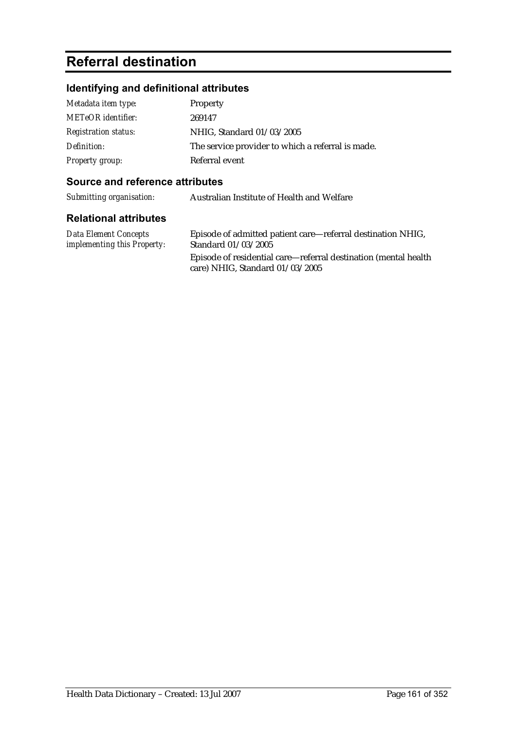# Referral destination

## Identifying and definitional attributes

| | |
|---|---|
| *Metadata item type:* | Property |
| *METeOR identifier:* | 269147 |
| *Registration status:* | NHIG, Standard 01/03/2005 |
| *Definition:* | The service provider to which a referral is made. |
| *Property group:* | Referral event |

## Source and reference attributes

| | |
|---|---|
| *Submitting organisation:* | Australian Institute of Health and Welfare |

## Relational attributes

| | |
|---|---|
| *Data Element Concepts implementing this Property:* | Episode of admitted patient care—referral destination NHIG, Standard 01/03/2005<br>Episode of residential care—referral destination (mental health care) NHIG, Standard 01/03/2005 |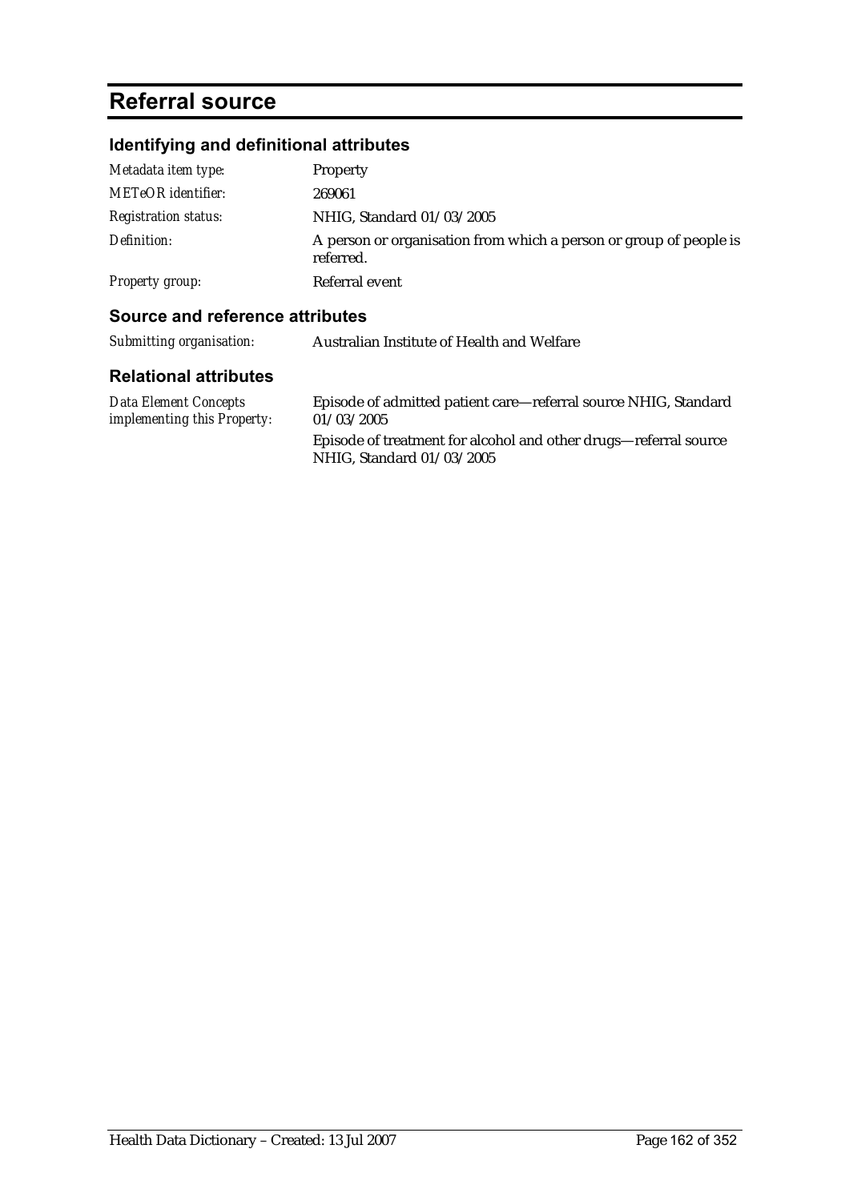# Referral source

## Identifying and definitional attributes

| | |
|---|---|
| *Metadata item type:* | Property |
| *METeOR identifier:* | 269061 |
| *Registration status:* | NHIG, Standard 01/03/2005 |
| *Definition:* | A person or organisation from which a person or group of people is referred. |
| *Property group:* | Referral event |

## Source and reference attributes

| | |
|---|---|
| *Submitting organisation:* | Australian Institute of Health and Welfare |

## Relational attributes

| | |
|---|---|
| *Data Element Concepts implementing this Property:* | Episode of admitted patient care—referral source NHIG, Standard 01/03/2005<br>Episode of treatment for alcohol and other drugs—referral source NHIG, Standard 01/03/2005 |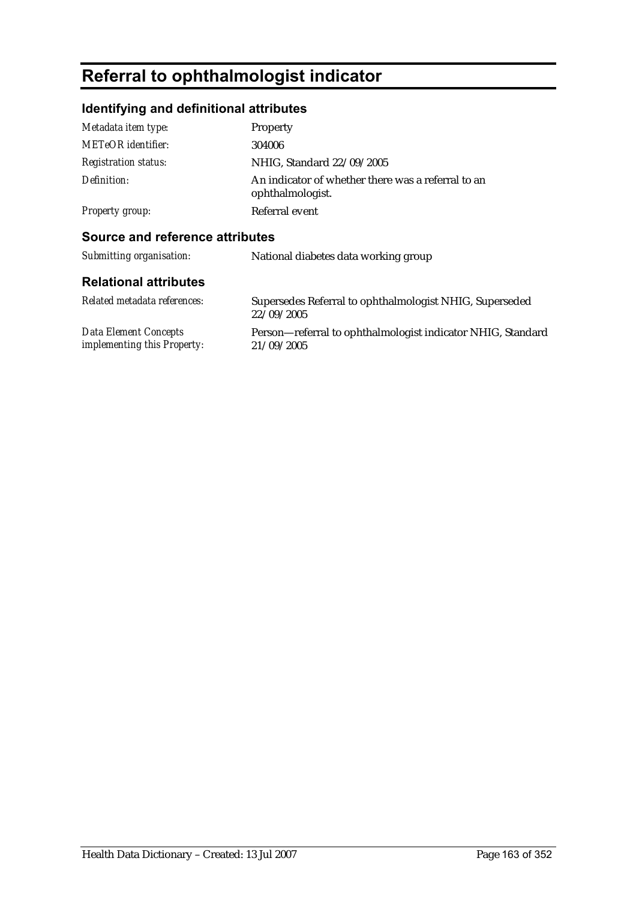# Referral to ophthalmologist indicator

## Identifying and definitional attributes

| | |
|---|---|
| *Metadata item type:* | Property |
| *METeOR identifier:* | 304006 |
| *Registration status:* | NHIG, Standard 22/09/2005 |
| *Definition:* | An indicator of whether there was a referral to an ophthalmologist. |
| *Property group:* | Referral event |

## Source and reference attributes

| | |
|---|---|
| *Submitting organisation:* | National diabetes data working group |

## Relational attributes

| | |
|---|---|
| *Related metadata references:* | Supersedes Referral to ophthalmologist NHIG, Superseded 22/09/2005 |
| *Data Element Concepts implementing this Property:* | Person—referral to ophthalmologist indicator NHIG, Standard 21/09/2005 |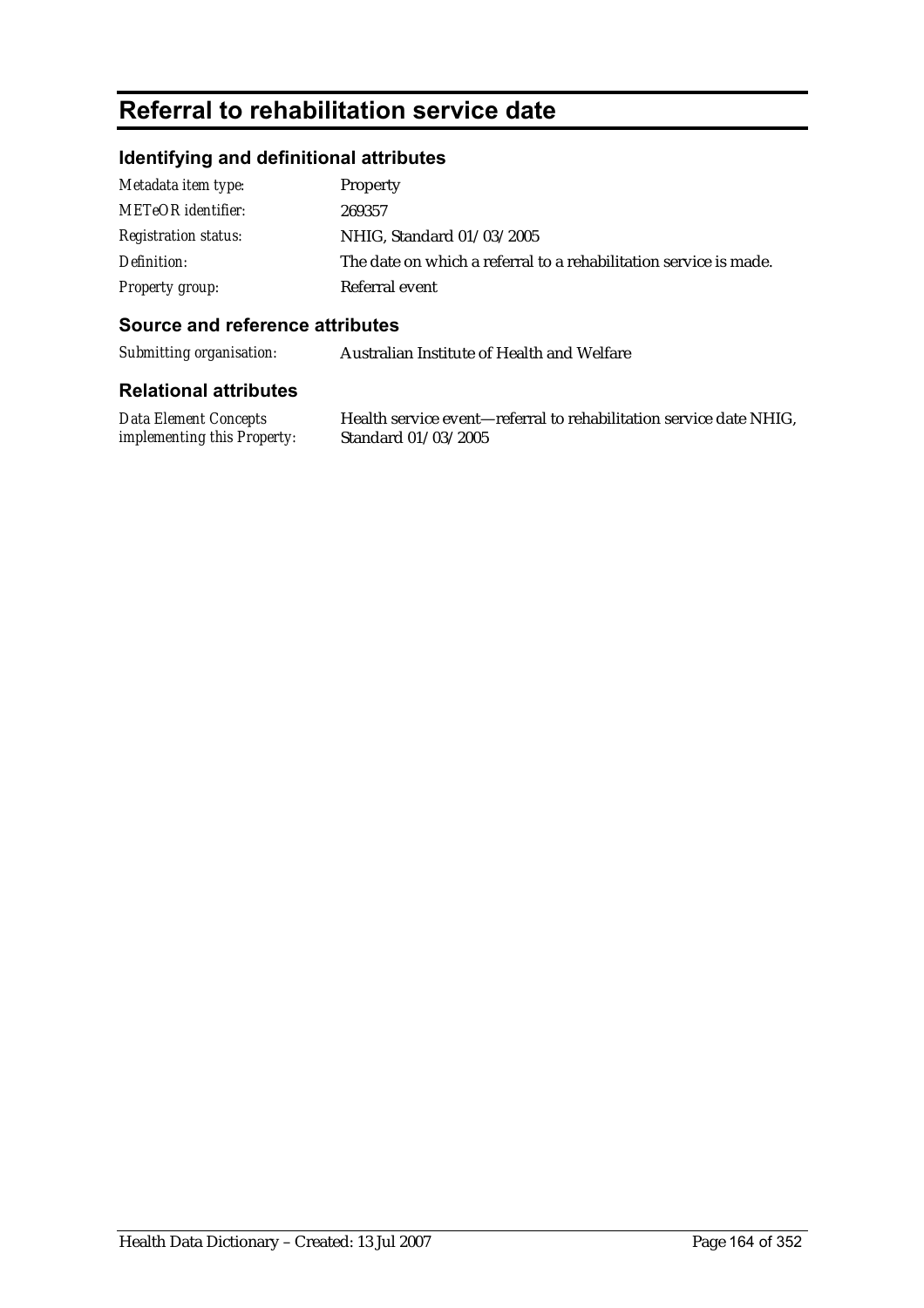# Referral to rehabilitation service date

## Identifying and definitional attributes

| | |
|---|---|
| *Metadata item type:* | Property |
| *METeOR identifier:* | 269357 |
| *Registration status:* | NHIG, Standard 01/03/2005 |
| *Definition:* | The date on which a referral to a rehabilitation service is made. |
| *Property group:* | Referral event |

## Source and reference attributes

| | |
|---|---|
| *Submitting organisation:* | Australian Institute of Health and Welfare |

## Relational attributes

| | |
|---|---|
| *Data Element Concepts implementing this Property:* | Health service event—referral to rehabilitation service date NHIG, Standard 01/03/2005 |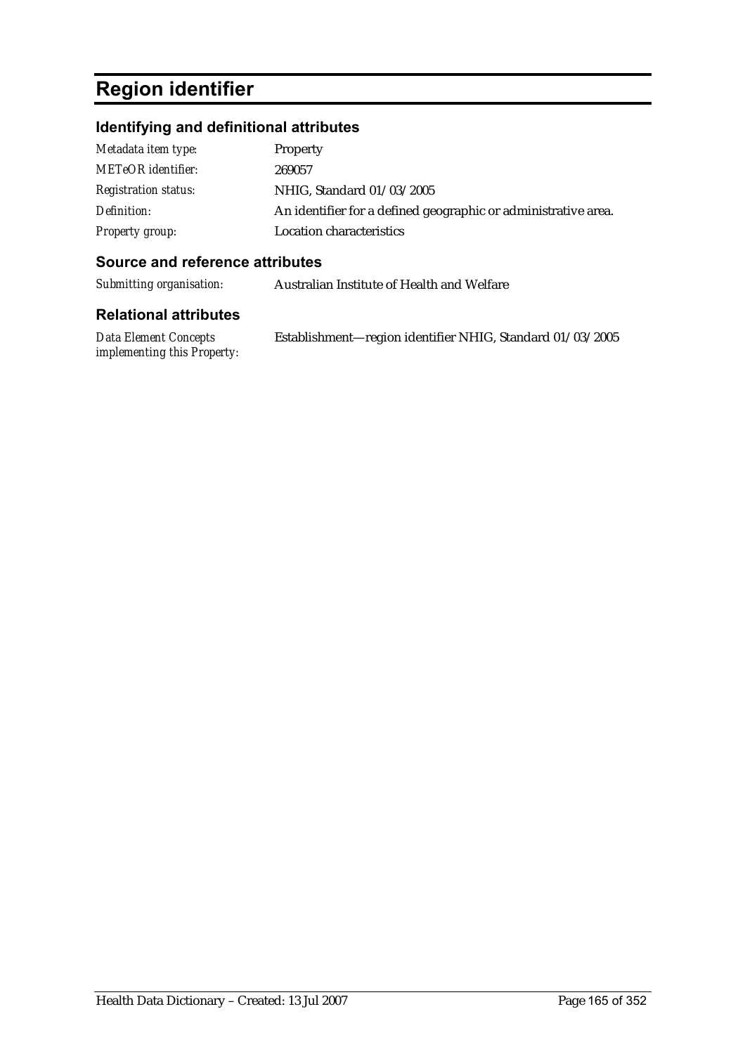# Region identifier

## Identifying and definitional attributes

| | |
|---|---|
| *Metadata item type:* | Property |
| *METeOR identifier:* | 269057 |
| *Registration status:* | NHIG, Standard 01/03/2005 |
| *Definition:* | An identifier for a defined geographic or administrative area. |
| *Property group:* | Location characteristics |

## Source and reference attributes

| | |
|---|---|
| *Submitting organisation:* | Australian Institute of Health and Welfare |

## Relational attributes

| | |
|---|---|
| *Data Element Concepts implementing this Property:* | Establishment—region identifier NHIG, Standard 01/03/2005 |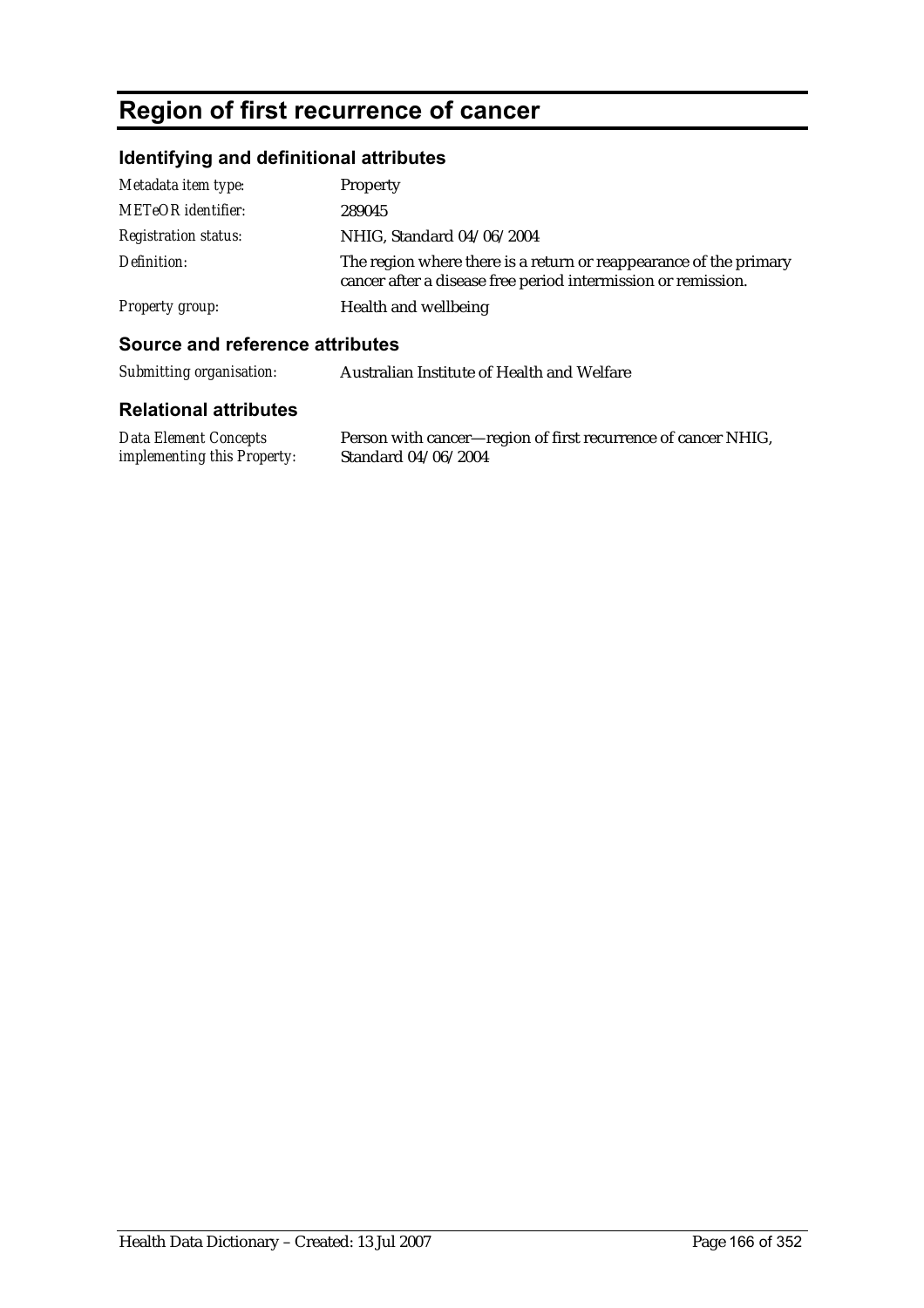# Region of first recurrence of cancer

## Identifying and definitional attributes

| | |
|---|---|
| *Metadata item type:* | Property |
| *METeOR identifier:* | 289045 |
| *Registration status:* | NHIG, Standard 04/06/2004 |
| *Definition:* | The region where there is a return or reappearance of the primary cancer after a disease free period intermission or remission. |
| *Property group:* | Health and wellbeing |

## Source and reference attributes

| | |
|---|---|
| *Submitting organisation:* | Australian Institute of Health and Welfare |

## Relational attributes

| | |
|---|---|
| *Data Element Concepts implementing this Property:* | Person with cancer—region of first recurrence of cancer NHIG, Standard 04/06/2004 |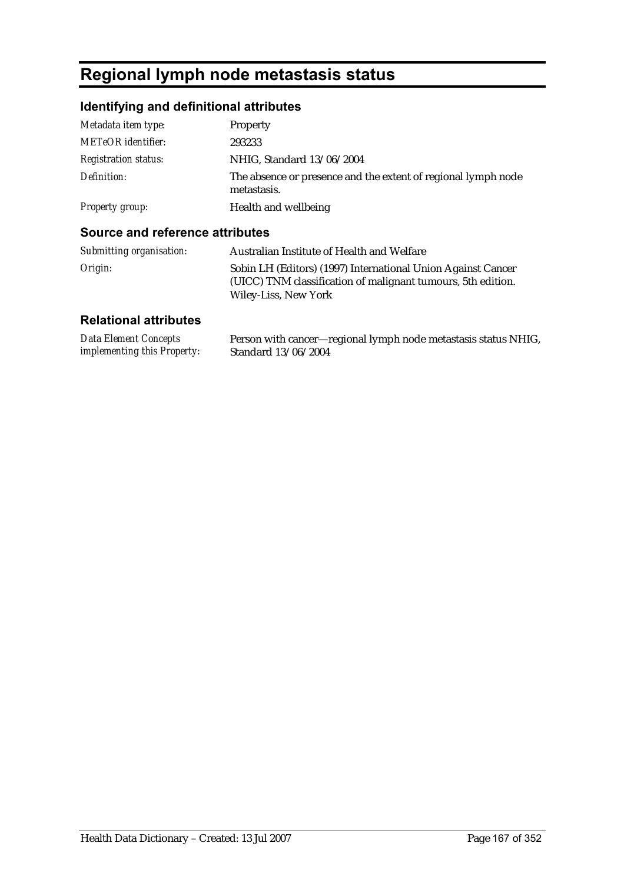# Regional lymph node metastasis status

## Identifying and definitional attributes

| | |
|---|---|
| *Metadata item type:* | Property |
| *METeOR identifier:* | 293233 |
| *Registration status:* | NHIG, Standard 13/06/2004 |
| *Definition:* | The absence or presence and the extent of regional lymph node metastasis. |
| *Property group:* | Health and wellbeing |

## Source and reference attributes

| | |
|---|---|
| *Submitting organisation:* | Australian Institute of Health and Welfare |
| *Origin:* | Sobin LH (Editors) (1997) International Union Against Cancer (UICC) TNM classification of malignant tumours, 5th edition. Wiley-Liss, New York |

## Relational attributes

| | |
|---|---|
| *Data Element Concepts implementing this Property:* | Person with cancer—regional lymph node metastasis status NHIG, Standard 13/06/2004 |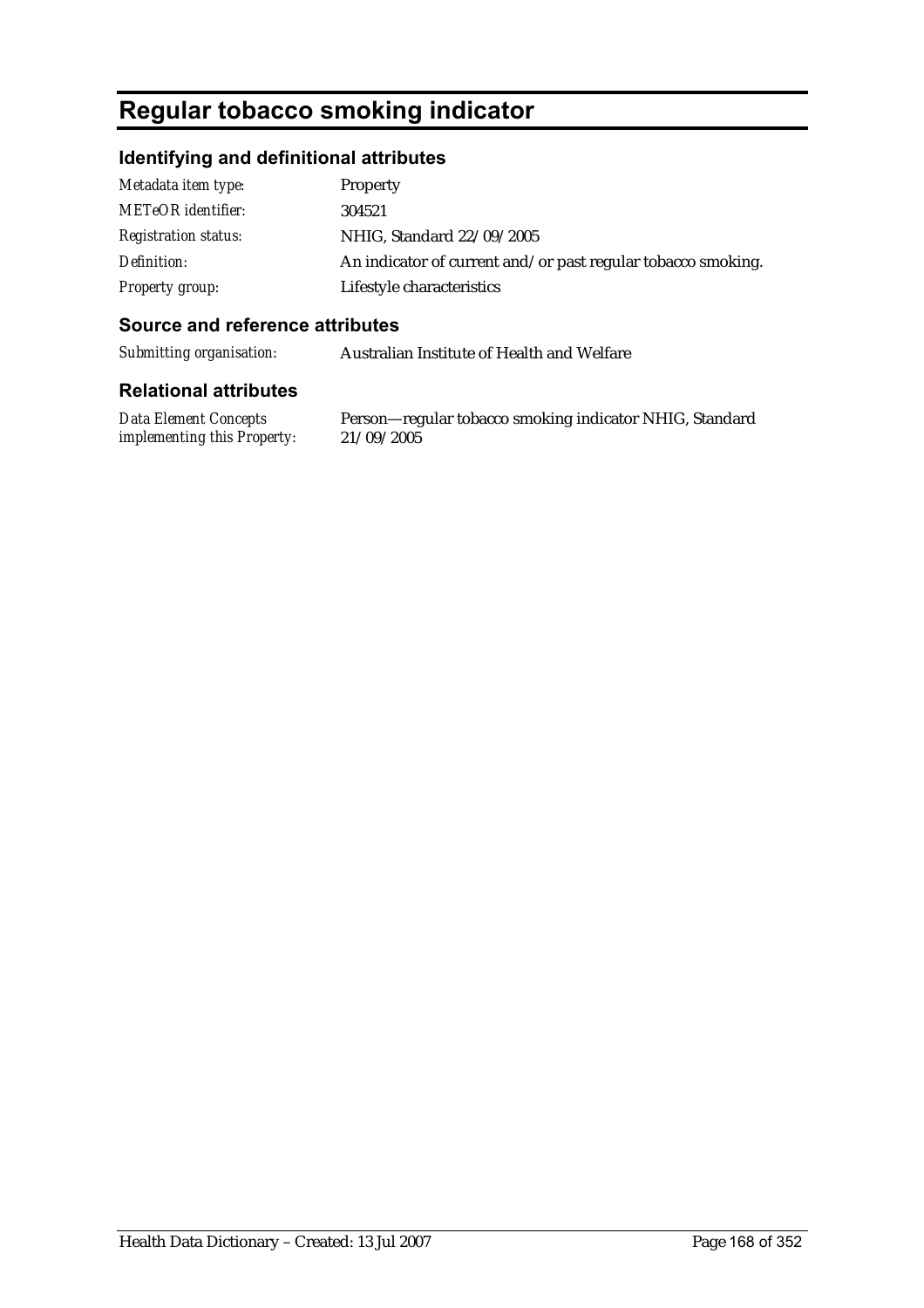# Regular tobacco smoking indicator

## Identifying and definitional attributes

| | |
|---|---|
| *Metadata item type:* | Property |
| *METeOR identifier:* | 304521 |
| *Registration status:* | NHIG, Standard 22/09/2005 |
| *Definition:* | An indicator of current and/or past regular tobacco smoking. |
| *Property group:* | Lifestyle characteristics |

## Source and reference attributes

| | |
|---|---|
| *Submitting organisation:* | Australian Institute of Health and Welfare |

## Relational attributes

| | |
|---|---|
| *Data Element Concepts implementing this Property:* | Person—regular tobacco smoking indicator NHIG, Standard 21/09/2005 |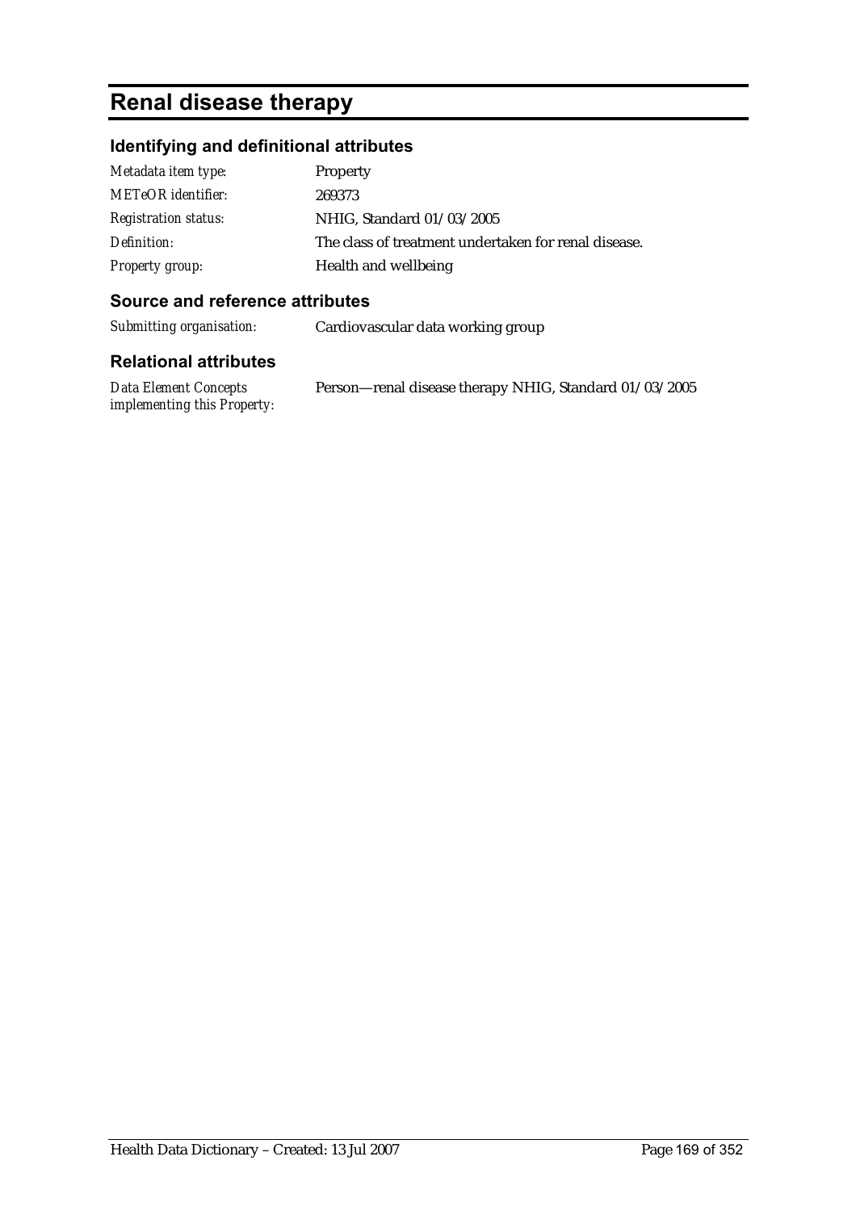# Renal disease therapy

## Identifying and definitional attributes

| | |
|---|---|
| *Metadata item type:* | Property |
| *METeOR identifier:* | 269373 |
| *Registration status:* | NHIG, Standard 01/03/2005 |
| *Definition:* | The class of treatment undertaken for renal disease. |
| *Property group:* | Health and wellbeing |

## Source and reference attributes

| | |
|---|---|
| *Submitting organisation:* | Cardiovascular data working group |

## Relational attributes

| | |
|---|---|
| *Data Element Concepts implementing this Property:* | Person—renal disease therapy NHIG, Standard 01/03/2005 |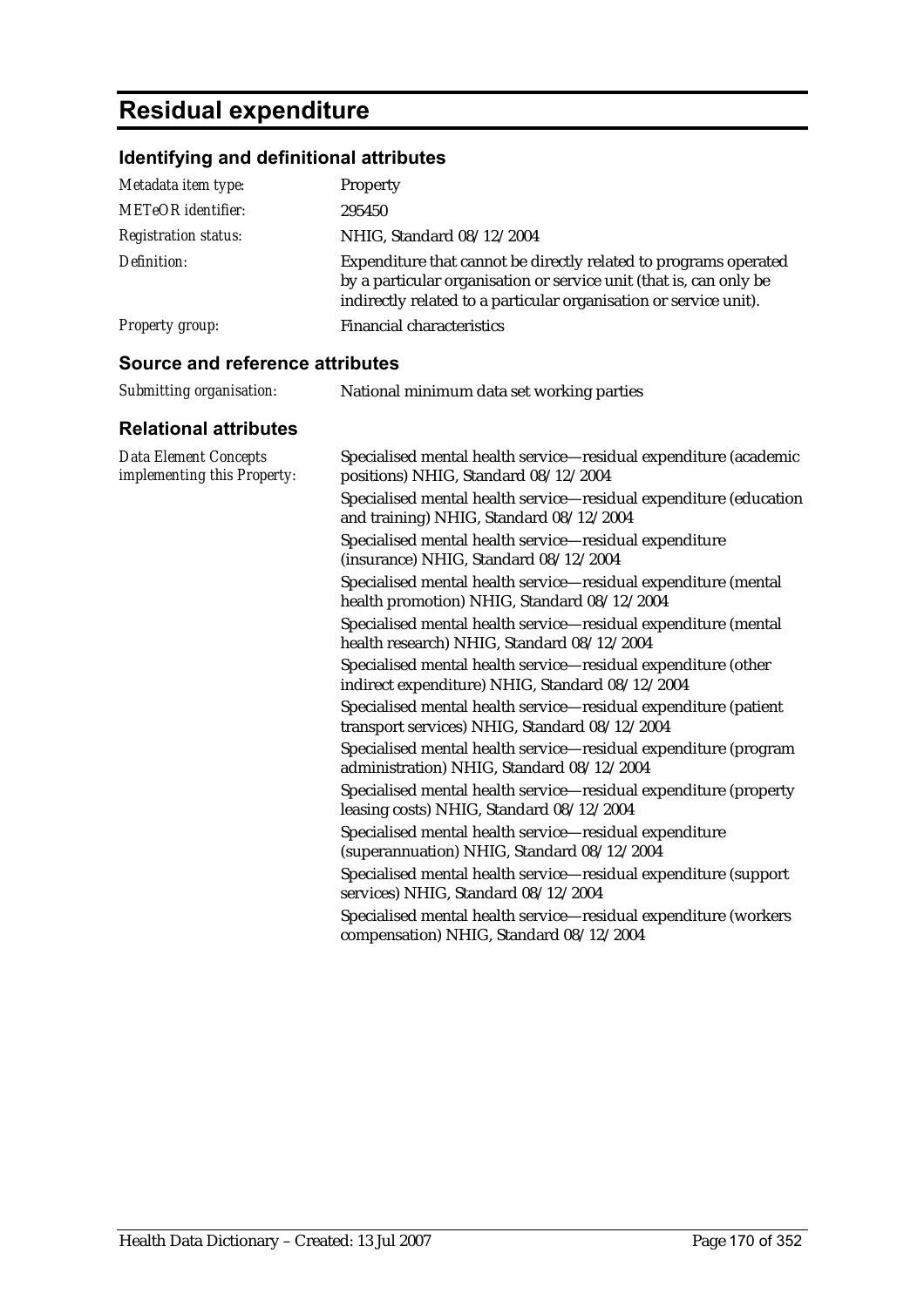# Residual expenditure

## Identifying and definitional attributes

| | |
|---|---|
| *Metadata item type:* | Property |
| *METeOR identifier:* | 295450 |
| *Registration status:* | NHIG, Standard 08/12/2004 |
| *Definition:* | Expenditure that cannot be directly related to programs operated by a particular organisation or service unit (that is, can only be indirectly related to a particular organisation or service unit). |
| *Property group:* | Financial characteristics |

## Source and reference attributes

| | |
|---|---|
| *Submitting organisation:* | National minimum data set working parties |

## Relational attributes

*Data Element Concepts implementing this Property:*

Specialised mental health service—residual expenditure (academic positions) NHIG, Standard 08/12/2004

Specialised mental health service—residual expenditure (education and training) NHIG, Standard 08/12/2004

Specialised mental health service—residual expenditure (insurance) NHIG, Standard 08/12/2004

Specialised mental health service—residual expenditure (mental health promotion) NHIG, Standard 08/12/2004

Specialised mental health service—residual expenditure (mental health research) NHIG, Standard 08/12/2004

Specialised mental health service—residual expenditure (other indirect expenditure) NHIG, Standard 08/12/2004

Specialised mental health service—residual expenditure (patient transport services) NHIG, Standard 08/12/2004

Specialised mental health service—residual expenditure (program administration) NHIG, Standard 08/12/2004

Specialised mental health service—residual expenditure (property leasing costs) NHIG, Standard 08/12/2004

Specialised mental health service—residual expenditure (superannuation) NHIG, Standard 08/12/2004

Specialised mental health service—residual expenditure (support services) NHIG, Standard 08/12/2004

Specialised mental health service—residual expenditure (workers compensation) NHIG, Standard 08/12/2004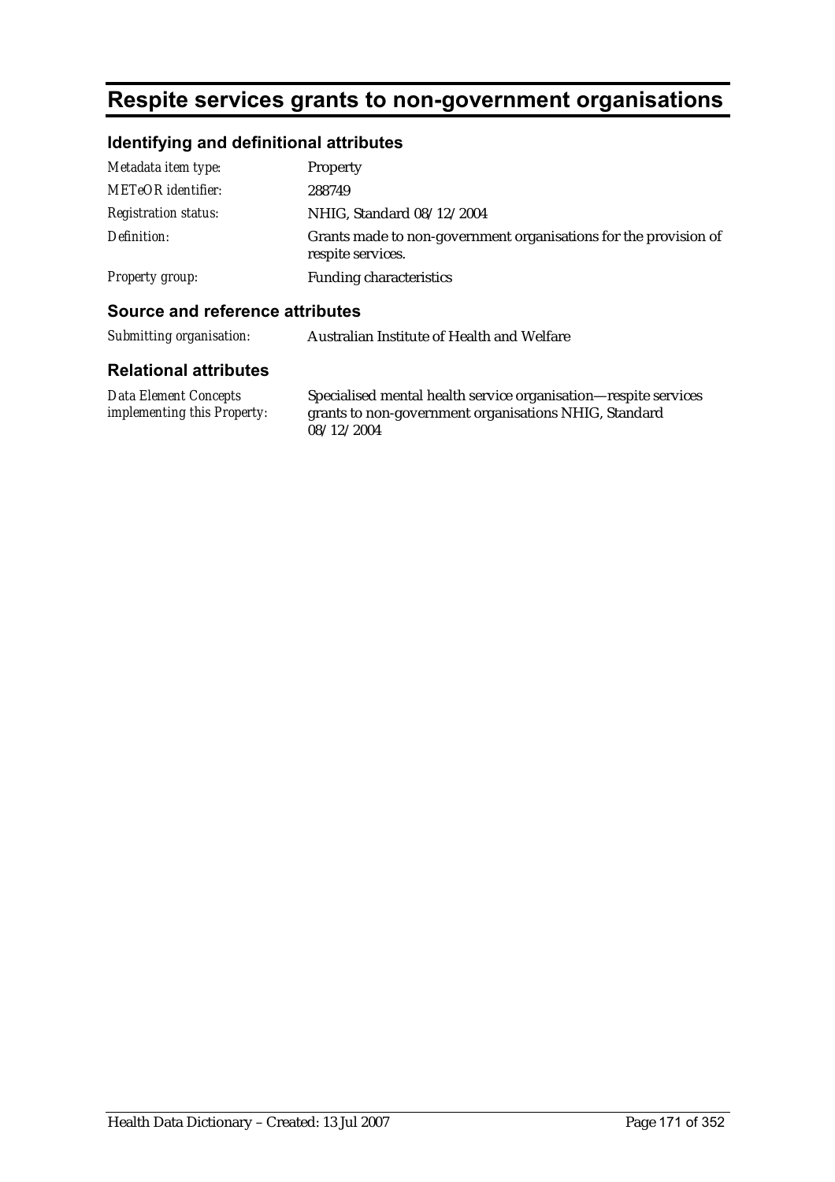# Respite services grants to non-government organisations

## Identifying and definitional attributes

| | |
|---|---|
| *Metadata item type:* | Property |
| *METeOR identifier:* | 288749 |
| *Registration status:* | NHIG, Standard 08/12/2004 |
| *Definition:* | Grants made to non-government organisations for the provision of respite services. |
| *Property group:* | Funding characteristics |

## Source and reference attributes

| | |
|---|---|
| *Submitting organisation:* | Australian Institute of Health and Welfare |

## Relational attributes

| | |
|---|---|
| *Data Element Concepts implementing this Property:* | Specialised mental health service organisation—respite services grants to non-government organisations NHIG, Standard 08/12/2004 |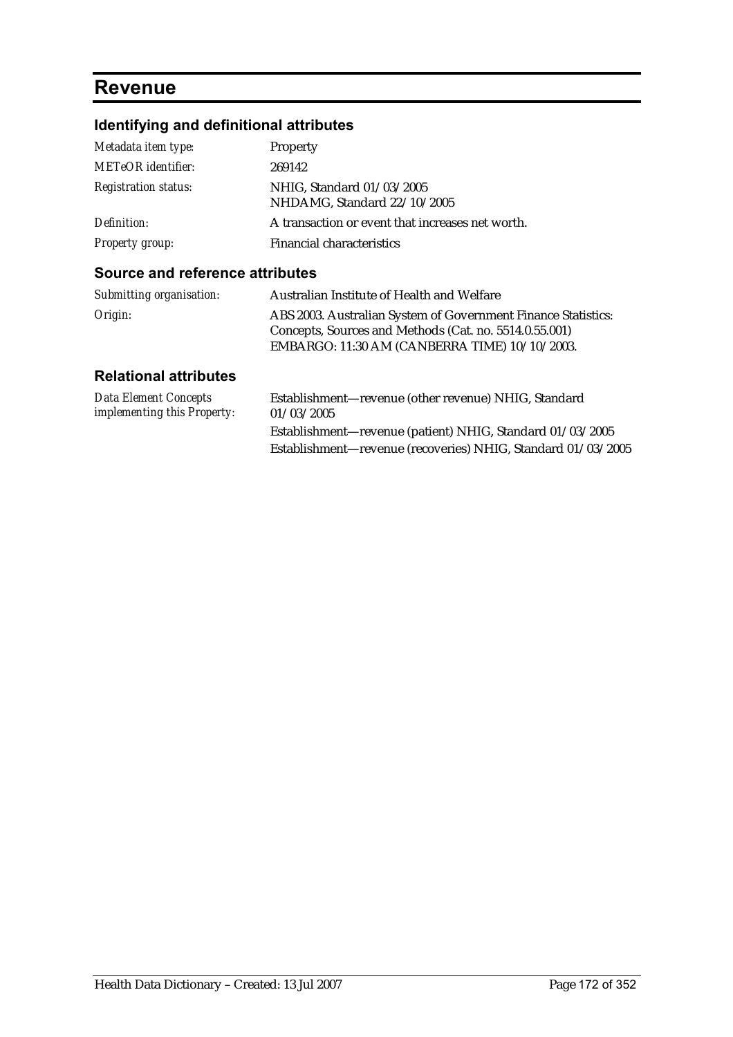# Revenue

## Identifying and definitional attributes

| | |
|---|---|
| *Metadata item type:* | Property |
| *METeOR identifier:* | 269142 |
| *Registration status:* | NHIG, Standard 01/03/2005<br>NHDAMG, Standard 22/10/2005 |
| *Definition:* | A transaction or event that increases net worth. |
| *Property group:* | Financial characteristics |

## Source and reference attributes

| | |
|---|---|
| *Submitting organisation:* | Australian Institute of Health and Welfare |
| *Origin:* | ABS 2003. Australian System of Government Finance Statistics: Concepts, Sources and Methods (Cat. no. 5514.0.55.001) EMBARGO: 11:30 AM (CANBERRA TIME) 10/10/2003. |

## Relational attributes

| | |
|---|---|
| *Data Element Concepts implementing this Property:* | Establishment—revenue (other revenue) NHIG, Standard 01/03/2005<br>Establishment—revenue (patient) NHIG, Standard 01/03/2005<br>Establishment—revenue (recoveries) NHIG, Standard 01/03/2005 |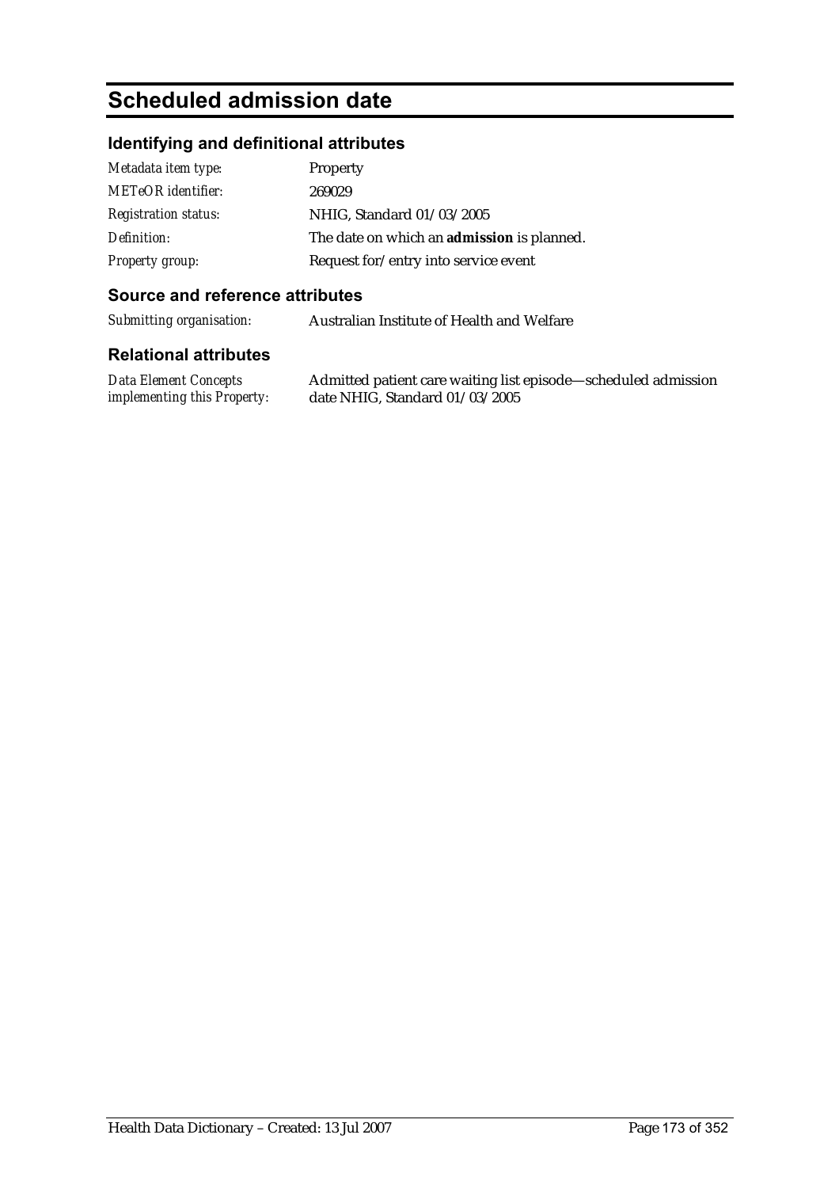# Scheduled admission date

## Identifying and definitional attributes

| | |
|---|---|
| *Metadata item type:* | Property |
| *METeOR identifier:* | 269029 |
| *Registration status:* | NHIG, Standard 01/03/2005 |
| *Definition:* | The date on which an **admission** is planned. |
| *Property group:* | Request for/entry into service event |

## Source and reference attributes

| | |
|---|---|
| *Submitting organisation:* | Australian Institute of Health and Welfare |

## Relational attributes

| | |
|---|---|
| *Data Element Concepts implementing this Property:* | Admitted patient care waiting list episode—scheduled admission date NHIG, Standard 01/03/2005 |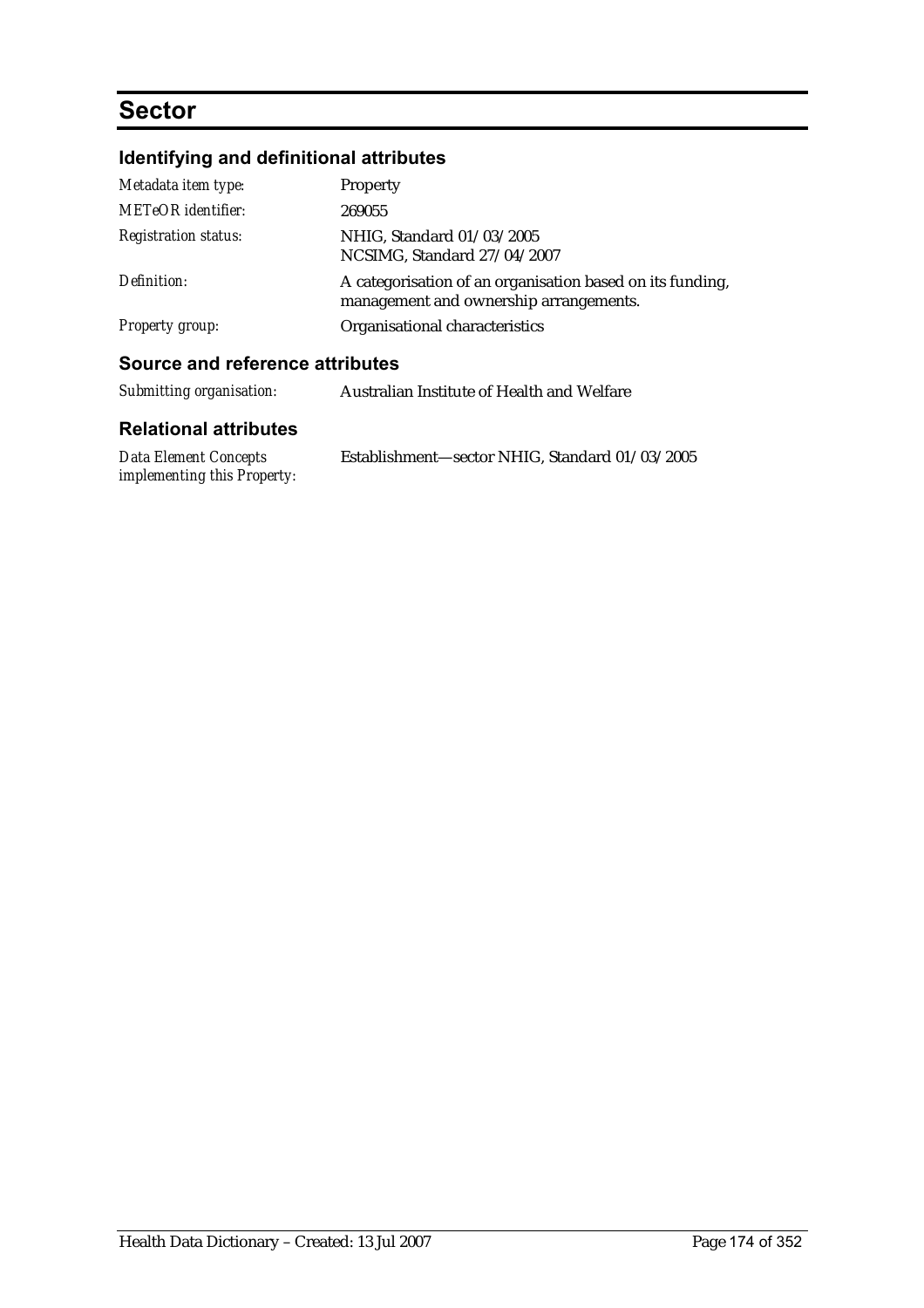# Sector

## Identifying and definitional attributes

| | |
|---|---|
| *Metadata item type:* | Property |
| *METeOR identifier:* | 269055 |
| *Registration status:* | NHIG, Standard 01/03/2005<br>NCSIMG, Standard 27/04/2007 |
| *Definition:* | A categorisation of an organisation based on its funding, management and ownership arrangements. |
| *Property group:* | Organisational characteristics |

## Source and reference attributes

| | |
|---|---|
| *Submitting organisation:* | Australian Institute of Health and Welfare |

## Relational attributes

| | |
|---|---|
| *Data Element Concepts implementing this Property:* | Establishment—sector NHIG, Standard 01/03/2005 |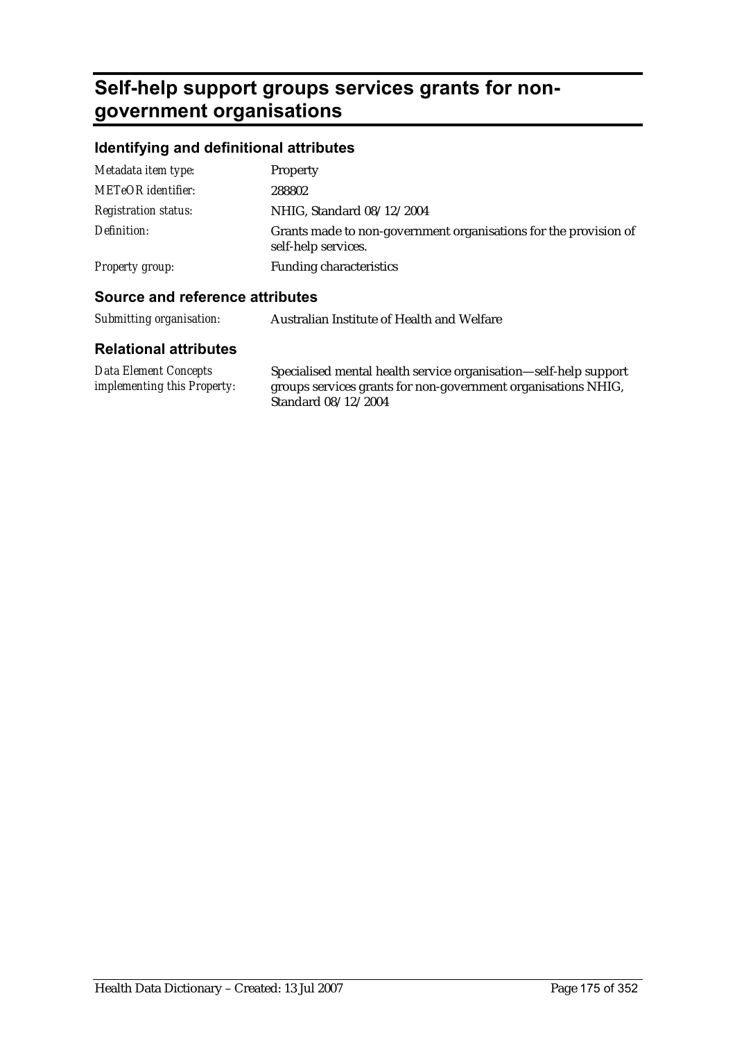# Self-help support groups services grants for non-government organisations

## Identifying and definitional attributes

| | |
|---|---|
| *Metadata item type:* | Property |
| *METeOR identifier:* | 288802 |
| *Registration status:* | NHIG, Standard 08/12/2004 |
| *Definition:* | Grants made to non-government organisations for the provision of self-help services. |
| *Property group:* | Funding characteristics |

## Source and reference attributes

| | |
|---|---|
| *Submitting organisation:* | Australian Institute of Health and Welfare |

## Relational attributes

| | |
|---|---|
| *Data Element Concepts implementing this Property:* | Specialised mental health service organisation—self-help support groups services grants for non-government organisations NHIG, Standard 08/12/2004 |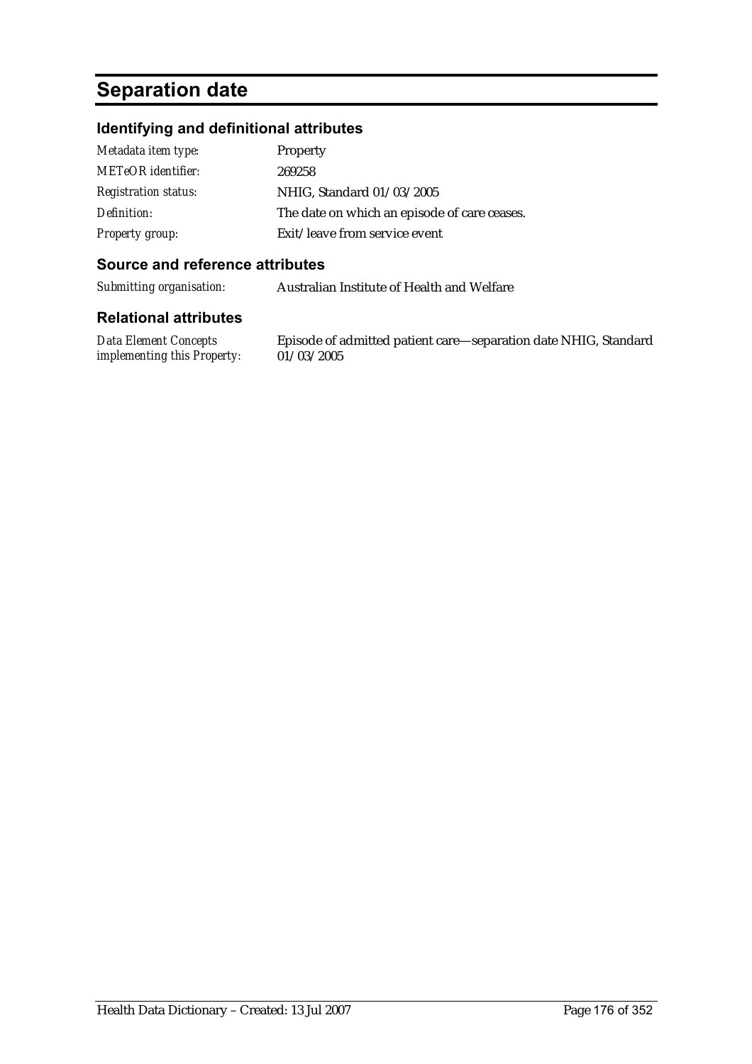# Separation date

## Identifying and definitional attributes

| | |
|---|---|
| *Metadata item type:* | Property |
| *METeOR identifier:* | 269258 |
| *Registration status:* | NHIG, Standard 01/03/2005 |
| *Definition:* | The date on which an episode of care ceases. |
| *Property group:* | Exit/leave from service event |

## Source and reference attributes

| | |
|---|---|
| *Submitting organisation:* | Australian Institute of Health and Welfare |

## Relational attributes

| | |
|---|---|
| *Data Element Concepts implementing this Property:* | Episode of admitted patient care—separation date NHIG, Standard 01/03/2005 |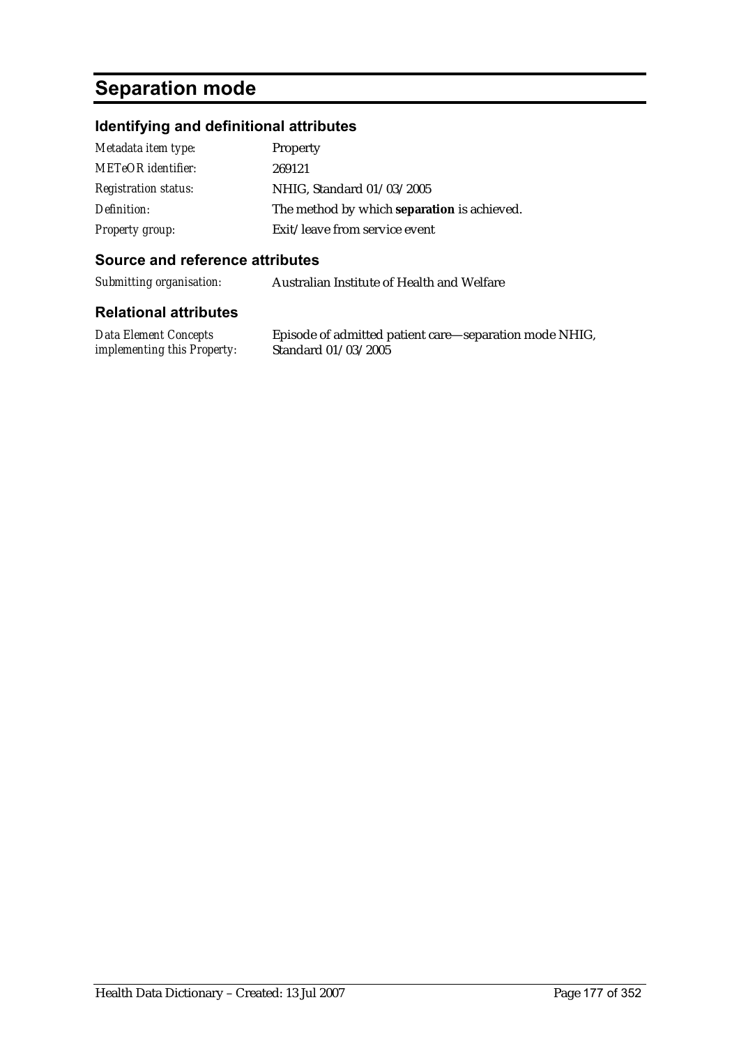# Separation mode

## Identifying and definitional attributes

| | |
|---|---|
| *Metadata item type:* | Property |
| *METeOR identifier:* | 269121 |
| *Registration status:* | NHIG, Standard 01/03/2005 |
| *Definition:* | The method by which **separation** is achieved. |
| *Property group:* | Exit/leave from service event |

## Source and reference attributes

| | |
|---|---|
| *Submitting organisation:* | Australian Institute of Health and Welfare |

## Relational attributes

| | |
|---|---|
| *Data Element Concepts implementing this Property:* | Episode of admitted patient care—separation mode NHIG, Standard 01/03/2005 |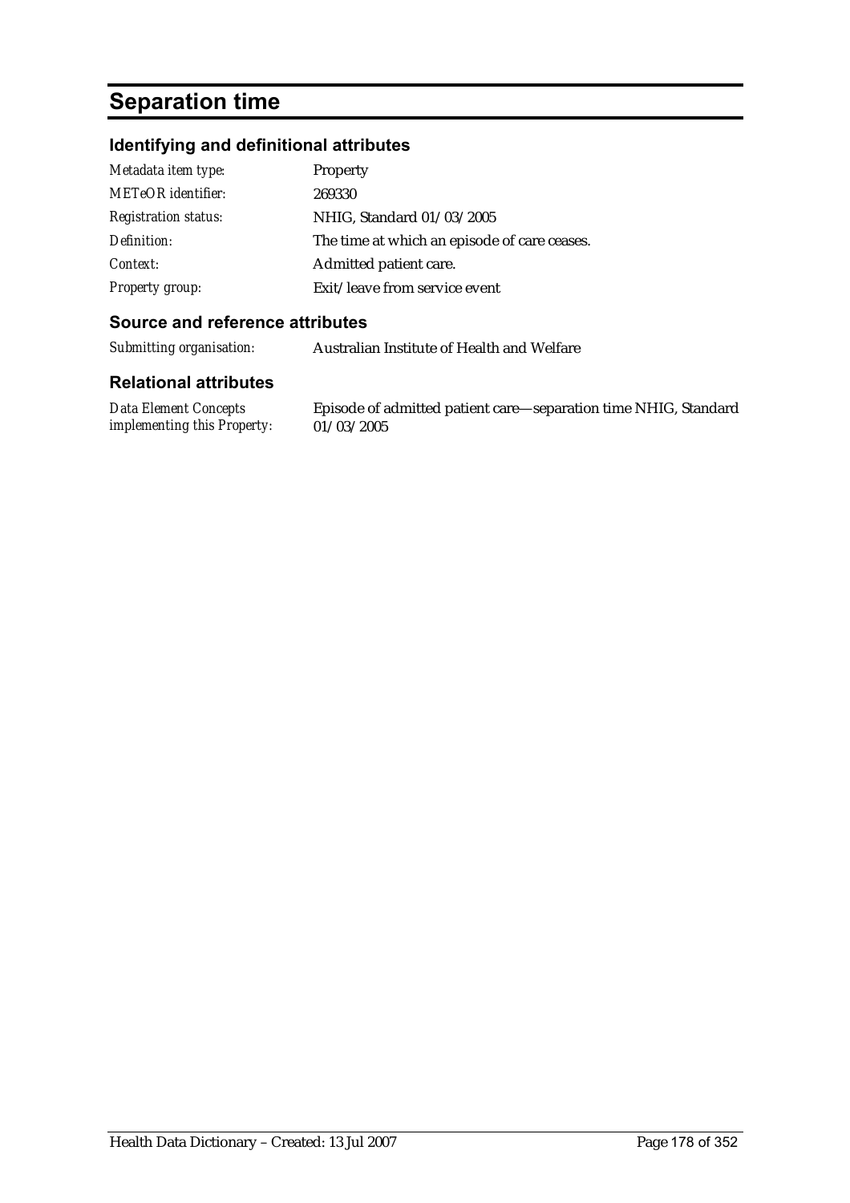# Separation time

## Identifying and definitional attributes

| | |
|---|---|
| *Metadata item type:* | Property |
| *METeOR identifier:* | 269330 |
| *Registration status:* | NHIG, Standard 01/03/2005 |
| *Definition:* | The time at which an episode of care ceases. |
| *Context:* | Admitted patient care. |
| *Property group:* | Exit/leave from service event |

## Source and reference attributes

| | |
|---|---|
| *Submitting organisation:* | Australian Institute of Health and Welfare |

## Relational attributes

| | |
|---|---|
| *Data Element Concepts implementing this Property:* | Episode of admitted patient care—separation time NHIG, Standard 01/03/2005 |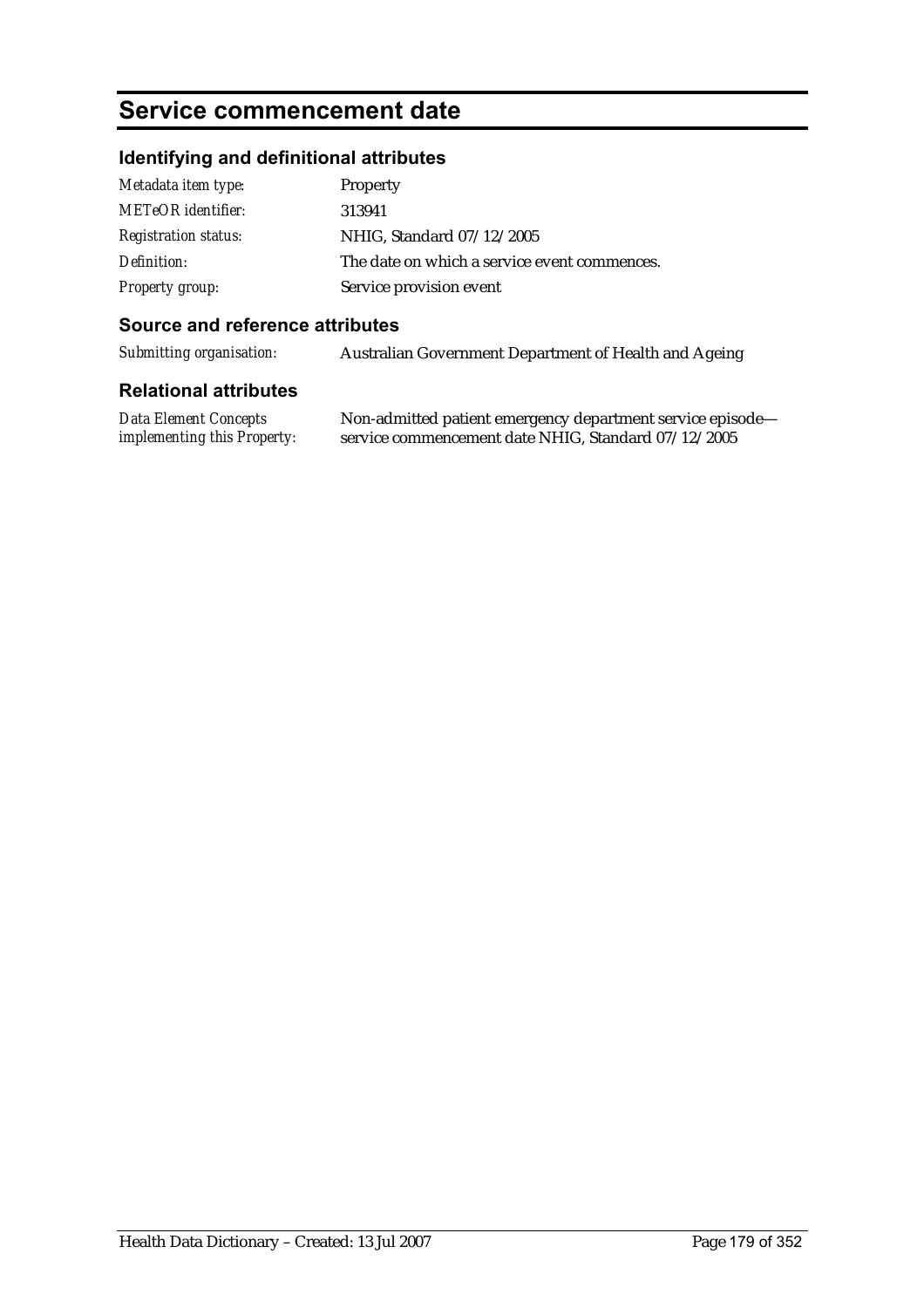# Service commencement date

## Identifying and definitional attributes

| | |
|---|---|
| *Metadata item type:* | Property |
| *METeOR identifier:* | 313941 |
| *Registration status:* | NHIG, Standard 07/12/2005 |
| *Definition:* | The date on which a service event commences. |
| *Property group:* | Service provision event |

## Source and reference attributes

| | |
|---|---|
| *Submitting organisation:* | Australian Government Department of Health and Ageing |

## Relational attributes

| | |
|---|---|
| *Data Element Concepts implementing this Property:* | Non-admitted patient emergency department service episode—service commencement date NHIG, Standard 07/12/2005 |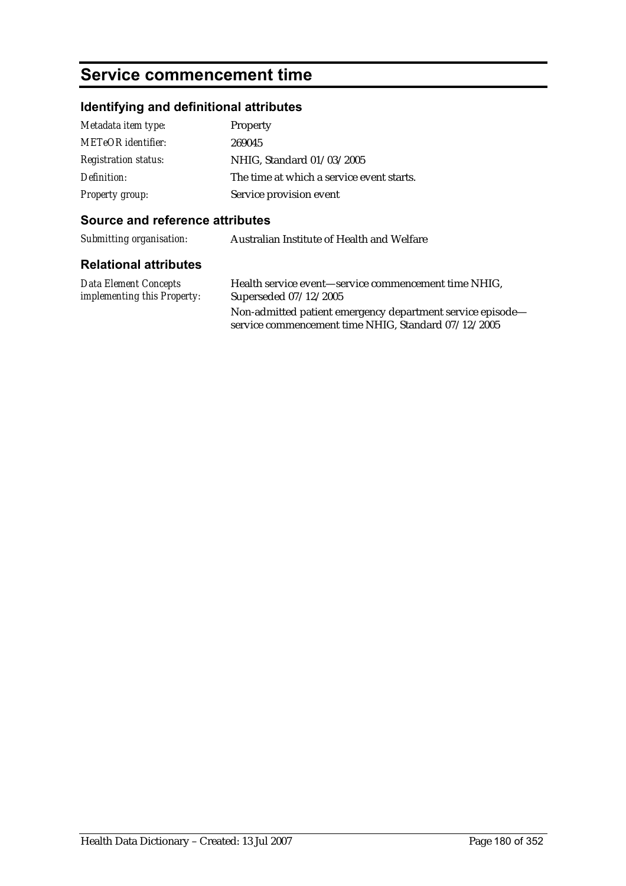# Service commencement time

## Identifying and definitional attributes

| | |
|---|---|
| *Metadata item type:* | Property |
| *METeOR identifier:* | 269045 |
| *Registration status:* | NHIG, Standard 01/03/2005 |
| *Definition:* | The time at which a service event starts. |
| *Property group:* | Service provision event |

## Source and reference attributes

| | |
|---|---|
| *Submitting organisation:* | Australian Institute of Health and Welfare |

## Relational attributes

| | |
|---|---|
| *Data Element Concepts implementing this Property:* | Health service event—service commencement time NHIG, Superseded 07/12/2005<br>Non-admitted patient emergency department service episode—service commencement time NHIG, Standard 07/12/2005 |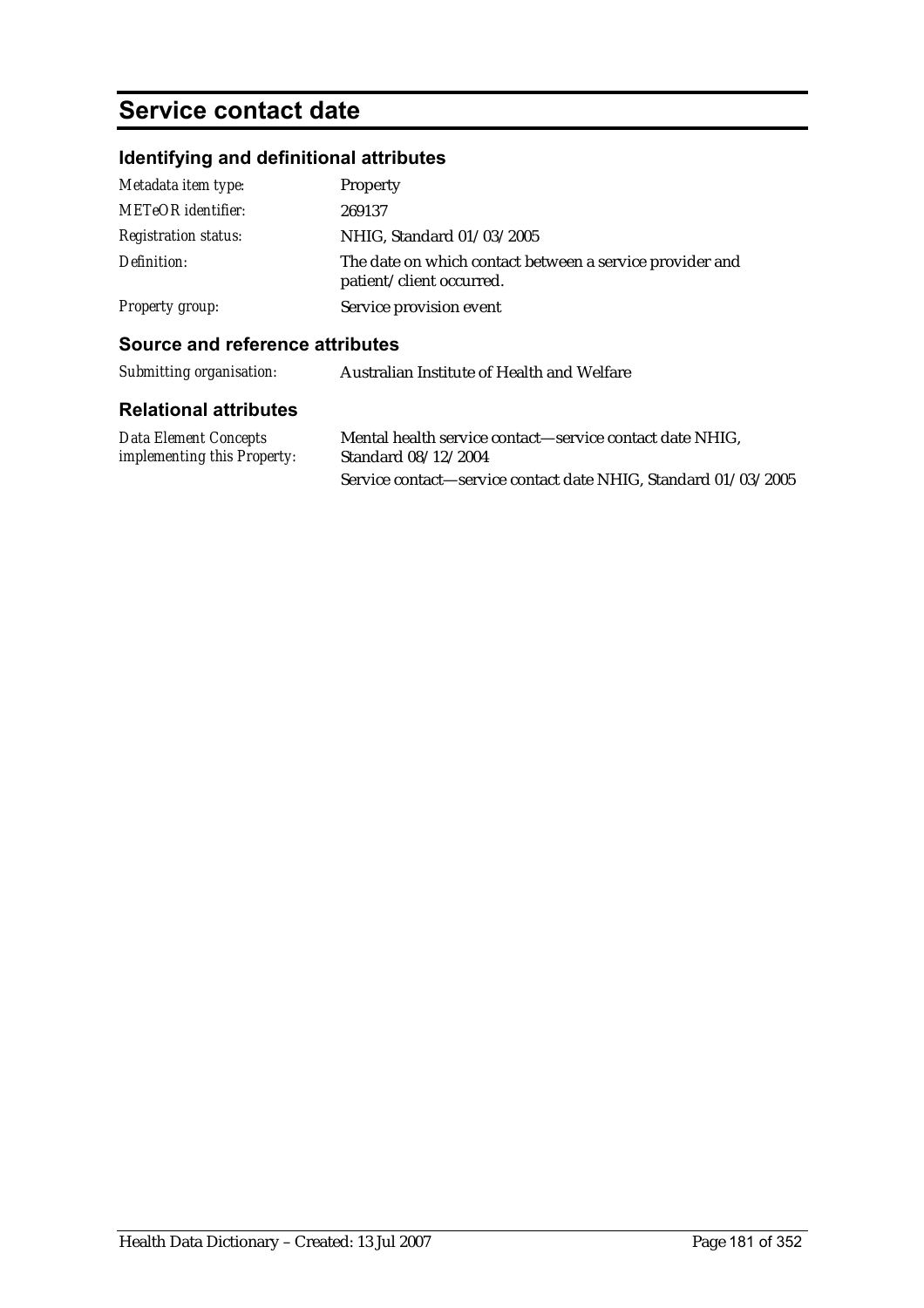# Service contact date

## Identifying and definitional attributes

| | |
|---|---|
| *Metadata item type:* | Property |
| *METeOR identifier:* | 269137 |
| *Registration status:* | NHIG, Standard 01/03/2005 |
| *Definition:* | The date on which contact between a service provider and patient/client occurred. |
| *Property group:* | Service provision event |

## Source and reference attributes

| | |
|---|---|
| *Submitting organisation:* | Australian Institute of Health and Welfare |

## Relational attributes

| | |
|---|---|
| *Data Element Concepts implementing this Property:* | Mental health service contact—service contact date NHIG, Standard 08/12/2004 |
| | Service contact—service contact date NHIG, Standard 01/03/2005 |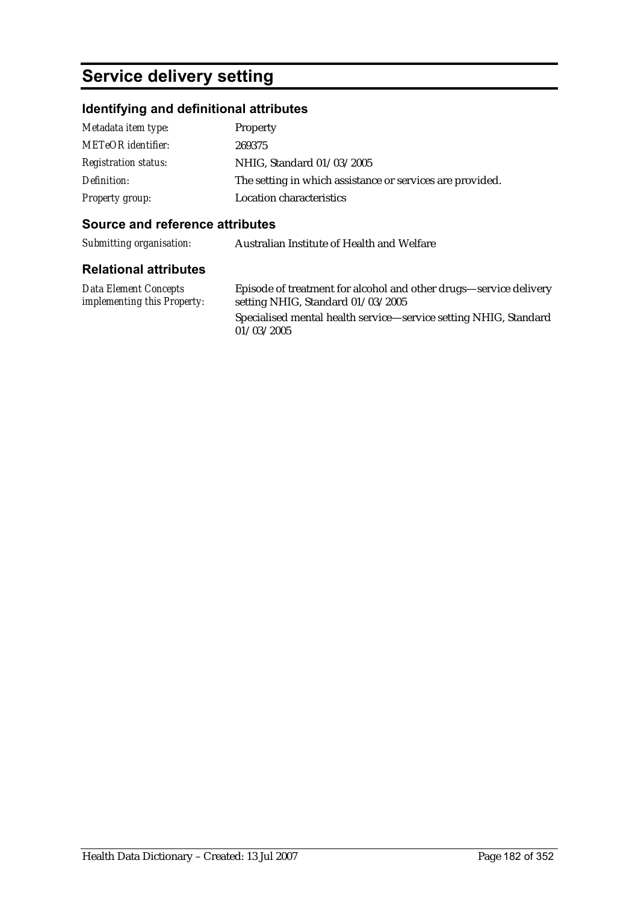# Service delivery setting

## Identifying and definitional attributes

| | |
|---|---|
| *Metadata item type:* | Property |
| *METeOR identifier:* | 269375 |
| *Registration status:* | NHIG, Standard 01/03/2005 |
| *Definition:* | The setting in which assistance or services are provided. |
| *Property group:* | Location characteristics |

## Source and reference attributes

| | |
|---|---|
| *Submitting organisation:* | Australian Institute of Health and Welfare |

## Relational attributes

| | |
|---|---|
| *Data Element Concepts implementing this Property:* | Episode of treatment for alcohol and other drugs—service delivery setting NHIG, Standard 01/03/2005<br>Specialised mental health service—service setting NHIG, Standard 01/03/2005 |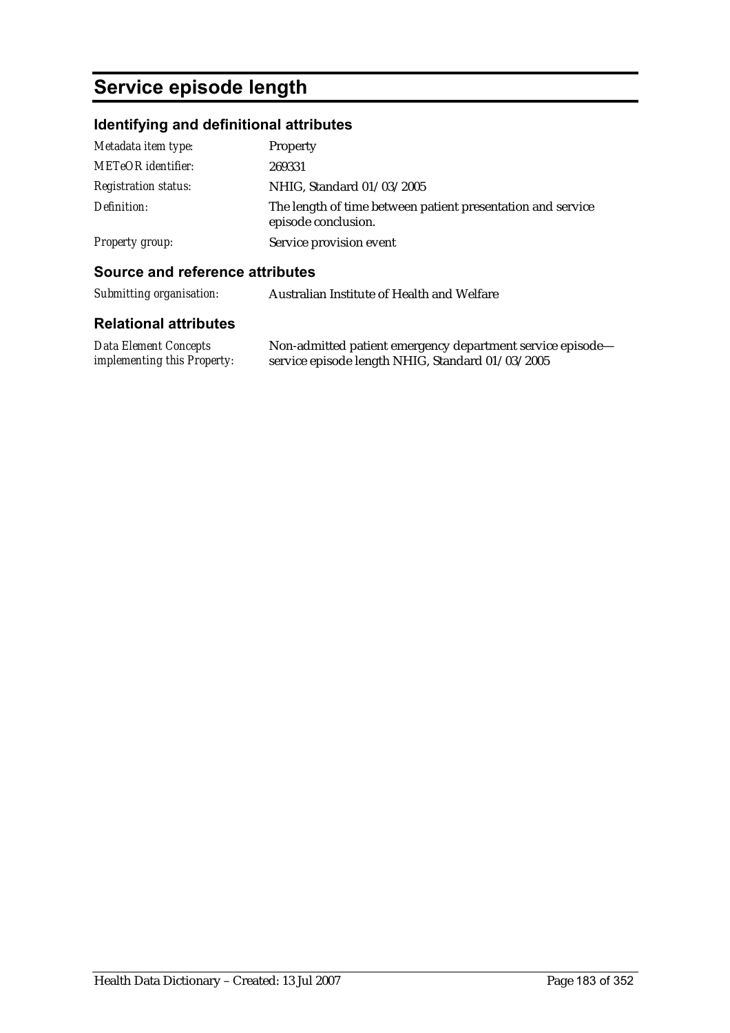# Service episode length

## Identifying and definitional attributes

| | |
|---|---|
| *Metadata item type:* | Property |
| *METeOR identifier:* | 269331 |
| *Registration status:* | NHIG, Standard 01/03/2005 |
| *Definition:* | The length of time between patient presentation and service episode conclusion. |
| *Property group:* | Service provision event |

## Source and reference attributes

| | |
|---|---|
| *Submitting organisation:* | Australian Institute of Health and Welfare |

## Relational attributes

| | |
|---|---|
| *Data Element Concepts implementing this Property:* | Non-admitted patient emergency department service episode—service episode length NHIG, Standard 01/03/2005 |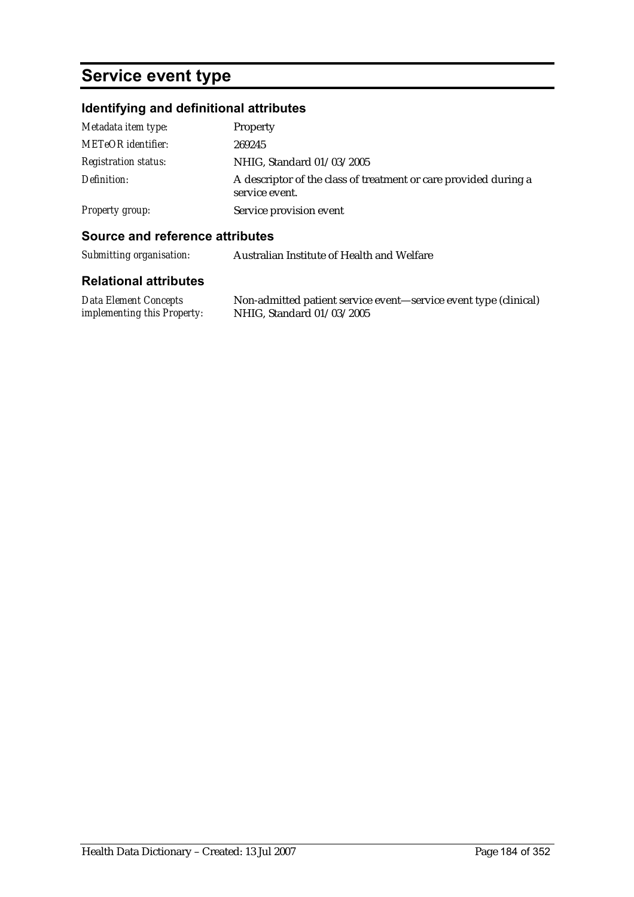# Service event type

## Identifying and definitional attributes

| | |
|---|---|
| *Metadata item type:* | Property |
| *METeOR identifier:* | 269245 |
| *Registration status:* | NHIG, Standard 01/03/2005 |
| *Definition:* | A descriptor of the class of treatment or care provided during a service event. |
| *Property group:* | Service provision event |

## Source and reference attributes

| | |
|---|---|
| *Submitting organisation:* | Australian Institute of Health and Welfare |

## Relational attributes

| | |
|---|---|
| *Data Element Concepts implementing this Property:* | Non-admitted patient service event—service event type (clinical) NHIG, Standard 01/03/2005 |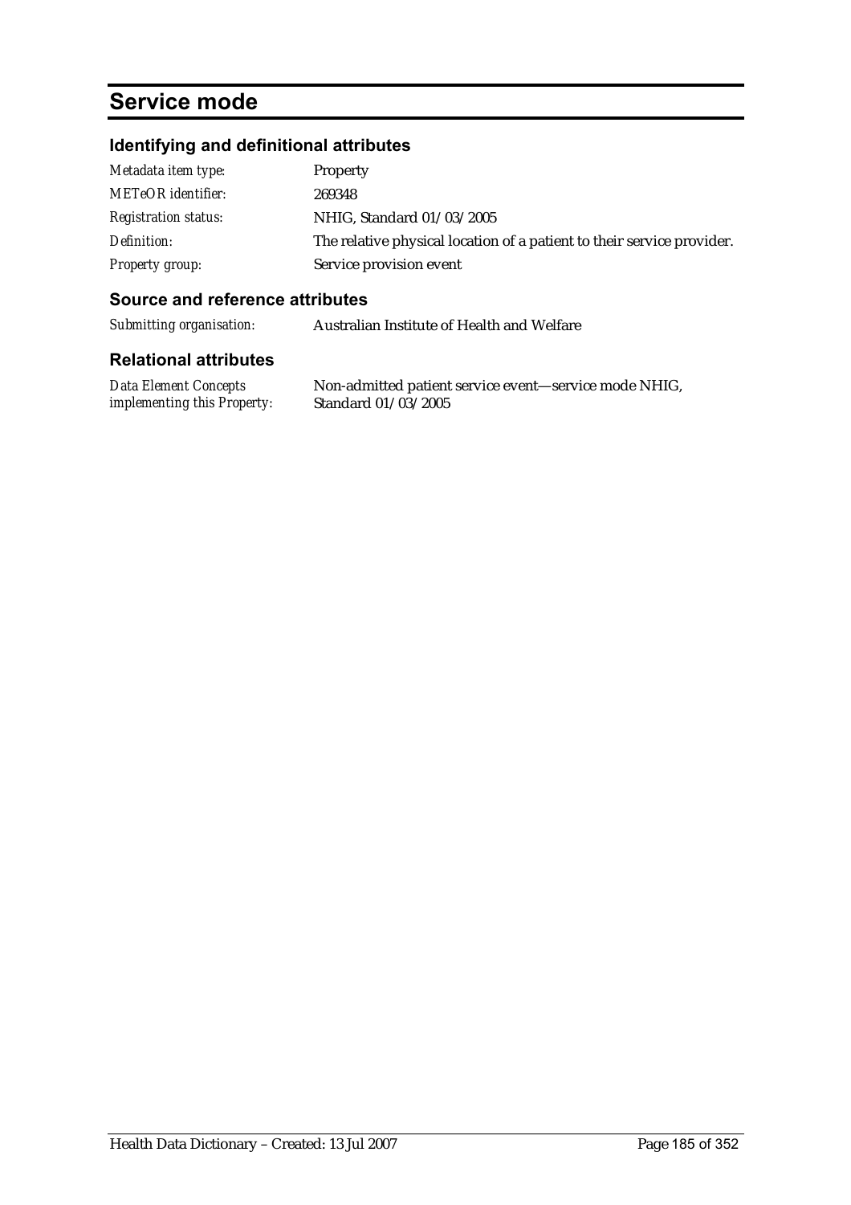# Service mode

## Identifying and definitional attributes

| | |
|---|---|
| *Metadata item type:* | Property |
| *METeOR identifier:* | 269348 |
| *Registration status:* | NHIG, Standard 01/03/2005 |
| *Definition:* | The relative physical location of a patient to their service provider. |
| *Property group:* | Service provision event |

## Source and reference attributes

| | |
|---|---|
| *Submitting organisation:* | Australian Institute of Health and Welfare |

## Relational attributes

| | |
|---|---|
| *Data Element Concepts implementing this Property:* | Non-admitted patient service event—service mode NHIG, Standard 01/03/2005 |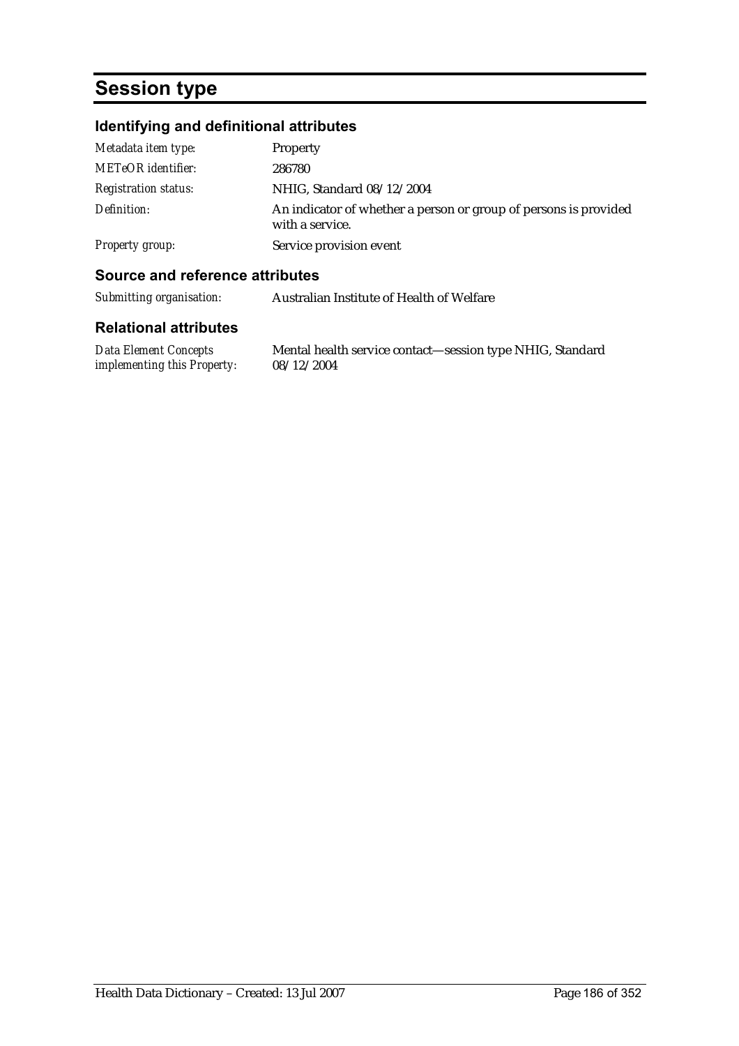# Session type

## Identifying and definitional attributes

| | |
|---|---|
| *Metadata item type:* | Property |
| *METeOR identifier:* | 286780 |
| *Registration status:* | NHIG, Standard 08/12/2004 |
| *Definition:* | An indicator of whether a person or group of persons is provided with a service. |
| *Property group:* | Service provision event |

## Source and reference attributes

| | |
|---|---|
| *Submitting organisation:* | Australian Institute of Health of Welfare |

## Relational attributes

| | |
|---|---|
| *Data Element Concepts implementing this Property:* | Mental health service contact—session type NHIG, Standard 08/12/2004 |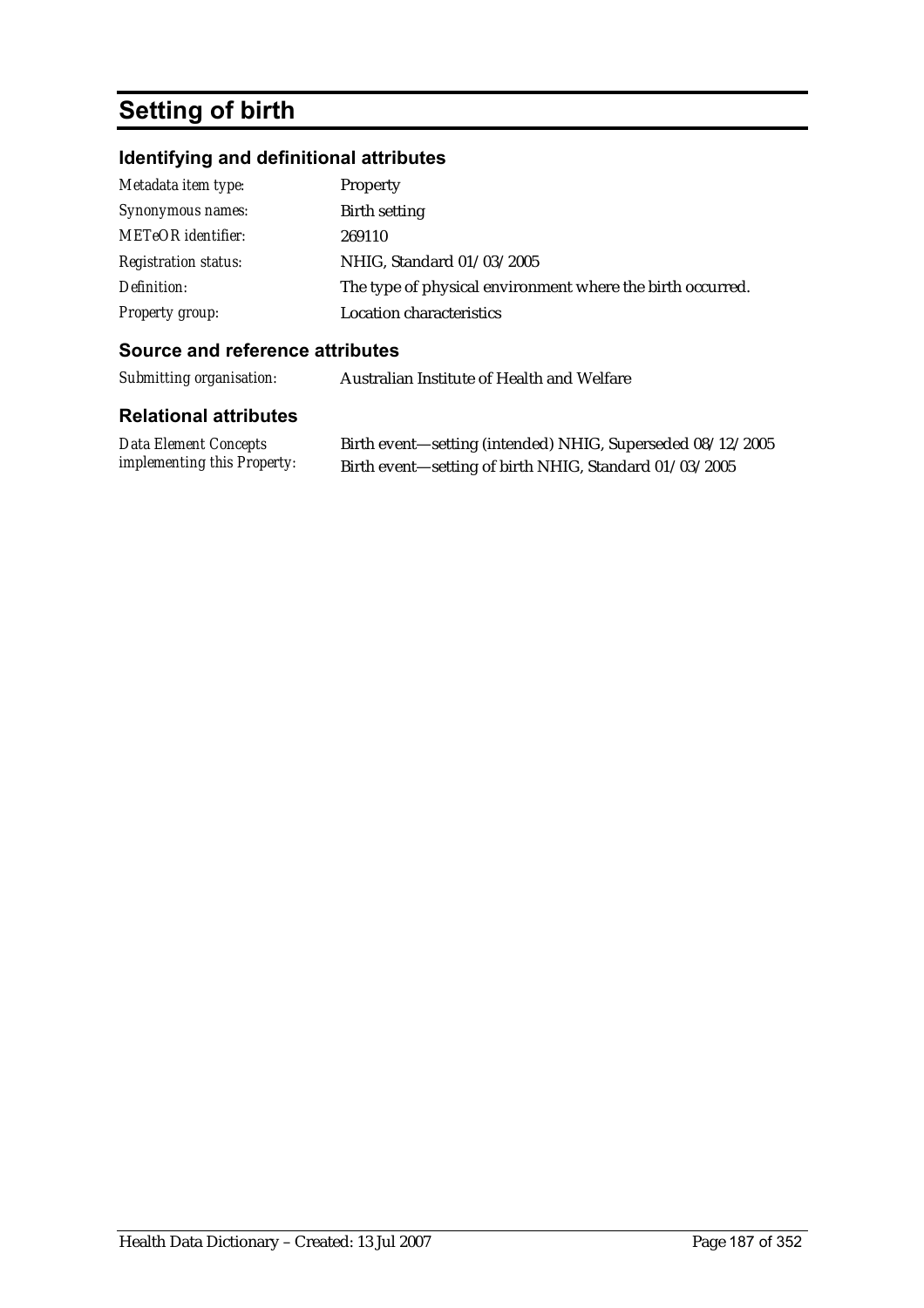# Setting of birth

## Identifying and definitional attributes

| | |
|---|---|
| *Metadata item type:* | Property |
| *Synonymous names:* | Birth setting |
| *METeOR identifier:* | 269110 |
| *Registration status:* | NHIG, Standard 01/03/2005 |
| *Definition:* | The type of physical environment where the birth occurred. |
| *Property group:* | Location characteristics |

## Source and reference attributes

| | |
|---|---|
| *Submitting organisation:* | Australian Institute of Health and Welfare |

## Relational attributes

| | |
|---|---|
| *Data Element Concepts implementing this Property:* | Birth event—setting (intended) NHIG, Superseded 08/12/2005<br>Birth event—setting of birth NHIG, Standard 01/03/2005 |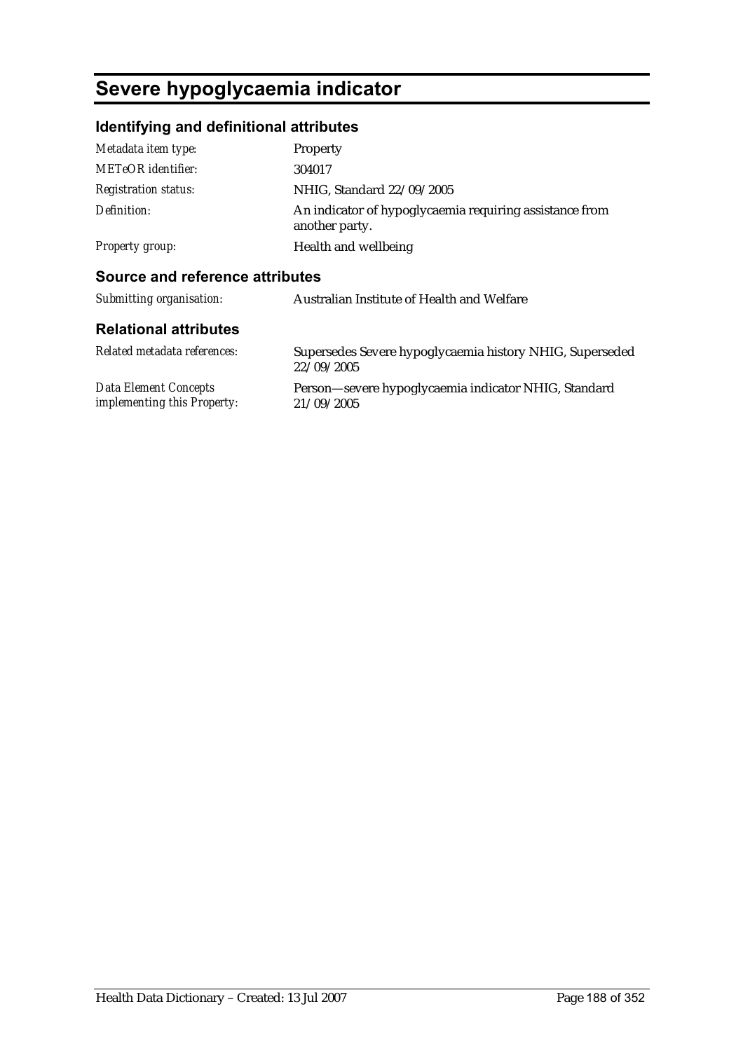# Severe hypoglycaemia indicator

## Identifying and definitional attributes

| | |
|---|---|
| *Metadata item type:* | Property |
| *METeOR identifier:* | 304017 |
| *Registration status:* | NHIG, Standard 22/09/2005 |
| *Definition:* | An indicator of hypoglycaemia requiring assistance from another party. |
| *Property group:* | Health and wellbeing |

## Source and reference attributes

| | |
|---|---|
| *Submitting organisation:* | Australian Institute of Health and Welfare |

## Relational attributes

| | |
|---|---|
| *Related metadata references:* | Supersedes Severe hypoglycaemia history NHIG, Superseded 22/09/2005 |
| *Data Element Concepts implementing this Property:* | Person—severe hypoglycaemia indicator NHIG, Standard 21/09/2005 |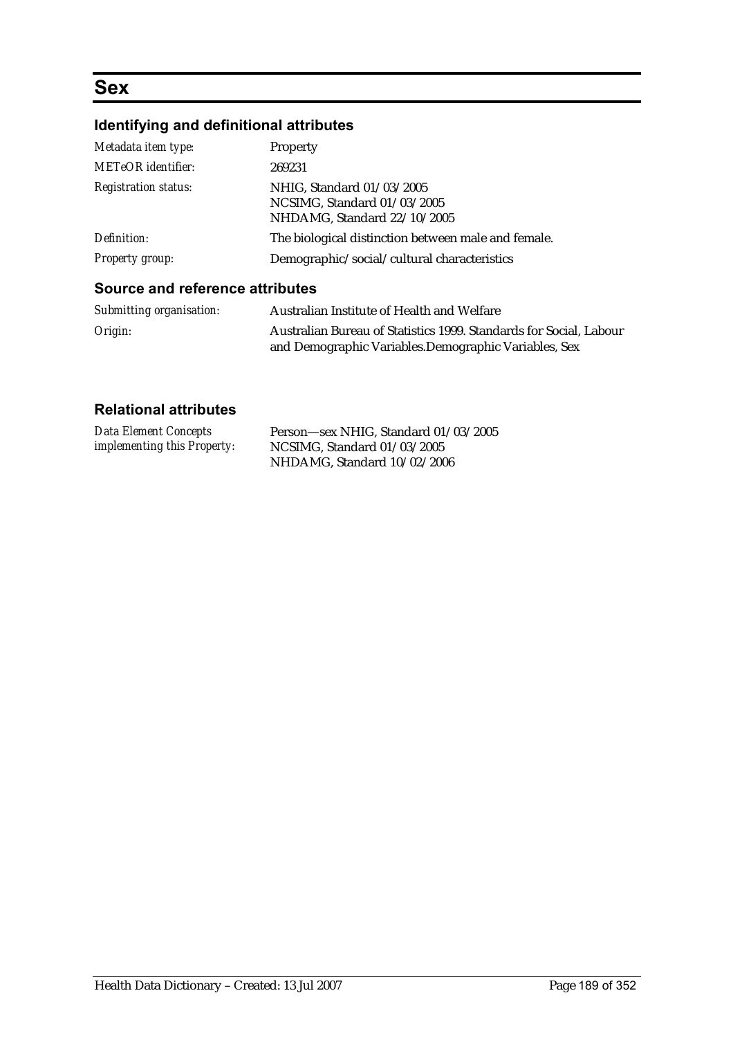# Sex

## Identifying and definitional attributes

| | |
|---|---|
| *Metadata item type:* | Property |
| *METeOR identifier:* | 269231 |
| *Registration status:* | NHIG, Standard 01/03/2005<br>NCSIMG, Standard 01/03/2005<br>NHDAMG, Standard 22/10/2005 |
| *Definition:* | The biological distinction between male and female. |
| *Property group:* | Demographic/social/cultural characteristics |

## Source and reference attributes

| | |
|---|---|
| *Submitting organisation:* | Australian Institute of Health and Welfare |
| *Origin:* | Australian Bureau of Statistics 1999. Standards for Social, Labour and Demographic Variables.Demographic Variables, Sex |

## Relational attributes

| | |
|---|---|
| *Data Element Concepts implementing this Property:* | Person—sex NHIG, Standard 01/03/2005<br>NCSIMG, Standard 01/03/2005<br>NHDAMG, Standard 10/02/2006 |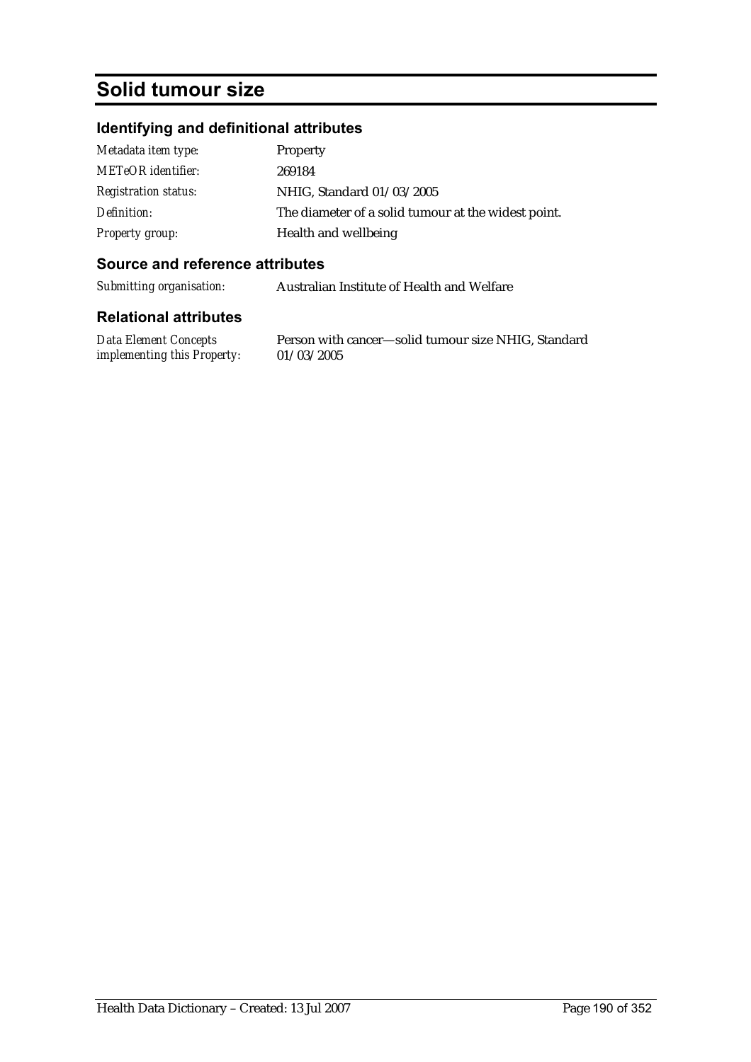# Solid tumour size

## Identifying and definitional attributes

| | |
|---|---|
| *Metadata item type:* | Property |
| *METeOR identifier:* | 269184 |
| *Registration status:* | NHIG, Standard 01/03/2005 |
| *Definition:* | The diameter of a solid tumour at the widest point. |
| *Property group:* | Health and wellbeing |

## Source and reference attributes

| | |
|---|---|
| *Submitting organisation:* | Australian Institute of Health and Welfare |

## Relational attributes

| | |
|---|---|
| *Data Element Concepts implementing this Property:* | Person with cancer—solid tumour size NHIG, Standard 01/03/2005 |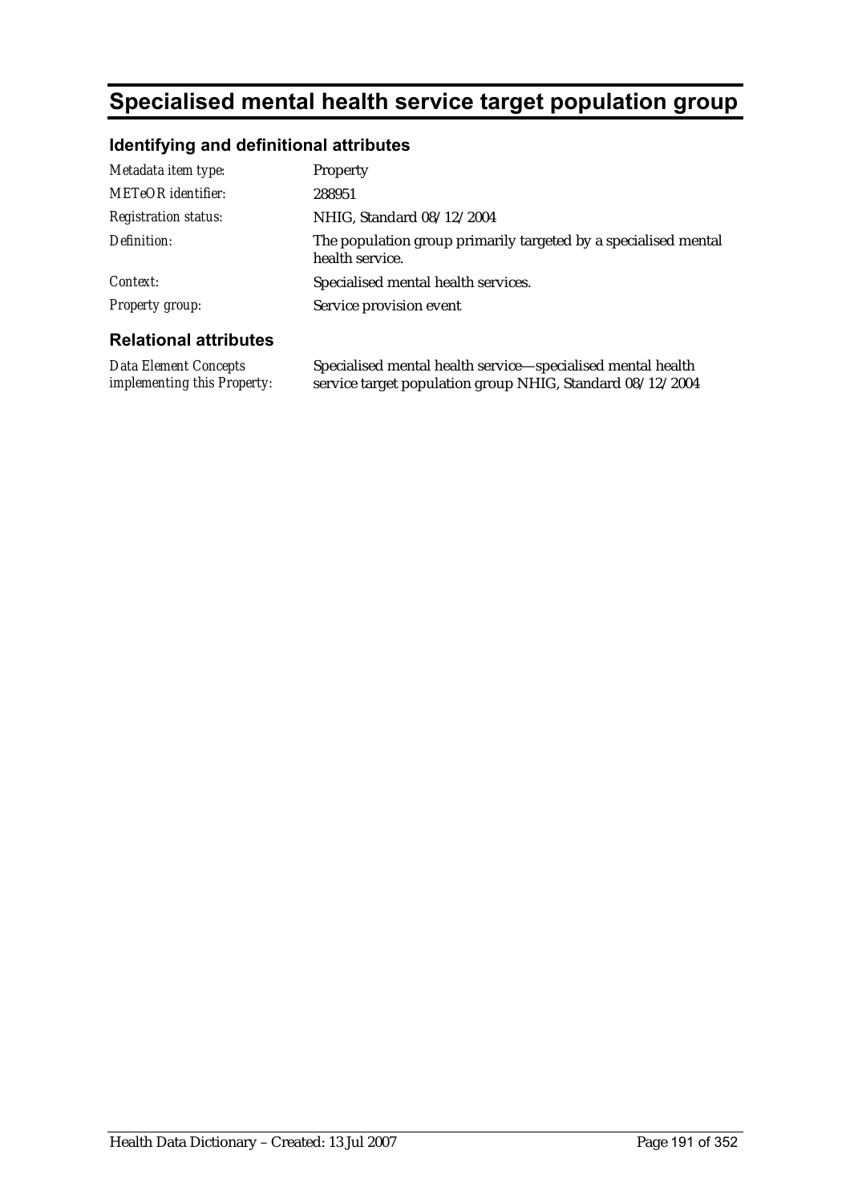# Specialised mental health service target population group

## Identifying and definitional attributes

| | |
|---|---|
| *Metadata item type:* | Property |
| *METeOR identifier:* | 288951 |
| *Registration status:* | NHIG, Standard 08/12/2004 |
| *Definition:* | The population group primarily targeted by a specialised mental health service. |
| *Context:* | Specialised mental health services. |
| *Property group:* | Service provision event |

## Relational attributes

| | |
|---|---|
| *Data Element Concepts implementing this Property:* | Specialised mental health service—specialised mental health service target population group NHIG, Standard 08/12/2004 |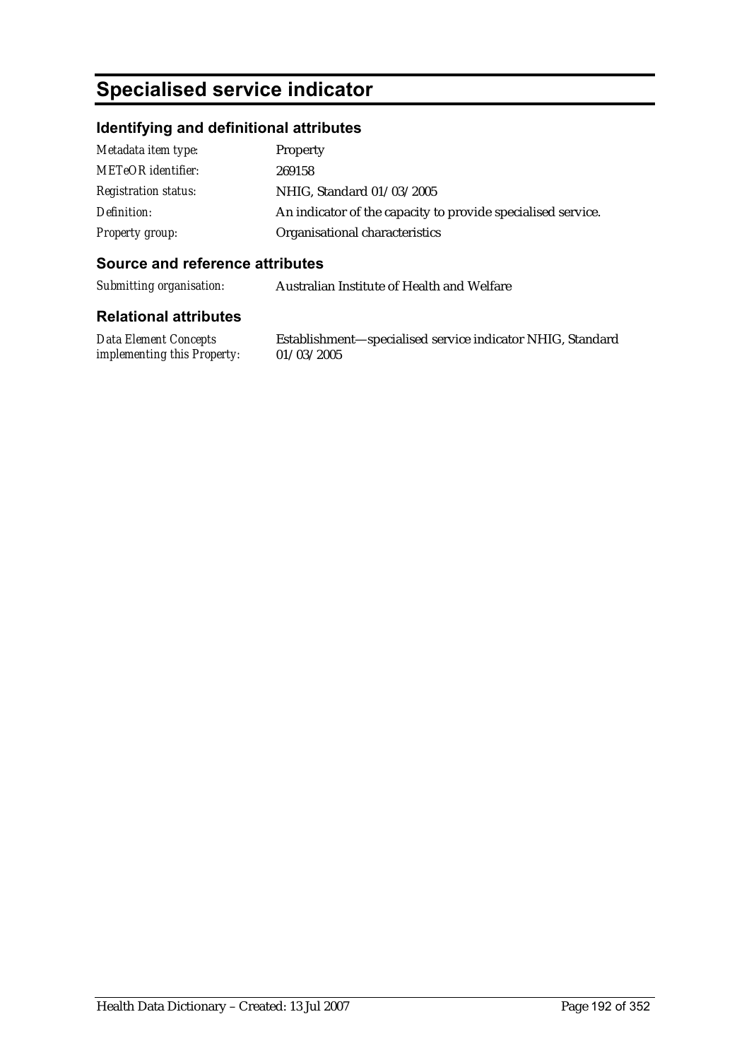# Specialised service indicator

## Identifying and definitional attributes

| | |
|---|---|
| *Metadata item type:* | Property |
| *METeOR identifier:* | 269158 |
| *Registration status:* | NHIG, Standard 01/03/2005 |
| *Definition:* | An indicator of the capacity to provide specialised service. |
| *Property group:* | Organisational characteristics |

## Source and reference attributes

| | |
|---|---|
| *Submitting organisation:* | Australian Institute of Health and Welfare |

## Relational attributes

| | |
|---|---|
| *Data Element Concepts implementing this Property:* | Establishment—specialised service indicator NHIG, Standard 01/03/2005 |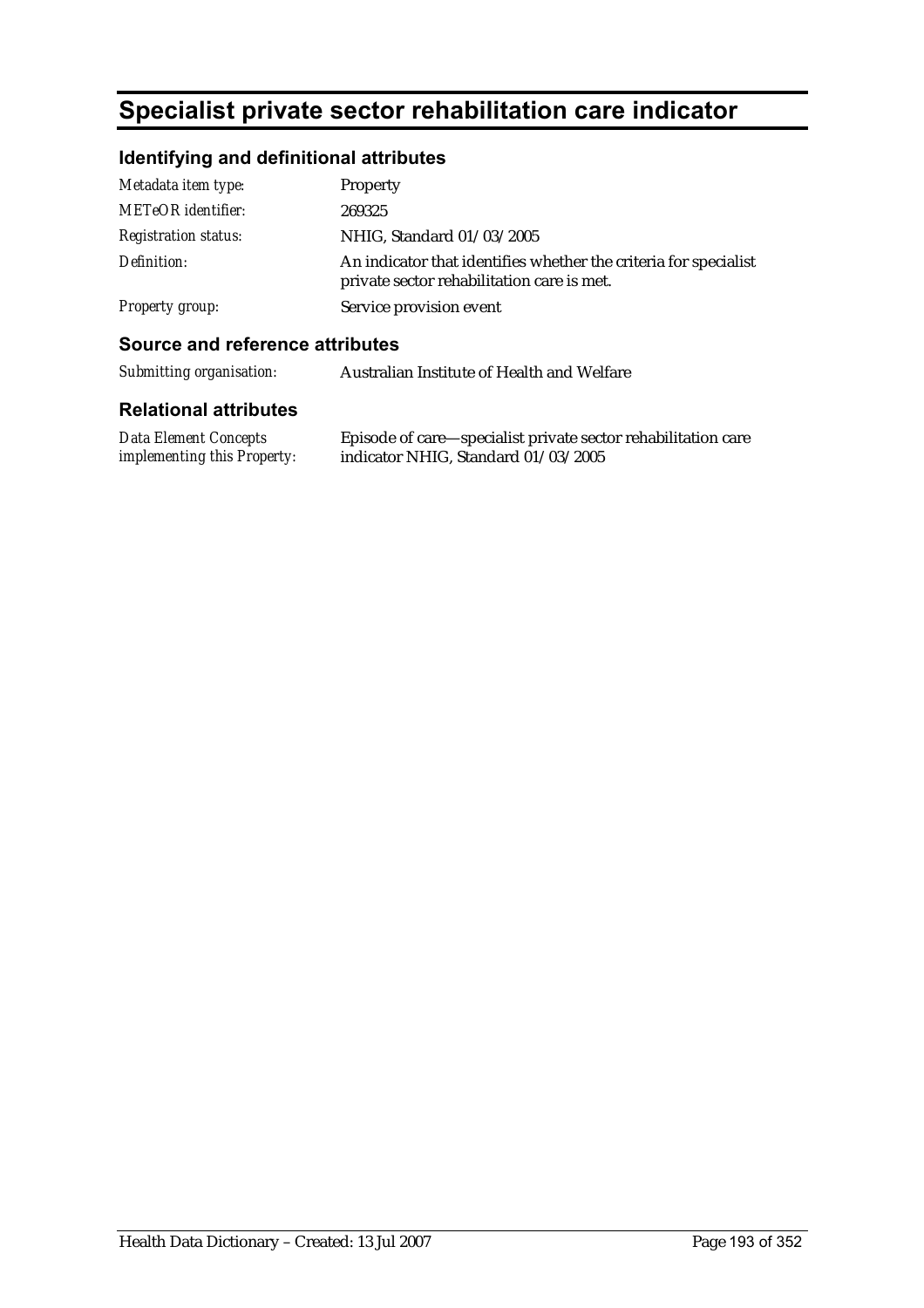# Specialist private sector rehabilitation care indicator

## Identifying and definitional attributes

| | |
|---|---|
| *Metadata item type:* | Property |
| *METeOR identifier:* | 269325 |
| *Registration status:* | NHIG, Standard 01/03/2005 |
| *Definition:* | An indicator that identifies whether the criteria for specialist private sector rehabilitation care is met. |
| *Property group:* | Service provision event |

## Source and reference attributes

| | |
|---|---|
| *Submitting organisation:* | Australian Institute of Health and Welfare |

## Relational attributes

| | |
|---|---|
| *Data Element Concepts implementing this Property:* | Episode of care—specialist private sector rehabilitation care indicator NHIG, Standard 01/03/2005 |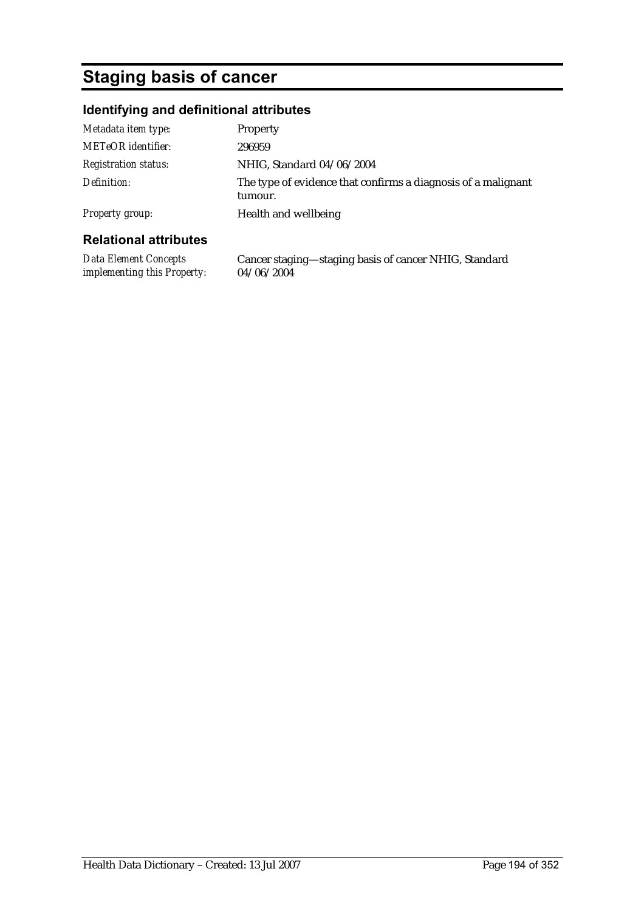# Staging basis of cancer

## Identifying and definitional attributes

| | |
|---|---|
| *Metadata item type:* | Property |
| *METeOR identifier:* | 296959 |
| *Registration status:* | NHIG, Standard 04/06/2004 |
| *Definition:* | The type of evidence that confirms a diagnosis of a malignant tumour. |
| *Property group:* | Health and wellbeing |

## Relational attributes

| | |
|---|---|
| *Data Element Concepts implementing this Property:* | Cancer staging—staging basis of cancer NHIG, Standard 04/06/2004 |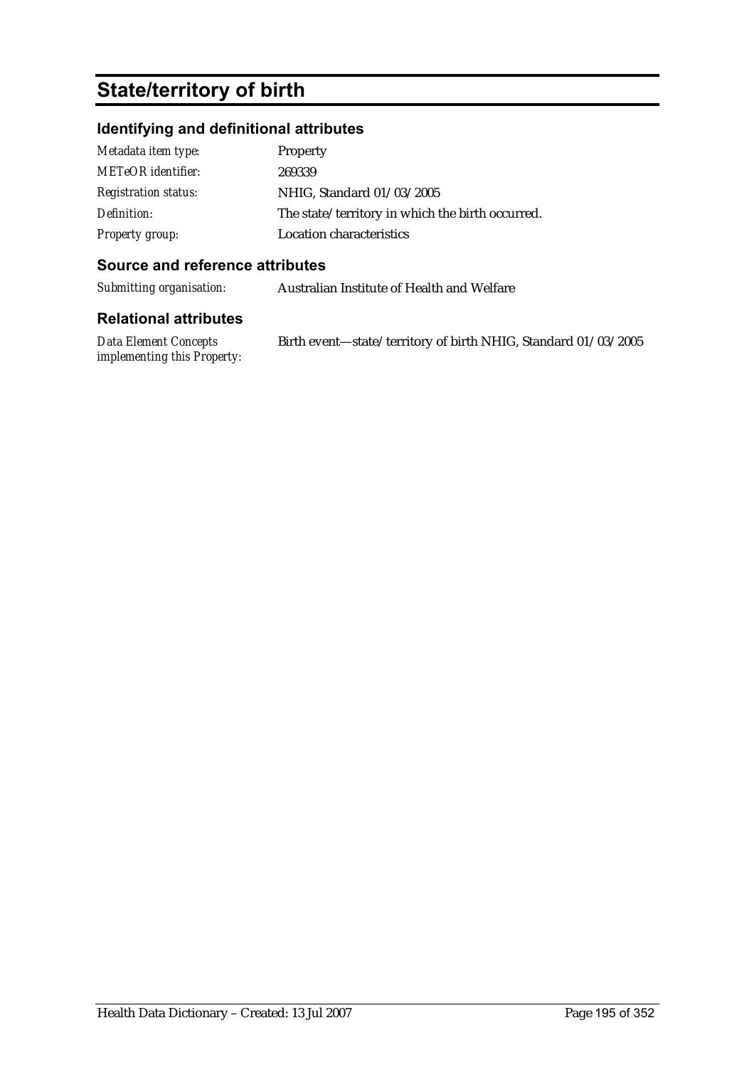# State/territory of birth

## Identifying and definitional attributes

| | |
|---|---|
| *Metadata item type:* | Property |
| *METeOR identifier:* | 269339 |
| *Registration status:* | NHIG, Standard 01/03/2005 |
| *Definition:* | The state/territory in which the birth occurred. |
| *Property group:* | Location characteristics |

## Source and reference attributes

| | |
|---|---|
| *Submitting organisation:* | Australian Institute of Health and Welfare |

## Relational attributes

| | |
|---|---|
| *Data Element Concepts implementing this Property:* | Birth event—state/territory of birth NHIG, Standard 01/03/2005 |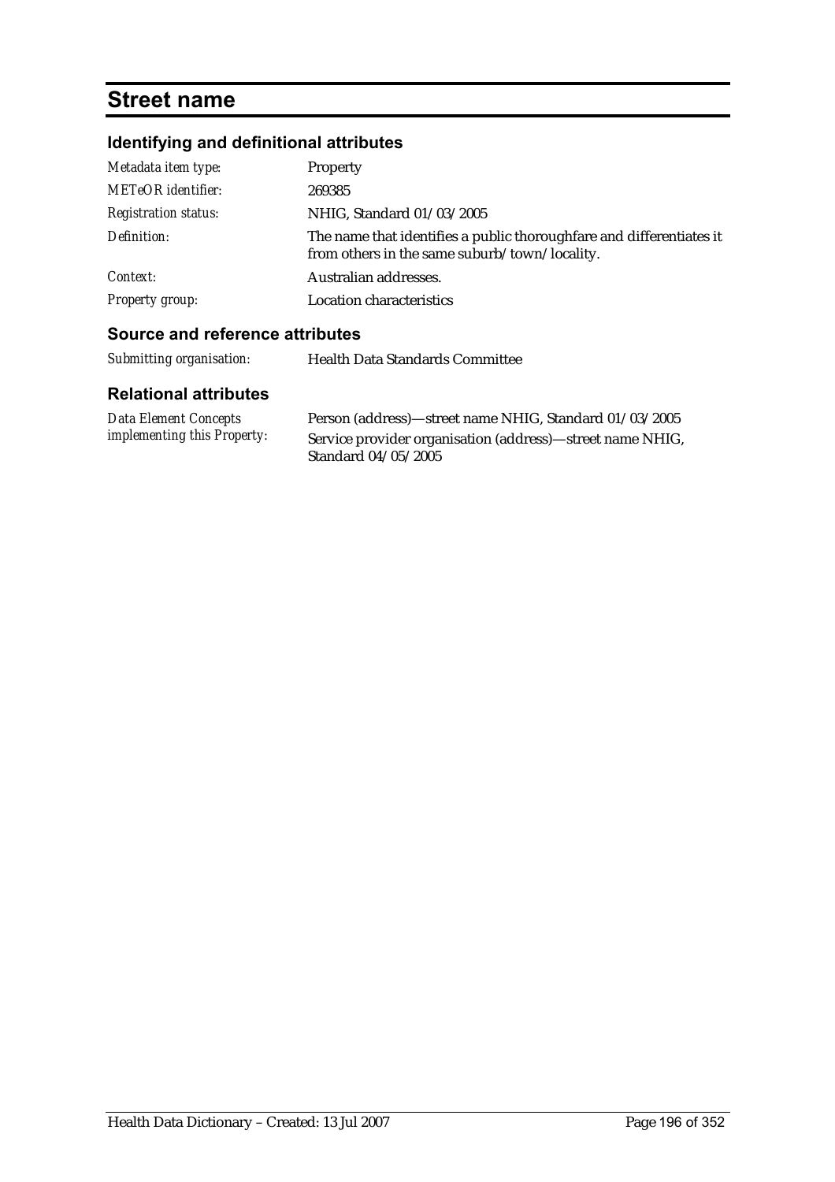# Street name

## Identifying and definitional attributes

| | |
|---|---|
| *Metadata item type:* | Property |
| *METeOR identifier:* | 269385 |
| *Registration status:* | NHIG, Standard 01/03/2005 |
| *Definition:* | The name that identifies a public thoroughfare and differentiates it from others in the same suburb/town/locality. |
| *Context:* | Australian addresses. |
| *Property group:* | Location characteristics |

## Source and reference attributes

| | |
|---|---|
| *Submitting organisation:* | Health Data Standards Committee |

## Relational attributes

| | |
|---|---|
| *Data Element Concepts implementing this Property:* | Person (address)—street name NHIG, Standard 01/03/2005<br>Service provider organisation (address)—street name NHIG, Standard 04/05/2005 |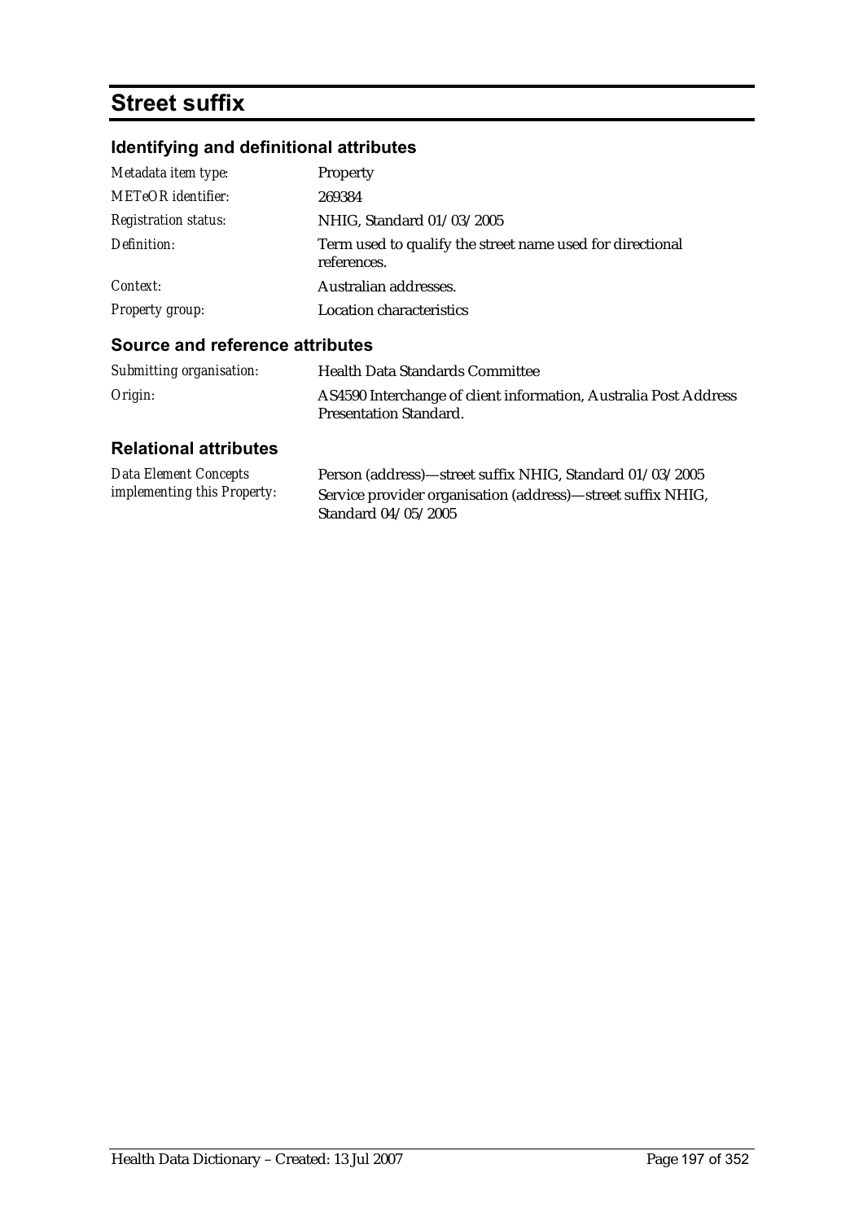# Street suffix

## Identifying and definitional attributes

| | |
|---|---|
| *Metadata item type:* | Property |
| *METeOR identifier:* | 269384 |
| *Registration status:* | NHIG, Standard 01/03/2005 |
| *Definition:* | Term used to qualify the street name used for directional references. |
| *Context:* | Australian addresses. |
| *Property group:* | Location characteristics |

## Source and reference attributes

| | |
|---|---|
| *Submitting organisation:* | Health Data Standards Committee |
| *Origin:* | AS4590 Interchange of client information, Australia Post Address Presentation Standard. |

## Relational attributes

| | |
|---|---|
| *Data Element Concepts implementing this Property:* | Person (address)—street suffix NHIG, Standard 01/03/2005<br>Service provider organisation (address)—street suffix NHIG, Standard 04/05/2005 |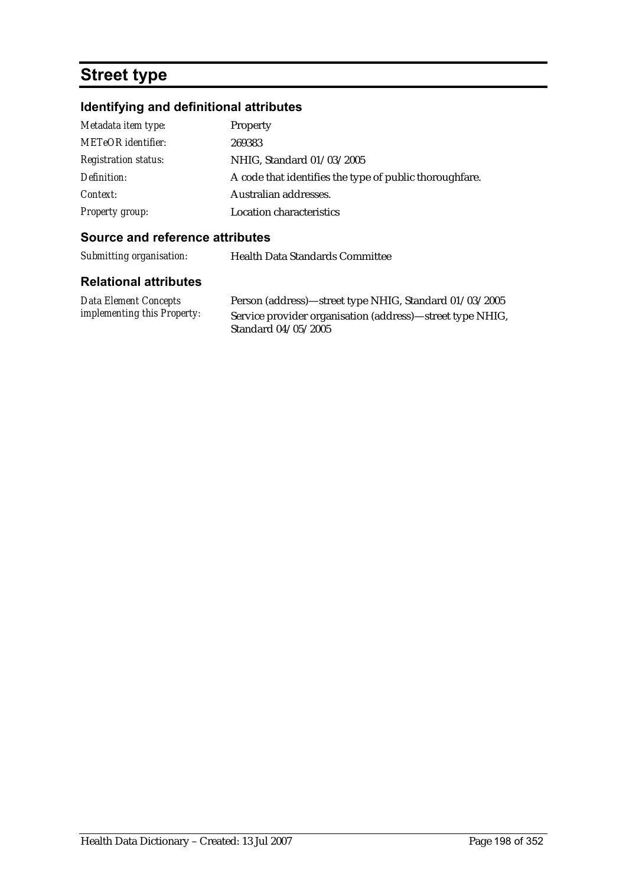# Street type

## Identifying and definitional attributes

| | |
|---|---|
| *Metadata item type:* | Property |
| *METeOR identifier:* | 269383 |
| *Registration status:* | NHIG, Standard 01/03/2005 |
| *Definition:* | A code that identifies the type of public thoroughfare. |
| *Context:* | Australian addresses. |
| *Property group:* | Location characteristics |

## Source and reference attributes

| | |
|---|---|
| *Submitting organisation:* | Health Data Standards Committee |

## Relational attributes

| | |
|---|---|
| *Data Element Concepts implementing this Property:* | Person (address)—street type NHIG, Standard 01/03/2005<br>Service provider organisation (address)—street type NHIG, Standard 04/05/2005 |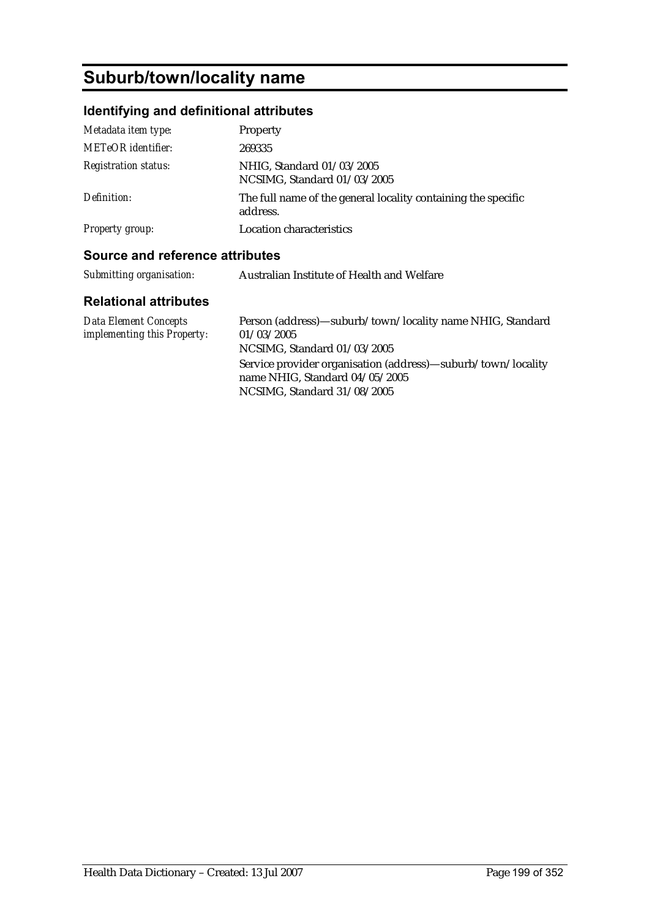# Suburb/town/locality name

## Identifying and definitional attributes

| | |
|---|---|
| *Metadata item type:* | Property |
| *METeOR identifier:* | 269335 |
| *Registration status:* | NHIG, Standard 01/03/2005<br>NCSIMG, Standard 01/03/2005 |
| *Definition:* | The full name of the general locality containing the specific address. |
| *Property group:* | Location characteristics |

## Source and reference attributes

| | |
|---|---|
| *Submitting organisation:* | Australian Institute of Health and Welfare |

## Relational attributes

| | |
|---|---|
| *Data Element Concepts implementing this Property:* | Person (address)—suburb/town/locality name NHIG, Standard 01/03/2005<br>NCSIMG, Standard 01/03/2005<br>Service provider organisation (address)—suburb/town/locality name NHIG, Standard 04/05/2005<br>NCSIMG, Standard 31/08/2005 |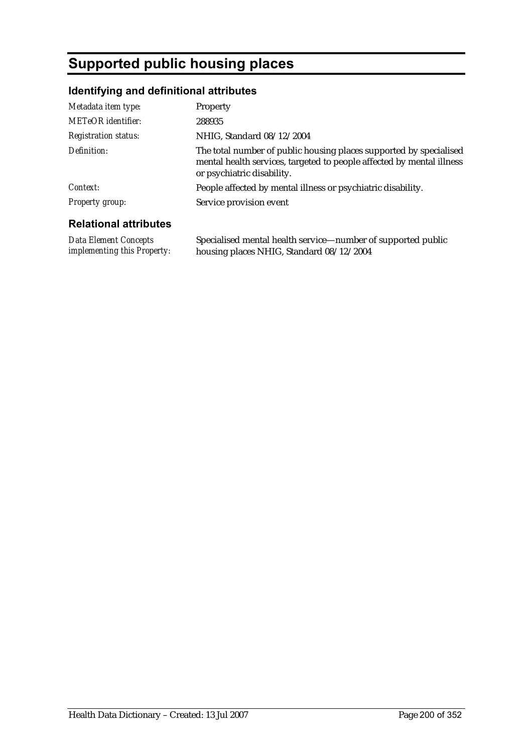# Supported public housing places

## Identifying and definitional attributes

| | |
|---|---|
| *Metadata item type:* | Property |
| *METeOR identifier:* | 288935 |
| *Registration status:* | NHIG, Standard 08/12/2004 |
| *Definition:* | The total number of public housing places supported by specialised mental health services, targeted to people affected by mental illness or psychiatric disability. |
| *Context:* | People affected by mental illness or psychiatric disability. |
| *Property group:* | Service provision event |

## Relational attributes

| | |
|---|---|
| *Data Element Concepts implementing this Property:* | Specialised mental health service—number of supported public housing places NHIG, Standard 08/12/2004 |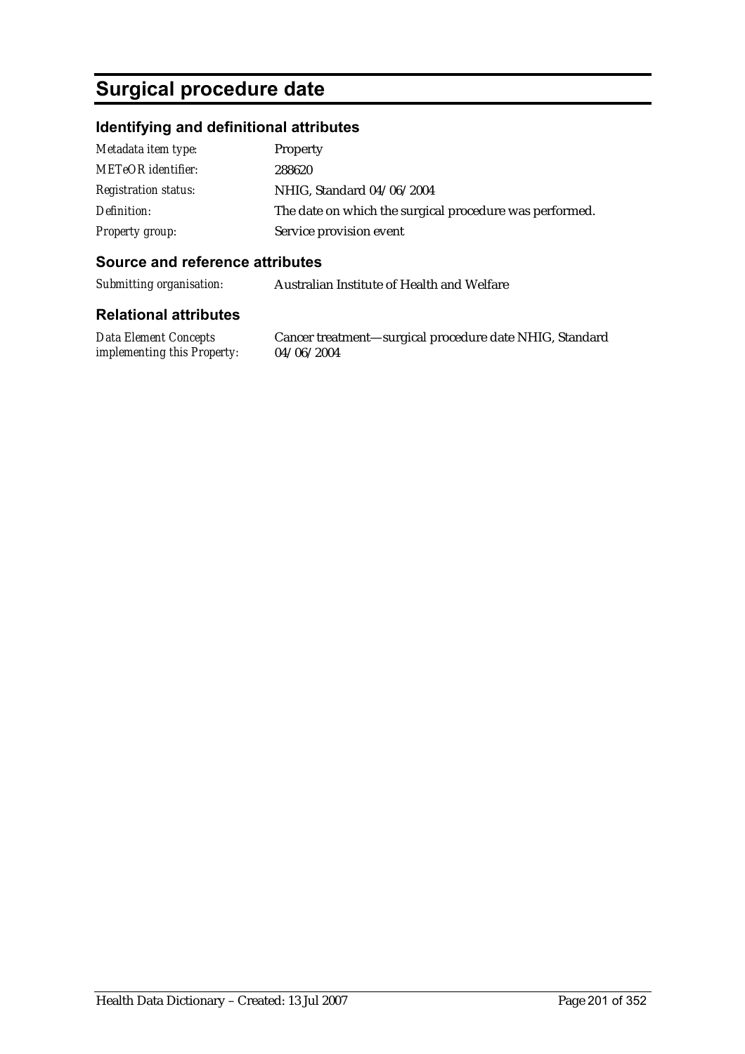# Surgical procedure date

## Identifying and definitional attributes

| | |
|---|---|
| *Metadata item type:* | Property |
| *METeOR identifier:* | 288620 |
| *Registration status:* | NHIG, Standard 04/06/2004 |
| *Definition:* | The date on which the surgical procedure was performed. |
| *Property group:* | Service provision event |

## Source and reference attributes

| | |
|---|---|
| *Submitting organisation:* | Australian Institute of Health and Welfare |

## Relational attributes

| | |
|---|---|
| *Data Element Concepts implementing this Property:* | Cancer treatment—surgical procedure date NHIG, Standard 04/06/2004 |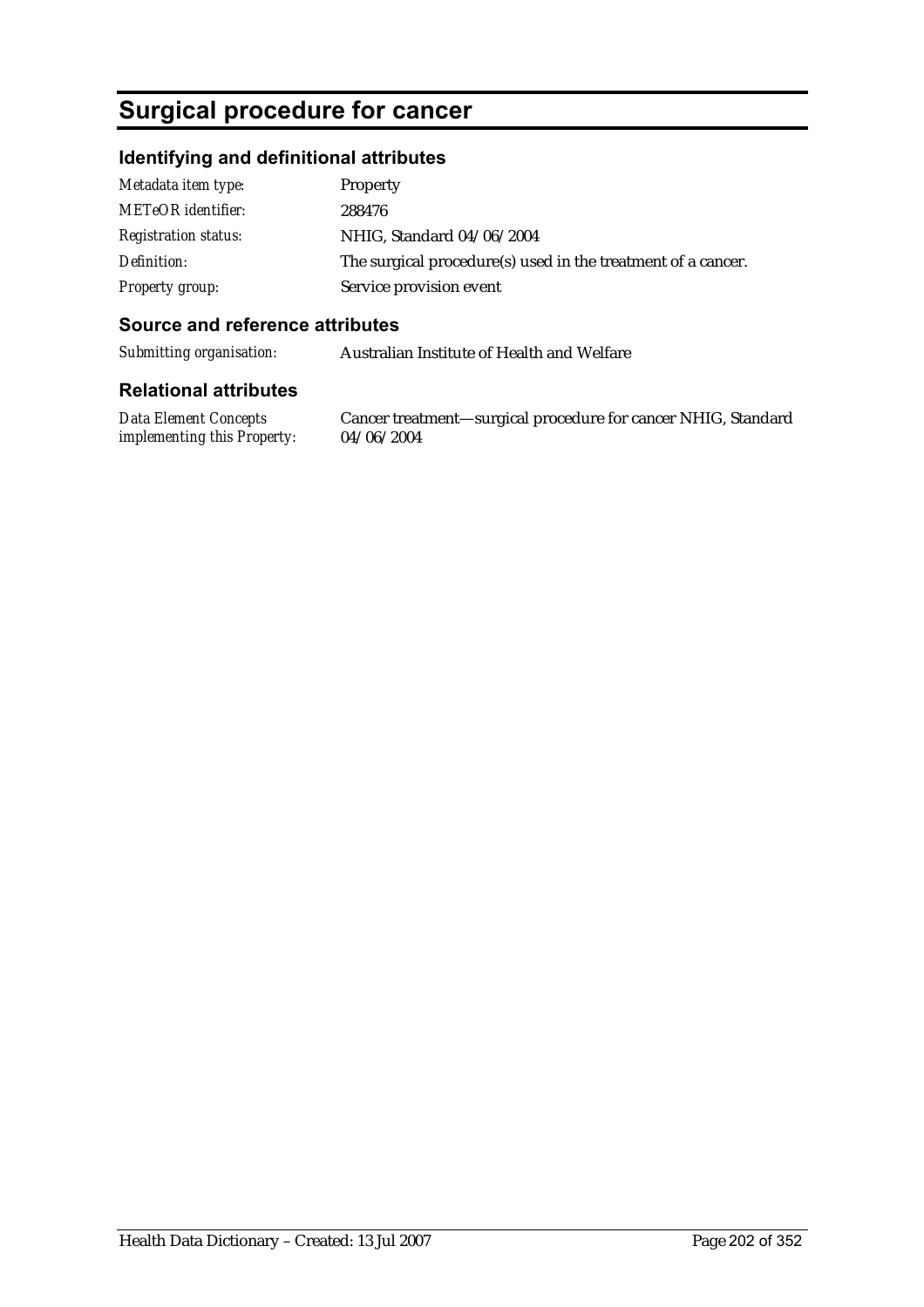# Surgical procedure for cancer

## Identifying and definitional attributes

| | |
|---|---|
| *Metadata item type:* | Property |
| *METeOR identifier:* | 288476 |
| *Registration status:* | NHIG, Standard 04/06/2004 |
| *Definition:* | The surgical procedure(s) used in the treatment of a cancer. |
| *Property group:* | Service provision event |

## Source and reference attributes

| | |
|---|---|
| *Submitting organisation:* | Australian Institute of Health and Welfare |

## Relational attributes

| | |
|---|---|
| *Data Element Concepts implementing this Property:* | Cancer treatment—surgical procedure for cancer NHIG, Standard 04/06/2004 |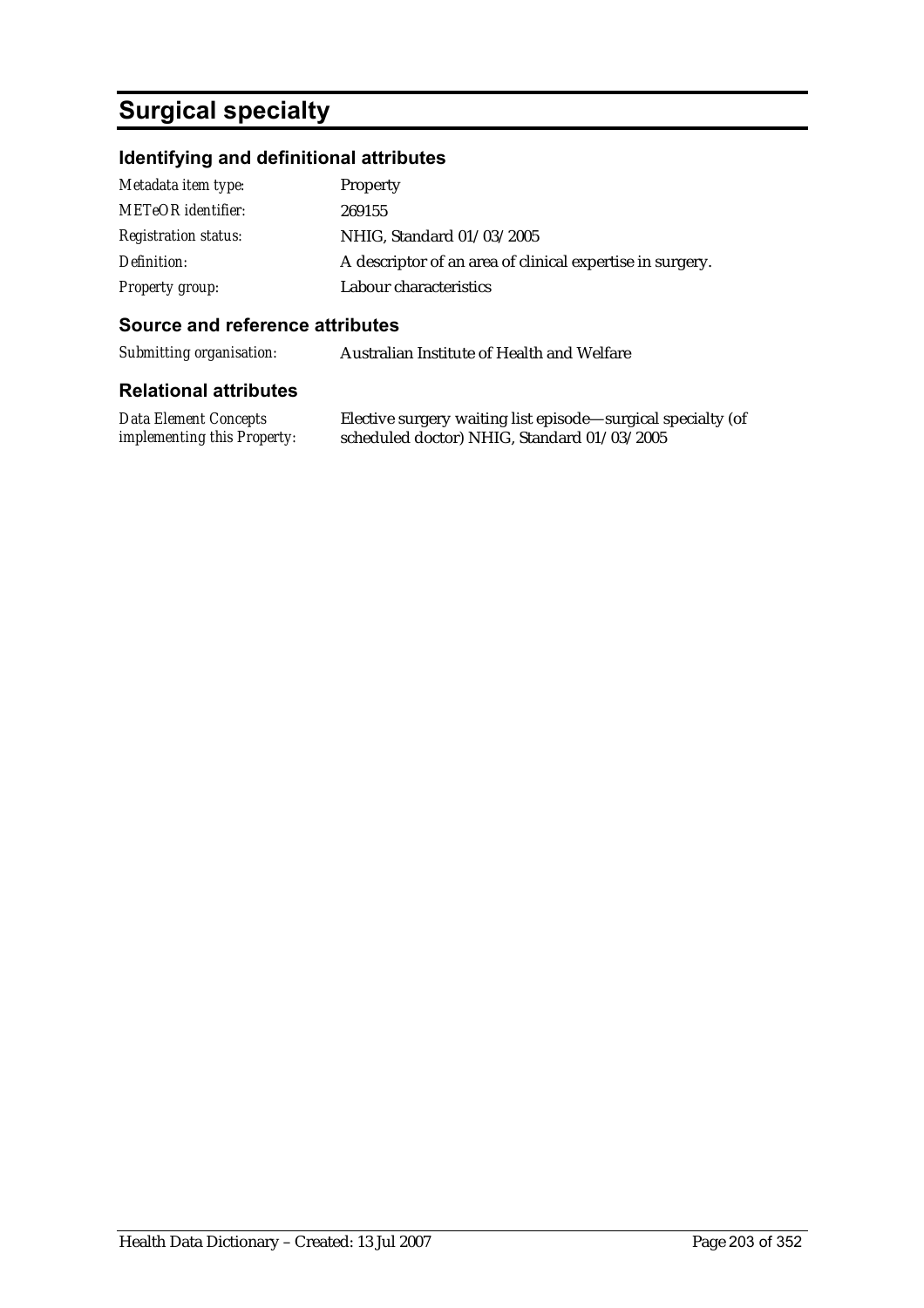# Surgical specialty

## Identifying and definitional attributes

| | |
|---|---|
| *Metadata item type:* | Property |
| *METeOR identifier:* | 269155 |
| *Registration status:* | NHIG, Standard 01/03/2005 |
| *Definition:* | A descriptor of an area of clinical expertise in surgery. |
| *Property group:* | Labour characteristics |

## Source and reference attributes

| | |
|---|---|
| *Submitting organisation:* | Australian Institute of Health and Welfare |

## Relational attributes

| | |
|---|---|
| *Data Element Concepts implementing this Property:* | Elective surgery waiting list episode—surgical specialty (of scheduled doctor) NHIG, Standard 01/03/2005 |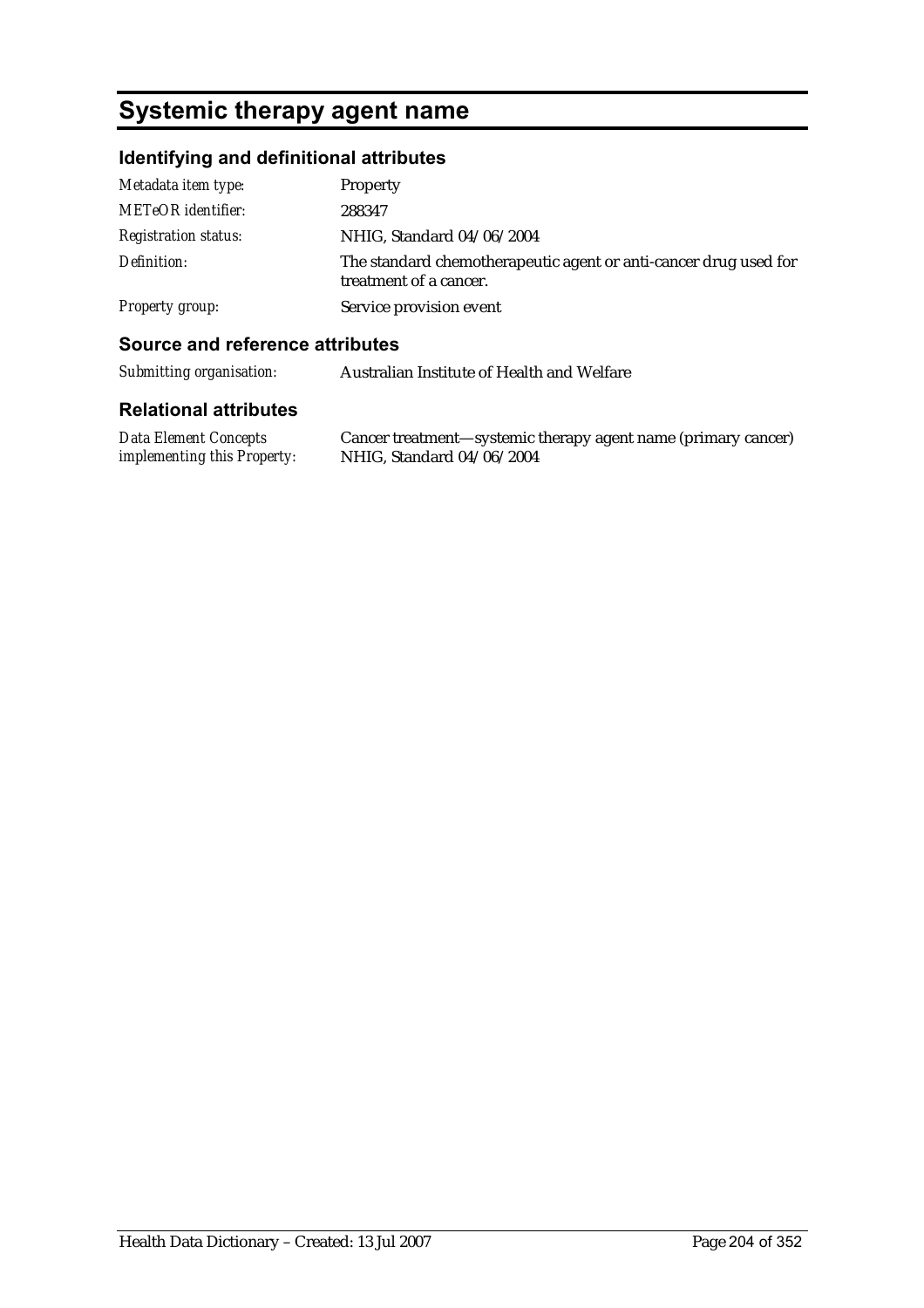# Systemic therapy agent name

## Identifying and definitional attributes

| | |
|---|---|
| *Metadata item type:* | Property |
| *METeOR identifier:* | 288347 |
| *Registration status:* | NHIG, Standard 04/06/2004 |
| *Definition:* | The standard chemotherapeutic agent or anti-cancer drug used for treatment of a cancer. |
| *Property group:* | Service provision event |

## Source and reference attributes

| | |
|---|---|
| *Submitting organisation:* | Australian Institute of Health and Welfare |

## Relational attributes

| | |
|---|---|
| *Data Element Concepts implementing this Property:* | Cancer treatment—systemic therapy agent name (primary cancer) NHIG, Standard 04/06/2004 |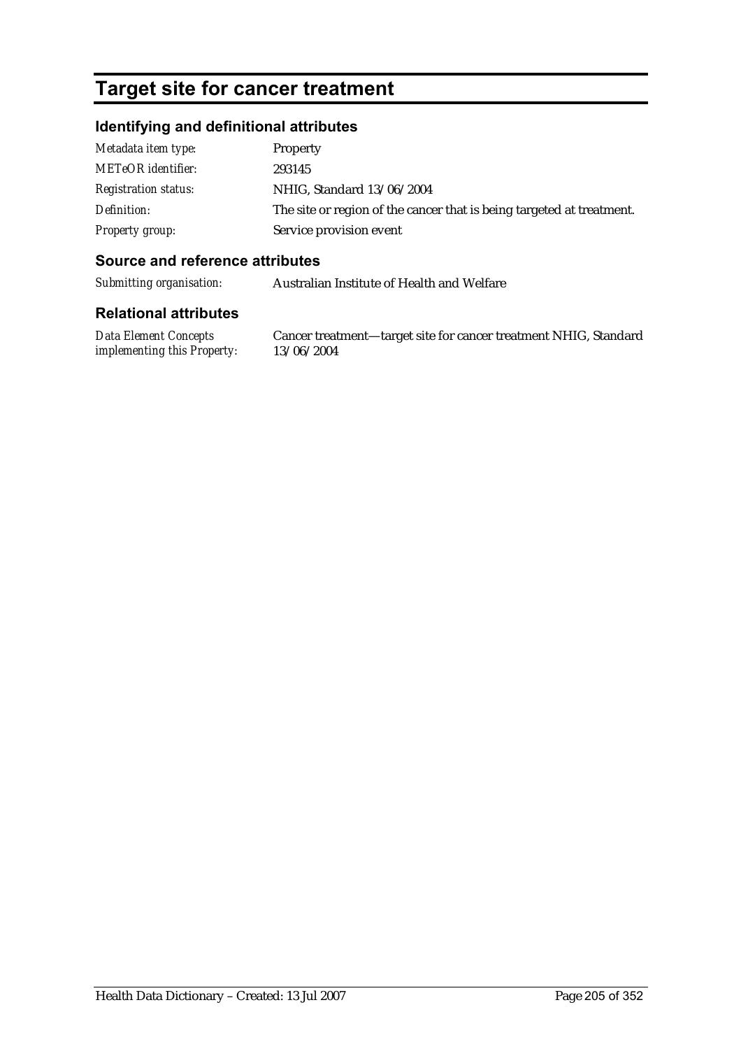# Target site for cancer treatment

## Identifying and definitional attributes

| | |
|---|---|
| *Metadata item type:* | Property |
| *METeOR identifier:* | 293145 |
| *Registration status:* | NHIG, Standard 13/06/2004 |
| *Definition:* | The site or region of the cancer that is being targeted at treatment. |
| *Property group:* | Service provision event |

## Source and reference attributes

| | |
|---|---|
| *Submitting organisation:* | Australian Institute of Health and Welfare |

## Relational attributes

| | |
|---|---|
| *Data Element Concepts implementing this Property:* | Cancer treatment—target site for cancer treatment NHIG, Standard 13/06/2004 |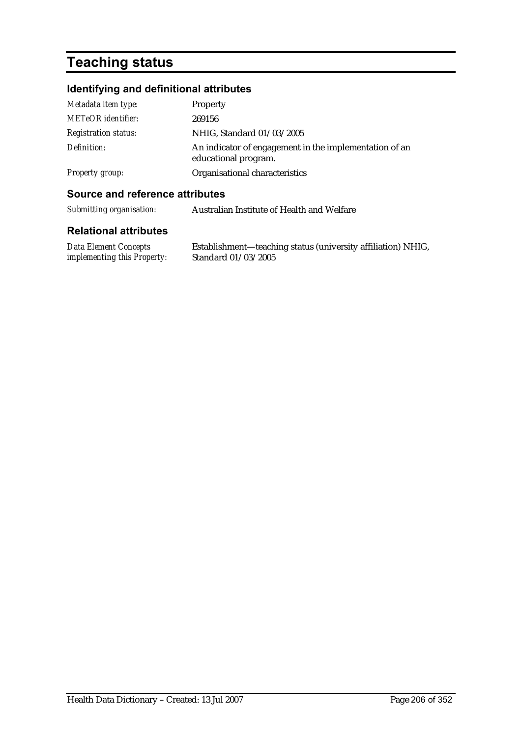# Teaching status

## Identifying and definitional attributes

| | |
|---|---|
| *Metadata item type:* | Property |
| *METeOR identifier:* | 269156 |
| *Registration status:* | NHIG, Standard 01/03/2005 |
| *Definition:* | An indicator of engagement in the implementation of an educational program. |
| *Property group:* | Organisational characteristics |

## Source and reference attributes

| | |
|---|---|
| *Submitting organisation:* | Australian Institute of Health and Welfare |

## Relational attributes

| | |
|---|---|
| *Data Element Concepts implementing this Property:* | Establishment—teaching status (university affiliation) NHIG, Standard 01/03/2005 |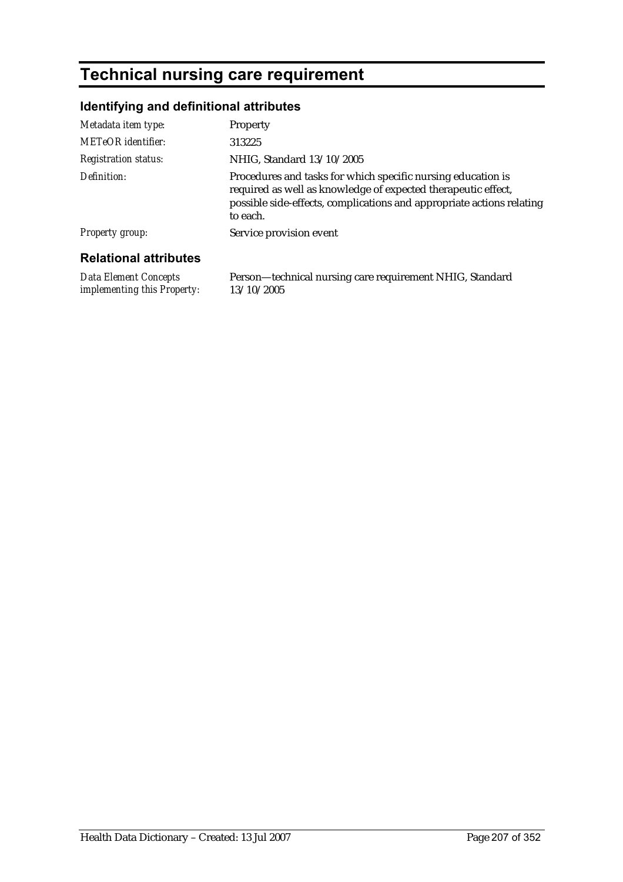# Technical nursing care requirement

## Identifying and definitional attributes

| | |
|---|---|
| *Metadata item type:* | Property |
| *METeOR identifier:* | 313225 |
| *Registration status:* | NHIG, Standard 13/10/2005 |
| *Definition:* | Procedures and tasks for which specific nursing education is required as well as knowledge of expected therapeutic effect, possible side-effects, complications and appropriate actions relating to each. |
| *Property group:* | Service provision event |

## Relational attributes

| | |
|---|---|
| *Data Element Concepts implementing this Property:* | Person—technical nursing care requirement NHIG, Standard 13/10/2005 |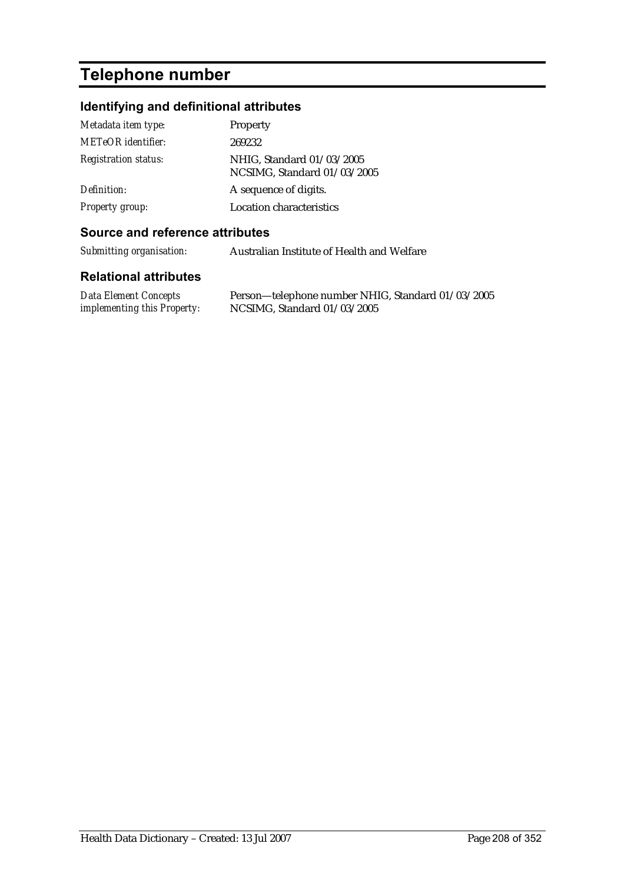# Telephone number

## Identifying and definitional attributes

| | |
|---|---|
| *Metadata item type:* | Property |
| *METeOR identifier:* | 269232 |
| *Registration status:* | NHIG, Standard 01/03/2005<br>NCSIMG, Standard 01/03/2005 |
| *Definition:* | A sequence of digits. |
| *Property group:* | Location characteristics |

## Source and reference attributes

| | |
|---|---|
| *Submitting organisation:* | Australian Institute of Health and Welfare |

## Relational attributes

| | |
|---|---|
| *Data Element Concepts implementing this Property:* | Person—telephone number NHIG, Standard 01/03/2005<br>NCSIMG, Standard 01/03/2005 |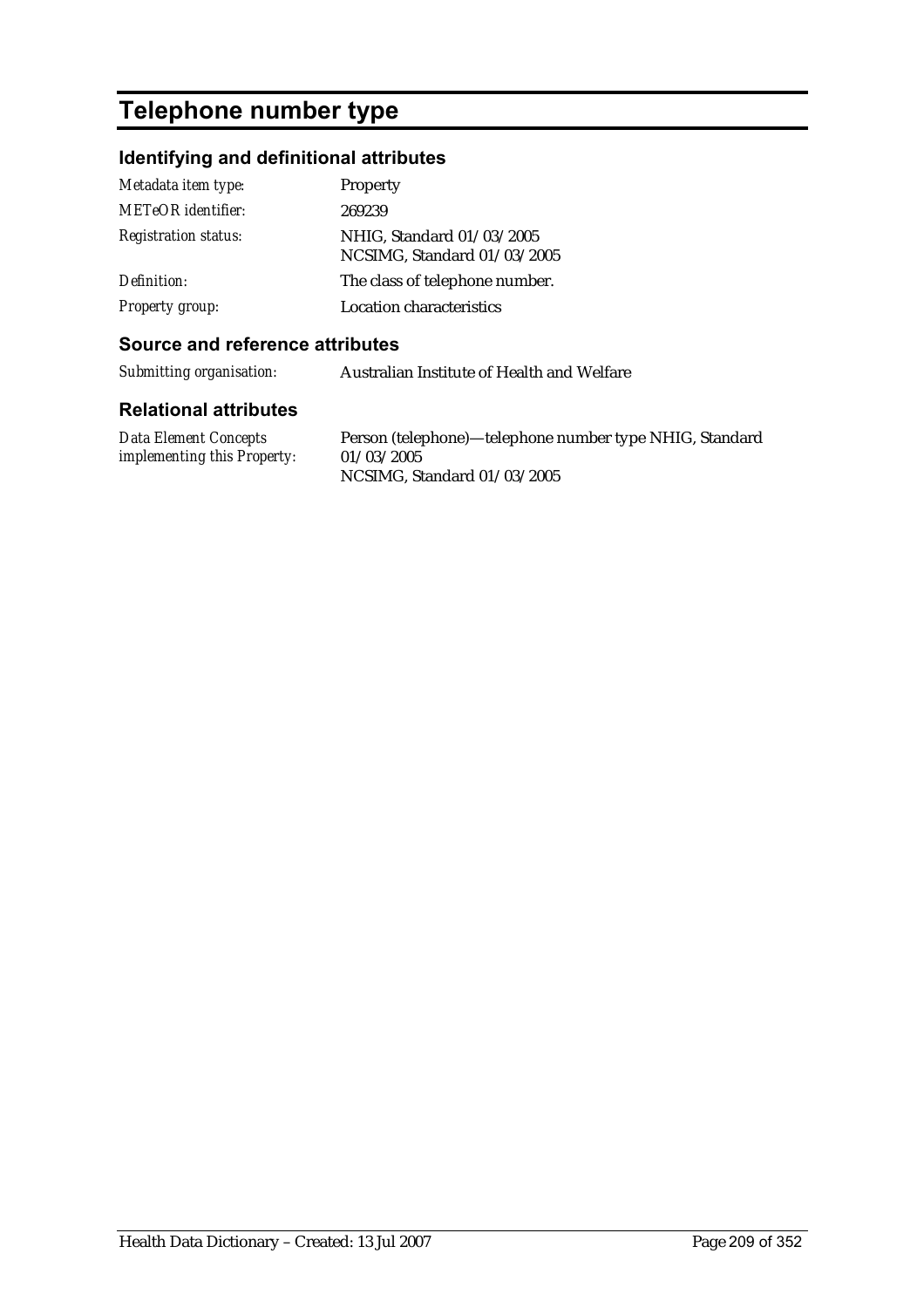# Telephone number type

## Identifying and definitional attributes

| | |
|---|---|
| *Metadata item type:* | Property |
| *METeOR identifier:* | 269239 |
| *Registration status:* | NHIG, Standard 01/03/2005<br>NCSIMG, Standard 01/03/2005 |
| *Definition:* | The class of telephone number. |
| *Property group:* | Location characteristics |

## Source and reference attributes

| | |
|---|---|
| *Submitting organisation:* | Australian Institute of Health and Welfare |

## Relational attributes

| | |
|---|---|
| *Data Element Concepts implementing this Property:* | Person (telephone)—telephone number type NHIG, Standard 01/03/2005<br>NCSIMG, Standard 01/03/2005 |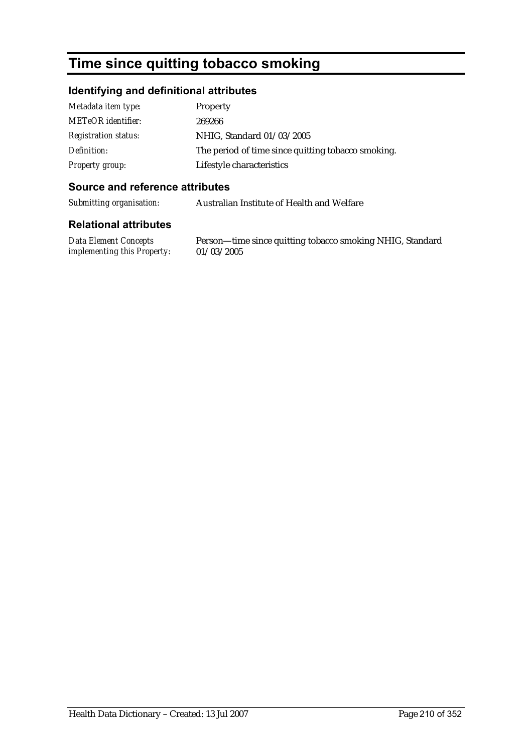# Time since quitting tobacco smoking

## Identifying and definitional attributes

| | |
|---|---|
| *Metadata item type:* | Property |
| *METeOR identifier:* | 269266 |
| *Registration status:* | NHIG, Standard 01/03/2005 |
| *Definition:* | The period of time since quitting tobacco smoking. |
| *Property group:* | Lifestyle characteristics |

## Source and reference attributes

| | |
|---|---|
| *Submitting organisation:* | Australian Institute of Health and Welfare |

## Relational attributes

| | |
|---|---|
| *Data Element Concepts implementing this Property:* | Person—time since quitting tobacco smoking NHIG, Standard 01/03/2005 |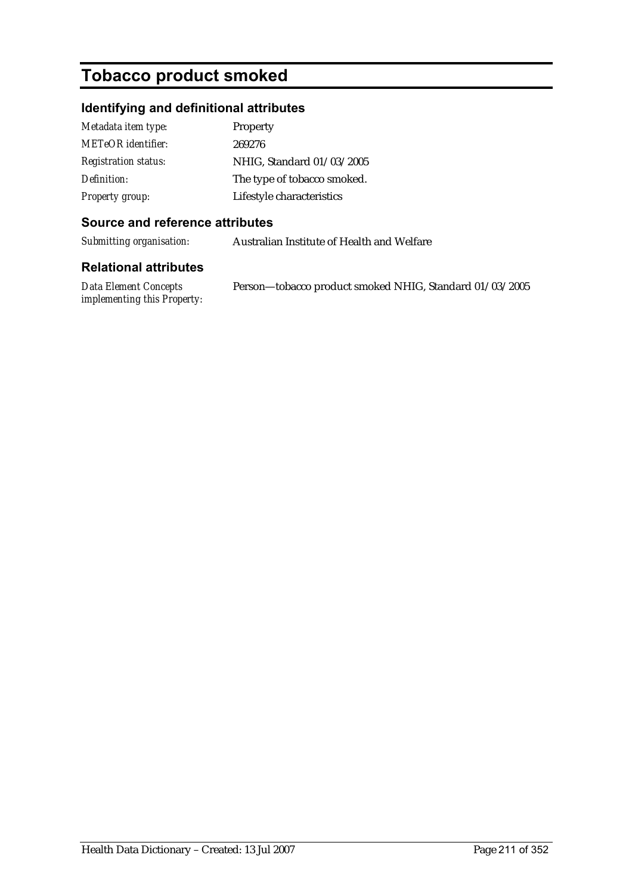# Tobacco product smoked

## Identifying and definitional attributes

| | |
|---|---|
| *Metadata item type:* | Property |
| *METeOR identifier:* | 269276 |
| *Registration status:* | NHIG, Standard 01/03/2005 |
| *Definition:* | The type of tobacco smoked. |
| *Property group:* | Lifestyle characteristics |

## Source and reference attributes

| | |
|---|---|
| *Submitting organisation:* | Australian Institute of Health and Welfare |

## Relational attributes

| | |
|---|---|
| *Data Element Concepts implementing this Property:* | Person—tobacco product smoked NHIG, Standard 01/03/2005 |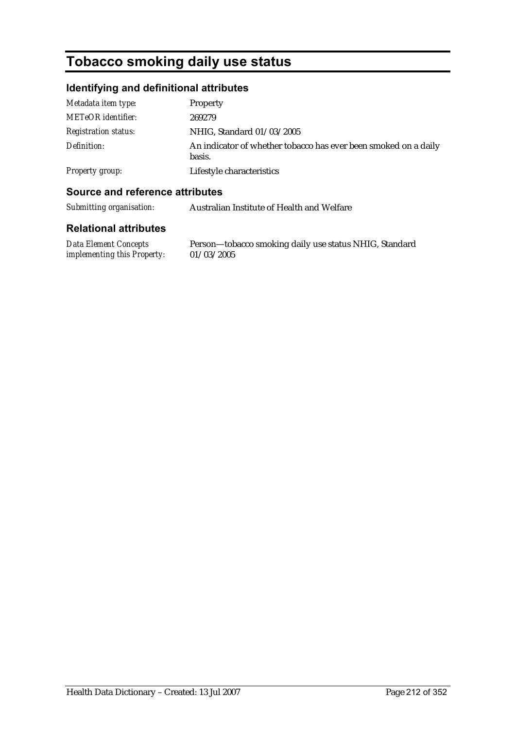# Tobacco smoking daily use status

## Identifying and definitional attributes

| | |
|---|---|
| *Metadata item type:* | Property |
| *METeOR identifier:* | 269279 |
| *Registration status:* | NHIG, Standard 01/03/2005 |
| *Definition:* | An indicator of whether tobacco has ever been smoked on a daily basis. |
| *Property group:* | Lifestyle characteristics |

## Source and reference attributes

| | |
|---|---|
| *Submitting organisation:* | Australian Institute of Health and Welfare |

## Relational attributes

| | |
|---|---|
| *Data Element Concepts implementing this Property:* | Person—tobacco smoking daily use status NHIG, Standard 01/03/2005 |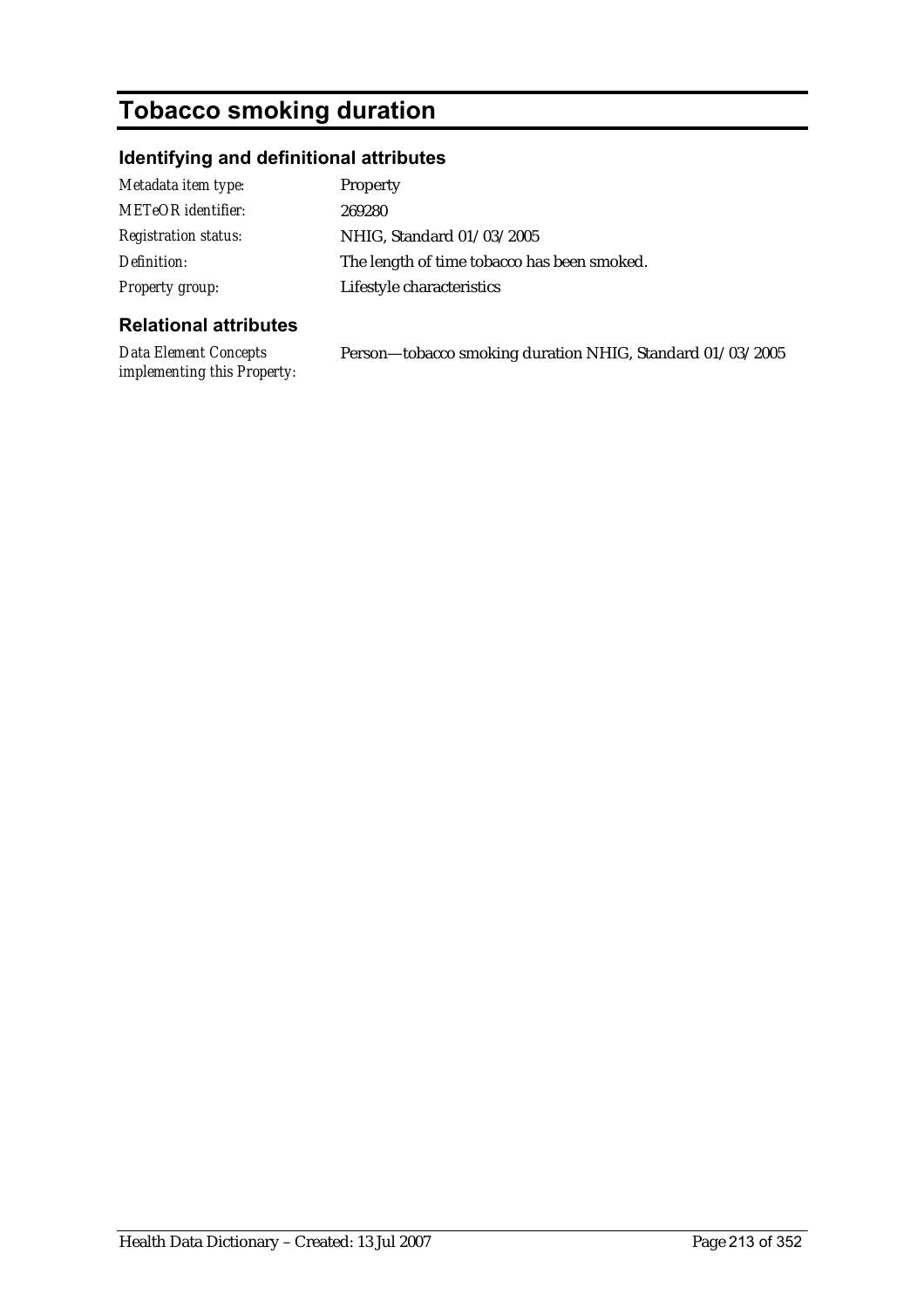# Tobacco smoking duration

## Identifying and definitional attributes

| | |
|---|---|
| *Metadata item type:* | Property |
| *METeOR identifier:* | 269280 |
| *Registration status:* | NHIG, Standard 01/03/2005 |
| *Definition:* | The length of time tobacco has been smoked. |
| *Property group:* | Lifestyle characteristics |

## Relational attributes

| | |
|---|---|
| *Data Element Concepts implementing this Property:* | Person—tobacco smoking duration NHIG, Standard 01/03/2005 |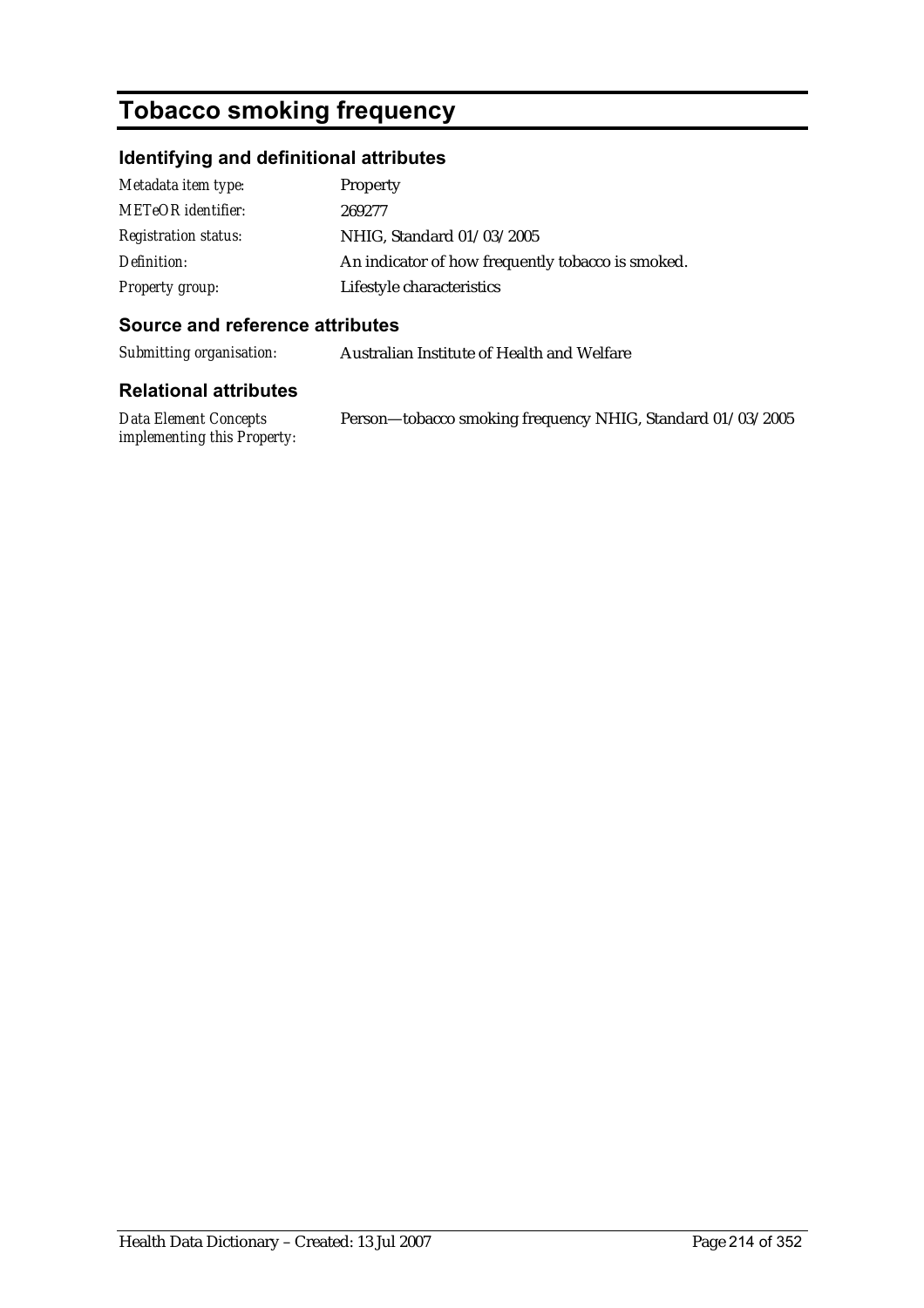# Tobacco smoking frequency

## Identifying and definitional attributes

| | |
|---|---|
| *Metadata item type:* | Property |
| *METeOR identifier:* | 269277 |
| *Registration status:* | NHIG, Standard 01/03/2005 |
| *Definition:* | An indicator of how frequently tobacco is smoked. |
| *Property group:* | Lifestyle characteristics |

## Source and reference attributes

| | |
|---|---|
| *Submitting organisation:* | Australian Institute of Health and Welfare |

## Relational attributes

| | |
|---|---|
| *Data Element Concepts implementing this Property:* | Person—tobacco smoking frequency NHIG, Standard 01/03/2005 |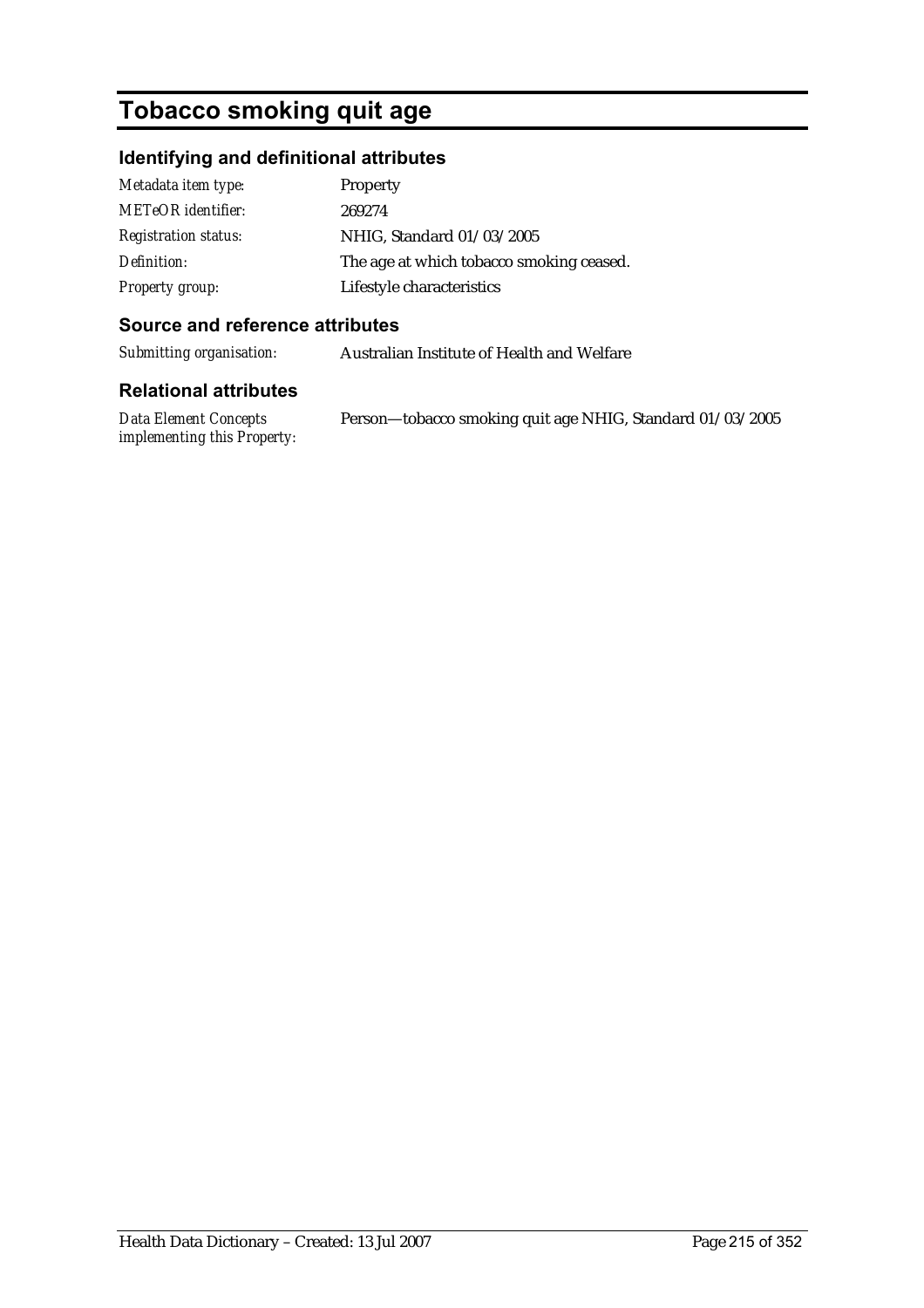# Tobacco smoking quit age

## Identifying and definitional attributes

| | |
|---|---|
| *Metadata item type:* | Property |
| *METeOR identifier:* | 269274 |
| *Registration status:* | NHIG, Standard 01/03/2005 |
| *Definition:* | The age at which tobacco smoking ceased. |
| *Property group:* | Lifestyle characteristics |

## Source and reference attributes

| | |
|---|---|
| *Submitting organisation:* | Australian Institute of Health and Welfare |

## Relational attributes

| | |
|---|---|
| *Data Element Concepts implementing this Property:* | Person—tobacco smoking quit age NHIG, Standard 01/03/2005 |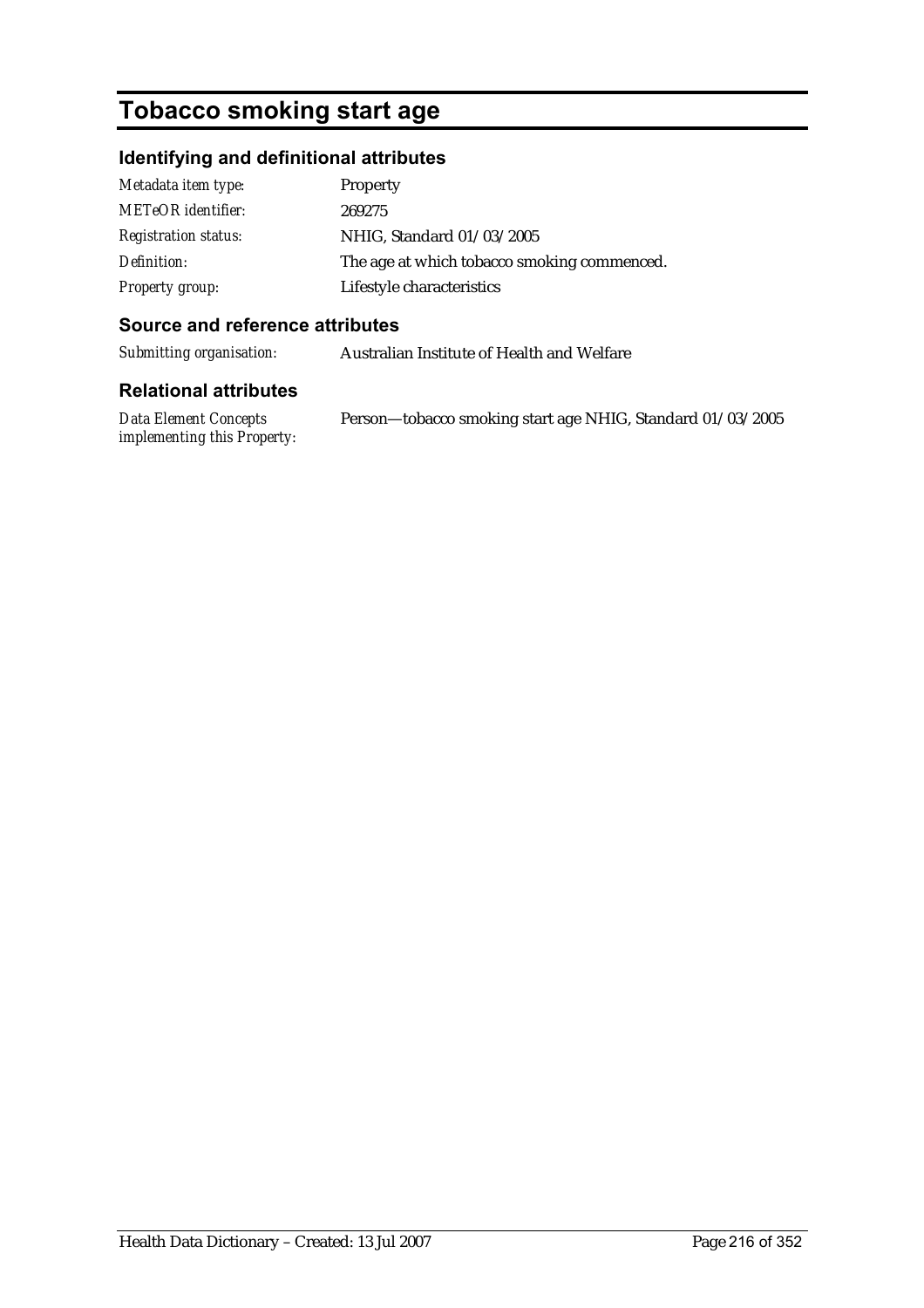# Tobacco smoking start age

## Identifying and definitional attributes

| | |
|---|---|
| *Metadata item type:* | Property |
| *METeOR identifier:* | 269275 |
| *Registration status:* | NHIG, Standard 01/03/2005 |
| *Definition:* | The age at which tobacco smoking commenced. |
| *Property group:* | Lifestyle characteristics |

## Source and reference attributes

| | |
|---|---|
| *Submitting organisation:* | Australian Institute of Health and Welfare |

## Relational attributes

| | |
|---|---|
| *Data Element Concepts implementing this Property:* | Person—tobacco smoking start age NHIG, Standard 01/03/2005 |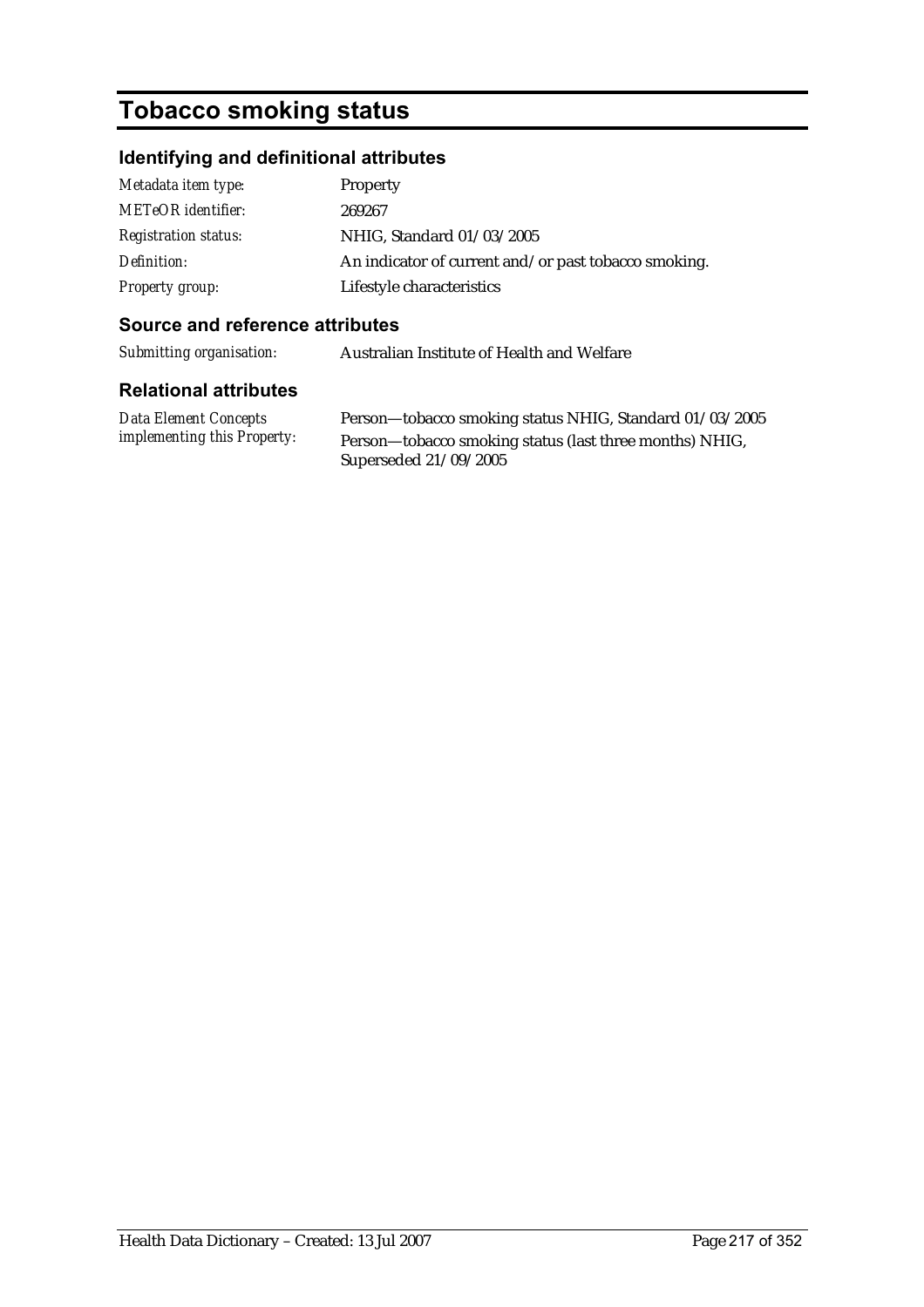# Tobacco smoking status

## Identifying and definitional attributes

| | |
|---|---|
| *Metadata item type:* | Property |
| *METeOR identifier:* | 269267 |
| *Registration status:* | NHIG, Standard 01/03/2005 |
| *Definition:* | An indicator of current and/or past tobacco smoking. |
| *Property group:* | Lifestyle characteristics |

## Source and reference attributes

| | |
|---|---|
| *Submitting organisation:* | Australian Institute of Health and Welfare |

## Relational attributes

| | |
|---|---|
| *Data Element Concepts implementing this Property:* | Person—tobacco smoking status NHIG, Standard 01/03/2005<br>Person—tobacco smoking status (last three months) NHIG, Superseded 21/09/2005 |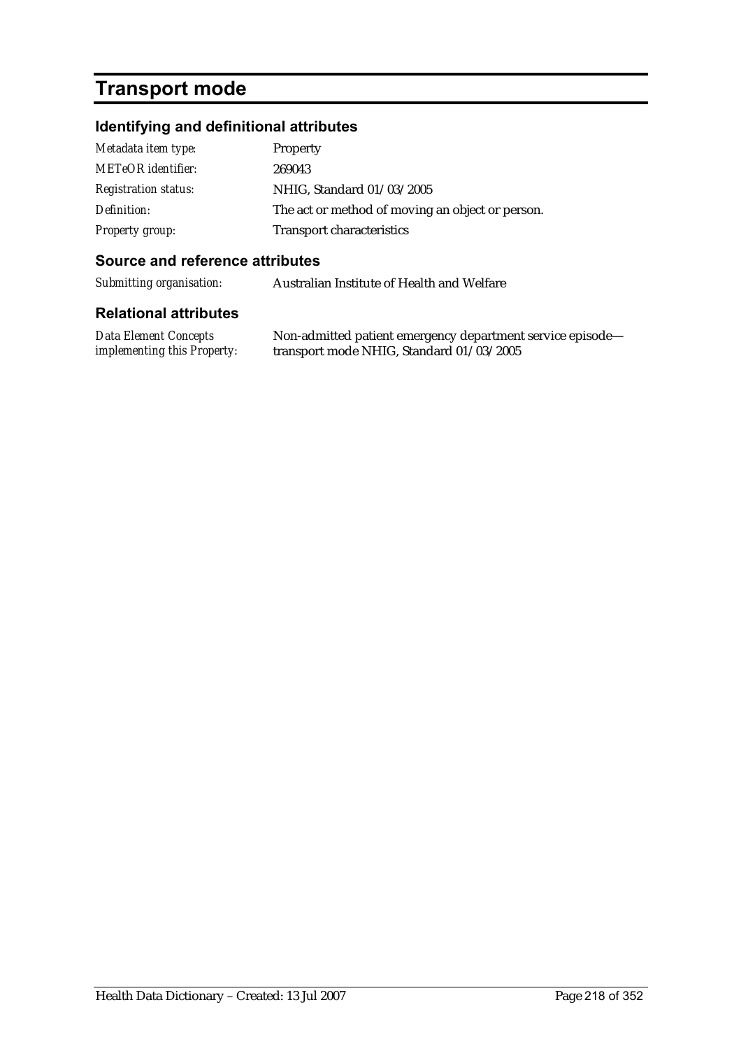# Transport mode

## Identifying and definitional attributes

| | |
|---|---|
| *Metadata item type:* | Property |
| *METeOR identifier:* | 269043 |
| *Registration status:* | NHIG, Standard 01/03/2005 |
| *Definition:* | The act or method of moving an object or person. |
| *Property group:* | Transport characteristics |

## Source and reference attributes

| | |
|---|---|
| *Submitting organisation:* | Australian Institute of Health and Welfare |

## Relational attributes

| | |
|---|---|
| *Data Element Concepts implementing this Property:* | Non-admitted patient emergency department service episode—transport mode NHIG, Standard 01/03/2005 |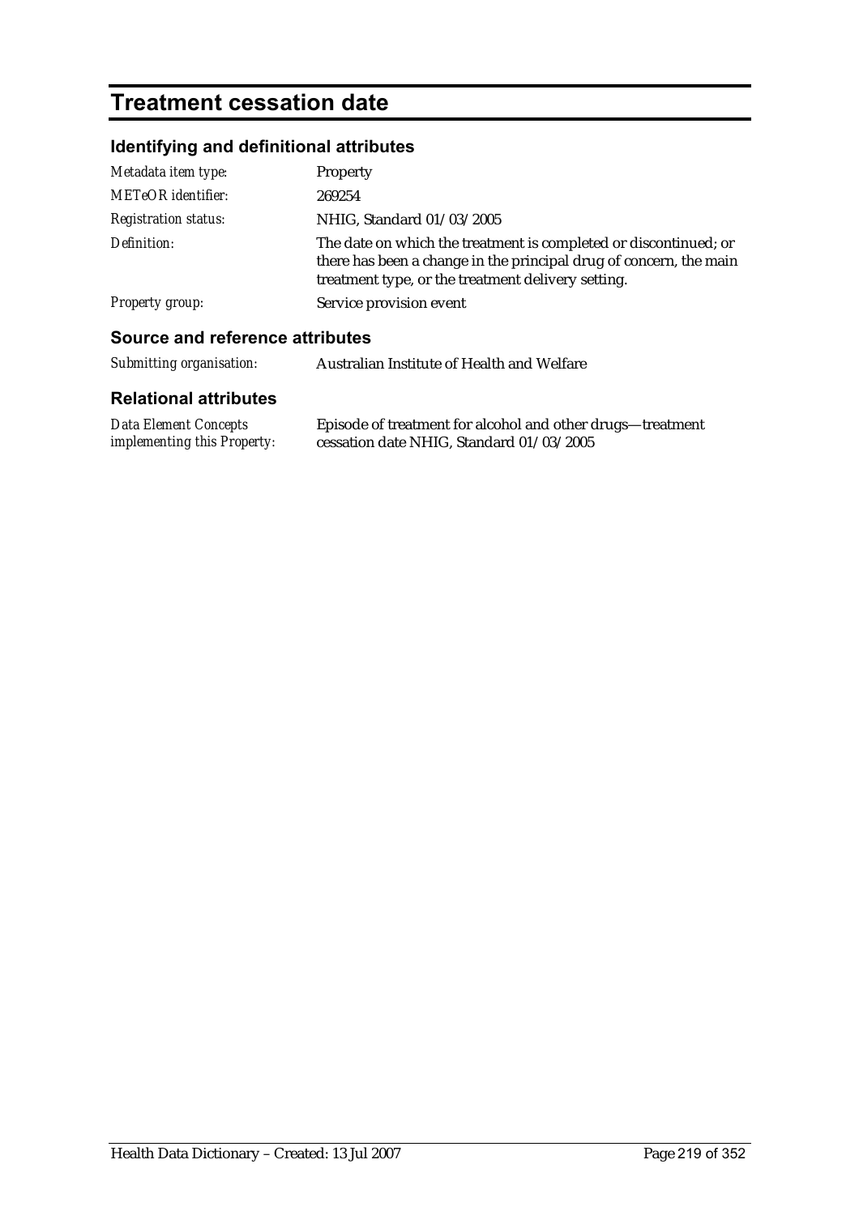# Treatment cessation date

## Identifying and definitional attributes

| | |
|---|---|
| *Metadata item type:* | Property |
| *METeOR identifier:* | 269254 |
| *Registration status:* | NHIG, Standard 01/03/2005 |
| *Definition:* | The date on which the treatment is completed or discontinued; or there has been a change in the principal drug of concern, the main treatment type, or the treatment delivery setting. |
| *Property group:* | Service provision event |

## Source and reference attributes

| | |
|---|---|
| *Submitting organisation:* | Australian Institute of Health and Welfare |

## Relational attributes

| | |
|---|---|
| *Data Element Concepts implementing this Property:* | Episode of treatment for alcohol and other drugs—treatment cessation date NHIG, Standard 01/03/2005 |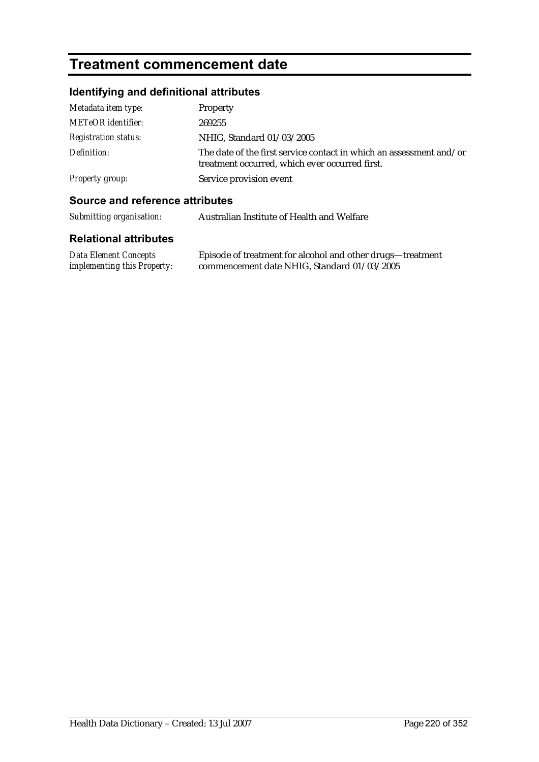# Treatment commencement date

## Identifying and definitional attributes

| | |
|---|---|
| *Metadata item type:* | Property |
| *METeOR identifier:* | 269255 |
| *Registration status:* | NHIG, Standard 01/03/2005 |
| *Definition:* | The date of the first service contact in which an assessment and/or treatment occurred, which ever occurred first. |
| *Property group:* | Service provision event |

## Source and reference attributes

| | |
|---|---|
| *Submitting organisation:* | Australian Institute of Health and Welfare |

## Relational attributes

| | |
|---|---|
| *Data Element Concepts implementing this Property:* | Episode of treatment for alcohol and other drugs—treatment commencement date NHIG, Standard 01/03/2005 |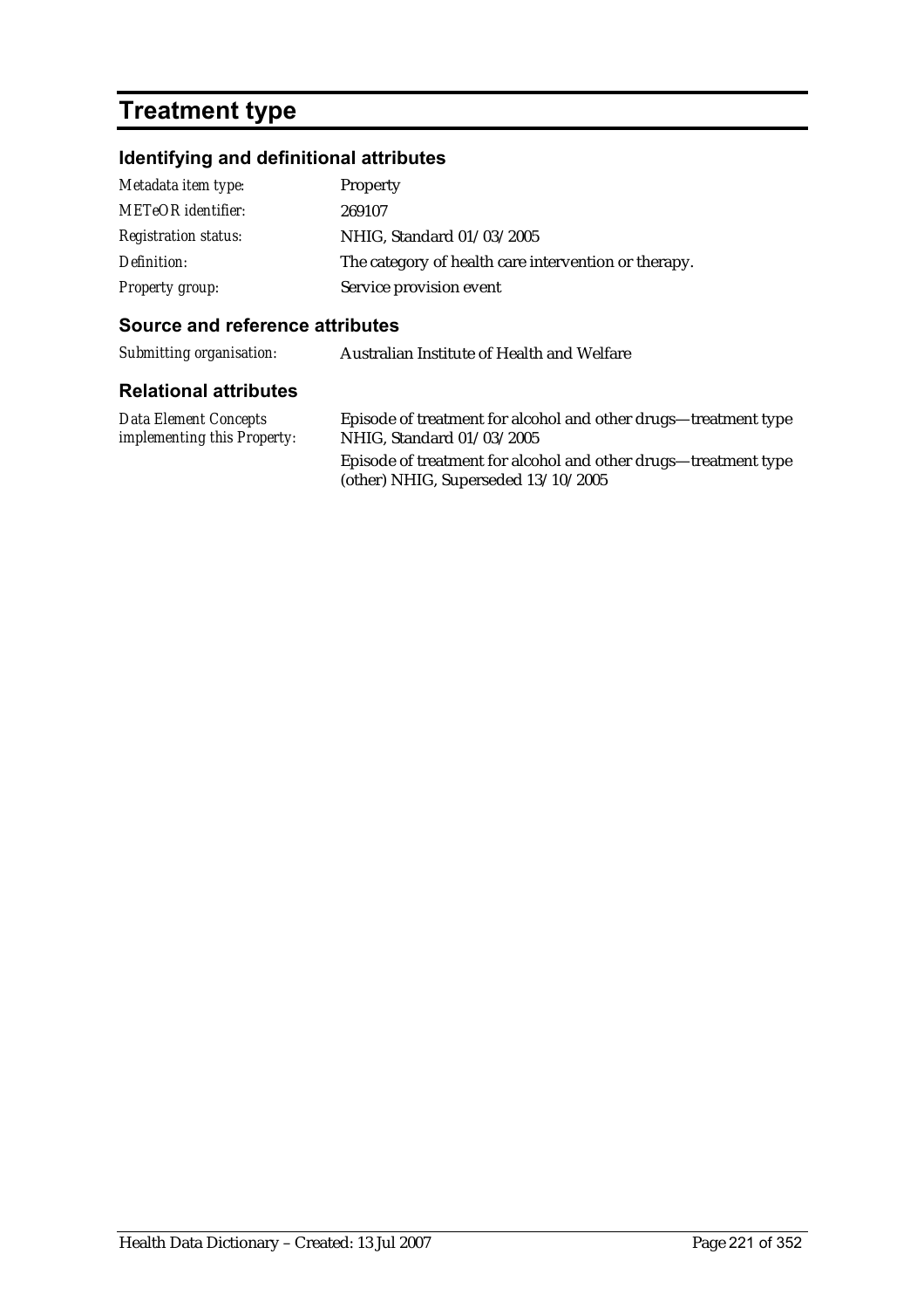# Treatment type

## Identifying and definitional attributes

| | |
|---|---|
| *Metadata item type:* | Property |
| *METeOR identifier:* | 269107 |
| *Registration status:* | NHIG, Standard 01/03/2005 |
| *Definition:* | The category of health care intervention or therapy. |
| *Property group:* | Service provision event |

## Source and reference attributes

| | |
|---|---|
| *Submitting organisation:* | Australian Institute of Health and Welfare |

## Relational attributes

| | |
|---|---|
| *Data Element Concepts implementing this Property:* | Episode of treatment for alcohol and other drugs—treatment type NHIG, Standard 01/03/2005<br>Episode of treatment for alcohol and other drugs—treatment type (other) NHIG, Superseded 13/10/2005 |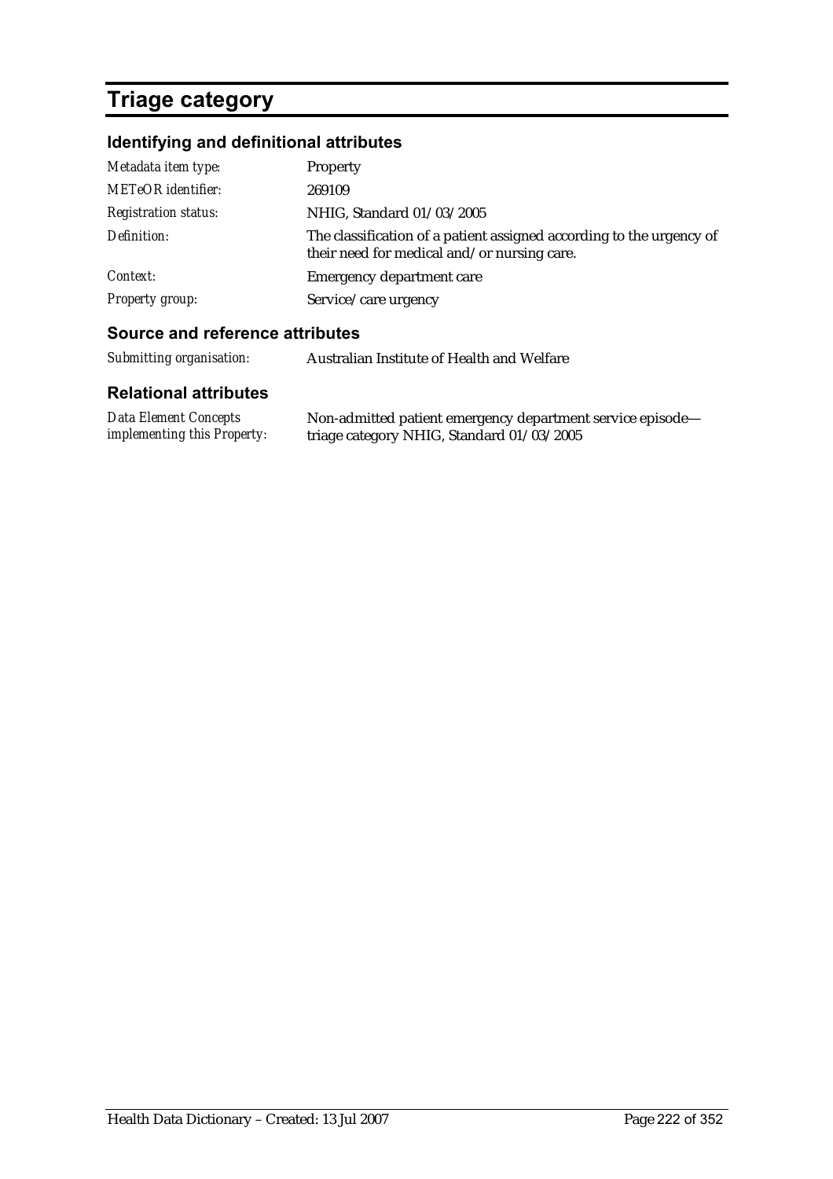# Triage category

## Identifying and definitional attributes

| | |
|---|---|
| *Metadata item type:* | Property |
| *METeOR identifier:* | 269109 |
| *Registration status:* | NHIG, Standard 01/03/2005 |
| *Definition:* | The classification of a patient assigned according to the urgency of their need for medical and/or nursing care. |
| *Context:* | Emergency department care |
| *Property group:* | Service/care urgency |

## Source and reference attributes

| | |
|---|---|
| *Submitting organisation:* | Australian Institute of Health and Welfare |

## Relational attributes

| | |
|---|---|
| *Data Element Concepts implementing this Property:* | Non-admitted patient emergency department service episode—triage category NHIG, Standard 01/03/2005 |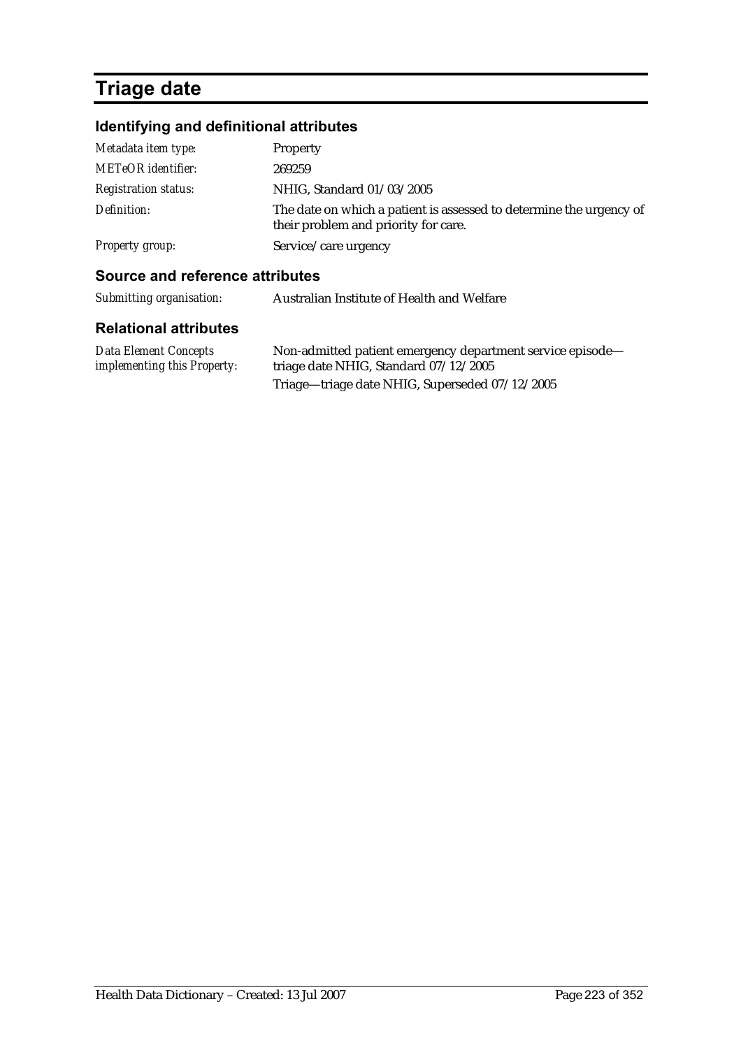# Triage date

## Identifying and definitional attributes

| | |
|---|---|
| *Metadata item type:* | Property |
| *METeOR identifier:* | 269259 |
| *Registration status:* | NHIG, Standard 01/03/2005 |
| *Definition:* | The date on which a patient is assessed to determine the urgency of their problem and priority for care. |
| *Property group:* | Service/care urgency |

## Source and reference attributes

| | |
|---|---|
| *Submitting organisation:* | Australian Institute of Health and Welfare |

## Relational attributes

| | |
|---|---|
| *Data Element Concepts implementing this Property:* | Non-admitted patient emergency department service episode—triage date NHIG, Standard 07/12/2005 |
| | Triage—triage date NHIG, Superseded 07/12/2005 |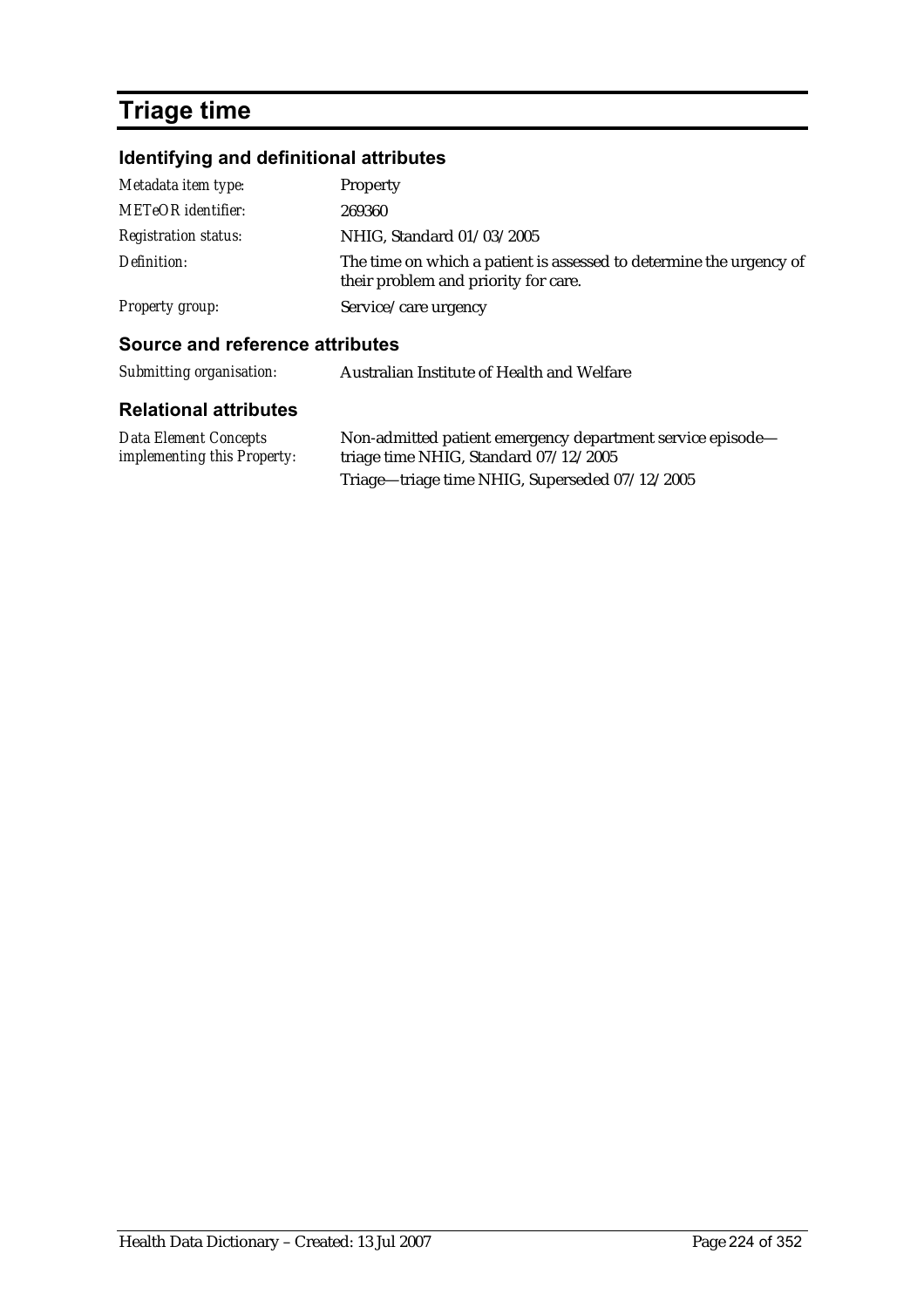# Triage time

## Identifying and definitional attributes

| | |
|---|---|
| *Metadata item type:* | Property |
| *METeOR identifier:* | 269360 |
| *Registration status:* | NHIG, Standard 01/03/2005 |
| *Definition:* | The time on which a patient is assessed to determine the urgency of their problem and priority for care. |
| *Property group:* | Service/care urgency |

## Source and reference attributes

| | |
|---|---|
| *Submitting organisation:* | Australian Institute of Health and Welfare |

## Relational attributes

| | |
|---|---|
| *Data Element Concepts implementing this Property:* | Non-admitted patient emergency department service episode—triage time NHIG, Standard 07/12/2005 |
| | Triage—triage time NHIG, Superseded 07/12/2005 |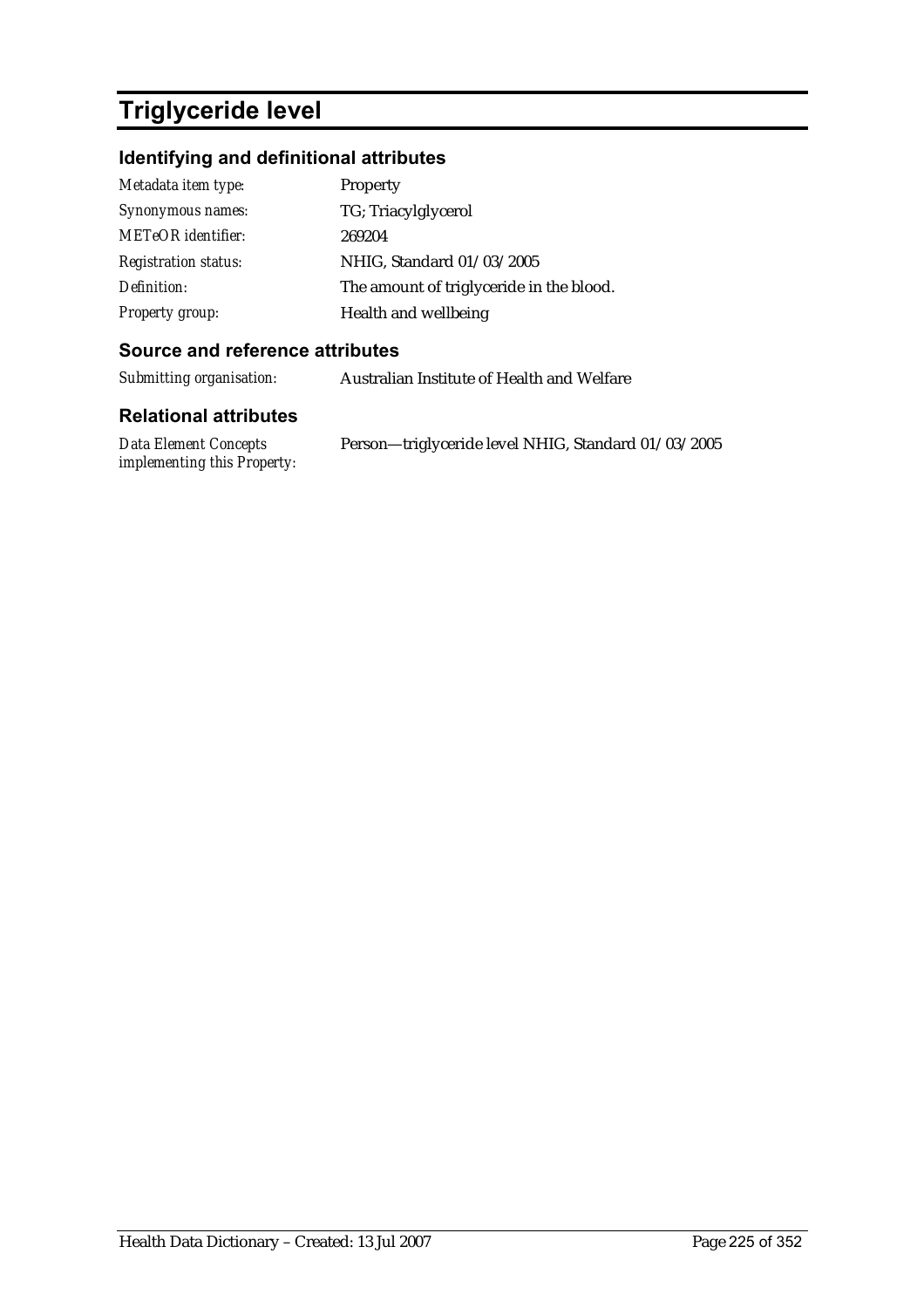# Triglyceride level

## Identifying and definitional attributes

| | |
|---|---|
| *Metadata item type:* | Property |
| *Synonymous names:* | TG; Triacylglycerol |
| *METeOR identifier:* | 269204 |
| *Registration status:* | NHIG, Standard 01/03/2005 |
| *Definition:* | The amount of triglyceride in the blood. |
| *Property group:* | Health and wellbeing |

## Source and reference attributes

| | |
|---|---|
| *Submitting organisation:* | Australian Institute of Health and Welfare |

## Relational attributes

| | |
|---|---|
| *Data Element Concepts implementing this Property:* | Person—triglyceride level NHIG, Standard 01/03/2005 |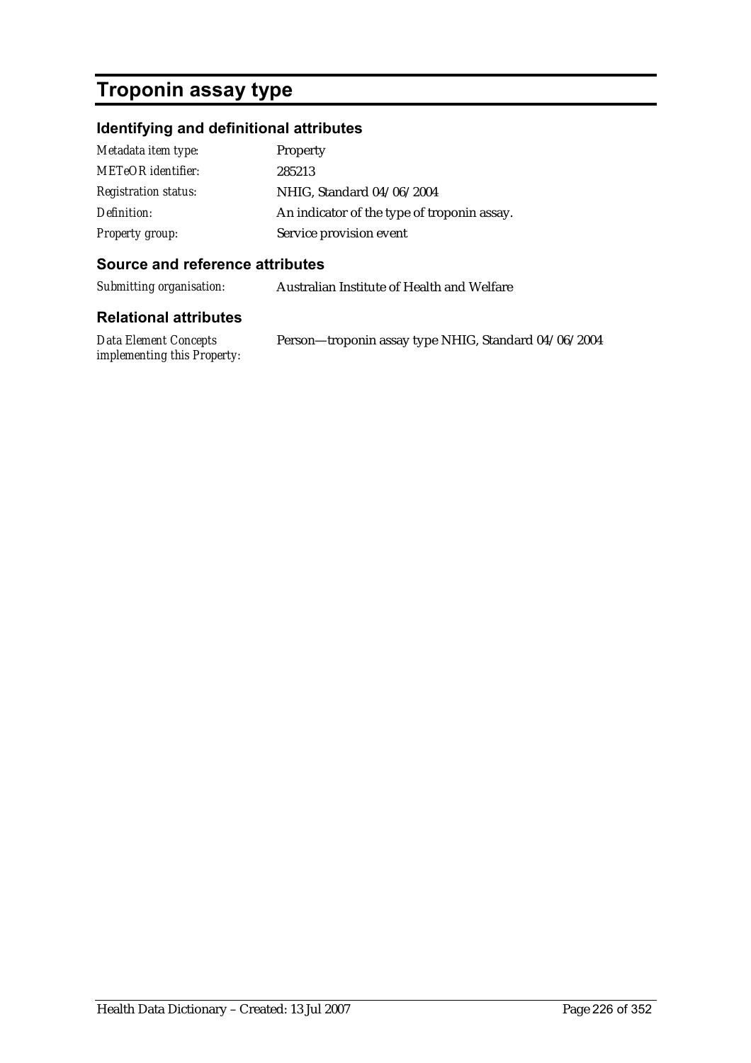# Troponin assay type

## Identifying and definitional attributes

| | |
|---|---|
| *Metadata item type:* | Property |
| *METeOR identifier:* | 285213 |
| *Registration status:* | NHIG, Standard 04/06/2004 |
| *Definition:* | An indicator of the type of troponin assay. |
| *Property group:* | Service provision event |

## Source and reference attributes

| | |
|---|---|
| *Submitting organisation:* | Australian Institute of Health and Welfare |

## Relational attributes

| | |
|---|---|
| *Data Element Concepts implementing this Property:* | Person—troponin assay type NHIG, Standard 04/06/2004 |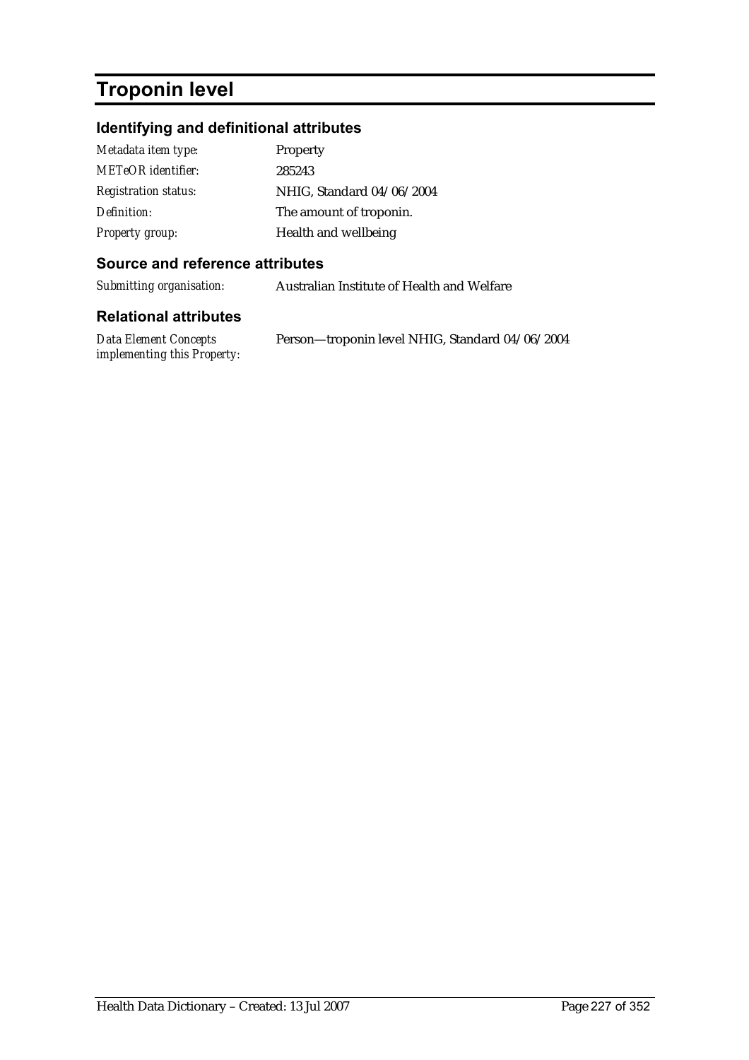# Troponin level

## Identifying and definitional attributes

| | |
|---|---|
| *Metadata item type:* | Property |
| *METeOR identifier:* | 285243 |
| *Registration status:* | NHIG, Standard 04/06/2004 |
| *Definition:* | The amount of troponin. |
| *Property group:* | Health and wellbeing |

## Source and reference attributes

| | |
|---|---|
| *Submitting organisation:* | Australian Institute of Health and Welfare |

## Relational attributes

| | |
|---|---|
| *Data Element Concepts implementing this Property:* | Person—troponin level NHIG, Standard 04/06/2004 |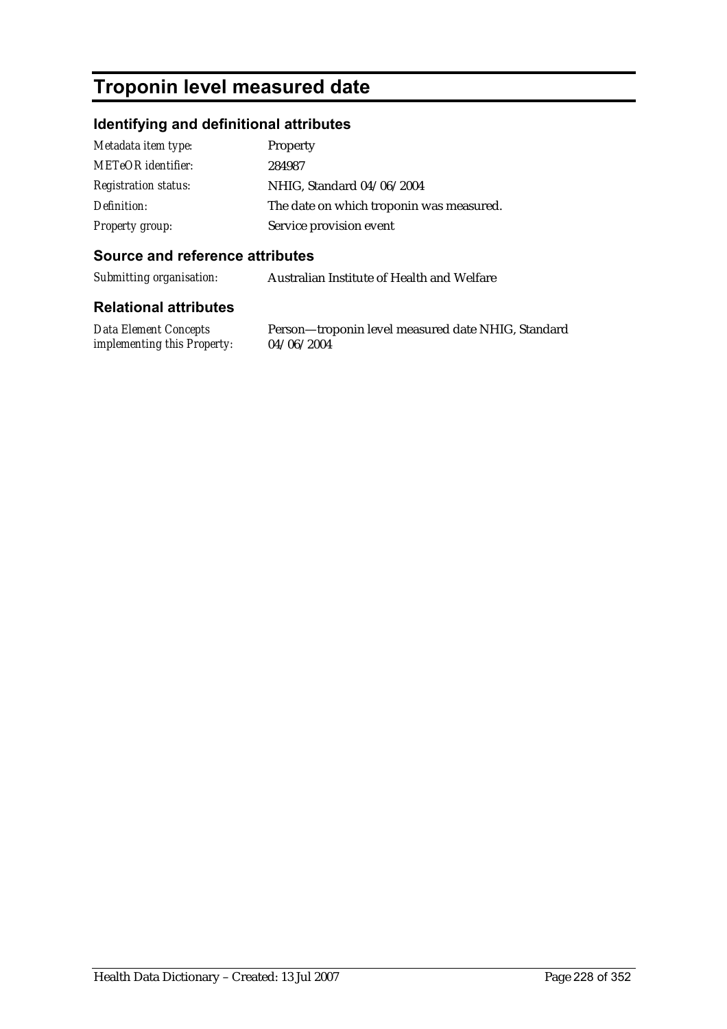# Troponin level measured date

## Identifying and definitional attributes

| | |
|---|---|
| *Metadata item type:* | Property |
| *METeOR identifier:* | 284987 |
| *Registration status:* | NHIG, Standard 04/06/2004 |
| *Definition:* | The date on which troponin was measured. |
| *Property group:* | Service provision event |

## Source and reference attributes

| | |
|---|---|
| *Submitting organisation:* | Australian Institute of Health and Welfare |

## Relational attributes

| | |
|---|---|
| *Data Element Concepts implementing this Property:* | Person—troponin level measured date NHIG, Standard 04/06/2004 |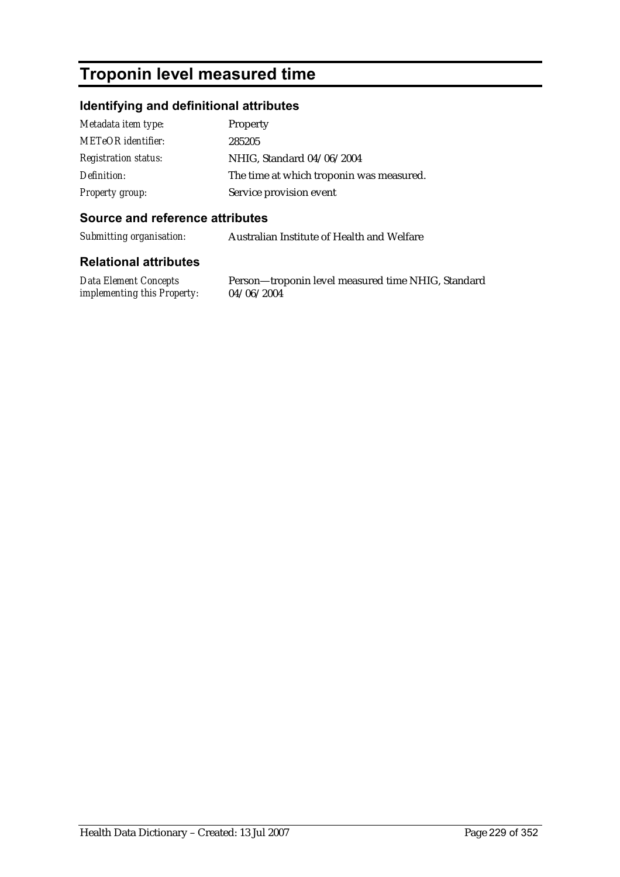# Troponin level measured time

## Identifying and definitional attributes

| | |
|---|---|
| *Metadata item type:* | Property |
| *METeOR identifier:* | 285205 |
| *Registration status:* | NHIG, Standard 04/06/2004 |
| *Definition:* | The time at which troponin was measured. |
| *Property group:* | Service provision event |

## Source and reference attributes

| | |
|---|---|
| *Submitting organisation:* | Australian Institute of Health and Welfare |

## Relational attributes

| | |
|---|---|
| *Data Element Concepts implementing this Property:* | Person—troponin level measured time NHIG, Standard 04/06/2004 |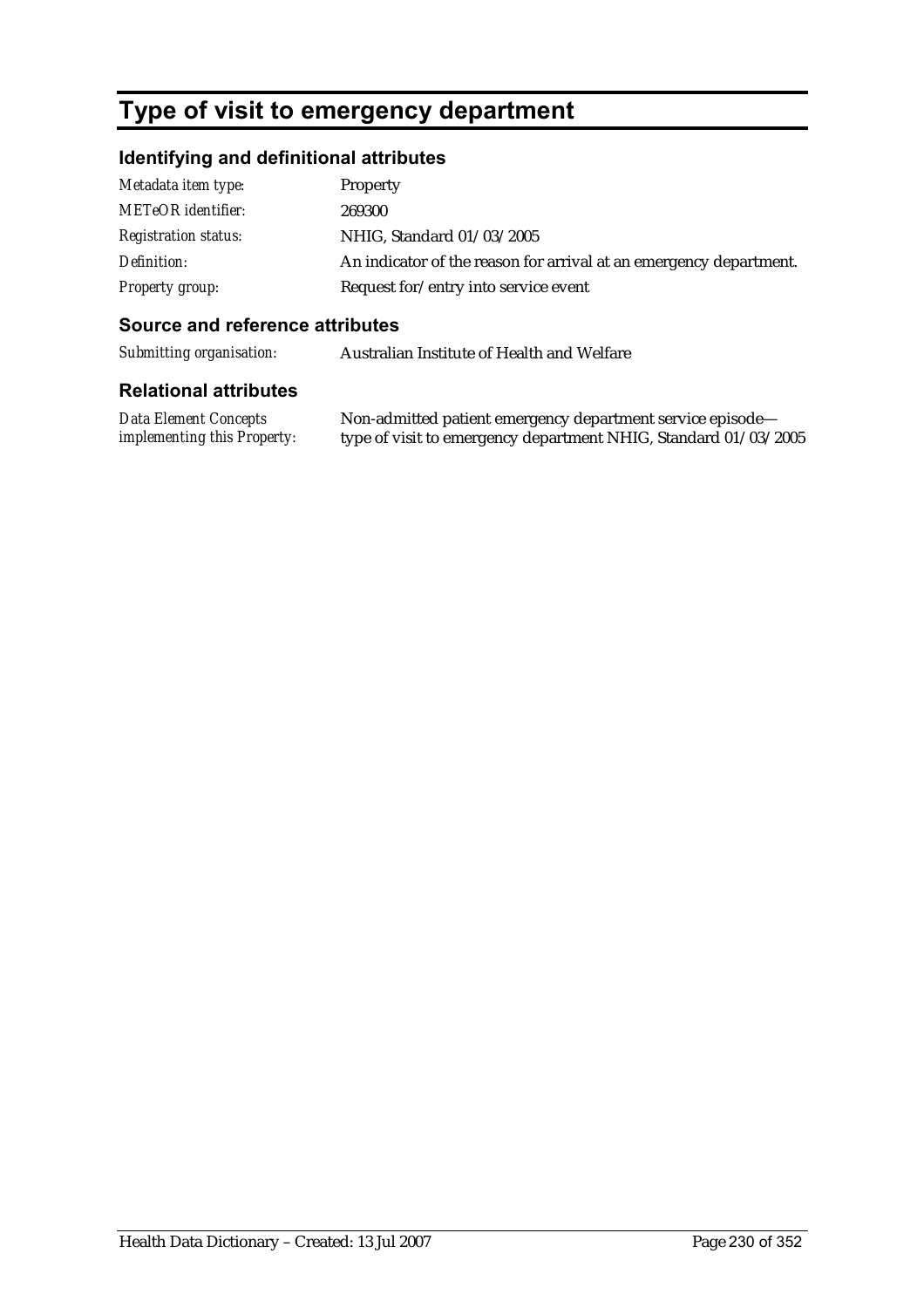# Type of visit to emergency department

## Identifying and definitional attributes

| | |
|---|---|
| *Metadata item type:* | Property |
| *METeOR identifier:* | 269300 |
| *Registration status:* | NHIG, Standard 01/03/2005 |
| *Definition:* | An indicator of the reason for arrival at an emergency department. |
| *Property group:* | Request for/entry into service event |

## Source and reference attributes

| | |
|---|---|
| *Submitting organisation:* | Australian Institute of Health and Welfare |

## Relational attributes

| | |
|---|---|
| *Data Element Concepts implementing this Property:* | Non-admitted patient emergency department service episode—type of visit to emergency department NHIG, Standard 01/03/2005 |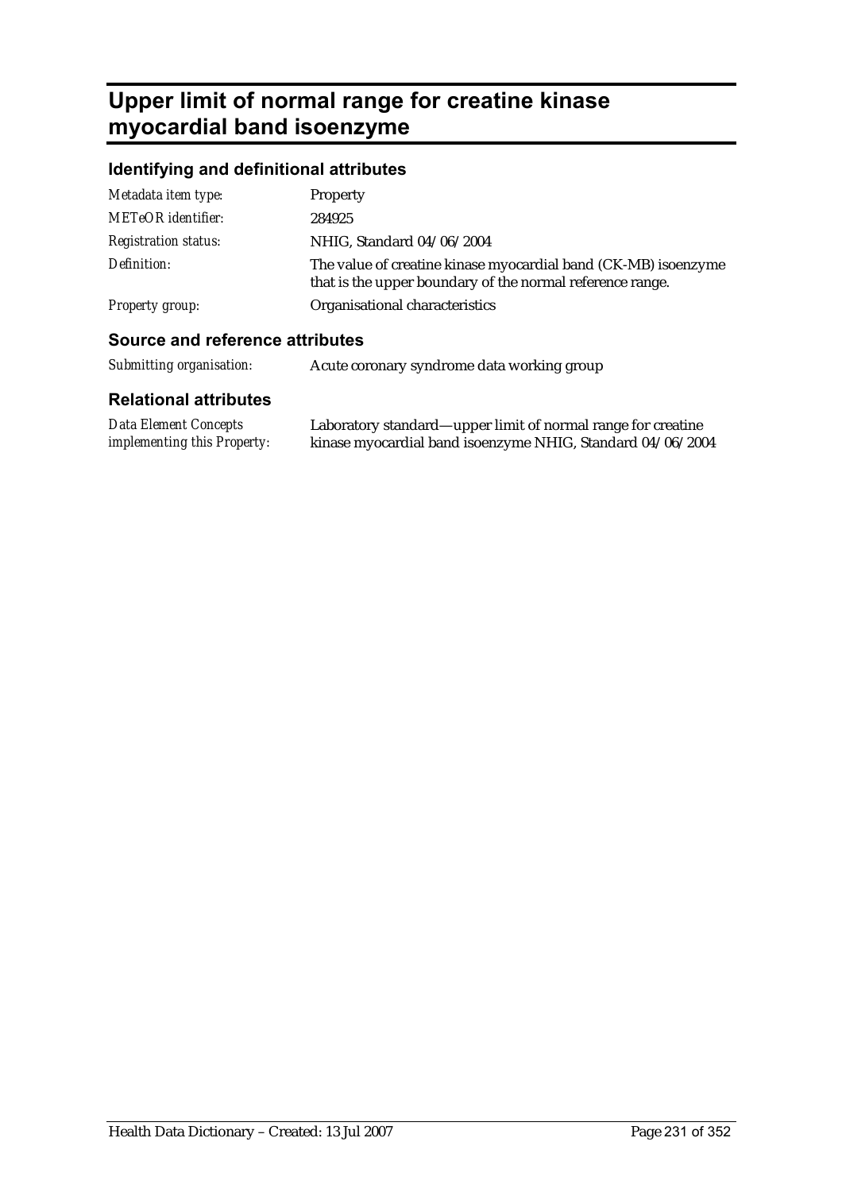# Upper limit of normal range for creatine kinase myocardial band isoenzyme

## Identifying and definitional attributes

| | |
|---|---|
| *Metadata item type:* | Property |
| *METeOR identifier:* | 284925 |
| *Registration status:* | NHIG, Standard 04/06/2004 |
| *Definition:* | The value of creatine kinase myocardial band (CK-MB) isoenzyme that is the upper boundary of the normal reference range. |
| *Property group:* | Organisational characteristics |

## Source and reference attributes

| | |
|---|---|
| *Submitting organisation:* | Acute coronary syndrome data working group |

## Relational attributes

| | |
|---|---|
| *Data Element Concepts implementing this Property:* | Laboratory standard—upper limit of normal range for creatine kinase myocardial band isoenzyme NHIG, Standard 04/06/2004 |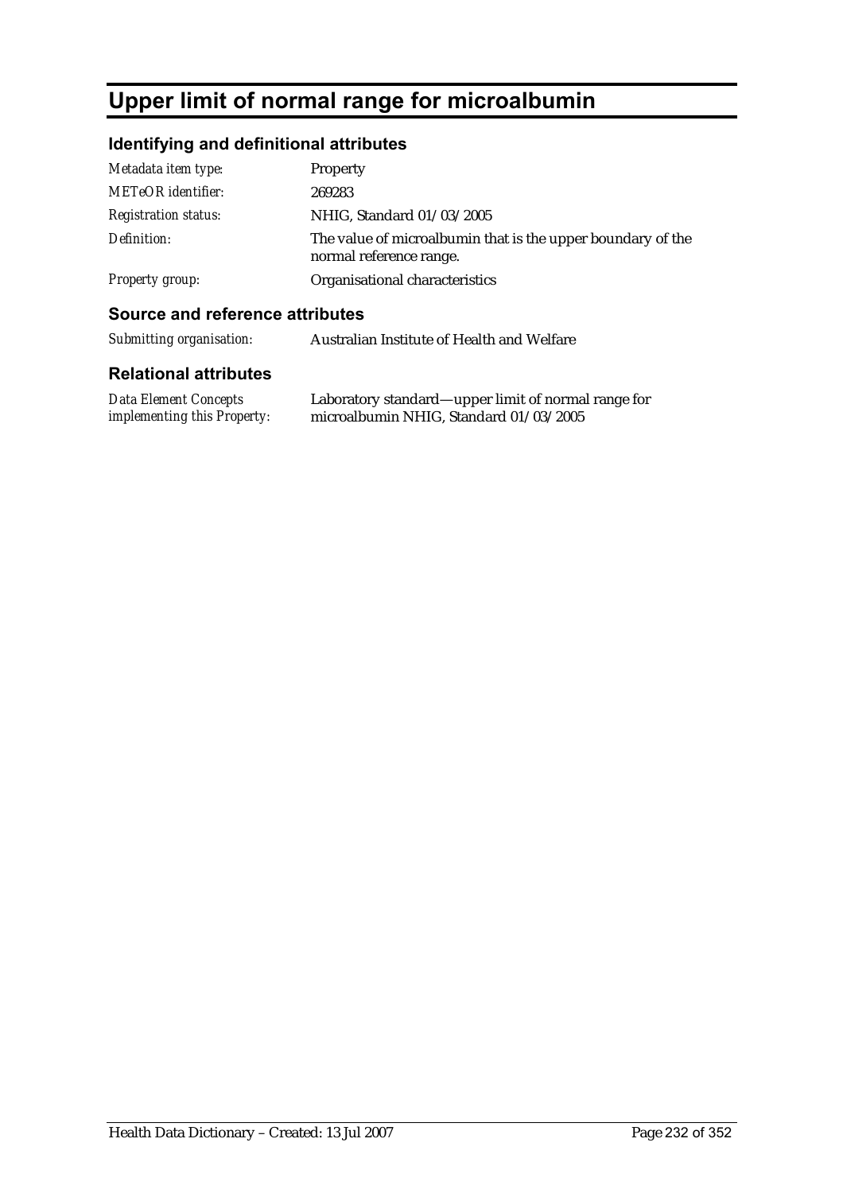# Upper limit of normal range for microalbumin

## Identifying and definitional attributes

| | |
|---|---|
| *Metadata item type:* | Property |
| *METeOR identifier:* | 269283 |
| *Registration status:* | NHIG, Standard 01/03/2005 |
| *Definition:* | The value of microalbumin that is the upper boundary of the normal reference range. |
| *Property group:* | Organisational characteristics |

## Source and reference attributes

| | |
|---|---|
| *Submitting organisation:* | Australian Institute of Health and Welfare |

## Relational attributes

| | |
|---|---|
| *Data Element Concepts implementing this Property:* | Laboratory standard—upper limit of normal range for microalbumin NHIG, Standard 01/03/2005 |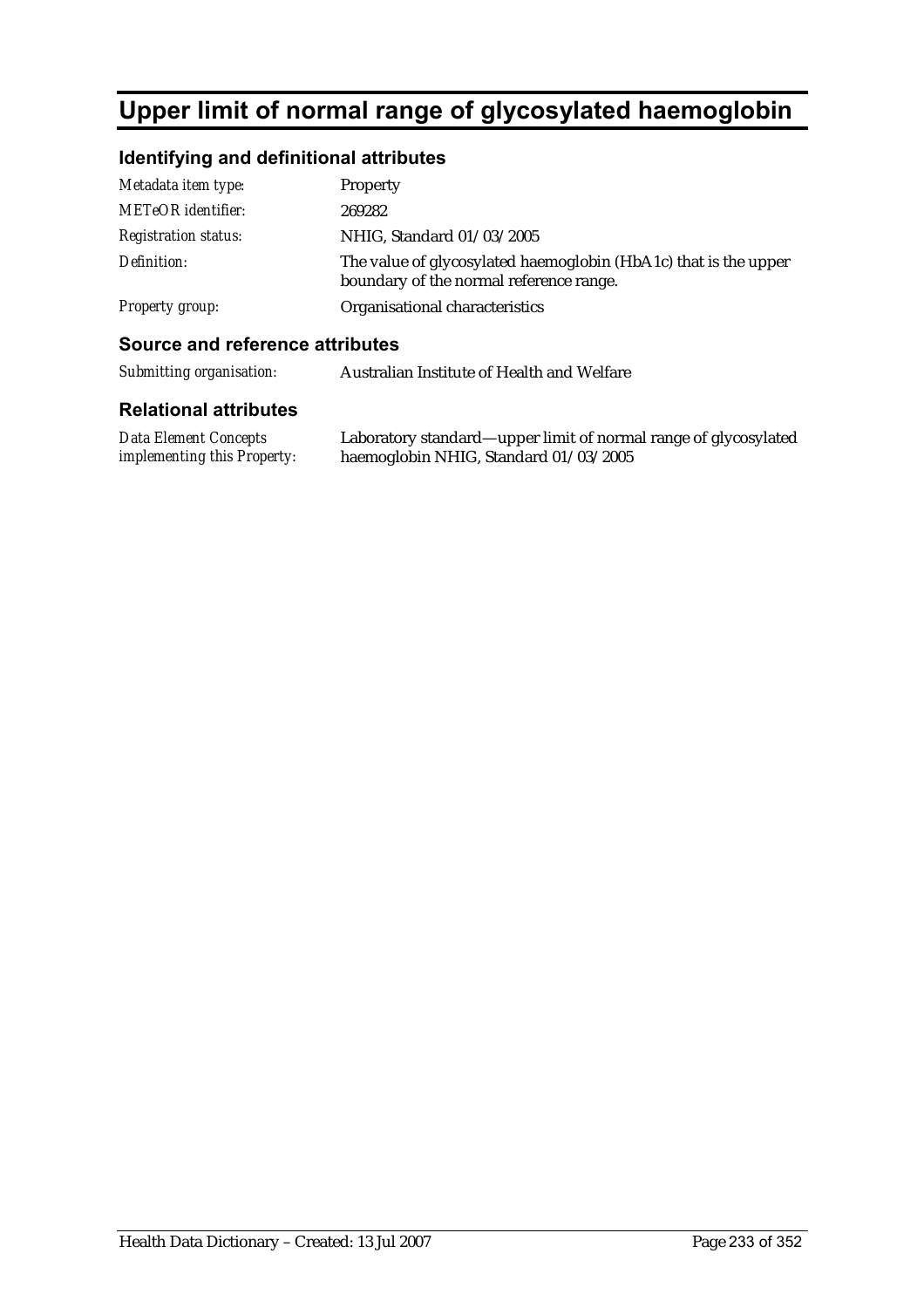# Upper limit of normal range of glycosylated haemoglobin

## Identifying and definitional attributes

| | |
|---|---|
| *Metadata item type:* | Property |
| *METeOR identifier:* | 269282 |
| *Registration status:* | NHIG, Standard 01/03/2005 |
| *Definition:* | The value of glycosylated haemoglobin (HbA1c) that is the upper boundary of the normal reference range. |
| *Property group:* | Organisational characteristics |

## Source and reference attributes

| | |
|---|---|
| *Submitting organisation:* | Australian Institute of Health and Welfare |

## Relational attributes

| | |
|---|---|
| *Data Element Concepts implementing this Property:* | Laboratory standard—upper limit of normal range of glycosylated haemoglobin NHIG, Standard 01/03/2005 |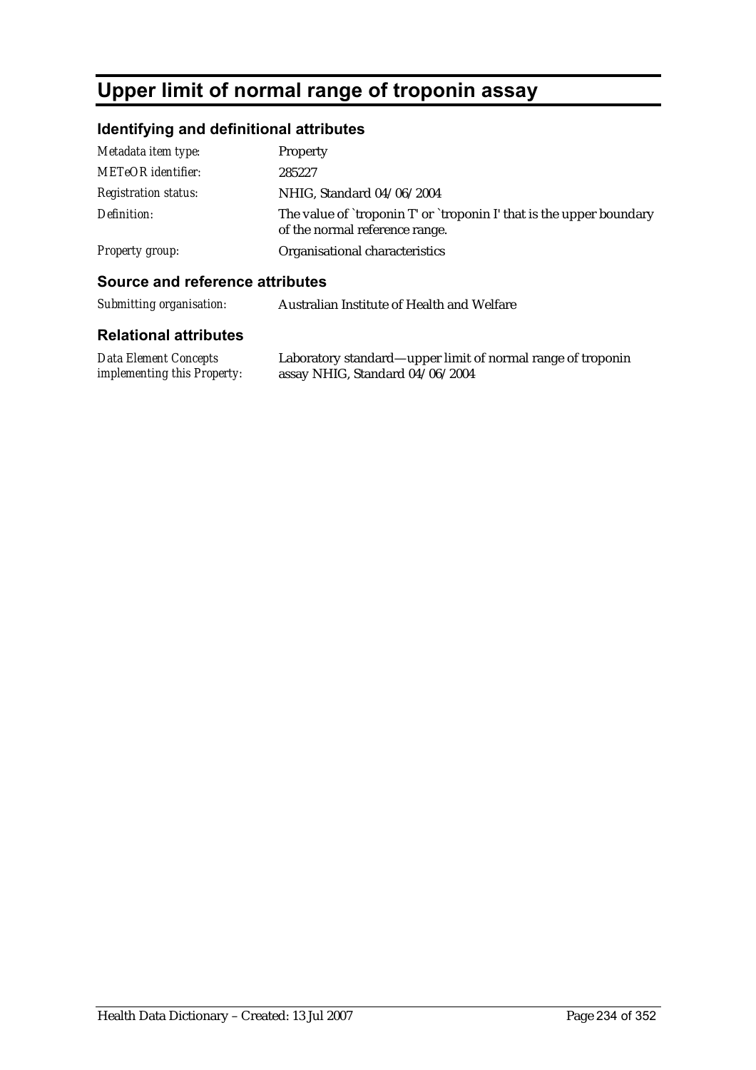# Upper limit of normal range of troponin assay

## Identifying and definitional attributes

| | |
|---|---|
| *Metadata item type:* | Property |
| *METeOR identifier:* | 285227 |
| *Registration status:* | NHIG, Standard 04/06/2004 |
| *Definition:* | The value of `troponin T' or `troponin I' that is the upper boundary of the normal reference range. |
| *Property group:* | Organisational characteristics |

## Source and reference attributes

| | |
|---|---|
| *Submitting organisation:* | Australian Institute of Health and Welfare |

## Relational attributes

| | |
|---|---|
| *Data Element Concepts implementing this Property:* | Laboratory standard—upper limit of normal range of troponin assay NHIG, Standard 04/06/2004 |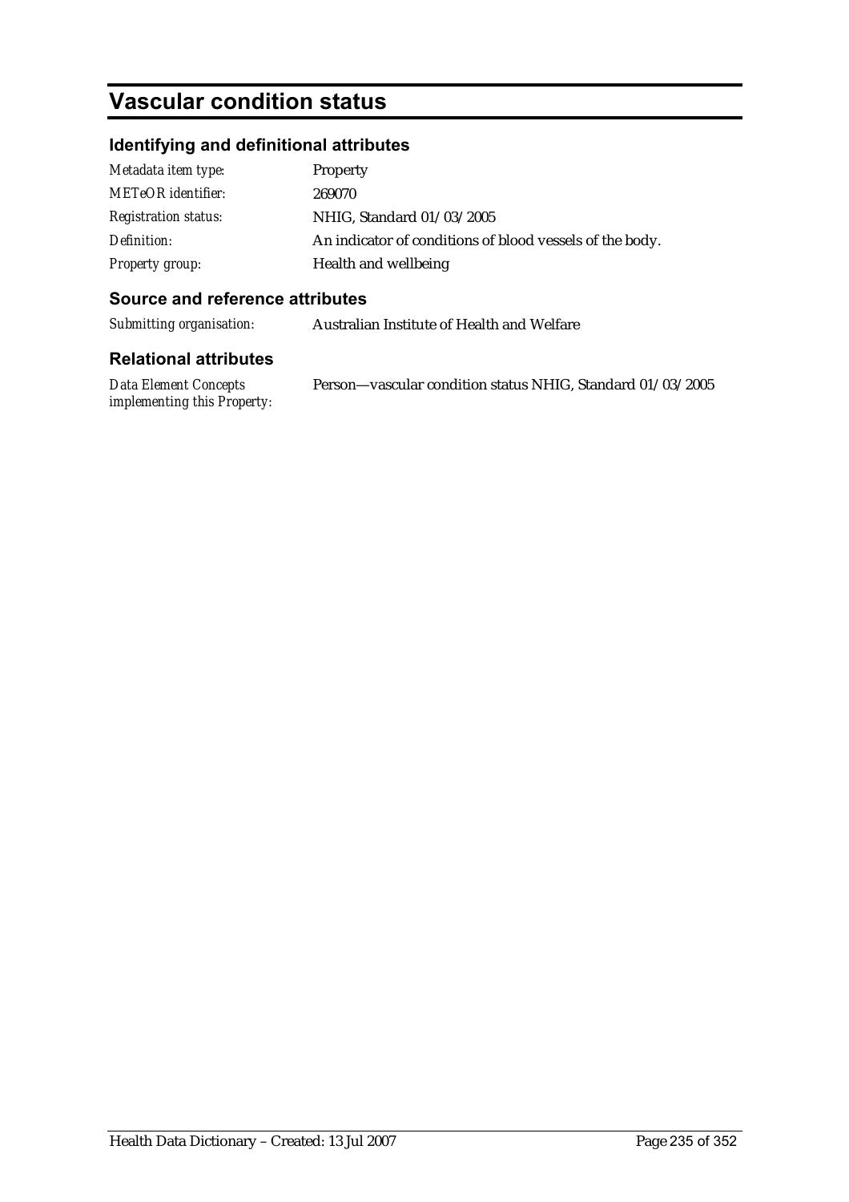# Vascular condition status

## Identifying and definitional attributes

| | |
|---|---|
| *Metadata item type:* | Property |
| *METeOR identifier:* | 269070 |
| *Registration status:* | NHIG, Standard 01/03/2005 |
| *Definition:* | An indicator of conditions of blood vessels of the body. |
| *Property group:* | Health and wellbeing |

## Source and reference attributes

| | |
|---|---|
| *Submitting organisation:* | Australian Institute of Health and Welfare |

## Relational attributes

| | |
|---|---|
| *Data Element Concepts implementing this Property:* | Person—vascular condition status NHIG, Standard 01/03/2005 |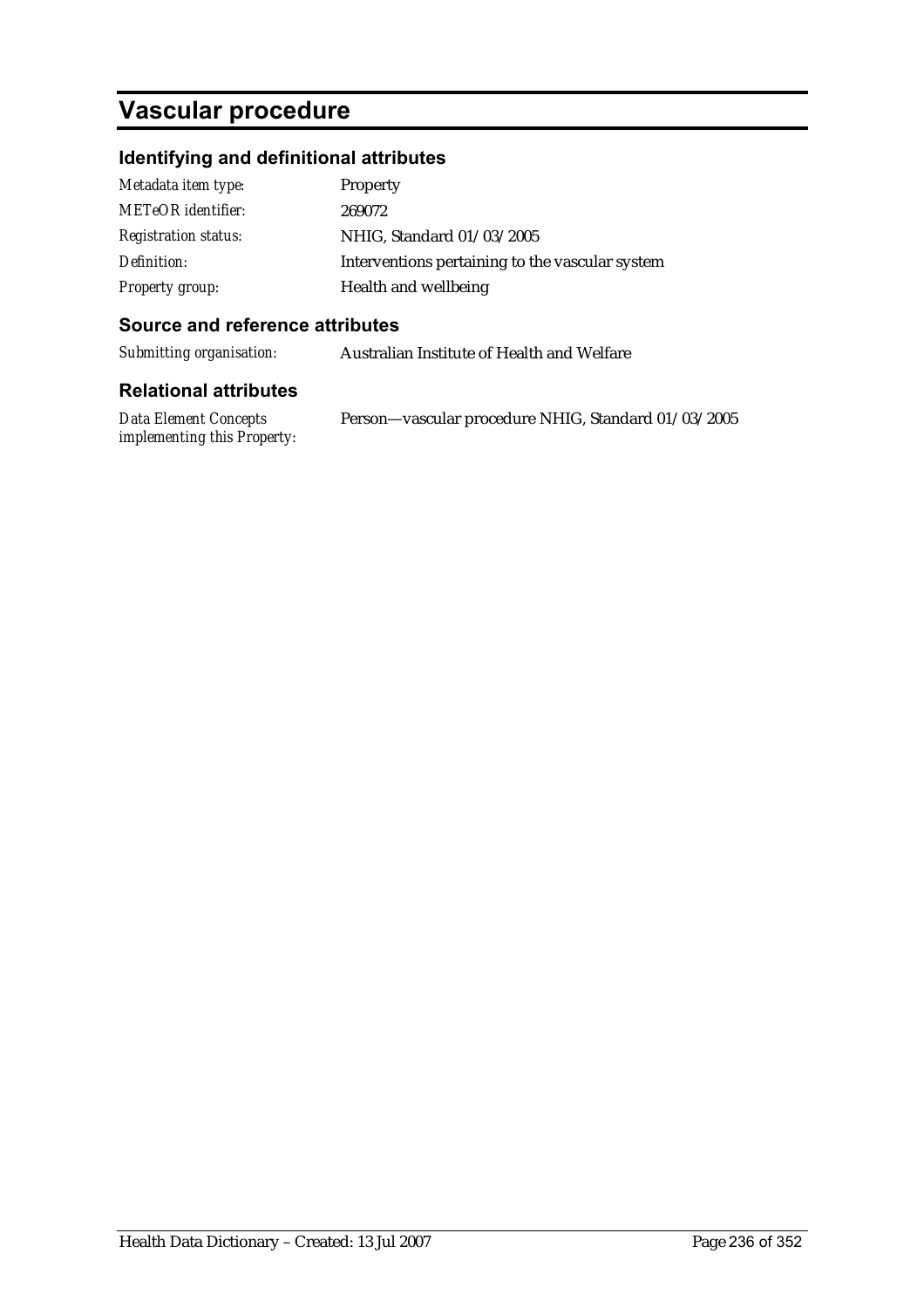# Vascular procedure

## Identifying and definitional attributes

| | |
|---|---|
| *Metadata item type:* | Property |
| *METeOR identifier:* | 269072 |
| *Registration status:* | NHIG, Standard 01/03/2005 |
| *Definition:* | Interventions pertaining to the vascular system |
| *Property group:* | Health and wellbeing |

## Source and reference attributes

| | |
|---|---|
| *Submitting organisation:* | Australian Institute of Health and Welfare |

## Relational attributes

| | |
|---|---|
| *Data Element Concepts implementing this Property:* | Person—vascular procedure NHIG, Standard 01/03/2005 |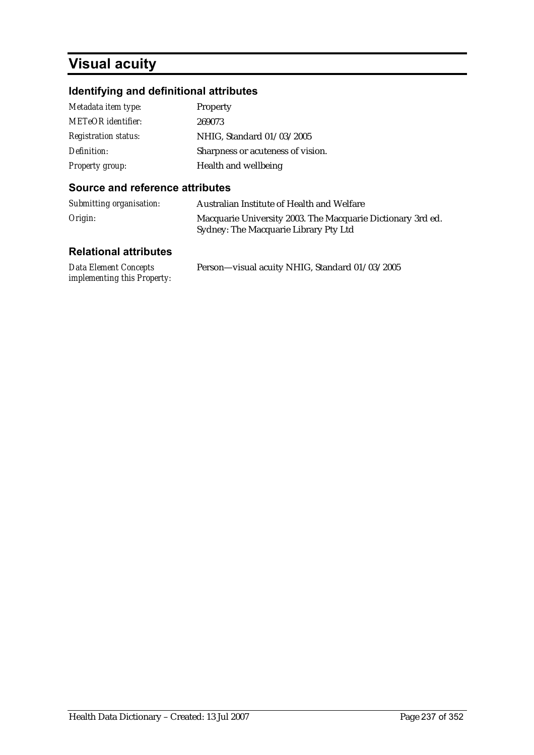# Visual acuity

## Identifying and definitional attributes

| | |
|---|---|
| *Metadata item type:* | Property |
| *METeOR identifier:* | 269073 |
| *Registration status:* | NHIG, Standard 01/03/2005 |
| *Definition:* | Sharpness or acuteness of vision. |
| *Property group:* | Health and wellbeing |

## Source and reference attributes

| | |
|---|---|
| *Submitting organisation:* | Australian Institute of Health and Welfare |
| *Origin:* | Macquarie University 2003. The Macquarie Dictionary 3rd ed. Sydney: The Macquarie Library Pty Ltd |

## Relational attributes

| | |
|---|---|
| *Data Element Concepts implementing this Property:* | Person—visual acuity NHIG, Standard 01/03/2005 |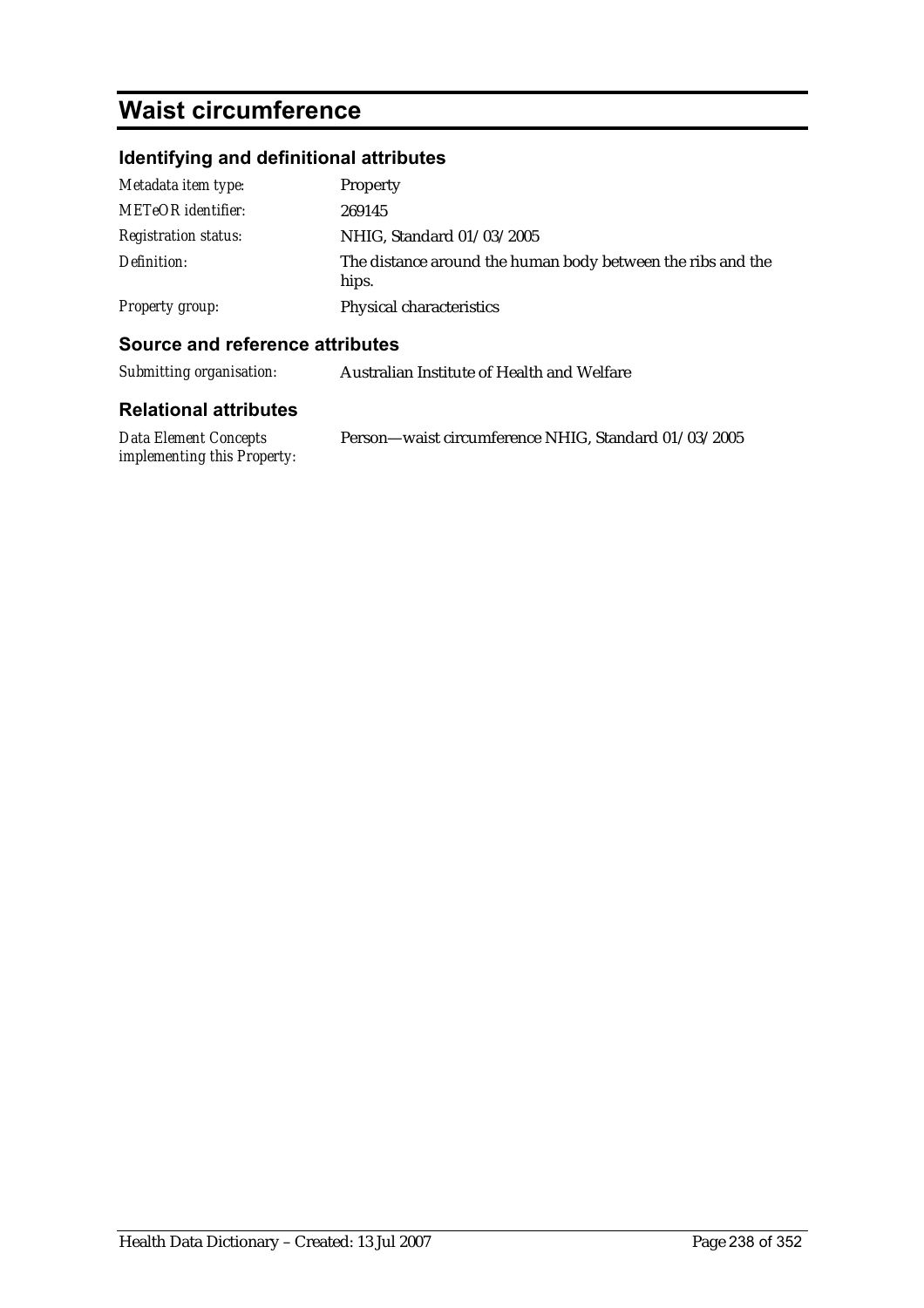# Waist circumference

## Identifying and definitional attributes

| | |
|---|---|
| *Metadata item type:* | Property |
| *METeOR identifier:* | 269145 |
| *Registration status:* | NHIG, Standard 01/03/2005 |
| *Definition:* | The distance around the human body between the ribs and the hips. |
| *Property group:* | Physical characteristics |

## Source and reference attributes

| | |
|---|---|
| *Submitting organisation:* | Australian Institute of Health and Welfare |

## Relational attributes

| | |
|---|---|
| *Data Element Concepts implementing this Property:* | Person—waist circumference NHIG, Standard 01/03/2005 |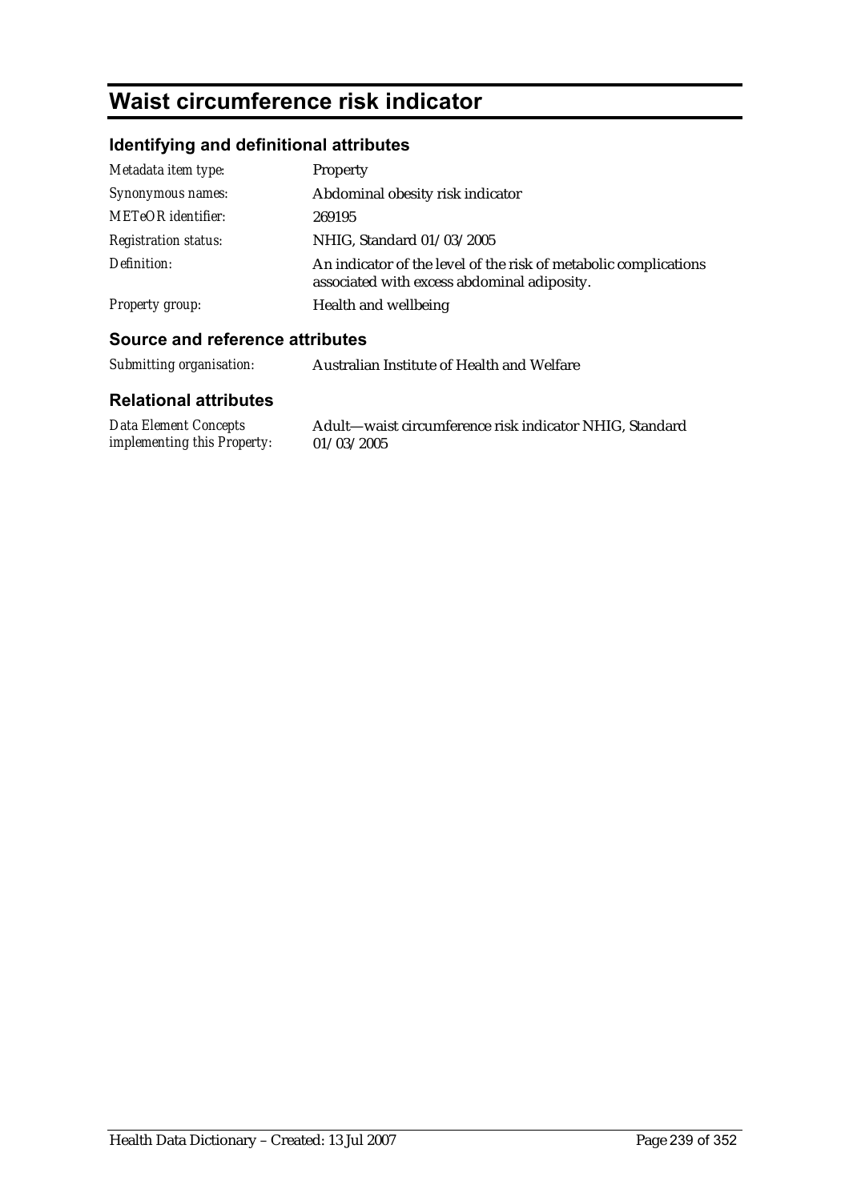# Waist circumference risk indicator

## Identifying and definitional attributes

| | |
|---|---|
| *Metadata item type:* | Property |
| *Synonymous names:* | Abdominal obesity risk indicator |
| *METeOR identifier:* | 269195 |
| *Registration status:* | NHIG, Standard 01/03/2005 |
| *Definition:* | An indicator of the level of the risk of metabolic complications associated with excess abdominal adiposity. |
| *Property group:* | Health and wellbeing |

## Source and reference attributes

| | |
|---|---|
| *Submitting organisation:* | Australian Institute of Health and Welfare |

## Relational attributes

| | |
|---|---|
| *Data Element Concepts implementing this Property:* | Adult—waist circumference risk indicator NHIG, Standard 01/03/2005 |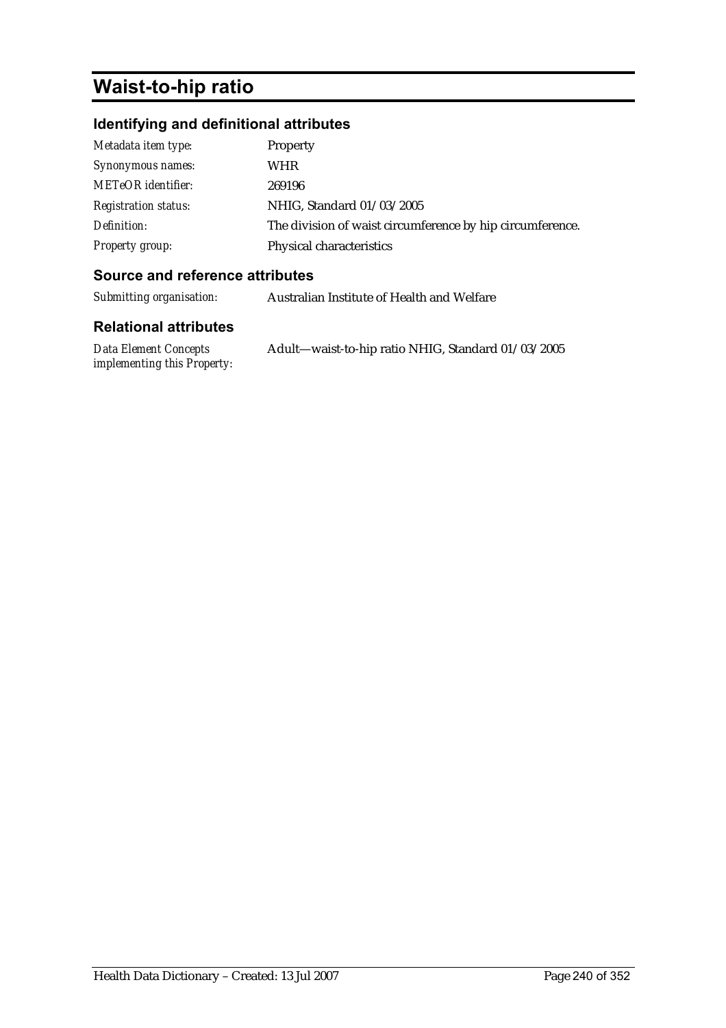# Waist-to-hip ratio

## Identifying and definitional attributes

| | |
|---|---|
| *Metadata item type:* | Property |
| *Synonymous names:* | WHR |
| *METeOR identifier:* | 269196 |
| *Registration status:* | NHIG, Standard 01/03/2005 |
| *Definition:* | The division of waist circumference by hip circumference. |
| *Property group:* | Physical characteristics |

## Source and reference attributes

| | |
|---|---|
| *Submitting organisation:* | Australian Institute of Health and Welfare |

## Relational attributes

| | |
|---|---|
| *Data Element Concepts implementing this Property:* | Adult—waist-to-hip ratio NHIG, Standard 01/03/2005 |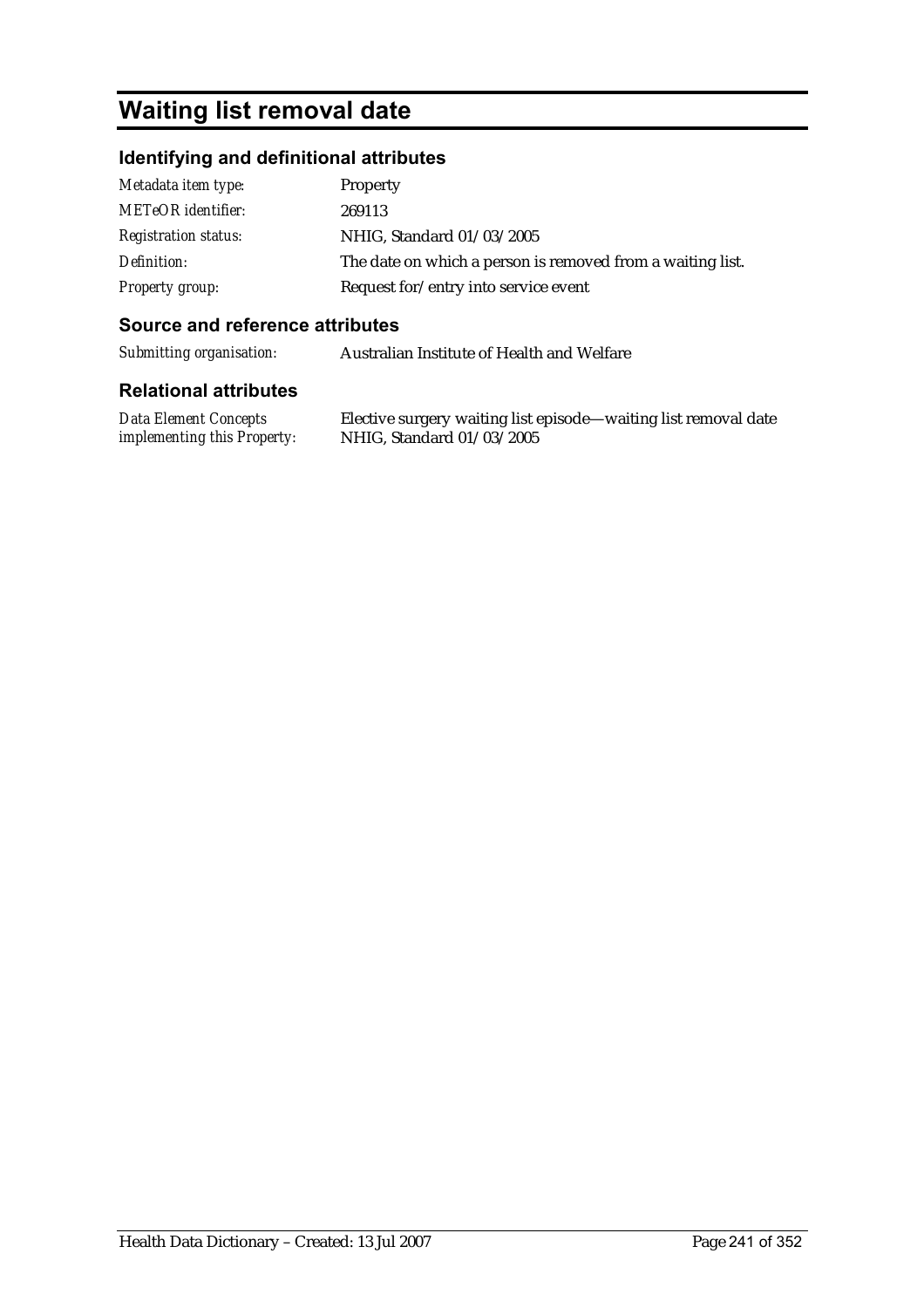# Waiting list removal date

## Identifying and definitional attributes

| | |
|---|---|
| *Metadata item type:* | Property |
| *METeOR identifier:* | 269113 |
| *Registration status:* | NHIG, Standard 01/03/2005 |
| *Definition:* | The date on which a person is removed from a waiting list. |
| *Property group:* | Request for/entry into service event |

## Source and reference attributes

| | |
|---|---|
| *Submitting organisation:* | Australian Institute of Health and Welfare |

## Relational attributes

| | |
|---|---|
| *Data Element Concepts implementing this Property:* | Elective surgery waiting list episode—waiting list removal date NHIG, Standard 01/03/2005 |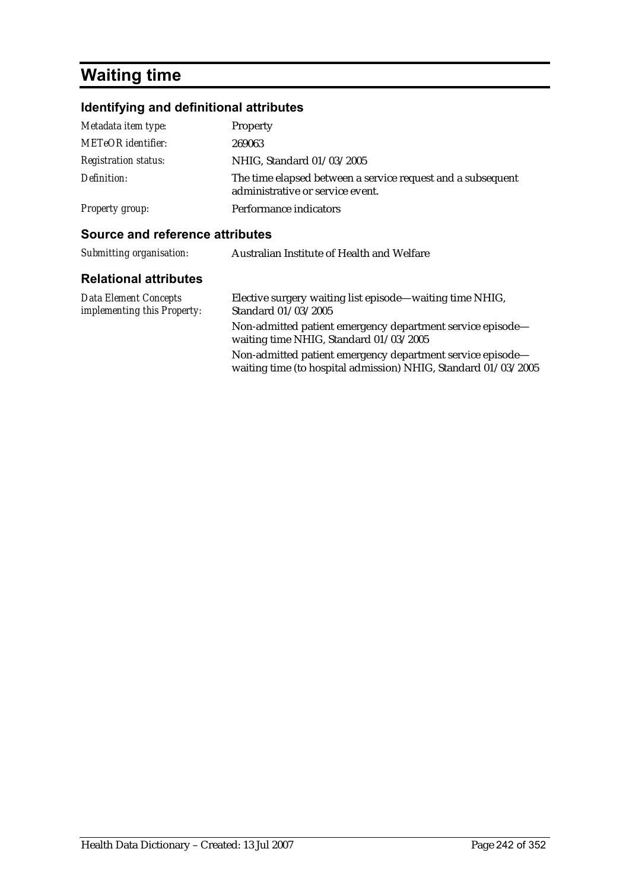# Waiting time

## Identifying and definitional attributes

| | |
|---|---|
| *Metadata item type:* | Property |
| *METeOR identifier:* | 269063 |
| *Registration status:* | NHIG, Standard 01/03/2005 |
| *Definition:* | The time elapsed between a service request and a subsequent administrative or service event. |
| *Property group:* | Performance indicators |

## Source and reference attributes

| | |
|---|---|
| *Submitting organisation:* | Australian Institute of Health and Welfare |

## Relational attributes

| | |
|---|---|
| *Data Element Concepts implementing this Property:* | Elective surgery waiting list episode—waiting time NHIG, Standard 01/03/2005 |
| | Non-admitted patient emergency department service episode—waiting time NHIG, Standard 01/03/2005 |
| | Non-admitted patient emergency department service episode—waiting time (to hospital admission) NHIG, Standard 01/03/2005 |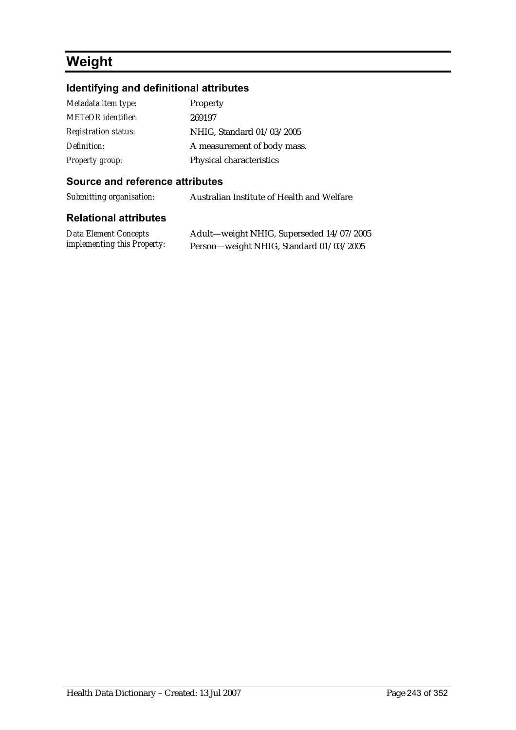# Weight

## Identifying and definitional attributes

| | |
|---|---|
| *Metadata item type:* | Property |
| *METeOR identifier:* | 269197 |
| *Registration status:* | NHIG, Standard 01/03/2005 |
| *Definition:* | A measurement of body mass. |
| *Property group:* | Physical characteristics |

## Source and reference attributes

| | |
|---|---|
| *Submitting organisation:* | Australian Institute of Health and Welfare |

## Relational attributes

| | |
|---|---|
| *Data Element Concepts implementing this Property:* | Adult—weight NHIG, Superseded 14/07/2005<br>Person—weight NHIG, Standard 01/03/2005 |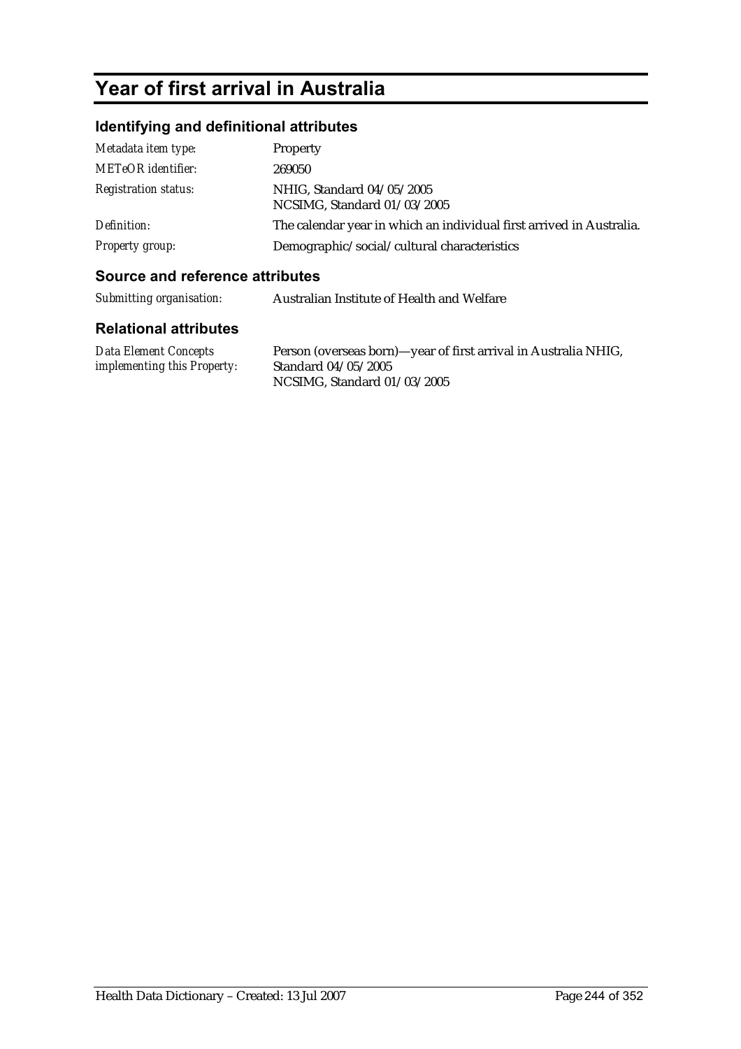# Year of first arrival in Australia

## Identifying and definitional attributes

| | |
|---|---|
| *Metadata item type:* | Property |
| *METeOR identifier:* | 269050 |
| *Registration status:* | NHIG, Standard 04/05/2005<br>NCSIMG, Standard 01/03/2005 |
| *Definition:* | The calendar year in which an individual first arrived in Australia. |
| *Property group:* | Demographic/social/cultural characteristics |

## Source and reference attributes

| | |
|---|---|
| *Submitting organisation:* | Australian Institute of Health and Welfare |

## Relational attributes

| | |
|---|---|
| *Data Element Concepts implementing this Property:* | Person (overseas born)—year of first arrival in Australia NHIG, Standard 04/05/2005<br>NCSIMG, Standard 01/03/2005 |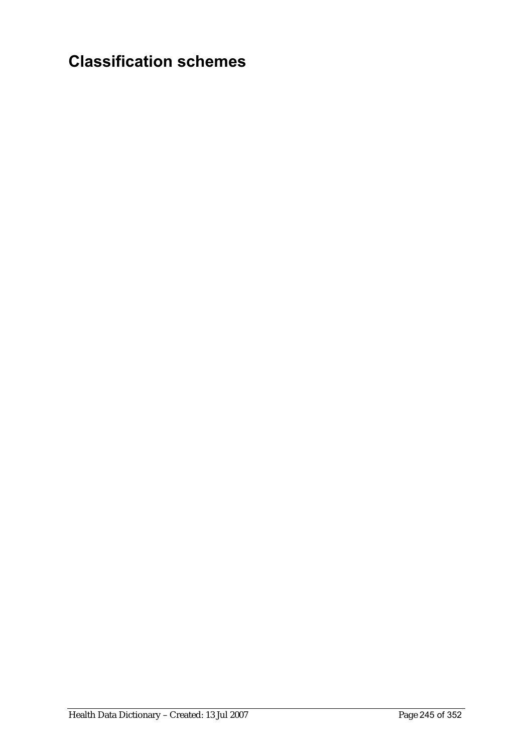# Classification schemes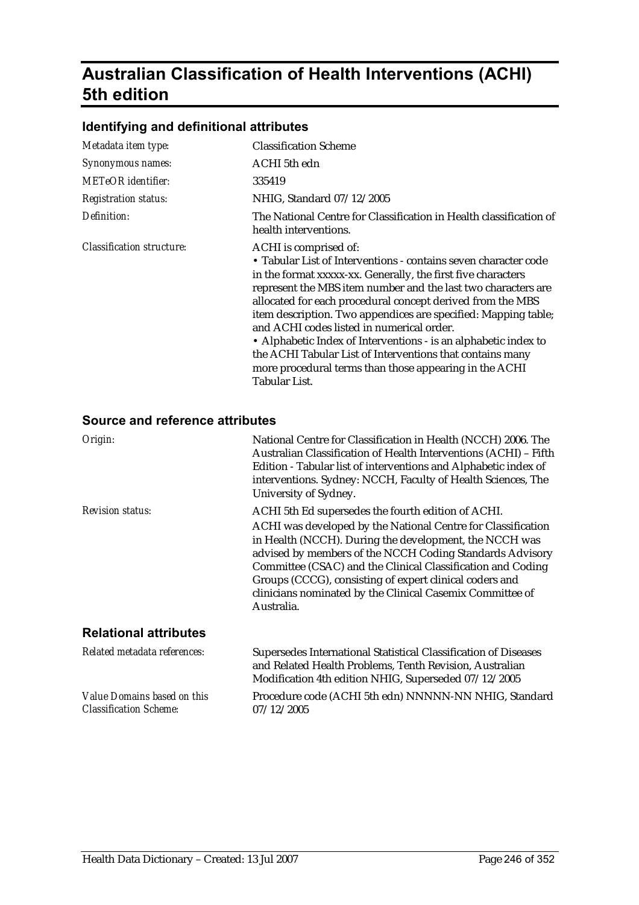# Australian Classification of Health Interventions (ACHI) 5th edition

## Identifying and definitional attributes

| | |
|---|---|
| *Metadata item type:* | Classification Scheme |
| *Synonymous names:* | ACHI 5th edn |
| *METeOR identifier:* | 335419 |
| *Registration status:* | NHIG, Standard 07/12/2005 |
| *Definition:* | The National Centre for Classification in Health classification of health interventions. |
| *Classification structure:* | ACHI is comprised of:<br>• Tabular List of Interventions - contains seven character code in the format xxxxx-xx. Generally, the first five characters represent the MBS item number and the last two characters are allocated for each procedural concept derived from the MBS item description. Two appendices are specified: Mapping table; and ACHI codes listed in numerical order.<br>• Alphabetic Index of Interventions - is an alphabetic index to the ACHI Tabular List of Interventions that contains many more procedural terms than those appearing in the ACHI Tabular List. |

## Source and reference attributes

| | |
|---|---|
| *Origin:* | National Centre for Classification in Health (NCCH) 2006. The Australian Classification of Health Interventions (ACHI) – Fifth Edition - Tabular list of interventions and Alphabetic index of interventions. Sydney: NCCH, Faculty of Health Sciences, The University of Sydney. |
| *Revision status:* | ACHI 5th Ed supersedes the fourth edition of ACHI.<br>ACHI was developed by the National Centre for Classification in Health (NCCH). During the development, the NCCH was advised by members of the NCCH Coding Standards Advisory Committee (CSAC) and the Clinical Classification and Coding Groups (CCCG), consisting of expert clinical coders and clinicians nominated by the Clinical Casemix Committee of Australia. |

## Relational attributes

| | |
|---|---|
| *Related metadata references:* | Supersedes International Statistical Classification of Diseases and Related Health Problems, Tenth Revision, Australian Modification 4th edition NHIG, Superseded 07/12/2005 |
| *Value Domains based on this Classification Scheme:* | Procedure code (ACHI 5th edn) NNNNN-NN NHIG, Standard 07/12/2005 |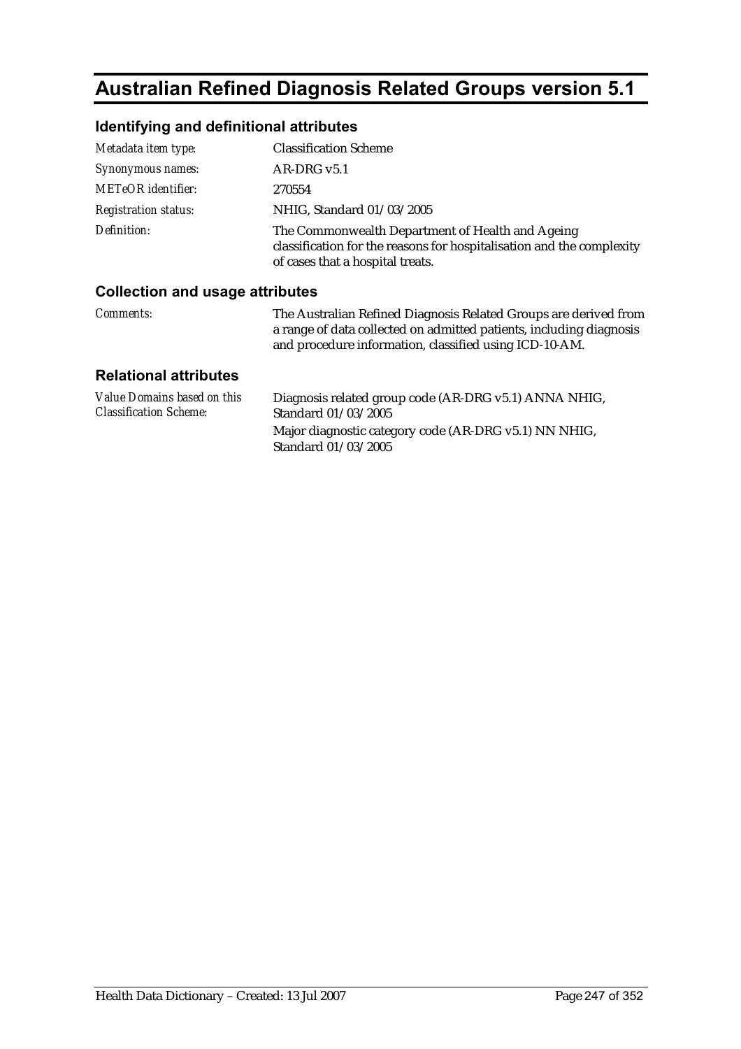# Australian Refined Diagnosis Related Groups version 5.1

## Identifying and definitional attributes

| | |
|---|---|
| *Metadata item type:* | Classification Scheme |
| *Synonymous names:* | AR-DRG v5.1 |
| *METeOR identifier:* | 270554 |
| *Registration status:* | NHIG, Standard 01/03/2005 |
| *Definition:* | The Commonwealth Department of Health and Ageing classification for the reasons for hospitalisation and the complexity of cases that a hospital treats. |

## Collection and usage attributes

| | |
|---|---|
| *Comments:* | The Australian Refined Diagnosis Related Groups are derived from a range of data collected on admitted patients, including diagnosis and procedure information, classified using ICD-10-AM. |

## Relational attributes

| | |
|---|---|
| *Value Domains based on this Classification Scheme:* | Diagnosis related group code (AR-DRG v5.1) ANNA NHIG, Standard 01/03/2005<br>Major diagnostic category code (AR-DRG v5.1) NN NHIG, Standard 01/03/2005 |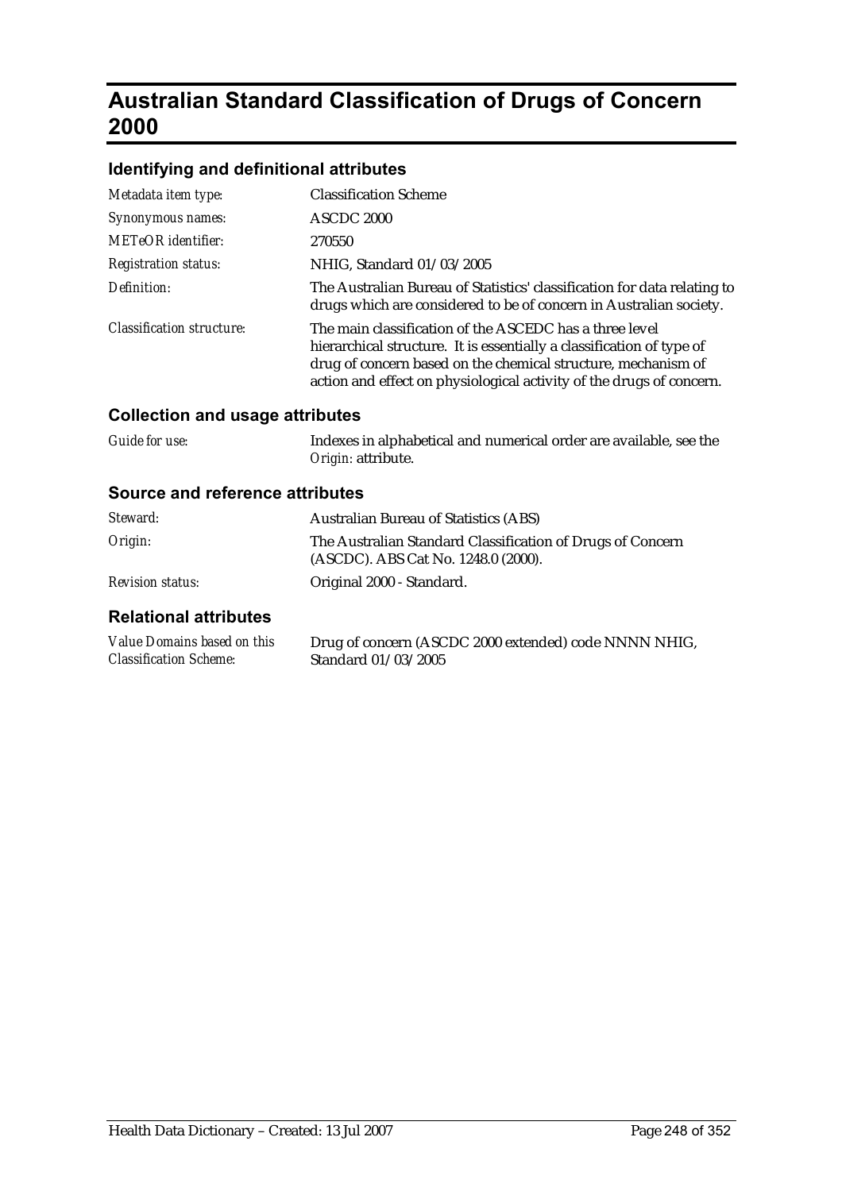# Australian Standard Classification of Drugs of Concern 2000

## Identifying and definitional attributes

| | |
|---|---|
| *Metadata item type:* | Classification Scheme |
| *Synonymous names:* | ASCDC 2000 |
| *METeOR identifier:* | 270550 |
| *Registration status:* | NHIG, Standard 01/03/2005 |
| *Definition:* | The Australian Bureau of Statistics' classification for data relating to drugs which are considered to be of concern in Australian society. |
| *Classification structure:* | The main classification of the ASCEDC has a three level hierarchical structure. It is essentially a classification of type of drug of concern based on the chemical structure, mechanism of action and effect on physiological activity of the drugs of concern. |

## Collection and usage attributes

| | |
|---|---|
| *Guide for use:* | Indexes in alphabetical and numerical order are available, see the *Origin:* attribute. |

## Source and reference attributes

| | |
|---|---|
| *Steward:* | Australian Bureau of Statistics (ABS) |
| *Origin:* | The Australian Standard Classification of Drugs of Concern (ASCDC). ABS Cat No. 1248.0 (2000). |
| *Revision status:* | Original 2000 - Standard. |

## Relational attributes

| | |
|---|---|
| *Value Domains based on this Classification Scheme:* | Drug of concern (ASCDC 2000 extended) code NNNN NHIG, Standard 01/03/2005 |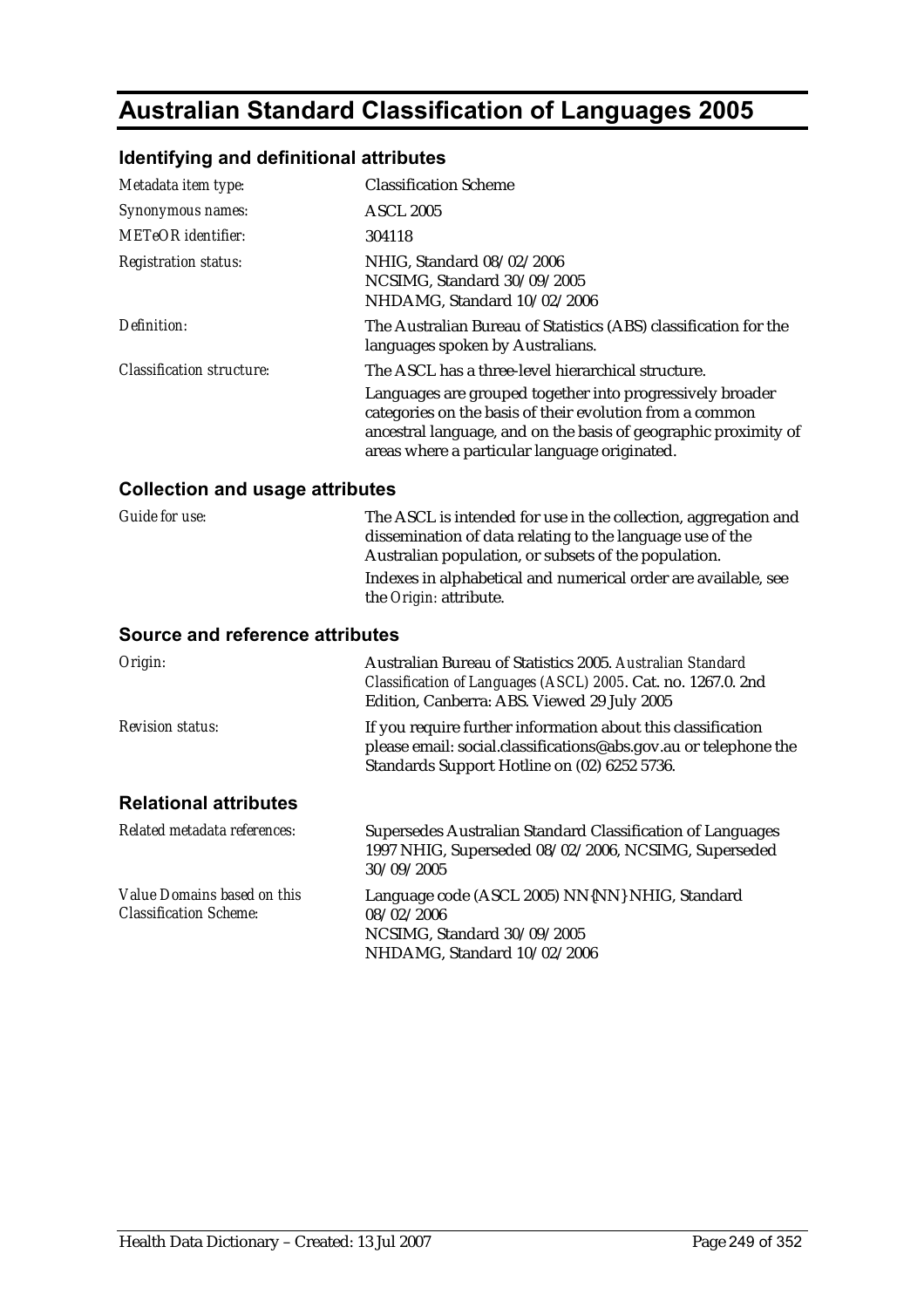# Australian Standard Classification of Languages 2005

## Identifying and definitional attributes

| | |
|---|---|
| *Metadata item type:* | Classification Scheme |
| *Synonymous names:* | ASCL 2005 |
| *METeOR identifier:* | 304118 |
| *Registration status:* | NHIG, Standard 08/02/2006<br>NCSIMG, Standard 30/09/2005<br>NHDAMG, Standard 10/02/2006 |
| *Definition:* | The Australian Bureau of Statistics (ABS) classification for the languages spoken by Australians. |
| *Classification structure:* | The ASCL has a three-level hierarchical structure.<br>Languages are grouped together into progressively broader categories on the basis of their evolution from a common ancestral language, and on the basis of geographic proximity of areas where a particular language originated. |

## Collection and usage attributes

| | |
|---|---|
| *Guide for use:* | The ASCL is intended for use in the collection, aggregation and dissemination of data relating to the language use of the Australian population, or subsets of the population.<br>Indexes in alphabetical and numerical order are available, see the *Origin:* attribute. |

## Source and reference attributes

| | |
|---|---|
| *Origin:* | Australian Bureau of Statistics 2005. *Australian Standard Classification of Languages (ASCL) 2005*. Cat. no. 1267.0. 2nd Edition, Canberra: ABS. Viewed 29 July 2005 |
| *Revision status:* | If you require further information about this classification please email: social.classifications@abs.gov.au or telephone the Standards Support Hotline on (02) 6252 5736. |

## Relational attributes

| | |
|---|---|
| *Related metadata references:* | Supersedes Australian Standard Classification of Languages 1997 NHIG, Superseded 08/02/2006, NCSIMG, Superseded 30/09/2005 |
| *Value Domains based on this Classification Scheme:* | Language code (ASCL 2005) NN{NN} NHIG, Standard 08/02/2006<br>NCSIMG, Standard 30/09/2005<br>NHDAMG, Standard 10/02/2006 |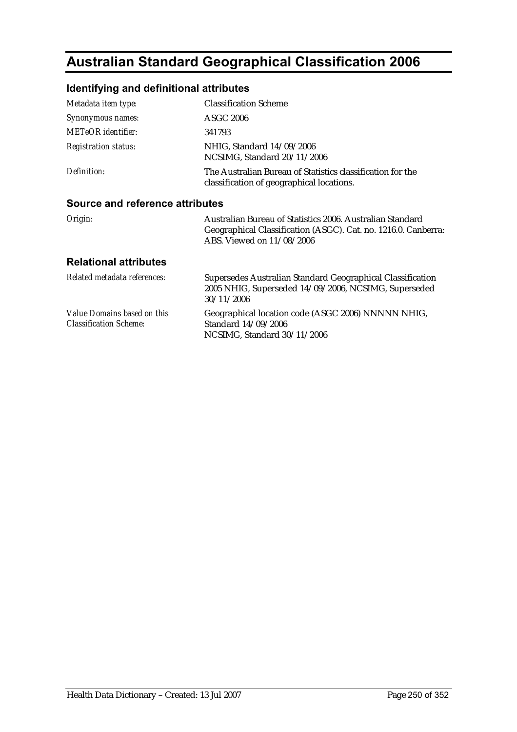# Australian Standard Geographical Classification 2006

## Identifying and definitional attributes

| | |
|---|---|
| *Metadata item type:* | Classification Scheme |
| *Synonymous names:* | ASGC 2006 |
| *METeOR identifier:* | 341793 |
| *Registration status:* | NHIG, Standard 14/09/2006<br>NCSIMG, Standard 20/11/2006 |
| *Definition:* | The Australian Bureau of Statistics classification for the classification of geographical locations. |

## Source and reference attributes

| | |
|---|---|
| *Origin:* | Australian Bureau of Statistics 2006. Australian Standard Geographical Classification (ASGC). Cat. no. 1216.0. Canberra: ABS. Viewed on 11/08/2006 |

## Relational attributes

| | |
|---|---|
| *Related metadata references:* | Supersedes Australian Standard Geographical Classification 2005 NHIG, Superseded 14/09/2006, NCSIMG, Superseded 30/11/2006 |
| *Value Domains based on this Classification Scheme:* | Geographical location code (ASGC 2006) NNNNN NHIG, Standard 14/09/2006<br>NCSIMG, Standard 30/11/2006 |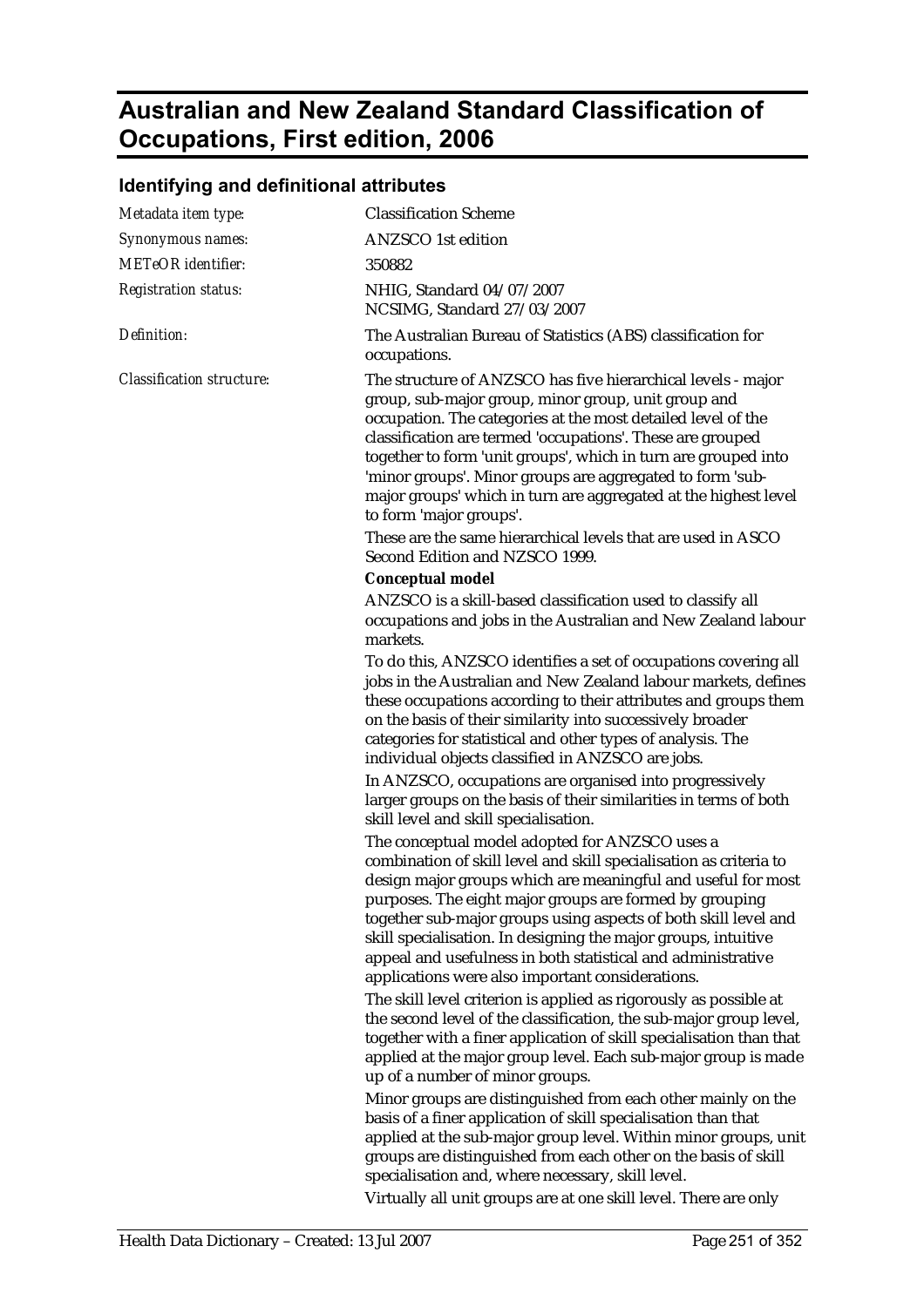# Australian and New Zealand Standard Classification of Occupations, First edition, 2006

## Identifying and definitional attributes

| | |
|---|---|
| *Metadata item type:* | Classification Scheme |
| *Synonymous names:* | ANZSCO 1st edition |
| *METeOR identifier:* | 350882 |
| *Registration status:* | NHIG, Standard 04/07/2007<br>NCSIMG, Standard 27/03/2007 |
| *Definition:* | The Australian Bureau of Statistics (ABS) classification for occupations. |

*Classification structure:*

The structure of ANZSCO has five hierarchical levels - major group, sub-major group, minor group, unit group and occupation. The categories at the most detailed level of the classification are termed 'occupations'. These are grouped together to form 'unit groups', which in turn are grouped into 'minor groups'. Minor groups are aggregated to form 'sub-major groups' which in turn are aggregated at the highest level to form 'major groups'.

These are the same hierarchical levels that are used in ASCO Second Edition and NZSCO 1999.

**Conceptual model**

ANZSCO is a skill-based classification used to classify all occupations and jobs in the Australian and New Zealand labour markets.

To do this, ANZSCO identifies a set of occupations covering all jobs in the Australian and New Zealand labour markets, defines these occupations according to their attributes and groups them on the basis of their similarity into successively broader categories for statistical and other types of analysis. The individual objects classified in ANZSCO are jobs.

In ANZSCO, occupations are organised into progressively larger groups on the basis of their similarities in terms of both skill level and skill specialisation.

The conceptual model adopted for ANZSCO uses a combination of skill level and skill specialisation as criteria to design major groups which are meaningful and useful for most purposes. The eight major groups are formed by grouping together sub-major groups using aspects of both skill level and skill specialisation. In designing the major groups, intuitive appeal and usefulness in both statistical and administrative applications were also important considerations.

The skill level criterion is applied as rigorously as possible at the second level of the classification, the sub-major group level, together with a finer application of skill specialisation than that applied at the major group level. Each sub-major group is made up of a number of minor groups.

Minor groups are distinguished from each other mainly on the basis of a finer application of skill specialisation than that applied at the sub-major group level. Within minor groups, unit groups are distinguished from each other on the basis of skill specialisation and, where necessary, skill level.

Virtually all unit groups are at one skill level. There are only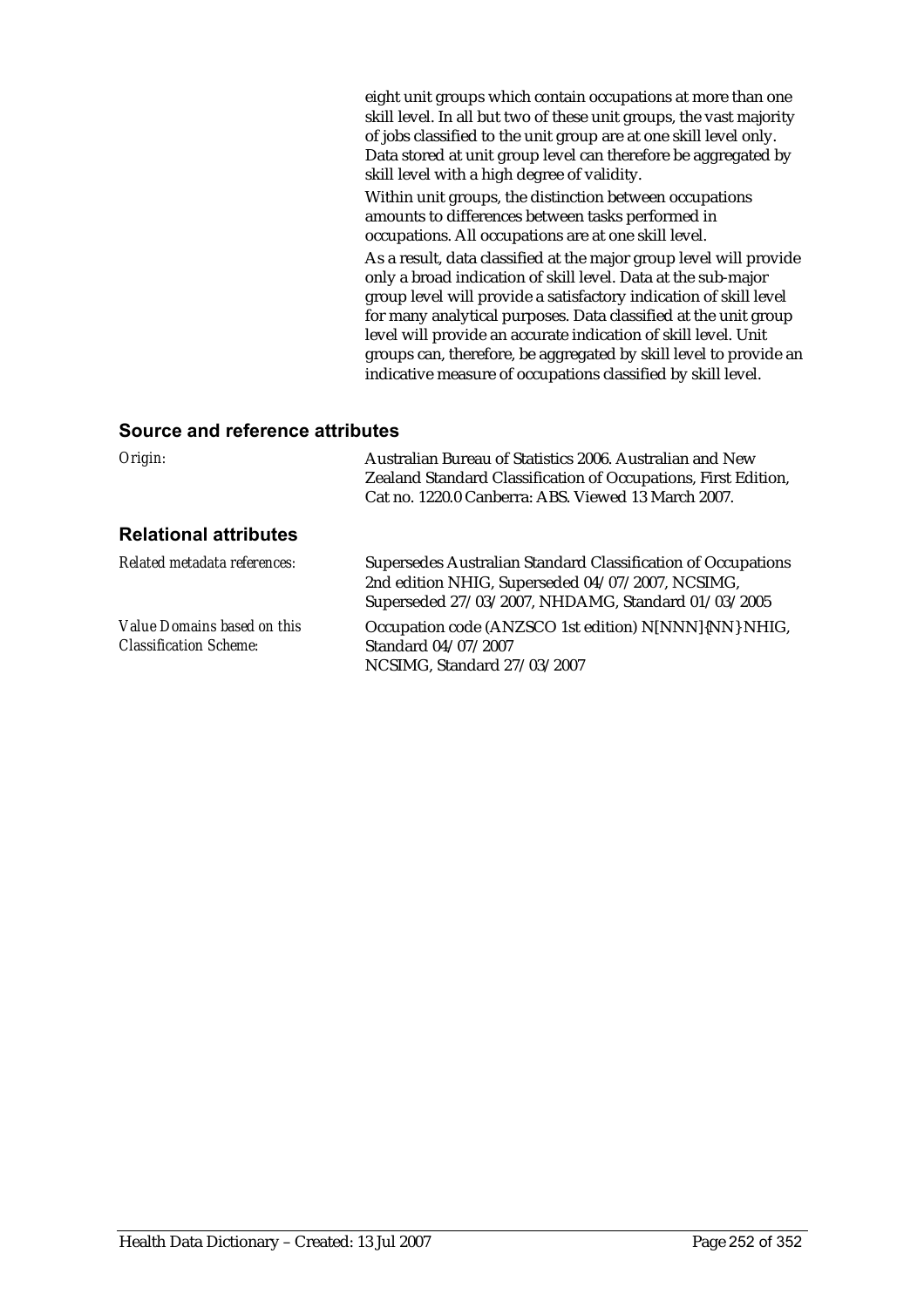eight unit groups which contain occupations at more than one skill level. In all but two of these unit groups, the vast majority of jobs classified to the unit group are at one skill level only. Data stored at unit group level can therefore be aggregated by skill level with a high degree of validity.

Within unit groups, the distinction between occupations amounts to differences between tasks performed in occupations. All occupations are at one skill level.

As a result, data classified at the major group level will provide only a broad indication of skill level. Data at the sub-major group level will provide a satisfactory indication of skill level for many analytical purposes. Data classified at the unit group level will provide an accurate indication of skill level. Unit groups can, therefore, be aggregated by skill level to provide an indicative measure of occupations classified by skill level.

## Source and reference attributes

*Origin:* Australian Bureau of Statistics 2006. Australian and New Zealand Standard Classification of Occupations, First Edition, Cat no. 1220.0 Canberra: ABS. Viewed 13 March 2007.

## Relational attributes

*Related metadata references:* Supersedes Australian Standard Classification of Occupations 2nd edition NHIG, Superseded 04/07/2007, NCSIMG, Superseded 27/03/2007, NHDAMG, Standard 01/03/2005

*Value Domains based on this Classification Scheme:* Occupation code (ANZSCO 1st edition) N[NNN]{NN} NHIG, Standard 04/07/2007
NCSIMG, Standard 27/03/2007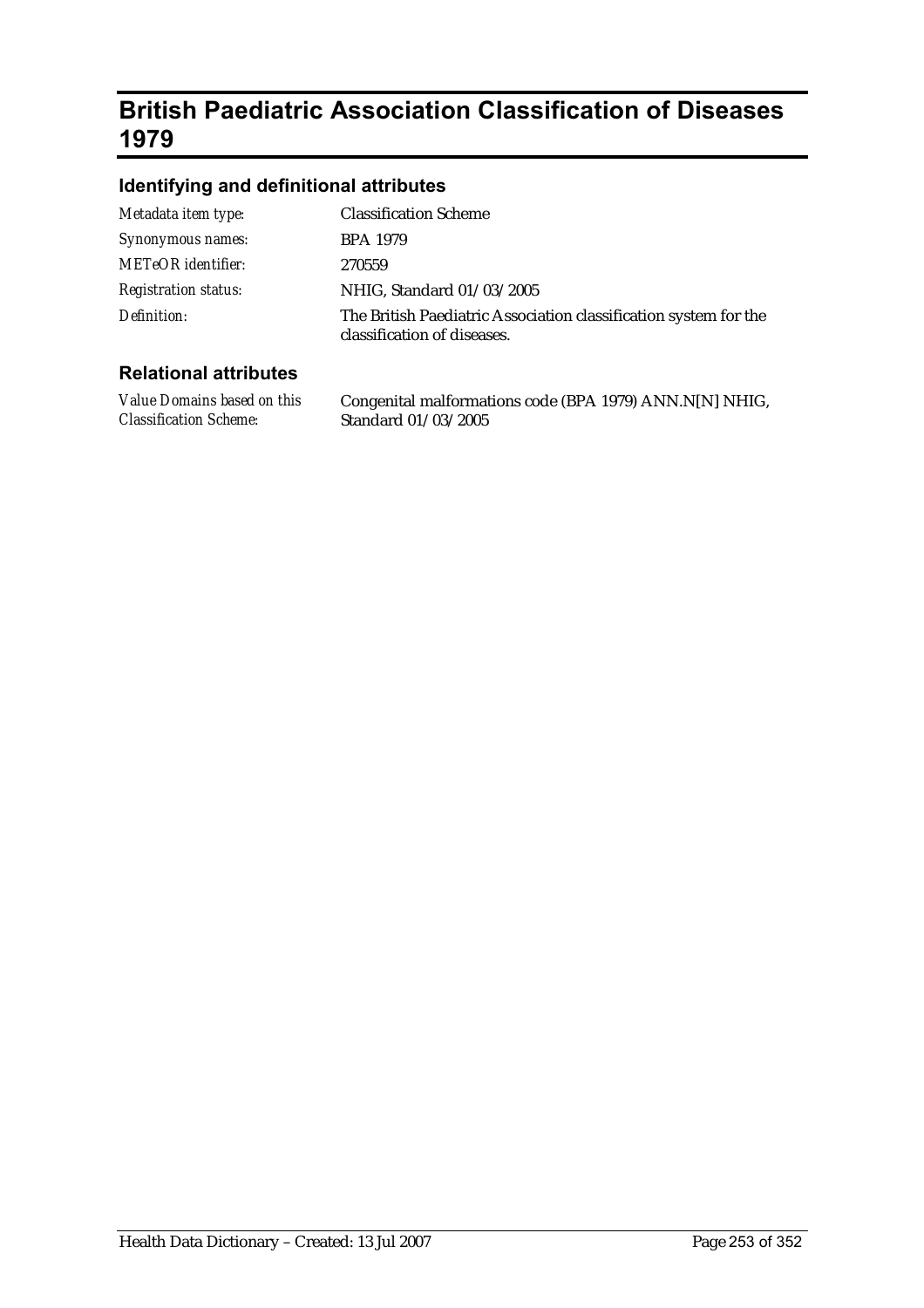# British Paediatric Association Classification of Diseases 1979

## Identifying and definitional attributes

| | |
|---|---|
| *Metadata item type:* | Classification Scheme |
| *Synonymous names:* | BPA 1979 |
| *METeOR identifier:* | 270559 |
| *Registration status:* | NHIG, Standard 01/03/2005 |
| *Definition:* | The British Paediatric Association classification system for the classification of diseases. |

## Relational attributes

| | |
|---|---|
| *Value Domains based on this Classification Scheme:* | Congenital malformations code (BPA 1979) ANN.N[N] NHIG, Standard 01/03/2005 |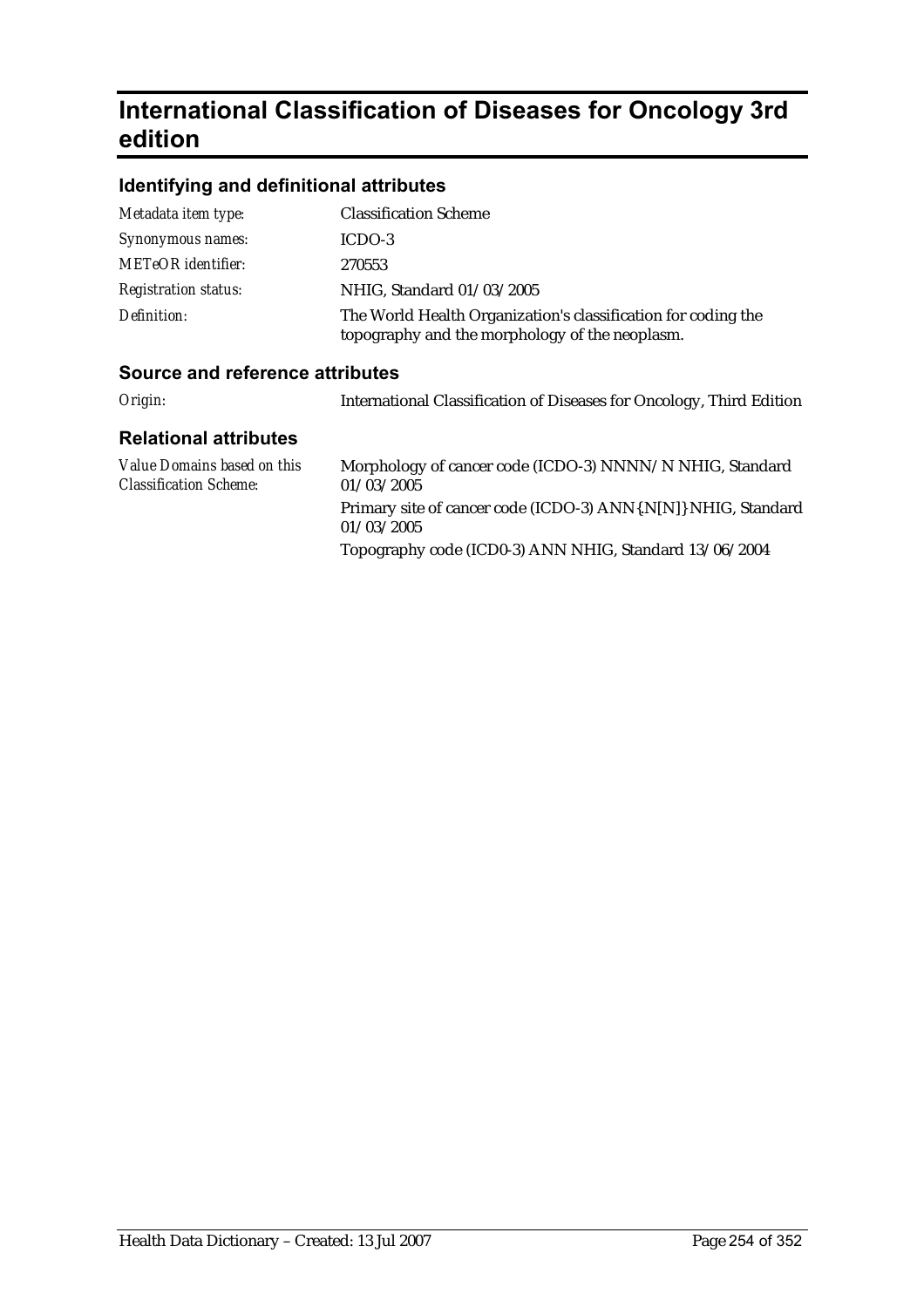# International Classification of Diseases for Oncology 3rd edition

## Identifying and definitional attributes

| | |
|---|---|
| *Metadata item type:* | Classification Scheme |
| *Synonymous names:* | ICDO-3 |
| *METeOR identifier:* | 270553 |
| *Registration status:* | NHIG, Standard 01/03/2005 |
| *Definition:* | The World Health Organization's classification for coding the topography and the morphology of the neoplasm. |

## Source and reference attributes

| | |
|---|---|
| *Origin:* | International Classification of Diseases for Oncology, Third Edition |

## Relational attributes

| | |
|---|---|
| *Value Domains based on this Classification Scheme:* | Morphology of cancer code (ICDO-3) NNNN/N NHIG, Standard 01/03/2005 |
| | Primary site of cancer code (ICDO-3) ANN{.N[N]} NHIG, Standard 01/03/2005 |
| | Topography code (ICD0-3) ANN NHIG, Standard 13/06/2004 |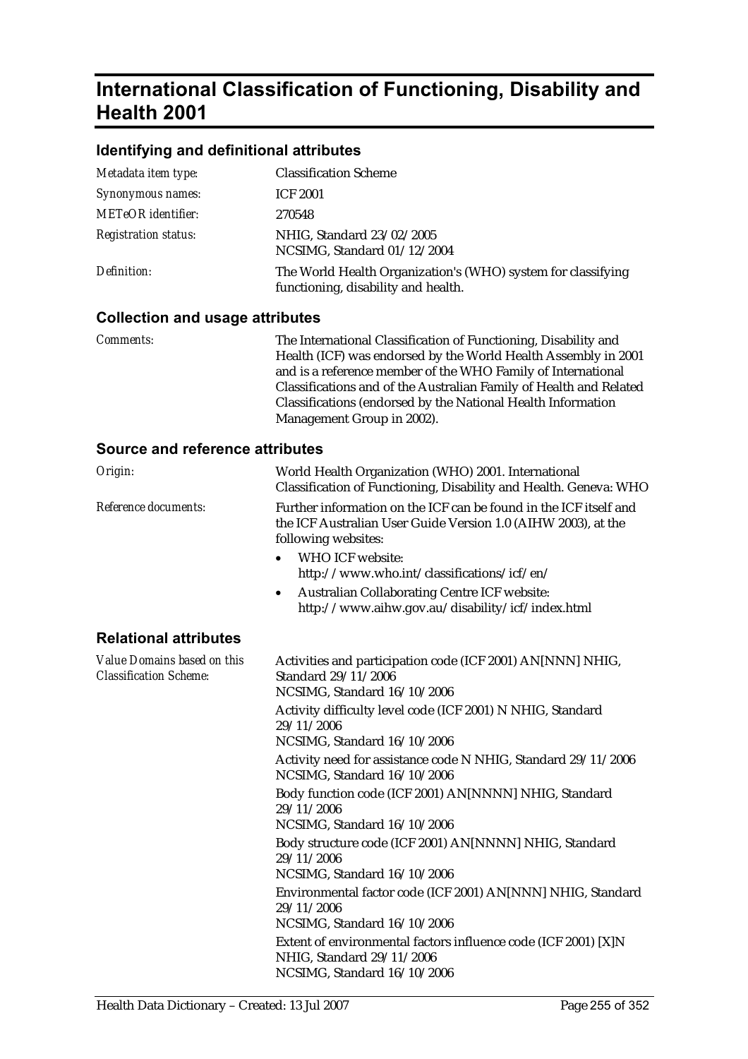# International Classification of Functioning, Disability and Health 2001

## Identifying and definitional attributes

| | |
|---|---|
| *Metadata item type:* | Classification Scheme |
| *Synonymous names:* | ICF 2001 |
| *METeOR identifier:* | 270548 |
| *Registration status:* | NHIG, Standard 23/02/2005<br>NCSIMG, Standard 01/12/2004 |
| *Definition:* | The World Health Organization's (WHO) system for classifying functioning, disability and health. |

## Collection and usage attributes

| | |
|---|---|
| *Comments:* | The International Classification of Functioning, Disability and Health (ICF) was endorsed by the World Health Assembly in 2001 and is a reference member of the WHO Family of International Classifications and of the Australian Family of Health and Related Classifications (endorsed by the National Health Information Management Group in 2002). |

## Source and reference attributes

*Origin:* World Health Organization (WHO) 2001. International Classification of Functioning, Disability and Health. Geneva: WHO

*Reference documents:* Further information on the ICF can be found in the ICF itself and the ICF Australian User Guide Version 1.0 (AIHW 2003), at the following websites:

- WHO ICF website: http://www.who.int/classifications/icf/en/
- Australian Collaborating Centre ICF website: http://www.aihw.gov.au/disability/icf/index.html

## Relational attributes

*Value Domains based on this Classification Scheme:*

Activities and participation code (ICF 2001) AN[NNN] NHIG, Standard 29/11/2006
NCSIMG, Standard 16/10/2006

Activity difficulty level code (ICF 2001) N NHIG, Standard 29/11/2006
NCSIMG, Standard 16/10/2006

Activity need for assistance code N NHIG, Standard 29/11/2006
NCSIMG, Standard 16/10/2006

Body function code (ICF 2001) AN[NNNN] NHIG, Standard 29/11/2006
NCSIMG, Standard 16/10/2006

Body structure code (ICF 2001) AN[NNNN] NHIG, Standard 29/11/2006
NCSIMG, Standard 16/10/2006

Environmental factor code (ICF 2001) AN[NNN] NHIG, Standard 29/11/2006
NCSIMG, Standard 16/10/2006

Extent of environmental factors influence code (ICF 2001) [X]N NHIG, Standard 29/11/2006
NCSIMG, Standard 16/10/2006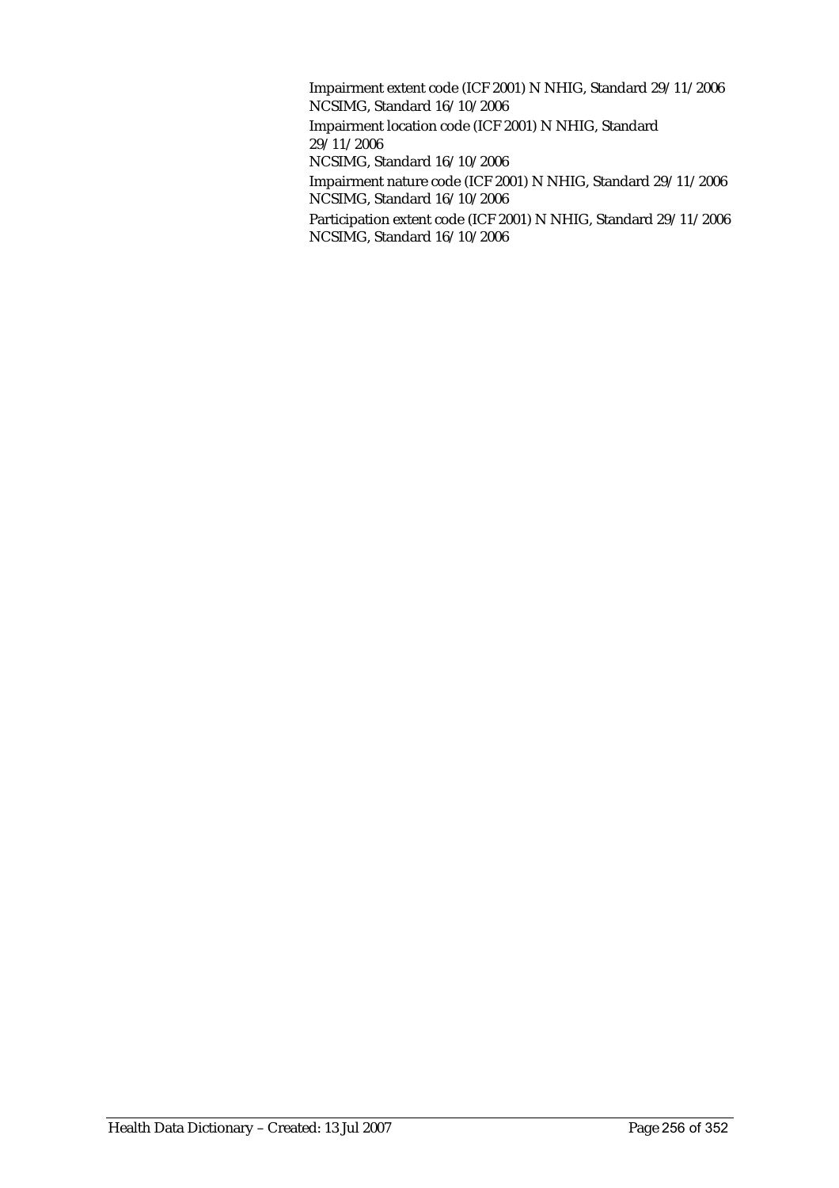Impairment extent code (ICF 2001) N NHIG, Standard 29/11/2006
NCSIMG, Standard 16/10/2006

Impairment location code (ICF 2001) N NHIG, Standard 29/11/2006
NCSIMG, Standard 16/10/2006

Impairment nature code (ICF 2001) N NHIG, Standard 29/11/2006
NCSIMG, Standard 16/10/2006

Participation extent code (ICF 2001) N NHIG, Standard 29/11/2006
NCSIMG, Standard 16/10/2006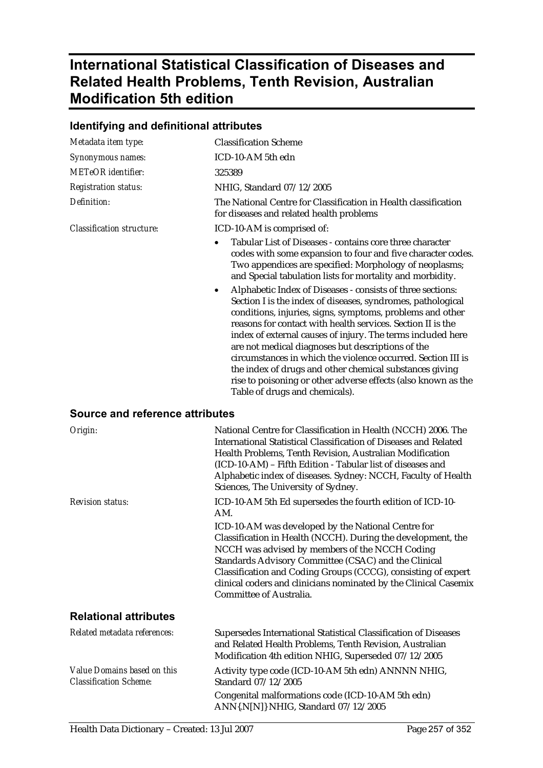# International Statistical Classification of Diseases and Related Health Problems, Tenth Revision, Australian Modification 5th edition

## Identifying and definitional attributes

| | |
|---|---|
| *Metadata item type:* | Classification Scheme |
| *Synonymous names:* | ICD-10-AM 5th edn |
| *METeOR identifier:* | 325389 |
| *Registration status:* | NHIG, Standard 07/12/2005 |
| *Definition:* | The National Centre for Classification in Health classification for diseases and related health problems |

*Classification structure:*

ICD-10-AM is comprised of:

- Tabular List of Diseases - contains core three character codes with some expansion to four and five character codes. Two appendices are specified: Morphology of neoplasms; and Special tabulation lists for mortality and morbidity.
- Alphabetic Index of Diseases - consists of three sections: Section I is the index of diseases, syndromes, pathological conditions, injuries, signs, symptoms, problems and other reasons for contact with health services. Section II is the index of external causes of injury. The terms included here are not medical diagnoses but descriptions of the circumstances in which the violence occurred. Section III is the index of drugs and other chemical substances giving rise to poisoning or other adverse effects (also known as the Table of drugs and chemicals).

## Source and reference attributes

*Origin:*

National Centre for Classification in Health (NCCH) 2006. The International Statistical Classification of Diseases and Related Health Problems, Tenth Revision, Australian Modification (ICD-10-AM) – Fifth Edition - Tabular list of diseases and Alphabetic index of diseases. Sydney: NCCH, Faculty of Health Sciences, The University of Sydney.

*Revision status:*

ICD-10-AM 5th Ed supersedes the fourth edition of ICD-10-AM.

ICD-10-AM was developed by the National Centre for Classification in Health (NCCH). During the development, the NCCH was advised by members of the NCCH Coding Standards Advisory Committee (CSAC) and the Clinical Classification and Coding Groups (CCCG), consisting of expert clinical coders and clinicians nominated by the Clinical Casemix Committee of Australia.

## Relational attributes

*Related metadata references:*

Supersedes International Statistical Classification of Diseases and Related Health Problems, Tenth Revision, Australian Modification 4th edition NHIG, Superseded 07/12/2005

*Value Domains based on this Classification Scheme:*

Activity type code (ICD-10-AM 5th edn) ANNNN NHIG, Standard 07/12/2005

Congenital malformations code (ICD-10-AM 5th edn) ANN{.N[N]} NHIG, Standard 07/12/2005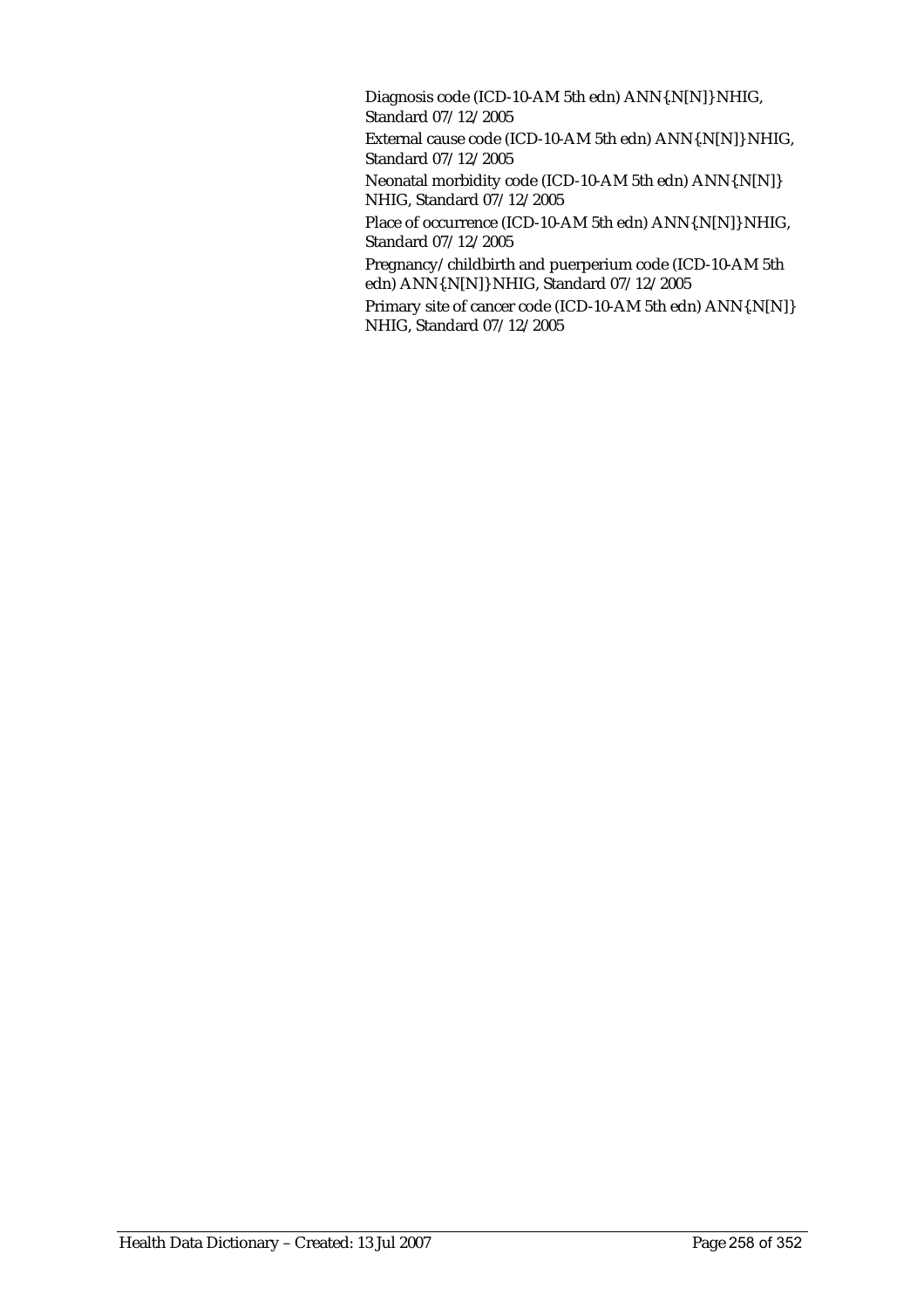Diagnosis code (ICD-10-AM 5th edn) ANN{.N[N]} NHIG, Standard 07/12/2005

External cause code (ICD-10-AM 5th edn) ANN{.N[N]} NHIG, Standard 07/12/2005

Neonatal morbidity code (ICD-10-AM 5th edn) ANN{.N[N]} NHIG, Standard 07/12/2005

Place of occurrence (ICD-10-AM 5th edn) ANN{.N[N]} NHIG, Standard 07/12/2005

Pregnancy/childbirth and puerperium code (ICD-10-AM 5th edn) ANN{.N[N]} NHIG, Standard 07/12/2005

Primary site of cancer code (ICD-10-AM 5th edn) ANN{.N[N]} NHIG, Standard 07/12/2005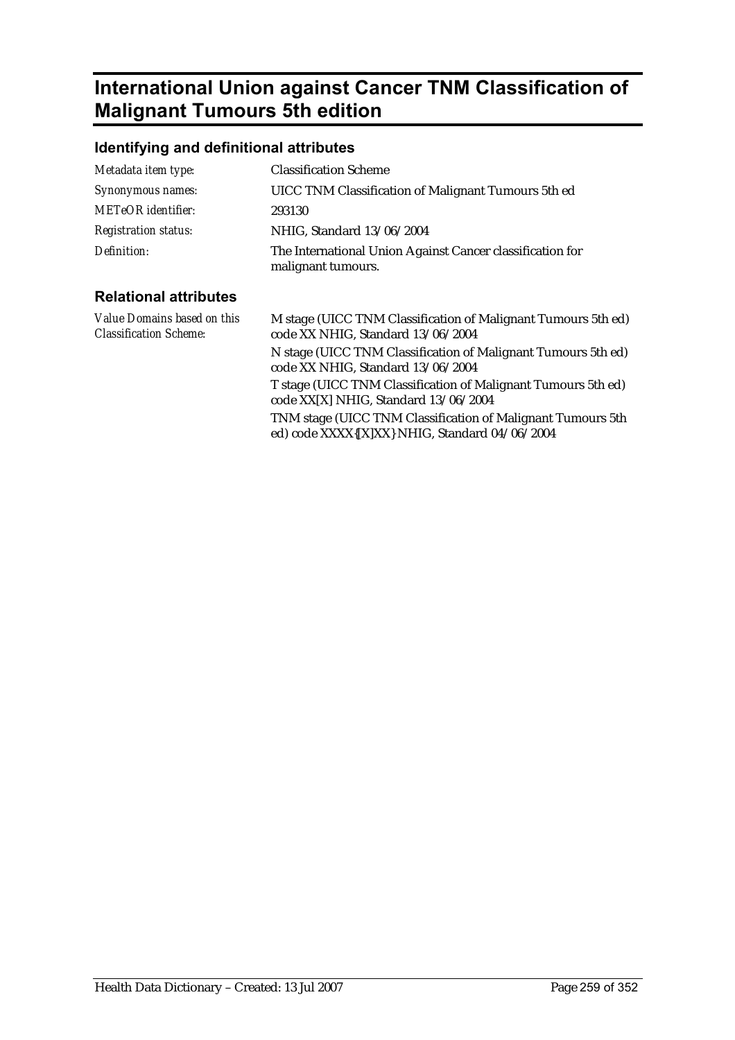# International Union against Cancer TNM Classification of Malignant Tumours 5th edition

## Identifying and definitional attributes

| | |
|---|---|
| *Metadata item type:* | Classification Scheme |
| *Synonymous names:* | UICC TNM Classification of Malignant Tumours 5th ed |
| *METeOR identifier:* | 293130 |
| *Registration status:* | NHIG, Standard 13/06/2004 |
| *Definition:* | The International Union Against Cancer classification for malignant tumours. |

## Relational attributes

| | |
|---|---|
| *Value Domains based on this Classification Scheme:* | M stage (UICC TNM Classification of Malignant Tumours 5th ed) code XX NHIG, Standard 13/06/2004<br>N stage (UICC TNM Classification of Malignant Tumours 5th ed) code XX NHIG, Standard 13/06/2004<br>T stage (UICC TNM Classification of Malignant Tumours 5th ed) code XX[X] NHIG, Standard 13/06/2004<br>TNM stage (UICC TNM Classification of Malignant Tumours 5th ed) code XXXX{[X]XX} NHIG, Standard 04/06/2004 |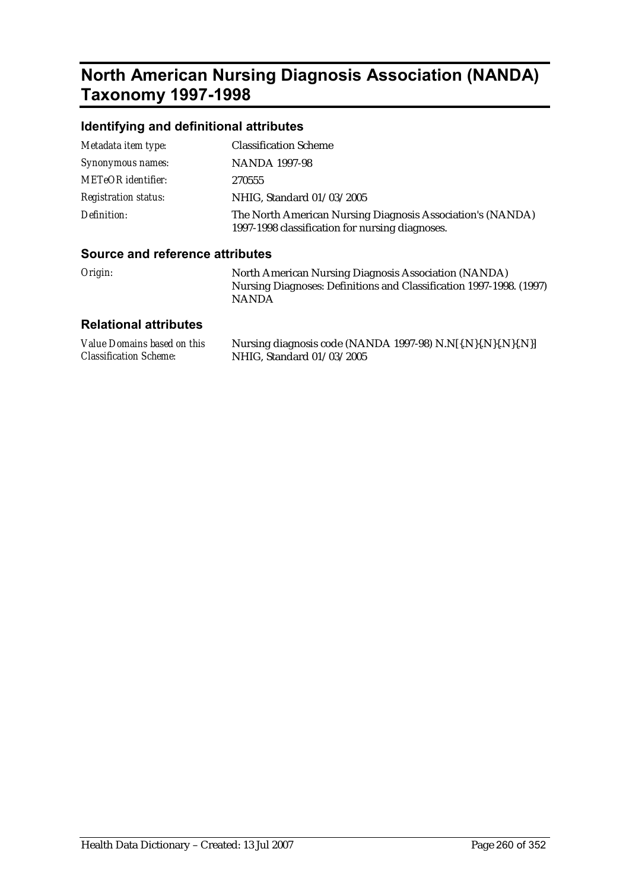# North American Nursing Diagnosis Association (NANDA) Taxonomy 1997-1998

## Identifying and definitional attributes

| | |
|---|---|
| *Metadata item type:* | Classification Scheme |
| *Synonymous names:* | NANDA 1997-98 |
| *METeOR identifier:* | 270555 |
| *Registration status:* | NHIG, Standard 01/03/2005 |
| *Definition:* | The North American Nursing Diagnosis Association's (NANDA) 1997-1998 classification for nursing diagnoses. |

## Source and reference attributes

| | |
|---|---|
| *Origin:* | North American Nursing Diagnosis Association (NANDA) Nursing Diagnoses: Definitions and Classification 1997-1998. (1997) NANDA |

## Relational attributes

| | |
|---|---|
| *Value Domains based on this Classification Scheme:* | Nursing diagnosis code (NANDA 1997-98) N.N[{.N}{.N}{.N}{.N}] NHIG, Standard 01/03/2005 |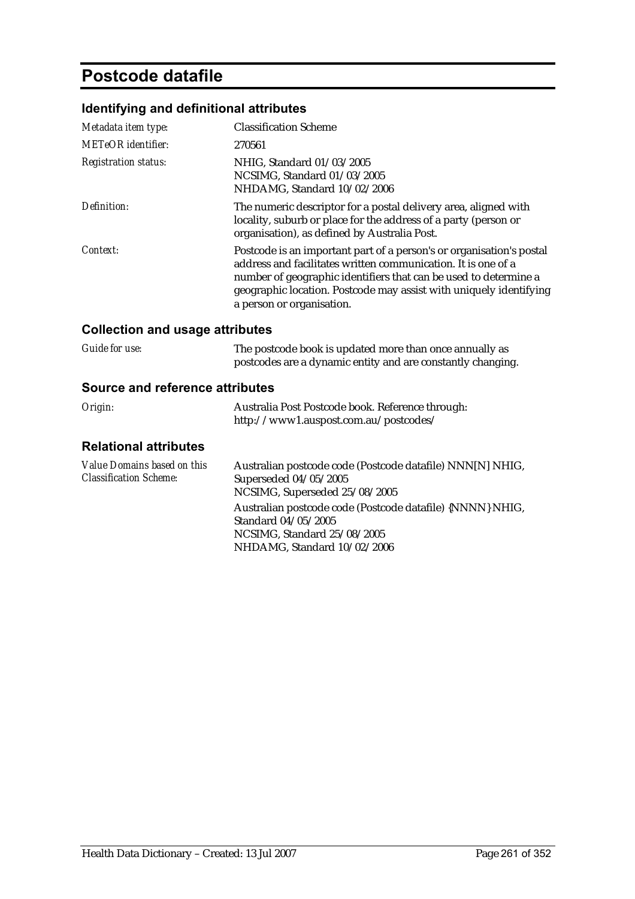# Postcode datafile

## Identifying and definitional attributes

| | |
|---|---|
| *Metadata item type:* | Classification Scheme |
| *METeOR identifier:* | 270561 |
| *Registration status:* | NHIG, Standard 01/03/2005<br>NCSIMG, Standard 01/03/2005<br>NHDAMG, Standard 10/02/2006 |
| *Definition:* | The numeric descriptor for a postal delivery area, aligned with locality, suburb or place for the address of a party (person or organisation), as defined by Australia Post. |
| *Context:* | Postcode is an important part of a person's or organisation's postal address and facilitates written communication. It is one of a number of geographic identifiers that can be used to determine a geographic location. Postcode may assist with uniquely identifying a person or organisation. |

## Collection and usage attributes

| | |
|---|---|
| *Guide for use:* | The postcode book is updated more than once annually as postcodes are a dynamic entity and are constantly changing. |

## Source and reference attributes

| | |
|---|---|
| *Origin:* | Australia Post Postcode book. Reference through: http://www1.auspost.com.au/postcodes/ |

## Relational attributes

| | |
|---|---|
| *Value Domains based on this Classification Scheme:* | Australian postcode code (Postcode datafile) NNN[N] NHIG, Superseded 04/05/2005<br>NCSIMG, Superseded 25/08/2005<br>Australian postcode code (Postcode datafile) {NNNN} NHIG, Standard 04/05/2005<br>NCSIMG, Standard 25/08/2005<br>NHDAMG, Standard 10/02/2006 |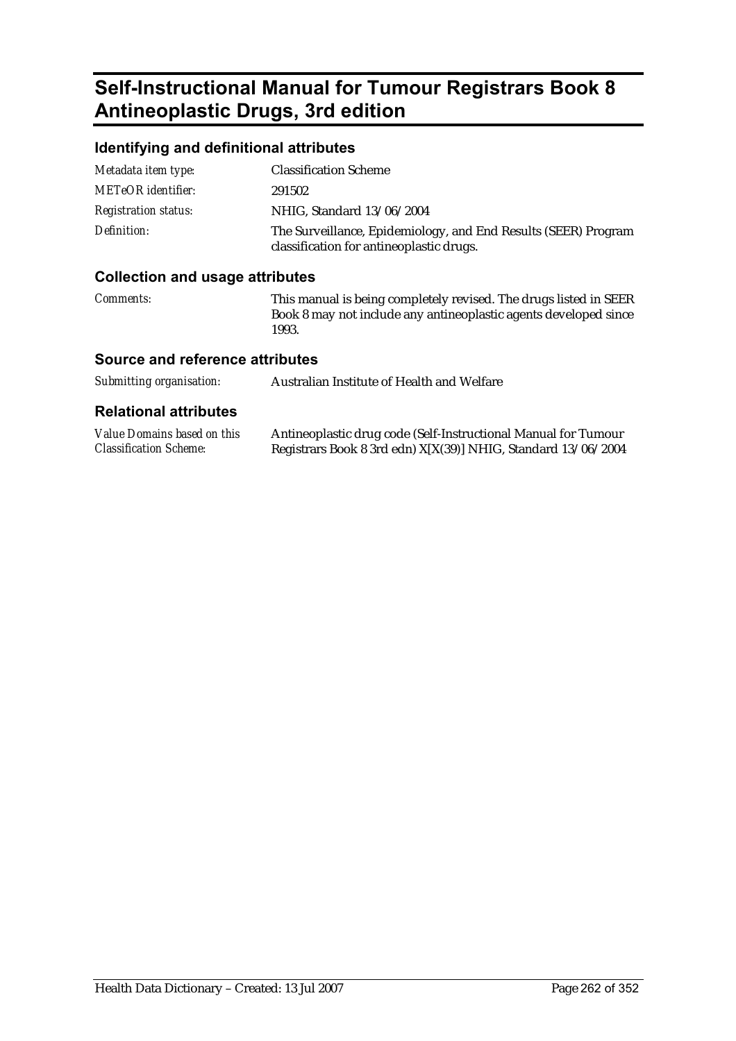# Self-Instructional Manual for Tumour Registrars Book 8 Antineoplastic Drugs, 3rd edition

## Identifying and definitional attributes

| | |
|---|---|
| *Metadata item type:* | Classification Scheme |
| *METeOR identifier:* | 291502 |
| *Registration status:* | NHIG, Standard 13/06/2004 |
| *Definition:* | The Surveillance, Epidemiology, and End Results (SEER) Program classification for antineoplastic drugs. |

## Collection and usage attributes

| | |
|---|---|
| *Comments:* | This manual is being completely revised. The drugs listed in SEER Book 8 may not include any antineoplastic agents developed since 1993. |

## Source and reference attributes

| | |
|---|---|
| *Submitting organisation:* | Australian Institute of Health and Welfare |

## Relational attributes

| | |
|---|---|
| *Value Domains based on this Classification Scheme:* | Antineoplastic drug code (Self-Instructional Manual for Tumour Registrars Book 8 3rd edn) X[X(39)] NHIG, Standard 13/06/2004 |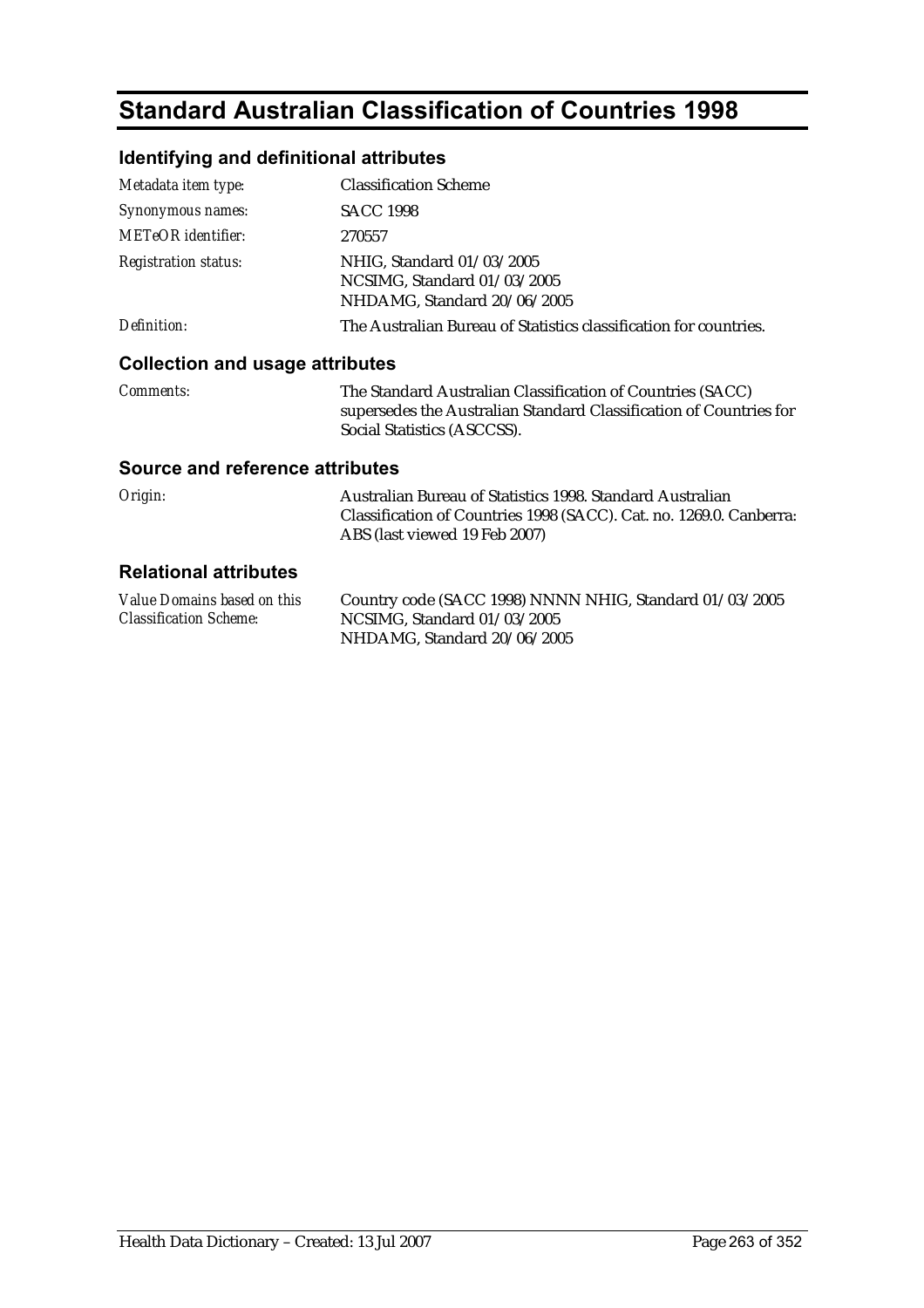# Standard Australian Classification of Countries 1998

## Identifying and definitional attributes

| | |
|---|---|
| *Metadata item type:* | Classification Scheme |
| *Synonymous names:* | SACC 1998 |
| *METeOR identifier:* | 270557 |
| *Registration status:* | NHIG, Standard 01/03/2005<br>NCSIMG, Standard 01/03/2005<br>NHDAMG, Standard 20/06/2005 |
| *Definition:* | The Australian Bureau of Statistics classification for countries. |

## Collection and usage attributes

| | |
|---|---|
| *Comments:* | The Standard Australian Classification of Countries (SACC) supersedes the Australian Standard Classification of Countries for Social Statistics (ASCCSS). |

## Source and reference attributes

| | |
|---|---|
| *Origin:* | Australian Bureau of Statistics 1998. Standard Australian Classification of Countries 1998 (SACC). Cat. no. 1269.0. Canberra: ABS (last viewed 19 Feb 2007) |

## Relational attributes

| | |
|---|---|
| *Value Domains based on this Classification Scheme:* | Country code (SACC 1998) NNNN NHIG, Standard 01/03/2005<br>NCSIMG, Standard 01/03/2005<br>NHDAMG, Standard 20/06/2005 |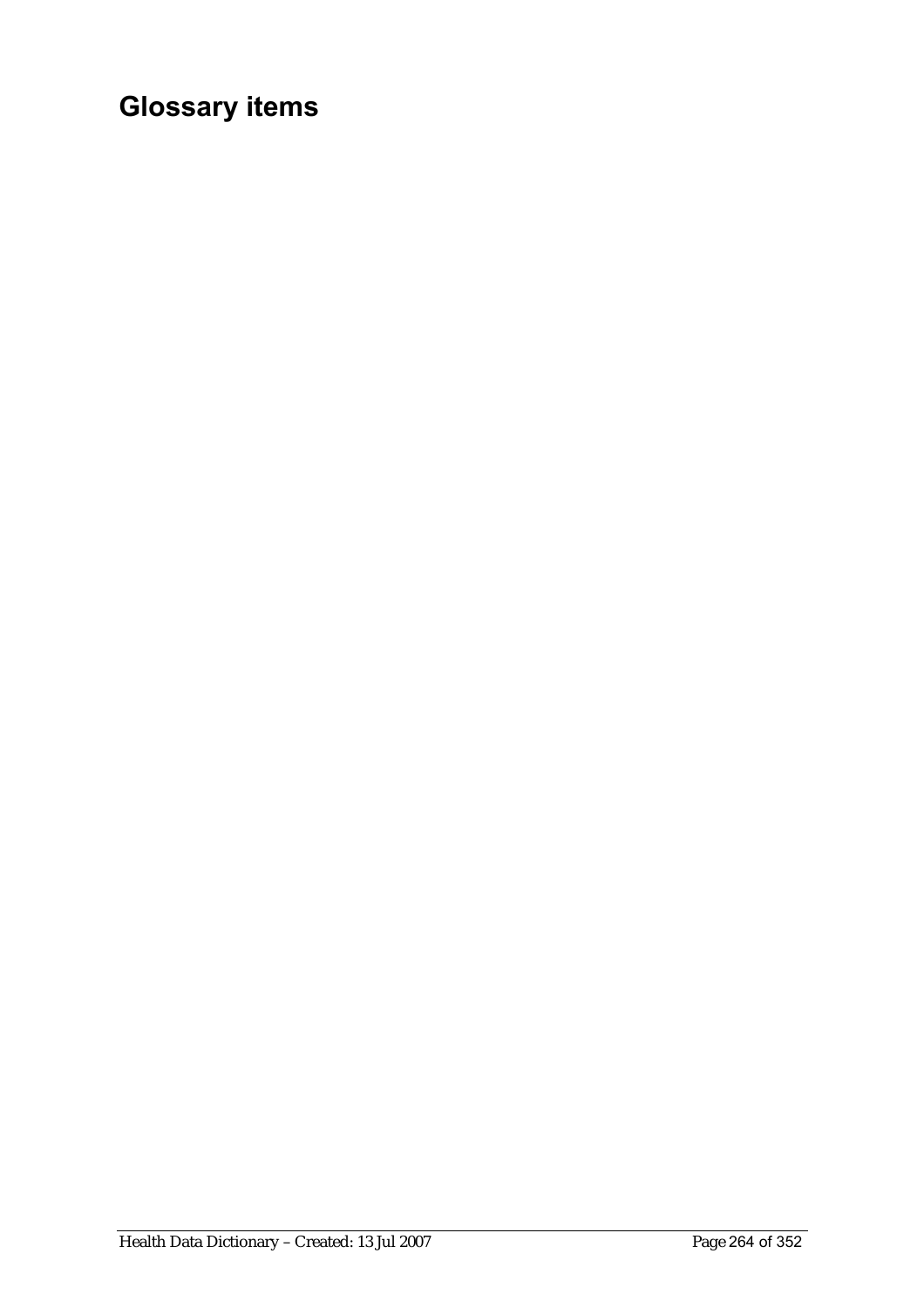# Glossary items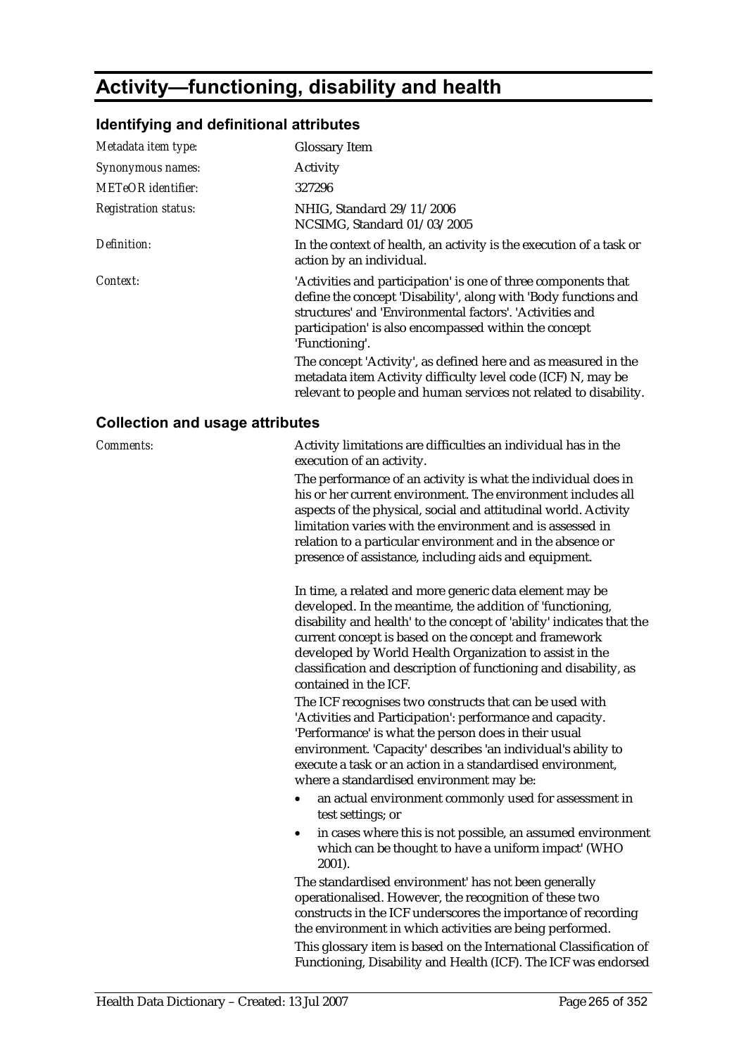# Activity—functioning, disability and health

## Identifying and definitional attributes

| | |
|---|---|
| *Metadata item type:* | Glossary Item |
| *Synonymous names:* | Activity |
| *METeOR identifier:* | 327296 |
| *Registration status:* | NHIG, Standard 29/11/2006<br>NCSIMG, Standard 01/03/2005 |
| *Definition:* | In the context of health, an activity is the execution of a task or action by an individual. |
| *Context:* | 'Activities and participation' is one of three components that define the concept 'Disability', along with 'Body functions and structures' and 'Environmental factors'. 'Activities and participation' is also encompassed within the concept 'Functioning'.<br>The concept 'Activity', as defined here and as measured in the metadata item Activity difficulty level code (ICF) N, may be relevant to people and human services not related to disability. |

## Collection and usage attributes

*Comments:*

Activity limitations are difficulties an individual has in the execution of an activity.

The performance of an activity is what the individual does in his or her current environment. The environment includes all aspects of the physical, social and attitudinal world. Activity limitation varies with the environment and is assessed in relation to a particular environment and in the absence or presence of assistance, including aids and equipment.

In time, a related and more generic data element may be developed. In the meantime, the addition of 'functioning, disability and health' to the concept of 'ability' indicates that the current concept is based on the concept and framework developed by World Health Organization to assist in the classification and description of functioning and disability, as contained in the ICF.

The ICF recognises two constructs that can be used with 'Activities and Participation': performance and capacity. 'Performance' is what the person does in their usual environment. 'Capacity' describes 'an individual's ability to execute a task or an action in a standardised environment, where a standardised environment may be:

- an actual environment commonly used for assessment in test settings; or
- in cases where this is not possible, an assumed environment which can be thought to have a uniform impact' (WHO 2001).

The standardised environment' has not been generally operationalised. However, the recognition of these two constructs in the ICF underscores the importance of recording the environment in which activities are being performed.

This glossary item is based on the International Classification of Functioning, Disability and Health (ICF). The ICF was endorsed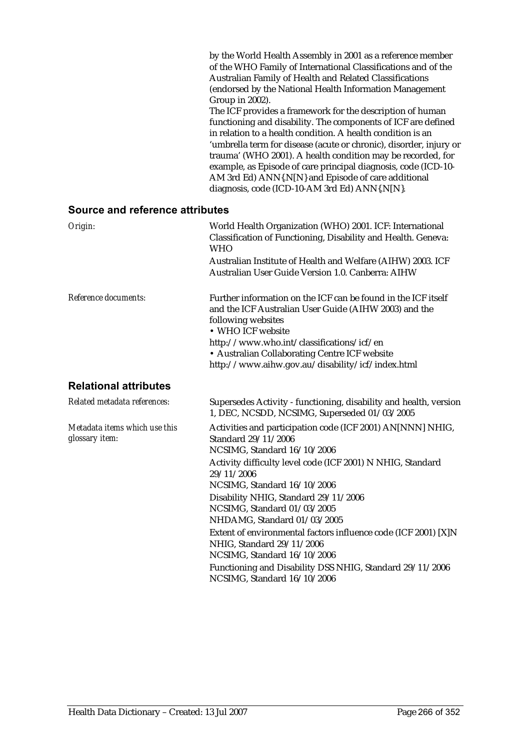by the World Health Assembly in 2001 as a reference member of the WHO Family of International Classifications and of the Australian Family of Health and Related Classifications (endorsed by the National Health Information Management Group in 2002).

The ICF provides a framework for the description of human functioning and disability. The components of ICF are defined in relation to a health condition. A health condition is an 'umbrella term for disease (acute or chronic), disorder, injury or trauma' (WHO 2001). A health condition may be recorded, for example, as Episode of care principal diagnosis, code (ICD-10-AM 3rd Ed) ANN{.N[N]} and Episode of care additional diagnosis, code (ICD-10-AM 3rd Ed) ANN{.N[N]}.

## Source and reference attributes

*Origin:*

World Health Organization (WHO) 2001. ICF: International Classification of Functioning, Disability and Health. Geneva: WHO

Australian Institute of Health and Welfare (AIHW) 2003. ICF Australian User Guide Version 1.0. Canberra: AIHW

*Reference documents:*

Further information on the ICF can be found in the ICF itself and the ICF Australian User Guide (AIHW 2003) and the following websites

- WHO ICF website
http://www.who.int/classifications/icf/en
- Australian Collaborating Centre ICF website
http://www.aihw.gov.au/disability/icf/index.html

## Relational attributes

*Related metadata references:*

Supersedes Activity - functioning, disability and health, version 1, DEC, NCSDD, NCSIMG, Superseded 01/03/2005

*Metadata items which use this glossary item:*

Activities and participation code (ICF 2001) AN[NNN] NHIG, Standard 29/11/2006
NCSIMG, Standard 16/10/2006

Activity difficulty level code (ICF 2001) N NHIG, Standard 29/11/2006
NCSIMG, Standard 16/10/2006

Disability NHIG, Standard 29/11/2006
NCSIMG, Standard 01/03/2005
NHDAMG, Standard 01/03/2005

Extent of environmental factors influence code (ICF 2001) [X]N NHIG, Standard 29/11/2006
NCSIMG, Standard 16/10/2006

Functioning and Disability DSS NHIG, Standard 29/11/2006
NCSIMG, Standard 16/10/2006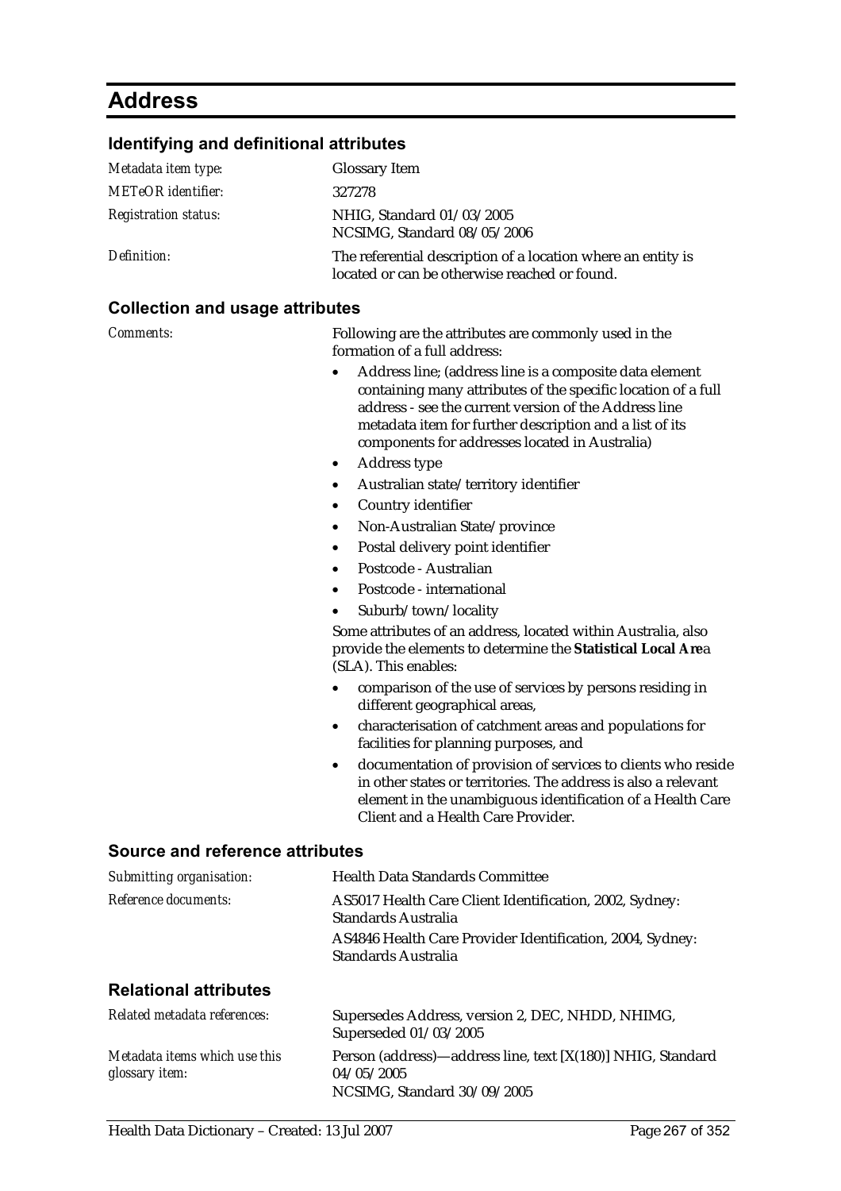# Address

## Identifying and definitional attributes

| | |
|---|---|
| *Metadata item type:* | Glossary Item |
| *METeOR identifier:* | 327278 |
| *Registration status:* | NHIG, Standard 01/03/2005<br>NCSIMG, Standard 08/05/2006 |
| *Definition:* | The referential description of a location where an entity is located or can be otherwise reached or found. |

## Collection and usage attributes

*Comments:*

Following are the attributes are commonly used in the formation of a full address:

- Address line; (address line is a composite data element containing many attributes of the specific location of a full address - see the current version of the Address line metadata item for further description and a list of its components for addresses located in Australia)
- Address type
- Australian state/territory identifier
- Country identifier
- Non-Australian State/province
- Postal delivery point identifier
- Postcode - Australian
- Postcode - international
- Suburb/town/locality

Some attributes of an address, located within Australia, also provide the elements to determine the **Statistical Local Are**a (SLA). This enables:

- comparison of the use of services by persons residing in different geographical areas,
- characterisation of catchment areas and populations for facilities for planning purposes, and
- documentation of provision of services to clients who reside in other states or territories. The address is also a relevant element in the unambiguous identification of a Health Care Client and a Health Care Provider.

## Source and reference attributes

| | |
|---|---|
| *Submitting organisation:* | Health Data Standards Committee |
| *Reference documents:* | AS5017 Health Care Client Identification, 2002, Sydney: Standards Australia<br>AS4846 Health Care Provider Identification, 2004, Sydney: Standards Australia |

## Relational attributes

| | |
|---|---|
| *Related metadata references:* | Supersedes Address, version 2, DEC, NHDD, NHIMG, Superseded 01/03/2005 |
| *Metadata items which use this glossary item:* | Person (address)—address line, text [X(180)] NHIG, Standard 04/05/2005<br>NCSIMG, Standard 30/09/2005 |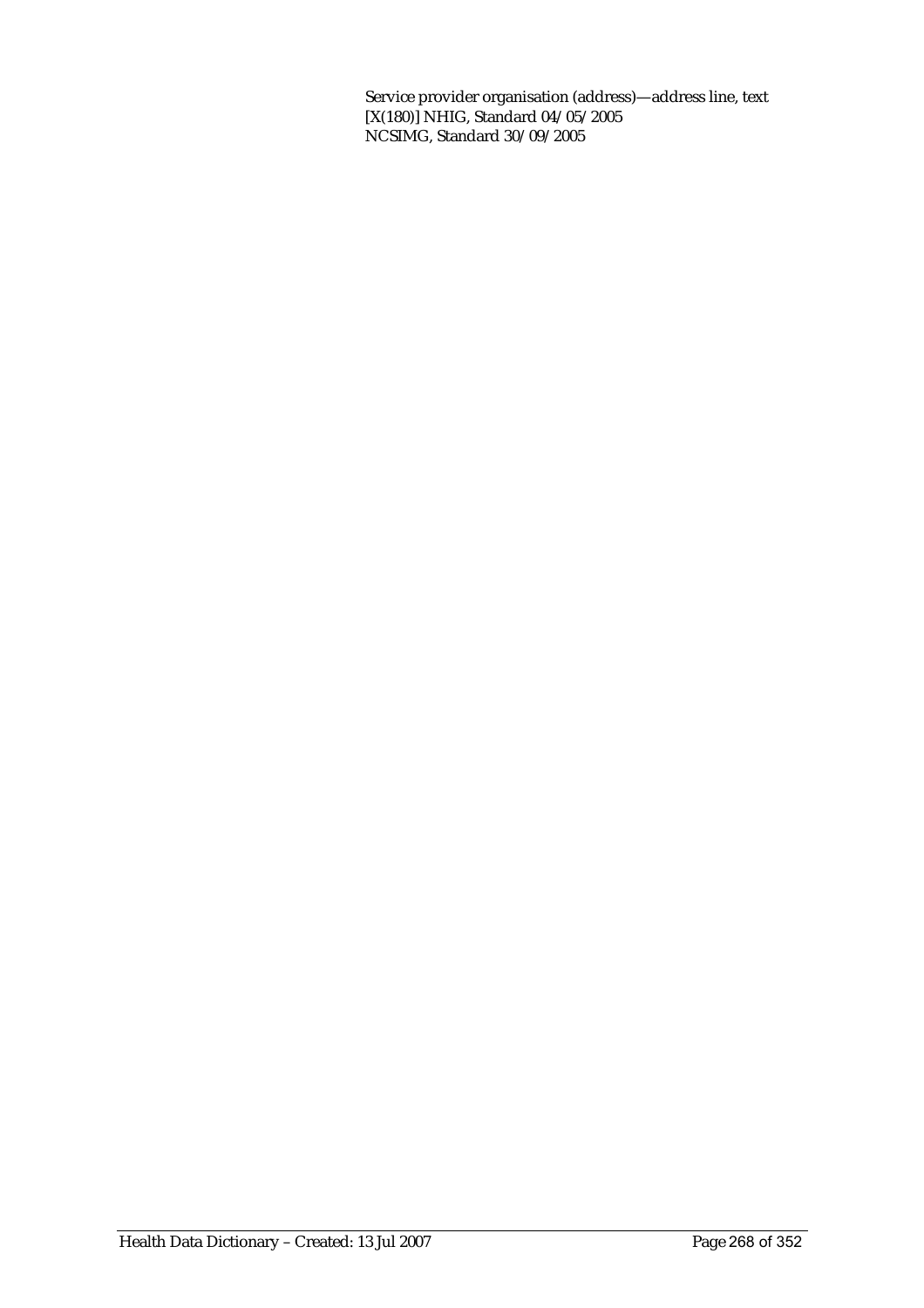Service provider organisation (address)—address line, text [X(180)] NHIG, Standard 04/05/2005
NCSIMG, Standard 30/09/2005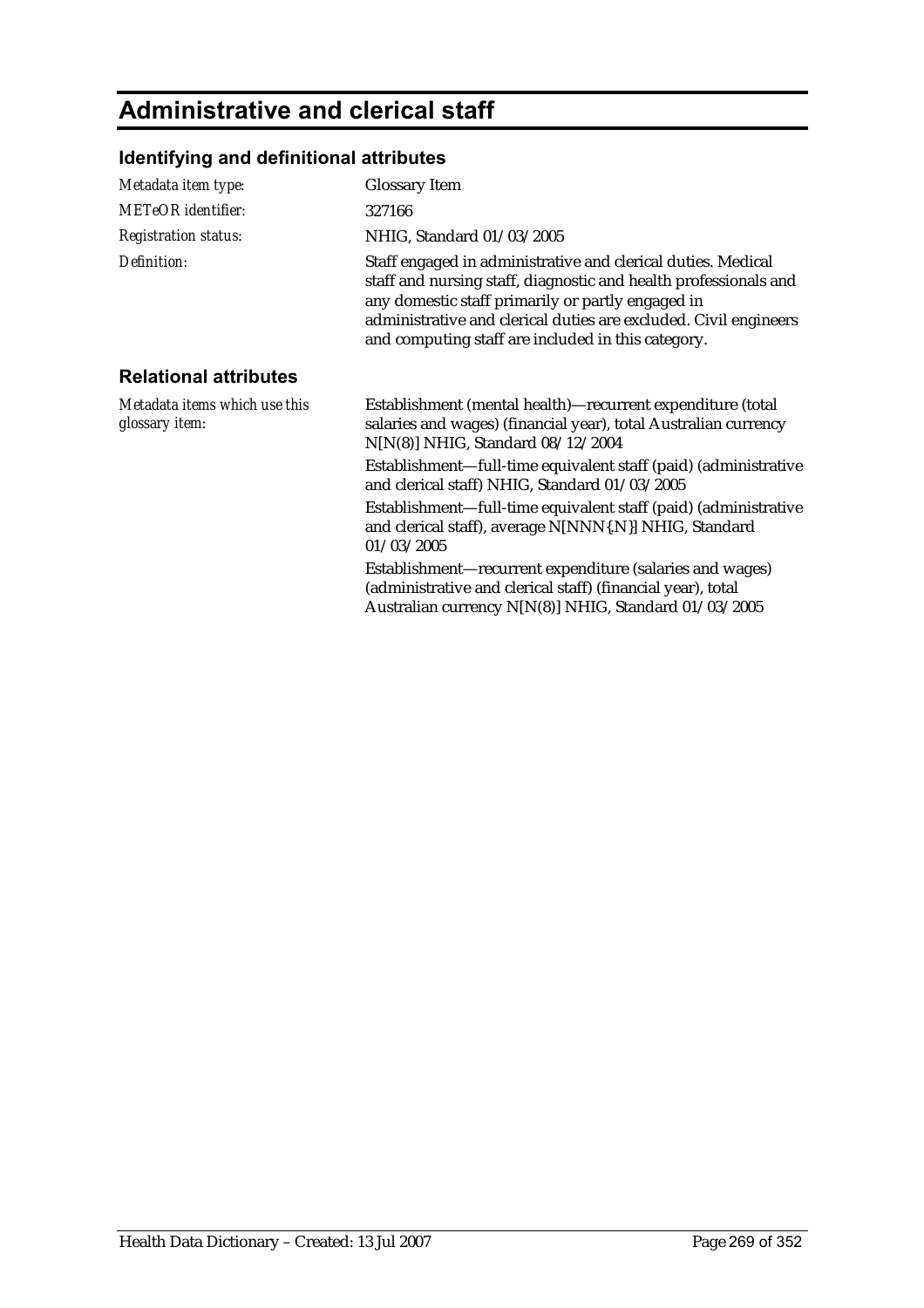# Administrative and clerical staff

## Identifying and definitional attributes

| | |
|---|---|
| *Metadata item type:* | Glossary Item |
| *METeOR identifier:* | 327166 |
| *Registration status:* | NHIG, Standard 01/03/2005 |
| *Definition:* | Staff engaged in administrative and clerical duties. Medical staff and nursing staff, diagnostic and health professionals and any domestic staff primarily or partly engaged in administrative and clerical duties are excluded. Civil engineers and computing staff are included in this category. |

## Relational attributes

| | |
|---|---|
| *Metadata items which use this glossary item:* | Establishment (mental health)—recurrent expenditure (total salaries and wages) (financial year), total Australian currency N[N(8)] NHIG, Standard 08/12/2004<br><br>Establishment—full-time equivalent staff (paid) (administrative and clerical staff) NHIG, Standard 01/03/2005<br><br>Establishment—full-time equivalent staff (paid) (administrative and clerical staff), average N[NNN{.N}] NHIG, Standard 01/03/2005<br><br>Establishment—recurrent expenditure (salaries and wages) (administrative and clerical staff) (financial year), total Australian currency N[N(8)] NHIG, Standard 01/03/2005 |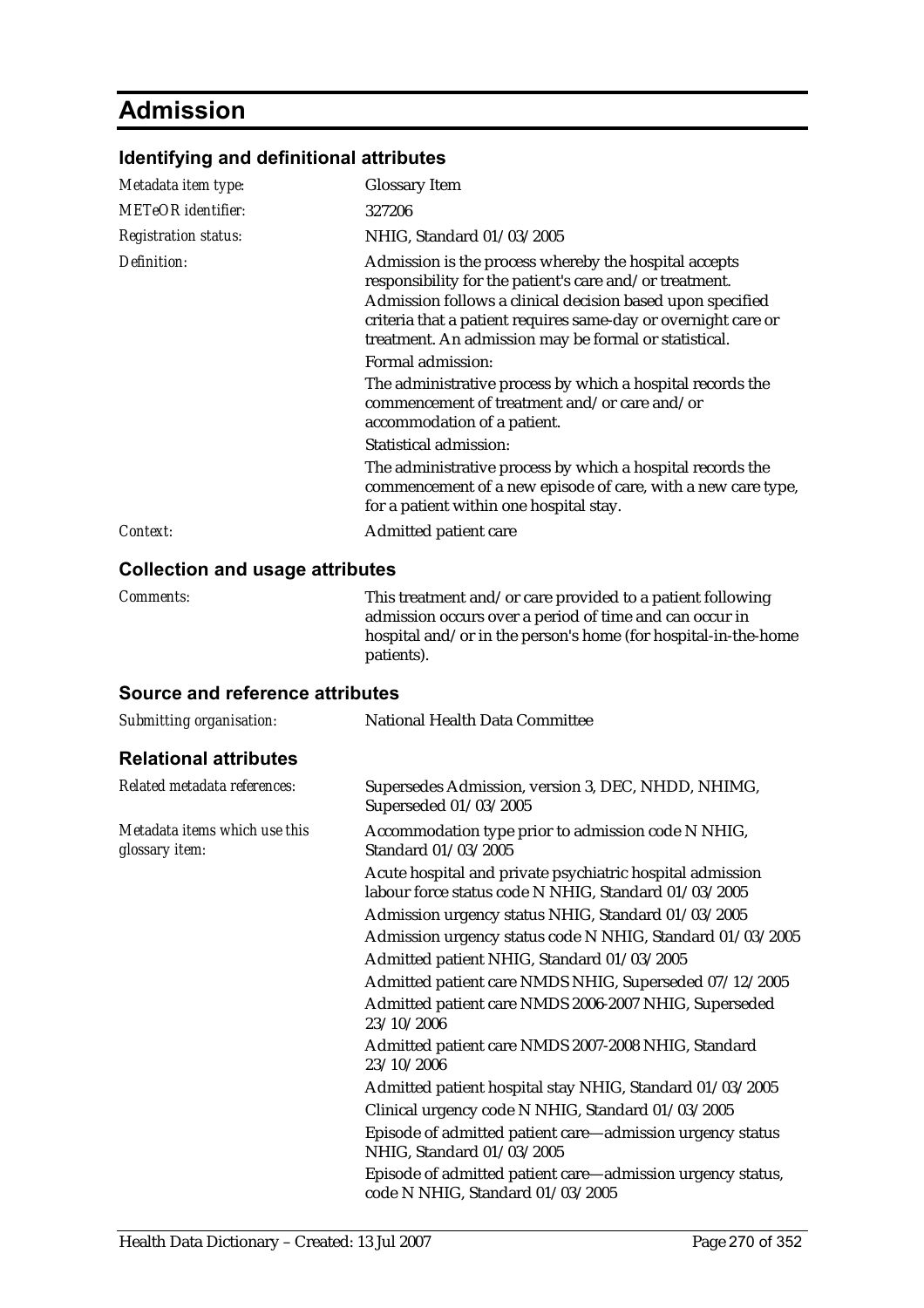# Admission

## Identifying and definitional attributes

| | |
|---|---|
| *Metadata item type:* | Glossary Item |
| *METeOR identifier:* | 327206 |
| *Registration status:* | NHIG, Standard 01/03/2005 |
| *Definition:* | Admission is the process whereby the hospital accepts responsibility for the patient's care and/or treatment. Admission follows a clinical decision based upon specified criteria that a patient requires same-day or overnight care or treatment. An admission may be formal or statistical.<br>Formal admission:<br>The administrative process by which a hospital records the commencement of treatment and/or care and/or accommodation of a patient.<br>Statistical admission:<br>The administrative process by which a hospital records the commencement of a new episode of care, with a new care type, for a patient within one hospital stay. |
| *Context:* | Admitted patient care |

## Collection and usage attributes

| | |
|---|---|
| *Comments:* | This treatment and/or care provided to a patient following admission occurs over a period of time and can occur in hospital and/or in the person's home (for hospital-in-the-home patients). |

## Source and reference attributes

| | |
|---|---|
| *Submitting organisation:* | National Health Data Committee |

## Relational attributes

| | |
|---|---|
| *Related metadata references:* | Supersedes Admission, version 3, DEC, NHDD, NHIMG, Superseded 01/03/2005 |
| *Metadata items which use this glossary item:* | Accommodation type prior to admission code N NHIG, Standard 01/03/2005<br>Acute hospital and private psychiatric hospital admission labour force status code N NHIG, Standard 01/03/2005<br>Admission urgency status NHIG, Standard 01/03/2005<br>Admission urgency status code N NHIG, Standard 01/03/2005<br>Admitted patient NHIG, Standard 01/03/2005<br>Admitted patient care NMDS NHIG, Superseded 07/12/2005<br>Admitted patient care NMDS 2006-2007 NHIG, Superseded 23/10/2006<br>Admitted patient care NMDS 2007-2008 NHIG, Standard 23/10/2006<br>Admitted patient hospital stay NHIG, Standard 01/03/2005<br>Clinical urgency code N NHIG, Standard 01/03/2005<br>Episode of admitted patient care—admission urgency status NHIG, Standard 01/03/2005<br>Episode of admitted patient care—admission urgency status, code N NHIG, Standard 01/03/2005 |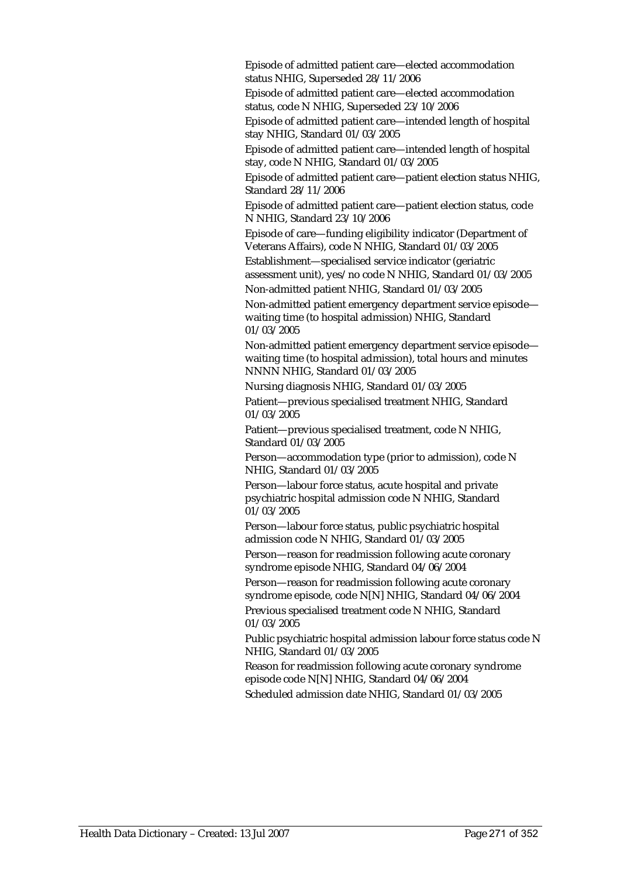Episode of admitted patient care—elected accommodation status NHIG, Superseded 28/11/2006

Episode of admitted patient care—elected accommodation status, code N NHIG, Superseded 23/10/2006

Episode of admitted patient care—intended length of hospital stay NHIG, Standard 01/03/2005

Episode of admitted patient care—intended length of hospital stay, code N NHIG, Standard 01/03/2005

Episode of admitted patient care—patient election status NHIG, Standard 28/11/2006

Episode of admitted patient care—patient election status, code N NHIG, Standard 23/10/2006

Episode of care—funding eligibility indicator (Department of Veterans Affairs), code N NHIG, Standard 01/03/2005

Establishment—specialised service indicator (geriatric assessment unit), yes/no code N NHIG, Standard 01/03/2005

Non-admitted patient NHIG, Standard 01/03/2005

Non-admitted patient emergency department service episode—waiting time (to hospital admission) NHIG, Standard 01/03/2005

Non-admitted patient emergency department service episode—waiting time (to hospital admission), total hours and minutes NNNN NHIG, Standard 01/03/2005

Nursing diagnosis NHIG, Standard 01/03/2005

Patient—previous specialised treatment NHIG, Standard 01/03/2005

Patient—previous specialised treatment, code N NHIG, Standard 01/03/2005

Person—accommodation type (prior to admission), code N NHIG, Standard 01/03/2005

Person—labour force status, acute hospital and private psychiatric hospital admission code N NHIG, Standard 01/03/2005

Person—labour force status, public psychiatric hospital admission code N NHIG, Standard 01/03/2005

Person—reason for readmission following acute coronary syndrome episode NHIG, Standard 04/06/2004

Person—reason for readmission following acute coronary syndrome episode, code N[N] NHIG, Standard 04/06/2004

Previous specialised treatment code N NHIG, Standard 01/03/2005

Public psychiatric hospital admission labour force status code N NHIG, Standard 01/03/2005

Reason for readmission following acute coronary syndrome episode code N[N] NHIG, Standard 04/06/2004

Scheduled admission date NHIG, Standard 01/03/2005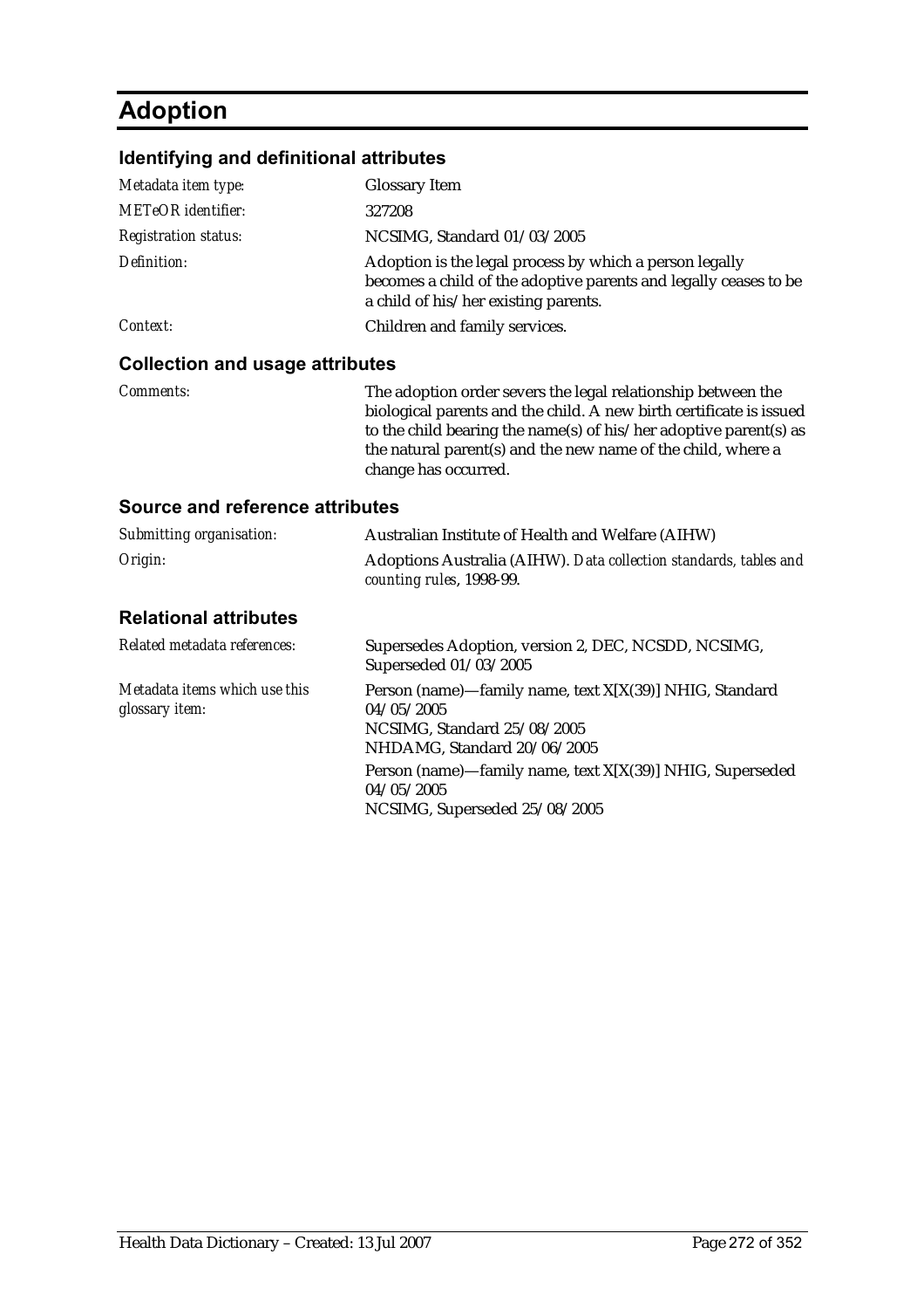# Adoption

## Identifying and definitional attributes

| | |
|---|---|
| *Metadata item type:* | Glossary Item |
| *METeOR identifier:* | 327208 |
| *Registration status:* | NCSIMG, Standard 01/03/2005 |
| *Definition:* | Adoption is the legal process by which a person legally becomes a child of the adoptive parents and legally ceases to be a child of his/her existing parents. |
| *Context:* | Children and family services. |

## Collection and usage attributes

| | |
|---|---|
| *Comments:* | The adoption order severs the legal relationship between the biological parents and the child. A new birth certificate is issued to the child bearing the name(s) of his/her adoptive parent(s) as the natural parent(s) and the new name of the child, where a change has occurred. |

## Source and reference attributes

| | |
|---|---|
| *Submitting organisation:* | Australian Institute of Health and Welfare (AIHW) |
| *Origin:* | Adoptions Australia (AIHW). *Data collection standards, tables and counting rules*, 1998-99. |

## Relational attributes

| | |
|---|---|
| *Related metadata references:* | Supersedes Adoption, version 2, DEC, NCSDD, NCSIMG, Superseded 01/03/2005 |
| *Metadata items which use this glossary item:* | Person (name)—family name, text X[X(39)] NHIG, Standard 04/05/2005<br>NCSIMG, Standard 25/08/2005<br>NHDAMG, Standard 20/06/2005<br>Person (name)—family name, text X[X(39)] NHIG, Superseded 04/05/2005<br>NCSIMG, Superseded 25/08/2005 |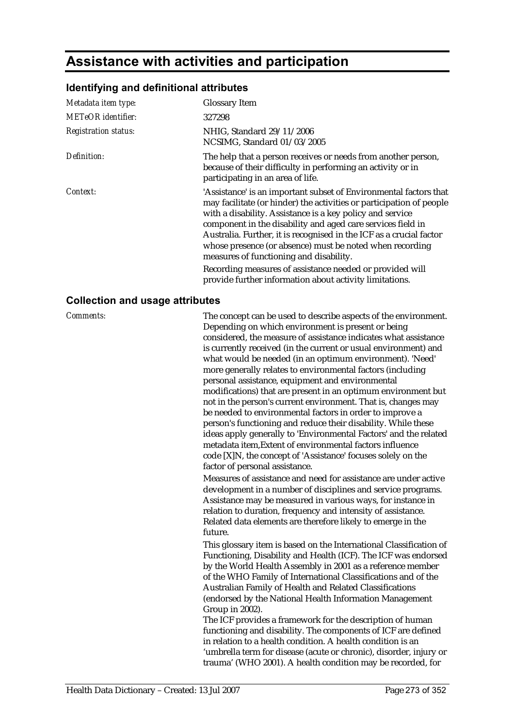# Assistance with activities and participation

## Identifying and definitional attributes

| | |
|---|---|
| *Metadata item type:* | Glossary Item |
| *METeOR identifier:* | 327298 |
| *Registration status:* | NHIG, Standard 29/11/2006<br>NCSIMG, Standard 01/03/2005 |
| *Definition:* | The help that a person receives or needs from another person, because of their difficulty in performing an activity or in participating in an area of life. |
| *Context:* | 'Assistance' is an important subset of Environmental factors that may facilitate (or hinder) the activities or participation of people with a disability. Assistance is a key policy and service component in the disability and aged care services field in Australia. Further, it is recognised in the ICF as a crucial factor whose presence (or absence) must be noted when recording measures of functioning and disability.<br>Recording measures of assistance needed or provided will provide further information about activity limitations. |

## Collection and usage attributes

*Comments:*

The concept can be used to describe aspects of the environment. Depending on which environment is present or being considered, the measure of assistance indicates what assistance is currently received (in the current or usual environment) and what would be needed (in an optimum environment). 'Need' more generally relates to environmental factors (including personal assistance, equipment and environmental modifications) that are present in an optimum environment but not in the person's current environment. That is, changes may be needed to environmental factors in order to improve a person's functioning and reduce their disability. While these ideas apply generally to 'Environmental Factors' and the related metadata item,Extent of environmental factors influence code [X]N, the concept of 'Assistance' focuses solely on the factor of personal assistance.

Measures of assistance and need for assistance are under active development in a number of disciplines and service programs. Assistance may be measured in various ways, for instance in relation to duration, frequency and intensity of assistance. Related data elements are therefore likely to emerge in the future.

This glossary item is based on the International Classification of Functioning, Disability and Health (ICF). The ICF was endorsed by the World Health Assembly in 2001 as a reference member of the WHO Family of International Classifications and of the Australian Family of Health and Related Classifications (endorsed by the National Health Information Management Group in 2002).

The ICF provides a framework for the description of human functioning and disability. The components of ICF are defined in relation to a health condition. A health condition is an 'umbrella term for disease (acute or chronic), disorder, injury or trauma' (WHO 2001). A health condition may be recorded, for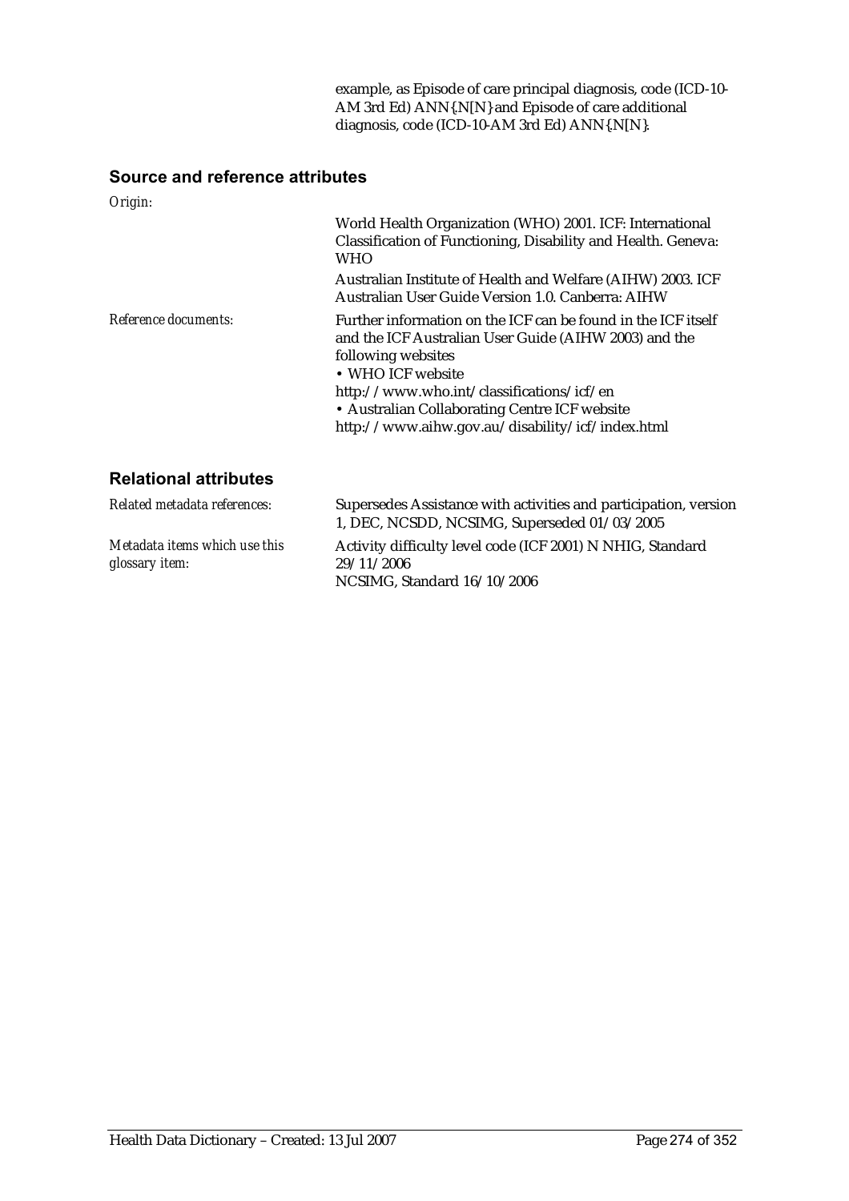example, as Episode of care principal diagnosis, code (ICD-10-AM 3rd Ed) ANN{.N[N} and Episode of care additional diagnosis, code (ICD-10-AM 3rd Ed) ANN{.N[N}.

## Source and reference attributes

*Origin:*

World Health Organization (WHO) 2001. ICF: International Classification of Functioning, Disability and Health. Geneva: WHO

Australian Institute of Health and Welfare (AIHW) 2003. ICF Australian User Guide Version 1.0. Canberra: AIHW

*Reference documents:*

Further information on the ICF can be found in the ICF itself and the ICF Australian User Guide (AIHW 2003) and the following websites

• WHO ICF website
http://www.who.int/classifications/icf/en

• Australian Collaborating Centre ICF website
http://www.aihw.gov.au/disability/icf/index.html

## Relational attributes

*Related metadata references:*

Supersedes Assistance with activities and participation, version 1, DEC, NCSDD, NCSIMG, Superseded 01/03/2005

*Metadata items which use this glossary item:*

Activity difficulty level code (ICF 2001) N NHIG, Standard 29/11/2006
NCSIMG, Standard 16/10/2006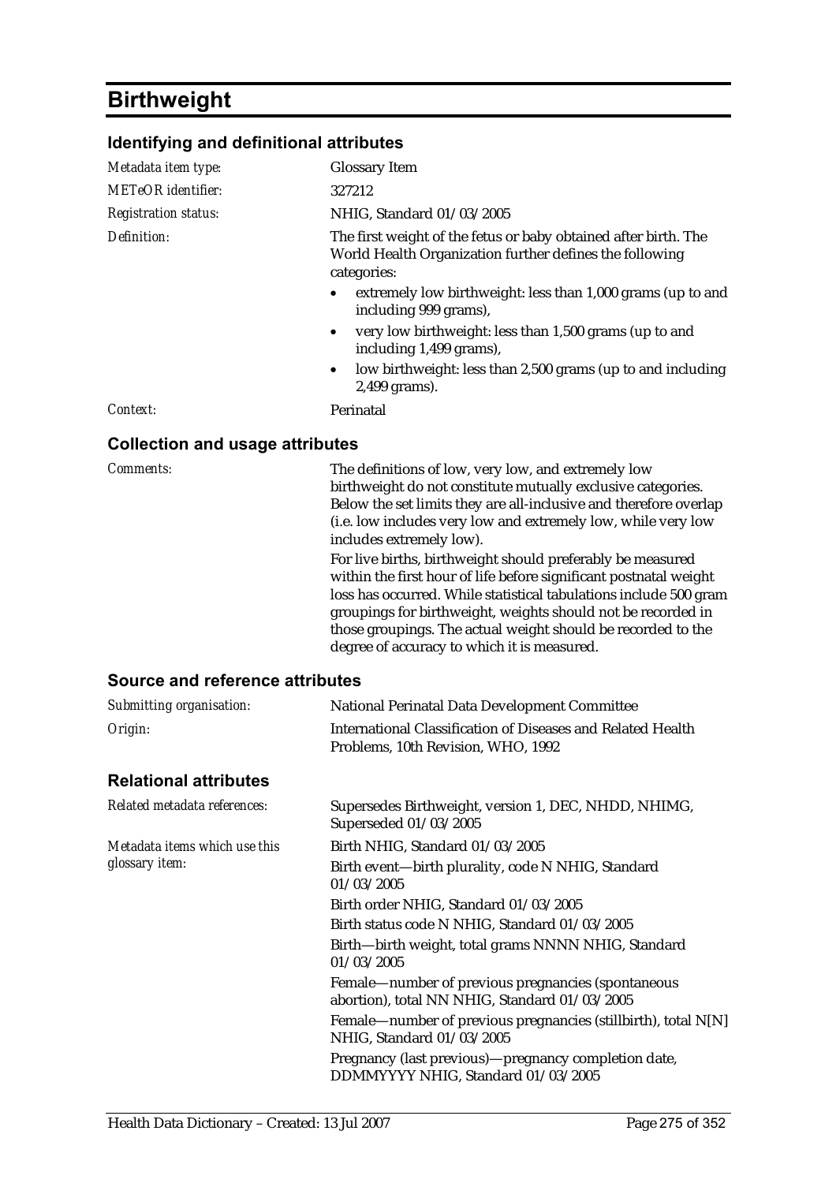# Birthweight

## Identifying and definitional attributes

| | |
|---|---|
| *Metadata item type:* | Glossary Item |
| *METeOR identifier:* | 327212 |
| *Registration status:* | NHIG, Standard 01/03/2005 |
| *Definition:* | The first weight of the fetus or baby obtained after birth. The World Health Organization further defines the following categories:<br>• extremely low birthweight: less than 1,000 grams (up to and including 999 grams),<br>• very low birthweight: less than 1,500 grams (up to and including 1,499 grams),<br>• low birthweight: less than 2,500 grams (up to and including 2,499 grams). |
| *Context:* | Perinatal |

## Collection and usage attributes

| | |
|---|---|
| *Comments:* | The definitions of low, very low, and extremely low birthweight do not constitute mutually exclusive categories. Below the set limits they are all-inclusive and therefore overlap (i.e. low includes very low and extremely low, while very low includes extremely low).<br>For live births, birthweight should preferably be measured within the first hour of life before significant postnatal weight loss has occurred. While statistical tabulations include 500 gram groupings for birthweight, weights should not be recorded in those groupings. The actual weight should be recorded to the degree of accuracy to which it is measured. |

## Source and reference attributes

| | |
|---|---|
| *Submitting organisation:* | National Perinatal Data Development Committee |
| *Origin:* | International Classification of Diseases and Related Health Problems, 10th Revision, WHO, 1992 |

## Relational attributes

| | |
|---|---|
| *Related metadata references:* | Supersedes Birthweight, version 1, DEC, NHDD, NHIMG, Superseded 01/03/2005 |
| *Metadata items which use this glossary item:* | Birth NHIG, Standard 01/03/2005<br>Birth event—birth plurality, code N NHIG, Standard 01/03/2005<br>Birth order NHIG, Standard 01/03/2005<br>Birth status code N NHIG, Standard 01/03/2005<br>Birth—birth weight, total grams NNNN NHIG, Standard 01/03/2005<br>Female—number of previous pregnancies (spontaneous abortion), total NN NHIG, Standard 01/03/2005<br>Female—number of previous pregnancies (stillbirth), total N[N] NHIG, Standard 01/03/2005<br>Pregnancy (last previous)—pregnancy completion date, DDMMYYYY NHIG, Standard 01/03/2005 |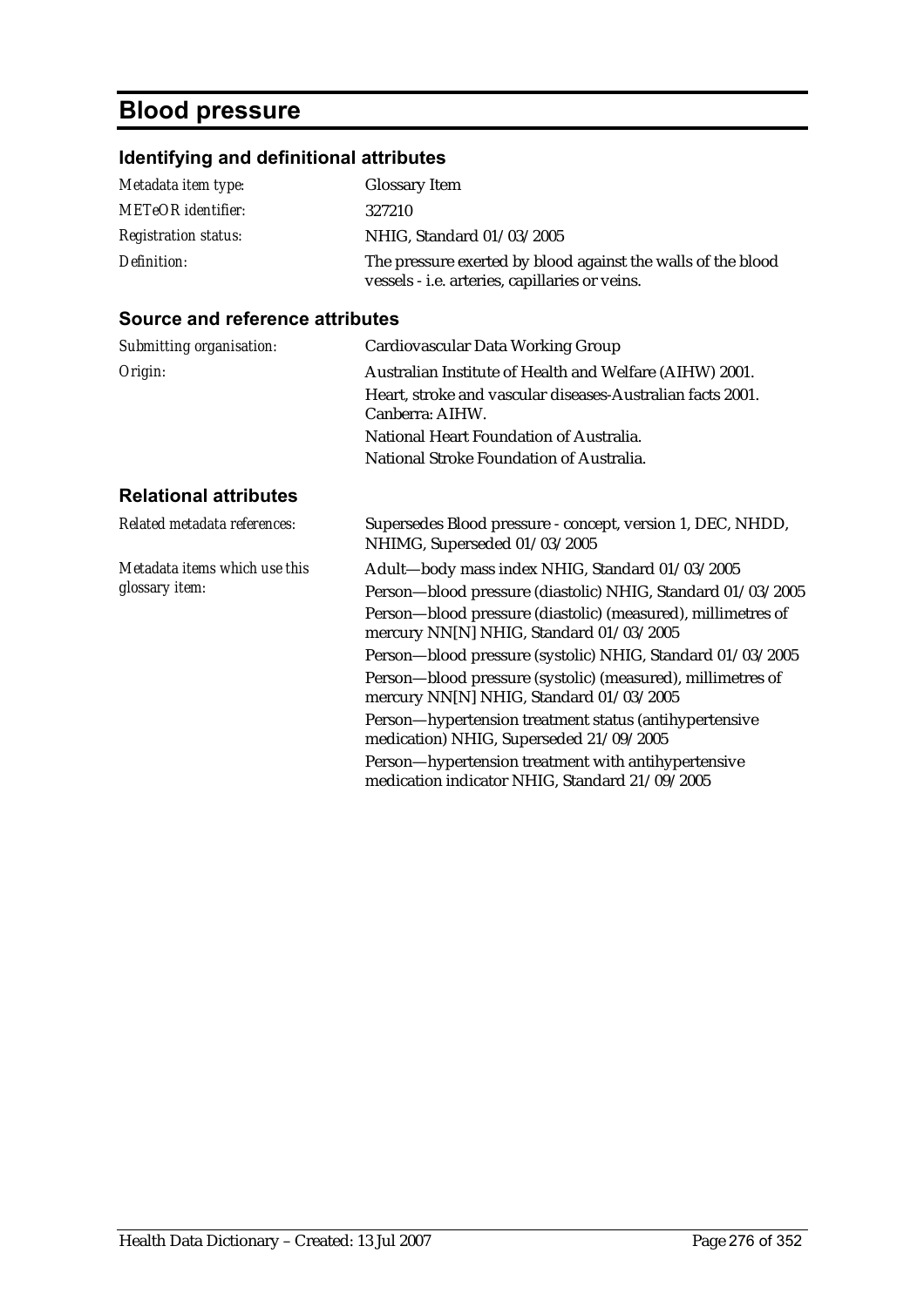# Blood pressure

## Identifying and definitional attributes

| | |
|---|---|
| *Metadata item type:* | Glossary Item |
| *METeOR identifier:* | 327210 |
| *Registration status:* | NHIG, Standard 01/03/2005 |
| *Definition:* | The pressure exerted by blood against the walls of the blood vessels - i.e. arteries, capillaries or veins. |

## Source and reference attributes

| | |
|---|---|
| *Submitting organisation:* | Cardiovascular Data Working Group |
| *Origin:* | Australian Institute of Health and Welfare (AIHW) 2001.<br>Heart, stroke and vascular diseases-Australian facts 2001. Canberra: AIHW.<br>National Heart Foundation of Australia.<br>National Stroke Foundation of Australia. |

## Relational attributes

| | |
|---|---|
| *Related metadata references:* | Supersedes Blood pressure - concept, version 1, DEC, NHDD, NHIMG, Superseded 01/03/2005 |
| *Metadata items which use this glossary item:* | Adult—body mass index NHIG, Standard 01/03/2005<br>Person—blood pressure (diastolic) NHIG, Standard 01/03/2005<br>Person—blood pressure (diastolic) (measured), millimetres of mercury NN[N] NHIG, Standard 01/03/2005<br>Person—blood pressure (systolic) NHIG, Standard 01/03/2005<br>Person—blood pressure (systolic) (measured), millimetres of mercury NN[N] NHIG, Standard 01/03/2005<br>Person—hypertension treatment status (antihypertensive medication) NHIG, Superseded 21/09/2005<br>Person—hypertension treatment with antihypertensive medication indicator NHIG, Standard 21/09/2005 |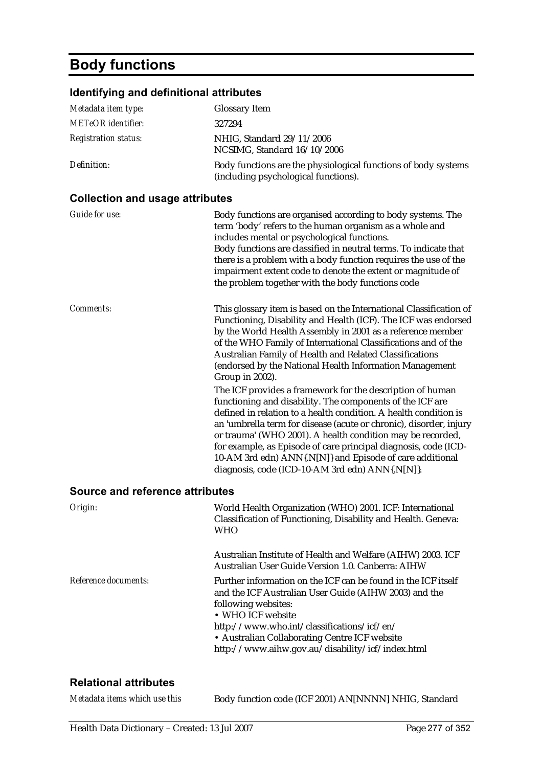# Body functions

## Identifying and definitional attributes

| | |
|---|---|
| *Metadata item type:* | Glossary Item |
| *METeOR identifier:* | 327294 |
| *Registration status:* | NHIG, Standard 29/11/2006<br>NCSIMG, Standard 16/10/2006 |
| *Definition:* | Body functions are the physiological functions of body systems (including psychological functions). |

## Collection and usage attributes

| | |
|---|---|
| *Guide for use:* | Body functions are organised according to body systems. The term 'body' refers to the human organism as a whole and includes mental or psychological functions.<br>Body functions are classified in neutral terms. To indicate that there is a problem with a body function requires the use of the impairment extent code to denote the extent or magnitude of the problem together with the body functions code |
| *Comments:* | This glossary item is based on the International Classification of Functioning, Disability and Health (ICF). The ICF was endorsed by the World Health Assembly in 2001 as a reference member of the WHO Family of International Classifications and of the Australian Family of Health and Related Classifications (endorsed by the National Health Information Management Group in 2002).<br>The ICF provides a framework for the description of human functioning and disability. The components of the ICF are defined in relation to a health condition. A health condition is an 'umbrella term for disease (acute or chronic), disorder, injury or trauma' (WHO 2001). A health condition may be recorded, for example, as Episode of care principal diagnosis, code (ICD-10-AM 3rd edn) ANN{.N[N]} and Episode of care additional diagnosis, code (ICD-10-AM 3rd edn) ANN{.N[N]}. |

## Source and reference attributes

| | |
|---|---|
| *Origin:* | World Health Organization (WHO) 2001. ICF: International Classification of Functioning, Disability and Health. Geneva: WHO<br><br>Australian Institute of Health and Welfare (AIHW) 2003. ICF Australian User Guide Version 1.0. Canberra: AIHW |
| *Reference documents:* | Further information on the ICF can be found in the ICF itself and the ICF Australian User Guide (AIHW 2003) and the following websites:<br>• WHO ICF website<br>http://www.who.int/classifications/icf/en/<br>• Australian Collaborating Centre ICF website<br>http://www.aihw.gov.au/disability/icf/index.html |

## Relational attributes

| | |
|---|---|
| *Metadata items which use this* | Body function code (ICF 2001) AN[NNNN] NHIG, Standard |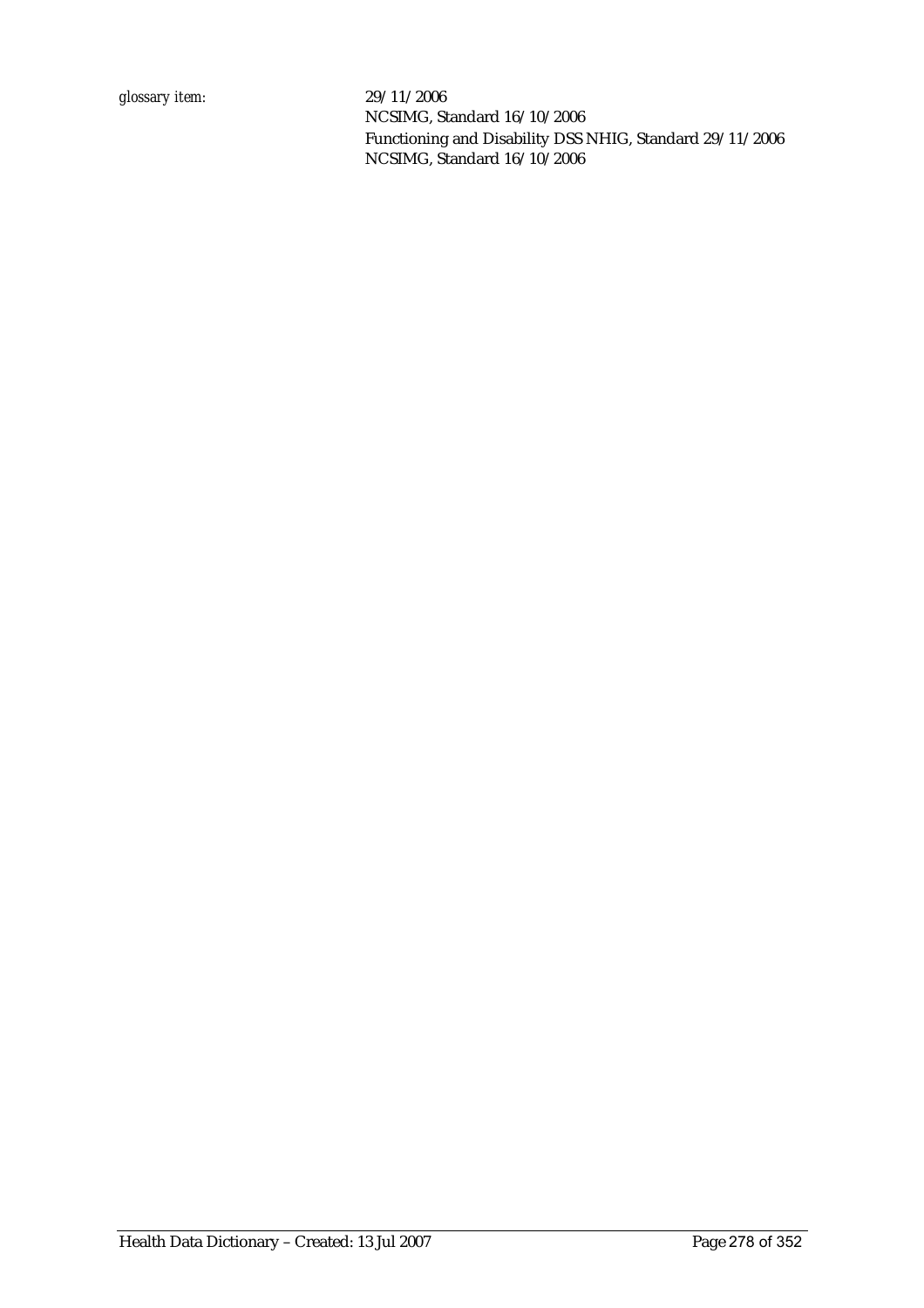*glossary item:* 29/11/2006
NCSIMG, Standard 16/10/2006
Functioning and Disability DSS NHIG, Standard 29/11/2006
NCSIMG, Standard 16/10/2006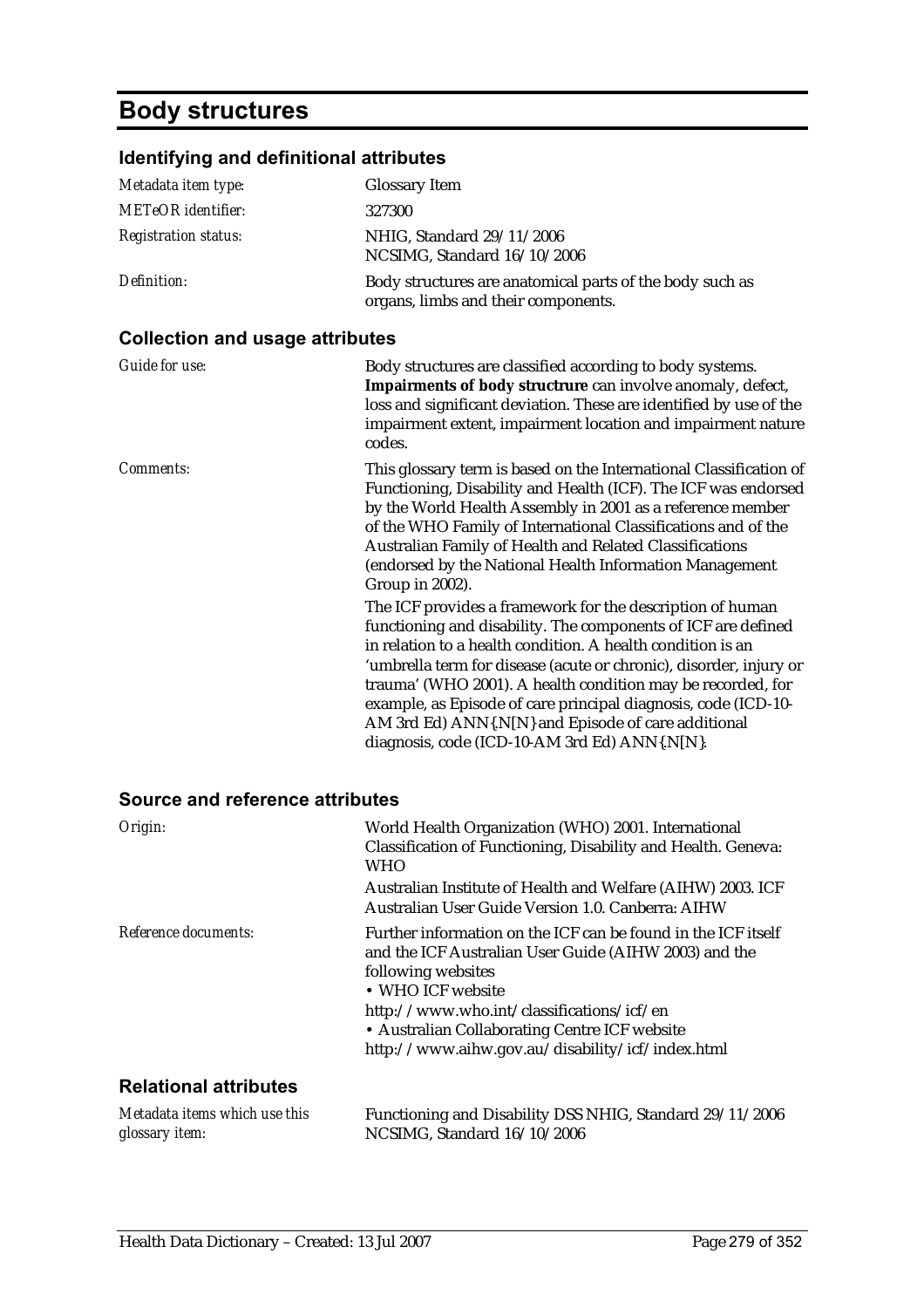# Body structures

## Identifying and definitional attributes

| | |
|---|---|
| *Metadata item type:* | Glossary Item |
| *METeOR identifier:* | 327300 |
| *Registration status:* | NHIG, Standard 29/11/2006<br>NCSIMG, Standard 16/10/2006 |
| *Definition:* | Body structures are anatomical parts of the body such as organs, limbs and their components. |

## Collection and usage attributes

| | |
|---|---|
| *Guide for use:* | Body structures are classified according to body systems. **Impairments of body structrure** can involve anomaly, defect, loss and significant deviation. These are identified by use of the impairment extent, impairment location and impairment nature codes. |
| *Comments:* | This glossary term is based on the International Classification of Functioning, Disability and Health (ICF). The ICF was endorsed by the World Health Assembly in 2001 as a reference member of the WHO Family of International Classifications and of the Australian Family of Health and Related Classifications (endorsed by the National Health Information Management Group in 2002).<br>The ICF provides a framework for the description of human functioning and disability. The components of ICF are defined in relation to a health condition. A health condition is an 'umbrella term for disease (acute or chronic), disorder, injury or trauma' (WHO 2001). A health condition may be recorded, for example, as Episode of care principal diagnosis, code (ICD-10-AM 3rd Ed) ANN{.N[N} and Episode of care additional diagnosis, code (ICD-10-AM 3rd Ed) ANN{.N[N}. |

## Source and reference attributes

| | |
|---|---|
| *Origin:* | World Health Organization (WHO) 2001. International Classification of Functioning, Disability and Health. Geneva: WHO<br>Australian Institute of Health and Welfare (AIHW) 2003. ICF Australian User Guide Version 1.0. Canberra: AIHW |
| *Reference documents:* | Further information on the ICF can be found in the ICF itself and the ICF Australian User Guide (AIHW 2003) and the following websites<br>• WHO ICF website<br>http://www.who.int/classifications/icf/en<br>• Australian Collaborating Centre ICF website<br>http://www.aihw.gov.au/disability/icf/index.html |

## Relational attributes

| | |
|---|---|
| *Metadata items which use this glossary item:* | Functioning and Disability DSS NHIG, Standard 29/11/2006<br>NCSIMG, Standard 16/10/2006 |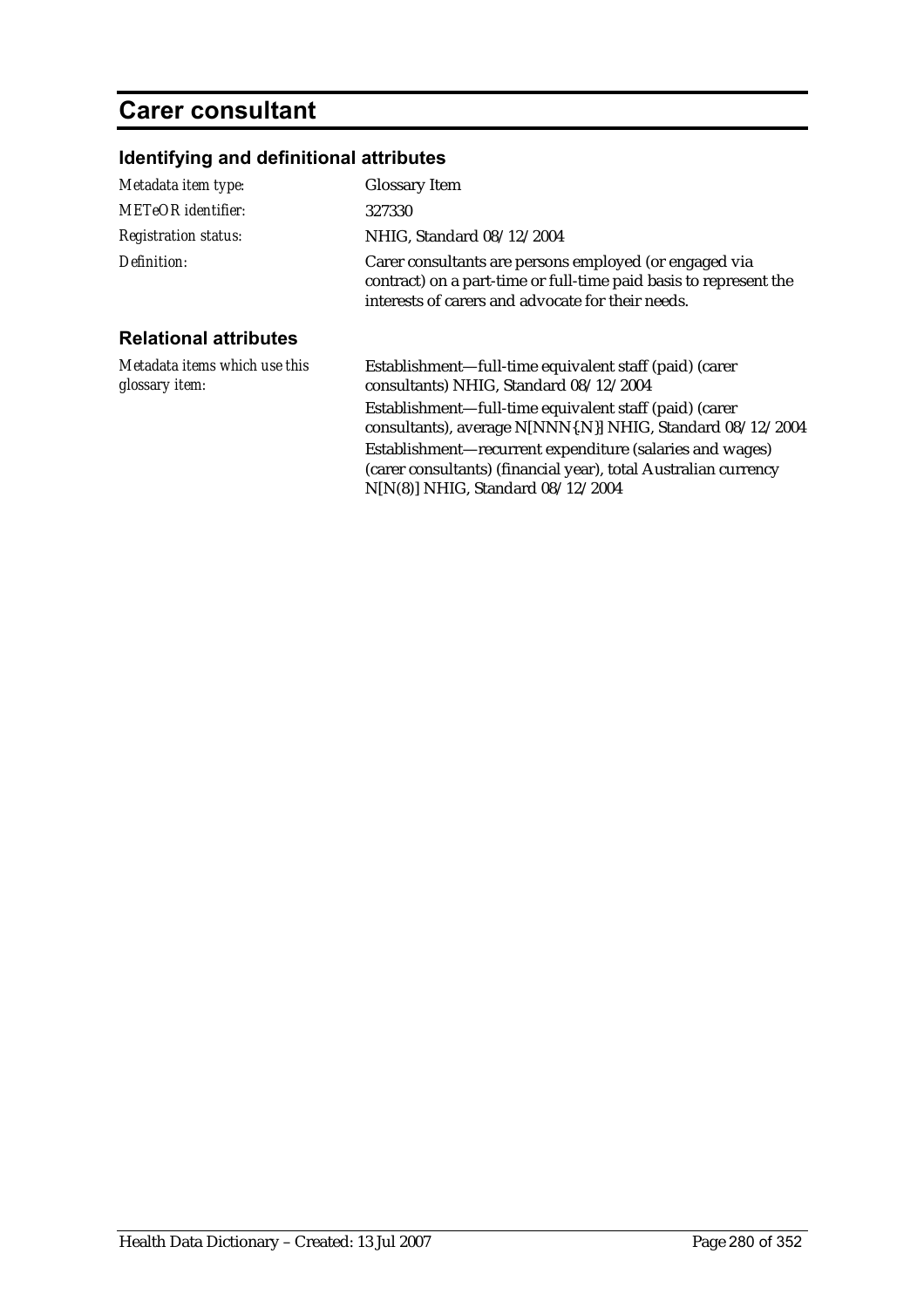# Carer consultant

## Identifying and definitional attributes

*Metadata item type:* Glossary Item

*METeOR identifier:* 327330

*Registration status:* NHIG, Standard 08/12/2004

*Definition:* Carer consultants are persons employed (or engaged via contract) on a part-time or full-time paid basis to represent the interests of carers and advocate for their needs.

## Relational attributes

*Metadata items which use this glossary item:*

Establishment—full-time equivalent staff (paid) (carer consultants) NHIG, Standard 08/12/2004

Establishment—full-time equivalent staff (paid) (carer consultants), average N[NNN{.N}] NHIG, Standard 08/12/2004

Establishment—recurrent expenditure (salaries and wages) (carer consultants) (financial year), total Australian currency N[N(8)] NHIG, Standard 08/12/2004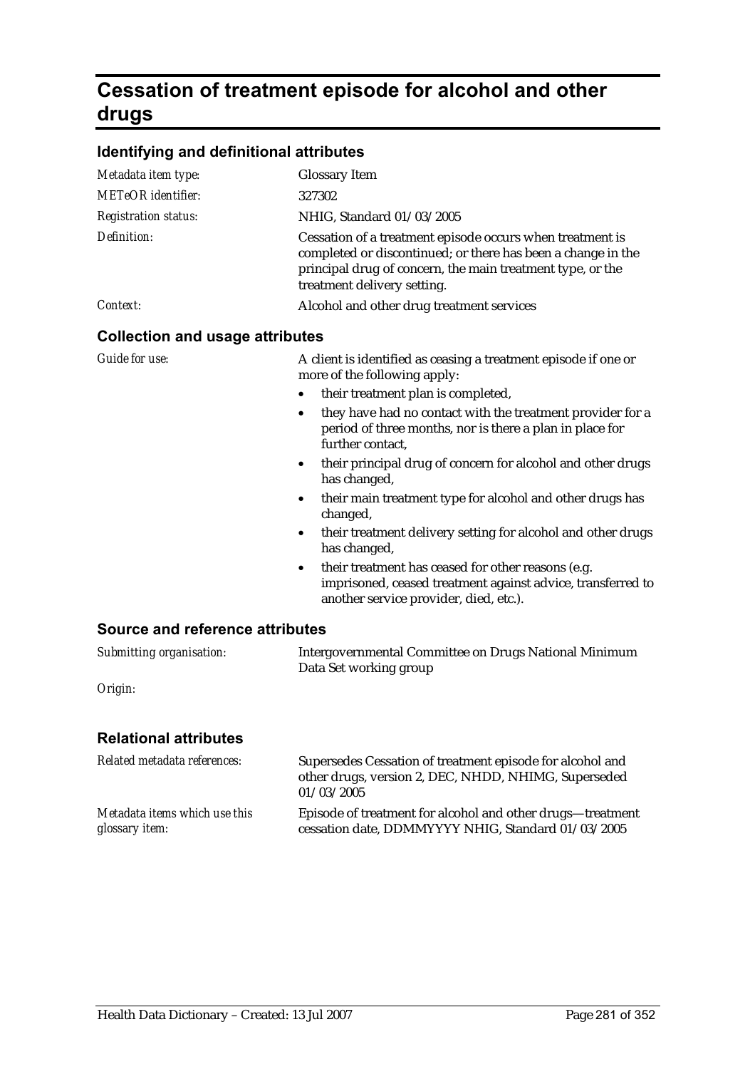# Cessation of treatment episode for alcohol and other drugs

## Identifying and definitional attributes

| | |
|---|---|
| *Metadata item type:* | Glossary Item |
| *METeOR identifier:* | 327302 |
| *Registration status:* | NHIG, Standard 01/03/2005 |
| *Definition:* | Cessation of a treatment episode occurs when treatment is completed or discontinued; or there has been a change in the principal drug of concern, the main treatment type, or the treatment delivery setting. |
| *Context:* | Alcohol and other drug treatment services |

## Collection and usage attributes

*Guide for use:*

A client is identified as ceasing a treatment episode if one or more of the following apply:

- their treatment plan is completed,
- they have had no contact with the treatment provider for a period of three months, nor is there a plan in place for further contact,
- their principal drug of concern for alcohol and other drugs has changed,
- their main treatment type for alcohol and other drugs has changed,
- their treatment delivery setting for alcohol and other drugs has changed,
- their treatment has ceased for other reasons (e.g. imprisoned, ceased treatment against advice, transferred to another service provider, died, etc.).

## Source and reference attributes

| | |
|---|---|
| *Submitting organisation:* | Intergovernmental Committee on Drugs National Minimum Data Set working group |
| *Origin:* | |

## Relational attributes

| | |
|---|---|
| *Related metadata references:* | Supersedes Cessation of treatment episode for alcohol and other drugs, version 2, DEC, NHDD, NHIMG, Superseded 01/03/2005 |
| *Metadata items which use this glossary item:* | Episode of treatment for alcohol and other drugs—treatment cessation date, DDMMYYYY NHIG, Standard 01/03/2005 |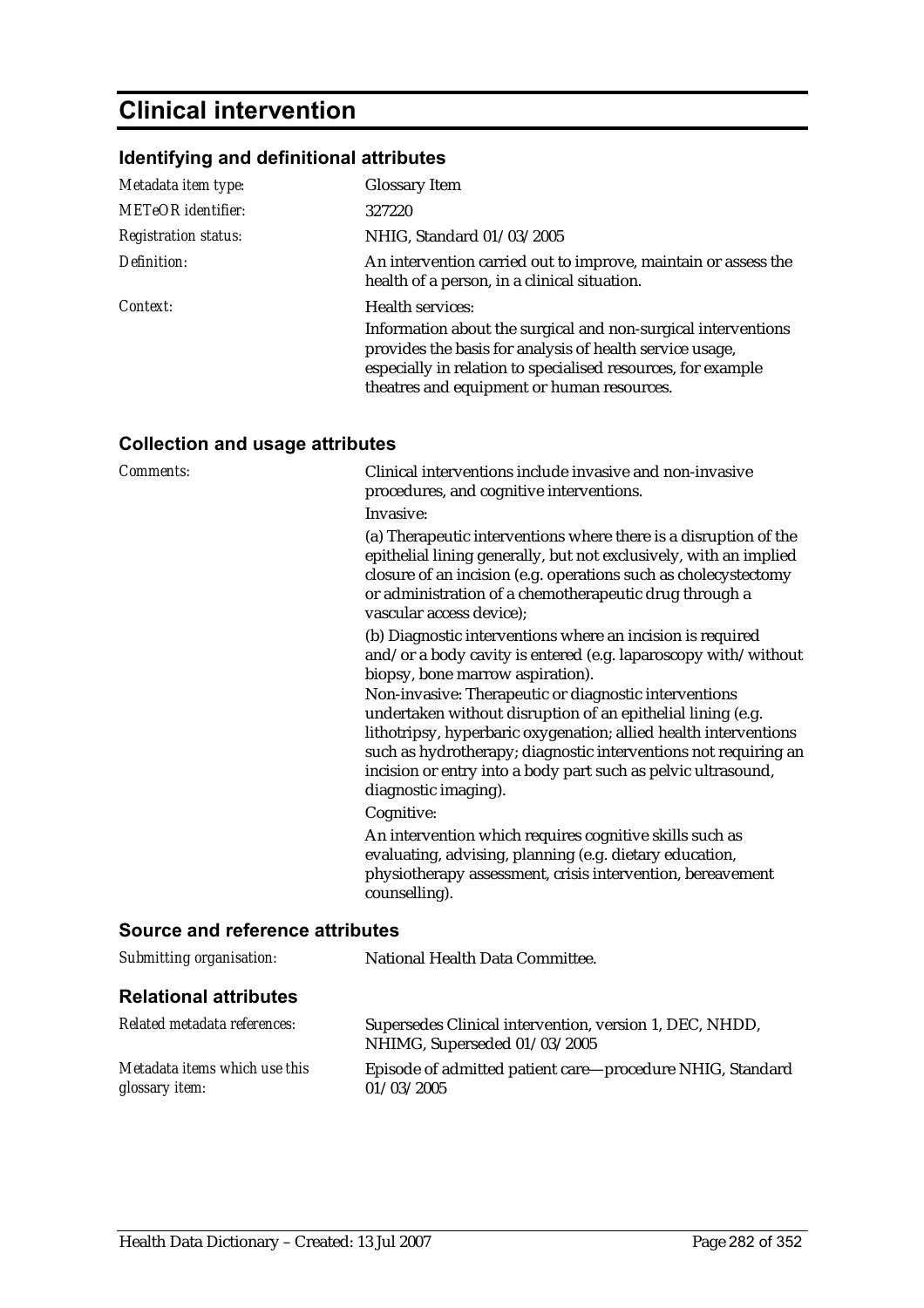# Clinical intervention

## Identifying and definitional attributes

| | |
|---|---|
| *Metadata item type:* | Glossary Item |
| *METeOR identifier:* | 327220 |
| *Registration status:* | NHIG, Standard 01/03/2005 |
| *Definition:* | An intervention carried out to improve, maintain or assess the health of a person, in a clinical situation. |
| *Context:* | Health services:<br>Information about the surgical and non-surgical interventions provides the basis for analysis of health service usage, especially in relation to specialised resources, for example theatres and equipment or human resources. |

## Collection and usage attributes

| | |
|---|---|
| *Comments:* | Clinical interventions include invasive and non-invasive procedures, and cognitive interventions.<br>Invasive:<br>(a) Therapeutic interventions where there is a disruption of the epithelial lining generally, but not exclusively, with an implied closure of an incision (e.g. operations such as cholecystectomy or administration of a chemotherapeutic drug through a vascular access device);<br>(b) Diagnostic interventions where an incision is required and/or a body cavity is entered (e.g. laparoscopy with/without biopsy, bone marrow aspiration).<br>Non-invasive: Therapeutic or diagnostic interventions undertaken without disruption of an epithelial lining (e.g. lithotripsy, hyperbaric oxygenation; allied health interventions such as hydrotherapy; diagnostic interventions not requiring an incision or entry into a body part such as pelvic ultrasound, diagnostic imaging).<br>Cognitive:<br>An intervention which requires cognitive skills such as evaluating, advising, planning (e.g. dietary education, physiotherapy assessment, crisis intervention, bereavement counselling). |

## Source and reference attributes

| | |
|---|---|
| *Submitting organisation:* | National Health Data Committee. |

## Relational attributes

| | |
|---|---|
| *Related metadata references:* | Supersedes Clinical intervention, version 1, DEC, NHDD, NHIMG, Superseded 01/03/2005 |
| *Metadata items which use this glossary item:* | Episode of admitted patient care—procedure NHIG, Standard 01/03/2005 |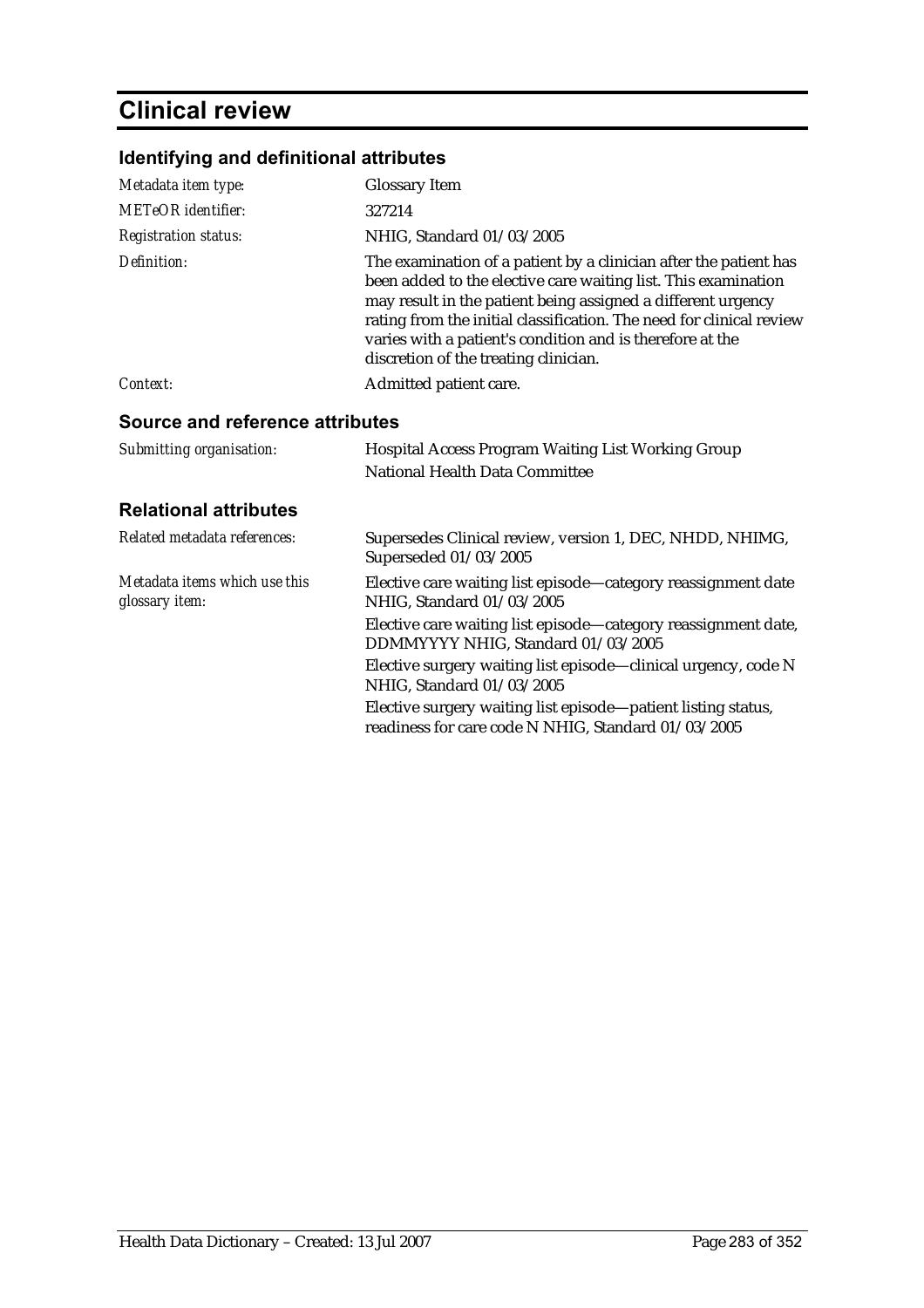# Clinical review

## Identifying and definitional attributes

| | |
|---|---|
| *Metadata item type:* | Glossary Item |
| *METeOR identifier:* | 327214 |
| *Registration status:* | NHIG, Standard 01/03/2005 |
| *Definition:* | The examination of a patient by a clinician after the patient has been added to the elective care waiting list. This examination may result in the patient being assigned a different urgency rating from the initial classification. The need for clinical review varies with a patient's condition and is therefore at the discretion of the treating clinician. |
| *Context:* | Admitted patient care. |

## Source and reference attributes

| | |
|---|---|
| *Submitting organisation:* | Hospital Access Program Waiting List Working Group<br>National Health Data Committee |

## Relational attributes

| | |
|---|---|
| *Related metadata references:* | Supersedes Clinical review, version 1, DEC, NHDD, NHIMG, Superseded 01/03/2005 |
| *Metadata items which use this glossary item:* | Elective care waiting list episode—category reassignment date NHIG, Standard 01/03/2005<br>Elective care waiting list episode—category reassignment date, DDMMYYYY NHIG, Standard 01/03/2005<br>Elective surgery waiting list episode—clinical urgency, code N NHIG, Standard 01/03/2005<br>Elective surgery waiting list episode—patient listing status, readiness for care code N NHIG, Standard 01/03/2005 |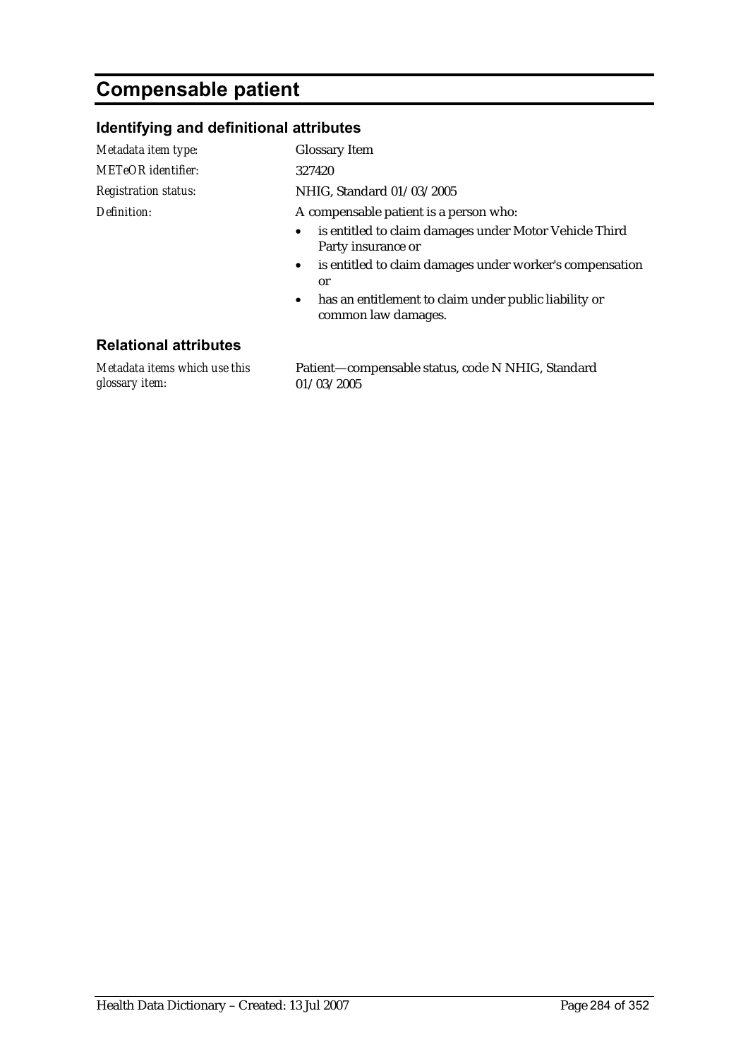# Compensable patient

## Identifying and definitional attributes

| | |
|---|---|
| *Metadata item type:* | Glossary Item |
| *METeOR identifier:* | 327420 |
| *Registration status:* | NHIG, Standard 01/03/2005 |
| *Definition:* | A compensable patient is a person who:<br>• is entitled to claim damages under Motor Vehicle Third Party insurance or<br>• is entitled to claim damages under worker's compensation or<br>• has an entitlement to claim under public liability or common law damages. |

## Relational attributes

| | |
|---|---|
| *Metadata items which use this glossary item:* | Patient—compensable status, code N NHIG, Standard 01/03/2005 |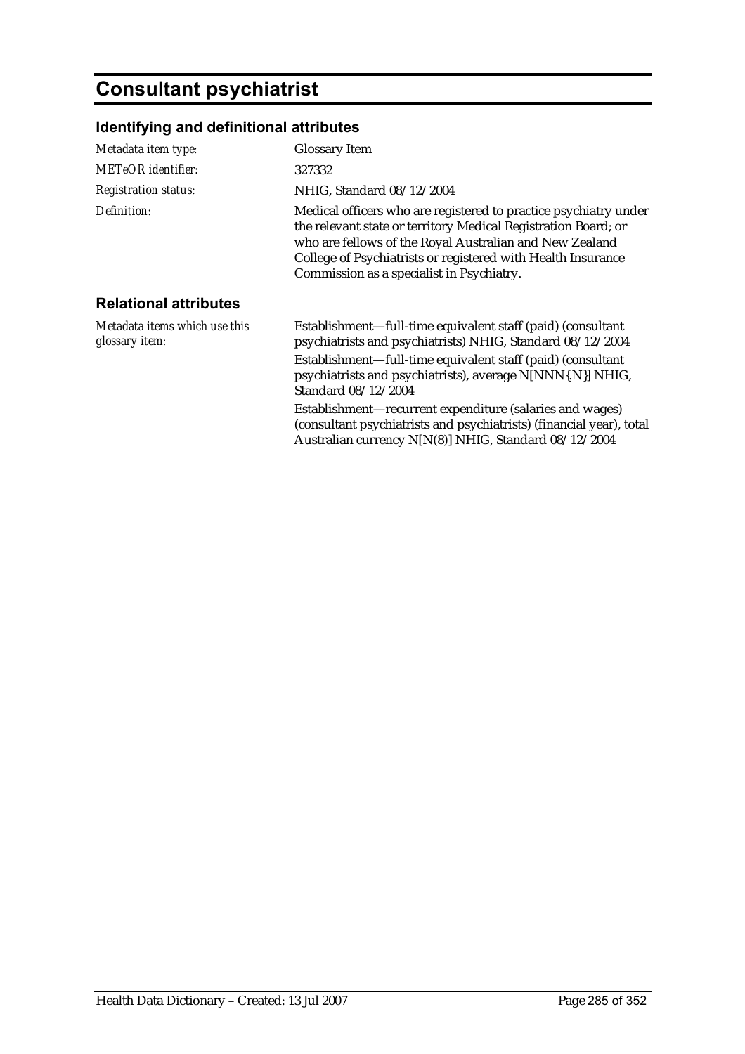# Consultant psychiatrist

## Identifying and definitional attributes

| | |
|---|---|
| *Metadata item type:* | Glossary Item |
| *METeOR identifier:* | 327332 |
| *Registration status:* | NHIG, Standard 08/12/2004 |
| *Definition:* | Medical officers who are registered to practice psychiatry under the relevant state or territory Medical Registration Board; or who are fellows of the Royal Australian and New Zealand College of Psychiatrists or registered with Health Insurance Commission as a specialist in Psychiatry. |

## Relational attributes

| | |
|---|---|
| *Metadata items which use this glossary item:* | Establishment—full-time equivalent staff (paid) (consultant psychiatrists and psychiatrists) NHIG, Standard 08/12/2004<br>Establishment—full-time equivalent staff (paid) (consultant psychiatrists and psychiatrists), average N[NNN{.N}] NHIG, Standard 08/12/2004<br>Establishment—recurrent expenditure (salaries and wages) (consultant psychiatrists and psychiatrists) (financial year), total Australian currency N[N(8)] NHIG, Standard 08/12/2004 |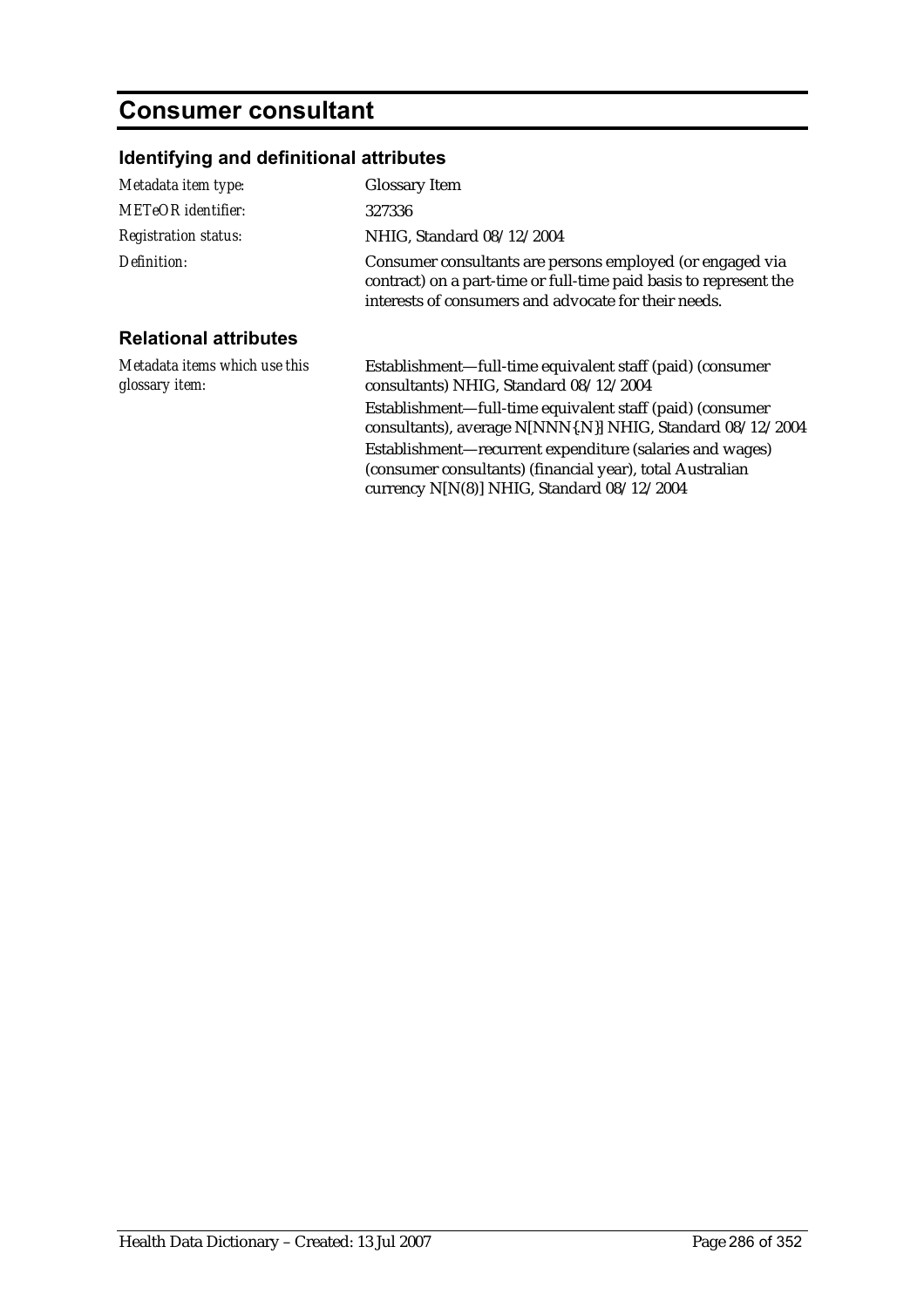# Consumer consultant

## Identifying and definitional attributes

| | |
|---|---|
| *Metadata item type:* | Glossary Item |
| *METeOR identifier:* | 327336 |
| *Registration status:* | NHIG, Standard 08/12/2004 |
| *Definition:* | Consumer consultants are persons employed (or engaged via contract) on a part-time or full-time paid basis to represent the interests of consumers and advocate for their needs. |

## Relational attributes

| | |
|---|---|
| *Metadata items which use this glossary item:* | Establishment—full-time equivalent staff (paid) (consumer consultants) NHIG, Standard 08/12/2004<br>Establishment—full-time equivalent staff (paid) (consumer consultants), average N[NNN{.N}] NHIG, Standard 08/12/2004<br>Establishment—recurrent expenditure (salaries and wages) (consumer consultants) (financial year), total Australian currency N[N(8)] NHIG, Standard 08/12/2004 |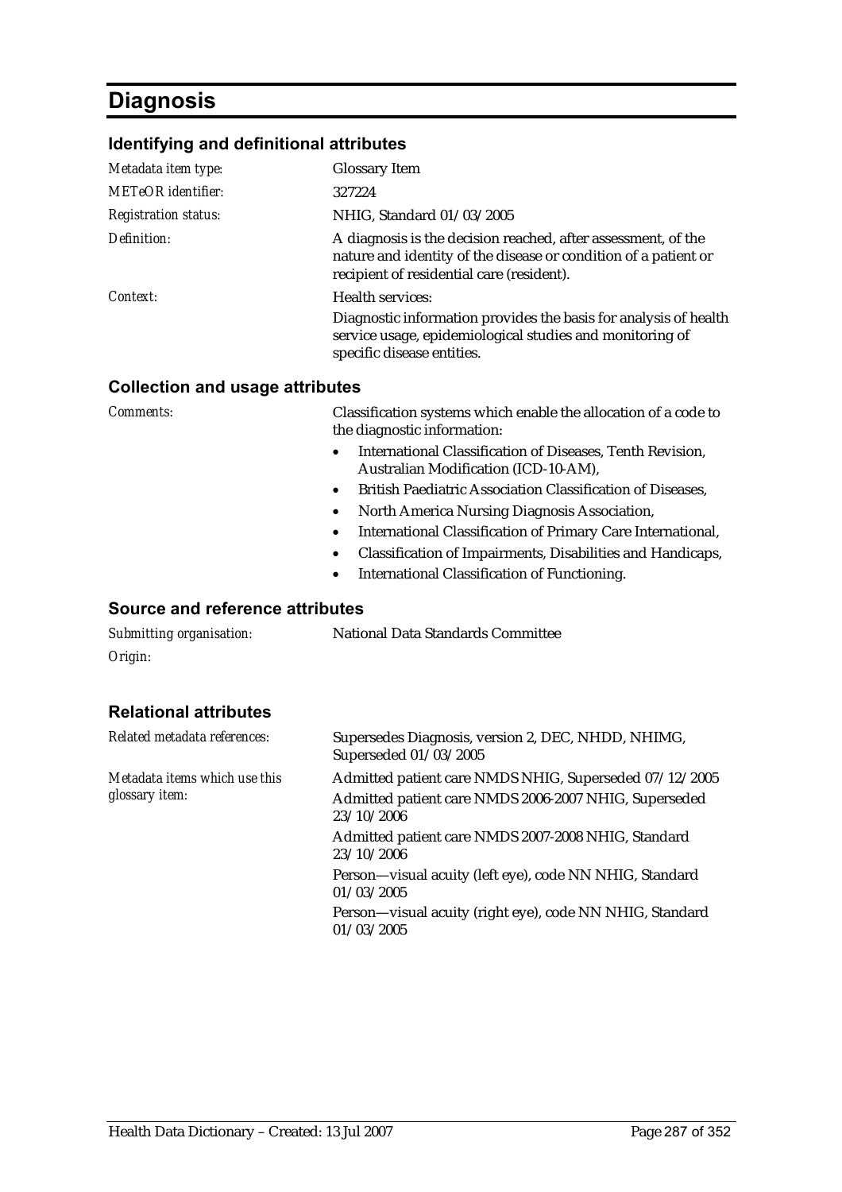# Diagnosis

## Identifying and definitional attributes

| | |
|---|---|
| *Metadata item type:* | Glossary Item |
| *METeOR identifier:* | 327224 |
| *Registration status:* | NHIG, Standard 01/03/2005 |
| *Definition:* | A diagnosis is the decision reached, after assessment, of the nature and identity of the disease or condition of a patient or recipient of residential care (resident). |
| *Context:* | Health services:<br>Diagnostic information provides the basis for analysis of health service usage, epidemiological studies and monitoring of specific disease entities. |

## Collection and usage attributes

*Comments:* Classification systems which enable the allocation of a code to the diagnostic information:

- International Classification of Diseases, Tenth Revision, Australian Modification (ICD-10-AM),
- British Paediatric Association Classification of Diseases,
- North America Nursing Diagnosis Association,
- International Classification of Primary Care International,
- Classification of Impairments, Disabilities and Handicaps,
- International Classification of Functioning.

## Source and reference attributes

| | |
|---|---|
| *Submitting organisation:* | National Data Standards Committee |
| *Origin:* | |

## Relational attributes

| | |
|---|---|
| *Related metadata references:* | Supersedes Diagnosis, version 2, DEC, NHDD, NHIMG, Superseded 01/03/2005 |
| *Metadata items which use this glossary item:* | Admitted patient care NMDS NHIG, Superseded 07/12/2005<br>Admitted patient care NMDS 2006-2007 NHIG, Superseded 23/10/2006<br>Admitted patient care NMDS 2007-2008 NHIG, Standard 23/10/2006<br>Person—visual acuity (left eye), code NN NHIG, Standard 01/03/2005<br>Person—visual acuity (right eye), code NN NHIG, Standard 01/03/2005 |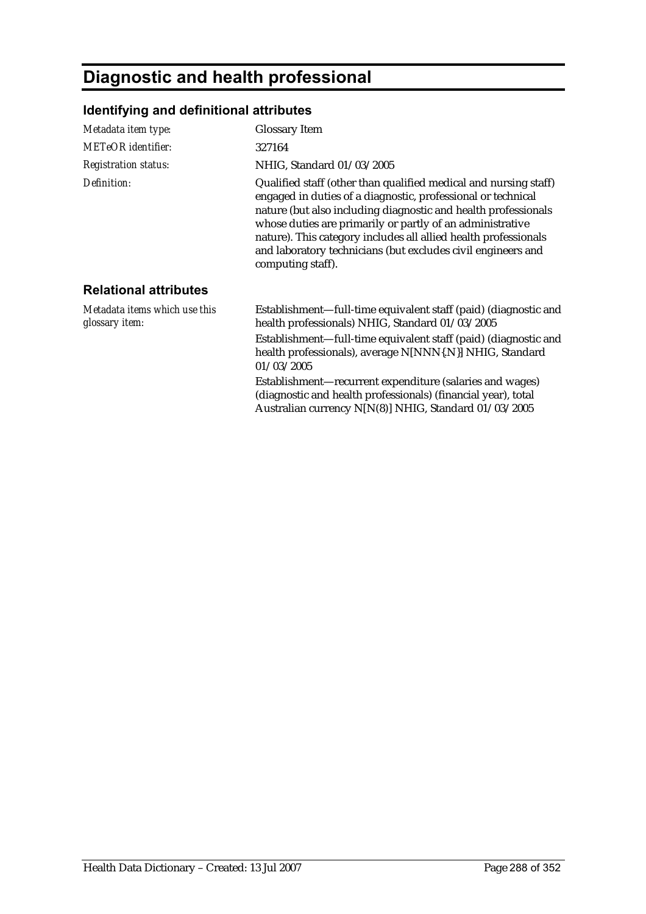# Diagnostic and health professional

## Identifying and definitional attributes

| | |
|---|---|
| *Metadata item type:* | Glossary Item |
| *METeOR identifier:* | 327164 |
| *Registration status:* | NHIG, Standard 01/03/2005 |
| *Definition:* | Qualified staff (other than qualified medical and nursing staff) engaged in duties of a diagnostic, professional or technical nature (but also including diagnostic and health professionals whose duties are primarily or partly of an administrative nature). This category includes all allied health professionals and laboratory technicians (but excludes civil engineers and computing staff). |

## Relational attributes

| | |
|---|---|
| *Metadata items which use this glossary item:* | Establishment—full-time equivalent staff (paid) (diagnostic and health professionals) NHIG, Standard 01/03/2005<br>Establishment—full-time equivalent staff (paid) (diagnostic and health professionals), average N[NNN{.N}] NHIG, Standard 01/03/2005<br>Establishment—recurrent expenditure (salaries and wages) (diagnostic and health professionals) (financial year), total Australian currency N[N(8)] NHIG, Standard 01/03/2005 |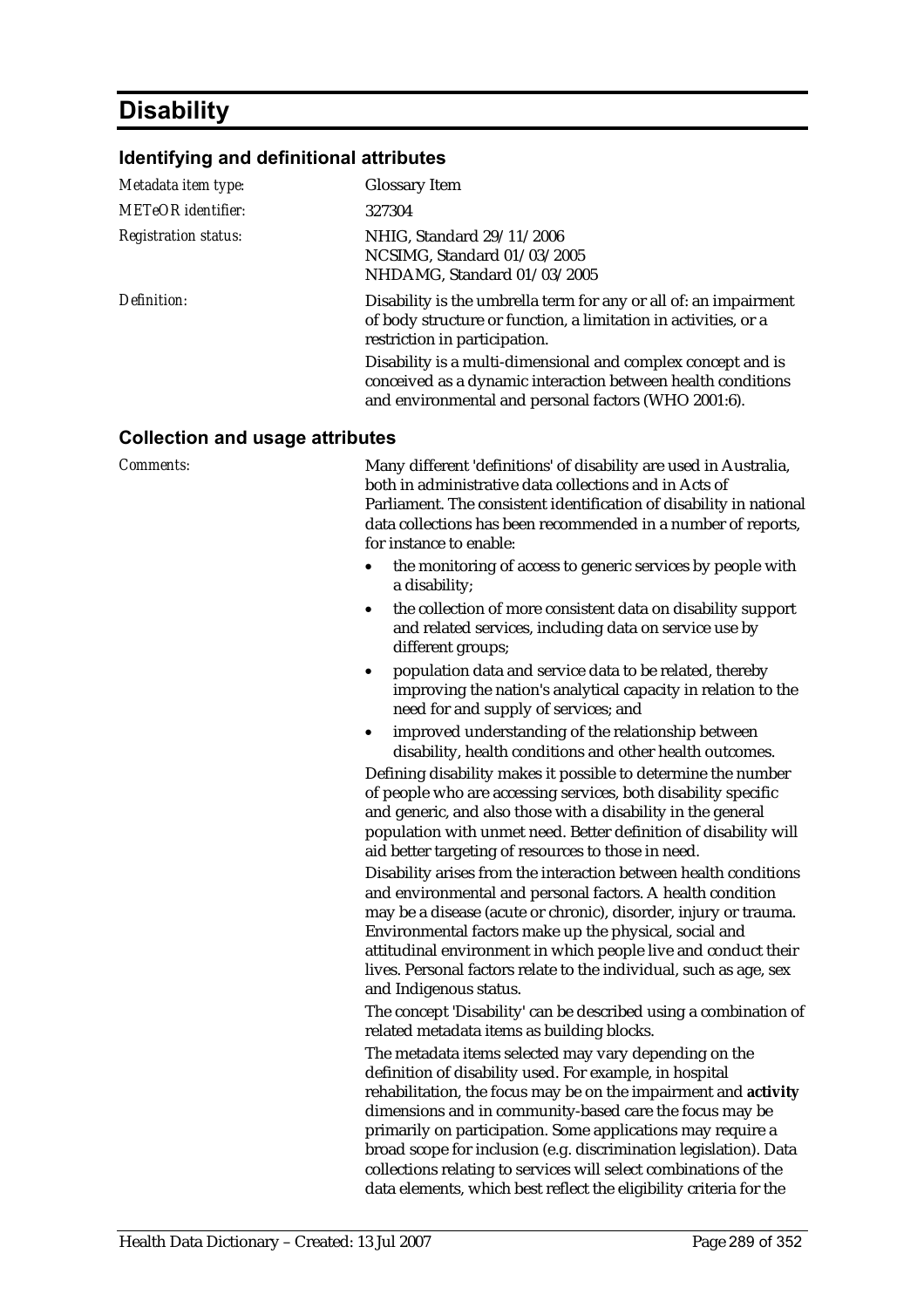# Disability

## Identifying and definitional attributes

*Metadata item type:* Glossary Item

*METeOR identifier:* 327304

*Registration status:* NHIG, Standard 29/11/2006
NCSIMG, Standard 01/03/2005
NHDAMG, Standard 01/03/2005

*Definition:* Disability is the umbrella term for any or all of: an impairment of body structure or function, a limitation in activities, or a restriction in participation.

Disability is a multi-dimensional and complex concept and is conceived as a dynamic interaction between health conditions and environmental and personal factors (WHO 2001:6).

## Collection and usage attributes

*Comments:* Many different 'definitions' of disability are used in Australia, both in administrative data collections and in Acts of Parliament. The consistent identification of disability in national data collections has been recommended in a number of reports, for instance to enable:

- the monitoring of access to generic services by people with a disability;
- the collection of more consistent data on disability support and related services, including data on service use by different groups;
- population data and service data to be related, thereby improving the nation's analytical capacity in relation to the need for and supply of services; and
- improved understanding of the relationship between disability, health conditions and other health outcomes.

Defining disability makes it possible to determine the number of people who are accessing services, both disability specific and generic, and also those with a disability in the general population with unmet need. Better definition of disability will aid better targeting of resources to those in need.

Disability arises from the interaction between health conditions and environmental and personal factors. A health condition may be a disease (acute or chronic), disorder, injury or trauma. Environmental factors make up the physical, social and attitudinal environment in which people live and conduct their lives. Personal factors relate to the individual, such as age, sex and Indigenous status.

The concept 'Disability' can be described using a combination of related metadata items as building blocks.

The metadata items selected may vary depending on the definition of disability used. For example, in hospital rehabilitation, the focus may be on the impairment and **activity** dimensions and in community-based care the focus may be primarily on participation. Some applications may require a broad scope for inclusion (e.g. discrimination legislation). Data collections relating to services will select combinations of the data elements, which best reflect the eligibility criteria for the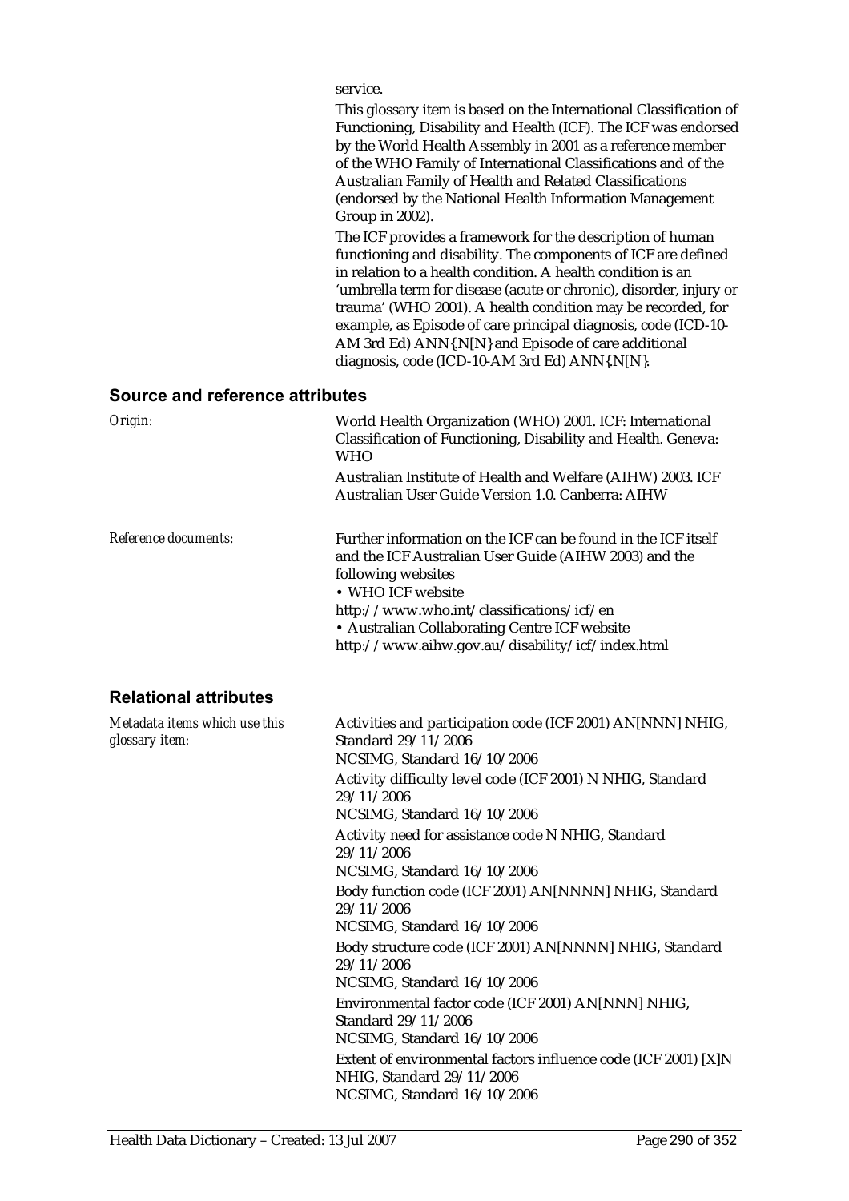service.

This glossary item is based on the International Classification of Functioning, Disability and Health (ICF). The ICF was endorsed by the World Health Assembly in 2001 as a reference member of the WHO Family of International Classifications and of the Australian Family of Health and Related Classifications (endorsed by the National Health Information Management Group in 2002).

The ICF provides a framework for the description of human functioning and disability. The components of ICF are defined in relation to a health condition. A health condition is an 'umbrella term for disease (acute or chronic), disorder, injury or trauma' (WHO 2001). A health condition may be recorded, for example, as Episode of care principal diagnosis, code (ICD-10-AM 3rd Ed) ANN{.N[N} and Episode of care additional diagnosis, code (ICD-10-AM 3rd Ed) ANN{.N[N}.

## Source and reference attributes

*Origin:*

World Health Organization (WHO) 2001. ICF: International Classification of Functioning, Disability and Health. Geneva: WHO

Australian Institute of Health and Welfare (AIHW) 2003. ICF Australian User Guide Version 1.0. Canberra: AIHW

*Reference documents:*

Further information on the ICF can be found in the ICF itself and the ICF Australian User Guide (AIHW 2003) and the following websites

- WHO ICF website http://www.who.int/classifications/icf/en
- Australian Collaborating Centre ICF website http://www.aihw.gov.au/disability/icf/index.html

## Relational attributes

*Metadata items which use this glossary item:*

Activities and participation code (ICF 2001) AN[NNN] NHIG, Standard 29/11/2006
NCSIMG, Standard 16/10/2006

Activity difficulty level code (ICF 2001) N NHIG, Standard 29/11/2006
NCSIMG, Standard 16/10/2006

Activity need for assistance code N NHIG, Standard 29/11/2006
NCSIMG, Standard 16/10/2006

Body function code (ICF 2001) AN[NNNN] NHIG, Standard 29/11/2006
NCSIMG, Standard 16/10/2006

Body structure code (ICF 2001) AN[NNNN] NHIG, Standard 29/11/2006
NCSIMG, Standard 16/10/2006

Environmental factor code (ICF 2001) AN[NNN] NHIG, Standard 29/11/2006
NCSIMG, Standard 16/10/2006

Extent of environmental factors influence code (ICF 2001) [X]N NHIG, Standard 29/11/2006
NCSIMG, Standard 16/10/2006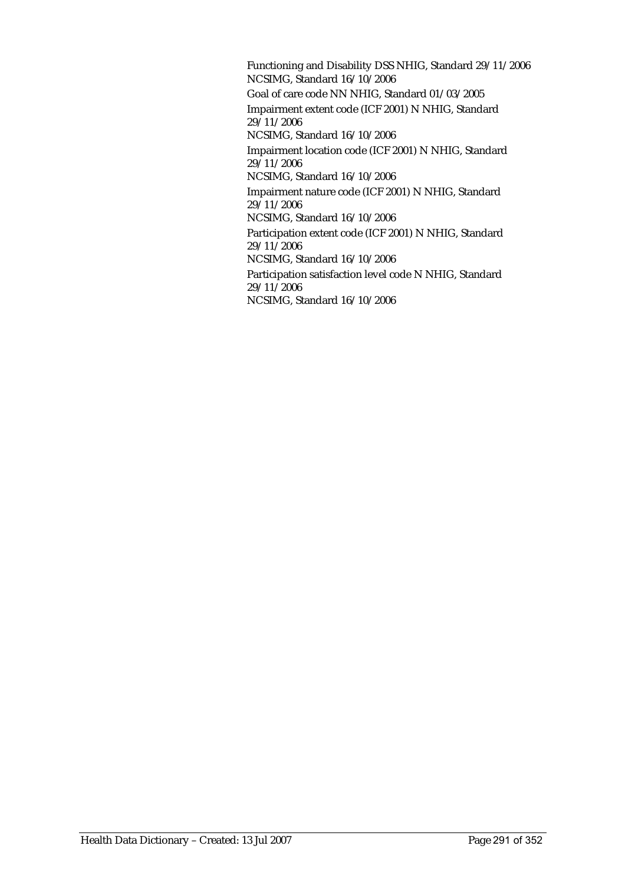Functioning and Disability DSS NHIG, Standard 29/11/2006
NCSIMG, Standard 16/10/2006

Goal of care code NN NHIG, Standard 01/03/2005

Impairment extent code (ICF 2001) N NHIG, Standard 29/11/2006
NCSIMG, Standard 16/10/2006

Impairment location code (ICF 2001) N NHIG, Standard 29/11/2006
NCSIMG, Standard 16/10/2006

Impairment nature code (ICF 2001) N NHIG, Standard 29/11/2006
NCSIMG, Standard 16/10/2006

Participation extent code (ICF 2001) N NHIG, Standard 29/11/2006
NCSIMG, Standard 16/10/2006

Participation satisfaction level code N NHIG, Standard 29/11/2006
NCSIMG, Standard 16/10/2006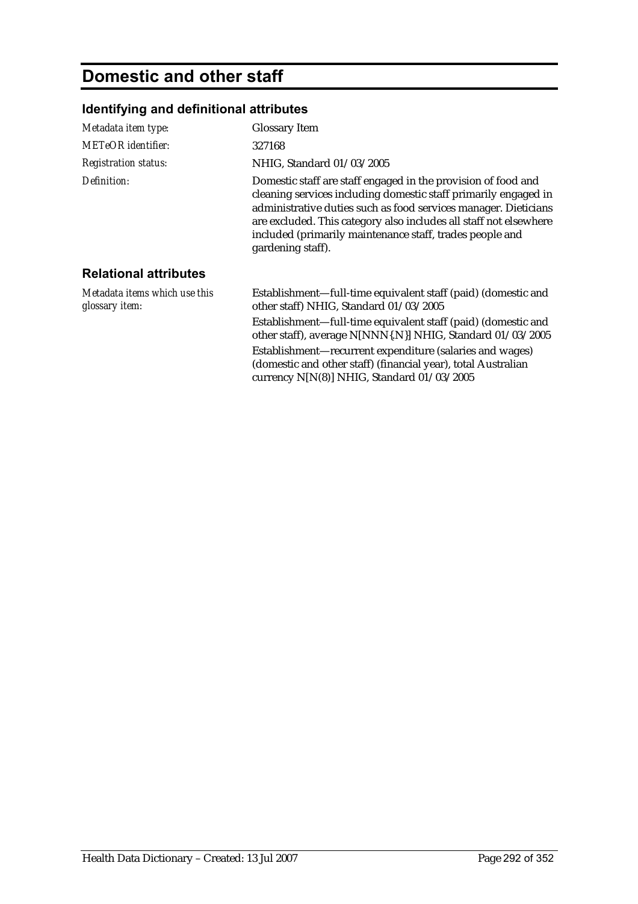# Domestic and other staff

## Identifying and definitional attributes

| | |
|---|---|
| *Metadata item type:* | Glossary Item |
| *METeOR identifier:* | 327168 |
| *Registration status:* | NHIG, Standard 01/03/2005 |
| *Definition:* | Domestic staff are staff engaged in the provision of food and cleaning services including domestic staff primarily engaged in administrative duties such as food services manager. Dieticians are excluded. This category also includes all staff not elsewhere included (primarily maintenance staff, trades people and gardening staff). |

## Relational attributes

| | |
|---|---|
| *Metadata items which use this glossary item:* | Establishment—full-time equivalent staff (paid) (domestic and other staff) NHIG, Standard 01/03/2005 |
| | Establishment—full-time equivalent staff (paid) (domestic and other staff), average N[NNN{.N}] NHIG, Standard 01/03/2005 |
| | Establishment—recurrent expenditure (salaries and wages) (domestic and other staff) (financial year), total Australian currency N[N(8)] NHIG, Standard 01/03/2005 |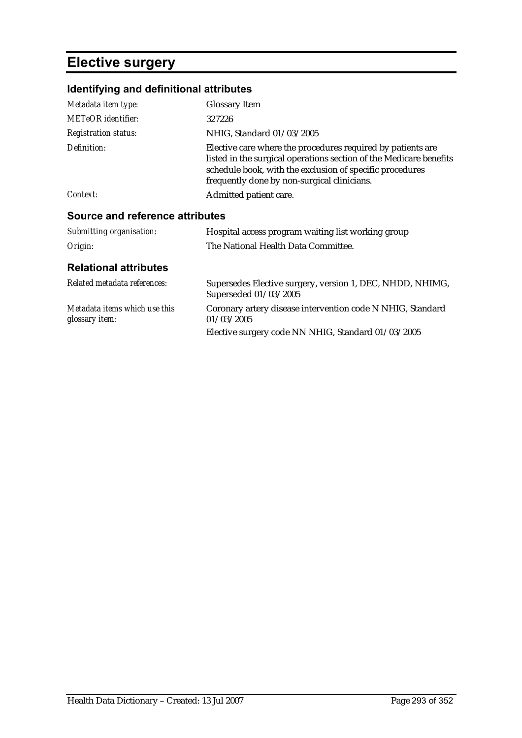# Elective surgery

## Identifying and definitional attributes

| | |
|---|---|
| *Metadata item type:* | Glossary Item |
| *METeOR identifier:* | 327226 |
| *Registration status:* | NHIG, Standard 01/03/2005 |
| *Definition:* | Elective care where the procedures required by patients are listed in the surgical operations section of the Medicare benefits schedule book, with the exclusion of specific procedures frequently done by non-surgical clinicians. |
| *Context:* | Admitted patient care. |

## Source and reference attributes

| | |
|---|---|
| *Submitting organisation:* | Hospital access program waiting list working group |
| *Origin:* | The National Health Data Committee. |

## Relational attributes

| | |
|---|---|
| *Related metadata references:* | Supersedes Elective surgery, version 1, DEC, NHDD, NHIMG, Superseded 01/03/2005 |
| *Metadata items which use this glossary item:* | Coronary artery disease intervention code N NHIG, Standard 01/03/2005<br>Elective surgery code NN NHIG, Standard 01/03/2005 |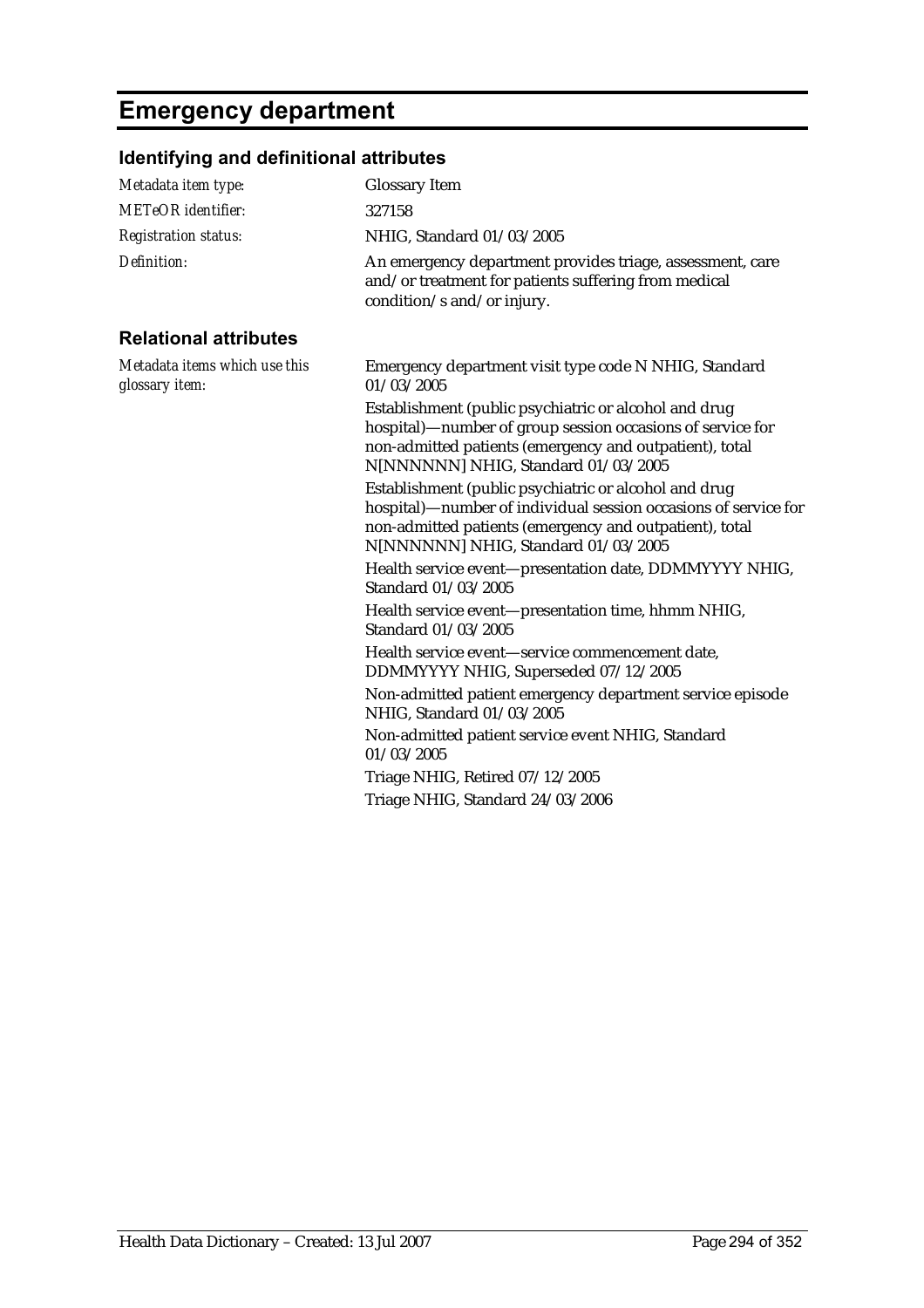# Emergency department

## Identifying and definitional attributes

| | |
|---|---|
| *Metadata item type:* | Glossary Item |
| *METeOR identifier:* | 327158 |
| *Registration status:* | NHIG, Standard 01/03/2005 |
| *Definition:* | An emergency department provides triage, assessment, care and/or treatment for patients suffering from medical condition/s and/or injury. |

## Relational attributes

| | |
|---|---|
| *Metadata items which use this glossary item:* | Emergency department visit type code N NHIG, Standard 01/03/2005 |
| | Establishment (public psychiatric or alcohol and drug hospital)—number of group session occasions of service for non-admitted patients (emergency and outpatient), total N[NNNNNN] NHIG, Standard 01/03/2005 |
| | Establishment (public psychiatric or alcohol and drug hospital)—number of individual session occasions of service for non-admitted patients (emergency and outpatient), total N[NNNNNN] NHIG, Standard 01/03/2005 |
| | Health service event—presentation date, DDMMYYYY NHIG, Standard 01/03/2005 |
| | Health service event—presentation time, hhmm NHIG, Standard 01/03/2005 |
| | Health service event—service commencement date, DDMMYYYY NHIG, Superseded 07/12/2005 |
| | Non-admitted patient emergency department service episode NHIG, Standard 01/03/2005 |
| | Non-admitted patient service event NHIG, Standard 01/03/2005 |
| | Triage NHIG, Retired 07/12/2005 |
| | Triage NHIG, Standard 24/03/2006 |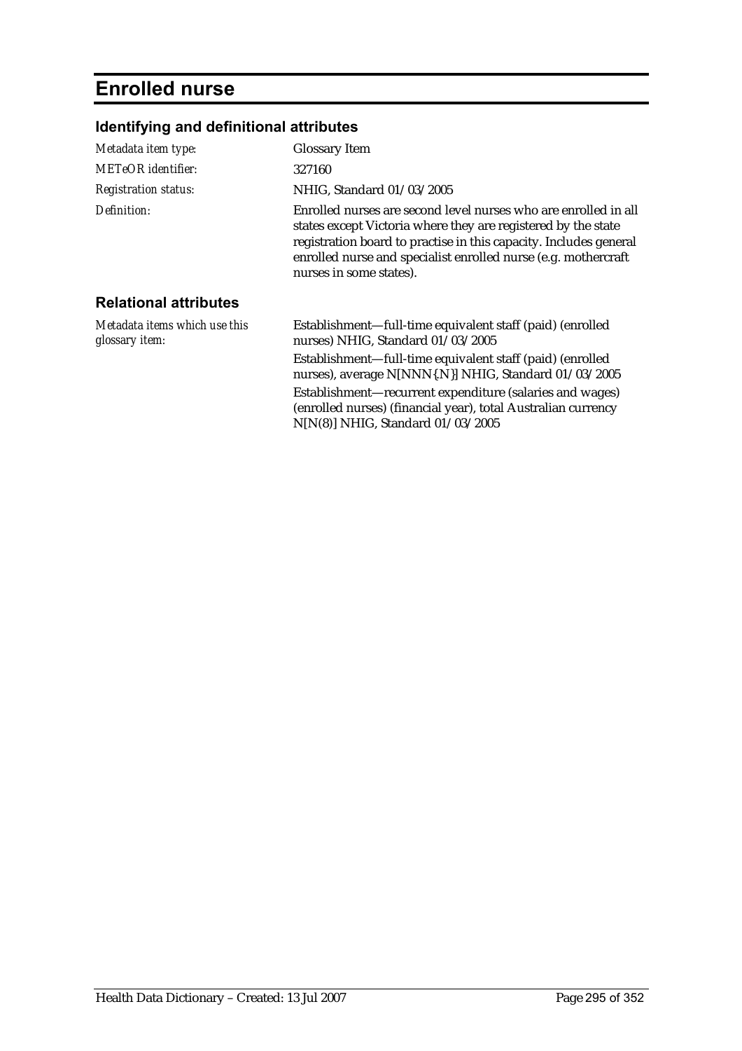# Enrolled nurse

## Identifying and definitional attributes

| | |
|---|---|
| *Metadata item type:* | Glossary Item |
| *METeOR identifier:* | 327160 |
| *Registration status:* | NHIG, Standard 01/03/2005 |
| *Definition:* | Enrolled nurses are second level nurses who are enrolled in all states except Victoria where they are registered by the state registration board to practise in this capacity. Includes general enrolled nurse and specialist enrolled nurse (e.g. mothercraft nurses in some states). |

## Relational attributes

| | |
|---|---|
| *Metadata items which use this glossary item:* | Establishment—full-time equivalent staff (paid) (enrolled nurses) NHIG, Standard 01/03/2005<br>Establishment—full-time equivalent staff (paid) (enrolled nurses), average N[NNN{.N}] NHIG, Standard 01/03/2005<br>Establishment—recurrent expenditure (salaries and wages) (enrolled nurses) (financial year), total Australian currency N[N(8)] NHIG, Standard 01/03/2005 |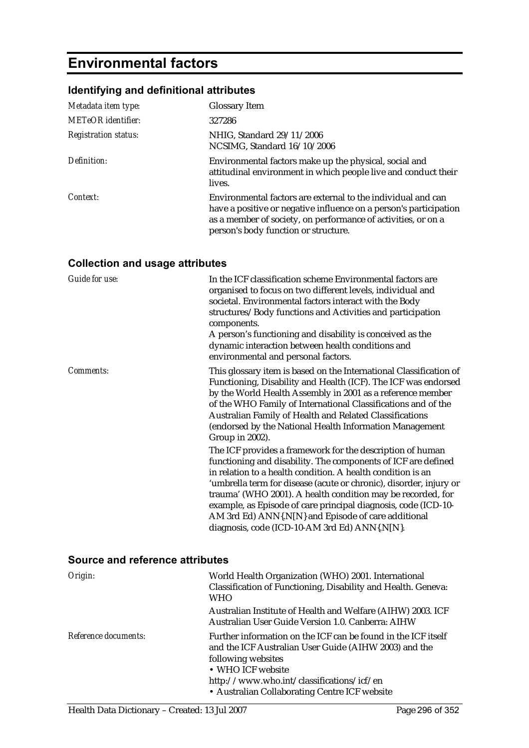# Environmental factors

## Identifying and definitional attributes

| | |
|---|---|
| *Metadata item type:* | Glossary Item |
| *METeOR identifier:* | 327286 |
| *Registration status:* | NHIG, Standard 29/11/2006<br>NCSIMG, Standard 16/10/2006 |
| *Definition:* | Environmental factors make up the physical, social and attitudinal environment in which people live and conduct their lives. |
| *Context:* | Environmental factors are external to the individual and can have a positive or negative influence on a person's participation as a member of society, on performance of activities, or on a person's body function or structure. |

## Collection and usage attributes

| | |
|---|---|
| *Guide for use:* | In the ICF classification scheme Environmental factors are organised to focus on two different levels, individual and societal. Environmental factors interact with the Body structures/Body functions and Activities and participation components.<br>A person's functioning and disability is conceived as the dynamic interaction between health conditions and environmental and personal factors. |
| *Comments:* | This glossary item is based on the International Classification of Functioning, Disability and Health (ICF). The ICF was endorsed by the World Health Assembly in 2001 as a reference member of the WHO Family of International Classifications and of the Australian Family of Health and Related Classifications (endorsed by the National Health Information Management Group in 2002).<br>The ICF provides a framework for the description of human functioning and disability. The components of ICF are defined in relation to a health condition. A health condition is an 'umbrella term for disease (acute or chronic), disorder, injury or trauma' (WHO 2001). A health condition may be recorded, for example, as Episode of care principal diagnosis, code (ICD-10-AM 3rd Ed) ANN{.N[N} and Episode of care additional diagnosis, code (ICD-10-AM 3rd Ed) ANN{.N[N}. |

## Source and reference attributes

| | |
|---|---|
| *Origin:* | World Health Organization (WHO) 2001. International Classification of Functioning, Disability and Health. Geneva: WHO<br>Australian Institute of Health and Welfare (AIHW) 2003. ICF Australian User Guide Version 1.0. Canberra: AIHW |
| *Reference documents:* | Further information on the ICF can be found in the ICF itself and the ICF Australian User Guide (AIHW 2003) and the following websites<br>• WHO ICF website<br>http://www.who.int/classifications/icf/en<br>• Australian Collaborating Centre ICF website |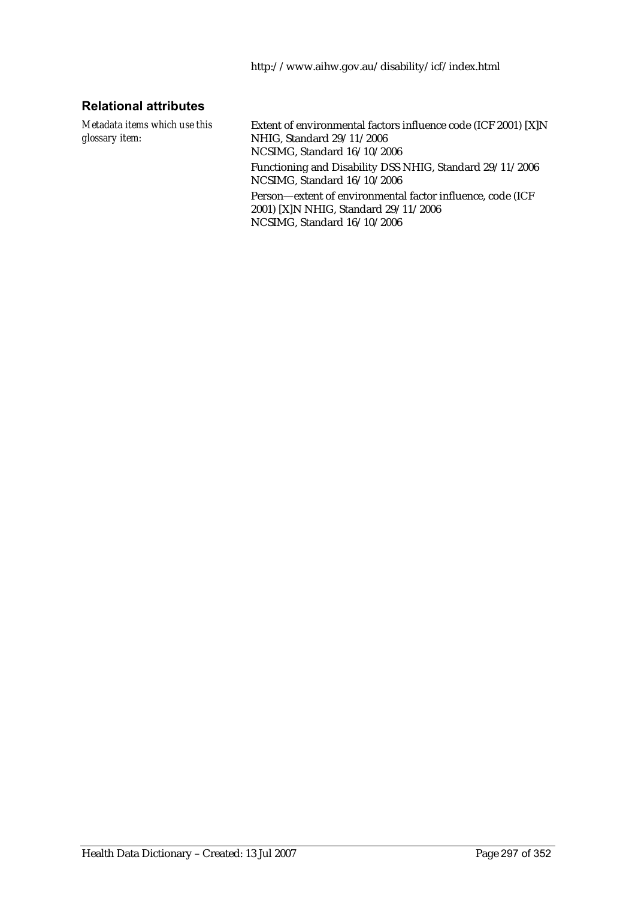http://www.aihw.gov.au/disability/icf/index.html

### Relational attributes

*Metadata items which use this glossary item:*

Extent of environmental factors influence code (ICF 2001) [X]N NHIG, Standard 29/11/2006
NCSIMG, Standard 16/10/2006

Functioning and Disability DSS NHIG, Standard 29/11/2006
NCSIMG, Standard 16/10/2006

Person—extent of environmental factor influence, code (ICF 2001) [X]N NHIG, Standard 29/11/2006
NCSIMG, Standard 16/10/2006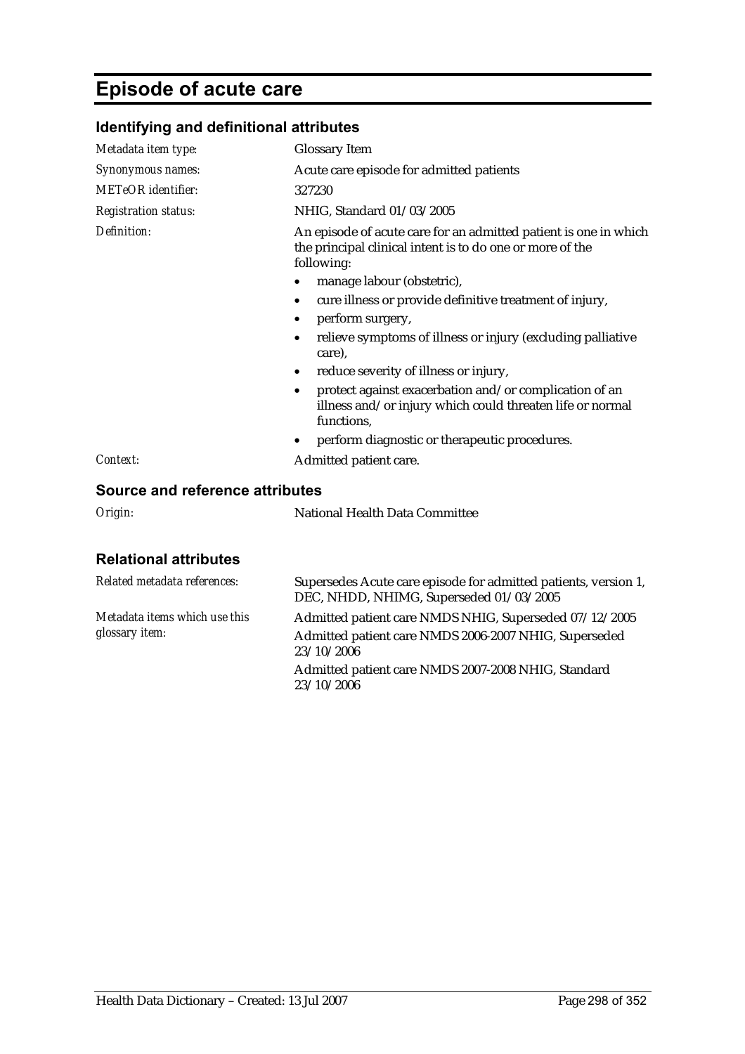# Episode of acute care

## Identifying and definitional attributes

| | |
|---|---|
| *Metadata item type:* | Glossary Item |
| *Synonymous names:* | Acute care episode for admitted patients |
| *METeOR identifier:* | 327230 |
| *Registration status:* | NHIG, Standard 01/03/2005 |
| *Definition:* | An episode of acute care for an admitted patient is one in which the principal clinical intent is to do one or more of the following:<br>• manage labour (obstetric),<br>• cure illness or provide definitive treatment of injury,<br>• perform surgery,<br>• relieve symptoms of illness or injury (excluding palliative care),<br>• reduce severity of illness or injury,<br>• protect against exacerbation and/or complication of an illness and/or injury which could threaten life or normal functions,<br>• perform diagnostic or therapeutic procedures. |
| *Context:* | Admitted patient care. |

## Source and reference attributes

| | |
|---|---|
| *Origin:* | National Health Data Committee |

## Relational attributes

| | |
|---|---|
| *Related metadata references:* | Supersedes Acute care episode for admitted patients, version 1, DEC, NHDD, NHIMG, Superseded 01/03/2005 |
| *Metadata items which use this glossary item:* | Admitted patient care NMDS NHIG, Superseded 07/12/2005<br>Admitted patient care NMDS 2006-2007 NHIG, Superseded 23/10/2006<br>Admitted patient care NMDS 2007-2008 NHIG, Standard 23/10/2006 |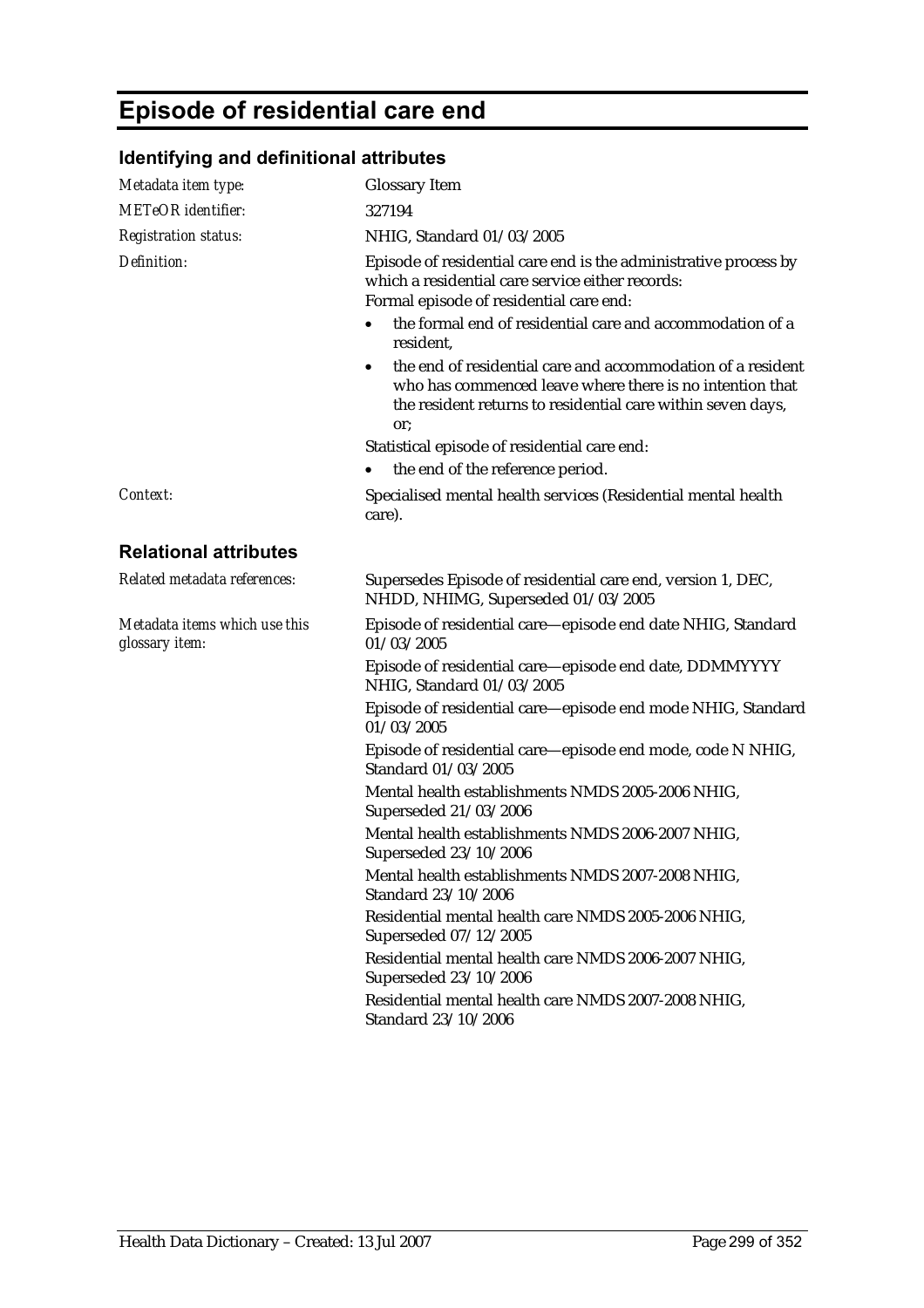# Episode of residential care end

## Identifying and definitional attributes

| | |
|---|---|
| *Metadata item type:* | Glossary Item |
| *METeOR identifier:* | 327194 |
| *Registration status:* | NHIG, Standard 01/03/2005 |
| *Definition:* | Episode of residential care end is the administrative process by which a residential care service either records:<br>Formal episode of residential care end:<br>• the formal end of residential care and accommodation of a resident,<br>• the end of residential care and accommodation of a resident who has commenced leave where there is no intention that the resident returns to residential care within seven days, or;<br>Statistical episode of residential care end:<br>• the end of the reference period. |
| *Context:* | Specialised mental health services (Residential mental health care). |

## Relational attributes

| | |
|---|---|
| *Related metadata references:* | Supersedes Episode of residential care end, version 1, DEC, NHDD, NHIMG, Superseded 01/03/2005 |
| *Metadata items which use this glossary item:* | Episode of residential care—episode end date NHIG, Standard 01/03/2005<br>Episode of residential care—episode end date, DDMMYYYY NHIG, Standard 01/03/2005<br>Episode of residential care—episode end mode NHIG, Standard 01/03/2005<br>Episode of residential care—episode end mode, code N NHIG, Standard 01/03/2005<br>Mental health establishments NMDS 2005-2006 NHIG, Superseded 21/03/2006<br>Mental health establishments NMDS 2006-2007 NHIG, Superseded 23/10/2006<br>Mental health establishments NMDS 2007-2008 NHIG, Standard 23/10/2006<br>Residential mental health care NMDS 2005-2006 NHIG, Superseded 07/12/2005<br>Residential mental health care NMDS 2006-2007 NHIG, Superseded 23/10/2006<br>Residential mental health care NMDS 2007-2008 NHIG, Standard 23/10/2006 |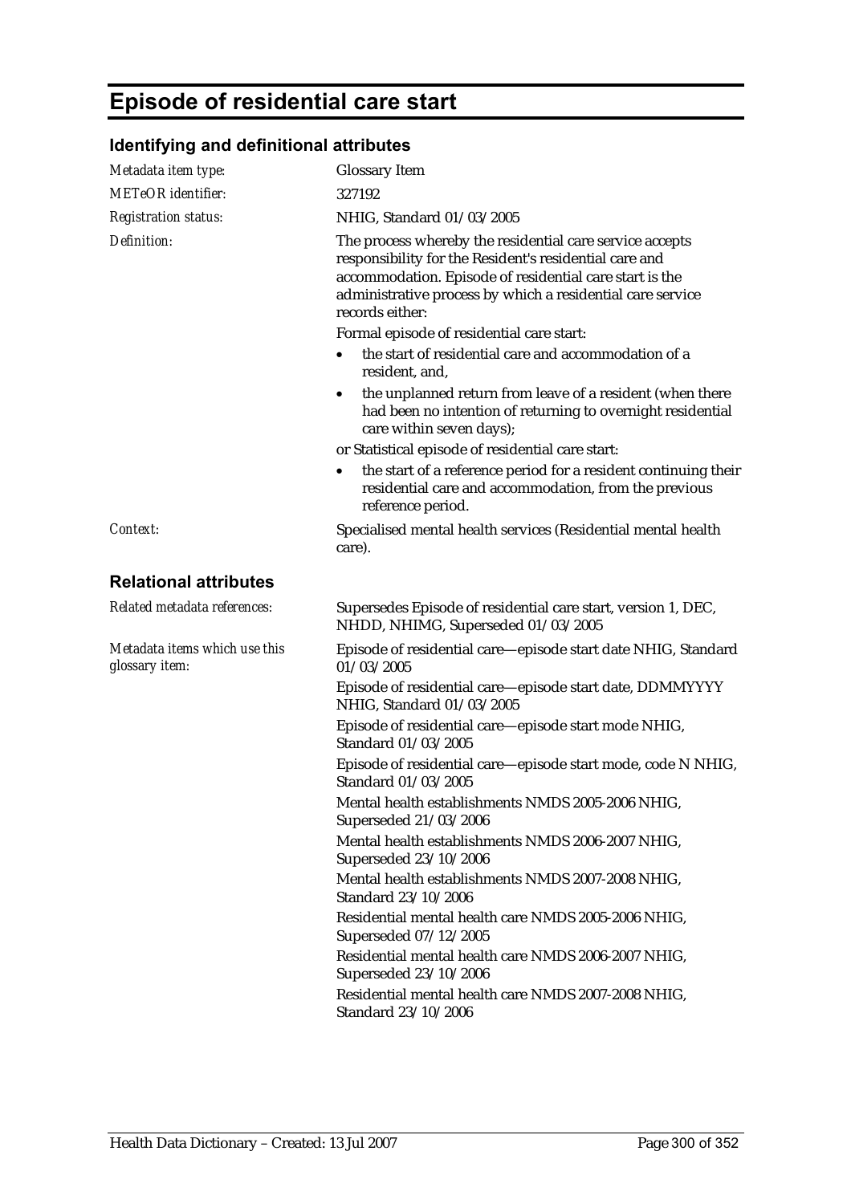# Episode of residential care start

## Identifying and definitional attributes

| | |
|---|---|
| *Metadata item type:* | Glossary Item |
| *METeOR identifier:* | 327192 |
| *Registration status:* | NHIG, Standard 01/03/2005 |
| *Definition:* | The process whereby the residential care service accepts responsibility for the Resident's residential care and accommodation. Episode of residential care start is the administrative process by which a residential care service records either: |

Formal episode of residential care start:

- the start of residential care and accommodation of a resident, and,
- the unplanned return from leave of a resident (when there had been no intention of returning to overnight residential care within seven days);

or Statistical episode of residential care start:

- the start of a reference period for a resident continuing their residential care and accommodation, from the previous reference period.

| | |
|---|---|
| *Context:* | Specialised mental health services (Residential mental health care). |

## Relational attributes

| | |
|---|---|
| *Related metadata references:* | Supersedes Episode of residential care start, version 1, DEC, NHDD, NHIMG, Superseded 01/03/2005 |
| *Metadata items which use this glossary item:* | Episode of residential care—episode start date NHIG, Standard 01/03/2005 |
| | Episode of residential care—episode start date, DDMMYYYY NHIG, Standard 01/03/2005 |
| | Episode of residential care—episode start mode NHIG, Standard 01/03/2005 |
| | Episode of residential care—episode start mode, code N NHIG, Standard 01/03/2005 |
| | Mental health establishments NMDS 2005-2006 NHIG, Superseded 21/03/2006 |
| | Mental health establishments NMDS 2006-2007 NHIG, Superseded 23/10/2006 |
| | Mental health establishments NMDS 2007-2008 NHIG, Standard 23/10/2006 |
| | Residential mental health care NMDS 2005-2006 NHIG, Superseded 07/12/2005 |
| | Residential mental health care NMDS 2006-2007 NHIG, Superseded 23/10/2006 |
| | Residential mental health care NMDS 2007-2008 NHIG, Standard 23/10/2006 |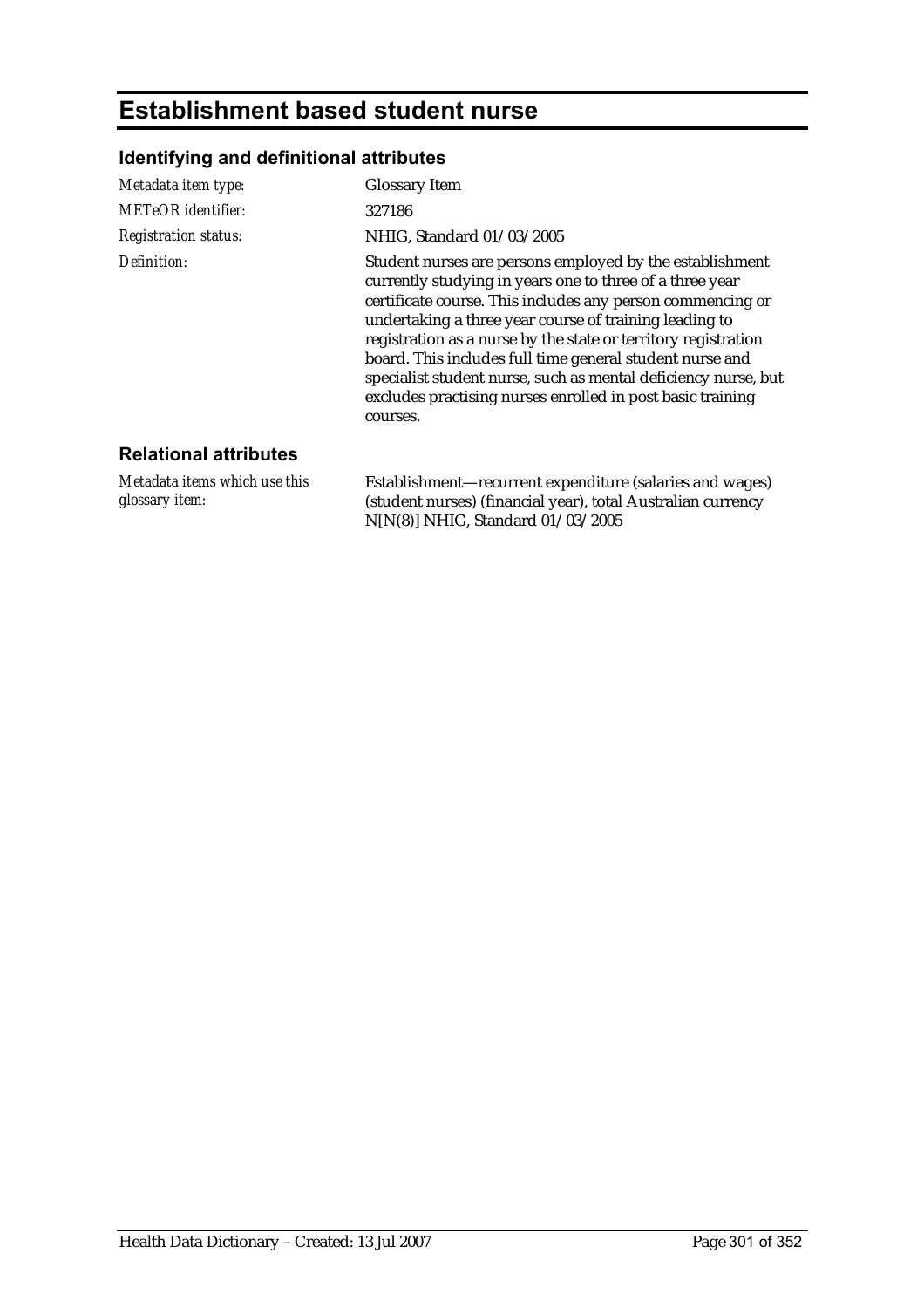# Establishment based student nurse

## Identifying and definitional attributes

| | |
|---|---|
| *Metadata item type:* | Glossary Item |
| *METeOR identifier:* | 327186 |
| *Registration status:* | NHIG, Standard 01/03/2005 |
| *Definition:* | Student nurses are persons employed by the establishment currently studying in years one to three of a three year certificate course. This includes any person commencing or undertaking a three year course of training leading to registration as a nurse by the state or territory registration board. This includes full time general student nurse and specialist student nurse, such as mental deficiency nurse, but excludes practising nurses enrolled in post basic training courses. |

## Relational attributes

| | |
|---|---|
| *Metadata items which use this glossary item:* | Establishment—recurrent expenditure (salaries and wages) (student nurses) (financial year), total Australian currency N[N(8)] NHIG, Standard 01/03/2005 |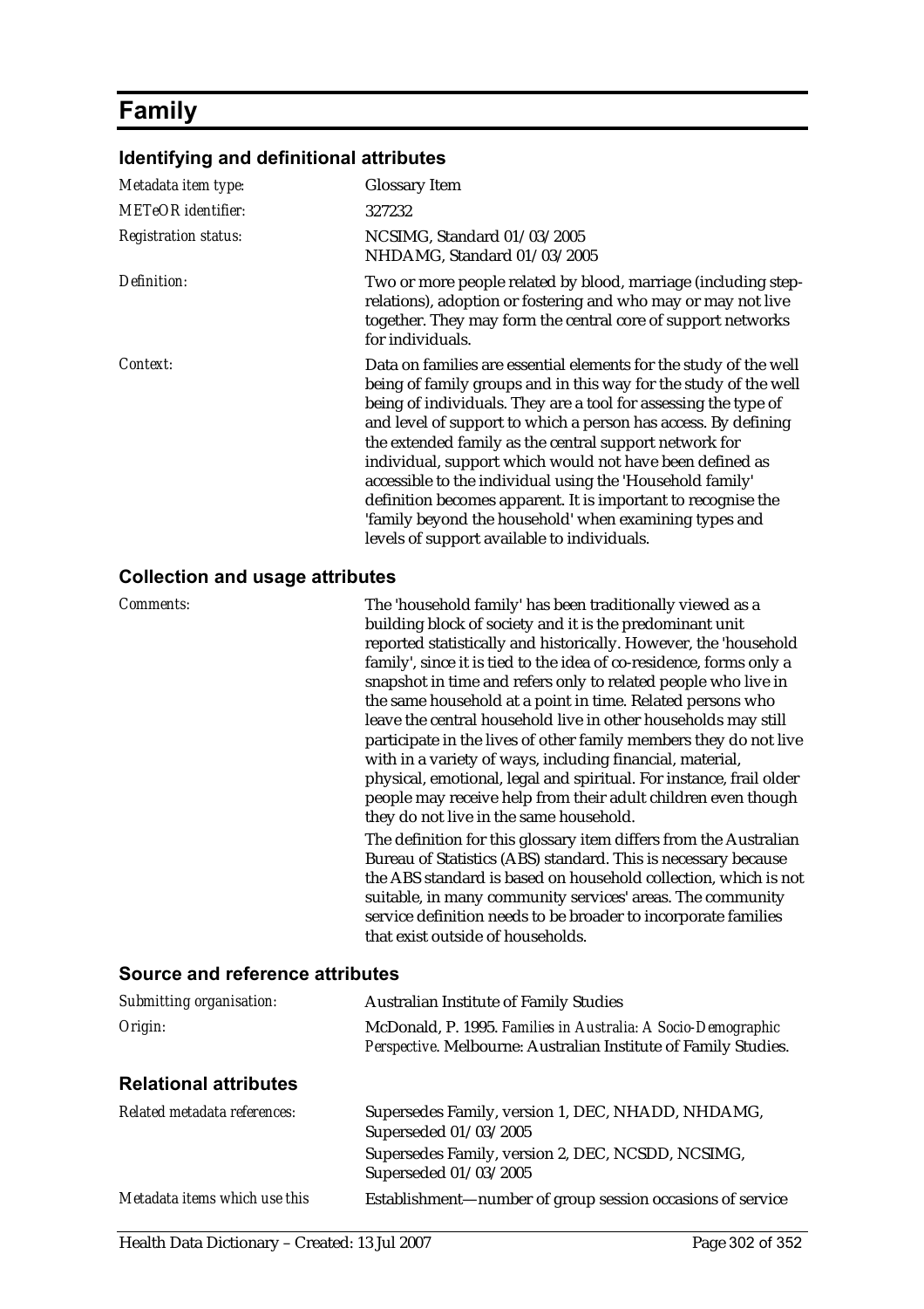# Family

## Identifying and definitional attributes

| | |
|---|---|
| *Metadata item type:* | Glossary Item |
| *METeOR identifier:* | 327232 |
| *Registration status:* | NCSIMG, Standard 01/03/2005<br>NHDAMG, Standard 01/03/2005 |
| *Definition:* | Two or more people related by blood, marriage (including step-relations), adoption or fostering and who may or may not live together. They may form the central core of support networks for individuals. |
| *Context:* | Data on families are essential elements for the study of the well being of family groups and in this way for the study of the well being of individuals. They are a tool for assessing the type of and level of support to which a person has access. By defining the extended family as the central support network for individual, support which would not have been defined as accessible to the individual using the 'Household family' definition becomes apparent. It is important to recognise the 'family beyond the household' when examining types and levels of support available to individuals. |

## Collection and usage attributes

| | |
|---|---|
| *Comments:* | The 'household family' has been traditionally viewed as a building block of society and it is the predominant unit reported statistically and historically. However, the 'household family', since it is tied to the idea of co-residence, forms only a snapshot in time and refers only to related people who live in the same household at a point in time. Related persons who leave the central household live in other households may still participate in the lives of other family members they do not live with in a variety of ways, including financial, material, physical, emotional, legal and spiritual. For instance, frail older people may receive help from their adult children even though they do not live in the same household.<br><br>The definition for this glossary item differs from the Australian Bureau of Statistics (ABS) standard. This is necessary because the ABS standard is based on household collection, which is not suitable, in many community services' areas. The community service definition needs to be broader to incorporate families that exist outside of households. |

## Source and reference attributes

| | |
|---|---|
| *Submitting organisation:* | Australian Institute of Family Studies |
| *Origin:* | McDonald, P. 1995. *Families in Australia: A Socio-Demographic Perspective*. Melbourne: Australian Institute of Family Studies. |

## Relational attributes

| | |
|---|---|
| *Related metadata references:* | Supersedes Family, version 1, DEC, NHADD, NHDAMG, Superseded 01/03/2005<br>Supersedes Family, version 2, DEC, NCSDD, NCSIMG, Superseded 01/03/2005 |
| *Metadata items which use this* | Establishment—number of group session occasions of service |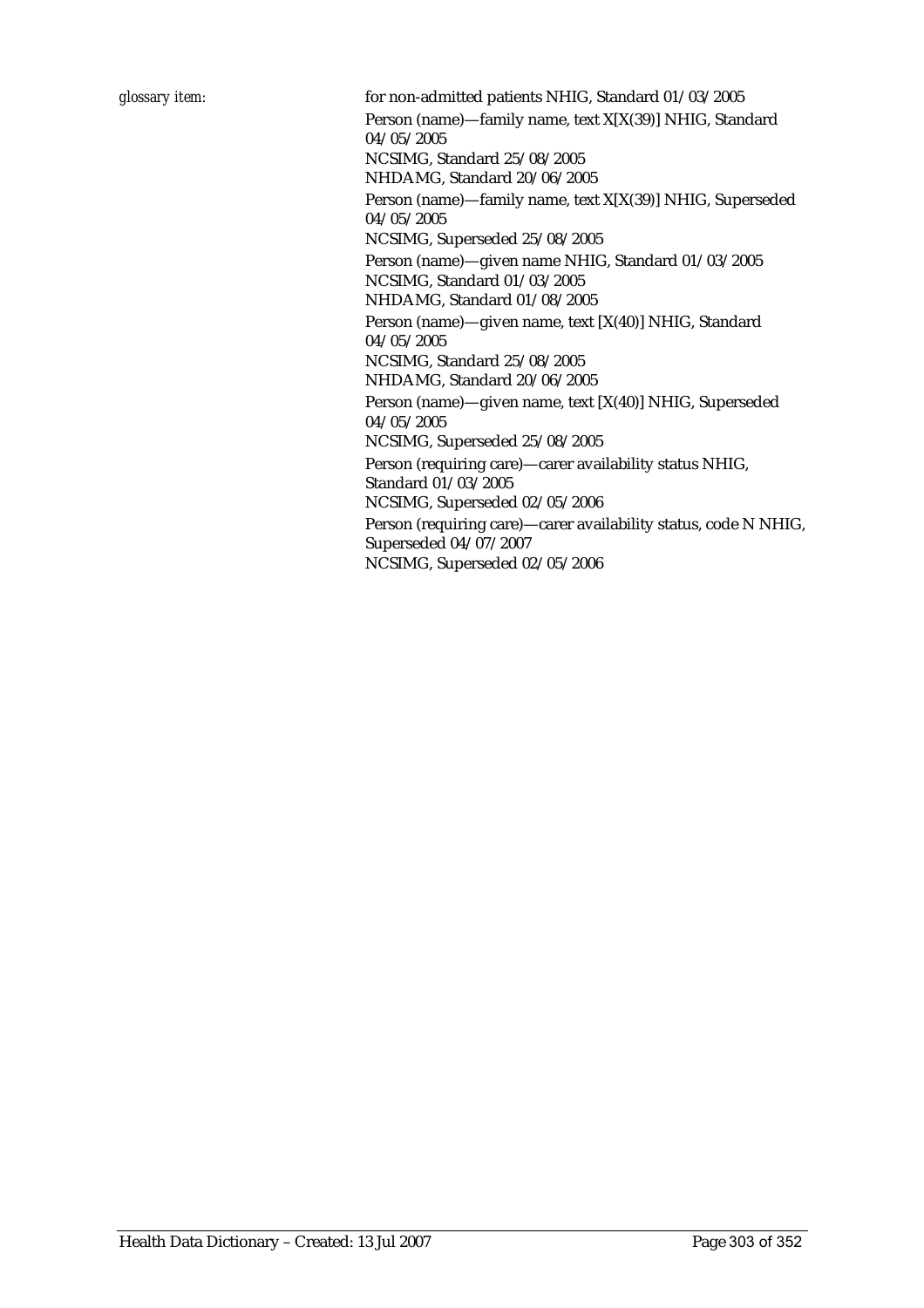*glossary item:*

for non-admitted patients NHIG, Standard 01/03/2005

Person (name)—family name, text X[X(39)] NHIG, Standard 04/05/2005
NCSIMG, Standard 25/08/2005
NHDAMG, Standard 20/06/2005

Person (name)—family name, text X[X(39)] NHIG, Superseded 04/05/2005
NCSIMG, Superseded 25/08/2005

Person (name)—given name NHIG, Standard 01/03/2005
NCSIMG, Standard 01/03/2005
NHDAMG, Standard 01/08/2005

Person (name)—given name, text [X(40)] NHIG, Standard 04/05/2005
NCSIMG, Standard 25/08/2005
NHDAMG, Standard 20/06/2005

Person (name)—given name, text [X(40)] NHIG, Superseded 04/05/2005
NCSIMG, Superseded 25/08/2005

Person (requiring care)—carer availability status NHIG, Standard 01/03/2005
NCSIMG, Superseded 02/05/2006

Person (requiring care)—carer availability status, code N NHIG, Superseded 04/07/2007
NCSIMG, Superseded 02/05/2006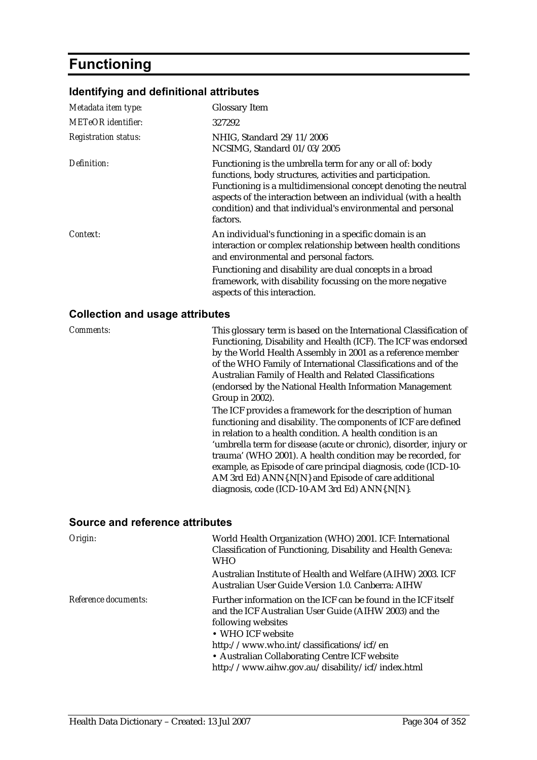# Functioning

## Identifying and definitional attributes

| | |
|---|---|
| *Metadata item type:* | Glossary Item |
| *METeOR identifier:* | 327292 |
| *Registration status:* | NHIG, Standard 29/11/2006<br>NCSIMG, Standard 01/03/2005 |
| *Definition:* | Functioning is the umbrella term for any or all of: body functions, body structures, activities and participation. Functioning is a multidimensional concept denoting the neutral aspects of the interaction between an individual (with a health condition) and that individual's environmental and personal factors. |
| *Context:* | An individual's functioning in a specific domain is an interaction or complex relationship between health conditions and environmental and personal factors.<br>Functioning and disability are dual concepts in a broad framework, with disability focussing on the more negative aspects of this interaction. |

## Collection and usage attributes

| | |
|---|---|
| *Comments:* | This glossary term is based on the International Classification of Functioning, Disability and Health (ICF). The ICF was endorsed by the World Health Assembly in 2001 as a reference member of the WHO Family of International Classifications and of the Australian Family of Health and Related Classifications (endorsed by the National Health Information Management Group in 2002).<br>The ICF provides a framework for the description of human functioning and disability. The components of ICF are defined in relation to a health condition. A health condition is an 'umbrella term for disease (acute or chronic), disorder, injury or trauma' (WHO 2001). A health condition may be recorded, for example, as Episode of care principal diagnosis, code (ICD-10-AM 3rd Ed) ANN{.N[N} and Episode of care additional diagnosis, code (ICD-10-AM 3rd Ed) ANN{.N[N}. |

## Source and reference attributes

| | |
|---|---|
| *Origin:* | World Health Organization (WHO) 2001. ICF: International Classification of Functioning, Disability and Health Geneva: WHO<br>Australian Institute of Health and Welfare (AIHW) 2003. ICF Australian User Guide Version 1.0. Canberra: AIHW |
| *Reference documents:* | Further information on the ICF can be found in the ICF itself and the ICF Australian User Guide (AIHW 2003) and the following websites<br>• WHO ICF website<br>http://www.who.int/classifications/icf/en<br>• Australian Collaborating Centre ICF website<br>http://www.aihw.gov.au/disability/icf/index.html |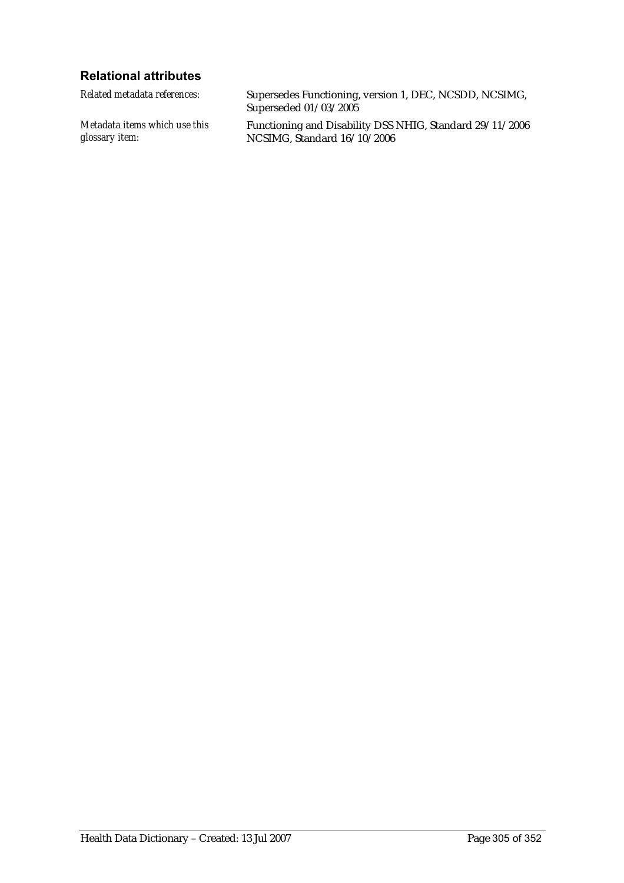### Relational attributes

| | |
|---|---|
| *Related metadata references:* | Supersedes Functioning, version 1, DEC, NCSDD, NCSIMG, Superseded 01/03/2005 |
| *Metadata items which use this glossary item:* | Functioning and Disability DSS NHIG, Standard 29/11/2006<br>NCSIMG, Standard 16/10/2006 |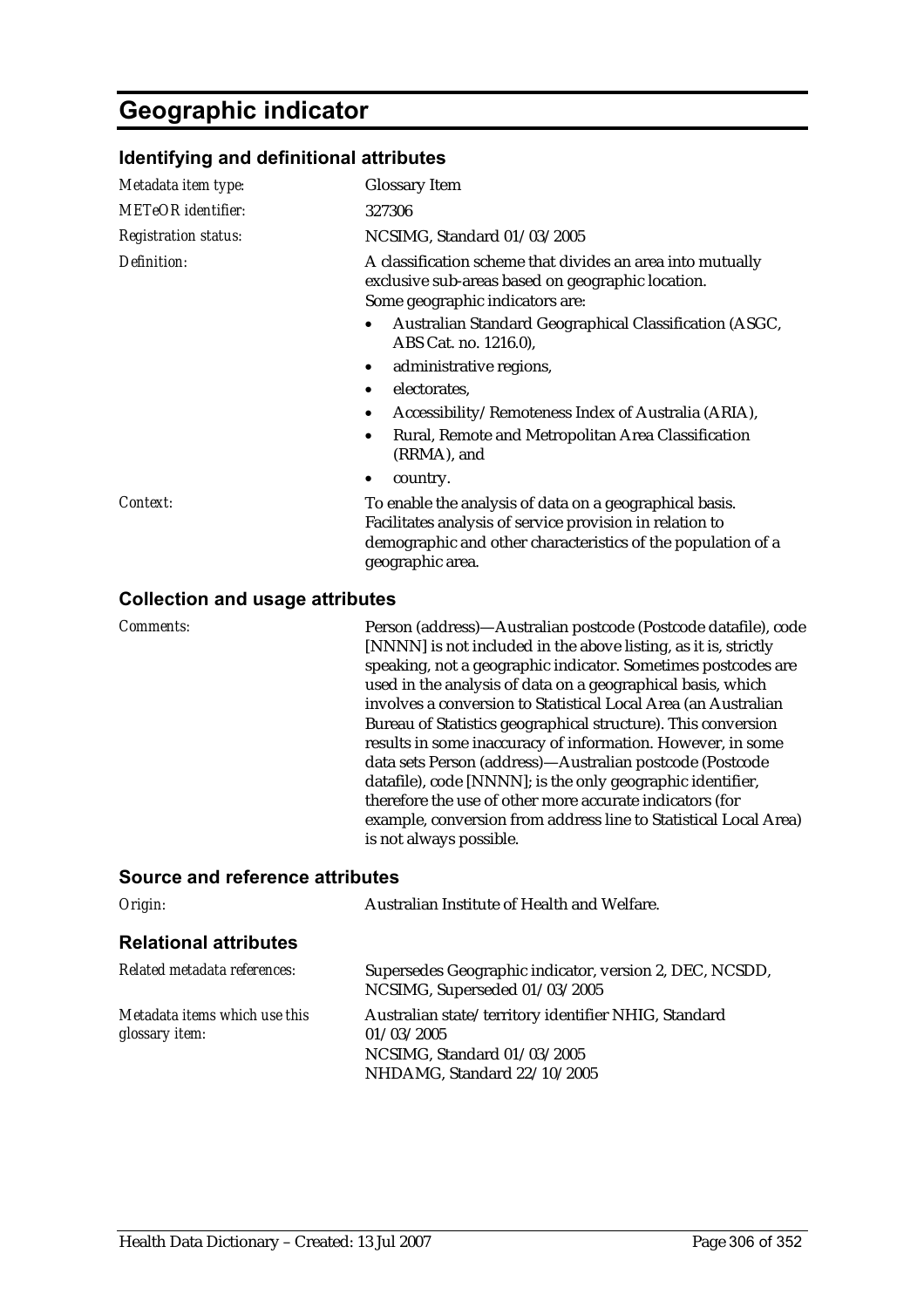# Geographic indicator

## Identifying and definitional attributes

| | |
|---|---|
| *Metadata item type:* | Glossary Item |
| *METeOR identifier:* | 327306 |
| *Registration status:* | NCSIMG, Standard 01/03/2005 |
| *Definition:* | A classification scheme that divides an area into mutually exclusive sub-areas based on geographic location.<br>Some geographic indicators are:<br>• Australian Standard Geographical Classification (ASGC, ABS Cat. no. 1216.0),<br>• administrative regions,<br>• electorates,<br>• Accessibility/Remoteness Index of Australia (ARIA),<br>• Rural, Remote and Metropolitan Area Classification (RRMA), and<br>• country. |
| *Context:* | To enable the analysis of data on a geographical basis. Facilitates analysis of service provision in relation to demographic and other characteristics of the population of a geographic area. |

## Collection and usage attributes

| | |
|---|---|
| *Comments:* | Person (address)—Australian postcode (Postcode datafile), code [NNNN] is not included in the above listing, as it is, strictly speaking, not a geographic indicator. Sometimes postcodes are used in the analysis of data on a geographical basis, which involves a conversion to Statistical Local Area (an Australian Bureau of Statistics geographical structure). This conversion results in some inaccuracy of information. However, in some data sets Person (address)—Australian postcode (Postcode datafile), code [NNNN]; is the only geographic identifier, therefore the use of other more accurate indicators (for example, conversion from address line to Statistical Local Area) is not always possible. |

## Source and reference attributes

| | |
|---|---|
| *Origin:* | Australian Institute of Health and Welfare. |

## Relational attributes

| | |
|---|---|
| *Related metadata references:* | Supersedes Geographic indicator, version 2, DEC, NCSDD, NCSIMG, Superseded 01/03/2005 |
| *Metadata items which use this glossary item:* | Australian state/territory identifier NHIG, Standard 01/03/2005<br>NCSIMG, Standard 01/03/2005<br>NHDAMG, Standard 22/10/2005 |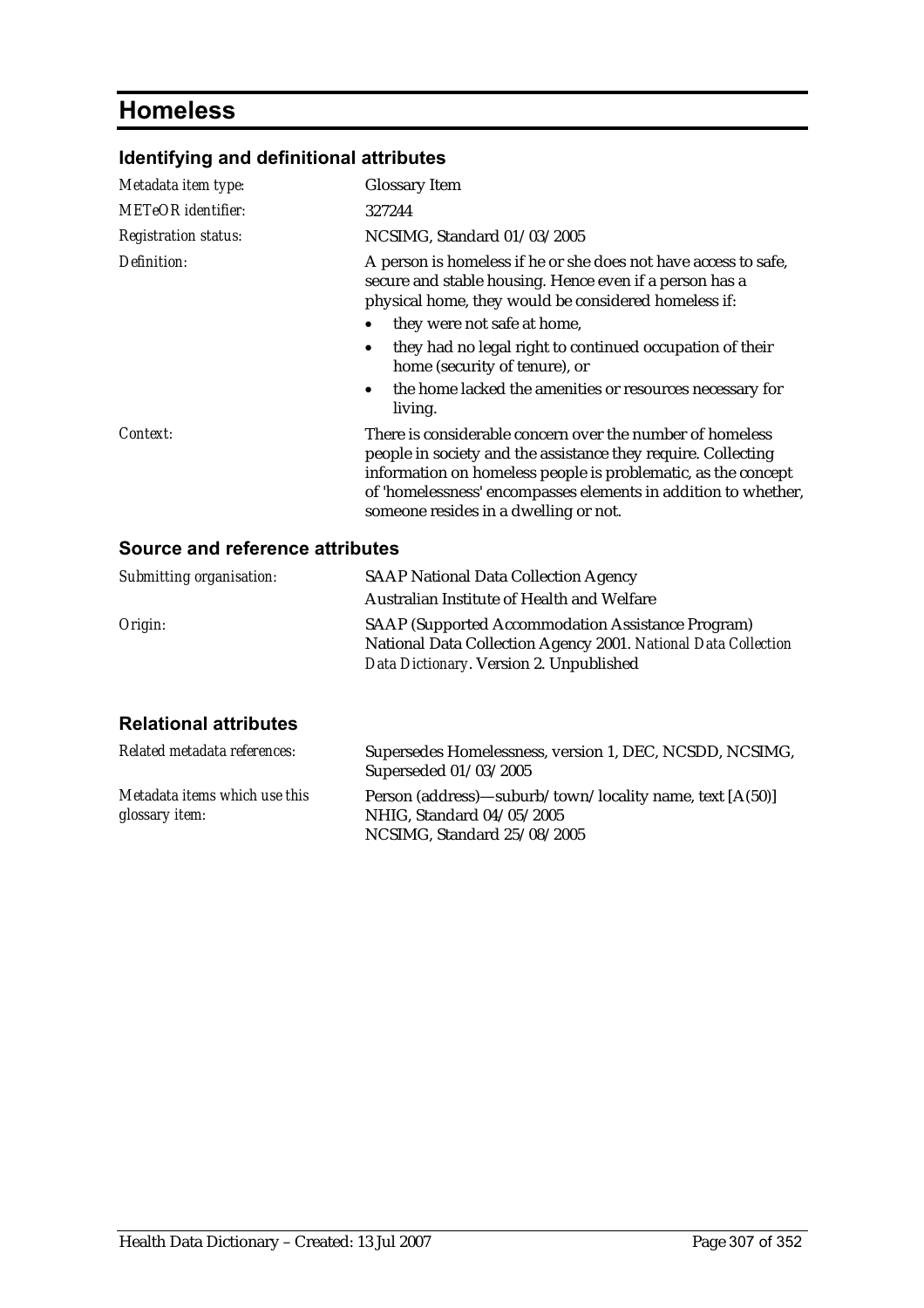# Homeless

## Identifying and definitional attributes

| | |
|---|---|
| *Metadata item type:* | Glossary Item |
| *METeOR identifier:* | 327244 |
| *Registration status:* | NCSIMG, Standard 01/03/2005 |
| *Definition:* | A person is homeless if he or she does not have access to safe, secure and stable housing. Hence even if a person has a physical home, they would be considered homeless if:<br>• they were not safe at home,<br>• they had no legal right to continued occupation of their home (security of tenure), or<br>• the home lacked the amenities or resources necessary for living. |
| *Context:* | There is considerable concern over the number of homeless people in society and the assistance they require. Collecting information on homeless people is problematic, as the concept of 'homelessness' encompasses elements in addition to whether, someone resides in a dwelling or not. |

## Source and reference attributes

| | |
|---|---|
| *Submitting organisation:* | SAAP National Data Collection Agency<br>Australian Institute of Health and Welfare |
| *Origin:* | SAAP (Supported Accommodation Assistance Program) National Data Collection Agency 2001. *National Data Collection Data Dictionary*. Version 2. Unpublished |

## Relational attributes

| | |
|---|---|
| *Related metadata references:* | Supersedes Homelessness, version 1, DEC, NCSDD, NCSIMG, Superseded 01/03/2005 |
| *Metadata items which use this glossary item:* | Person (address)—suburb/town/locality name, text [A(50)] NHIG, Standard 04/05/2005<br>NCSIMG, Standard 25/08/2005 |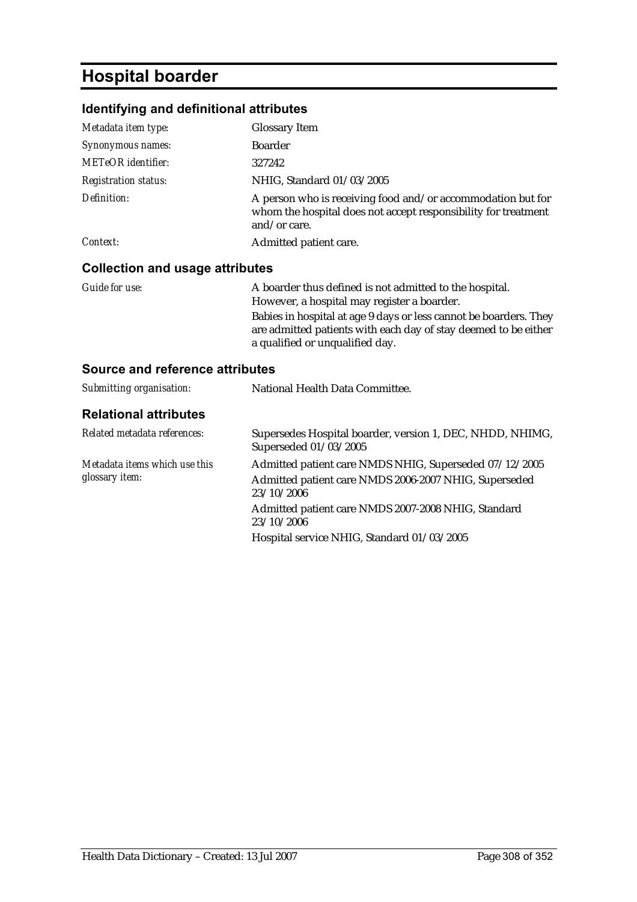# Hospital boarder

## Identifying and definitional attributes

| | |
|---|---|
| *Metadata item type:* | Glossary Item |
| *Synonymous names:* | Boarder |
| *METeOR identifier:* | 327242 |
| *Registration status:* | NHIG, Standard 01/03/2005 |
| *Definition:* | A person who is receiving food and/or accommodation but for whom the hospital does not accept responsibility for treatment and/or care. |
| *Context:* | Admitted patient care. |

## Collection and usage attributes

| | |
|---|---|
| *Guide for use:* | A boarder thus defined is not admitted to the hospital. However, a hospital may register a boarder.<br>Babies in hospital at age 9 days or less cannot be boarders. They are admitted patients with each day of stay deemed to be either a qualified or unqualified day. |

## Source and reference attributes

| | |
|---|---|
| *Submitting organisation:* | National Health Data Committee. |

## Relational attributes

| | |
|---|---|
| *Related metadata references:* | Supersedes Hospital boarder, version 1, DEC, NHDD, NHIMG, Superseded 01/03/2005 |
| *Metadata items which use this glossary item:* | Admitted patient care NMDS NHIG, Superseded 07/12/2005<br>Admitted patient care NMDS 2006-2007 NHIG, Superseded 23/10/2006<br>Admitted patient care NMDS 2007-2008 NHIG, Standard 23/10/2006<br>Hospital service NHIG, Standard 01/03/2005 |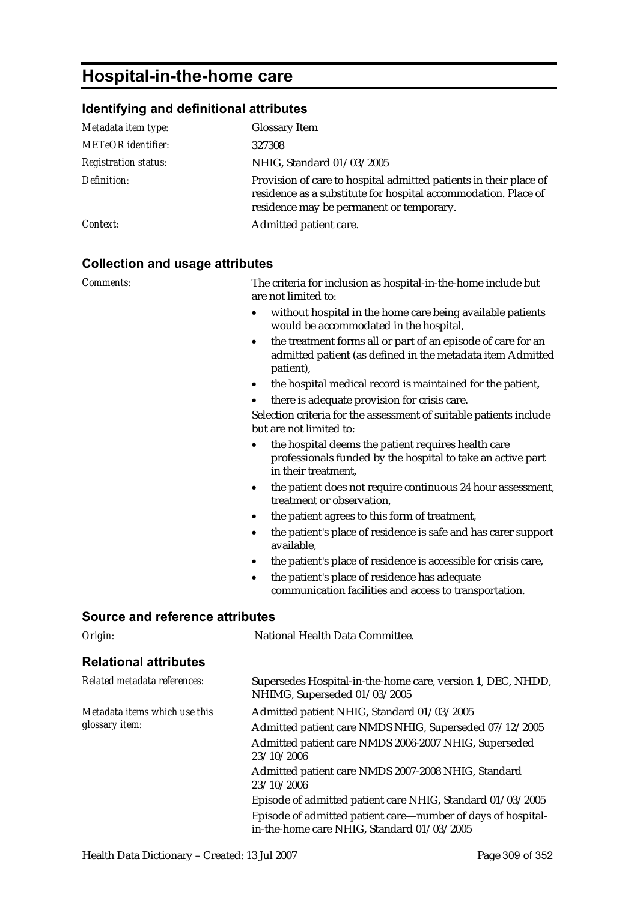# Hospital-in-the-home care

## Identifying and definitional attributes

| | |
|---|---|
| *Metadata item type:* | Glossary Item |
| *METeOR identifier:* | 327308 |
| *Registration status:* | NHIG, Standard 01/03/2005 |
| *Definition:* | Provision of care to hospital admitted patients in their place of residence as a substitute for hospital accommodation. Place of residence may be permanent or temporary. |
| *Context:* | Admitted patient care. |

## Collection and usage attributes

*Comments:*

The criteria for inclusion as hospital-in-the-home include but are not limited to:

- without hospital in the home care being available patients would be accommodated in the hospital,
- the treatment forms all or part of an episode of care for an admitted patient (as defined in the metadata item Admitted patient),
- the hospital medical record is maintained for the patient,
- there is adequate provision for crisis care.

Selection criteria for the assessment of suitable patients include but are not limited to:

- the hospital deems the patient requires health care professionals funded by the hospital to take an active part in their treatment,
- the patient does not require continuous 24 hour assessment, treatment or observation,
- the patient agrees to this form of treatment,
- the patient's place of residence is safe and has carer support available,
- the patient's place of residence is accessible for crisis care,
- the patient's place of residence has adequate communication facilities and access to transportation.

## Source and reference attributes

| | |
|---|---|
| *Origin:* | National Health Data Committee. |

## Relational attributes

| | |
|---|---|
| *Related metadata references:* | Supersedes Hospital-in-the-home care, version 1, DEC, NHDD, NHIMG, Superseded 01/03/2005 |
| *Metadata items which use this glossary item:* | Admitted patient NHIG, Standard 01/03/2005<br>Admitted patient care NMDS NHIG, Superseded 07/12/2005<br>Admitted patient care NMDS 2006-2007 NHIG, Superseded 23/10/2006<br>Admitted patient care NMDS 2007-2008 NHIG, Standard 23/10/2006<br>Episode of admitted patient care NHIG, Standard 01/03/2005<br>Episode of admitted patient care—number of days of hospital-in-the-home care NHIG, Standard 01/03/2005 |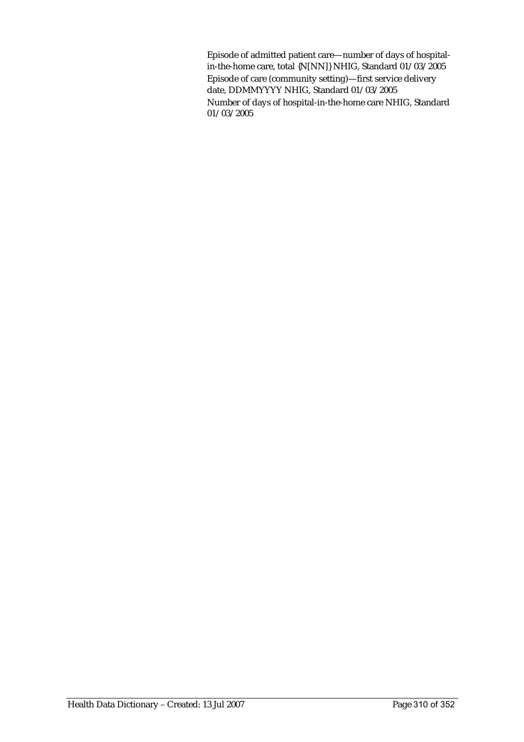Episode of admitted patient care—number of days of hospital-in-the-home care, total {N[NN]} NHIG, Standard 01/03/2005

Episode of care (community setting)—first service delivery date, DDMMYYYY NHIG, Standard 01/03/2005

Number of days of hospital-in-the-home care NHIG, Standard 01/03/2005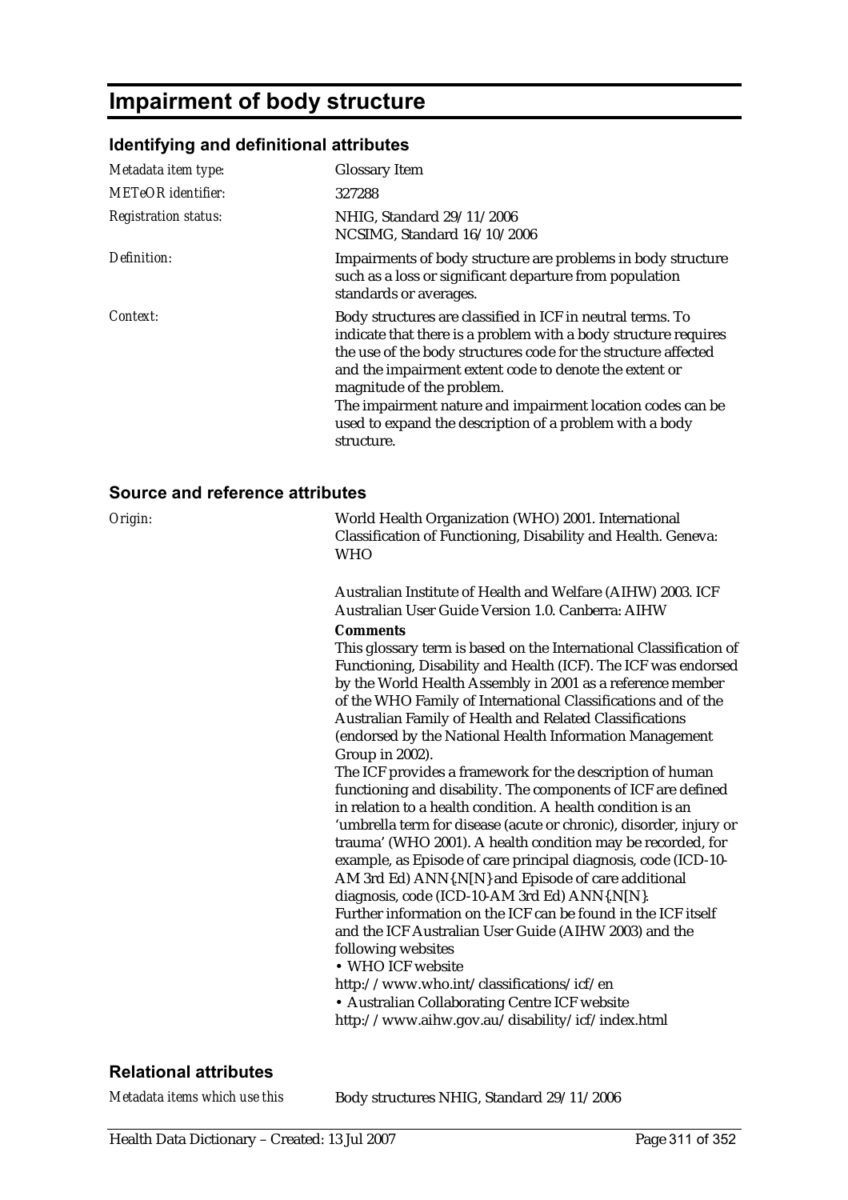# Impairment of body structure

## Identifying and definitional attributes

| | |
|---|---|
| *Metadata item type:* | Glossary Item |
| *METeOR identifier:* | 327288 |
| *Registration status:* | NHIG, Standard 29/11/2006<br>NCSIMG, Standard 16/10/2006 |
| *Definition:* | Impairments of body structure are problems in body structure such as a loss or significant departure from population standards or averages. |
| *Context:* | Body structures are classified in ICF in neutral terms. To indicate that there is a problem with a body structure requires the use of the body structures code for the structure affected and the impairment extent code to denote the extent or magnitude of the problem.<br>The impairment nature and impairment location codes can be used to expand the description of a problem with a body structure. |

## Source and reference attributes

*Origin:*

World Health Organization (WHO) 2001. International Classification of Functioning, Disability and Health. Geneva: WHO

Australian Institute of Health and Welfare (AIHW) 2003. ICF Australian User Guide Version 1.0. Canberra: AIHW

**Comments**

This glossary term is based on the International Classification of Functioning, Disability and Health (ICF). The ICF was endorsed by the World Health Assembly in 2001 as a reference member of the WHO Family of International Classifications and of the Australian Family of Health and Related Classifications (endorsed by the National Health Information Management Group in 2002).

The ICF provides a framework for the description of human functioning and disability. The components of ICF are defined in relation to a health condition. A health condition is an 'umbrella term for disease (acute or chronic), disorder, injury or trauma' (WHO 2001). A health condition may be recorded, for example, as Episode of care principal diagnosis, code (ICD-10-AM 3rd Ed) ANN{.N[N} and Episode of care additional diagnosis, code (ICD-10-AM 3rd Ed) ANN{.N[N}.

Further information on the ICF can be found in the ICF itself and the ICF Australian User Guide (AIHW 2003) and the following websites

- WHO ICF website
http://www.who.int/classifications/icf/en
- Australian Collaborating Centre ICF website
http://www.aihw.gov.au/disability/icf/index.html

## Relational attributes

| | |
|---|---|
| *Metadata items which use this* | Body structures NHIG, Standard 29/11/2006 |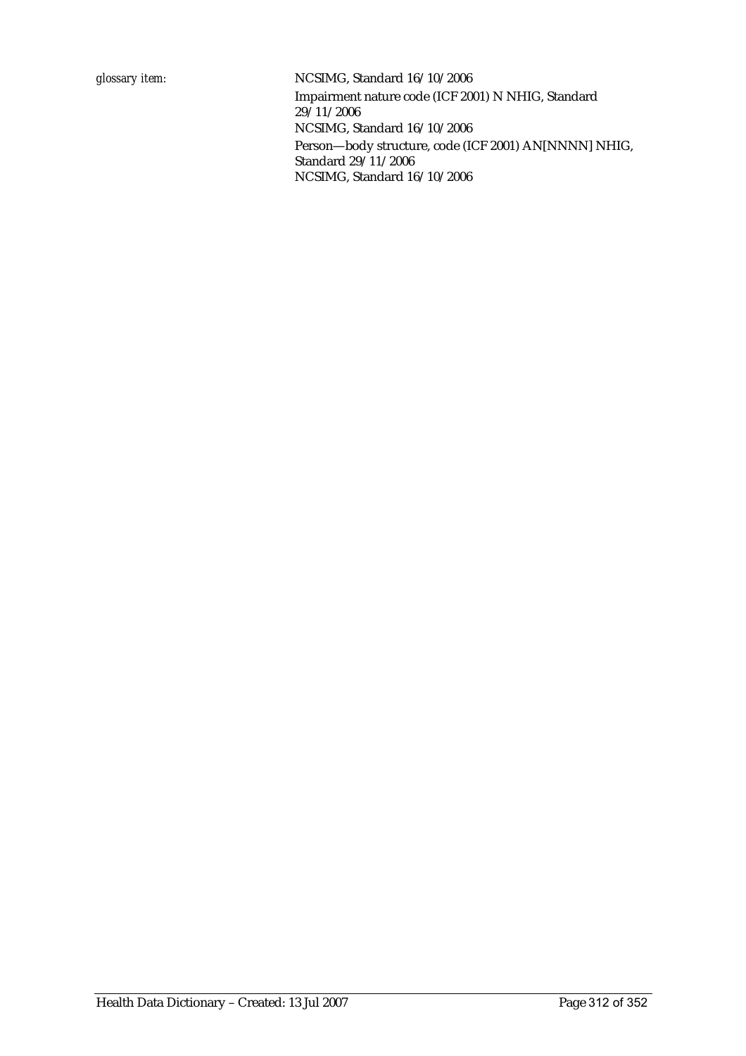*glossary item:* NCSIMG, Standard 16/10/2006

Impairment nature code (ICF 2001) N NHIG, Standard 29/11/2006

NCSIMG, Standard 16/10/2006

Person—body structure, code (ICF 2001) AN[NNNN] NHIG, Standard 29/11/2006

NCSIMG, Standard 16/10/2006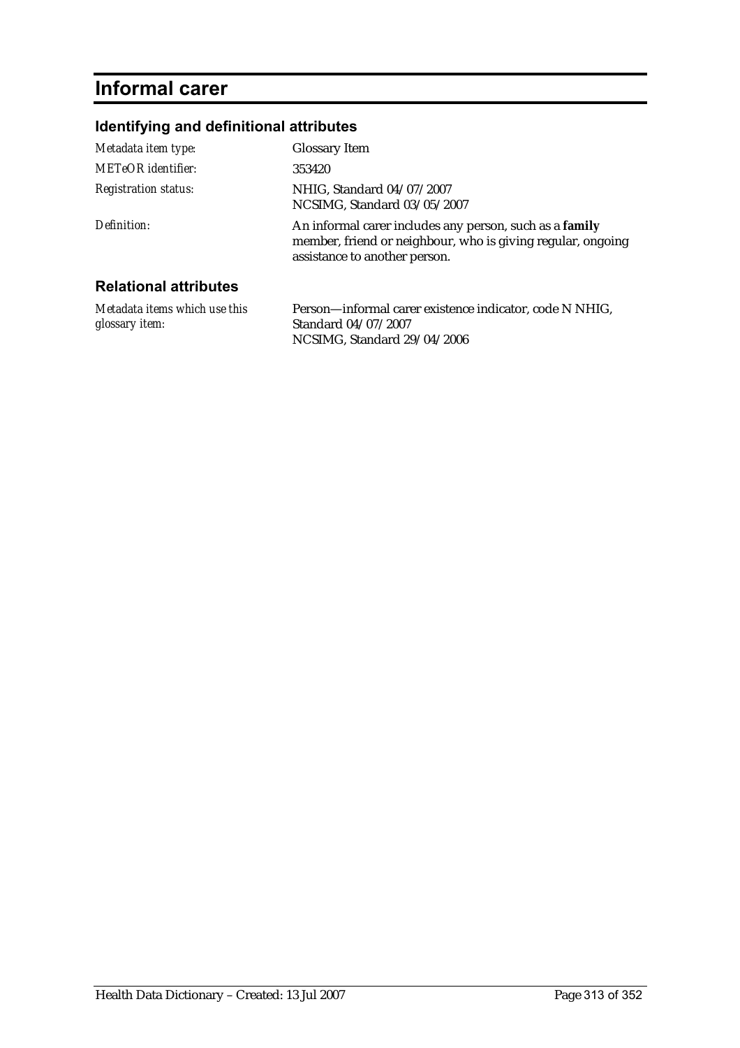# Informal carer

## Identifying and definitional attributes

| | |
|---|---|
| *Metadata item type:* | Glossary Item |
| *METeOR identifier:* | 353420 |
| *Registration status:* | NHIG, Standard 04/07/2007<br>NCSIMG, Standard 03/05/2007 |
| *Definition:* | An informal carer includes any person, such as a **family** member, friend or neighbour, who is giving regular, ongoing assistance to another person. |

## Relational attributes

| | |
|---|---|
| *Metadata items which use this glossary item:* | Person—informal carer existence indicator, code N NHIG, Standard 04/07/2007<br>NCSIMG, Standard 29/04/2006 |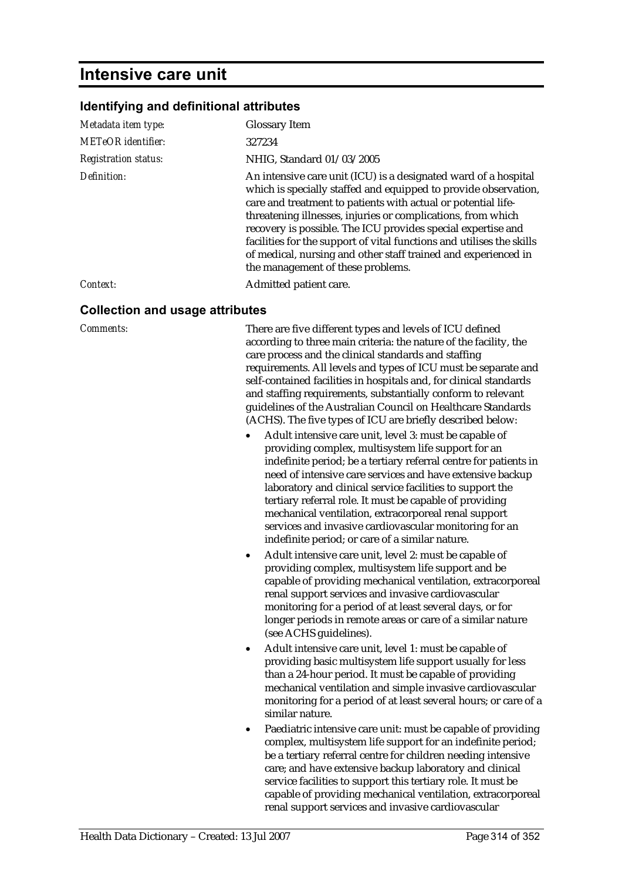# Intensive care unit

## Identifying and definitional attributes

| | |
|---|---|
| *Metadata item type:* | Glossary Item |
| *METeOR identifier:* | 327234 |
| *Registration status:* | NHIG, Standard 01/03/2005 |
| *Definition:* | An intensive care unit (ICU) is a designated ward of a hospital which is specially staffed and equipped to provide observation, care and treatment to patients with actual or potential life-threatening illnesses, injuries or complications, from which recovery is possible. The ICU provides special expertise and facilities for the support of vital functions and utilises the skills of medical, nursing and other staff trained and experienced in the management of these problems. |
| *Context:* | Admitted patient care. |

## Collection and usage attributes

*Comments:*

There are five different types and levels of ICU defined according to three main criteria: the nature of the facility, the care process and the clinical standards and staffing requirements. All levels and types of ICU must be separate and self-contained facilities in hospitals and, for clinical standards and staffing requirements, substantially conform to relevant guidelines of the Australian Council on Healthcare Standards (ACHS). The five types of ICU are briefly described below:

- Adult intensive care unit, level 3: must be capable of providing complex, multisystem life support for an indefinite period; be a tertiary referral centre for patients in need of intensive care services and have extensive backup laboratory and clinical service facilities to support the tertiary referral role. It must be capable of providing mechanical ventilation, extracorporeal renal support services and invasive cardiovascular monitoring for an indefinite period; or care of a similar nature.
- Adult intensive care unit, level 2: must be capable of providing complex, multisystem life support and be capable of providing mechanical ventilation, extracorporeal renal support services and invasive cardiovascular monitoring for a period of at least several days, or for longer periods in remote areas or care of a similar nature (see ACHS guidelines).
- Adult intensive care unit, level 1: must be capable of providing basic multisystem life support usually for less than a 24-hour period. It must be capable of providing mechanical ventilation and simple invasive cardiovascular monitoring for a period of at least several hours; or care of a similar nature.
- Paediatric intensive care unit: must be capable of providing complex, multisystem life support for an indefinite period; be a tertiary referral centre for children needing intensive care; and have extensive backup laboratory and clinical service facilities to support this tertiary role. It must be capable of providing mechanical ventilation, extracorporeal renal support services and invasive cardiovascular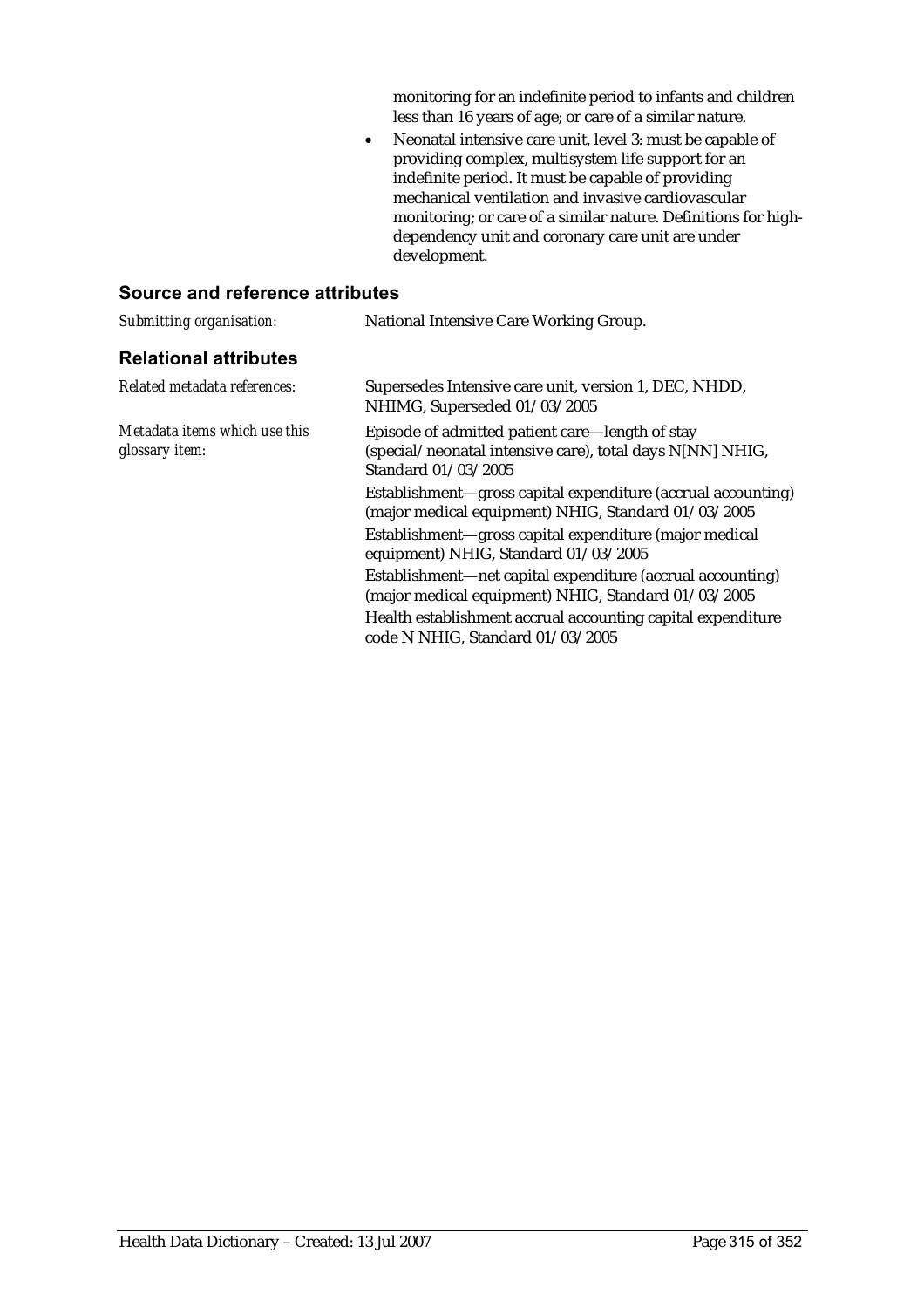monitoring for an indefinite period to infants and children less than 16 years of age; or care of a similar nature.

- Neonatal intensive care unit, level 3: must be capable of providing complex, multisystem life support for an indefinite period. It must be capable of providing mechanical ventilation and invasive cardiovascular monitoring; or care of a similar nature. Definitions for high-dependency unit and coronary care unit are under development.

## Source and reference attributes

*Submitting organisation:* National Intensive Care Working Group.

## Relational attributes

*Related metadata references:* Supersedes Intensive care unit, version 1, DEC, NHDD, NHIMG, Superseded 01/03/2005

*Metadata items which use this glossary item:*

Episode of admitted patient care—length of stay (special/neonatal intensive care), total days N[NN] NHIG, Standard 01/03/2005

Establishment—gross capital expenditure (accrual accounting) (major medical equipment) NHIG, Standard 01/03/2005

Establishment—gross capital expenditure (major medical equipment) NHIG, Standard 01/03/2005

Establishment—net capital expenditure (accrual accounting) (major medical equipment) NHIG, Standard 01/03/2005

Health establishment accrual accounting capital expenditure code N NHIG, Standard 01/03/2005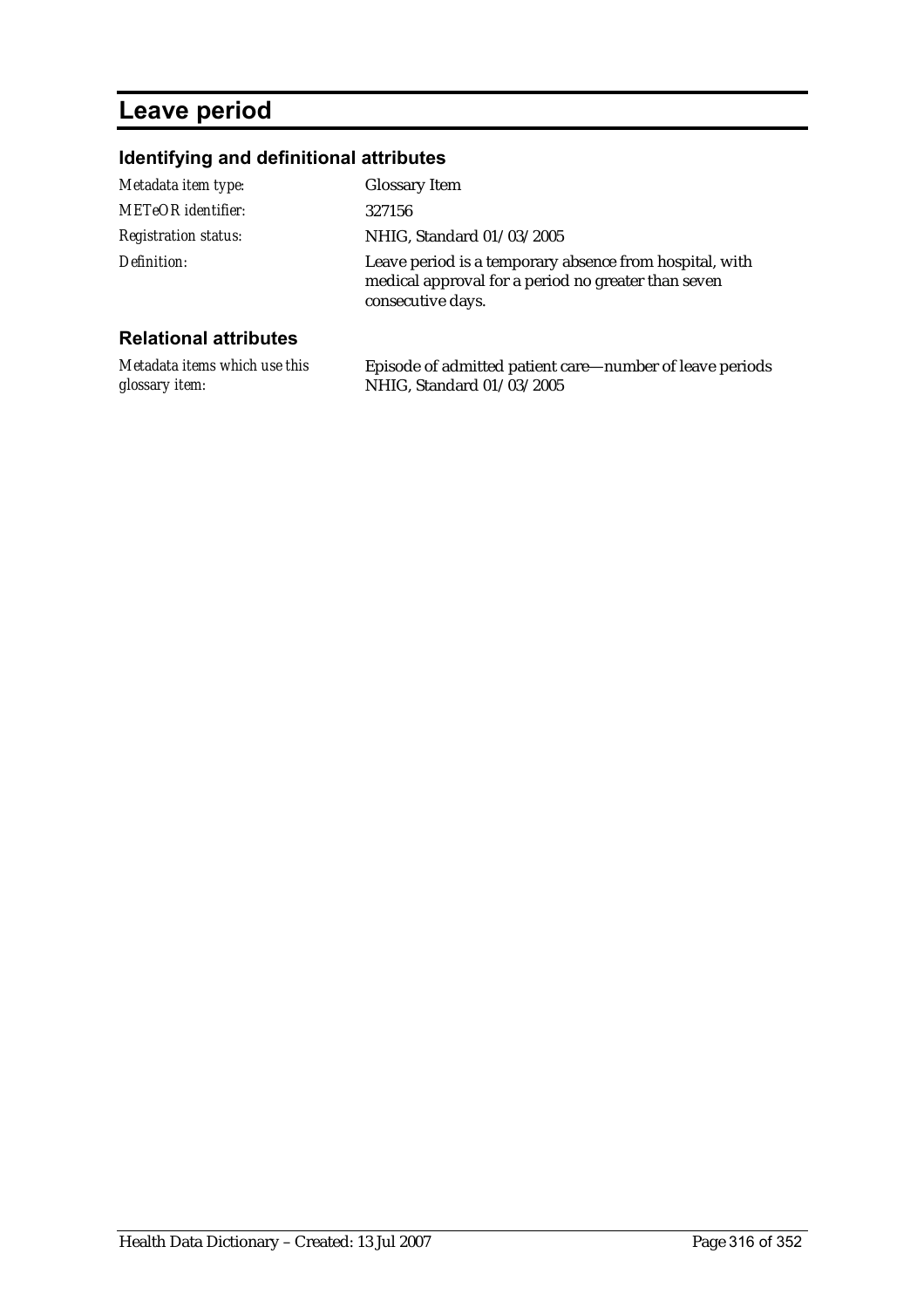# Leave period

## Identifying and definitional attributes

| | |
|---|---|
| *Metadata item type:* | Glossary Item |
| *METeOR identifier:* | 327156 |
| *Registration status:* | NHIG, Standard 01/03/2005 |
| *Definition:* | Leave period is a temporary absence from hospital, with medical approval for a period no greater than seven consecutive days. |

## Relational attributes

| | |
|---|---|
| *Metadata items which use this glossary item:* | Episode of admitted patient care—number of leave periods NHIG, Standard 01/03/2005 |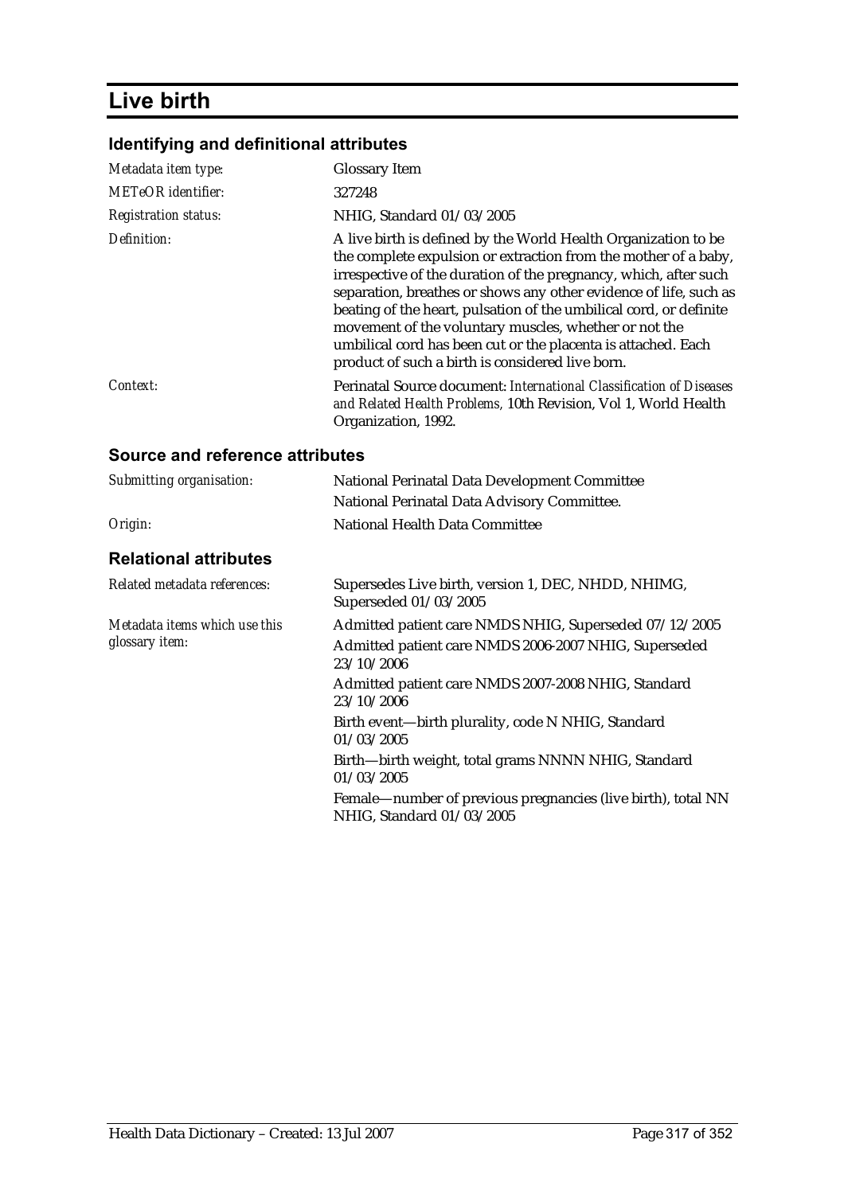# Live birth

## Identifying and definitional attributes

| | |
|---|---|
| *Metadata item type:* | Glossary Item |
| *METeOR identifier:* | 327248 |
| *Registration status:* | NHIG, Standard 01/03/2005 |
| *Definition:* | A live birth is defined by the World Health Organization to be the complete expulsion or extraction from the mother of a baby, irrespective of the duration of the pregnancy, which, after such separation, breathes or shows any other evidence of life, such as beating of the heart, pulsation of the umbilical cord, or definite movement of the voluntary muscles, whether or not the umbilical cord has been cut or the placenta is attached. Each product of such a birth is considered live born. |
| *Context:* | Perinatal Source document: *International Classification of Diseases and Related Health Problems,* 10th Revision, Vol 1, World Health Organization, 1992. |

## Source and reference attributes

| | |
|---|---|
| *Submitting organisation:* | National Perinatal Data Development Committee<br>National Perinatal Data Advisory Committee. |
| *Origin:* | National Health Data Committee |

## Relational attributes

| | |
|---|---|
| *Related metadata references:* | Supersedes Live birth, version 1, DEC, NHDD, NHIMG, Superseded 01/03/2005 |
| *Metadata items which use this glossary item:* | Admitted patient care NMDS NHIG, Superseded 07/12/2005<br>Admitted patient care NMDS 2006-2007 NHIG, Superseded 23/10/2006<br>Admitted patient care NMDS 2007-2008 NHIG, Standard 23/10/2006<br>Birth event—birth plurality, code N NHIG, Standard 01/03/2005<br>Birth—birth weight, total grams NNNN NHIG, Standard 01/03/2005<br>Female—number of previous pregnancies (live birth), total NN NHIG, Standard 01/03/2005 |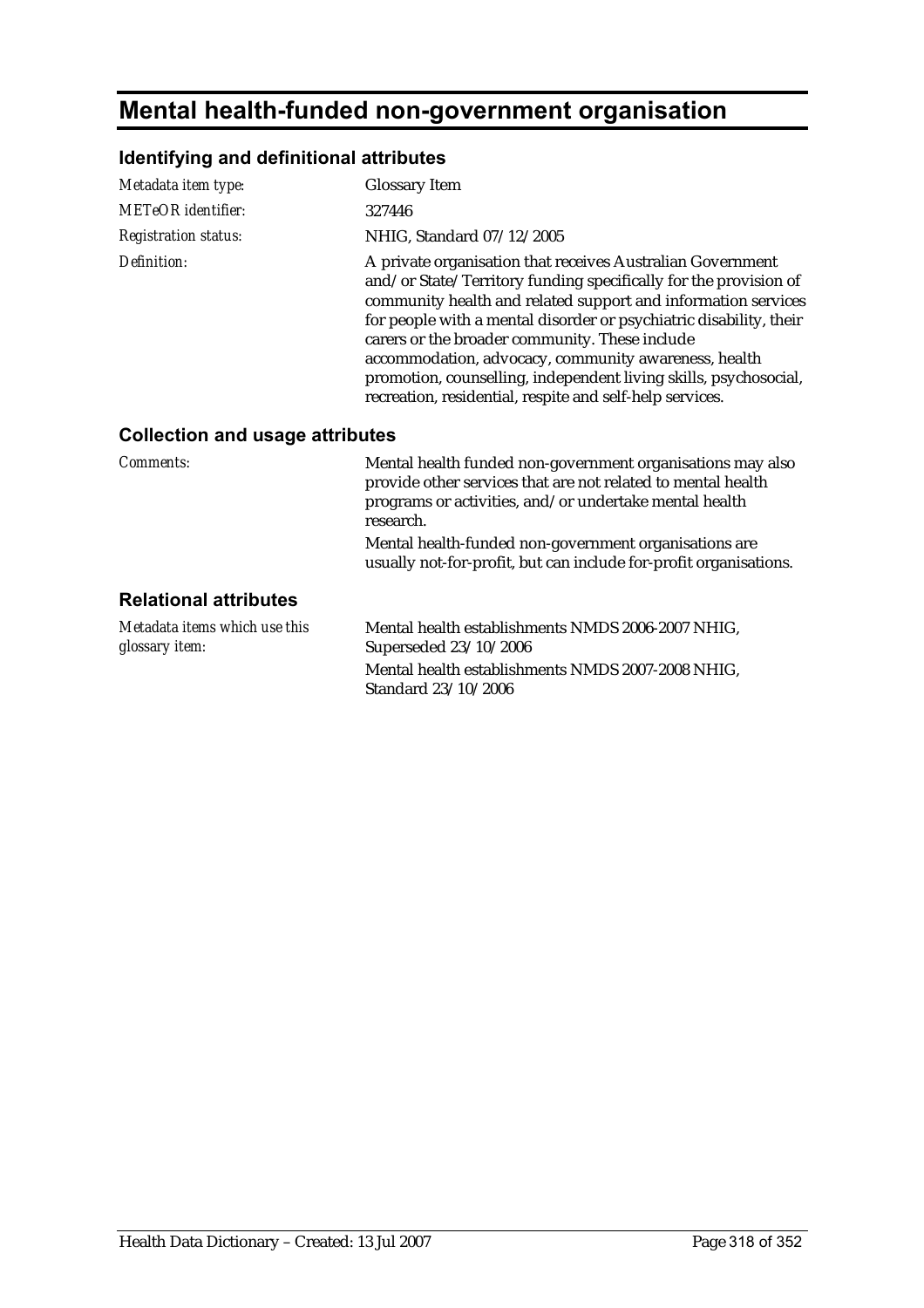# Mental health-funded non-government organisation

## Identifying and definitional attributes

| | |
|---|---|
| *Metadata item type:* | Glossary Item |
| *METeOR identifier:* | 327446 |
| *Registration status:* | NHIG, Standard 07/12/2005 |
| *Definition:* | A private organisation that receives Australian Government and/or State/Territory funding specifically for the provision of community health and related support and information services for people with a mental disorder or psychiatric disability, their carers or the broader community. These include accommodation, advocacy, community awareness, health promotion, counselling, independent living skills, psychosocial, recreation, residential, respite and self-help services. |

## Collection and usage attributes

| | |
|---|---|
| *Comments:* | Mental health funded non-government organisations may also provide other services that are not related to mental health programs or activities, and/or undertake mental health research.<br>Mental health-funded non-government organisations are usually not-for-profit, but can include for-profit organisations. |

## Relational attributes

| | |
|---|---|
| *Metadata items which use this glossary item:* | Mental health establishments NMDS 2006-2007 NHIG, Superseded 23/10/2006<br>Mental health establishments NMDS 2007-2008 NHIG, Standard 23/10/2006 |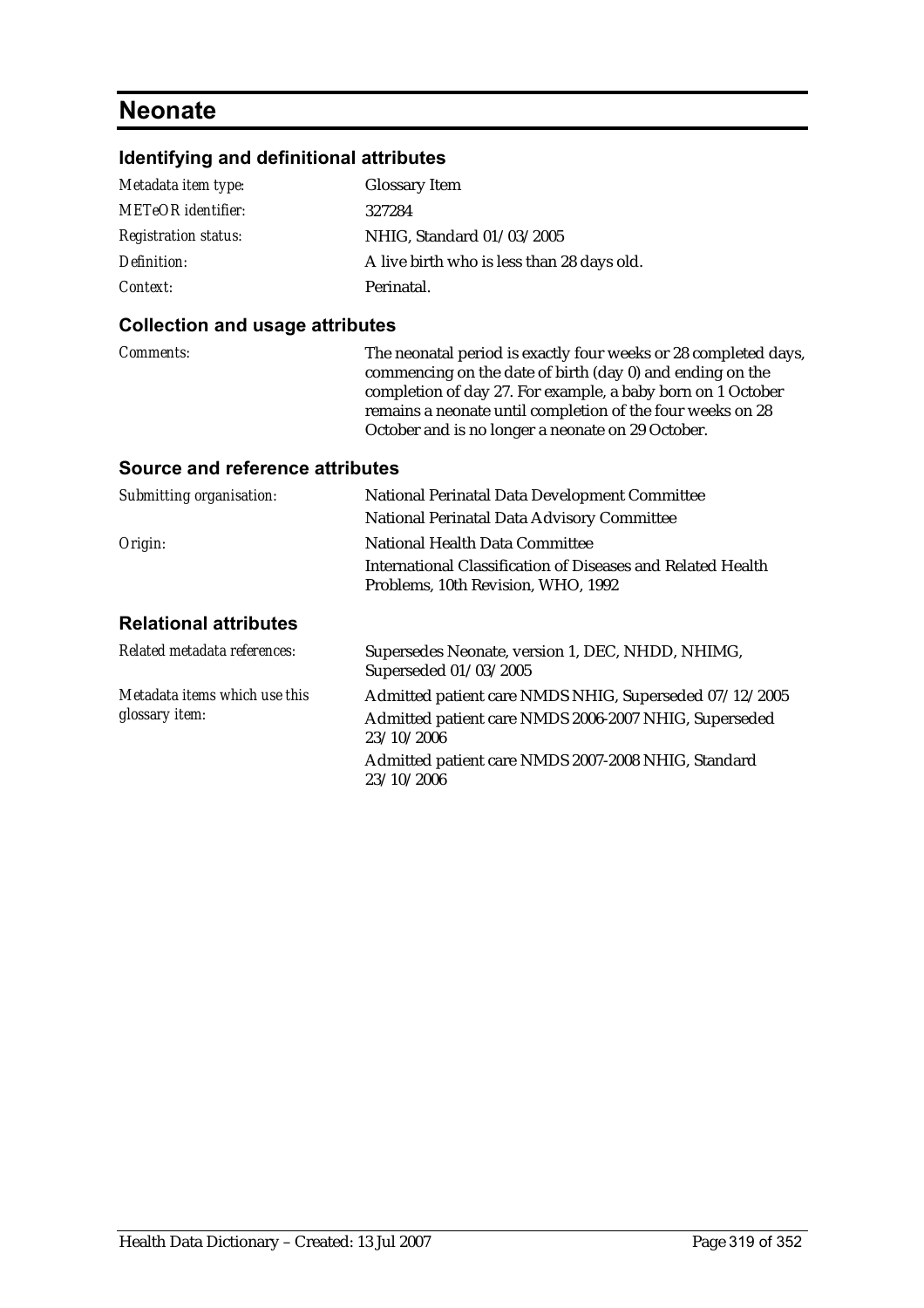# Neonate

## Identifying and definitional attributes

| | |
|---|---|
| *Metadata item type:* | Glossary Item |
| *METeOR identifier:* | 327284 |
| *Registration status:* | NHIG, Standard 01/03/2005 |
| *Definition:* | A live birth who is less than 28 days old. |
| *Context:* | Perinatal. |

## Collection and usage attributes

| | |
|---|---|
| *Comments:* | The neonatal period is exactly four weeks or 28 completed days, commencing on the date of birth (day 0) and ending on the completion of day 27. For example, a baby born on 1 October remains a neonate until completion of the four weeks on 28 October and is no longer a neonate on 29 October. |

## Source and reference attributes

| | |
|---|---|
| *Submitting organisation:* | National Perinatal Data Development Committee<br>National Perinatal Data Advisory Committee |
| *Origin:* | National Health Data Committee<br>International Classification of Diseases and Related Health Problems, 10th Revision, WHO, 1992 |

## Relational attributes

| | |
|---|---|
| *Related metadata references:* | Supersedes Neonate, version 1, DEC, NHDD, NHIMG, Superseded 01/03/2005 |
| *Metadata items which use this glossary item:* | Admitted patient care NMDS NHIG, Superseded 07/12/2005<br>Admitted patient care NMDS 2006-2007 NHIG, Superseded 23/10/2006<br>Admitted patient care NMDS 2007-2008 NHIG, Standard 23/10/2006 |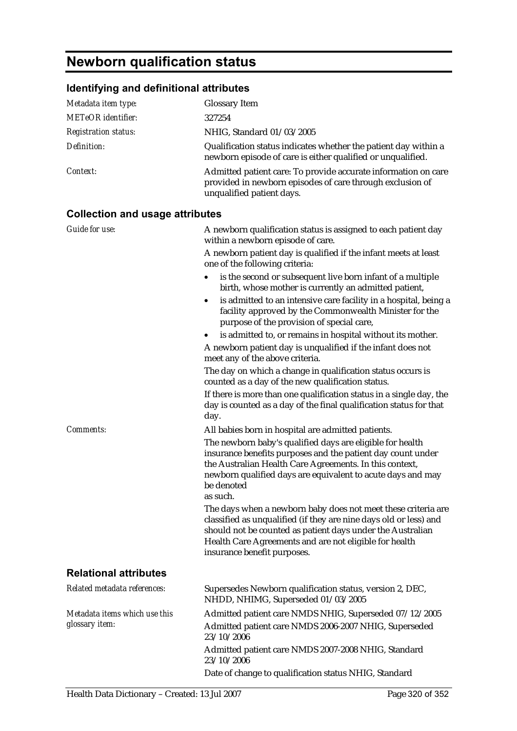# Newborn qualification status

## Identifying and definitional attributes

| | |
|---|---|
| *Metadata item type:* | Glossary Item |
| *METeOR identifier:* | 327254 |
| *Registration status:* | NHIG, Standard 01/03/2005 |
| *Definition:* | Qualification status indicates whether the patient day within a newborn episode of care is either qualified or unqualified. |
| *Context:* | Admitted patient care: To provide accurate information on care provided in newborn episodes of care through exclusion of unqualified patient days. |

## Collection and usage attributes

*Guide for use:*

A newborn qualification status is assigned to each patient day within a newborn episode of care.

A newborn patient day is qualified if the infant meets at least one of the following criteria:

- is the second or subsequent live born infant of a multiple birth, whose mother is currently an admitted patient,
- is admitted to an intensive care facility in a hospital, being a facility approved by the Commonwealth Minister for the purpose of the provision of special care,
- is admitted to, or remains in hospital without its mother.

A newborn patient day is unqualified if the infant does not meet any of the above criteria.

The day on which a change in qualification status occurs is counted as a day of the new qualification status.

If there is more than one qualification status in a single day, the day is counted as a day of the final qualification status for that day.

*Comments:*

All babies born in hospital are admitted patients.

The newborn baby's qualified days are eligible for health insurance benefits purposes and the patient day count under the Australian Health Care Agreements. In this context, newborn qualified days are equivalent to acute days and may be denoted as such.

The days when a newborn baby does not meet these criteria are classified as unqualified (if they are nine days old or less) and should not be counted as patient days under the Australian Health Care Agreements and are not eligible for health insurance benefit purposes.

## Relational attributes

*Related metadata references:*

Supersedes Newborn qualification status, version 2, DEC, NHDD, NHIMG, Superseded 01/03/2005

*Metadata items which use this glossary item:*

Admitted patient care NMDS NHIG, Superseded 07/12/2005

Admitted patient care NMDS 2006-2007 NHIG, Superseded 23/10/2006

Admitted patient care NMDS 2007-2008 NHIG, Standard 23/10/2006

Date of change to qualification status NHIG, Standard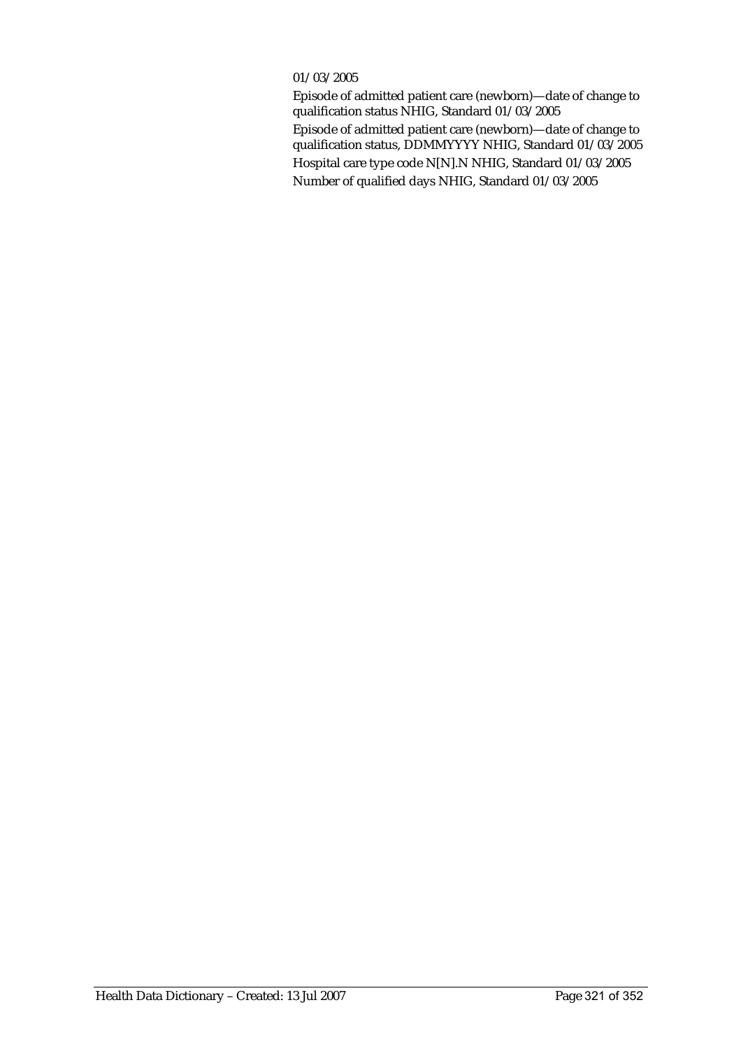01/03/2005

Episode of admitted patient care (newborn)—date of change to qualification status NHIG, Standard 01/03/2005

Episode of admitted patient care (newborn)—date of change to qualification status, DDMMYYYY NHIG, Standard 01/03/2005

Hospital care type code N[N].N NHIG, Standard 01/03/2005

Number of qualified days NHIG, Standard 01/03/2005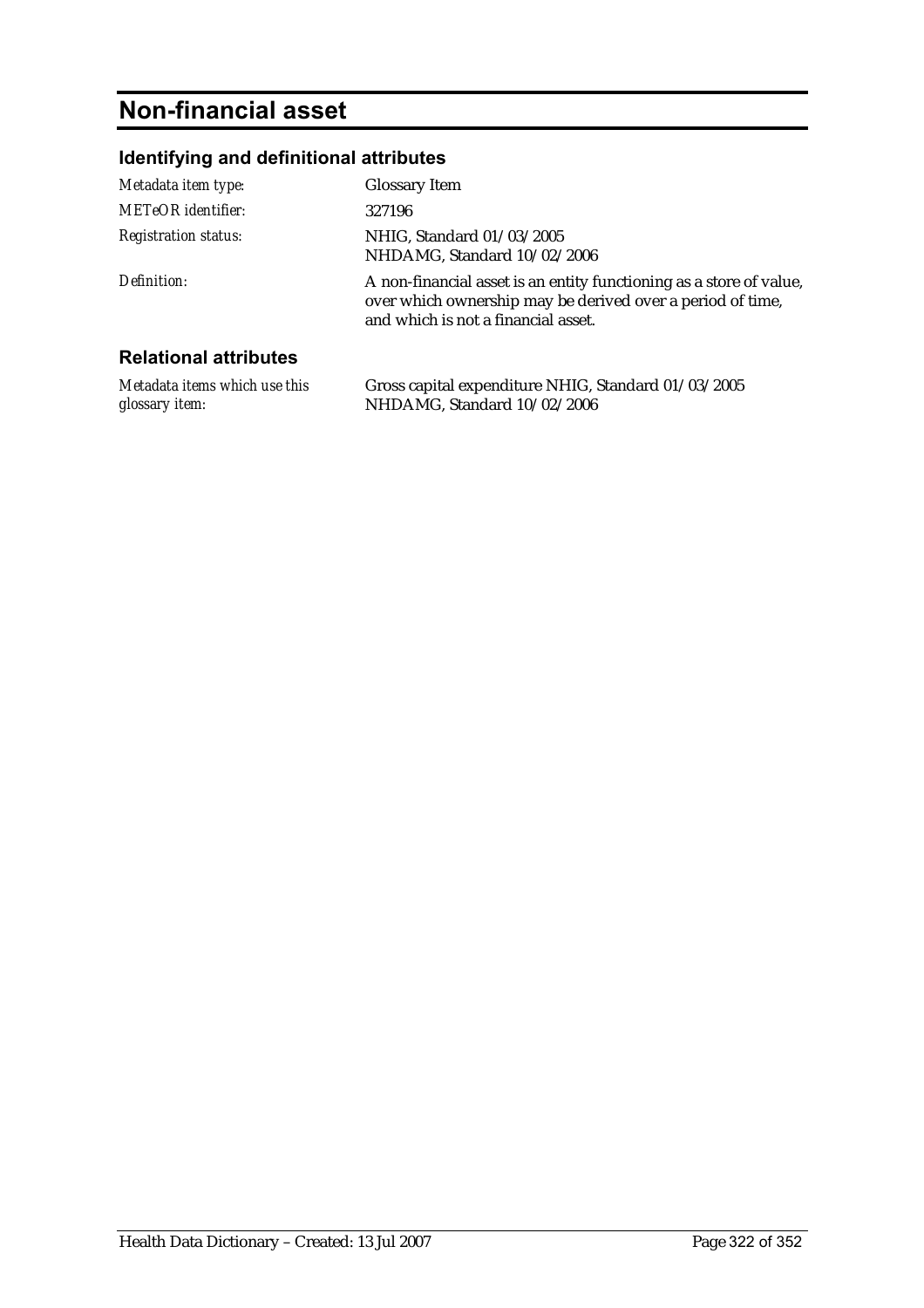# Non-financial asset

## Identifying and definitional attributes

| | |
|---|---|
| *Metadata item type:* | Glossary Item |
| *METeOR identifier:* | 327196 |
| *Registration status:* | NHIG, Standard 01/03/2005<br>NHDAMG, Standard 10/02/2006 |
| *Definition:* | A non-financial asset is an entity functioning as a store of value, over which ownership may be derived over a period of time, and which is not a financial asset. |

## Relational attributes

| | |
|---|---|
| *Metadata items which use this glossary item:* | Gross capital expenditure NHIG, Standard 01/03/2005<br>NHDAMG, Standard 10/02/2006 |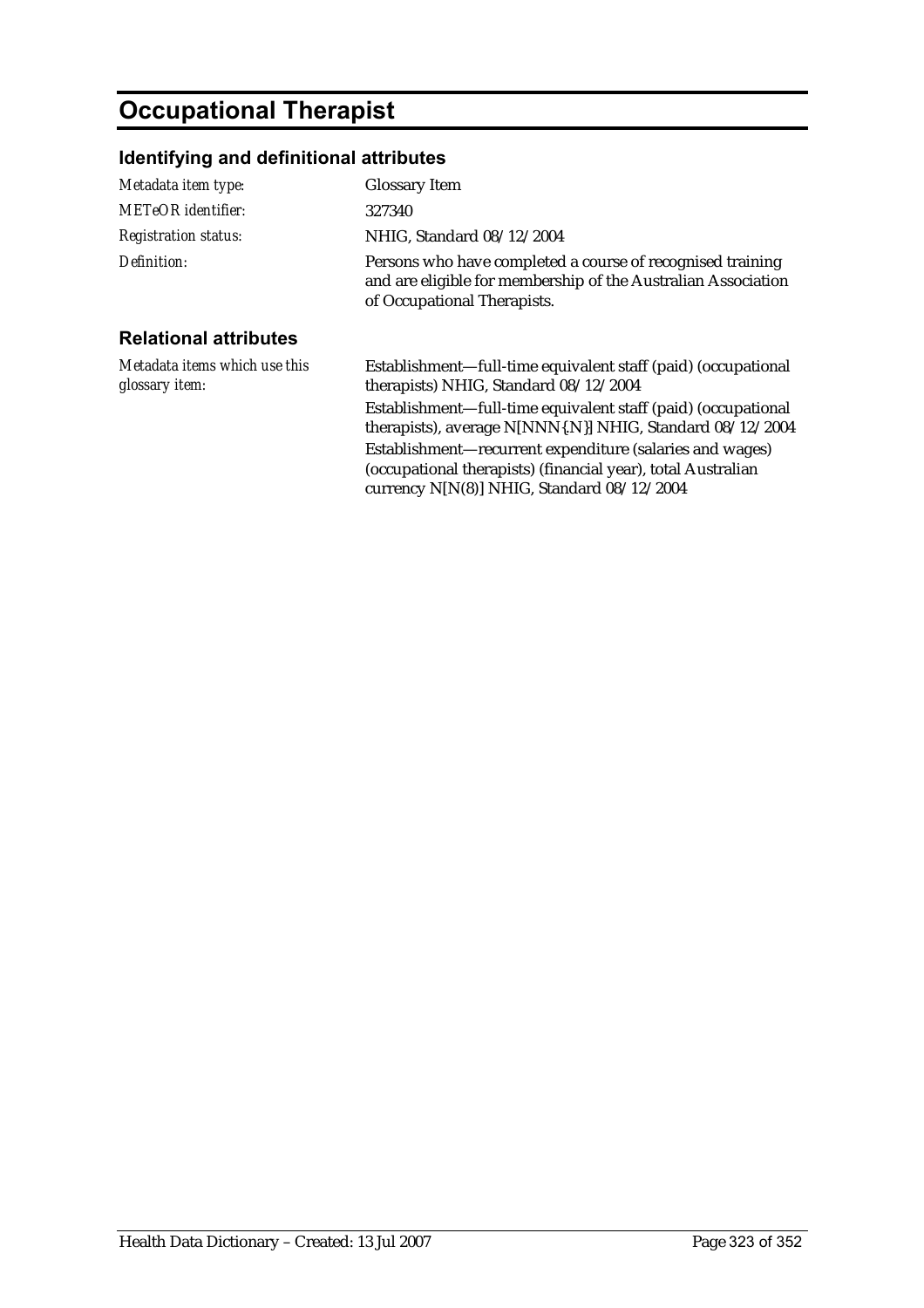# Occupational Therapist

## Identifying and definitional attributes

| | |
|---|---|
| *Metadata item type:* | Glossary Item |
| *METeOR identifier:* | 327340 |
| *Registration status:* | NHIG, Standard 08/12/2004 |
| *Definition:* | Persons who have completed a course of recognised training and are eligible for membership of the Australian Association of Occupational Therapists. |

## Relational attributes

| | |
|---|---|
| *Metadata items which use this glossary item:* | Establishment—full-time equivalent staff (paid) (occupational therapists) NHIG, Standard 08/12/2004<br>Establishment—full-time equivalent staff (paid) (occupational therapists), average N[NNN{.N}] NHIG, Standard 08/12/2004<br>Establishment—recurrent expenditure (salaries and wages) (occupational therapists) (financial year), total Australian currency N[N(8)] NHIG, Standard 08/12/2004 |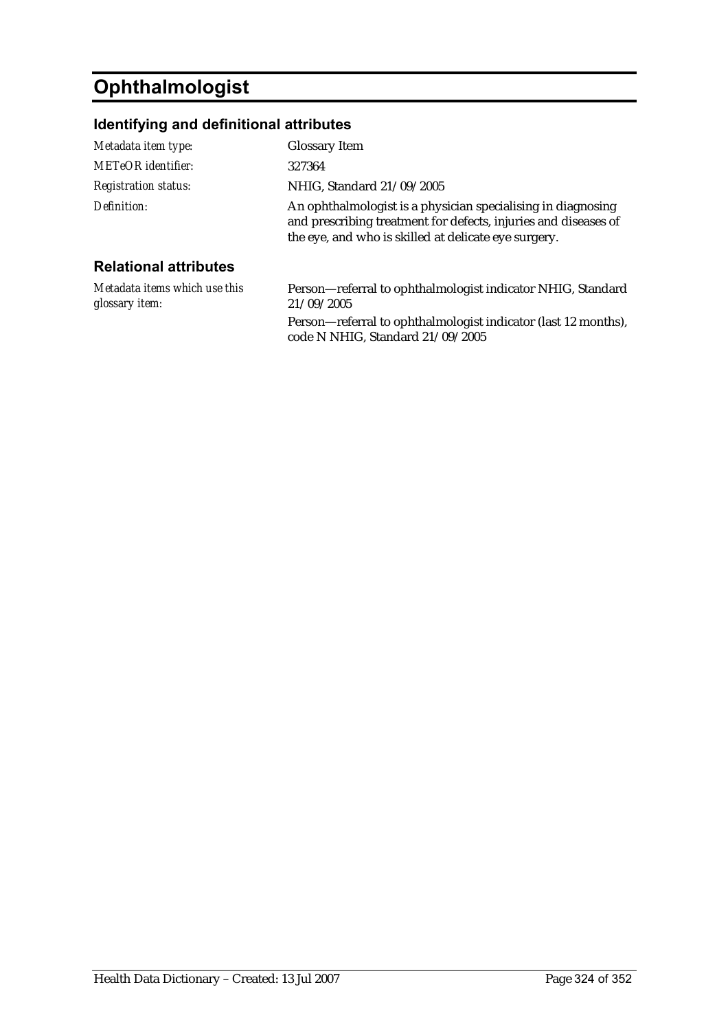# Ophthalmologist

## Identifying and definitional attributes

| | |
|---|---|
| *Metadata item type:* | Glossary Item |
| *METeOR identifier:* | 327364 |
| *Registration status:* | NHIG, Standard 21/09/2005 |
| *Definition:* | An ophthalmologist is a physician specialising in diagnosing and prescribing treatment for defects, injuries and diseases of the eye, and who is skilled at delicate eye surgery. |

## Relational attributes

| | |
|---|---|
| *Metadata items which use this glossary item:* | Person—referral to ophthalmologist indicator NHIG, Standard 21/09/2005<br>Person—referral to ophthalmologist indicator (last 12 months), code N NHIG, Standard 21/09/2005 |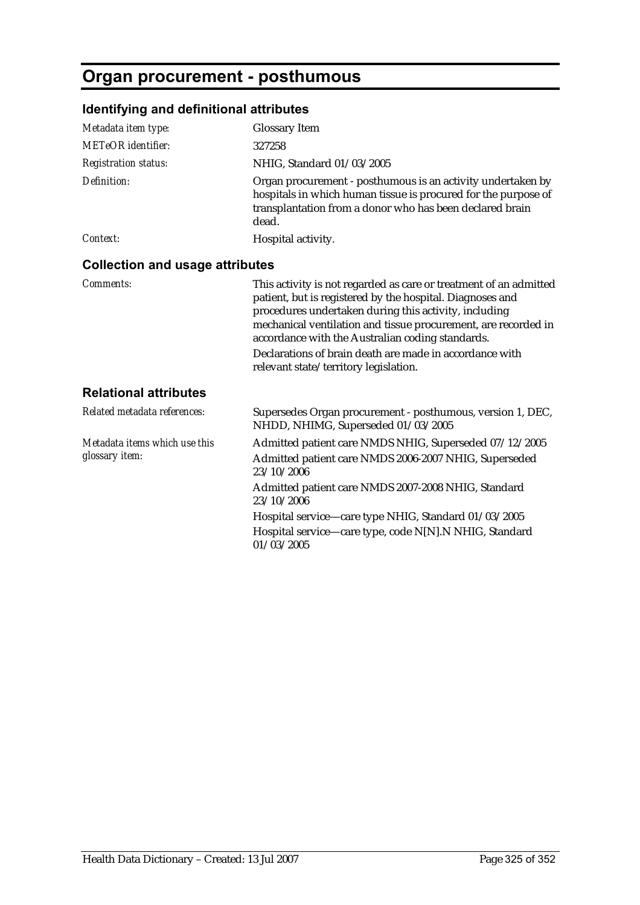# Organ procurement - posthumous

## Identifying and definitional attributes

| | |
|---|---|
| *Metadata item type:* | Glossary Item |
| *METeOR identifier:* | 327258 |
| *Registration status:* | NHIG, Standard 01/03/2005 |
| *Definition:* | Organ procurement - posthumous is an activity undertaken by hospitals in which human tissue is procured for the purpose of transplantation from a donor who has been declared brain dead. |
| *Context:* | Hospital activity. |

## Collection and usage attributes

| | |
|---|---|
| *Comments:* | This activity is not regarded as care or treatment of an admitted patient, but is registered by the hospital. Diagnoses and procedures undertaken during this activity, including mechanical ventilation and tissue procurement, are recorded in accordance with the Australian coding standards.<br>Declarations of brain death are made in accordance with relevant state/territory legislation. |

## Relational attributes

| | |
|---|---|
| *Related metadata references:* | Supersedes Organ procurement - posthumous, version 1, DEC, NHDD, NHIMG, Superseded 01/03/2005 |
| *Metadata items which use this glossary item:* | Admitted patient care NMDS NHIG, Superseded 07/12/2005<br>Admitted patient care NMDS 2006-2007 NHIG, Superseded 23/10/2006<br>Admitted patient care NMDS 2007-2008 NHIG, Standard 23/10/2006<br>Hospital service—care type NHIG, Standard 01/03/2005<br>Hospital service—care type, code N[N].N NHIG, Standard 01/03/2005 |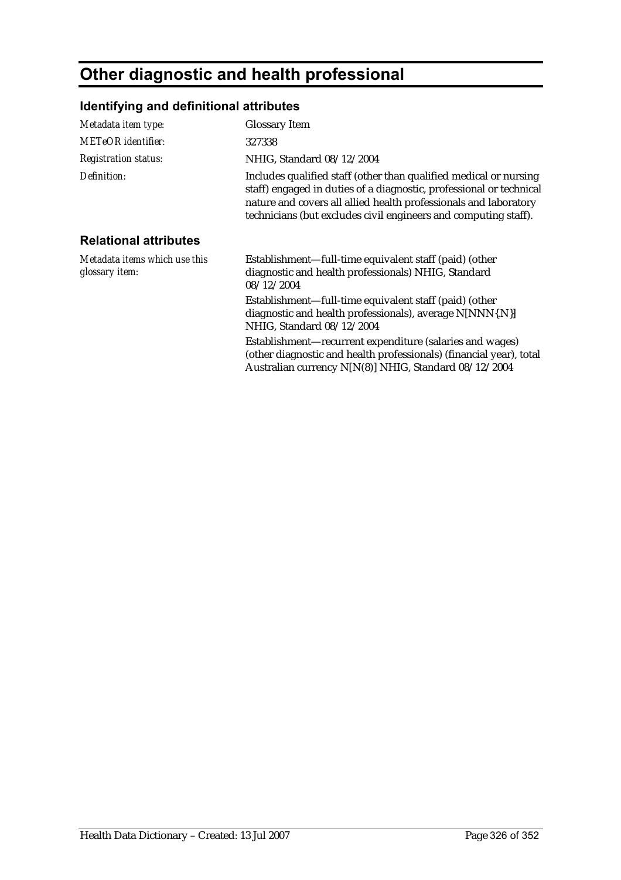# Other diagnostic and health professional

## Identifying and definitional attributes

| | |
|---|---|
| *Metadata item type:* | Glossary Item |
| *METeOR identifier:* | 327338 |
| *Registration status:* | NHIG, Standard 08/12/2004 |
| *Definition:* | Includes qualified staff (other than qualified medical or nursing staff) engaged in duties of a diagnostic, professional or technical nature and covers all allied health professionals and laboratory technicians (but excludes civil engineers and computing staff). |

## Relational attributes

| | |
|---|---|
| *Metadata items which use this glossary item:* | Establishment—full-time equivalent staff (paid) (other diagnostic and health professionals) NHIG, Standard 08/12/2004<br>Establishment—full-time equivalent staff (paid) (other diagnostic and health professionals), average N[NNN{.N}] NHIG, Standard 08/12/2004<br>Establishment—recurrent expenditure (salaries and wages) (other diagnostic and health professionals) (financial year), total Australian currency N[N(8)] NHIG, Standard 08/12/2004 |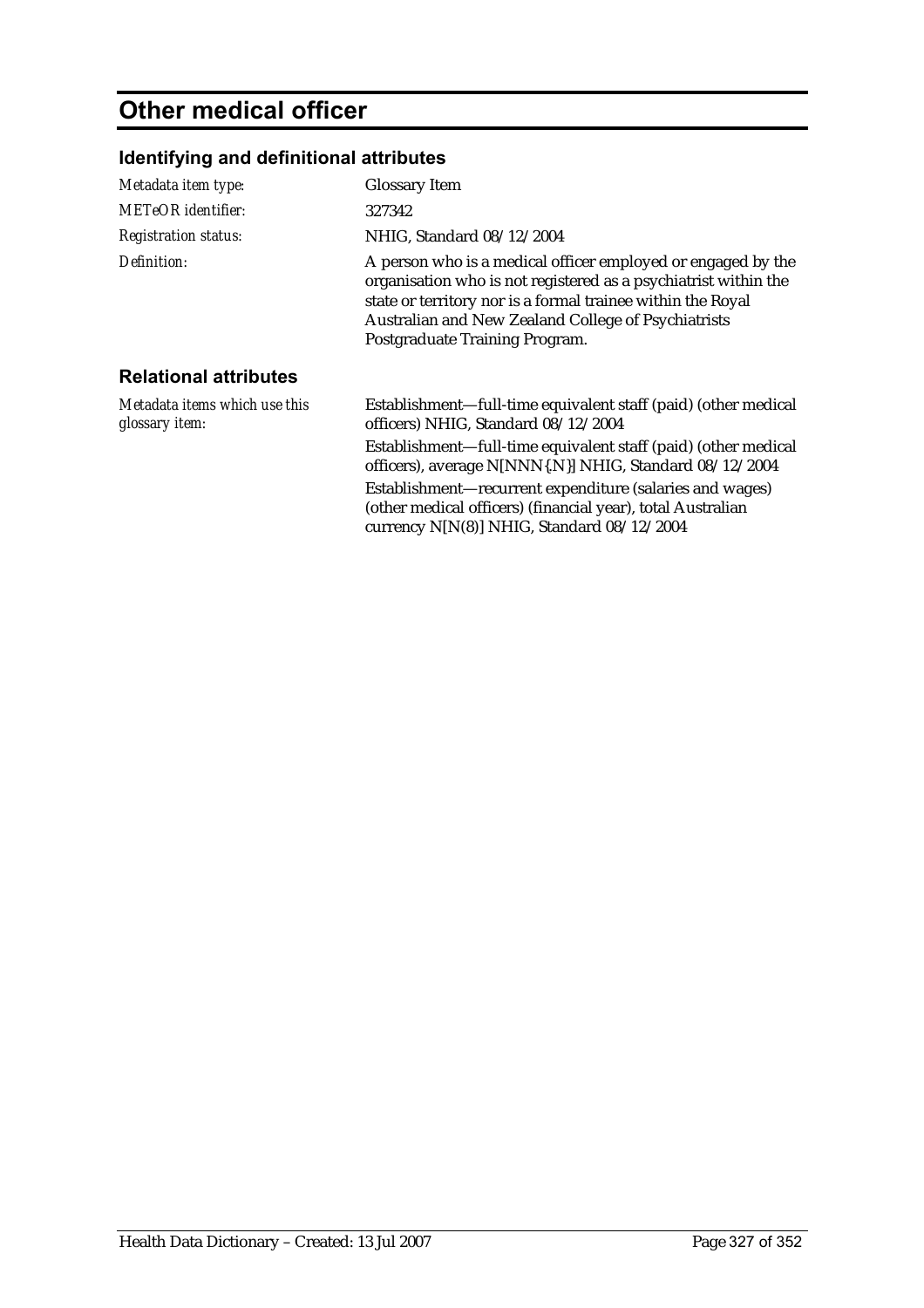# Other medical officer

## Identifying and definitional attributes

| | |
|---|---|
| *Metadata item type:* | Glossary Item |
| *METeOR identifier:* | 327342 |
| *Registration status:* | NHIG, Standard 08/12/2004 |
| *Definition:* | A person who is a medical officer employed or engaged by the organisation who is not registered as a psychiatrist within the state or territory nor is a formal trainee within the Royal Australian and New Zealand College of Psychiatrists Postgraduate Training Program. |

## Relational attributes

| | |
|---|---|
| *Metadata items which use this glossary item:* | Establishment—full-time equivalent staff (paid) (other medical officers) NHIG, Standard 08/12/2004<br>Establishment—full-time equivalent staff (paid) (other medical officers), average N[NNN{.N}] NHIG, Standard 08/12/2004<br>Establishment—recurrent expenditure (salaries and wages) (other medical officers) (financial year), total Australian currency N[N(8)] NHIG, Standard 08/12/2004 |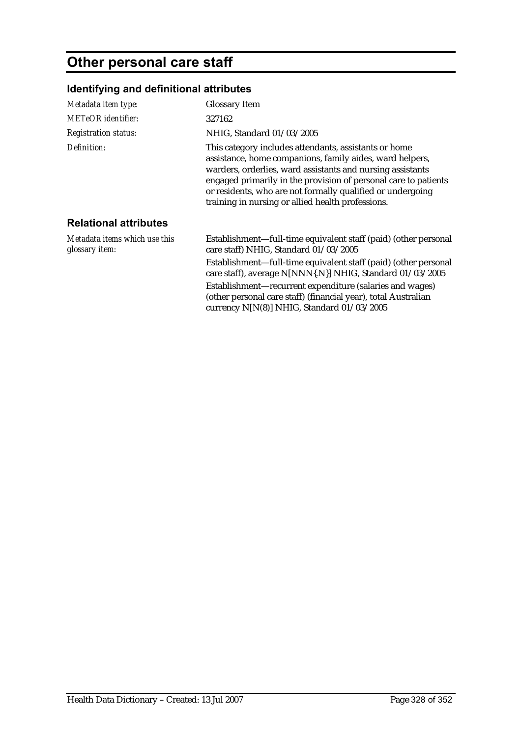# Other personal care staff

## Identifying and definitional attributes

| | |
|---|---|
| *Metadata item type:* | Glossary Item |
| *METeOR identifier:* | 327162 |
| *Registration status:* | NHIG, Standard 01/03/2005 |
| *Definition:* | This category includes attendants, assistants or home assistance, home companions, family aides, ward helpers, warders, orderlies, ward assistants and nursing assistants engaged primarily in the provision of personal care to patients or residents, who are not formally qualified or undergoing training in nursing or allied health professions. |

## Relational attributes

| | |
|---|---|
| *Metadata items which use this glossary item:* | Establishment—full-time equivalent staff (paid) (other personal care staff) NHIG, Standard 01/03/2005<br>Establishment—full-time equivalent staff (paid) (other personal care staff), average N[NNN{.N}] NHIG, Standard 01/03/2005<br>Establishment—recurrent expenditure (salaries and wages) (other personal care staff) (financial year), total Australian currency N[N(8)] NHIG, Standard 01/03/2005 |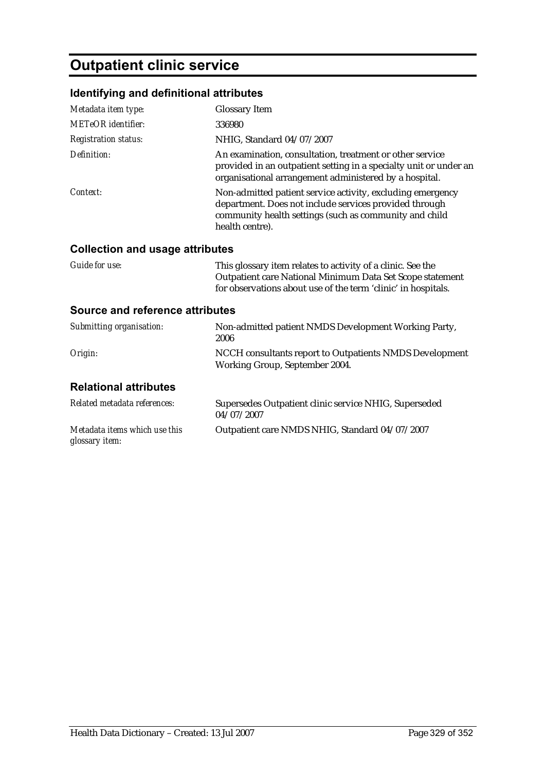# Outpatient clinic service

## Identifying and definitional attributes

| | |
|---|---|
| *Metadata item type:* | Glossary Item |
| *METeOR identifier:* | 336980 |
| *Registration status:* | NHIG, Standard 04/07/2007 |
| *Definition:* | An examination, consultation, treatment or other service provided in an outpatient setting in a specialty unit or under an organisational arrangement administered by a hospital. |
| *Context:* | Non-admitted patient service activity, excluding emergency department. Does not include services provided through community health settings (such as community and child health centre). |

## Collection and usage attributes

| | |
|---|---|
| *Guide for use:* | This glossary item relates to activity of a clinic. See the Outpatient care National Minimum Data Set Scope statement for observations about use of the term 'clinic' in hospitals. |

## Source and reference attributes

| | |
|---|---|
| *Submitting organisation:* | Non-admitted patient NMDS Development Working Party, 2006 |
| *Origin:* | NCCH consultants report to Outpatients NMDS Development Working Group, September 2004. |

## Relational attributes

| | |
|---|---|
| *Related metadata references:* | Supersedes Outpatient clinic service NHIG, Superseded 04/07/2007 |
| *Metadata items which use this glossary item:* | Outpatient care NMDS NHIG, Standard 04/07/2007 |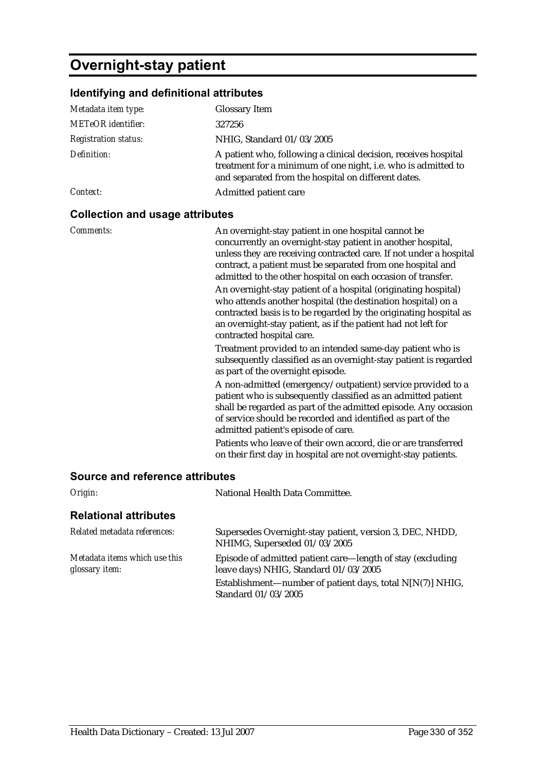# Overnight-stay patient

## Identifying and definitional attributes

| | |
|---|---|
| *Metadata item type:* | Glossary Item |
| *METeOR identifier:* | 327256 |
| *Registration status:* | NHIG, Standard 01/03/2005 |
| *Definition:* | A patient who, following a clinical decision, receives hospital treatment for a minimum of one night, i.e. who is admitted to and separated from the hospital on different dates. |
| *Context:* | Admitted patient care |

## Collection and usage attributes

*Comments:*

An overnight-stay patient in one hospital cannot be concurrently an overnight-stay patient in another hospital, unless they are receiving contracted care. If not under a hospital contract, a patient must be separated from one hospital and admitted to the other hospital on each occasion of transfer.

An overnight-stay patient of a hospital (originating hospital) who attends another hospital (the destination hospital) on a contracted basis is to be regarded by the originating hospital as an overnight-stay patient, as if the patient had not left for contracted hospital care.

Treatment provided to an intended same-day patient who is subsequently classified as an overnight-stay patient is regarded as part of the overnight episode.

A non-admitted (emergency/outpatient) service provided to a patient who is subsequently classified as an admitted patient shall be regarded as part of the admitted episode. Any occasion of service should be recorded and identified as part of the admitted patient's episode of care.

Patients who leave of their own accord, die or are transferred on their first day in hospital are not overnight-stay patients.

## Source and reference attributes

| | |
|---|---|
| *Origin:* | National Health Data Committee. |

## Relational attributes

| | |
|---|---|
| *Related metadata references:* | Supersedes Overnight-stay patient, version 3, DEC, NHDD, NHIMG, Superseded 01/03/2005 |
| *Metadata items which use this glossary item:* | Episode of admitted patient care—length of stay (excluding leave days) NHIG, Standard 01/03/2005 |
| | Establishment—number of patient days, total N[N(7)] NHIG, Standard 01/03/2005 |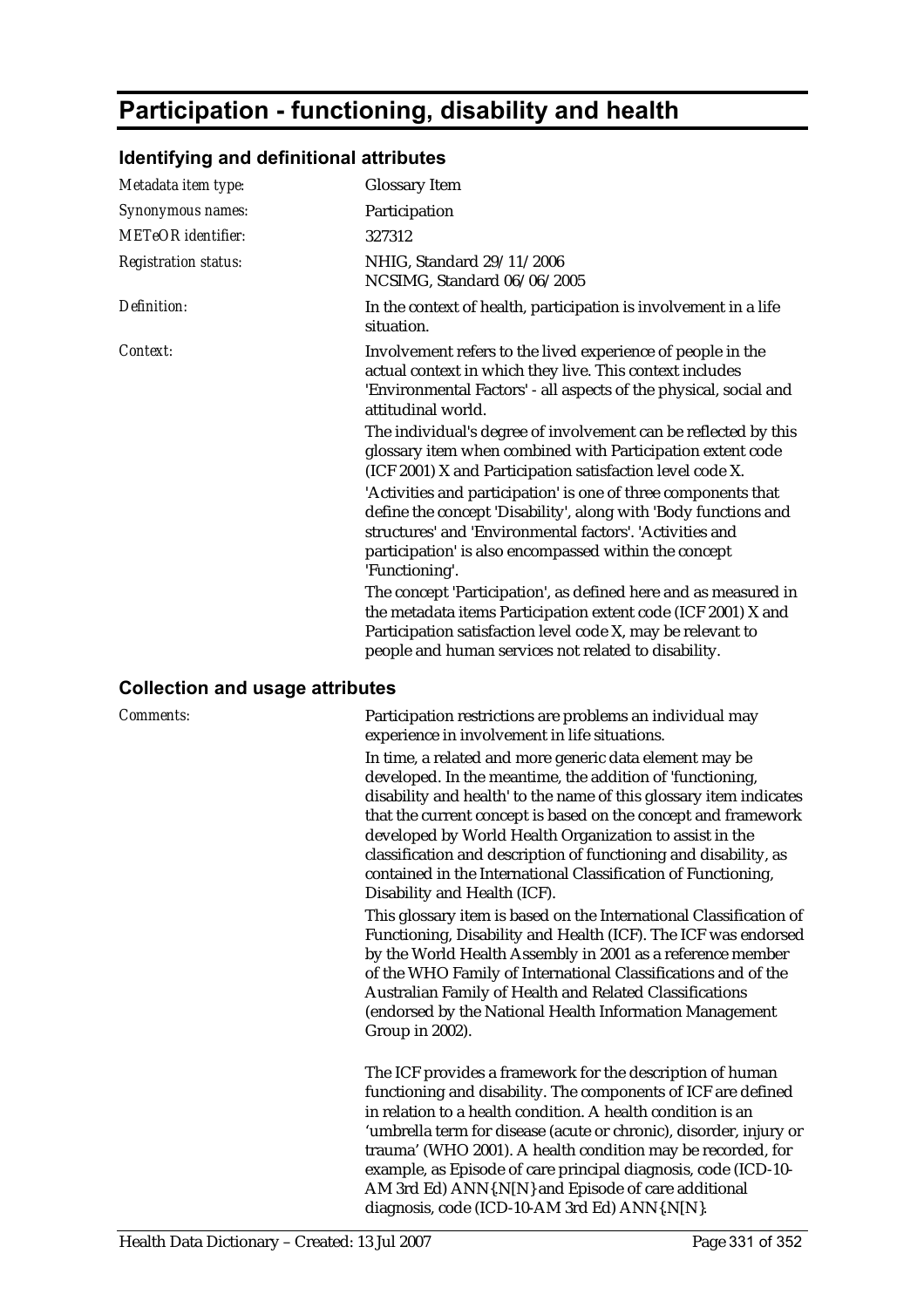# Participation - functioning, disability and health

## Identifying and definitional attributes

| | |
|---|---|
| *Metadata item type:* | Glossary Item |
| *Synonymous names:* | Participation |
| *METeOR identifier:* | 327312 |
| *Registration status:* | NHIG, Standard 29/11/2006<br>NCSIMG, Standard 06/06/2005 |
| *Definition:* | In the context of health, participation is involvement in a life situation. |
| *Context:* | Involvement refers to the lived experience of people in the actual context in which they live. This context includes 'Environmental Factors' - all aspects of the physical, social and attitudinal world.<br>The individual's degree of involvement can be reflected by this glossary item when combined with Participation extent code (ICF 2001) X and Participation satisfaction level code X.<br>'Activities and participation' is one of three components that define the concept 'Disability', along with 'Body functions and structures' and 'Environmental factors'. 'Activities and participation' is also encompassed within the concept 'Functioning'.<br>The concept 'Participation', as defined here and as measured in the metadata items Participation extent code (ICF 2001) X and Participation satisfaction level code X, may be relevant to people and human services not related to disability. |

## Collection and usage attributes

| | |
|---|---|
| *Comments:* | Participation restrictions are problems an individual may experience in involvement in life situations.<br>In time, a related and more generic data element may be developed. In the meantime, the addition of 'functioning, disability and health' to the name of this glossary item indicates that the current concept is based on the concept and framework developed by World Health Organization to assist in the classification and description of functioning and disability, as contained in the International Classification of Functioning, Disability and Health (ICF).<br>This glossary item is based on the International Classification of Functioning, Disability and Health (ICF). The ICF was endorsed by the World Health Assembly in 2001 as a reference member of the WHO Family of International Classifications and of the Australian Family of Health and Related Classifications (endorsed by the National Health Information Management Group in 2002).<br><br>The ICF provides a framework for the description of human functioning and disability. The components of ICF are defined in relation to a health condition. A health condition is an 'umbrella term for disease (acute or chronic), disorder, injury or trauma' (WHO 2001). A health condition may be recorded, for example, as Episode of care principal diagnosis, code (ICD-10-AM 3rd Ed) ANN{.N[N]} and Episode of care additional diagnosis, code (ICD-10-AM 3rd Ed) ANN{.N[N]}. |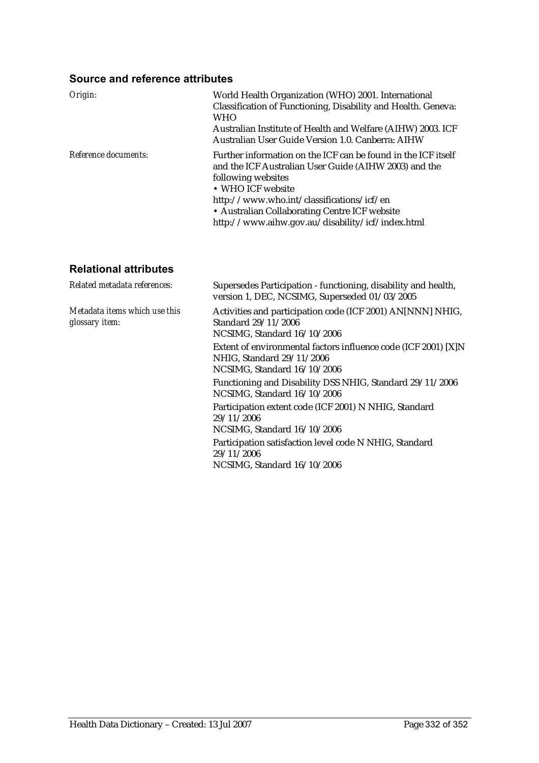### Source and reference attributes

| | |
|---|---|
| *Origin:* | World Health Organization (WHO) 2001. International Classification of Functioning, Disability and Health. Geneva: WHO<br>Australian Institute of Health and Welfare (AIHW) 2003. ICF Australian User Guide Version 1.0. Canberra: AIHW |
| *Reference documents:* | Further information on the ICF can be found in the ICF itself and the ICF Australian User Guide (AIHW 2003) and the following websites<br>• WHO ICF website<br>http://www.who.int/classifications/icf/en<br>• Australian Collaborating Centre ICF website<br>http://www.aihw.gov.au/disability/icf/index.html |

### Relational attributes

| | |
|---|---|
| *Related metadata references:* | Supersedes Participation - functioning, disability and health, version 1, DEC, NCSIMG, Superseded 01/03/2005 |
| *Metadata items which use this glossary item:* | Activities and participation code (ICF 2001) AN[NNN] NHIG, Standard 29/11/2006<br>NCSIMG, Standard 16/10/2006<br>Extent of environmental factors influence code (ICF 2001) [X]N NHIG, Standard 29/11/2006<br>NCSIMG, Standard 16/10/2006<br>Functioning and Disability DSS NHIG, Standard 29/11/2006<br>NCSIMG, Standard 16/10/2006<br>Participation extent code (ICF 2001) N NHIG, Standard 29/11/2006<br>NCSIMG, Standard 16/10/2006<br>Participation satisfaction level code N NHIG, Standard 29/11/2006<br>NCSIMG, Standard 16/10/2006 |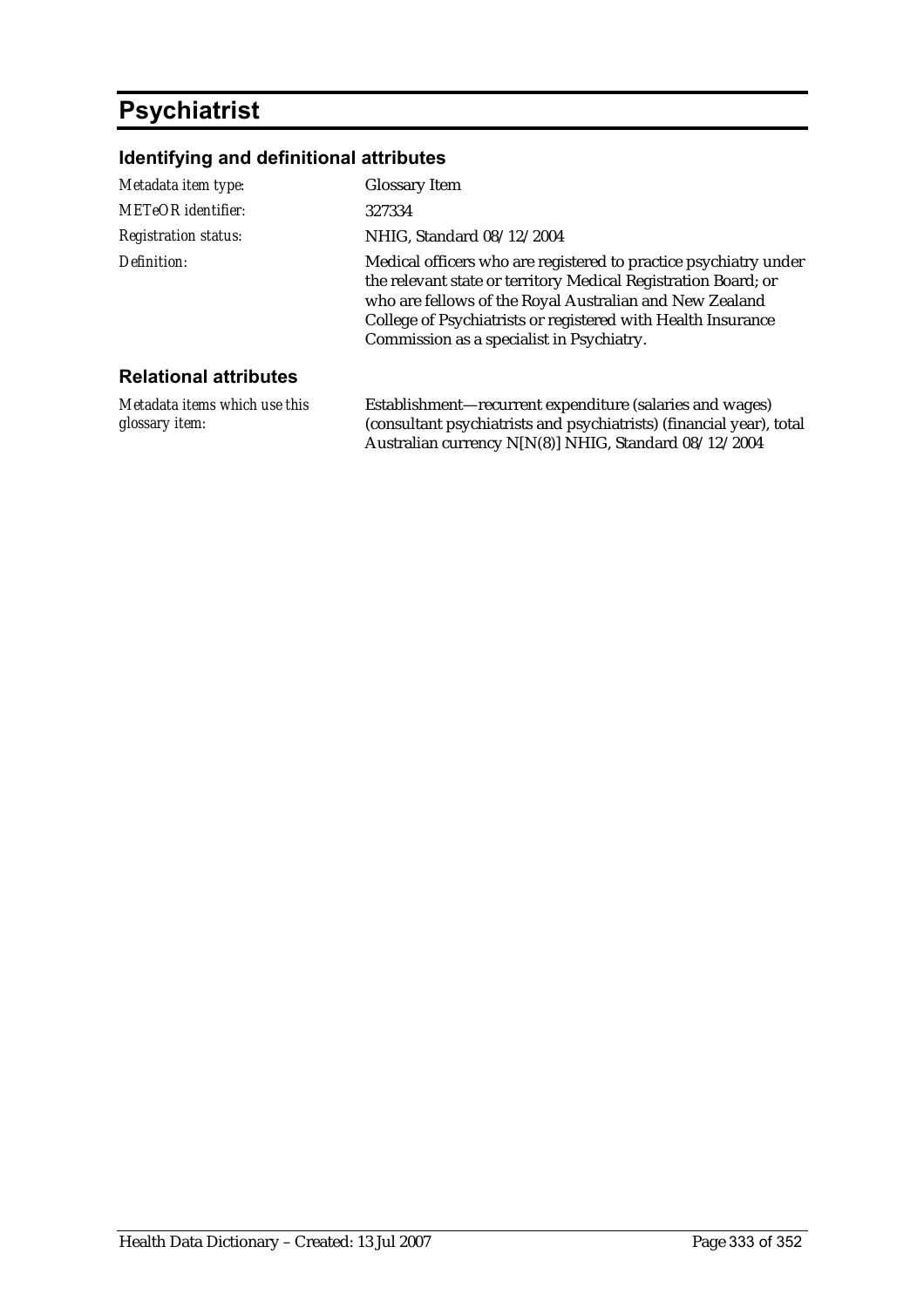# Psychiatrist

## Identifying and definitional attributes

| | |
|---|---|
| *Metadata item type:* | Glossary Item |
| *METeOR identifier:* | 327334 |
| *Registration status:* | NHIG, Standard 08/12/2004 |
| *Definition:* | Medical officers who are registered to practice psychiatry under the relevant state or territory Medical Registration Board; or who are fellows of the Royal Australian and New Zealand College of Psychiatrists or registered with Health Insurance Commission as a specialist in Psychiatry. |

## Relational attributes

| | |
|---|---|
| *Metadata items which use this glossary item:* | Establishment—recurrent expenditure (salaries and wages) (consultant psychiatrists and psychiatrists) (financial year), total Australian currency N[N(8)] NHIG, Standard 08/12/2004 |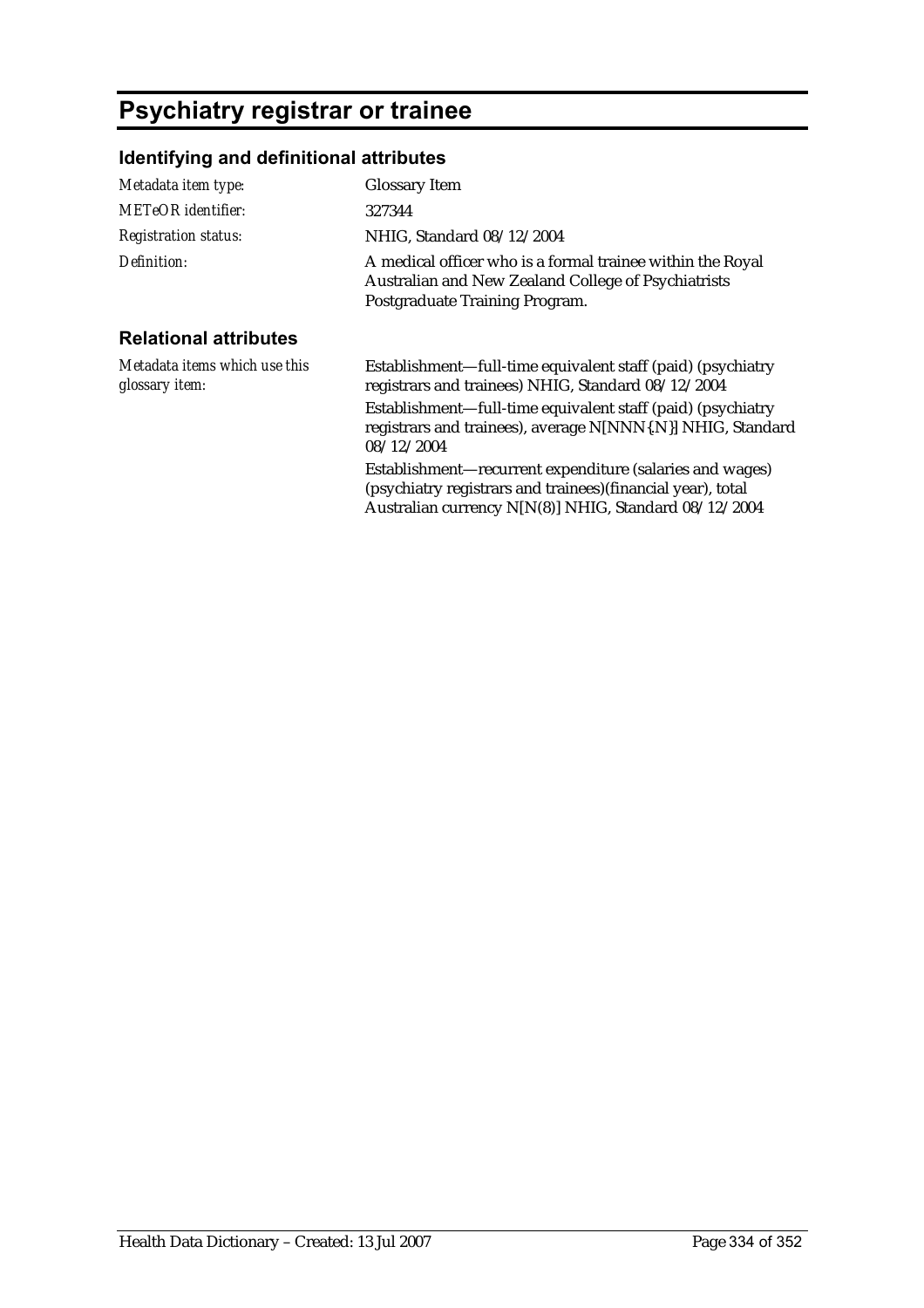# Psychiatry registrar or trainee

## Identifying and definitional attributes

| | |
|---|---|
| *Metadata item type:* | Glossary Item |
| *METeOR identifier:* | 327344 |
| *Registration status:* | NHIG, Standard 08/12/2004 |
| *Definition:* | A medical officer who is a formal trainee within the Royal Australian and New Zealand College of Psychiatrists Postgraduate Training Program. |

## Relational attributes

| | |
|---|---|
| *Metadata items which use this glossary item:* | Establishment—full-time equivalent staff (paid) (psychiatry registrars and trainees) NHIG, Standard 08/12/2004<br>Establishment—full-time equivalent staff (paid) (psychiatry registrars and trainees), average N[NNN{.N}] NHIG, Standard 08/12/2004<br>Establishment—recurrent expenditure (salaries and wages) (psychiatry registrars and trainees)(financial year), total Australian currency N[N(8)] NHIG, Standard 08/12/2004 |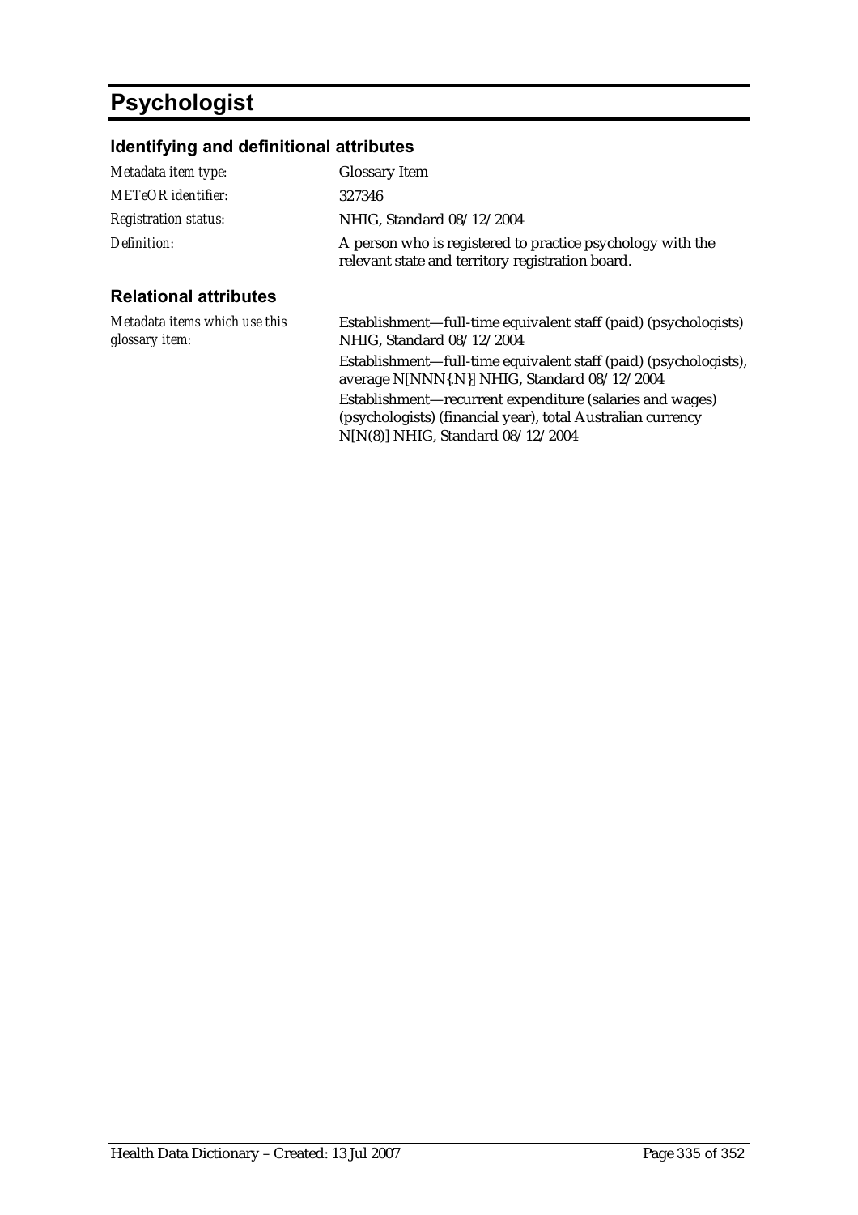# Psychologist

## Identifying and definitional attributes

| | |
|---|---|
| *Metadata item type:* | Glossary Item |
| *METeOR identifier:* | 327346 |
| *Registration status:* | NHIG, Standard 08/12/2004 |
| *Definition:* | A person who is registered to practice psychology with the relevant state and territory registration board. |

## Relational attributes

| | |
|---|---|
| *Metadata items which use this glossary item:* | Establishment—full-time equivalent staff (paid) (psychologists) NHIG, Standard 08/12/2004<br>Establishment—full-time equivalent staff (paid) (psychologists), average N[NNN{.N}] NHIG, Standard 08/12/2004<br>Establishment—recurrent expenditure (salaries and wages) (psychologists) (financial year), total Australian currency N[N(8)] NHIG, Standard 08/12/2004 |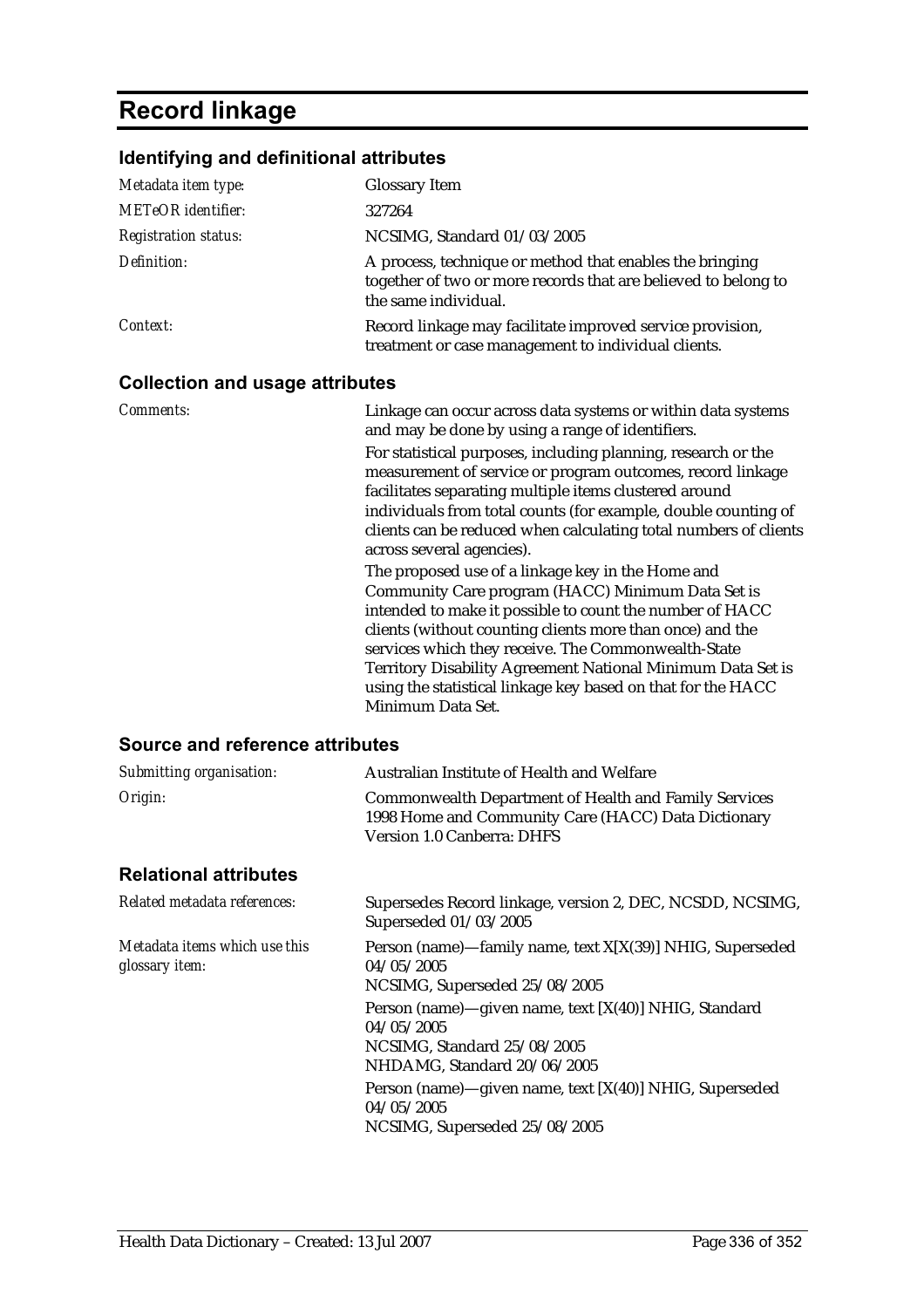# Record linkage

## Identifying and definitional attributes

| | |
|---|---|
| *Metadata item type:* | Glossary Item |
| *METeOR identifier:* | 327264 |
| *Registration status:* | NCSIMG, Standard 01/03/2005 |
| *Definition:* | A process, technique or method that enables the bringing together of two or more records that are believed to belong to the same individual. |
| *Context:* | Record linkage may facilitate improved service provision, treatment or case management to individual clients. |

## Collection and usage attributes

*Comments:*

Linkage can occur across data systems or within data systems and may be done by using a range of identifiers.

For statistical purposes, including planning, research or the measurement of service or program outcomes, record linkage facilitates separating multiple items clustered around individuals from total counts (for example, double counting of clients can be reduced when calculating total numbers of clients across several agencies).

The proposed use of a linkage key in the Home and Community Care program (HACC) Minimum Data Set is intended to make it possible to count the number of HACC clients (without counting clients more than once) and the services which they receive. The Commonwealth-State Territory Disability Agreement National Minimum Data Set is using the statistical linkage key based on that for the HACC Minimum Data Set.

## Source and reference attributes

| | |
|---|---|
| *Submitting organisation:* | Australian Institute of Health and Welfare |
| *Origin:* | Commonwealth Department of Health and Family Services 1998 Home and Community Care (HACC) Data Dictionary Version 1.0 Canberra: DHFS |

## Relational attributes

*Related metadata references:*

Supersedes Record linkage, version 2, DEC, NCSDD, NCSIMG, Superseded 01/03/2005

*Metadata items which use this glossary item:*

Person (name)—family name, text X[X(39)] NHIG, Superseded 04/05/2005
NCSIMG, Superseded 25/08/2005

Person (name)—given name, text [X(40)] NHIG, Standard 04/05/2005
NCSIMG, Standard 25/08/2005
NHDAMG, Standard 20/06/2005

Person (name)—given name, text [X(40)] NHIG, Superseded 04/05/2005
NCSIMG, Superseded 25/08/2005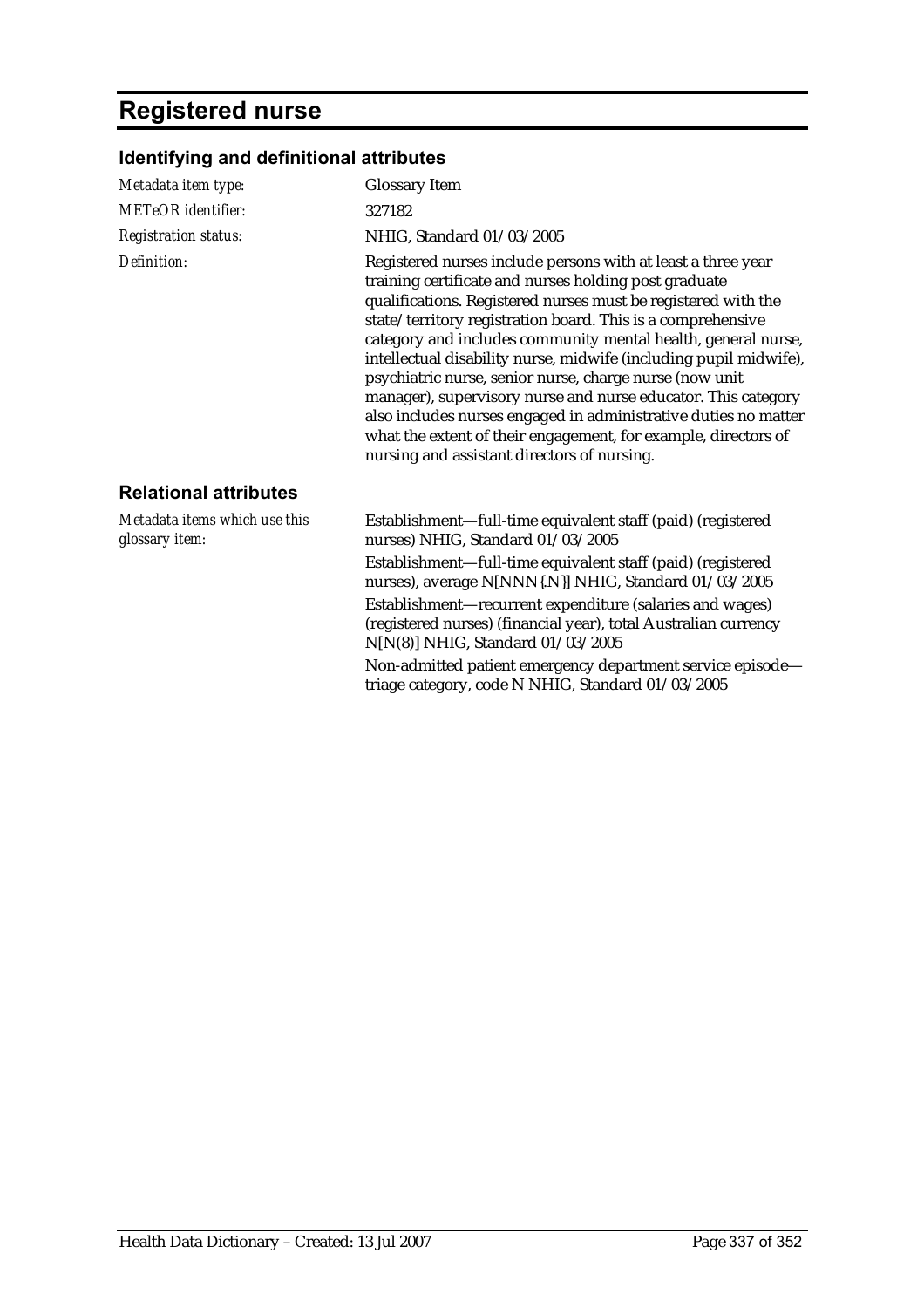# Registered nurse

## Identifying and definitional attributes

| | |
|---|---|
| *Metadata item type:* | Glossary Item |
| *METeOR identifier:* | 327182 |
| *Registration status:* | NHIG, Standard 01/03/2005 |
| *Definition:* | Registered nurses include persons with at least a three year training certificate and nurses holding post graduate qualifications. Registered nurses must be registered with the state/territory registration board. This is a comprehensive category and includes community mental health, general nurse, intellectual disability nurse, midwife (including pupil midwife), psychiatric nurse, senior nurse, charge nurse (now unit manager), supervisory nurse and nurse educator. This category also includes nurses engaged in administrative duties no matter what the extent of their engagement, for example, directors of nursing and assistant directors of nursing. |

## Relational attributes

| | |
|---|---|
| *Metadata items which use this glossary item:* | Establishment—full-time equivalent staff (paid) (registered nurses) NHIG, Standard 01/03/2005<br>Establishment—full-time equivalent staff (paid) (registered nurses), average N[NNN{.N}] NHIG, Standard 01/03/2005<br>Establishment—recurrent expenditure (salaries and wages) (registered nurses) (financial year), total Australian currency N[N(8)] NHIG, Standard 01/03/2005<br>Non-admitted patient emergency department service episode—triage category, code N NHIG, Standard 01/03/2005 |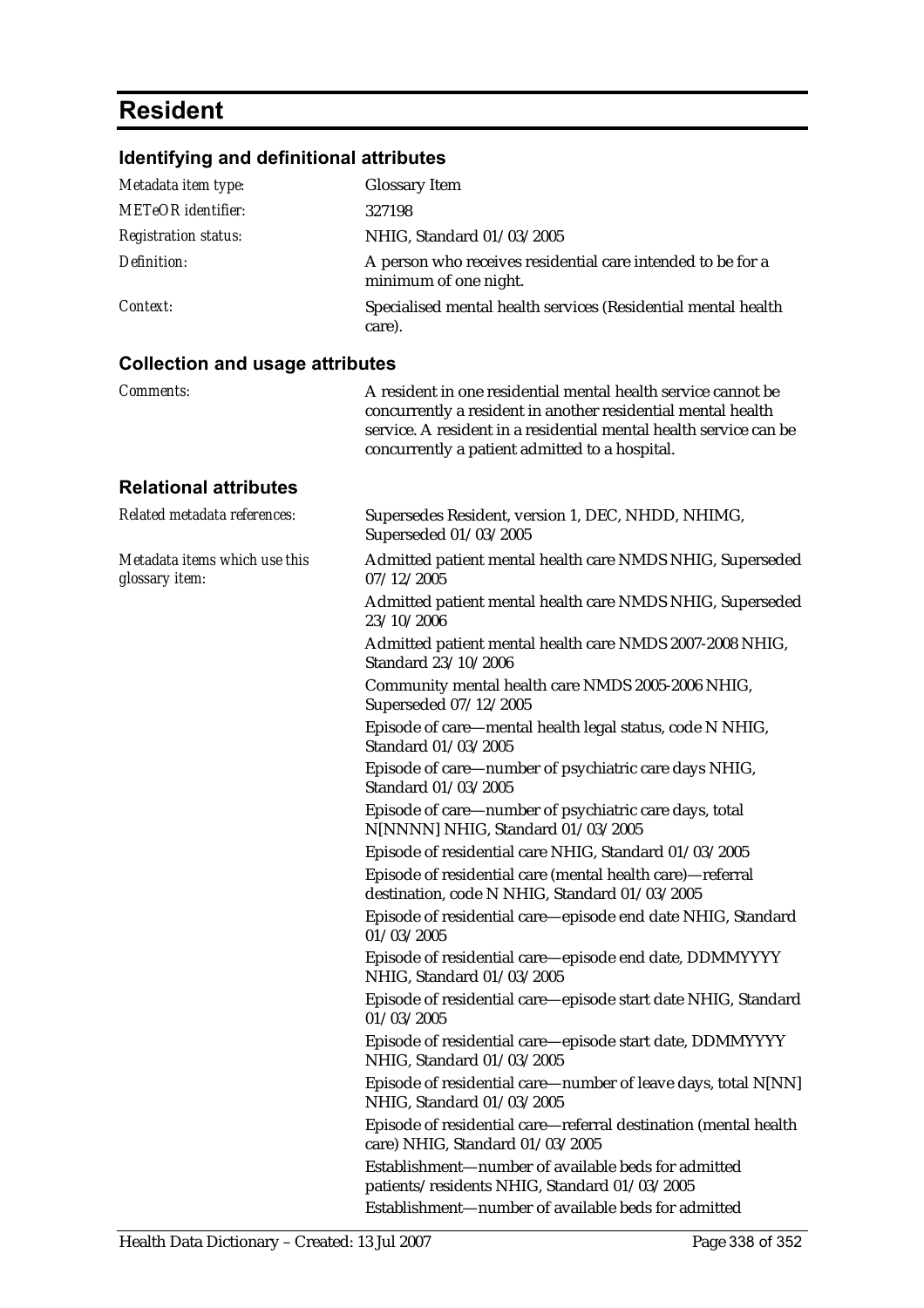# Resident

## Identifying and definitional attributes

| | |
|---|---|
| *Metadata item type:* | Glossary Item |
| *METeOR identifier:* | 327198 |
| *Registration status:* | NHIG, Standard 01/03/2005 |
| *Definition:* | A person who receives residential care intended to be for a minimum of one night. |
| *Context:* | Specialised mental health services (Residential mental health care). |

## Collection and usage attributes

| | |
|---|---|
| *Comments:* | A resident in one residential mental health service cannot be concurrently a resident in another residential mental health service. A resident in a residential mental health service can be concurrently a patient admitted to a hospital. |

## Relational attributes

| | |
|---|---|
| *Related metadata references:* | Supersedes Resident, version 1, DEC, NHDD, NHIMG, Superseded 01/03/2005 |
| *Metadata items which use this glossary item:* | Admitted patient mental health care NMDS NHIG, Superseded 07/12/2005 |
| | Admitted patient mental health care NMDS NHIG, Superseded 23/10/2006 |
| | Admitted patient mental health care NMDS 2007-2008 NHIG, Standard 23/10/2006 |
| | Community mental health care NMDS 2005-2006 NHIG, Superseded 07/12/2005 |
| | Episode of care—mental health legal status, code N NHIG, Standard 01/03/2005 |
| | Episode of care—number of psychiatric care days NHIG, Standard 01/03/2005 |
| | Episode of care—number of psychiatric care days, total N[NNNN] NHIG, Standard 01/03/2005 |
| | Episode of residential care NHIG, Standard 01/03/2005 |
| | Episode of residential care (mental health care)—referral destination, code N NHIG, Standard 01/03/2005 |
| | Episode of residential care—episode end date NHIG, Standard 01/03/2005 |
| | Episode of residential care—episode end date, DDMMYYYY NHIG, Standard 01/03/2005 |
| | Episode of residential care—episode start date NHIG, Standard 01/03/2005 |
| | Episode of residential care—episode start date, DDMMYYYY NHIG, Standard 01/03/2005 |
| | Episode of residential care—number of leave days, total N[NN] NHIG, Standard 01/03/2005 |
| | Episode of residential care—referral destination (mental health care) NHIG, Standard 01/03/2005 |
| | Establishment—number of available beds for admitted patients/residents NHIG, Standard 01/03/2005 |
| | Establishment—number of available beds for admitted |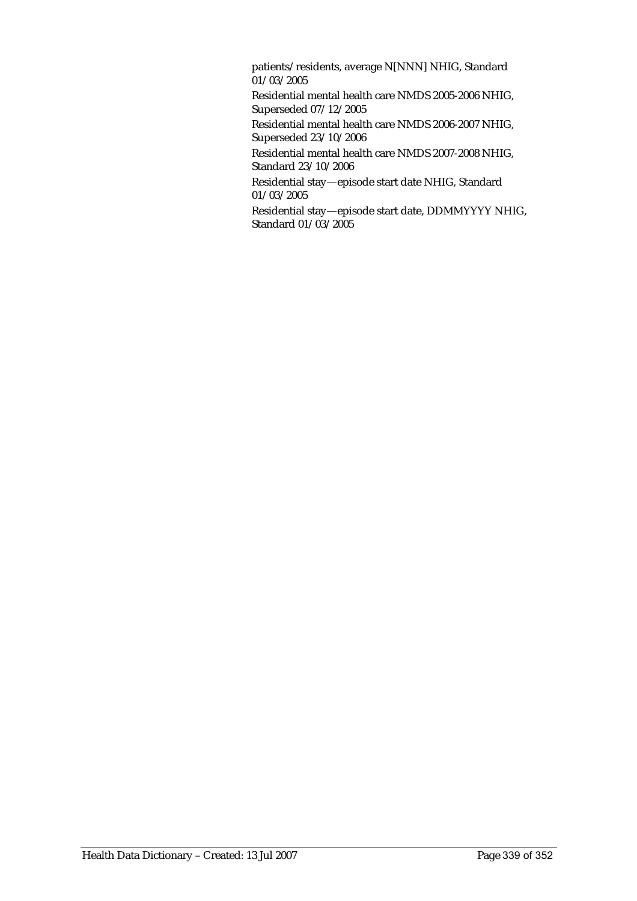patients/residents, average N[NNN] NHIG, Standard 01/03/2005

Residential mental health care NMDS 2005-2006 NHIG, Superseded 07/12/2005

Residential mental health care NMDS 2006-2007 NHIG, Superseded 23/10/2006

Residential mental health care NMDS 2007-2008 NHIG, Standard 23/10/2006

Residential stay—episode start date NHIG, Standard 01/03/2005

Residential stay—episode start date, DDMMYYYY NHIG, Standard 01/03/2005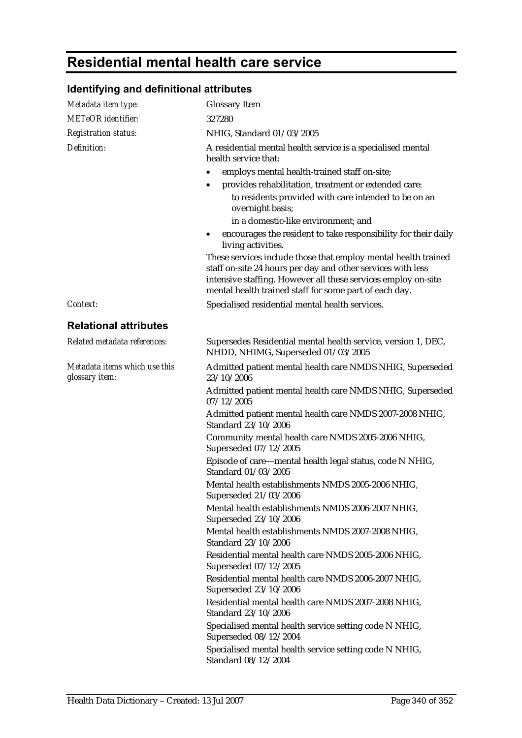# Residential mental health care service

## Identifying and definitional attributes

*Metadata item type:* Glossary Item

*METeOR identifier:* 327280

*Registration status:* NHIG, Standard 01/03/2005

*Definition:* A residential mental health service is a specialised mental health service that:

- employs mental health-trained staff on-site;
- provides rehabilitation, treatment or extended care:
  - to residents provided with care intended to be on an overnight basis;
  - in a domestic-like environment; and
- encourages the resident to take responsibility for their daily living activities.

These services include those that employ mental health trained staff on-site 24 hours per day and other services with less intensive staffing. However all these services employ on-site mental health trained staff for some part of each day.

*Context:* Specialised residential mental health services.

## Relational attributes

*Related metadata references:* Supersedes Residential mental health service, version 1, DEC, NHDD, NHIMG, Superseded 01/03/2005

*Metadata items which use this glossary item:*

Admitted patient mental health care NMDS NHIG, Superseded 23/10/2006

Admitted patient mental health care NMDS NHIG, Superseded 07/12/2005

Admitted patient mental health care NMDS 2007-2008 NHIG, Standard 23/10/2006

Community mental health care NMDS 2005-2006 NHIG, Superseded 07/12/2005

Episode of care—mental health legal status, code N NHIG, Standard 01/03/2005

Mental health establishments NMDS 2005-2006 NHIG, Superseded 21/03/2006

Mental health establishments NMDS 2006-2007 NHIG, Superseded 23/10/2006

Mental health establishments NMDS 2007-2008 NHIG, Standard 23/10/2006

Residential mental health care NMDS 2005-2006 NHIG, Superseded 07/12/2005

Residential mental health care NMDS 2006-2007 NHIG, Superseded 23/10/2006

Residential mental health care NMDS 2007-2008 NHIG, Standard 23/10/2006

Specialised mental health service setting code N NHIG, Superseded 08/12/2004

Specialised mental health service setting code N NHIG, Standard 08/12/2004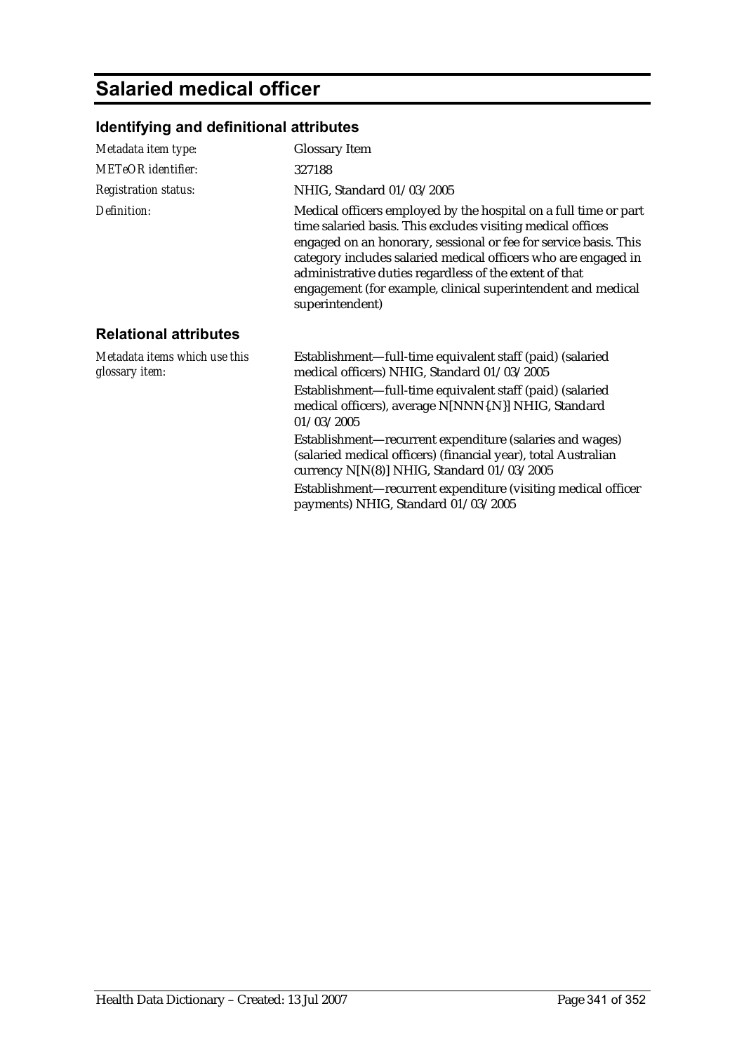# Salaried medical officer

## Identifying and definitional attributes

| | |
|---|---|
| *Metadata item type:* | Glossary Item |
| *METeOR identifier:* | 327188 |
| *Registration status:* | NHIG, Standard 01/03/2005 |
| *Definition:* | Medical officers employed by the hospital on a full time or part time salaried basis. This excludes visiting medical offices engaged on an honorary, sessional or fee for service basis. This category includes salaried medical officers who are engaged in administrative duties regardless of the extent of that engagement (for example, clinical superintendent and medical superintendent) |

## Relational attributes

| | |
|---|---|
| *Metadata items which use this glossary item:* | Establishment—full-time equivalent staff (paid) (salaried medical officers) NHIG, Standard 01/03/2005<br>Establishment—full-time equivalent staff (paid) (salaried medical officers), average N[NNN{.N}] NHIG, Standard 01/03/2005<br>Establishment—recurrent expenditure (salaries and wages) (salaried medical officers) (financial year), total Australian currency N[N(8)] NHIG, Standard 01/03/2005<br>Establishment—recurrent expenditure (visiting medical officer payments) NHIG, Standard 01/03/2005 |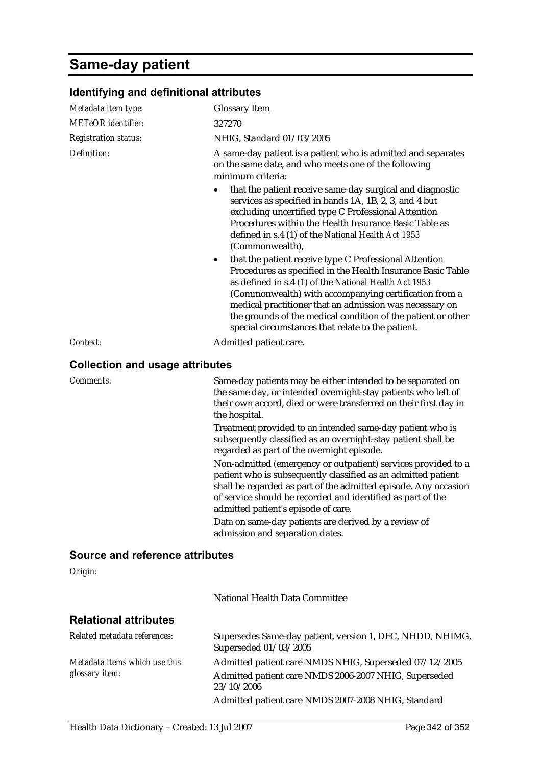# Same-day patient

## Identifying and definitional attributes

| | |
|---|---|
| *Metadata item type:* | Glossary Item |
| *METeOR identifier:* | 327270 |
| *Registration status:* | NHIG, Standard 01/03/2005 |
| *Definition:* | A same-day patient is a patient who is admitted and separates on the same date, and who meets one of the following minimum criteria:<br>• that the patient receive same-day surgical and diagnostic services as specified in bands 1A, 1B, 2, 3, and 4 but excluding uncertified type C Professional Attention Procedures within the Health Insurance Basic Table as defined in s.4 (1) of the *National Health Act 1953* (Commonwealth),<br>• that the patient receive type C Professional Attention Procedures as specified in the Health Insurance Basic Table as defined in s.4 (1) of the *National Health Act 1953* (Commonwealth) with accompanying certification from a medical practitioner that an admission was necessary on the grounds of the medical condition of the patient or other special circumstances that relate to the patient. |
| *Context:* | Admitted patient care. |

## Collection and usage attributes

| | |
|---|---|
| *Comments:* | Same-day patients may be either intended to be separated on the same day, or intended overnight-stay patients who left of their own accord, died or were transferred on their first day in the hospital.<br>Treatment provided to an intended same-day patient who is subsequently classified as an overnight-stay patient shall be regarded as part of the overnight episode.<br>Non-admitted (emergency or outpatient) services provided to a patient who is subsequently classified as an admitted patient shall be regarded as part of the admitted episode. Any occasion of service should be recorded and identified as part of the admitted patient's episode of care.<br>Data on same-day patients are derived by a review of admission and separation dates. |

## Source and reference attributes

| | |
|---|---|
| *Origin:* | National Health Data Committee |

## Relational attributes

| | |
|---|---|
| *Related metadata references:* | Supersedes Same-day patient, version 1, DEC, NHDD, NHIMG, Superseded 01/03/2005 |
| *Metadata items which use this glossary item:* | Admitted patient care NMDS NHIG, Superseded 07/12/2005<br>Admitted patient care NMDS 2006-2007 NHIG, Superseded 23/10/2006<br>Admitted patient care NMDS 2007-2008 NHIG, Standard |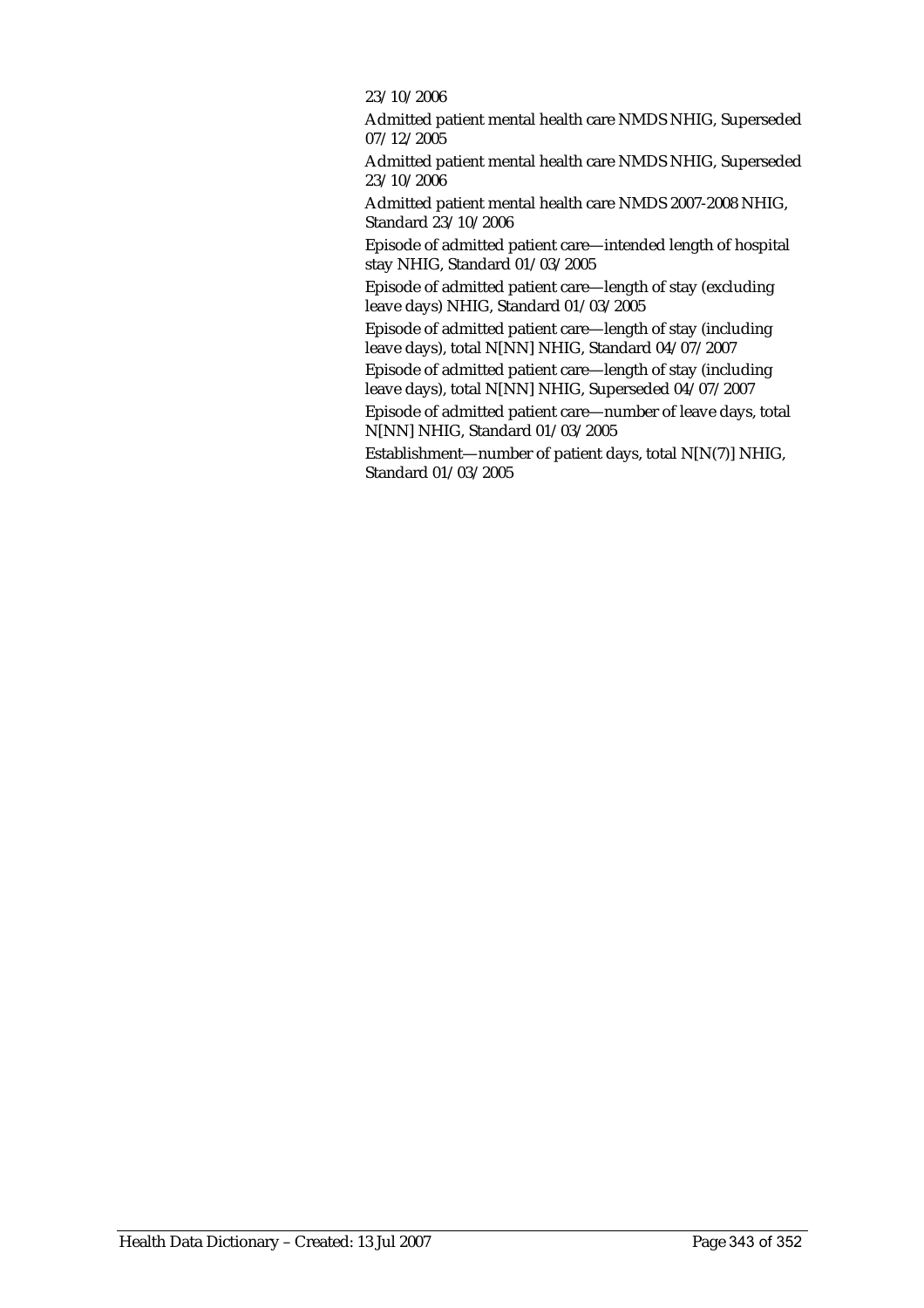23/10/2006

Admitted patient mental health care NMDS NHIG, Superseded 07/12/2005

Admitted patient mental health care NMDS NHIG, Superseded 23/10/2006

Admitted patient mental health care NMDS 2007-2008 NHIG, Standard 23/10/2006

Episode of admitted patient care—intended length of hospital stay NHIG, Standard 01/03/2005

Episode of admitted patient care—length of stay (excluding leave days) NHIG, Standard 01/03/2005

Episode of admitted patient care—length of stay (including leave days), total N[NN] NHIG, Standard 04/07/2007

Episode of admitted patient care—length of stay (including leave days), total N[NN] NHIG, Superseded 04/07/2007

Episode of admitted patient care—number of leave days, total N[NN] NHIG, Standard 01/03/2005

Establishment—number of patient days, total N[N(7)] NHIG, Standard 01/03/2005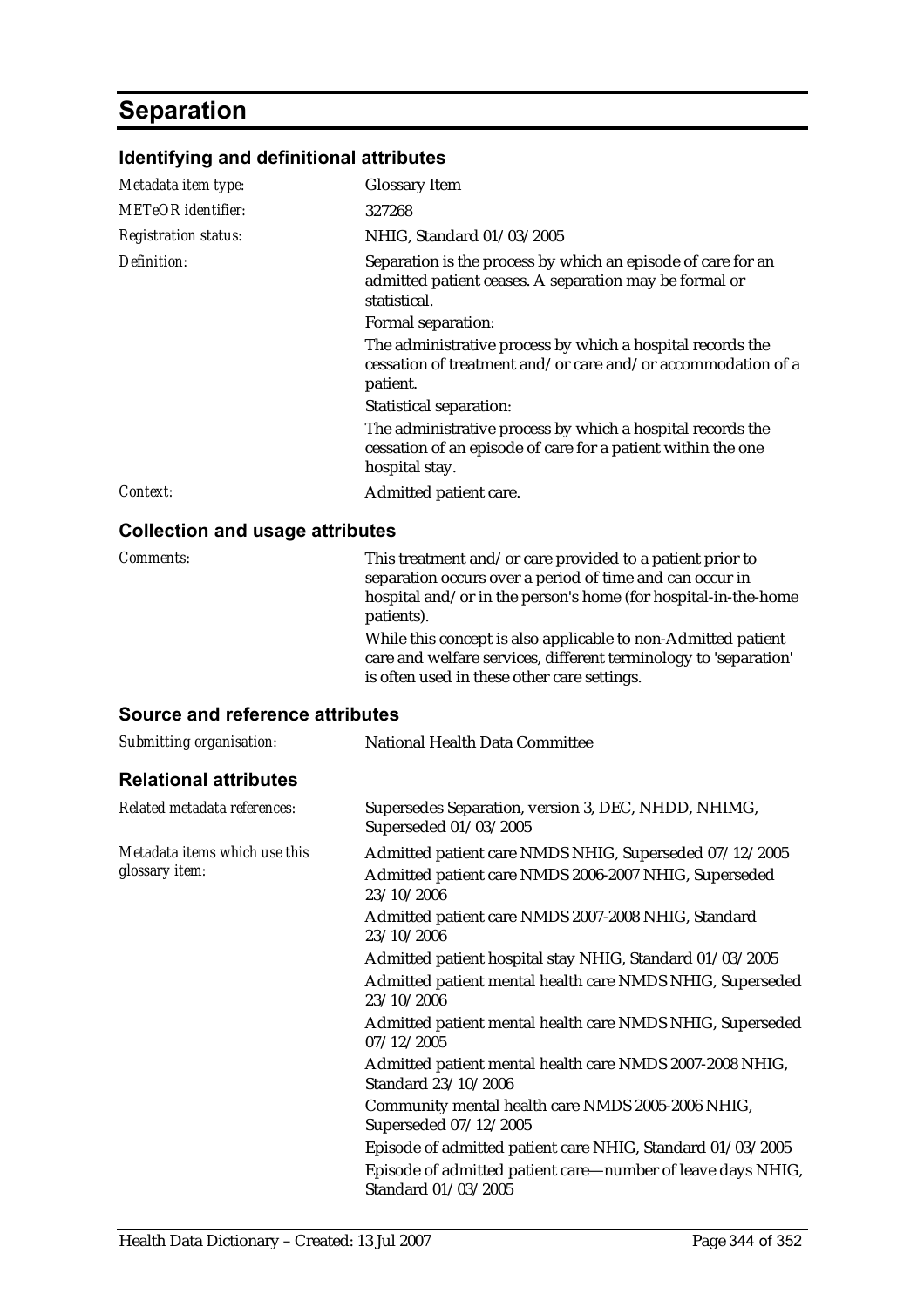# Separation

## Identifying and definitional attributes

| | |
|---|---|
| *Metadata item type:* | Glossary Item |
| *METeOR identifier:* | 327268 |
| *Registration status:* | NHIG, Standard 01/03/2005 |
| *Definition:* | Separation is the process by which an episode of care for an admitted patient ceases. A separation may be formal or statistical.<br>Formal separation:<br>The administrative process by which a hospital records the cessation of treatment and/or care and/or accommodation of a patient.<br>Statistical separation:<br>The administrative process by which a hospital records the cessation of an episode of care for a patient within the one hospital stay. |
| *Context:* | Admitted patient care. |

## Collection and usage attributes

| | |
|---|---|
| *Comments:* | This treatment and/or care provided to a patient prior to separation occurs over a period of time and can occur in hospital and/or in the person's home (for hospital-in-the-home patients).<br>While this concept is also applicable to non-Admitted patient care and welfare services, different terminology to 'separation' is often used in these other care settings. |

## Source and reference attributes

| | |
|---|---|
| *Submitting organisation:* | National Health Data Committee |

## Relational attributes

| | |
|---|---|
| *Related metadata references:* | Supersedes Separation, version 3, DEC, NHDD, NHIMG, Superseded 01/03/2005 |
| *Metadata items which use this glossary item:* | Admitted patient care NMDS NHIG, Superseded 07/12/2005<br>Admitted patient care NMDS 2006-2007 NHIG, Superseded 23/10/2006<br>Admitted patient care NMDS 2007-2008 NHIG, Standard 23/10/2006<br>Admitted patient hospital stay NHIG, Standard 01/03/2005<br>Admitted patient mental health care NMDS NHIG, Superseded 23/10/2006<br>Admitted patient mental health care NMDS NHIG, Superseded 07/12/2005<br>Admitted patient mental health care NMDS 2007-2008 NHIG, Standard 23/10/2006<br>Community mental health care NMDS 2005-2006 NHIG, Superseded 07/12/2005<br>Episode of admitted patient care NHIG, Standard 01/03/2005<br>Episode of admitted patient care—number of leave days NHIG, Standard 01/03/2005 |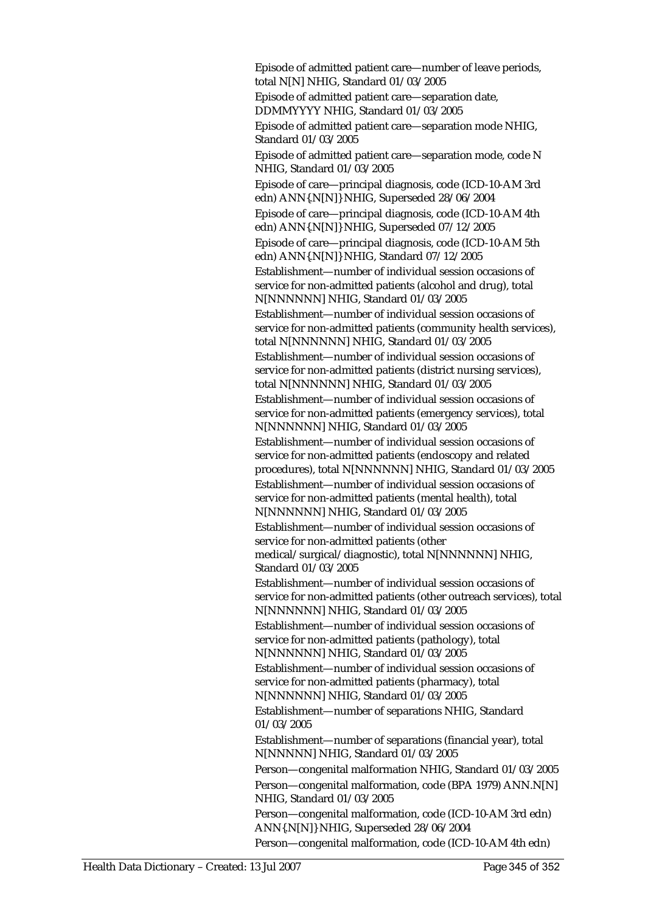Episode of admitted patient care—number of leave periods, total N[N] NHIG, Standard 01/03/2005

Episode of admitted patient care—separation date, DDMMYYYY NHIG, Standard 01/03/2005

Episode of admitted patient care—separation mode NHIG, Standard 01/03/2005

Episode of admitted patient care—separation mode, code N NHIG, Standard 01/03/2005

Episode of care—principal diagnosis, code (ICD-10-AM 3rd edn) ANN{.N[N]} NHIG, Superseded 28/06/2004

Episode of care—principal diagnosis, code (ICD-10-AM 4th edn) ANN{.N[N]} NHIG, Superseded 07/12/2005

Episode of care—principal diagnosis, code (ICD-10-AM 5th edn) ANN{.N[N]} NHIG, Standard 07/12/2005

Establishment—number of individual session occasions of service for non-admitted patients (alcohol and drug), total N[NNNNNN] NHIG, Standard 01/03/2005

Establishment—number of individual session occasions of service for non-admitted patients (community health services), total N[NNNNNN] NHIG, Standard 01/03/2005

Establishment—number of individual session occasions of service for non-admitted patients (district nursing services), total N[NNNNNN] NHIG, Standard 01/03/2005

Establishment—number of individual session occasions of service for non-admitted patients (emergency services), total N[NNNNNN] NHIG, Standard 01/03/2005

Establishment—number of individual session occasions of service for non-admitted patients (endoscopy and related procedures), total N[NNNNNN] NHIG, Standard 01/03/2005

Establishment—number of individual session occasions of service for non-admitted patients (mental health), total N[NNNNNN] NHIG, Standard 01/03/2005

Establishment—number of individual session occasions of service for non-admitted patients (other medical/surgical/diagnostic), total N[NNNNNN] NHIG, Standard 01/03/2005

Establishment—number of individual session occasions of service for non-admitted patients (other outreach services), total N[NNNNNN] NHIG, Standard 01/03/2005

Establishment—number of individual session occasions of service for non-admitted patients (pathology), total N[NNNNNN] NHIG, Standard 01/03/2005

Establishment—number of individual session occasions of service for non-admitted patients (pharmacy), total N[NNNNNN] NHIG, Standard 01/03/2005

Establishment—number of separations NHIG, Standard 01/03/2005

Establishment—number of separations (financial year), total N[NNNNN] NHIG, Standard 01/03/2005

Person—congenital malformation NHIG, Standard 01/03/2005

Person—congenital malformation, code (BPA 1979) ANN.N[N] NHIG, Standard 01/03/2005

Person—congenital malformation, code (ICD-10-AM 3rd edn) ANN{.N[N]} NHIG, Superseded 28/06/2004

Person—congenital malformation, code (ICD-10-AM 4th edn)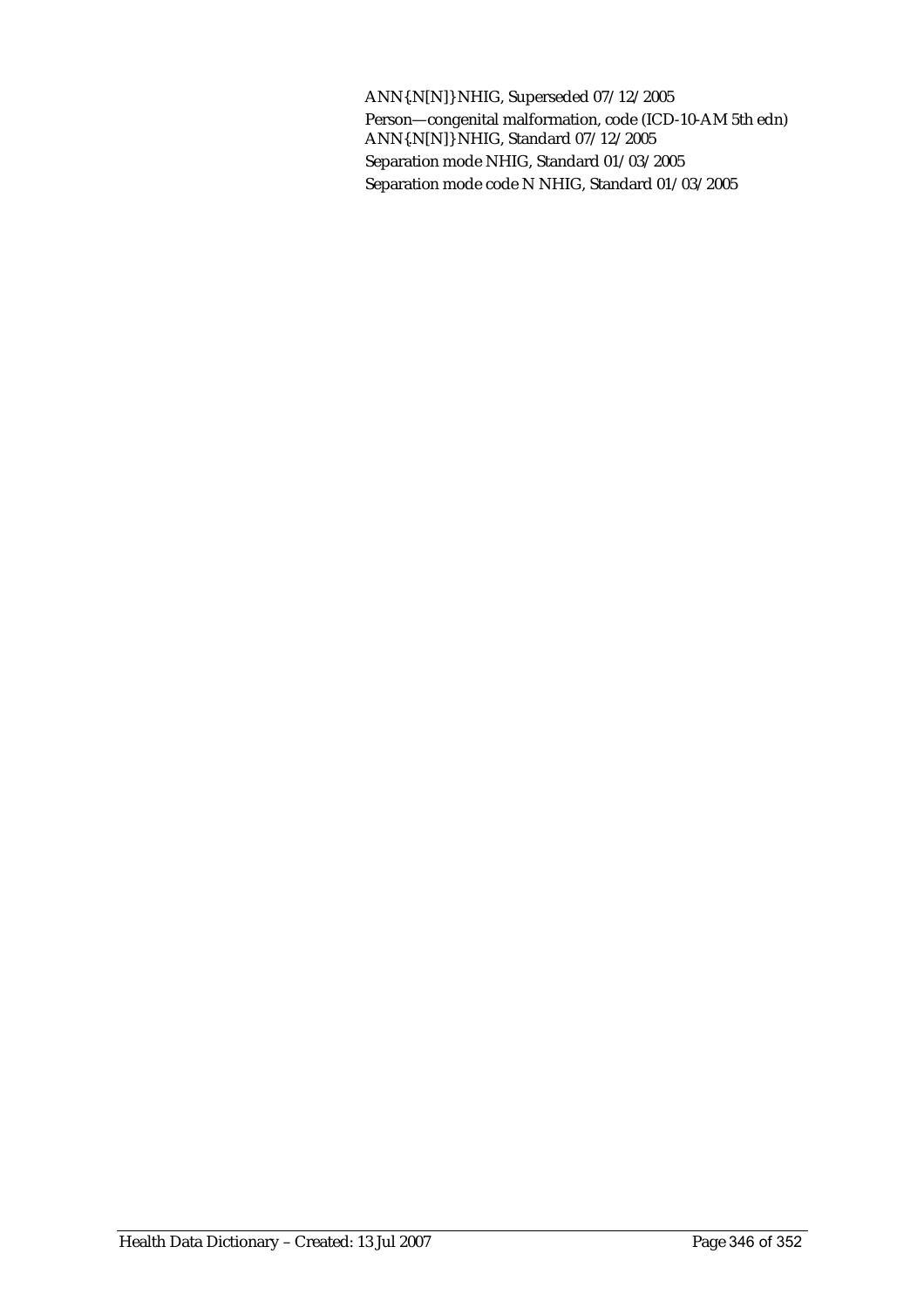ANN{.N[N]} NHIG, Superseded 07/12/2005

Person—congenital malformation, code (ICD-10-AM 5th edn) ANN{.N[N]} NHIG, Standard 07/12/2005

Separation mode NHIG, Standard 01/03/2005

Separation mode code N NHIG, Standard 01/03/2005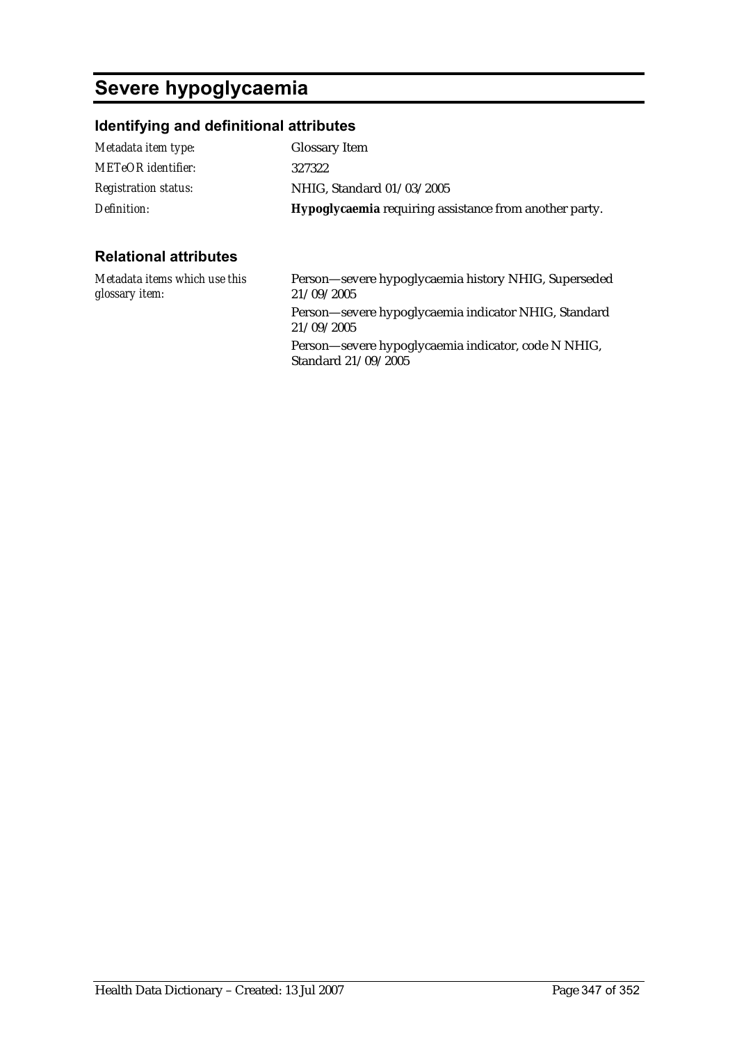# Severe hypoglycaemia

## Identifying and definitional attributes

| | |
|---|---|
| *Metadata item type:* | Glossary Item |
| *METeOR identifier:* | 327322 |
| *Registration status:* | NHIG, Standard 01/03/2005 |
| *Definition:* | **Hypoglycaemia** requiring assistance from another party. |

## Relational attributes

| | |
|---|---|
| *Metadata items which use this glossary item:* | Person—severe hypoglycaemia history NHIG, Superseded 21/09/2005<br>Person—severe hypoglycaemia indicator NHIG, Standard 21/09/2005<br>Person—severe hypoglycaemia indicator, code N NHIG, Standard 21/09/2005 |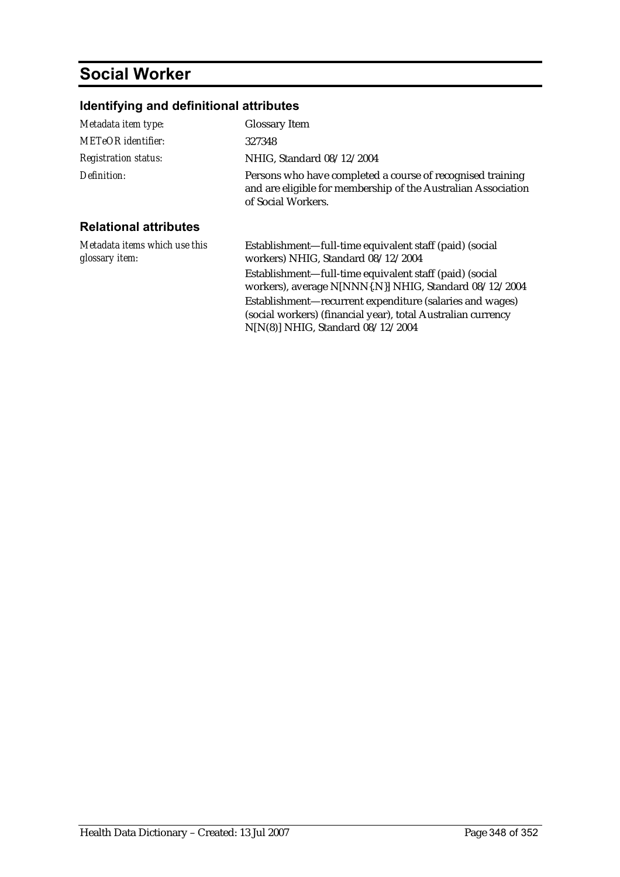# Social Worker

## Identifying and definitional attributes

| | |
|---|---|
| *Metadata item type:* | Glossary Item |
| *METeOR identifier:* | 327348 |
| *Registration status:* | NHIG, Standard 08/12/2004 |
| *Definition:* | Persons who have completed a course of recognised training and are eligible for membership of the Australian Association of Social Workers. |

## Relational attributes

| | |
|---|---|
| *Metadata items which use this glossary item:* | Establishment—full-time equivalent staff (paid) (social workers) NHIG, Standard 08/12/2004<br>Establishment—full-time equivalent staff (paid) (social workers), average N[NNN{.N}] NHIG, Standard 08/12/2004<br>Establishment—recurrent expenditure (salaries and wages) (social workers) (financial year), total Australian currency N[N(8)] NHIG, Standard 08/12/2004 |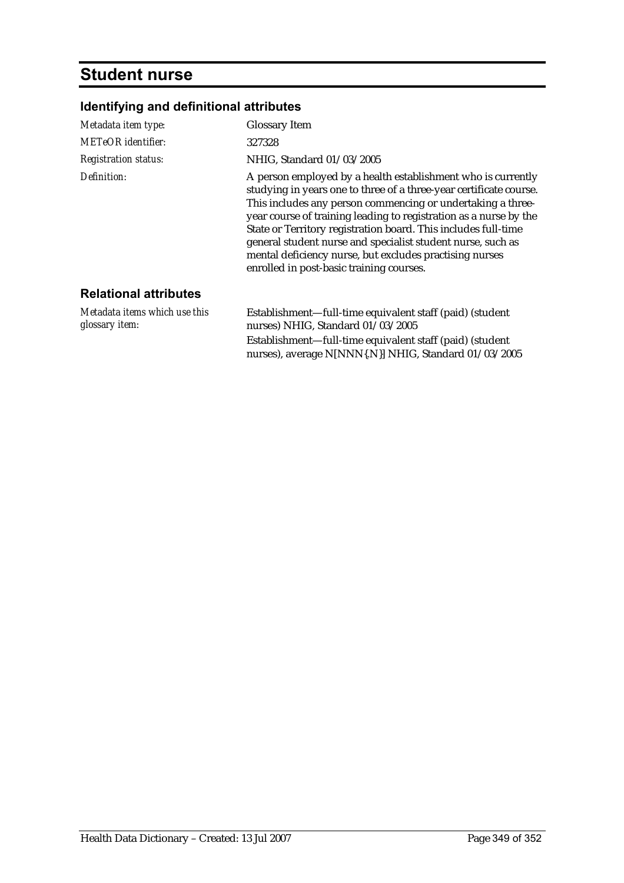# Student nurse

## Identifying and definitional attributes

| | |
|---|---|
| *Metadata item type:* | Glossary Item |
| *METeOR identifier:* | 327328 |
| *Registration status:* | NHIG, Standard 01/03/2005 |
| *Definition:* | A person employed by a health establishment who is currently studying in years one to three of a three-year certificate course. This includes any person commencing or undertaking a three-year course of training leading to registration as a nurse by the State or Territory registration board. This includes full-time general student nurse and specialist student nurse, such as mental deficiency nurse, but excludes practising nurses enrolled in post-basic training courses. |

## Relational attributes

| | |
|---|---|
| *Metadata items which use this glossary item:* | Establishment—full-time equivalent staff (paid) (student nurses) NHIG, Standard 01/03/2005<br>Establishment—full-time equivalent staff (paid) (student nurses), average N[NNN{.N}] NHIG, Standard 01/03/2005 |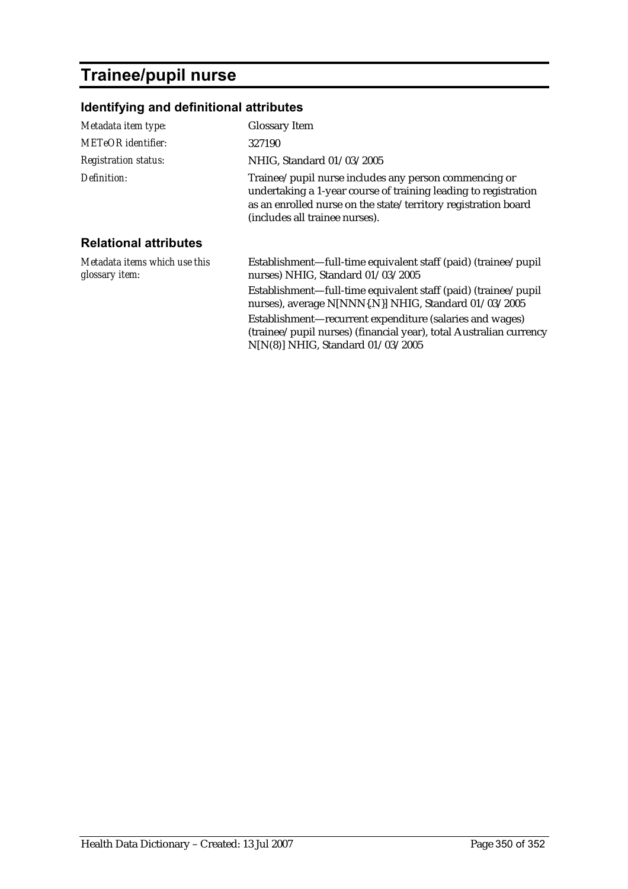# Trainee/pupil nurse

## Identifying and definitional attributes

| | |
|---|---|
| *Metadata item type:* | Glossary Item |
| *METeOR identifier:* | 327190 |
| *Registration status:* | NHIG, Standard 01/03/2005 |
| *Definition:* | Trainee/pupil nurse includes any person commencing or undertaking a 1-year course of training leading to registration as an enrolled nurse on the state/territory registration board (includes all trainee nurses). |

## Relational attributes

| | |
|---|---|
| *Metadata items which use this glossary item:* | Establishment—full-time equivalent staff (paid) (trainee/pupil nurses) NHIG, Standard 01/03/2005<br>Establishment—full-time equivalent staff (paid) (trainee/pupil nurses), average N[NNN{.N}] NHIG, Standard 01/03/2005<br>Establishment—recurrent expenditure (salaries and wages) (trainee/pupil nurses) (financial year), total Australian currency N[N(8)] NHIG, Standard 01/03/2005 |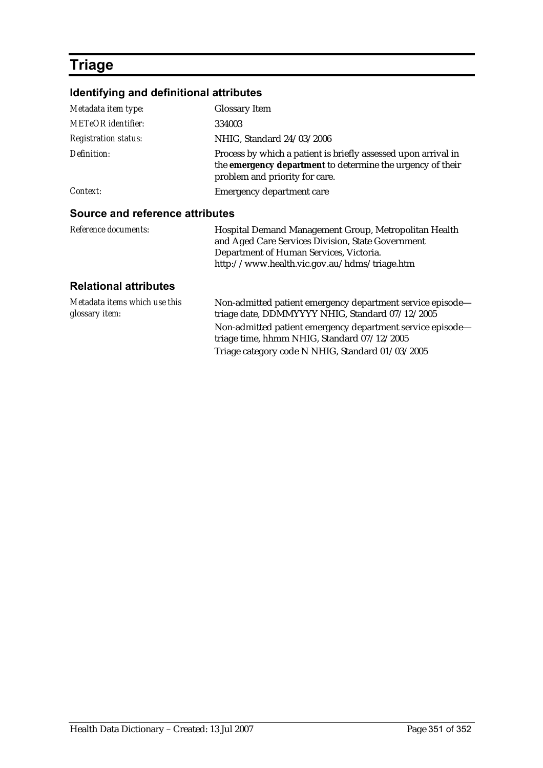# Triage

## Identifying and definitional attributes

| | |
|---|---|
| *Metadata item type:* | Glossary Item |
| *METeOR identifier:* | 334003 |
| *Registration status:* | NHIG, Standard 24/03/2006 |
| *Definition:* | Process by which a patient is briefly assessed upon arrival in the **emergency department** to determine the urgency of their problem and priority for care. |
| *Context:* | Emergency department care |

## Source and reference attributes

| | |
|---|---|
| *Reference documents:* | Hospital Demand Management Group, Metropolitan Health and Aged Care Services Division, State Government Department of Human Services, Victoria. http://www.health.vic.gov.au/hdms/triage.htm |

## Relational attributes

| | |
|---|---|
| *Metadata items which use this glossary item:* | Non-admitted patient emergency department service episode—triage date, DDMMYYYY NHIG, Standard 07/12/2005<br>Non-admitted patient emergency department service episode—triage time, hhmm NHIG, Standard 07/12/2005<br>Triage category code N NHIG, Standard 01/03/2005 |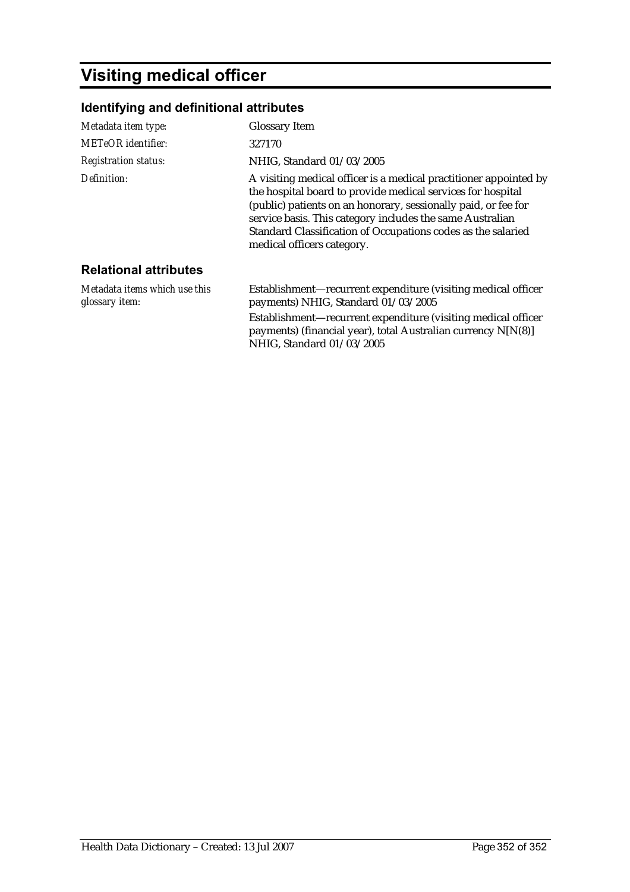# Visiting medical officer

## Identifying and definitional attributes

| | |
|---|---|
| *Metadata item type:* | Glossary Item |
| *METeOR identifier:* | 327170 |
| *Registration status:* | NHIG, Standard 01/03/2005 |
| *Definition:* | A visiting medical officer is a medical practitioner appointed by the hospital board to provide medical services for hospital (public) patients on an honorary, sessionally paid, or fee for service basis. This category includes the same Australian Standard Classification of Occupations codes as the salaried medical officers category. |

## Relational attributes

| | |
|---|---|
| *Metadata items which use this glossary item:* | Establishment—recurrent expenditure (visiting medical officer payments) NHIG, Standard 01/03/2005<br>Establishment—recurrent expenditure (visiting medical officer payments) (financial year), total Australian currency N[N(8)] NHIG, Standard 01/03/2005 |